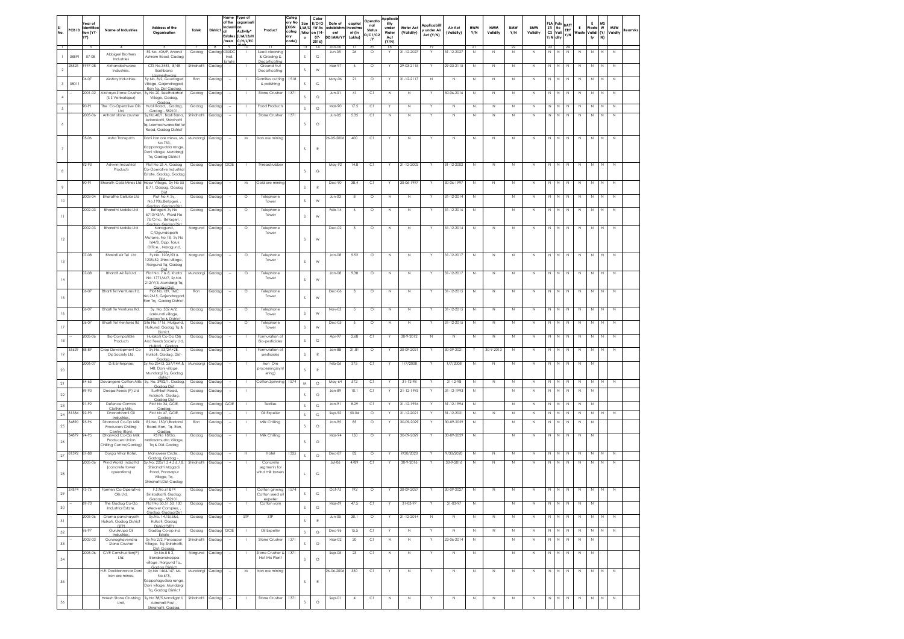| Sl No. | PCB ID | Year of identification (YY-YY) | Name of Industries | Address of the Organisation | Taluk | District | Name of the industrial Estates / area | Type of organisation Activity* (I/M/LB/H C/H/L/EC /C/O) | Product | Category No (XGN categ ory code) | Size L/M/S /Micr o | Color R/O/G /W As on (14-07-2016) | Date of establishment DD/MM/YY | capital Investment (in Lakhs) | Operational Status O/C1/C2 /Y | Applicability under Water Act (Y/N) | Water Act (Validity) | Applicability under Air Act (Y/N) | Air Act (Validity) | HWM Y/N | HWM Validity | BMW Y/N | BMW Validity | PLA STI CS Y/N | Pals tic Vali dity | BATT ERY Y/N | E Waste | E Waste Validity | MS W (Y/N) | MSW Validity | Reamrks |
|---|---|---|---|---|---|---|---|---|---|---|---|---|---|---|---|---|---|---|---|---|---|---|---|---|---|---|---|---|---|---|---|
| 1 | | 3 | 4 | 5 | 7 | 8 | 9 | 10 | 11 | | 13 | 14 | | 17 | 25 | 18 | | 19 | | 21 | | 22 | | 23 | | 24 | | | | | |
| 1 | 38891 | 07-08 | Abbigeri Brothers Industries | RS No. 406/F, Anand Ashram Road, Gadag | Gadag | Gadag | KSSIDC Indl. Estate | I | Seed cleaning & Grading & Decorticating | | S | G | Jun-05 | 26 | O | Y | 31-12-2027 | Y | 31-12-2027 | N | N | N | N | N | N | N | N | N | N | N | |
| 2 | 28525 | 1997-08 | Akhandeshwara Industries. | CTS No.3481, 8/48 Bashbana Laxmeshwara | Shirahatti | Gadag | -- | I | Ground Nut Decorticating | | S | W | Mar-97 | 6 | O | Y | 29-03-2115 | Y | 29-03-2115 | N | N | N | N | N | N | N | N | N | N | N | |
| 3 | 38011 | 06-07 | Akshay Industries. | Sy.No. 8/2, Goudageri Village, Gajendragad, Ron Tq. Dist Gadag. | Ron | Gadag | -- | I | Granites cutting & polishing | 1518 | S | G | May-06 | 21 | O | Y | 31-12-2117 | N | N | N | N | N | N | N | N | N | N | N | N | N | |
| 4 | -- | 2001-02 | Akshaya Stone Crusher, (S S Venkatapur) | Sy No 20, Seethalahari Village, Gadag. Gadag | Gadag | Gadag | -- | I | Stone Crusher | 1371 | S | O | Jun-01 | 41 | C1 | N | N | Y | 30-06-2016 | N | N | N | N | N | N | N | N | N | N | N | |
| 5 | | 90-91 | The Co-Operative Oils Ltd. | Hubli Road, , Gadag, Gadag - 582101 | Gadag | Gadag | -- | I | Food Products | | S | G | Mar-90 | 17.5 | C1 | Y | N | Y | N | N | N | N | N | N | N | N | N | N | N | N | |
| 6 | | 2005-06 | Arihant stone crusher | Sy.No.40/1, Basti Bana, Adarakatti, Shirahatti Tq, Laxmeshwara-Battur Road, Gadag District | Shirahatti | Gadag | -- | I | Stone Crusher | 1371 | S | O | Jun-05 | 5.35 | C1 | N | N | Y | N | N | N | N | N | N | N | N | N | N | N | N | |
| 7 | | 05-06 | Asha Transports | Doni iron ore mines, ML No.733, Kappatagudda range, Doni village, Mundargi Tq, Gadag District | Mundargi | Gadag | -- | M | Iron ore mining | | S | R | 26-05-2006 | 400 | C1 | Y | N | Y | N | N | N | N | N | N | N | N | N | N | N | N | |
| 8 | | 92-93 | Ashwini Industrial Products | Plot No 25 A, Gadag Co-Operative Industrial Estate, Gadag, Gadag Dist | Gadag | Gadag | GCIE | I | Thread rubber | | S | G | May-92 | 14.8 | C1 | Y | 31-12-2002 | Y | 31-12-2002 | N | N | N | N | N | N | N | N | N | N | N | |
| 9 | | 90-91 | Bharath Gold Mines Ltd | Hosur Village, Sy No 55 & 71, Gadag, Gadag Dist | Gadag | Gadag | -- | M | Gold ore mining | | S | R | Dec-90 | 38.4 | C1 | Y | 30-06-1997 | Y | 30-06-1997 | N | N | N | N | N | N | N | N | N | N | N | |
| 10 | | 2003-04 | Bharathe Cellular Ltd | Plot No.4, Sy. No.190b,Betageri, , Gadag, Gadag Dist | Gadag | Gadag | -- | O | Telephone Tower | | S | W | Jun-03 | 8 | O | N | N | Y | 31-12-2014 | N | | N | N | N | N | N | N | N | N | N | |
| 11 | | 2002-03 | Bharathi Mobile Ltd | Betageri, Sy No 6710/43/A, Ward No 7b Cmc, Betageri , Gadag, Gadag Dist | Gadag | Gadag | -- | O | Telephone Tower | | S | W | Feb-14 | 6 | O | N | N | Y | 31-12-2016 | N | | N | N | N | N | N | N | N | N | N | |
| 12 | | 2002-03 | Bharathi Mobile Ltd | Naragund, C/Ogundapath Mutane, No 18, Sy No 164/8, Opp. Taluk Office, , Naragund, Gadag | Nargund | Gadag | -- | O | Telephone Tower | | S | W | Dec-02 | 3 | O | N | N | Y | 31-12-2014 | N | N | N | N | N | N | N | N | N | N | N | |
| 13 | | 07-08 | Bharati Air Tel Ltd | Sy.No. 1206/53 & 1205/52, Shirol village, Nargund Tq, Gadag Dist. | Nargund | Gadag | -- | O | Telephone Tower | | S | W | Jan-08 | 9.52 | O | N | N | Y | 31-12-2017 | N | N | N | N | N | N | N | N | N | N | N | |
| 14 | | 07-08 | Bharati Air Tel Ltd | Plot No.. 7 & 8, Khata No. 1771/A/7, Sy.No. 212/V/3, Mundargi Tq, Gadag Dist. | Mundargi | Gadag | -- | O | Telephone Tower | | S | W | Jan-08 | 9.38 | O | N | N | Y | 31-12-2017 | N | N | N | N | N | N | N | N | N | N | N | |
| 15 | | 06-07 | Bharti Tel Ventures ltd. | Plot No. 139, TMC No.2615, Gojendragad, Ron Tq, Gadag District. | Ron | Gadag | -- | O | Telephone Tower | | S | W | Dec-06 | 3 | O | N | N | Y | 31-12-2015 | N | N | N | N | N | N | N | N | N | N | N | |
| 16 | | 06-07 | Bharti Tel Ventures ltd. | Sy. No. 352 A/2, Lakkundi village, Gadag Tq & District | Gadag | Gadag | -- | O | Telephone Tower | | S | W | Nov-05 | 5 | O | N | N | Y | 31-12-2015 | N | N | N | N | N | N | N | N | N | N | N | |
| 17 | | 06-07 | Bharti Tel Ventures ltd | Site No.1716, Mulgund, Hulkund, Gadag Tq & District | Gadag | Gadag | -- | O | Telephone Tower | | S | W | Dec-05 | 6 | O | N | N | Y | 31-12-2015 | N | N | N | N | N | N | N | N | N | N | N | |
| 18 | -- | 2005-06 | Bio Compatible Products | Hulakoti Co-Op Oils And Feeds Society Ltd, Hulkoti, Gadag | Gadag | Gadag | -- | I | Formulation of Bio-pesticides | | S | G | Apr-97 | 2.68 | C1 | Y | 30-9-2012 | N | N | N | N | N | N | N | N | N | N | N | N | N | |
| 19 | 35629 | 88-89 | Crop Development Co-Op Society Ltd. | Sy.No. 53/2A+2B, Hulkoti, Gadag, Dist-Gadag | Gadag | Gadag | -- | I | Formulation of pesticides | | S | R | Jan-88 | 31.81 | O | Y | 30-09-2021 | Y | 30-09-2021 | Y | 30-9-2013 | N | N | N | N | N | N | N | N | N | |
| 20 | | 2006-07 | D.B.Enterprises | Sy.No.254/3, 257/14A & 14B, Doni village, Mundargi Tq, Gadag district | Mundargi | Gadag | -- | I | Iron Ore processing(synt ering) | | S | R | Feb-06 | 375 | C1 | Y | 1/7/2008 | Y | 1/7/2008 | N | N | N | N | N | N | N | N | N | | | |
| 21 | | 64-65 | Davangere Cotton Mills Ltd. | Sy. No. 3982/1, Gadag, Gadag Dist | Gadag | Gadag | -- | I | Cotton Spinning | 1574 | M | O | May-64 | 572 | C1 | Y | 31-12-98 | Y | 31-12-98 | N | N | N | N | N | N | N | N | N | N | N | |
| 22 | | 89-90 | Deepa Feeds (P) Ltd | Kurtkoti Road, Hulakoti, Gadag, Gadag Dist | Gadag | Gadag | -- | I | | | S | O | Jan-89 | 10.1 | C1 | Y | 31-12-1993 | Y | 31-12-1993 | N | | N | N | N | N | N | N | N | N | | |
| 23 | | 91-92 | Defence Canvas Clothing Mills, | Plot No.34, GCIE, Gadag, | Gadag | Gadag | GCIE | I | Textiles | | S | G | Jan-91 | 8.29 | C1 | Y | 31-12-1994 | Y | 31-12-1994 | N | | N | N | N | N | N | N | N | N | | |
| 24 | 81384 | 92-93 | Dhanabharti Oil Industries, | Plot No 47, GCIE, Gadag | Gadag | Gadag | -- | I | Oil Expeller | | S | G | Sep-92 | 50.04 | O | Y | 31-12-2021 | Y | 31-12-2021 | N | N | N | N | N | N | N | N | N | N | N | |
| 25 | 34890 | 95-96 | Dharwad Co-Op Milk Producers Chilling Centre (Ron) | RS No. 150/1,Badami Road, Ron, Tq- Ron, Gadag | Ron | Gadag | -- | I | Milk Chilling | | S | O | Jan-95 | 85 | O | Y | 30-09-2029 | Y | 30-09-2029 | N | | N | N | N | N | N | N | N | N | | |
| 26 | 34879 | 94-95 | Dharwad Co-Op Milk Producers Union Chilling Centre(Gadag) | RS No 18/2a, Mallasamudra Village, Tq & Dist-Gadag | Gadag | Gadag | -- | I | Milk Chilling | | S | O | Mar-94 | 150 | O | Y | 30-09-2029 | Y | 30-09-2029 | N | | N | N | N | N | N | N | N | N | | |
| 27 | 81392 | 87-88 | Durga Vihar Hotel, | Mahaveer Circle, , Gadag, Gadag - | Gadag | Gadag | -- | H | Hotel | 1335 | S | O | Dec-87 | 82 | O | Y | 9/30/2020 | Y | 9/30/2020 | N | N | N | N | N | N | N | N | N | N | N | |
| 28 | | 2005-06 | Wind World India ltd (concrete tower operations) | Sy.No. 225/1,3,4,5,6,7,8, Shirahatti Magadi Road, Parasapur Village, Tq-Shirahatti,Dist-Gadag | Shirahatti | Gadag | -- | I | Concrete segments for wind mill towers | | L | G | Jul-06 | 4789 | C1 | Y | 30-9-2016 | Y | 30-9-2016 | N | N | N | N | N | N | N | N | N | N | N | |
| 29 | 37874 | 75-76 | Farmers Co-Operative Oils Ltd. | P.S.No.61&74 Binkadkatti, Gadag, Gadag - 582101 | Gadag | Gadag | -- | I | Cotton ginning Cotton seed oil expeller | 1574 | S | G | Oct-75 | 192 | O | Y | 30-09-2027 | Y | 30-09-2027 | N | N | N | N | N | N | N | N | N | N | N | |
| 30 | | 69-70 | The Gadag Co-Op Industrial Estate, | Plot No 50,51,53, 100 Weaver Complex, , Gadag, Gadag Dist | Gadag | Gadag | -- | I | Cotton yarn | | S | G | Mar-69 | 47.5 | C1 | Y | 31-03-97 | Y | 31-03-97 | N | | N | N | N | N | N | N | N | N | | |
| 31 | -- | 2005-06 | Grama panchayath Hulkoti, Gadag District (STP) | Sy.No. 14,15/5&6, Hulkoti, Gadag District(STP) | Gadag | Gadag | -- | STP | STP | | S | R | Jun-05 | 30.1 | O | Y | 31-12-2014 | N | N | N | N | N | N | N | N | N | N | N | N | N | |
| 32 | | 96-97 | Gurukrupa Oil Industries, | Gadag Co-op Ind Estate | Gadag | Gadag | GCIE | I | Oil Expeller | | S | G | Dec-96 | 15.5 | C1 | Y | N | Y | N | N | N | N | N | N | N | N | N | N | N | N | |
| 33 | -- | 2002-03 | Guruaghavendra Stone Crusher | Sy No 2/2, Perasapur Village, Tq; Shirahatti, Dist; Gadag. | Shirahatti | Gadag | -- | I | Stone Crusher | 1371 | S | O | Mar-02 | 20 | C1 | N | N | Y | 23-06-2014 | N | | N | N | N | N | N | N | N | N | | |
| 34 | | 2005-06 | GVR Construction(P) Ltd. | Sy.No.8 & 2, Benakanakoppa village, Nargund Tq., Gadag District | Nargund | Gadag | -- | I | Stone Crusher & Hot Mix Plant | 1371 | S | O | Sep-05 | 23 | C1 | N | N | Y | N | N | | N | N | N | N | N | N | N | N | | |
| 35 | | | H.R. Doddannavar Doni iron ore mines, | Sy.No 146&147, ML No.675, Kappatagudda range, Doni village, Mundargi Tq, Gadag District | Mundargi | Gadag | -- | M | Iron ore mining | | S | R | 26-06-2006 | 350 | C1 | Y | N | Y | N | N | N | N | N | N | N | N | N | N | N | N | |
| 36 | | | Halesh Stone Crushing Unit, | Sy No 38/5,Nandigatti, Adrahalli Post, , Shirahatti, Gadag, | Shirahatti | Gadag | -- | I | Stone Crusher | 1371 | S | O | Sep-01 | 4 | C1 | N | N | Y | N | N | N | N | N | N | N | N | N | N | N | N | |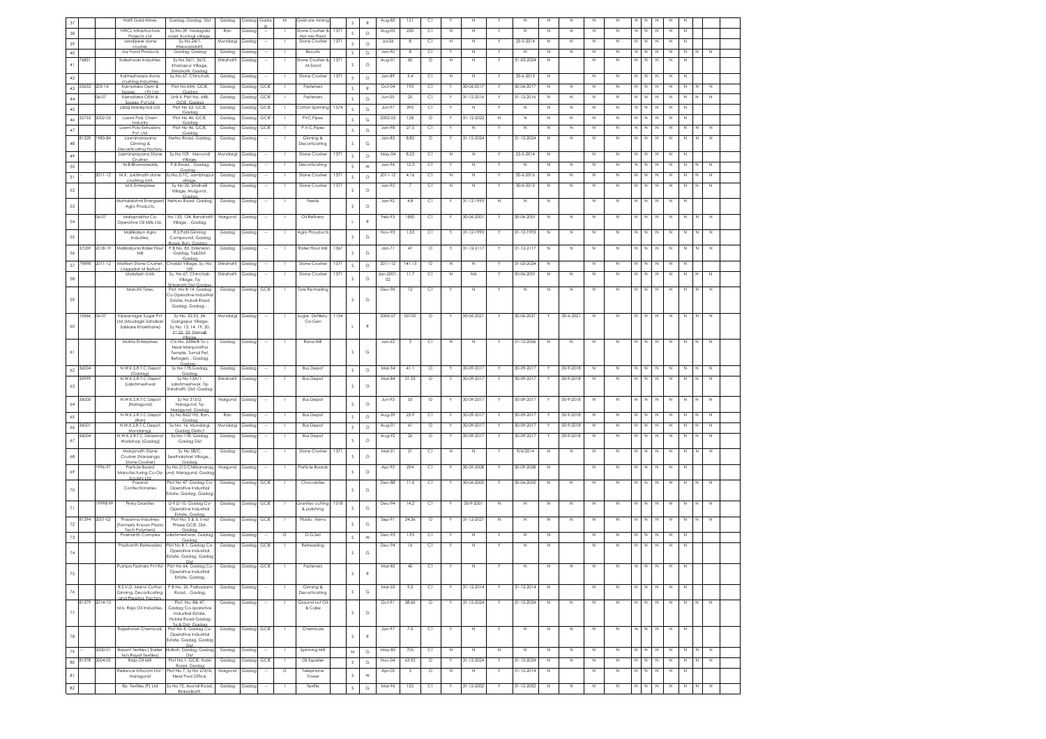| 37 | | | Hatti Gold Mines | Gadag, Gadag Dist | Gadag | Gadag | Gadag | M | Gold ore mining | | S | R | Aug-85 | 121 | CI | Y | N | Y | N | N | N | N | N | N | N | N | N | N | | |
|---|---|---|---|---|---|---|---|---|---|---|---|---|---|---|---|---|---|---|---|---|---|---|---|---|---|---|---|---|---|---|---|
| 38 | | | IVRCL Infrastructure Projects Ltd | Sy.No.39, Vedagola road, Kuntogi village, | Ron | Gadag | -- | I | Stone Crusher & Hot mix Plant | 1371 | S | O | Aug-05 | 230 | CI | N | N | Y | N | N | N | N | N | N | N | N | N | N | | |
| 39 | | | Jandipeer stone crusher, | Sy.No.24/1, Hirewaddatti, | Mundargi | Gadag | -- | I | Stone Crusher | 1371 | S | O | Jul-06 | 8 | CI | N | N | Y | 25-5-2014 | N | N | N | N | N | N | N | N | N | | |
| 40 | | | Joy Food Products | Gadag, Gadag | Gadag | Gadag | -- | I | Biscuits | | S | G | Jan-90 | 8 | CI | Y | N | Y | N | N | N | N | N | N | N | N | N | N | N | N |
| 41 | 76851 | | Kaleshwari Industries | Sy No 36/1, 36/2, Khanapur Village, Shirahatti, Gadag | Shirahatti | Gadag | -- | I | Stone Crusher & M-Sand | 1371 | S | O | Aug-01 | 60 | O | N | N | Y | 31-03-2024 | N | | N | N | N | N | N | N | N | | |
| 42 | | | Kalmeshwara stone crushing Industries | Sy.No.67, Chinchali, | Gadag | Gadag | -- | I | Stone Crusher | 1371 | S | O | Jan-89 | 5.4 | CI | N | N | Y | 30-6-2013 | N | | N | N | N | N | N | N | N | | |
| 43 | 25653 | 205-16 | Karnataka Oem & Spares (P) Ltd | Plot No.64A, GCIE, Gadag | Gadag | Gadag | GCIE | I | Fasteners | | S | R | Oct-04 | 190 | CI | Y | 30-06-2017 | Y | 30-06-2017 | N | N | N | N | N | N | N | N | N | N | N |
| 44 | | 06-07 | Karnataka OEM & Spares Pvt Ltd | Unit-II, Plot No. 64B, GCIE, Gadag | Gadag | Gadag | GCIE | I | Fasteners | | S | G | Jun-05 | 25 | CI | Y | 31-12-2016 | Y | 31-12-2016 | N | N | N | N | N | N | N | N | N | N | N |
| 45 | | | Lalaji Manikji Ind Ltd | Plot No 65, GCIE, Gadag | Gadag | Gadag | GCIE | I | Cotton Spinning | 1574 | S | G | Jun-97 | 392 | CI | Y | N | Y | N | N | N | N | N | N | N | N | N | N | | |
| 46 | 32753 | 2002-03 | Laxmi Poly Chem Industry | Plot No 46, GCIE, Gadag | Gadag | Gadag | GCIE | I | PVC Pipes | | S | G | 2002-03 | 128 | O | Y | 31-12-2022 | N | N | N | N | N | N | N | N | N | N | N | | |
| 47 | | | Laxmi Poly Extrusions Pvt. Ltd | Plot No 46, GCIE, Gadag | Gadag | Gadag | GCIE | I | P.V.C.Pipes | | S | G | Jan-98 | 27.5 | CI | Y | N | Y | N | N | N | N | N | N | N | N | N | N | N | N |
| 48 | 81320 | 1983-84 | Laxminarayana Ginning & Decorticating Factory | Nehru Road, Gadag, | Gadag | Gadag | -- | I | Ginning & Decorticating | | S | G | Jan-83 | 8.85 | O | Y | 31-12-2024 | Y | 31-12-2024 | N | N | N | N | N | N | N | N | N | N | N |
| 49 | | | Laxminarayana Stone Crusher, | Sy.No.109, Mevundi Village, | Mundargi | Gadag | -- | I | Stone Crusher | 1371 | S | O | May-04 | 8.23 | CI | N | N | Y | 25-5-2014 | N | | N | N | N | N | N | N | N | | |
| 50 | | | M.B.Bhomareddy | P.B.Road, , Gadag, Gadag | Gadag | Gadag | -- | I | Decorticating | | S | W | Jan-96 | 12.3 | CI | Y | N | Y | N | N | N | N | N | N | N | N | N | N | N | N |
| 51 | | 2011-12 | M.K. Juktimath stone crushing Unit, | Sy.No.5/1C, sambhapur village | Gadag | Gadag | -- | I | Stone Crusher | 1371 | S | O | 2011-12 | 4.16 | CI | N | N | Y | 30-6-2016 | N | N | N | N | N | N | N | N | N | N | N |
| 52 | | | M.K.Enterprises | Sy No 20, Sitalhalli Village, Mulgund, Gadag | Gadag | Gadag | -- | I | Stone Crusher | 1371 | S | O | Jan-95 | 7 | CI | N | N | Y | 30-6-2013 | N | N | N | N | N | N | N | N | N | N | N |
| 53 | | | Mahalakshmi Energised Agro Products, | Nehuru Road, Gadag, | Gadag | Gadag | -- | I | Feeds | | S | O | Jan-92 | 4.8 | CI | Y | 31-12-1993 | N | N | N | N | | N | N | N | N | N | N | N | |
| 54 | | 06-07 | Malaprabha Co-Operative Oil Mills Ltd, | No 133, 134, Banahatti Village, , Gadag, | Nargund | Gadag | -- | I | Oil Refinery | | L | R | Feb-93 | 1850 | CI | Y | 30-06-2001 | Y | 30-06-2001 | N | N | N | N | N | N | N | N | N | N | N |
| 55 | | | Mallikarjun Agro Industies, | R.S.Patil Ginning Compound, Gadag Road, Ron, Gadag - | Gadag | Gadag | -- | I | Agro Prouducts | | S | G | Nov-93 | 1.53 | CI | Y | 31-12-1993 | Y | 31-12-1993 | N | N | N | N | N | N | N | N | N | N | N |
| 56 | 37259 | 2018-19 | Mallikarjuna Roller Flour Mill | P.B.No. 85, Extension, Gadag, Tq&Dist-Gadag | Gadag | Gadag | -- | I | Roller Flour Mill | 1367 | S | G | Jan-71 | 47 | O | Y | 31-12-2117 | Y | 31-12-2117 | N | N | N | N | N | N | N | N | N | N | N |
| 57 | 79898 | 2011-12 | Maltesh Stone Crusher, (Jagadish M Battur) | Chabbi Village, Sy. No. 159, | Shirahatti | Gadag | -- | I | Stone Crusher | 1371 | S | O | 2011-12 | 141.15 | O | N | N | Y | 31-03-2024 | N | | N | N | N | N | N | N | N | | |
| 58 | | | Malatesh Units | Sy. No 67, Chinchali-Village, Tq-Shirahatti,Dist-Gadag | Shirahatti | Gadag | -- | I | Stone Crusher | 1371 | S | O | Jan-2001-02 | 11.7 | CI | N | NA | Y | 30-06-2001 | N | N | N | N | N | N | N | N | N | N | N |
| 59 | | | Maruthi Tyres, | Plot. No B-14, Gadag Co-Operative Industrial Estate, Hubali Road Gadag, Gadag - , | Gadag | Gadag | GCIE | I | Tyre Re-trading | | S | G | Dec-96 | 12 | CI | Y | N | Y | N | N | N | N | N | N | N | N | N | N | N | N |
| 60 | 10666 | 06-07 | Vijayanagar Sugar Pvt Ltd (Mrudagiri Sahakari Sakkare Kharkhane) | Sy.No. 32,33, 34, Gangapur Village, Sy.No. 13, 14, 19, 20, 21,22, 23, Shiralli Village | Mundargi | Gadag | -- | I | Sugar, Distillery, Co-Gen | 1154 | L | R | 2006-07 | 50100 | O | Y | 30-06-2021 | Y | 30-06-2021 | Y | 30-6-2021 | N | N | N | N | N | N | N | N | N |
| 61 | | | Mukta Enterprises | C's No. 6584/B to J, Near Manjunatha Temple, Tumal Pet, Betageri, , Gadag, Gadag - | Gadag | Gadag | -- | I | Rava Mill | | S | G | Jan-62 | 3 | CI | N | N | Y | 31-12-2006 | N | N | N | N | N | N | N | N | N | N | N |
| 62 | 36004 | | N.W.K.S.R.T.C Depot (Gadag) | Sy No 178,Gadag, Gadag | Gadag | Gadag | -- | I | Bus Depot | | S | O | Mar-54 | 41.1 | O | Y | 30-09-2017 | Y | 30-09-2017 | Y | 30-9-2018 | N | N | N | N | N | N | N | N | N |
| 63 | 35999 | | N.W.K.S.R.T.C Depot (Lakshmeshwar | Sy No 13A/1, Lakshmeshwar, Tq-Shirahatti, Dist- Gadag | Shirahatti | Gadag | -- | I | Bus Depot | | S | O | Mar-84 | 21.53 | O | Y | 30-09-2017 | Y | 30-09-2017 | Y | 30-9-2018 | N | N | N | N | N | N | N | N | N |
| 64 | 36000 | | N.W.K.S.R.T.C Depot (Naragund) | Sy No 315/2, Naragund, Tq-Naragund, Gadag | Nargund | Gadag | -- | I | Bus Depot | | S | O | Jun-93 | 55 | O | Y | 30-09-2017 | Y | 30-09-2017 | Y | 30-9-2018 | N | N | N | N | N | N | N | N | N |
| 65 | | | N.W.K.S.R.T.C Depot (Ron) | Sy.No 862/192, Ron, Gadag | Ron | Gadag | -- | I | Bus Depot | | S | O | Aug-59 | 23.9 | CI | Y | 30-09-2017 | Y | 30-09-2017 | Y | 30-9-2018 | N | N | N | N | N | N | N | N | N |
| 66 | 36001 | | N.W.K.S.R.T.C Depot, Mundaragi, | Sy.No. 16, Mundargi, Gadag District | Mundargi | Gadag | -- | I | Bus Depot | | S | O | Aug-01 | 61 | O | Y | 30-09-2017 | Y | 30-09-2017 | Y | 30-9-2018 | N | N | N | N | N | N | N | N | N |
| 67 | 36004 | | N.W.K.S.R.T.C Divisional Workshop (Gadag) | Sy.No.178, Gadag, Gadag Dist | Gadag | Gadag | -- | I | Bus Depot | | S | O | Aug-92 | 26 | O | Y | 30-09-2017 | Y | 30-09-2017 | Y | 30-9-2018 | N | N | N | N | N | N | N | N | N |
| 68 | | | Manjunath Stone Crusher (Narasinga Stone Crusher) | Sy No 58/C, Seethalahari Village, , Gadag, | Gadag | Gadag | -- | I | Stone Crusher | 1371 | S | O | Mar-01 | 21 | CI | N | N | Y | 9/6/2014 | N | N | N | N | N | N | N | N | N | N | N |
| 69 | | 1996-97 | Particle Board Manufacturing Co-Op Society Ltd | Sy.No.213,Chikkanarag und, Naragund, Gadag | Nargund | Gadag | -- | I | Particle Boards | | S | O | Apr-93 | 294 | CI | Y | 30-09-2008 | Y | 30-09-2008 | N | | N | N | N | N | N | N | N | | |
| 70 | | | Pasand Confectionaries | Plot No 47, Gadag Co-Operative Industrial Estate, Gadag, Gadag, | Gadag | Gadag | GCIE | I | Chocolates | | S | G | Dec-88 | 11.6 | CI | Y | 30-06-2005 | Y | 30-06-2005 | N | N | N | N | N | N | N | N | N | N | N |
| 71 | | 19998-99 | Pinky Granites | D-9,D-10, Gadag Co-Operative Industrial Estate, Gadag, | Gadag | Gadag | GCIE | I | Granites cutting & polishing | 1518 | S | G | Dec-94 | 14.2 | CI | Y | 30-9-2001 | N | N | N | N | N | N | N | N | N | N | N | N | N |
| 72 | 81394 | 2001-02 | Prasanna Industries (Formerly Known Plastic Tech Polymers) | Plot No. 5 & 6, II nd Phase GCIE, Dist-Gadag, | Gadag | Gadag | GCIE | I | Plastic Items | | S | G | Sep-91 | 24.36 | O | Y | 31-12-2021 | N | N | N | N | N | N | N | N | N | N | N | N | N |
| 73 | | | Prashanth Complex | Lakshmeshwar, Gadag, Gadag, | Gadag | Gadag | -- | O | D.G.Set | | S | W | Dec-93 | 1.95 | CI | Y | N | Y | N | N | N | N | N | N | N | N | N | N | | |
| 74 | | | Prashanth Retreaders | Plot No B 1, Gadag Co-Operative Industrial Estate, Gadag, Gadag Dist | Gadag | Gadag | GCIE | I | Retreading | | S | G | Dec-94 | 16 | CI | Y | N | Y | N | N | N | N | N | N | N | N | N | N | | |
| 75 | | | Pushpa Fastners Pvt ltd | Plot No 64, Gadag Co-Operative Industrial Estate, Gadag, | Gadag | Gadag | GCIE | I | Fasteners | | S | R | Mar-85 | 40 | CI | Y | N | Y | N | N | N | N | N | N | N | N | N | N | | |
| 76 | | | R.S.V.D. Manvi Cotton Ginning, Decorticating and Pressing Factory | P B No. 26, Palbadami Road, , Gadag, | Gadag | Gadag | -- | I | Ginning & Decorticating | | S | G | Mar-05 | 9.2 | CI | Y | 31-12-2014 | Y | 31-12-2014 | N | | N | N | N | N | N | N | N | | |
| 77 | 81379 | 2014-15 | M/s. Raja Oil Industries, | Plot. No. 8& 47, Gadag Co-oparetive Industrial Estate, Hubbal Road Gadag Tq & Dist- Gadag | Gadag | Gadag | -- | I | Ground nut Oil & Cake | | S | G | Oct-91 | 38.66 | O | Y | 31-12-2024 | Y | 31-12-2024 | N | N | N | N | N | N | N | N | N | N | N |
| 78 | | | Rajeshwari Chemicals | Plot No 8, Gadag Co-Operative Industrial Estate, Gadag, Gadag Dist | Gadag | Gadag | GCIE | I | Chemicals | | S | R | Jan-97 | 7.5 | CI | Y | N | Y | N | N | N | N | N | N | N | N | N | N | | |
| 79 | -- | 2000-01 | Basant Textiles ( Earlier M/s Rayat Textiles) | Hulkoti, Gadag, Gadag Dist | Gadag | Gadag | -- | I | Spinning Mill | | M | G | May-85 | 705 | CI | N | N | N | N | N | N | N | N | N | N | N | N | N | N | N |
| 80 | 81378 | 2004-05 | Raja Oil Mill | Plot No.1, GCIE, Hubli Road, Gadag | Gadag | Gadag | GCIE | I | Oil Expeller | | S | G | Nov-04 | 63.92 | O | Y | 31-12-2024 | Y | 31-12-2024 | N | N | N | N | N | N | N | N | N | N | N |
| 81 | | | Reliance Infocom Ltd - Naragund | Plot No 7, Sy No 276/A, Near Pwd Office, | Nargund | Gadag | -- | O | Telephone Tower | | S | W | Apr-05 | 3 | O | N | N | Y | 31-12-2014 | N | | N | N | N | N | N | N | N | | |
| 82 | | | Rp Textiles (P) Ltd | Sy No 72, Asundi Road, Binkadkatti, | Gadag | Gadag | -- | I | Textile | | S | G | Mar-96 | 125 | CI | Y | 31-12-2002 | Y | 31-12-2002 | N | N | N | N | N | N | N | N | N | N | N |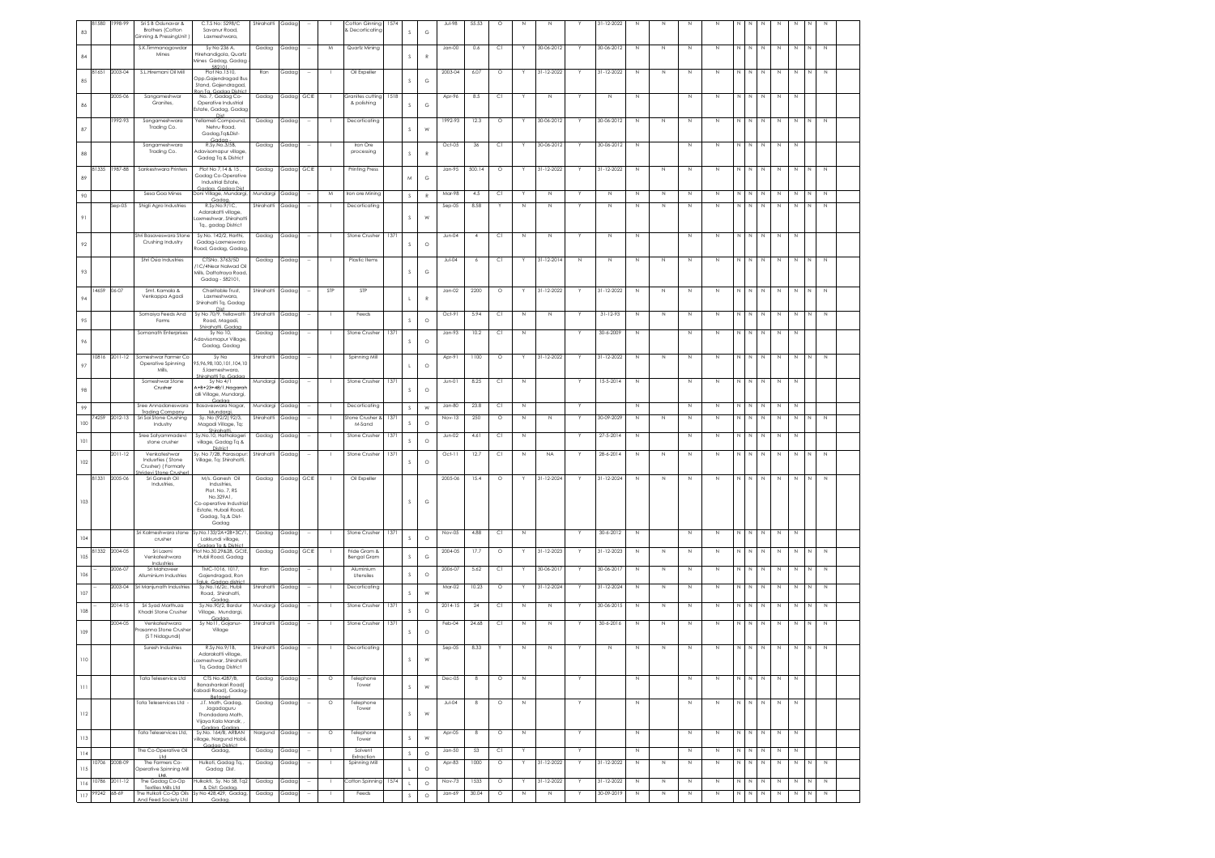| 83 | 81580 | 1998-99 | Sri S B Odunavar & Brothers (Cotton Ginning & PressingUnit ) | C.T.S No: 5298/C Savanur Road, Laxmeshwara, | Shirahatti | Gadag | -- | I | Cotton Ginning & Decorticating | 1574 | S | G | Jul-98 | 55.53 | O | N | N | Y | 31-12-2022 | N | N | N | N | N | N | N | N | N | N | N |
|---|---|---|---|---|---|---|---|---|---|---|---|---|---|---|---|---|---|---|---|---|---|---|---|---|---|---|---|---|---|---|
| 84 | | | S.K.Timmanagowdar Mines | Sy No 236 A, Hirehandigola, Quartz Mines Gadag, Gadag-582101 | Gadag | Gadag | -- | M | Quartz Mining | | S | R | Jan-00 | 0.6 | C1 | Y | 30-06-2012 | Y | 30-06-2012 | N | N | N | N | N | N | N | N | N | N | N |
| 85 | 81651 | 2003-04 | S.L.Hiremani Oil Mill | Plot No.1510, Opp.Gajendragad Bus Stand, Gajendragad, Ron Tq, Gadag District | Ron | Gadag | -- | I | Oil Expeller | | S | G | 2003-04 | 6.07 | O | Y | 31-12-2022 | Y | 31-12-2022 | N | N | N | N | N | N | N | N | N | N | N |
| 86 | | 2005-06 | Sangameshwar Granites. | No. 7, Gadag Co-Operative Industrial Estate, Gadag, Gadag Dist | Gadag | Gadag | GCIE | I | Granites cutting & polishing | 1518 | S | G | Apr-96 | 8.5 | C1 | Y | N | Y | N | N | | N | N | N | N | N | N | N | N | |
| 87 | | 1992-93 | Sangameshwara Trading Co. | Yellamell Compound, Nehru Road, Gadag,Tq&Dist-Gadag | Gadag | Gadag | -- | I | Decorticating | | S | W | 1992-93 | 12.3 | O | Y | 30-06-2012 | Y | 30-06-2012 | N | N | N | N | N | N | N | N | N | N | N |
| 88 | | | Sangameshwara Trading Co. | R.Sy.No.3/5B, Adavisomapur village, Gadag Tq & District | Gadag | Gadag | -- | I | Iron Ore processing | | S | R | Oct-05 | 36 | C1 | Y | 30-06-2012 | Y | 30-06-2012 | N | | N | N | N | N | N | N | N | N | |
| 89 | 81335 | 1987-88 | Sankeshwara Printers | Plot No 7,14 & 15 Gadag Co-Operative Industrial Estate, Gadag, Gadag Dist | Gadag | Gadag | GCIE | I | Printing Press | | M | G | Jan-95 | 500.14 | O | Y | 31-12-2022 | Y | 31-12-2022 | N | N | N | N | N | N | N | N | N | N | N |
| 90 | | | Sesa Goa Mines | Doni Village, Mundargi, Gadag | Mundargi | Gadag | -- | M | Iron ore Mining | | S | R | Mar-98 | 4.5 | C1 | Y | N | Y | N | N | N | N | N | N | N | N | N | N | N | N |
| 91 | | Sep-05 | Shigli Agro Industries | R.Sy.No.9/1C, Adarakatti village, Laxmeshwar, Shirahatti Tq., gadag District | Shirahatti | Gadag | -- | I | Decorticating | | S | W | Sep-05 | 8.58 | Y | N | N | Y | N | N | N | N | N | N | N | N | N | N | N | N |
| 92 | | | Shri Basaveswara Stone Crushing Industry | Sy.No. 142/2, Harthi, Gadag-Laxmeswara Road, Gadag, Gadag, | Gadag | Gadag | -- | I | Stone Crusher | 1371 | S | O | Jun-04 | 4 | C1 | N | N | Y | N | N | | N | N | N | N | N | N | N | N | |
| 93 | | | Shri Osia Industries | CTSNo. 3765/5D /1C/4Near Nalwad Oil Mills, Dattatraya Road, Gadag - 582101, | Gadag | Gadag | -- | I | Plastic Items | | S | G | Jul-04 | 6 | C1 | Y | 31-12-2014 | N | N | N | N | N | N | N | N | N | N | N | N | N |
| 94 | 14659 | 06-07 | Smt. Kamala & Venkappa Agadi | Charitable Trust, Laxmeshwara, Shirahatti Tq, Gadag Dist | Shirahatti | Gadag | -- | STP | STP | | L | R | Jan-02 | 2200 | O | Y | 31-12-2022 | Y | 31-12-2022 | N | N | N | N | N | N | N | N | N | N | N |
| 95 | | | Somaiya Feeds And Farms | Sy No 70/9, Yellawatti Road, Magadi, Shirahatti, Gadag | Shirahatti | Gadag | -- | I | Feeds | | S | O | Oct-91 | 5.94 | C1 | N | N | Y | 31-12-93 | N | N | N | N | N | N | N | N | N | N | N |
| 96 | | | Somanath Enterprises | Sy No 10, Adavisomapur Village, Gadag, Gadag | Gadag | Gadag | -- | I | Stone Crusher | 1371 | S | O | Jan-93 | 10.2 | C1 | N | | Y | 30-6-2009 | N | | N | N | N | N | N | N | N | N | |
| 97 | 10816 | 2011-12 | Someshwar Farmer Co Operative Spinning Mills. | Sy No 95,96,98,100,101,104,10 5,laxmeshwara, Shirahatti Tq, Gadag | Shirahatti | Gadag | -- | I | Spinning Mill | | L | O | Apr-91 | 1100 | O | Y | 31-12-2022 | Y | 31-12-2022 | N | N | N | N | N | N | N | N | N | N | N |
| 98 | | | Someshwar Stone Crusher | Sy No 4/1 A+B+23+48/1,Hagarah alli Village, Mundargi, Gadag | Mundargi | Gadag | -- | I | Stone Crusher | 1371 | S | O | Jun-01 | 8.25 | C1 | N | | Y | 15-5-2014 | N | | N | N | N | N | N | N | N | N | |
| 99 | | | Sree Annadaneswara Trading Company | Basaveswara Nagar, Mundargi, | Mundargi | Gadag | -- | I | Decorticating | | S | W | Jan-80 | 23.8 | C1 | N | | Y | | N | | N | N | N | N | N | N | N | N | |
| 100 | 74259 | 2012-13 | Sri Sai Stone Crushing Industry | Sy. No (92/2) 92/5, Magadi Village, Tq: Shirahatti, | Shirahatti | Gadag | -- | I | Stone Crusher & M-Sand | 1371 | S | O | Nov-13 | 250 | O | N | N | Y | 30-09-2029 | N | N | N | N | N | N | N | N | N | N | N |
| 101 | | | Sree Satyammadevi stone crusher | Sy.No.10, Hathalageri village, Gadag Tq & District | Gadag | Gadag | -- | I | Stone Crusher | 1371 | S | O | Jun-02 | 4.61 | C1 | N | | Y | 27-5-2014 | N | | N | N | N | N | N | N | N | N | |
| 102 | | 2011-12 | Venkateshwar Industries ( Stone Crusher) ( Formarly Shridevi Stone Crusher) | Sy. No 7/2B, Parasapur Village, Tq: Shirahatti. | Shirahatti | Gadag | -- | I | Stone Crusher | 1371 | S | O | Oct-11 | 12.7 | C1 | N | NA | Y | 28-6-2014 | N | N | N | N | N | N | N | N | N | N | N |
| 103 | 81331 | 2005-06 | Sri Ganesh Oil Industries, | M/s. Ganesh Oil Industries, Plot. No. 7, RS No.329A1, Co-operative Industrial Estate, Hubali Road, Gadag, Tq,& Dist-Gadag | Gadag | Gadag | GCIE | I | Oil Expeller | | S | G | 2005-06 | 15.4 | O | Y | 31-12-2024 | Y | 31-12-2024 | N | N | N | N | N | N | N | N | N | N | N |
| 104 | | | Sri Kalmeshwara stone crusher | Sy.No.135/2A+28+3C/1, Lakkundi village, Gadag Tq & District | Gadag | Gadag | -- | I | Stone Crusher | 1371 | S | O | Nov-05 | 4.88 | C1 | N | | Y | 30-6-2012 | N | | N | N | N | N | N | N | N | N | |
| 105 | 81332 | 2004-05 | Sri Laxmi Venkateshwara Industries | Plot No.30,29&28, GCIE, Hubli Road, Gadag | Gadag | Gadag | GCIE | I | Fride Gram & Beingal Gram | | S | G | 2004-05 | 17.7 | O | Y | 31-12-2023 | Y | 31-12-2023 | N | N | N | N | N | N | N | N | N | N | N |
| 106 | -- | 2006-07 | Sri Mahaveer Alluminium Industries | TMC-1016, 1017, Gajendragad, Ron Taluk, Gadag district | Ron | Gadag | -- | I | Aluminium Utensiles | | S | O | 2006-07 | 5.62 | C1 | Y | 30-06-2017 | Y | 30-06-2017 | N | N | N | N | N | N | N | N | N | N | N |
| 107 | -- | 2003-04 | Sri Manjunath Industries | Sy.No.16/2c, Hubli Road, Shirahatti, Gadag, | Shirahatti | Gadag | -- | I | Decorticating | | S | W | Mar-02 | 10.23 | O | Y | 31-12-2024 | Y | 31-12-2024 | N | N | N | N | N | N | N | N | N | N | N |
| 108 | -- | 2014-15 | Sri Syad Marthuza Khadri Stone Crusher | Sy.No.90/2, Bardur Village, Mundargi, Gadag | Mundargi | Gadag | -- | I | Stone Crusher | 1371 | S | O | 2014-15 | 24 | C1 | N | N | Y | 30-06-2015 | N | N | N | N | N | N | N | N | N | N | N |
| 109 | | 2004-05 | Venkateshwara Prasanna Stone Crusher (S T Nidagundi) | Sy No11, Gojanur-Village | Shirahatti | Gadag | -- | I | Stone Crusher | 1371 | S | O | Feb-04 | 24.68 | C1 | N | N | Y | 30-6-2016 | N | N | N | N | N | N | N | N | N | N | N |
| 110 | | | Suresh Industries | R.Sy.No.9/1B, Adarakatti village, Laxmeshwar, Shirahatti Tq, Gadag District | Shirahatti | Gadag | -- | I | Decorticating | | S | W | Sep-05 | 8.33 | Y | N | N | Y | N | N | N | N | N | N | N | N | N | N | N | N |
| 111 | | | Tata Teleservice Ltd | CTS No.4287/B, Banashankari Road( Kabadi Road), Gadag-Betageri | Gadag | Gadag | -- | O | Telephone Tower | | S | W | Dec-05 | 8 | O | N | | Y | | N | | N | N | N | N | N | N | N | N | |
| 112 | | | Tata Teleservices Ltd - | J.T. Math, Gadag, Jagadguru Thondadara Math, Vijaya Kala Mandir, , Gadag, Gadag | Gadag | Gadag | -- | O | Telephone Tower | | S | W | Jul-04 | 8 | O | N | | Y | | N | | N | N | N | N | N | N | N | N | |
| 113 | | | Tata Teleservices Ltd, | Sy.No. 164/B, APBAN village, Nargund Hobli, Gadag District | Nargund | Gadag | -- | O | Telephone Tower | | S | W | Apr-05 | 8 | O | N | | Y | | N | | N | N | N | N | N | N | N | N | |
| 114 | | | The Co-Operative Oil Ltd | Gadag, | Gadag | Gadag | -- | I | Solvent Extraction | | S | O | Jan-50 | 53 | C1 | Y | | Y | | N | | N | N | N | N | N | N | N | N | |
| 115 | 10706 | 2008-09 | The Farmers Co-Operative Spinning Mill Ltd. | Hulkoti, Gadag Tq., Gadag Dist. | Gadag | Gadag | -- | I | Spinning Mill | | L | O | Apr-83 | 1000 | O | Y | 31-12-2022 | Y | 31-12-2022 | N | N | N | N | N | N | N | N | N | N | N |
| 116 | 10786 | 2011-12 | The Gadag Co-Op Textiles Mills Ltd | Hulkokti, Sy. No 58, Tq2 & Dist: Gadag, | Gadag | Gadag | -- | I | Cotton Spinning | 1574 | L | O | Nov-73 | 1533 | O | Y | 31-12-2022 | Y | 31-12-2022 | N | N | N | N | N | N | N | N | N | N | N |
| 117 | 99242 | 68-69 | The Hulkoti Co-Op Oils And Feed Society Ltd | Sy No 428,429, Gadag, Gadag, | Gadag | Gadag | -- | I | Feeds | | S | O | Jan-69 | 30.04 | O | N | N | Y | 30-09-2019 | N | N | N | N | N | N | N | N | N | N | N |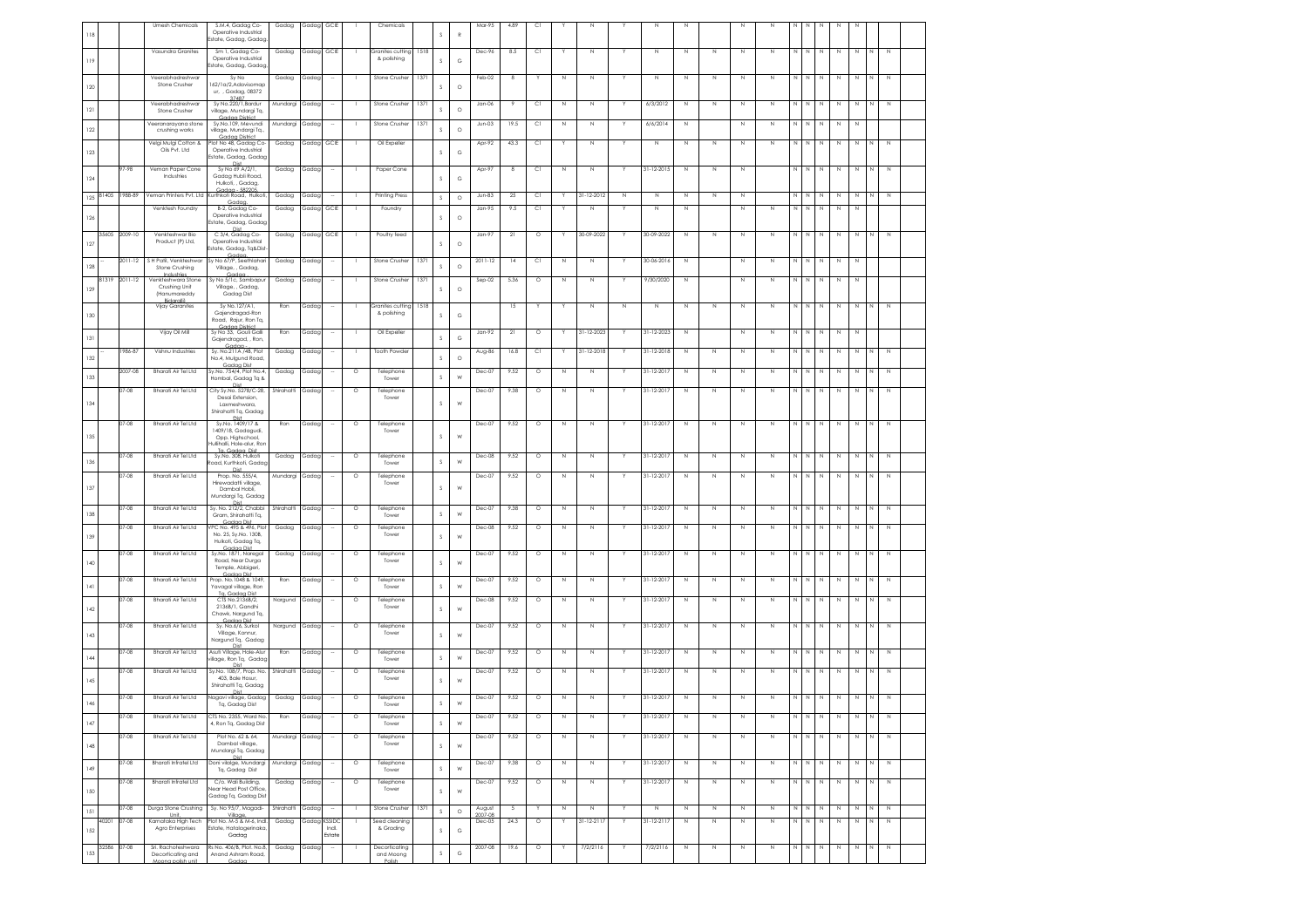| 118 | | | Umesh Chemicals | S.M.4, Gadag Co-Operative Industrial Estate, Gadag, Gadag, | Gadag | Gadag | GCIE | I | Chemicals | | S | R | Mar-95 | 4.89 | C1 | Y | N | Y | N | N | | N | N | N | N | N | N | N | | | |
|---|---|---|---|---|---|---|---|---|---|---|---|---|---|---|---|---|---|---|---|---|---|---|---|---|---|---|---|---|---|---|---|
| 119 | | | Vasundra Granites | Sm 1, Gadag Co-Operative Industrial Estate, Gadag, Gadag, | Gadag | Gadag | GCIE | I | Granites cutting & polishing | 1518 | S | G | Dec-96 | 8.5 | C1 | Y | N | Y | N | N | N | N | N | N | N | N | N | N | N | N | N |
| 120 | | | Veerabhadreshwar Stone Crusher | Sy No 162/1a/2,Adavisomap ur, , Gadag, 08372 57487 | Gadag | Gadag | -- | I | Stone Crusher | 1371 | S | O | Feb-02 | 8 | Y | N | N | Y | N | N | N | N | N | N | N | N | N | N | N | N | N |
| 121 | | | Veerabhadreshwar Stone Crusher | Sy.No.220/1,Bardur village, Mundargi Tq, Gadag District | Mundargi | Gadag | -- | I | Stone Crusher | 1371 | S | O | Jan-06 | 9 | C1 | N | N | Y | 6/3/2012 | N | N | N | N | N | N | N | N | N | N | N | N |
| 122 | | | Veeranarayana stone crushing works | Sy.No.109, Mevundi village, Mundargi Tq., Gadag District | Mundargi | Gadag | -- | I | Stone Crusher | 1371 | S | O | Jun-03 | 19.5 | C1 | N | N | Y | 6/6/2014 | N | | N | N | N | N | N | N | N | N | | |
| 123 | | | Velgi Mulgi Cotton & Oils Pvt. Ltd | Plot No 48, Gadag Co-Operative Industrial Estate, Gadag, Gadag Dist | Gadag | Gadag | GCIE | I | Oil Expeller | | S | G | Apr-92 | 43.3 | C1 | Y | N | Y | N | N | N | N | N | N | N | N | N | N | N | N | N |
| 124 | | 97-98 | Veman Paper Cone Industries | Sy.No.69 A/2/1, Gadag Hubli Road, Hulkoti, , Gadag, Gadag - 582205 | Gadag | Gadag | -- | I | Paper Cone | | S | G | Apr-97 | 8 | C1 | N | N | Y | 31-12-2015 | N | N | N | N | N | N | N | N | N | N | N | N |
| 125 | 81405 | 1988-89 | Veman Printers Pvt. Ltd | Kurthkoti Road, Hulkoti, Gadag, | Gadag | Gadag | -- | I | Printing Press | | S | O | Jun-83 | 25 | C1 | Y | 31-12-2012 | N | N | N | N | N | | N | N | N | N | N | N | N | N |
| 126 | | | Venktesh Foundry | B-2, Gadag Co-Operative Industrial Estate, Gadag, Gadag Dist | Gadag | Gadag | GCIE | I | Foundry | | S | O | Jan-95 | 9.5 | C1 | Y | N | Y | N | N | | N | N | N | N | N | N | N | N | | |
| 127 | 35605 | 2009-10 | Venkteshwar Bio Product (P) Ltd, | C 3/4, Gadag Co-Operative Industrial Estate, Gadag, Tq&Dist-Gadag | Gadag | Gadag | GCIE | I | Poultry feed | | S | O | Jan-97 | 21 | O | Y | 30-09-2022 | Y | 30-09-2022 | N | N | N | N | N | N | N | N | N | N | N | N |
| 128 | -- | 2011-12 | S H Patil, Venkteshwar Stone Crushing Industries | Sy No 67/P, Seethharari Village, , Gadag, Gadag | Gadag | Gadag | -- | I | Stone Crusher | 1371 | S | O | 2011-12 | 14 | C1 | N | N | Y | 30-06-2016 | N | | N | N | N | N | N | N | N | N | | |
| 129 | 81319 | 2011-12 | Venkteshwara Stone Crushing Unit (Hanumareddy Bidarolli) | Sy No 3/1c, Sambapur Village, , Gadag, Gadag Dist | Gadag | Gadag | -- | I | Stone Crusher | 1371 | S | O | Sep-02 | 5.36 | O | N | N | Y | 9/30/2020 | N | | N | N | N | N | N | N | N | N | | |
| 130 | | | Vijay Garanites | Sy No.127/A1, Gajendragad-Ron Road, Rajur, Ron Tq, Gadag District | Ron | Gadag | -- | I | Granites cutting & polishing | 1518 | S | G | | 15 | Y | Y | N | N | N | N | N | N | N | N | N | N | N | N | N | N | N |
| 131 | | | Vijay Oil Mill | Sy No 33, Gouli Galli Gajendragad, , Ron, Gadag | Ron | Gadag | -- | I | Oil Expeller | | S | G | Jan-92 | 21 | O | Y | 31-12-2023 | Y | 31-12-2023 | N | | N | N | N | N | N | N | N | N | | |
| 132 | -- | 1986-87 | Vishnu Industries | Sy. No.211A /4B, Plot No.4, Mulgund Road, Gadag Dist | Gadag | Gadag | -- | I | Tooth Powder | | S | O | Aug-86 | 16.8 | C1 | Y | 31-12-2018 | Y | 31-12-2018 | N | N | N | N | N | N | N | N | N | N | N | N |
| 133 | | 2007-08 | Bharati Air Tel Ltd | Sy.No. 734/4, Plot No.4, Hombal, Gadag Tq & Dist | Gadag | Gadag | -- | O | Telephone Tower | | S | W | Dec-07 | 9.52 | O | N | N | Y | 31-12-2017 | N | N | N | N | N | N | N | N | N | N | N | N |
| 134 | | 07-08 | Bharati Air Tel Ltd | City Sy.No. 5278/C-28, Desai Extension, Laxmeshwara, Shirahatti Tq, Gadag Dist | Shirahatti | Gadag | -- | O | Telephone Tower | | S | W | Dec-07 | 9.38 | O | N | N | Y | 31-12-2017 | N | N | N | N | N | N | N | N | N | N | N | N |
| 135 | | 07-08 | Bharati Air Tel Ltd | Sy.No. 1409/17 & 1409/18, Godagudi, Opp. Highschool, Hullihalli, Hole-alur, Ron Tq, Gadag Dist | Ron | Gadag | -- | O | Telephone Tower | | S | W | Dec-07 | 9.52 | O | N | N | Y | 31-12-2017 | N | N | N | N | N | N | N | N | N | N | N | N |
| 136 | | 07-08 | Bharati Air Tel Ltd | Sy.No. 308, Hulkoti Road, Kurthkoti, Gadag Dist | Gadag | Gadag | -- | O | Telephone Tower | | S | W | Dec-08 | 9.52 | O | N | N | Y | 31-12-2017 | N | N | N | N | N | N | N | N | N | N | N | N |
| 137 | | 07-08 | Bharati Air Tel Ltd | Prop. No. 555/4, Hirewadatti village, Dambal Hobli, Mundargi Tq, Gadag Dist | Mundargi | Gadag | -- | O | Telephone Tower | | S | W | Dec-07 | 9.52 | O | N | N | Y | 31-12-2017 | N | N | N | N | N | N | N | N | N | N | N | N |
| 138 | | 07-08 | Bharati Air Tel Ltd | Sy. No. 212/2, Chabbi Gram, Shirahatti Tq, Gadag Dist | Shirahatti | Gadag | -- | O | Telephone Tower | | S | W | Dec-07 | 9.38 | O | N | N | Y | 31-12-2017 | N | N | N | N | N | N | N | N | N | N | N | N |
| 139 | | 07-08 | Bharati Air Tel Ltd | VPC No. 495 & 496, Plot No. 25, Sy.No. 1308, Hulkoti, Gadag Tq, Gadag Dist | Gadag | Gadag | -- | O | Telephone Tower | | S | W | Dec-08 | 9.52 | O | N | N | Y | 31-12-2017 | N | N | N | N | N | N | N | N | N | N | N | N |
| 140 | | 07-08 | Bharati Air Tel Ltd | Sy.No. 1871, Naregal Road, Near Durga Temple, Abbigeri, Gadag Dist | Gadag | Gadag | -- | O | Telephone Tower | | S | W | Dec-07 | 9.52 | O | N | N | Y | 31-12-2017 | N | N | N | N | N | N | N | N | N | N | N | N |
| 141 | | 07-08 | Bharati Air Tel Ltd | Prop. No. 1048 & 1049, Yavagal village, Ron Tq, Gadag Dist | Ron | Gadag | -- | O | Telephone Tower | | S | W | Dec-07 | 9.52 | O | N | N | Y | 31-12-2017 | N | N | N | N | N | N | N | N | N | N | N | N |
| 142 | | 07-08 | Bharati Air Tel Ltd | CTS No.2136B/2, 2136B/1, Gandhi Chawk, Nargund Tq, Gadag Dist | Nargund | Gadag | -- | O | Telephone Tower | | S | W | Dec-08 | 9.52 | O | N | N | Y | 31-12-2017 | N | N | N | N | N | N | N | N | N | N | N | N |
| 143 | | 07-08 | Bharati Air Tel Ltd | Sy. No.6/6, Surkol Village, Konnur, Nargund Tq, Gadag Dist | Nargund | Gadag | -- | O | Telephone Tower | | S | W | Dec-07 | 9.52 | O | N | N | Y | 31-12-2017 | N | N | N | N | N | N | N | N | N | N | N | N |
| 144 | | 07-08 | Bharati Air Tel Ltd | Asuti Village, Hole-Alur village, Ron Tq, Gadag Dist | Ron | Gadag | -- | O | Telephone Tower | | S | W | Dec-07 | 9.52 | O | N | N | Y | 31-12-2017 | N | N | N | N | N | N | N | N | N | N | N | N |
| 145 | | 07-08 | Bharati Air Tel Ltd | Sy.No. 108/7, Prop. No. 405, Bale Hosur, Shirahatti Tq, Gadag Dist | Shirahatti | Gadag | -- | O | Telephone Tower | | S | W | Dec-07 | 9.52 | O | N | N | Y | 31-12-2017 | N | N | N | N | N | N | N | N | N | N | N | N |
| 146 | | 07-08 | Bharati Air Tel Ltd | Nagavi village, Gadag Tq, Gadag Dist | Gadag | Gadag | -- | O | Telephone Tower | | S | W | Dec-07 | 9.52 | O | N | N | Y | 31-12-2017 | N | N | N | N | N | N | N | N | N | N | N | N |
| 147 | | 07-08 | Bharati Air Tel Ltd | CTS No. 2355, Ward No. 4, Ron Tq, Gadag Dist | Ron | Gadag | -- | O | Telephone Tower | | S | W | Dec-07 | 9.52 | O | N | N | Y | 31-12-2017 | N | N | N | N | N | N | N | N | N | N | N | N |
| 148 | | 07-08 | Bharati Air Tel Ltd | Plot No. 62 & 64, Dambal village, Mundargi Tq, Gadag Dist | Mundargi | Gadag | -- | O | Telephone Tower | | S | W | Dec-07 | 9.52 | O | N | N | Y | 31-12-2017 | N | N | N | N | N | N | N | N | N | N | N | N |
| 149 | | 07-08 | Bharati Infratel Ltd | Doni village, Mundargi Tq, Gadag Dist | Mundargi | Gadag | -- | O | Telephone Tower | | S | W | Dec-07 | 9.38 | O | N | N | Y | 31-12-2017 | N | N | N | N | N | N | N | N | N | N | N | N |
| 150 | | 07-08 | Bharati Infratel Ltd | C/o. Wali Building, Near Head Post Office, Gadag Tq, Gadag Dist | Gadag | Gadag | -- | O | Telephone Tower | | S | W | Dec-07 | 9.52 | O | N | N | Y | 31-12-2017 | N | N | N | N | N | N | N | N | N | N | N | N |
| 151 | | 07-08 | Durga Stone Crushing Unit, | Sy. No 95/7, Magadi-Village, | Shirahatti | Gadag | -- | I | Stone Crusher | 1371 | S | O | August 2007-08 | 5 | Y | N | N | Y | N | N | N | N | N | N | N | N | N | N | N | N | N |
| 152 | 40201 | 07-08 | Karnataka High Tech Agro Enterprises | Plot No. M-5 & M-6, Indl. Estate, Hatalageriinaka, Gadag | Gadag | Gadag | KSSIDC Indl. Estate | I | Seed cleaning & Grading | | S | G | Dec-05 | 24.3 | O | Y | 31-12-2117 | Y | 31-12-2117 | N | N | N | N | N | N | N | N | N | N | N | N |
| 153 | 32586 | 07-08 | Sri. Rachoteshwara Decorticating and Moong polish unit | Rs No. 406/B, Plot. No.8, Anand Ashram Road, Gadag | Gadag | Gadag | -- | I | Decorticating and Moong Polish | | S | G | 2007-08 | 19.6 | O | Y | 7/2/2116 | Y | 7/2/2116 | N | N | N | N | N | N | N | N | N | N | N | N |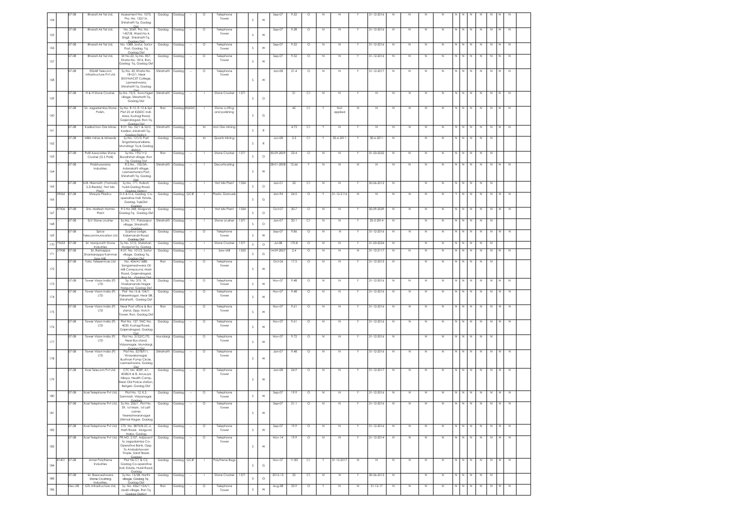| 154 | | 07-08 | Bharati Air Tel Ltd, | Assessment No. 1075, Pro. No. 152/1A, Shirahatti Tq, Gadag Dist | Gadag | Gadag | -- | O | Telephone Tower | | S | W | Sep-07 | 9.52 | O | N | N | Y | 31-12-2016 | N | N | N | N | N | N | N | N | N | N | N |
|---|---|---|---|---|---|---|---|---|---|---|---|---|---|---|---|---|---|---|---|---|---|---|---|---|---|---|---|---|---|---|
| 155 | | 07-08 | Bharati Air Tel Ltd, | No. 2069, Pro. No. 1457/B, Ward No.4, Shigli, Shirahatti Tq, Gadag Dist | Gadag | Gadag | -- | O | Telephone Tower | | S | W | Sep-07 | 9.38 | O | N | N | Y | 31-12-2016 | N | N | N | N | N | N | N | N | N | N | N |
| 156 | | 07-08 | Bharati Air Tel Ltd, | No. 1088, Sortur, Sortur Post, Gadag Tq, Gadag Dist | Gadag | Gadag | -- | O | Telephone Tower | | S | W | Sep-07 | 9.52 | O | N | N | Y | 31-12-2016 | N | N | N | N | N | N | N | N | N | N | N |
| 157 | | 07-08 | Bharati Air Tel Ltd, | Sit No.22, Sy.No. 857, Khata No. 1816, Ron, Gadag Tq, Gadag Dist | Gadag | Gadag | -- | O | Telephone Tower | | S | W | Sep-07 | 9.52 | O | N | N | Y | 31-12-2016 | N | N | N | N | N | N | N | N | N | N | N |
| 158 | | 07-08 | ESSAR Telecom Infrastructure Pvt Ltd | Sy.No. 45, Khata No. 18+2/1, Near SKSVMACET College, Laxmeshwara, Shirahatti Tq, Gadag Dist | Shirahatti | Gadag | -- | O | Telephone Tower | | S | W | Jan-08 | 21.4 | O | N | N | Y | 31-12-2017 | N | N | N | N | N | N | N | N | N | N | N |
| 159 | | 07-08 | H & H Stone Crusher, | Sy.No. 75/3, Konchigeri village, Shirahatti Tq, Gadag Dist | Shirahatti | Gadag | -- | I | Stone Crusher | 1371 | S | O | | 21 | C1 | N | N | Y | N | N | N | N | N | N | N | N | N | N | N | N |
| 160 | | 07-08 | Sri. Jagadamba Stone Polish, | Sy.No. R-10, R-13 & Spl. Plot 25 of KSSIDC Indl. Area, Kustagi Road, Gajendragad, Ron Tq, Gadag Dist | Ron | Gadag | KSSIDC | I | Stone cutting and polishing | | S | G | | 42 | C1 | Y | Not applied | N | N | N | N | N | N | N | N | N | N | N | N | N |
| 161 | | 07-08 | Kadkol Iron Ore Mines | R.SY. No. 52/1 & 52/2, Kadkol, shirahatti Tq, Gadag District | Shirahatti | Gadag | -- | M | Iron Ore mining | | S | R | | 4.75 | C1 | Y | N | Y | N | N | N | N | N | N | N | N | N | N | N | N |
| 162 | | 07-08 | MBA mines & Minerals | Sy.No. 121/5, Part Singatarayanakere, Mundragi Tq & Gadag district | Gadag | Gadag | -- | M | Quartz Mining | | S | R | Jun-08 | 2.5 | C1 | Y | 30-6-2011 | Y | 30-6-2011 | N | | N | N | N | N | N | N | N | N | |
| 163 | | 07-08 | Patil Associates Stone Crusher (G S Patil) | Sy.No. 195/1+2, Boodhihal village, Ron Tq, Gadag Dist | Ron | Gadag | -- | I | Stone Crusher | 1371 | S | O | 30-09-2009 | 23.4 | O | N | N | Y | 31-03-2022 | N | N | N | N | N | N | N | N | N | N | |
| 164 | -- | 07-08 | Prabhuswamy Industries, | R.S.No.. 105/3A, Adarakatti village, Laxmeshwara Post, Shirahatti Tq, Gadag Dist | Shirahatti | Gadag | -- | I | Decorticating | | S | W | 28-01-2008 | 12.66 | Y | N | N | N | N | N | N | N | N | N | N | N | N | N | N | N |
| 165 | | 07-08 | N.B. Hiremath (Formarly S.D.Reddy) Hot Mix Plant. | Sy.No. 171, Hulkoti, hubli-Gadag Road, Gadag District | Gadag | Gadag | -- | I | Hot Mix Plant | 1334 | S | O | Jan-01 | 22 | C1 | N | N | Y | 30-06-2012 | N | | N | N | N | N | N | N | N | N | |
| 166 | 39065 | 07-08 | Shreyas Plastics | D-5 & D-6, Gadag Co-operative Indl. Estate, Gadag, Tq&Dist-Gadag | Gadag | Gadag | GCIE | I | Plastic Granules | | S | G | Jan-94 | 24.5 | O | Y | 31-12-2116 | N | N | N | N | N | N | Y | N | N | N | N | N | N |
| 167 | 87506 | 07-08 | Shri. Mallesh Hotmix Plant | R S No 548, Mulgund, Gadag Tq, Gadag Dist | Gadag | Gadag | -- | I | Hot Mix Plant | 1334 | S | O | Oct-07 | 30.7 | O | N | N | Y | 30-09-2029 | N | N | N | N | N | N | N | N | N | N | N |
| 168 | -- | 07-08 | SLV Stone crusher | Sy.No. 7/1, Parasapur village, Shirahatti, Gadag | Shirahatti | Gadag | -- | I | Stone crusher | 1371 | S | O | Jan-07 | 20.1 | C1 | N | N | Y | 25-5-2014 | N | | N | N | N | N | N | N | N | N | |
| 169 | | 07-08 | Spice Telecommunication Ltd | Supriya Lodge, Kalamandir Road, Gadag Dist | Gadag | Gadag | -- | O | Telephone Tower | | S | W | Sep-07 | 9.86 | O | N | N | Y | 31-12-2016 | N | N | N | N | N | N | N | N | N | N | N |
| 170 | 79653 | 07-08 | Sri. Manjunath Stone Industries | Sy.No. 57/2, Sitalhari, Mulgund Tq, Gadag | Gadag | Gadag | -- | I | Stone Crusher | 1371 | S | O | Jul-08 | 170.8 | O | N | N | Y | 31-03-2024 | N | | N | N | N | N | N | N | N | N | |
| 171 | 37908 | 07-08 | Sri. Ramappa Shankarappa Kammar Saw Mill, | R.SY. No. 101/5, Sortur village, Gadag Tq, Gadag Dist | Gadag | Gadag | -- | I | Saw Mill | 1553 | S | G | 14-09-2007 | 2.4 | O | N | N | N | 31-12-2117 | N | N | N | N | N | N | N | N | N | N | N |
| 172 | | 07-08 | Tata Teleservices Ltd | No. 434/A/1688, Sangameshwara Oil Mill Compound, Main Road, Gajendragad, Ron Tq, Gadag Dist | Ron | Gadag | -- | O | Telephone Tower | | S | W | Oct-06 | 17.5 | O | N | N | Y | 31-12-2015 | N | | N | N | N | N | N | N | N | N | |
| 173 | | 07-08 | Tower Vision India (P) LTD | Sy. No. 315, 1K, Vivekananda Nagar, Nargund, Gadag Dist | Gadag | Gadag | -- | O | Telephone Tower | | S | W | Nov-07 | 9.48 | O | N | N | Y | 31-12-2016 | N | N | N | N | N | N | N | N | N | N | N |
| 174 | | 07-08 | Tower Vision India (P) LTD | Plot No.16 & 154/1, Fakeerinagar, Near SBI, Shirahatti, Gadag Dist | Gadag | Gadag | -- | O | Telephone Tower | | S | W | Nov-07 | 9.48 | O | N | N | Y | 31-12-2016 | N | N | N | N | N | N | N | N | N | N | N |
| 175 | | 07-08 | Tower Vision India (P) LTD | Near Post office & Bus stand, Opp. Hutch Tower, Ron, Gadag Dist | Ron | Gadag | -- | O | Telephone Tower | | S | W | Nov-07 | 9.61 | O | N | N | Y | 31-12-2016 | N | N | N | N | N | N | N | N | N | N | N |
| 176 | | 07-08 | Tower Vision India (P) LTD | Plot No. 137, TMC No. 4030, Kustagi Road, Gajendragad, Gadag Dist | Gadag | Gadag | -- | O | Telephone Tower | | S | W | Nov-07 | 9.61 | O | N | N | Y | 31-12-2016 | N | N | N | N | N | N | N | N | N | N | N |
| 177 | | 07-08 | Tower Vision India (P) LTD | Plot No. 3132/C/70, Near Bus stand, Vidyanagar, Mundargi, Gadag Dist | Mundargi | Gadag | -- | O | Telephone Tower | | S | W | Nov-07 | 9.72 | O | N | N | Y | 31-12-2016 | N | | N | N | N | N | N | N | N | N | |
| 178 | | 07-08 | Tower Vision India (P) LTD | Plot No. 527B/F/1, Vinayakanagar, Busilvan Pump Circle, Laxmeshwara, Gadag Dist | Shirahatti | Gadag | -- | O | Telephone Tower | | S | W | Jan-07 | 9.48 | O | N | N | Y | 31-12-2016 | N | N | N | N | N | N | N | N | N | N | N |
| 179 | | 07-08 | Xcel Telecom Pvt Ltd, | CTC No. 4039, A1, 4038/A & B, Anusuya Nilaya, Health Camp, Near Old Police station, Betgeri, Gadag Dist | Gadag | Gadag | -- | O | Telephone Tower | | S | W | Jan-08 | 24.9 | O | N | N | Y | 31-12-2017 | N | N | N | N | N | N | N | N | N | N | N |
| 180 | | 07-08 | Xcel Telephone Pvt Ltd, | Plot No. 12, K.S. Sammati, Vidyanagar, Gadag | Gadag | Gadag | -- | O | Telephone Tower | | S | W | Sep-07 | 19.9 | O | N | N | Y | 31-12-2016 | N | N | N | N | N | N | N | N | N | N | N |
| 181 | | 07-08 | Xcel Telephone Pvt Ltd, | Sy.No. 206/1, Plot No. 39, 1st Main, 1st Left corner, Veereshwaranagar (Nirmal Nagar, Gadag | Gadag | Gadag | -- | O | Telephone Tower | | S | W | Sep-07 | 21.1 | O | N | N | Y | 31-12-2016 | N | N | N | N | N | N | N | N | N | N | N |
| 182 | | 07-08 | Xcel Telephone Pvt Ltd, | CTS. No. 3870/B-2C-2, Harti Road, Mulgund Naka, Gadag | Gadag | Gadag | -- | O | Telephone Tower | | S | W | Sep-07 | 19.9 | O | N | N | Y | 31-12-2016 | N | N | N | N | N | N | N | N | N | N | N |
| 183 | | 07-08 | Xcel Telephone Pvt Ltd, | PR.NO. 2107, Adjacent to Jagadamba Co-Operative Bank, Opp. To Ambabhavani Tmple, Saraf Bazar, Gadag | Gadag | Gadag | -- | O | Telephone Tower | | S | W | Nov-14 | 19.9 | O | N | N | Y | 31-12-2014 | N | N | N | N | N | N | N | N | N | N | N |
| 184 | 81401 | 07-08 | Amar Polythene Industries | Plot No.C1 & C2, Gadag Co-operative Indl. Estate, Hubli Road, Gadag | Gadag | Gadag | GCIE | I | Polythene Bags | | S | G | Nov-07 | 11.83 | C1 | Y | 31-12-2017 | N | N | N | N | N | N | N | N | N | N | N | N | N |
| 185 | | 07-08 | Sri. Basaveshwara Stone Crushing industries, | Sy.No. 15/2B, Harthi village, Gadag Tq , Gadag Dist | Gadag | Gadag | -- | I | Stone Crusher | 1371 | S | O | 2012-13 | 25 | C1 | N | N | Y | 30-06-2013 | N | | N | N | N | N | N | N | N | N | |
| 186 | | Dec-08 | GTL Infrastructure Ltd, | Sy. No. 436/1+2A/1, Jakali village, Ron Tq, Gadag District | Ron | Gadag | -- | O | Telephone Tower | | S | W | Aug-08 | 33.9 | O | Y | N | N | 31-12-17 | N | N | N | N | N | N | N | N | N | N | N |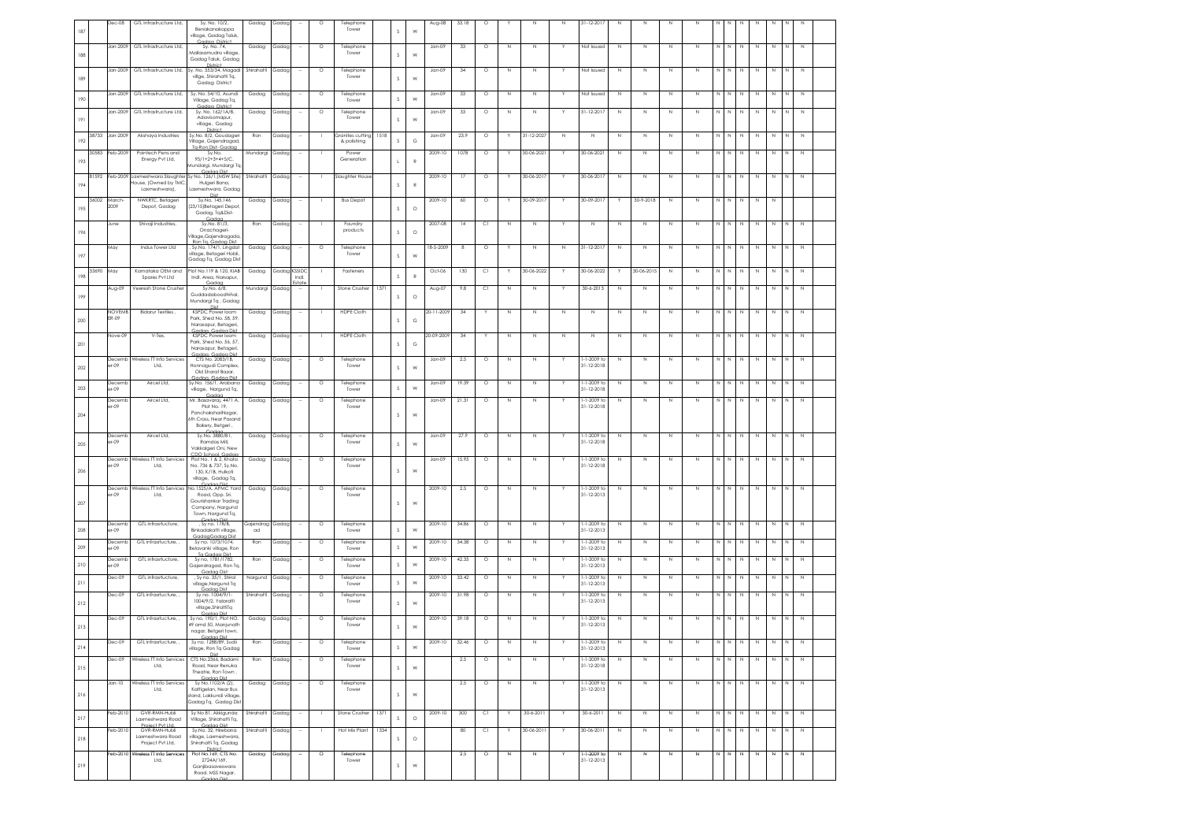| 187 | | Dec-08 | GTL Infrastructure Ltd, | Sy. No. 10/2, Benakanakoppa village, Gadag Taluk, Gadag District | Gadag | Gadag | -- | O | Telephone Tower | | S | W | Aug-08 | 33.18 | O | Y | N | N | 31-12-2017 | N | N | N | N | N | N | N | N | N | N | N |
|---|---|---|---|---|---|---|---|---|---|---|---|---|---|---|---|---|---|---|---|---|---|---|---|---|---|---|---|---|---|---|---|
| 188 | | Jan-2009 | GTL Infrastructure Ltd, | Sy. No. 74, Mallasamudra village, Gadag Taluk, Gadag District | Gadag | Gadag | -- | O | Telephone Tower | | S | W | Jan-09 | 33 | O | N | N | Y | Not Issued | N | N | N | N | N | N | N | N | N | N | N |
| 189 | | Jan-2009 | GTL Infrastructure Ltd, | Sy. No. 553/54, Magadi village, Shirahatti Tq, Gadag District | Shirahatti | Gadag | -- | O | Telephone Tower | | S | W | Jan-09 | 34 | O | N | N | Y | Not Issued | N | N | N | N | N | N | N | N | N | N | N |
| 190 | | Jan-2009 | GTL Infrastructure Ltd, | Sy. No. 54/10, Asundi Village, Gadag Tq, Gadag District | Gadag | Gadag | -- | O | Telephone Tower | | S | W | Jan-09 | 33 | O | N | N | Y | Not Issued | N | N | N | N | N | N | N | N | N | N | N |
| 191 | | Jan-2009 | GTL Infrastructure Ltd, | Sy. No. 162/1A/8, Adavisomapur, village, Gadag District | Gadag | Gadag | -- | O | Telephone Tower | | S | W | Jan-09 | 33 | O | N | N | Y | 31-12-2017 | N | N | N | N | N | N | N | N | N | N | N |
| 192 | 38733 | Jan-2009 | Akshaya Industries | Sy.No. 8/2, Goudageri Village, Gajendragad, Tq-Ron,Dist- Gadag | Ron | Gadag | -- | I | Granites cutting & polishing | 1518 | S | G | Jan-09 | 23.9 | O | Y | 31-12-2027 | N | N | N | N | N | N | N | N | N | N | N | N | N |
| 193 | 30583 | Feb-2009 | Pointech Pens and Energy Pvt Ltd, | Sy.No. 95/1+2+3+4+5/C, Mundargi, Mundargi Tq, Gadag Dist | Mundargi | Gadag | -- | I | Power Generation | | L | R | 2009-10 | 1078 | O | Y | 30-06-2021 | Y | 30-06-2021 | N | N | N | N | N | N | N | N | N | N | N |
| 194 | 81592 | Feb-2009 | Laxmeshwara Slaughter House, (Owned by TMC, Laxmeshwara), | Sy No. 136/1,(MSW Site) Hulgeri Bana, Laxmeshwara, Gadag Dist | Shirahatti | Gadag | -- | I | Slaughter House | | S | R | 2009-10 | 17 | O | Y | 30-06-2017 | Y | 30-06-2017 | N | N | N | N | N | N | N | N | N | N | N |
| 195 | 36002 | March-2009 | NWKRTC, Betageri Depot, Gadag | Sy.No. 145,146 (23/15)Betageri Depot, Gadag, Tq&Dist-Gadag | Gadag | Gadag | -- | I | Bus Depot | | S | O | 2009-10 | 60 | O | Y | 30-09-2017 | Y | 30-09-2017 | Y | 30-9-2018 | N | N | N | N | N | N | N | N | |
| 196 | | June | Shivaji Industries, | Sy.No. 81/3, Onachageri-Village,Gajendragada, Ron Tq, Gadag Dist | Ron | Gadag | -- | I | Foundry products | | S | O | 2007-08 | 14 | C1 | N | N | Y | N | N | N | N | N | N | N | N | N | N | N | N |
| 197 | | May | Indus Tower Ltd | , Sy.No. 174/1, Lingdal village, Betageri Hobli, Gadag Tq, Gadag Dist | Gadag | Gadag | -- | O | Telephone Tower | | S | W | 18-5-2009 | 8 | O | Y | N | N | 31-12-2017 | N | N | N | N | N | N | N | N | N | N | N |
| 198 | 33690 | May | Karnataka OEM and Spares Pvt Ltd | Plot No.119 & 120, KIAB Indl. Area, Narsapur, Gadag | Gadag | Gadag | KSSIDC Indl. Estate | I | Fasteners | | S | R | Oct-06 | 130 | C1 | Y | 30-06-2022 | Y | 30-06-2022 | Y | 30-06-2015 | N | N | N | N | N | N | N | N | N |
| 199 | | Aug-09 | Veeresh Stone Crusher | Sy.No. 6/8, Guddadabooditihal, Mundargi Tq , Gadag Dist | Mundargi | Gadag | -- | I | Stone Crusher | 1371 | S | O | Aug-07 | 9.8 | C1 | N | N | Y | 30-6-2013 | N | N | N | N | N | N | N | N | N | N | N |
| 200 | | NOVEMBER-09 | Bidarur Textiles , | KSPDC Power loom Park, Shed No. 58, 59, Narasapur, Betageri, Gadag, Gadag Dist | Gadag | Gadag | -- | I | HDPE Cloth | | S | G | 20-11-2009 | 34 | Y | N | N | N | N | N | N | N | N | N | N | N | N | N | N | N |
| 201 | | Nove-09 | V-Tex, | KSPDC Power loom Park, Shed No. 56, 57, Narasapur, Betageri, Gadag, Gadag Dist | Gadag | Gadag | -- | I | HDPE Cloth | | S | G | 20-09-2009 | 34 | Y | N | N | N | N | N | N | N | N | N | N | N | N | N | N | N |
| 202 | | December-09 | Wireless TT Info Services Ltd, | CTS No. 2083/1B, Hannagudi Complex, Old Sharaf Bazar, Gadag, Gadag Dist | Gadag | Gadag | -- | O | Telephone Tower | | S | W | Jan-09 | 2.5 | O | N | N | Y | 1-1-2009 to 31-12-2018 | N | N | N | N | N | N | N | N | N | N | N |
| 203 | | December-09 | Aircel Ltd, | Sy.No. 156/1, Aratalana village, Nargund Tq, Gadag | Gadag | Gadag | -- | O | Telephone Tower | | S | W | Jan-09 | 19.39 | O | N | N | Y | 1-1-2009 to 31-12-2018 | N | N | N | N | N | N | N | N | N | N | N |
| 204 | | December-09 | Aircel Ltd, | Mr. Basavaraj, 4471 A, Plot No. 19, PanchakshariNagar, 6th Cross, Near Pavand Bakery, Betgeri, Gadag | Gadag | Gadag | -- | O | Telephone Tower | | S | W | Jan-09 | 21.31 | O | N | N | Y | 1-1-2009 to 31-12-2018 | N | N | N | N | N | N | N | N | N | N | N |
| 205 | | December-09 | Aircel Ltd, | Sy.No. 3880/81, Ramdas Mill, Vakkalgeri Oni, New CDO School, Gadag | Gadag | Gadag | -- | O | Telephone Tower | | S | W | Jan-09 | 27.9 | O | N | N | Y | 1-1-2009 to 31-12-2018 | N | N | N | N | N | N | N | N | N | N | N |
| 206 | | December-09 | Wireless TT Info Services Ltd, | Plot No. 1 & 2, Khata No. 736 & 737, Sy.No. 130, K/1B, Hulkoti village, Gadag Tq, Gadag Dist | Gadag | Gadag | -- | O | Telephone Tower | | S | W | Jan-09 | 15.95 | O | N | N | Y | 1-1-2009 to 31-12-2018 | N | N | N | N | N | N | N | N | N | N | N |
| 207 | | December-09 | Wireless TT Info Services Ltd, | No.1525/A, APMC Yard Road, Opp. Sri. Gourishankar Trading Company, Nargund Town, Nargund Tq, Gadag Dist | Gadag | Gadag | -- | O | Telephone Tower | | S | W | 2009-10 | 2.5 | O | N | N | Y | 1-1-2009 to 31-12-2013 | N | N | N | N | N | N | N | N | N | N | N |
| 208 | | December-09 | GTL infrasstructure, | , Sy no. 11B/8, Binkadakatti village, GadagGadag Dist | Gajendragad | Gadag | -- | O | Telephone Tower | | S | W | 2009-10 | 34.86 | O | N | N | Y | 1-1-2009 to 31-12-2013 | N | N | N | N | N | N | N | N | N | N | N |
| 209 | | December-09 | GTL infrastructure, , | Sy no. 1073/1074, Belavanki village, Ron Tq Gadag Dist | Ron | Gadag | -- | O | Telephone Tower | | S | W | 2009-10 | 34.38 | O | N | N | Y | 1-1-2009 to 31-12-2013 | N | N | N | N | N | N | N | N | N | N | N |
| 210 | | December-09 | GTL infrastructure, | Sy no. 1781/1782, Gajendragad, Ron Tq, Gadag Dist | Ron | Gadag | -- | O | Telephone Tower | | S | W | 2009-10 | 42.35 | O | N | N | Y | 1-1-2009 to 31-12-2013 | N | N | N | N | N | N | N | N | N | N | N |
| 211 | | Dec-09 | GTL infrastructure, | , Sy no. 35/1, Shirol village,Nargund Tq Gadag Dist | Nargund | Gadag | -- | O | Telephone Tower | | S | W | 2009-10 | 33.42 | O | N | N | Y | 1-1-2009 to 31-12-2013 | N | N | N | N | N | N | N | N | N | N | N |
| 212 | | Dec-09 | GTL infrastructure, , | Sy no. 1004/9/1-1004/9/2, Yalavatti village,ShiratiTq Gadag Dist | Shirahatti | Gadag | -- | O | Telephone Tower | | S | W | 2009-10 | 31.98 | O | N | N | Y | 1-1-2009 to 31-12-2013 | N | N | N | N | N | N | N | N | N | N | N |
| 213 | | Dec-09 | GTL infrastructure, , | Sy no. 190/1, Plot NO. 49 amd 50, Manjunath nagar, Betgeri town, Gadag Dist | Gadag | Gadag | -- | O | Telephone Tower | | S | W | 2009-10 | 39.18 | O | N | N | Y | 1-1-2009 to 31-12-2013 | N | N | N | N | N | N | N | N | N | N | N |
| 214 | | Dec-09 | GTL infrastructure, , | Sy no. 1288/89, Sudii village, Ron Tq Gadag Dist | Ron | Gadag | -- | O | Telephone Tower | | S | W | 2009-10 | 32.46 | O | N | N | Y | 1-1-2009 to 31-12-2013 | N | N | N | N | N | N | N | N | N | N | N |
| 215 | | Dec-09 | Wireless TT Info Services Ltd, | CTS No.2366, Badami Road, Near Renuka Theatre, Ron Town , Gadag Dist | Ron | Gadag | -- | O | Telephone Tower | | S | W | | 2.5 | O | N | N | Y | 1-1-2009 to 31-12-2018 | N | N | N | N | N | N | N | N | N | N | N |
| 216 | | Jan-10 | Wireless TT Info Services Ltd, | Sy No.1102/A (2), Kattigelan, Near Bus stand, Lakkundi village, Gadag Tq, Gadag Dist | Gadag | Gadag | -- | O | Telephone Tower | | S | W | | 2.5 | O | N | N | Y | 1-1-2009 to 31-12-2013 | N | N | N | N | N | N | N | N | N | N | N |
| 217 | | Feb-2010 | GVR-RMN-Hubli Laxmeshwara Road Project Pvt Ltd, | Sy No 81, Akkigunda Village, Shirahatti Tq, Gadag Dist | Shirahatti | Gadag | -- | I | Stone Crusher | 1371 | S | O | 2009-10 | 300 | C1 | Y | 30-6-2011 | Y | 30-6-2011 | N | N | N | N | N | N | N | N | N | N | N |
| 218 | | Feb-2010 | GVR-RMN-Hubli Laxmeshwara Road Project Pvt Ltd, | Sy.No. 32, Hirebana village, Laxmeshwara, Shirahatti Tq, Gadag District | Shirahatti | Gadag | -- | I | Hot Mix Plant | 1334 | S | O | | 80 | C1 | Y | 30-06-2011 | Y | 30-06-2011 | N | N | N | N | N | N | N | N | N | N | N |
| 219 | | Feb-2010 | Wireless TT Info Services Ltd, | Plot No.169, CTS No. 2724A/169, Ganjibasaveswara Road, MSS Nagar, Gadag Dist | Gadag | Gadag | -- | O | Telephone Tower | | S | W | | 2.5 | O | N | N | Y | 1-1-2009 to 31-12-2013 | N | N | N | N | N | N | N | N | N | N | N |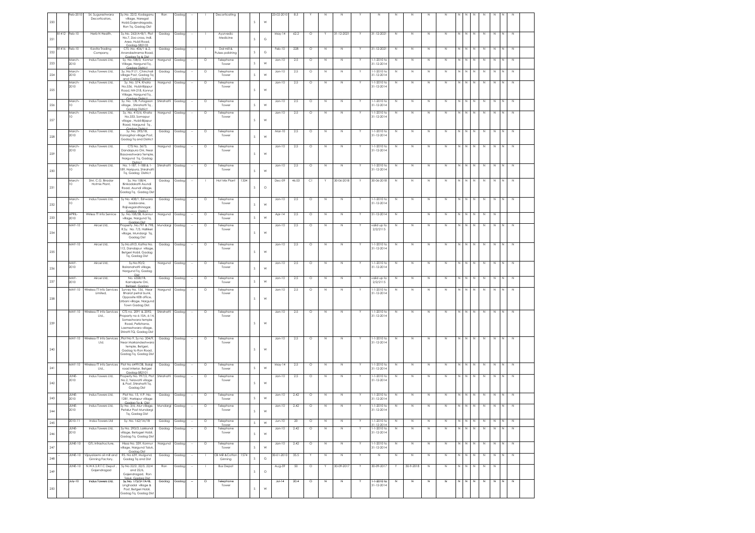| 220 | | Feb-2010 | Sri. Sugureshwara Decorticators, | Sy.No. 22/2, Kadaganu village, Naregal Hobli,Gajendragada, Ron Tq, Gadag Dist | Ron | Gadag | -- | I | Decorticating | | S | W | 23-02-2010 | 8.5 | Y | N | N | Y | N | N | N | N | N | N | N | N | N | N | N | N |
|---|---|---|---|---|---|---|---|---|---|---|---|---|---|---|---|---|---|---|---|---|---|---|---|---|---|---|---|---|---|---|---|
| 221 | 81412 | Feb-10 | Herb N Health, | Sy.No. 263/A+B/1, Plot No.7, Zoo cross, Indl. Area, Hubli Road, Gadag-582103 | Gadag | Gadag | -- | I | Ayurvedic Medicine | | S | G | May-14 | 62.2 | O | Y | 31-12-2021 | Y | 31-12-2021 | N | N | N | N | N | N | N | N | N | N | N |
| 222 | 81416 | Feb-10 | Kavita Trading Company, | CTS. No. 406/1 & 2, Anandashrama Road, Gadag Tq & Dist | Gadag | Gadag | -- | I | Dal mill & Pulses polishing | | S | G | Feb-10 | 228 | O | N | N | Y | 31-12-2021 | N | N | N | N | N | N | N | N | N | N | N |
| 223 | | March-2010 | Indus Towers Ltd, | Sy. No.108/3, Konnur Village, Nargund Tq , Gadag District | Nargund | Gadag | -- | O | Telephone Tower | | S | W | Jan-10 | 2.5 | O | N | N | Y | 1-1-2010 to 31-12-2014 | N | N | N | N | N | N | N | N | N | N | N |
| 224 | | March-2010 | Indus Towers Ltd, | Sy. No.91/1, Chincholi village Post, Gadag Tq and Gadag District | Gadag | Gadag | -- | O | Telephone Tower | | S | W | Jan-10 | 2.5 | O | N | N | Y | 1-1-2010 to 31-12-2014 | N | N | N | N | N | N | N | N | N | N | N |
| 225 | | March-2010 | Indus Towers Ltd, | Sy. No. 5/4, Khata No.536, Hubli-Bijapur Road, NH-218, Konnur Village, Nargund Tq , Gadag District | Nargund | Gadag | -- | O | Telephone Tower | | S | W | Jan-10 | 2.5 | O | N | N | Y | 1-1-2010 to 31-12-2014 | N | N | N | N | N | N | N | N | N | N | N |
| 226 | | March-10 | Indus Towers Ltd, | Sy. No. 1/B, Pufagaon village , Shirahatti Tq , Gadag District | Shirahatti | Gadag | -- | O | Telephone Tower | | S | W | Jan-10 | 2.5 | O | N | N | Y | 1-1-2010 to 31-12-2014 | N | N | N | N | N | N | N | N | N | N | N |
| 227 | | March-10 | Indus Towers Ltd, | Sy. No. 410/6, Khata No.335, Somapur village , Hubli-Bijapur Road, Nargund Tq , Gadag District | Nargund | Gadag | -- | O | Telephone Tower | | S | W | Jan-10 | 2.5 | O | N | N | Y | 1-1-2010 to 31-12-2014 | N | N | N | N | N | N | N | N | N | N | N |
| 228 | | March-2010 | Indus Towers Ltd, | Sy. No. 293/1B, Kanagihal village Post, Gadag Tq and District | Gadag | Gadag | -- | O | Telephone Tower | | S | W | Mar-10 | 2.5 | O | N | N | Y | 1-1-2010 to 31-12-2014 | N | N | N | N | N | N | N | N | N | N | N |
| 229 | | March-2010 | Indus Towers Ltd, | CTS No. 3673, Dandapura Oni, Near Basaveshwara Temple, Nargund Tq, Gadag District | Nargund | Gadag | -- | O | Telephone Tower | | S | W | Jan-10 | 2.5 | O | N | N | Y | 1-1-2010 to 31-12-2014 | N | N | N | N | N | N | N | N | N | N | N |
| 230 | | March-10 | Indus Towers Ltd, | No. 1-187, 1-188 & 1-189, Haripura, Shirahatti Tq, Gadag District | Shirahatti | Gadag | -- | O | Telephone Tower | | S | W | Jan-10 | 2.5 | O | N | N | Y | 1-1-2010 to 31-12-2014 | N | N | N | N | N | N | N | N | N | N | N |
| 231 | | March-10 | Shri. C.G. Biradar Hotmix Plant, | Sy. No 108/4, Binkadakatti Asundi Road, Asundi village, Gadag Tq, Gadag Dist | Gadag | Gadag | -- | I | Hot Mix Plant | 1334 | S | O | Dec-09 | 46.03 | C1 | Y | 30-06-2018 | Y | 30-06-2018 | N | N | N | N | N | N | N | N | N | N | N |
| 232 | | March-10 | Indus Towers Ltd, | Sy No. 408/1, Eshwara badavane, Rajivegandhinagar, Gadag District | Gadag | Gadag | -- | O | Telephone Tower | | S | W | Jan-10 | 2.5 | O | N | N | Y | 1-1-2010 to 31-12-2014 | N | N | N | N | N | N | N | N | N | N | N |
| 233 | | APRIL 2010 | Wirless TT Info Service | Sy. No.108/5B, Konnur village, Nargund Tq, Gadag Dist | Nargund | Gadag | -- | O | Telephone Tower | | S | W | Apr-14 | 2.5 | O | N | N | Y | 31-12-2014 | N | | N | N | N | N | N | N | N | N | |
| 234 | | MAY-10 | Aircel Ltd, | Property .No.797 & 798, R.Sy. No. 7/3, Hatlikeri village, Mundargi Tq, Gadag Dist | Mundargi | Gadag | -- | O | Telephone Tower | | S | W | Jan-10 | 2.5 | O | N | N | Y | valid up to 2/2/2115 | N | N | N | N | N | N | N | N | N | N | N |
| 235 | | MAY-10 | Aircel Ltd, | Sy.No.69/3, Katha No. 112, Dandapur village, Betgeri Hobli, Gadag Tq, Gadag Dist | Gadag | Gadag | -- | O | Telephone Tower | | S | W | Jan-10 | 2.5 | O | N | N | Y | 1-1-2010 to 31-12-2014 | N | N | N | N | N | N | N | N | N | N | N |
| 236 | | MAY-2010 | Aircel Ltd, | Sy.No.90/2, Bairanahatti village, Nargund Tq, Gadag Dist | Nargund | Gadag | -- | O | Telephone Tower | | S | W | Jan-10 | 2.5 | O | N | N | Y | 1-1-2010 to 31-12-2014 | N | N | N | N | N | N | N | N | N | N | N |
| 237 | | MAY-2010 | Aircel Ltd, | No. 6358/1B, Kamalpete Oni, Betgeri, Gadag | Gadag | Gadag | -- | O | Telephone Tower | | S | W | Jan-10 | 2.5 | O | N | N | Y | valid up to 2/2/2115 | N | N | N | N | N | N | N | N | N | N | N |
| 238 | | MAY-10 | Wireless TT Info Services Limited, | Survey No. 156, Near Bharat petrol bunk, Opposite KEB office, Urbani village, Nargund Town Gadag Dist. | Nargund | Gadag | -- | O | Telephone Tower | | S | W | Jan-10 | 2.5 | O | N | N | Y | 1-1-2010 to 31-12-2014 | N | N | N | N | N | N | N | N | N | N | N |
| 239 | | MAY-10 | Wireless-TT Info Services Ltd., | CTS no. 2091 & 2092, Property no 6-10A, 6-14, Someshwara temple Road, Pettahana, Laxmeshwara village, Shiratti TQ, Gadag Dist | Shirahatti | Gadag | -- | O | Telephone Tower | | S | W | Jan-10 | 2.5 | O | N | N | Y | 1-1-2010 to 31-12-2014 | N | N | N | N | N | N | N | N | N | N | N |
| 240 | | MAY-10 | Wireless-TT Info Services Ltd. | Plot No 9, Sy no. 204/9, Near Markandeshwara temple, Betgeri, Gadag to Ron Road, Gadag Tq, Gadag Dist | Gadag | Gadag | -- | O | Telephone Tower | | S | W | Jan-10 | 2.5 | O | N | N | Y | 1-1-2010 to 31-12-2014 | N | N | N | N | N | N | N | N | N | N | N |
| 241 | | MAY-10 | Wireless-TT Info Services Ltd., | Plot No 6499/3B, Balaji road interior, Betgeri Gadag-582101 | Gadag | Gadag | -- | O | Telephone Tower | | S | W | May-14 | 2.5 | O | N | N | Y | 1-1-2010 to 31-12-2014 | N | N | N | N | N | N | N | N | N | N | N |
| 242 | | JUNE-2010 | Indus Towers Ltd, | Property No. 997/2, Plot No.2, Yelavatti village & Post, Shirahatti Tq, Gadag Dist | Shirahatti | Gadag | -- | O | Telephone Tower | | S | W | Jan-10 | 2.5 | O | N | N | Y | 1-1-2010 to 31-12-2014 | N | N | N | N | N | N | N | N | N | N | N |
| 243 | | JUNE-2010 | Indus Towers Ltd, | Plot No. 15, V.P. No. 1281, Harlapur village Gadag Tq & Dist | Gadag | Gadag | -- | O | Telephone Tower | | S | W | Jan-10 | 2.42 | O | N | N | Y | 1-1-2010 to 31-12-2014 | N | N | N | N | N | N | N | N | N | N | N |
| 244 | | JUNE-2010 | Indus Towers Ltd, | Sy No. 3/6, Atur village, Petalur Post Mundargi Tq, Gadag Dist | Mundargi | Gadag | -- | O | Telephone Tower | | S | W | Jan-10 | 2.42 | O | N | N | Y | 1-1-2010 to 31-12-2014 | N | N | N | N | N | N | N | N | N | N | N |
| 245 | | 2010-11 | Indus Towers Ltd | Sy. No. 162/1A/1B | Gadag | Gadag | -- | O | Telephone Tower | | S | W | Jun-10 | 20 | O | N | N | Y | 1-1-2010 to 31-12-2014 | N | N | N | N | N | N | N | N | N | N | N |
| 246 | | JUNE-2010 | Indus Towers Ltd, | Sy No. 293/3, Lakkundi village, Betageri Hobli, Gadag Tq, Gadag Dist | Gadag | Gadag | -- | O | Telephone Tower | | S | W | Jan-10 | 2.42 | O | N | N | Y | 1-1-2010 to 31-12-2014 | N | N | N | N | N | N | N | N | N | N | N |
| 247 | | JUNE-10 | GTL Infrastructure, | Hissa No. 339, Konnur village, Nargund Taluk, Gadag Dist | Nargund | Gadag | -- | O | Telephone Tower | | S | W | Jan-10 | 2.42 | O | N | N | Y | 1-1-2010 to 31-12-2014 | N | N | N | N | N | N | N | N | N | N | N |
| 248 | -- | JUNE-10 | Vijayalaxmi oil mill and Ginning Factory, | RS. No 639, Mulgund, Gadag Tq and Dist | Gadag | Gadag | -- | I | Oil Mill &Cotton Ginning | 1574 | S | G | 30-01-2010 | 35.5 | Y | N | N | Y | N | N | N | N | N | N | N | N | N | N | N | N |
| 249 | | JUNE-10 | N.W.K.S.R.T.C Depot , Gajendragad | Sy No 22/2, 22/5, 22/4 and 22/6, Gajendragad, Ron Taluk, Gadag Dist | Ron | Gadag | -- | I | Bus Depot | | S | O | Aug-59 | 50 | O | Y | 30-09-2017 | Y | 30-09-2017 | Y | 30-9-2018 | N | N | N | N | N | N | N | N | |
| 250 | | July-10 | Indus Towers Ltd, | Sy. No. 175/3+7A+1B, Linghadal village & Post, Betgeri Hobli, Gadag Tq, Gadag Dist | Gadag | Gadag | -- | O | Telephone Tower | | S | W | Jul-14 | 20.4 | O | N | N | Y | 1-1-2010 to 31-12-2014 | N | N | N | N | N | N | N | N | N | N | N |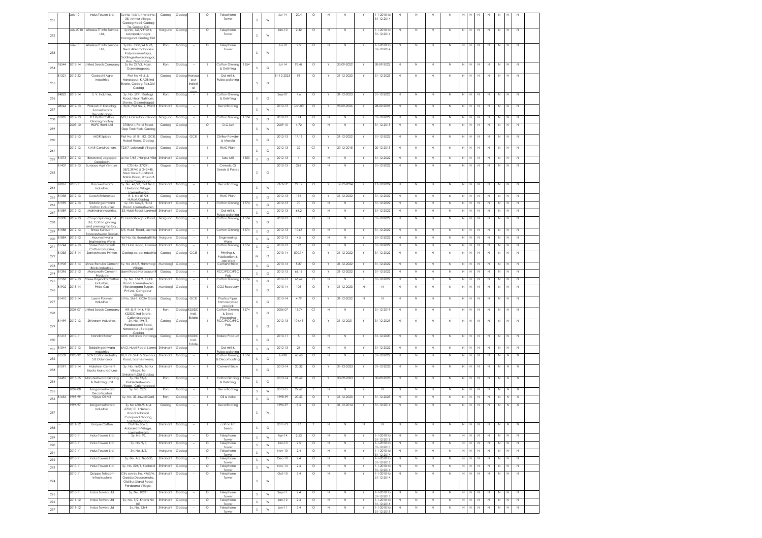| | | | | | | | | | | | | | | | | | | | | | | | | | | | | | | |
|---|---|---|---|---|---|---|---|---|---|---|---|---|---|---|---|---|---|---|---|---|---|---|---|---|---|---|---|---|---|---|
| 251 | | July-10 | Indus Towers Ltd, | Sy.No. 1/6/1, Khata No. 35, Anthur village, Gadag Hobli, Gadag Tq, Gadag Dist | Gadag | Gadag | -- | O | Telephone Tower | | S | W | Jul-14 | 20.4 | O | N | N | Y | 1-1-2010 to 31-12-2014 | N | N | N | N | N | N | N | N | N | N | N |
| 252 | | July-2010 | Wireless-TT Info Service Ltd, | Sy.No. 163/2B+3+4, Adiyapakanagar, Naragund, Gadag Dist | Nargund | Gadag | -- | O | Telephone Tower | | S | W | Jan-10 | 2.42 | O | N | N | Y | 1-1-2010 to 31-12-2014 | N | N | N | N | N | N | N | N | N | N | N |
| 253 | | July-10 | Wireless-TT Info Service Ltd, | Sy.No. 350B/24 & 23, Near Akkamahadevi Kalyanamantapa, Siddlingeshwaranagar, Ron, Gadag Dist | Ron | Gadag | -- | O | Telephone Tower | | S | W | Jul-10 | 2.5 | O | N | N | Y | 1-1-2010 to 31-12-2014 | N | N | N | N | N | N | N | N | N | N | N |
| 254 | 76544 | 2013-14 | United Seeds Company | Sy No 227/3, Rajur, Gajendragada, | Ron | Gadag | -- | I | Cotton Ginning & Delinting | 1654 | S | G | Jul-14 | 95.49 | O | Y | 30-09-2022 | Y | 30-09-2022 | N | N | N | N | N | N | N | N | N | N | N |
| 255 | 81321 | 2012-23 | Godachi Agro Industries | Plot No 48 & 5, Narasapur, KIADB Ind Estate, Gadag, Tq&Dist-Gadag | Gadag | Gadag | Narasapur Industrial area | I | Dal mill & Pulses polishing | | S | G | 31-12-2023 | 93 | O | Y | 31-12-2023 | Y | 31-12-2023 | N | N | N | N | N | N | N | N | N | N | N |
| 256 | 84823 | 2013-14 | S. V. Indutries, | Sy. No. 59/1, Kustagi Road, Near Platinum, Stones, Gajendragad | Ron | Gadag | -- | I | Cotton Ginning & Delinting | | S | G | Sep-07 | 7.6 | O | Y | 31-12-2023 | Y | 31-12-2023 | N | N | N | N | N | N | N | N | N | N | N |
| 257 | 28044 | 2012-13 | Prakash C Karudagi Sameshwara Decorticating | , 36/K, Plot No. 9, Ward 1 | Shirahatti | Gadag | -- | I | Decorticating | | S | W | 2012-13 | Jan-00 | O | Y | 28-02-2026 | Y | 28-02-2026 | N | N | N | N | N | N | N | N | N | N | N |
| 258 | 81885 | 2012-13 | R S Rathi Cotton Ginning Factory | S/O, Hubli Solapur Road | Nargund | Gadag | -- | I | Cotton Ginning | 1574 | S | G | 2012-13 | 114 | O | N | N | Y | 31-12-2022 | N | N | N | N | N | N | N | N | N | N | N |
| 259 | | 2009-10 | HDFC Bank Ltd | 3758/A1, Patel Road, Opp Tirak Park, Gadag | Gadag | Gadag | -- | O | D.G.Set | | S | W | 2009-10 | 4.72 | O | N | N | Y | 31-12-2015 | N | N | N | N | N | N | N | N | N | N | N |
| 260 | | 2012-13 | MGR Spices | Plot No. 51 B1, B2, GCIE, Hubali Road, Gadag | Gadag | Gadag | GCIE | I | Chilley Powder & Masala | | S | G | 2012-13 | 17.15 | O | Y | 31-12-2022 | Y | 31-12-2022 | N | N | N | N | N | N | N | N | N | N | N |
| 261 | | 2012-13 | K.N.R Constructions | 723/7, Lakkundi-Village, | Gadag | Gadag | - | I | RMC Plant | | S | G | 2012-13 | 32 | C1 | Y | 20-12-2015 | Y | 20-12-2015 | N | N | N | N | N | N | N | N | N | N | N |
| 262 | 81573 | 2012-13 | Basavaraj Jogeppa Desaipeth | e No 1/65, Haripur-Villa | Shirahatti | Gadag | -- | I | Saw Mill | 1553 | S | G | 2012-13 | 4 | O | N | N | Y | 31-12-2022 | N | N | N | N | N | N | N | N | N | N | N |
| 263 | 81407 | 2012-13 | Suvijaya Agri Venture | CTS No: 37/2/1, 38/2,39/40 & 2+3+4B, Near New Bus Stand, Ballari Road, Umesh B Hubli Compound, | Gagad | Gadag | -- | I | Cereals, Oil Seeds & Pulses | | S | G | 2012-13 | 262 | O | N | N | Y | 31-12-2022 | N | N | N | N | N | N | N | N | N | N | N |
| 264 | 26867 | 2010-11 | Basaveshwara Industries, | Sy. No. 46/2B, Plot No.1, Hirebana Village, Laxmeshwara | Shirahatti | Gadag | -- | I | Decorticating | | S | W | Oct-12 | 27.12 | O | Y | 17-12-2024 | Y | 17-12-2024 | N | N | N | N | N | N | N | N | N | N | N |
| 265 | 81338 | 2012-13 | Suresh Enterprises | R. S. No 81/2B, Hulkoti,Gadag | Gadag | Gadag | -- | I | RMC Plant | | S | G | 2012-13 | 196 | O | Y | 31-12-2022 | Y | 31-12-2022 | N | N | N | N | N | N | N | N | N | N | N |
| 266 | 81590 | 2012-13 | Siddalingeshwara Cotton Industries | Sy. No 16A/2, Hubli Road, Laxmeshwara | Shirahatti | Gadag | -- | I | Cotton Ginning | 1574 | S | G | 2012-13 | 70 | O | N | N | Y | 31-12-2022 | N | N | N | N | N | N | N | N | N | N | N |
| 267 | 81589 | 2012-13 | Mahindra Industries, | 33, Hubli Road, Laxmesh | Shirahatti | Gadag | -- | I | Dal mill & Pulses polishing | | S | G | 2012-13 | 64.2 | O | N | N | Y | 31-12-2022 | N | N | N | N | N | N | N | N | N | N | N |
| 268 | 81900 | 2012-13 | Chaya Spinning Pvt Ltd, Cotton ginning and pressing factory | D, Hubli Sholapur Road, | Nargund | Gadag | -- | I | Cotton Ginning | 1574 | S | G | 2012-13 | 117 | O | N | N | Y | 31-12-2022 | N | N | N | N | N | N | N | N | N | N | N |
| 269 | 81588 | 2012-13 | Shree Kuravathi Basaveshwara Traders | 8/5, Hubli Road, Laxmes | Shirahatti | Gadag | -- | I | Cotton Ginning | 1574 | S | G | 2012-13 | 104.5 | O | N | N | Y | 31-12-2022 | N | N | N | N | N | N | N | N | N | N | N |
| 270 | 81884 | 2012-13 | Mouneshwara Engineering Works | Plot No. 06, Banahatti Ro | Nargund | Gadag | -- | I | Engineering Works | | S | G | 2012-13 | 4.5 | O | N | N | Y | 31-12-2022 | N | N | N | N | N | N | N | N | N | N | N |
| 271 | 81744 | 2012-13 | Shree Padmavati Cotton Industries | 33, Hubli Road, Laxmesh | Shirahatti | Gadag | -- | I | Cotton Ginning | 1574 | S | G | 2012-13 | 126 | O | N | N | Y | 31-12-2022 | N | N | N | N | N | N | N | N | N | N | N |
| 272 | 81335 | 2013-14 | Sankeshwara Printers | Gadag co-op Industrial | Gadag | Gadag | GCIE | I | Printing & Publication & Job Work | | M | O | 2013-14 | 500.14 | O | Y | 31-12-2022 | Y | 31-12-2022 | N | N | N | N | N | N | N | N | N | N | N |
| 273 | 81905 | 2013-14 | Shree Renuka Cement Bricks Industries, | Sy. No 246/B, Hammagi Village, | Mundargi | Gadag | -- | I | Cement Bricks | | S | G | 2013-14 | 5.87 | O | Y | 31-12-2022 | Y | 31-12-2022 | N | N | N | N | N | N | N | N | N | N | N |
| 274 | 81396 | 2012-13 | Manjunath Cement Products | dami Road,Narasapur | Gadag | Gadag | -- | I | RCC/PCC/PSC Pols | | S | G | 2012-13 | 66.19 | O | Y | 31-12-2022 | Y | 31-12-2022 | N | N | N | N | N | N | N | N | N | N | N |
| 275 | 81586 | 2012-13 | Shree Rajendra Cotton Industries, | Sy. No. 16A/2, Hubli Road, Laxmeshwara | Shirahatti | Gadag | -- | I | Cotton Ginning | 1574 | S | G | 2012-13 | 66.64 | O | N | N | Y | 31-12-2022 | N | N | N | N | N | N | N | N | N | N | N |
| 276 | 81902 | 2013-14 | Pride Gas | Vijayanagara Sugars Pvt Ltd, Gangapur-Village | Mundargi | Gadag | -- | I | CO2 Recovery | | S | G | 2013-14 | 105 | O | Y | 31-12-2023 | N | N | N | N | N | N | N | N | N | N | N | N | N |
| 277 | 81410 | 2013-14 | Laxmi Polymer | ot No. SM-1, GCIA Gadag | Gadag | Gadag | GCIE | I | Plastics Pipes from recycled plastick | | S | G | 2013-14 | 4.79 | O | Y | 31-12-2022 | N | N | N | N | N | N | N | N | N | N | N | N | N |
| 278 | | 2006-07 | United Seeds Company | #R.-8, R-14 & R15, KSSIDC Ind Estate, Gajendragada | Ron | Gadag | KSSIDC Indl. Estate | I | Cotton Ginning & Seed Processing | 1574 | S | G | 2006-07 | 13.74 | C1 | N | N | Y | 31-12-2019 | N | N | N | N | N | N | N | N | N | N | N |
| 279 | 81499 | 2012-13 | Shivaram Industries. | Sy. No. 196/1, Palabadami Road, Narasapur, Betageri-Gadag | Gadag | Gadag | -- | I | RCC/PCC/PSC Pols | | S | G | 2012-13 | 104.45 | O | Y | 31-12-2021 | Y | 31-12-2021 | N | N | N | N | N | N | N | N | N | N | N |
| 280 | 81413 | 2010-11 | Nandini Bakeri | SIDC Ind area, Hatalage | Gadag | Gadag | KSSIDC Indl. Estate | I | Bakery Product | | S | G | 2010-11 | 8 | O | N | N | Y | 31-12-2020 | N | N | N | N | N | N | N | N | N | N | N |
| 281 | 81544 | 2012-13 | Siddalingeshwara Industries | 6A/2, Hubli Road, Laxme | Shirahatti | Gadag | -- | I | Dal mill & Pulses polishing | | S | G | 2012-13 | 26 | O | N | N | Y | 31-12-2022 | N | N | N | N | N | N | N | N | N | N | N |
| 282 | 81539 | 1998-99 | BCN Cotton Industry S.B.Odunavar | 81/1+2+3+4+5, Savanur Road, Laxmeshwara, | Shirahatti | Gadag | -- | I | Cotton Ginning & Decorticating | 1574 | S | G | Jul-98 | 68.68 | O | N | N | Y | 31-12-2022 | N | N | N | N | N | N | N | N | N | N | N |
| 283 | 81591 | 2013-14 | Malatesh Cement Blocks Manufactures | Sy. No. 16/2A, Battur Village, Tq-Shirahatti,Dist-Gadag | Shirahatti | Gadag | -- | I | Cement Bricks | | S | G | 2013-14 | 20.32 | O | Y | 31-12-2023 | Y | 31-12-2023 | N | N | N | N | N | N | N | N | N | N | N |
| 284 | 76481 | 2013-15 | Maruteshwara Ginning & Delinting Unit | Sy. No 53/6, Kalakaleshwara-Village, Gajendragad | Ron | Gadag | -- | I | CottonGinning & Delinting | 1654 | S | G | 2013-14 | 28.62 | O | Y | 30-09-2023 | Y | 30-09-2023 | N | N | N | N | N | N | N | N | N | N | N |
| 285 | | 2007-08 | Sangameshwara Decorticators | Sy. No. 22/2, | Ron | Gadag | -- | I | Decorticating | | S | W | 2013-15 | 29.62 | Y | N | N | Y | N | N | N | N | N | N | N | N | N | N | N | N |
| 286 | 81654 | 1998-99 | Vijaya Oil Mill | Sy. No. 33 Jawali Galli | Ron | Gadag | -- | I | Oil & cake | | S | G | 1998-99 | 20.53 | O | Y | 31-12-2023 | Y | 31-12-2023 | N | N | N | N | N | N | N | N | N | N | N |
| 287 | | 1996-97 | Sangameshwara Industries, | Sy No 6706/51N & 6706/51J Neheru Road,Yalamali Compund Gadag, Tq&Dist-Gadag | Gadag | Gadag | -- | I | Decorticating | | S | W | 1996-97 | 8.5 | O | Y | 31-12-2014 | Y | 31-12-2014 | N | N | N | N | N | N | N | N | N | N | N |
| 288 | -- | 2011-12 | Unique Cotton | Plot No 606 B, Adarakatti-Village, Laxmeshwara | Shirahatti | Gadag | -- | I | cotton lint Seeds | | S | G | 2011-12 | 116 | Y | N | N | N | N | N | N | N | N | N | N | N | N | N | N | N |
| 289 | | 2010-11 | Indus Towers Ltd, | Sy. No. 93, | Shirahatti | Gadag | -- | O | Telephone Tower | | S | W | Apr-14 | 2.53 | O | N | N | Y | 1-1-2010 to 31-12-2015 | N | N | N | N | N | N | N | N | N | N | N |
| 290 | | 2010-11 | Indus Towers Ltd, | Sy. No. 9/1, | Shirahatti | Gadag | -- | O | Telephone Tower | | S | W | Jan-10 | 2.5 | O | N | N | Y | 1-1-2010 to 31-12-2013 | N | N | N | N | N | N | N | N | N | N | N |
| 291 | | 2010-11 | Indus Towers Ltd, | Sy. No. 3/2, | Nargund | Gadag | -- | O | Telephone Tower | | S | W | Nov-10 | 2.4 | O | N | N | Y | 1-1-2010 to 31-12-2014 | N | N | N | N | N | N | N | N | N | N | N |
| 292 | | 2010-11 | Indus Towers Ltd, | Sy. No. A.S. No-500, | Shirahatti | Gadag | -- | O | Telephone Tower | | S | W | Dec-10 | 2.4 | O | N | N | Y | 1-1-2010 to 31-12-2015 | N | N | N | N | N | N | N | N | N | N | N |
| 293 | | 2010-11 | Indus Towers Ltd, | Sy. No. 226/1, Kadakol | Shirahatti | Gadag | -- | O | Telephone Tower | | S | W | Nov-14 | 2.4 | O | N | N | Y | 1-1-2010 to 31-12-2014 | N | N | N | N | N | N | N | N | N | N | N |
| 294 | | 2010-11 | Quippo Telecom Infrastructure | City survey No. 4963/A, Gadda Devaramata, Old Bus Stand Road, Perabana Village, | Shirahatti | Gadag | -- | O | Telephone Tower | | S | W | Oct-10 | 3.4 | O | N | N | Y | 1-1-2010 to 31-12-2014 | N | N | N | N | N | N | N | N | N | N | N |
| 295 | | 2010-11 | Indus Towers Ltd | Sy. No. 102/1 | Shirahatti | Gadag | -- | O | Telephone Tower | | S | W | Sep-11 | 2.4 | O | N | N | Y | 1-1-2010 to 31-12-2015 | N | N | N | N | N | N | N | N | N | N | N |
| 296 | | 2011-12 | Indus Towers Ltd | Sy. No. 1/2, Khata No 101, | Shirahatti | Gadag | -- | O | Telephone Tower | | S | W | Jan-12 | 2.4 | O | N | N | Y | 1-1-2010 to 31-12-2016 | N | N | N | N | N | N | N | N | N | N | N |
| 297 | | 2011-12 | Indus Towers Ltd | Sy. No. 53/4 | Shirahatti | Gadag | -- | O | Telephone Tower | | S | W | Jun-11 | 3.4 | O | N | N | Y | 1-1-2010 to 31-12-2015 | N | N | N | N | N | N | N | N | N | N | N |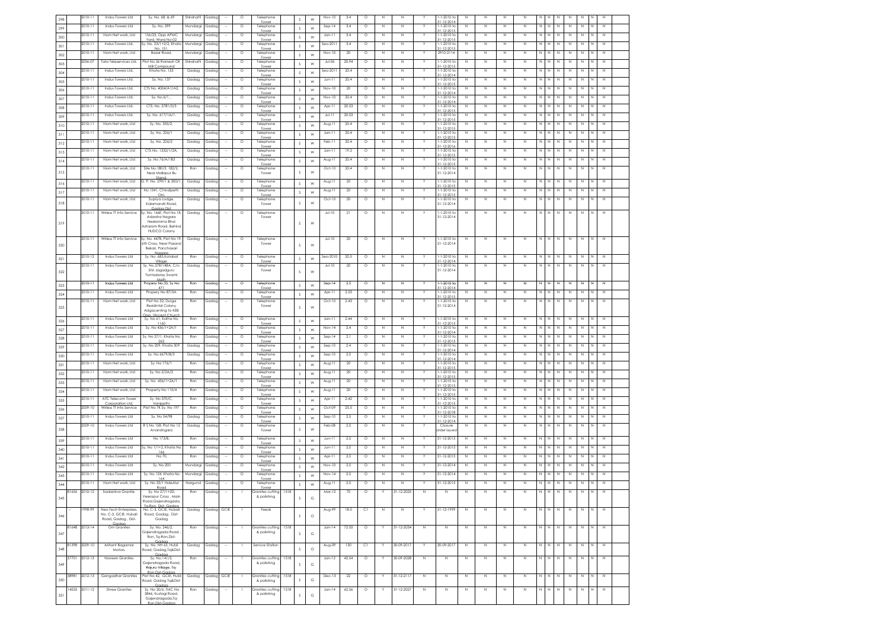| 298 | | 2010-11 | Indus Towers Ltd | Sy. No. 68, & 69 | Shirahatti | Gadag | -- | O | Telephone Tower | | S | W | Nov-10 | 3.4 | O | N | N | Y | 1-1-2010 to 31-12-2014 | N | N | N | N | N | N | N | N | N | N | N |
|---|---|---|---|---|---|---|---|---|---|---|---|---|---|---|---|---|---|---|---|---|---|---|---|---|---|---|---|---|---|---|---|
| 299 | | 2010-11 | Indus Towers Ltd | Sy. No. 599 | Mundargi | Gadag | -- | O | Telephone Tower | | S | W | Sep-14 | 3.4 | O | N | N | Y | 1-1-2010 to 31-12-2015 | N | N | N | N | N | N | N | N | N | N | N |
| 300 | | 2010-11 | Viom Net work, Ltd | 156/23, Opp APMC Yard, Ward No-02 | Mundargi | Gadag | -- | O | Telephone Tower | | S | W | Jan-11 | 3.4 | O | N | N | Y | 1-1-2010 to 31-12-2015 | N | N | N | N | N | N | N | N | N | N | N |
| 301 | | 2010-11 | Indus Towers Ltd. | Sy. No. 23/1+2/2, Khata No. 151, | Mundargi | Gadag | -- | O | Telephone Tower | | S | W | Sep-2011 | 3.4 | O | N | N | Y | 1-1-2010 to 31-12-2015 | N | N | N | N | N | N | N | N | N | N | N |
| 302 | | 2010-11 | Viom Net work, Ltd | Bazar Road, | Mundargi | Gadag | -- | O | Telephone Tower | | S | W | Nov-10 | 20 | O | N | N | Y | 2910-2114 | N | N | N | N | N | N | N | N | N | N | N |
| 303 | | 2006-07 | Tata Teleservices Ltd. | Plot No 36 Ramesh Oil Mill Compound | Shirahatti | Gadag | -- | O | Telephone Tower | | S | W | Jul-06 | 20.94 | O | N | N | Y | 1-1-2010 to 31-12-2015 | N | N | N | N | N | N | N | N | N | N | N |
| 304 | | 2010-11 | Indus Towers Ltd. | Khata No. 153 | Gadag | Gadag | -- | O | Telephone Tower | | S | W | Sep-2011 | 20.4 | O | N | N | Y | 1-1-2010 to 31-12-2014 | N | N | N | N | N | N | N | N | N | N | N |
| 305 | | 2010-11 | Indus Towers Ltd. | Sy. No. 137 | Gadag | Gadag | -- | O | Telephone Tower | | S | W | Jun-11 | 20.4 | O | N | N | Y | 1-1-2010 to 31-12-2015 | N | N | N | N | N | N | N | N | N | N | N |
| 306 | | 2010-11 | Indus Towers Ltd. | CTS No. 4004/A1/A2, | Gadag | Gadag | -- | O | Telephone Tower | | S | W | Nov-10 | 20 | O | N | N | Y | 1-1-2010 to 31-12-2015 | N | N | N | N | N | N | N | N | N | N | N |
| 307 | | 2010-11 | Indus Towers Ltd. | Sy. No.6/1, , | Gadag | Gadag | -- | O | Telephone Tower | | S | W | Nov-10 | 20.4 | O | N | N | Y | 1-1-2010 to 31-12-2014 | N | N | N | N | N | N | N | N | N | N | N |
| 308 | | 2010-11 | Indus Towers Ltd. | CTS. No. 3781/5/3 | Gadag | Gadag | -- | O | Telephone Tower | | S | W | Apr-11 | 20.53 | O | N | N | Y | 1-1-2010 to 31-12-2015 | N | N | N | N | N | N | N | N | N | N | N |
| 309 | | 2010-11 | Indus Towers Ltd. | Sy. No. 617/1A/1 | Gadag | Gadag | -- | O | Telephone Tower | | S | W | Jul-11 | 20.53 | O | N | N | Y | 1-1-2010 to 31-12-2015 | N | N | N | N | N | N | N | N | N | N | N |
| 310 | | 2010-11 | Viom Net work, Ltd | Sy. No. 355/2, | Gadag | Gadag | -- | O | Telephone Tower | | S | W | Aug-11 | 20.4 | O | N | N | Y | 1-1-2010 to 31-12-2015 | N | N | N | N | N | N | N | N | N | N | N |
| 311 | | 2010-11 | Viom Net work, Ltd | Sy. No. 226/1 | Gadag | Gadag | -- | O | Telephone Tower | | S | W | Jan-11 | 20.4 | O | N | N | Y | 1-1-2010 to 31-12-2015 | N | N | N | N | N | N | N | N | N | N | N |
| 312 | | 2010-11 | Viom Net work, Ltd | Sy. No. 226/2 | Gadag | Gadag | -- | O | Telephone Tower | | S | W | Feb-11 | 20.4 | O | N | N | Y | 1-1-2010 to 31-12-2016 | N | N | N | N | N | N | N | N | N | N | N |
| 313 | | 2010-11 | Viom Net work, Ltd | CTS No. 1232/1/2A, | Gadag | Gadag | -- | O | Telephone Tower | | S | W | Jan-11 | 19.2 | O | N | N | Y | 1-1-2010 to 31-12-2015 | N | N | N | N | N | N | N | N | N | N | N |
| 314 | | 2010-11 | Viom Net work, Ltd | Sy. No 76/A/183 | Gadag | Gadag | -- | O | Telephone Tower | | S | W | Aug-11 | 20.4 | O | N | N | Y | 1-1-2010 to 31-12-2015 | N | N | N | N | N | N | N | N | N | N | N |
| 315 | | 2010-11 | Viom Net work, Ltd | Site No.180/2, 182/2, Near Mallapur Bu Stand | Ron | Gadag | -- | O | Telephone Tower | | S | W | Oct-10 | 20.4 | O | N | N | Y | 1-1-2010 to 31-12-2014 | N | N | N | N | N | N | N | N | N | N | N |
| 316 | | 2010-11 | Viom Net work, Ltd | G. P. No. 299/1 & 300/1, | Gadag | Gadag | -- | O | Telephone Tower | | S | W | Aug-11 | 20 | O | N | N | Y | 1-1-2010 to 31-12-2015 | N | N | N | N | N | N | N | N | N | N | N |
| 317 | | 2010-11 | Viom Net work, Ltd | No 1341, Chindipeth Oni, | Gadag | Gadag | -- | O | Telephone Tower | | S | W | Aug-11 | 20 | O | N | N | Y | 1-1-2010 to 31-12-2015 | N | N | N | N | N | N | N | N | N | N | N |
| 318 | | 2010-11 | Viom Net work, Ltd | Supriya Lodge, Kalamandir Road, Gadag Dist | Gadag | Gadag | -- | O | Telephone Tower | | S | W | Oct-10 | 20 | O | N | N | Y | 1-1-2010 to 31-12-2014 | N | N | N | N | N | N | N | N | N | N | N |
| 319 | | 2010-11 | Wirless TT Info Service | Sy. No. 166E, Plot No 18, Adarsha Nagara Neelamma Bhai Ashsram Road, Behind HUDCO Colony | Gadag | Gadag | -- | O | Telephone Tower | | S | W | Jul-10 | 21 | O | N | N | Y | 1-1-2010 to 31-12-2014 | N | N | N | N | N | N | N | N | N | N | N |
| 320 | | 2010-11 | Wirless TT Info Service | Sy. No. 447B, Plot No 19, 6th Cross, Near Pasand Bekari, Panchaxari Nagara | Gadag | Gadag | -- | O | Telephone Tower | | S | W | Jul-10 | 20 | O | N | N | Y | 1-1-2010 to 31-12-2014 | N | N | N | N | N | N | N | N | N | N | N |
| 321 | | 2010-12 | Indus Towers Ltd | Sy. No. 683,Kotabal Village | Ron | Gadag | -- | O | Telephone Tower | | S | W | Sep-2010 | 20.5 | O | N | N | Y | 1-1-2010 to 31-12-2014 | N | N | N | N | N | N | N | N | N | N | N |
| 322 | | 2010-11 | Indus Towers Ltd | Sy. No.378/74BA, C/o Shri Jagadguru Tontadaray Swami Math | Gadag | Gadag | -- | O | Telephone Tower | | S | W | Jul-10 | 20 | O | N | N | Y | 1-1-2010 to 31-12-2014 | N | N | N | N | N | N | N | N | N | N | N |
| 323 | | 2010-11 | Indus Towers Ltd | Propery No.35, Sy No 471 | Ron | Gadag | -- | O | Telephone Tower | | S | W | Sep-14 | 2.5 | O | N | N | Y | 1-1-2010 to 31-12-2014 | N | N | N | N | N | N | N | N | N | N | N |
| 324 | | 2010-11 | Indus Towers Ltd | Propery No 87/5A | Ron | Gadag | -- | O | Telephone Tower | | S | W | Apr-11 | 2.53 | O | N | N | Y | 1-1-2010 to 31-12-2015 | N | N | N | N | N | N | N | N | N | N | N |
| 325 | | 2010-11 | Viom Net work, Ltd | Plot No 32, Durga Residintal Colony Adgacenting to KEB Opp. Vincent Church | Ron | Gadag | -- | O | Telephone Tower | | S | W | Oct-10 | 2.43 | O | N | N | Y | 1-1-2010 to 31-12-2014 | N | N | N | N | N | N | N | N | N | N | N |
| 326 | | 2010-11 | Indus Towers Ltd | Sy. No.61, Katha No 1160 | Ron | Gadag | -- | O | Telephone Tower | | S | W | Jan-11 | 2.44 | O | N | N | Y | 1-1-2010 to 31-12-2015 | N | N | N | N | N | N | N | N | N | N | N |
| 327 | | 2010-11 | Indus Towers Ltd | Sy. No 436/1+2A/1 | Ron | Gadag | -- | O | Telephone Tower | | S | W | Nov-14 | 2.4 | O | N | N | Y | 1-1-2010 to 31-12-2014 | N | N | N | N | N | N | N | N | N | N | N |
| 328 | | 2010-11 | Indus Towers Ltd | Sy. No 27/1, Khata No 262 | Ron | Gadag | -- | O | Telephone Tower | | S | W | Sep-14 | 2.1 | O | N | N | Y | 1-1-2010 to 31-12-2015 | N | N | N | N | N | N | N | N | N | N | N |
| 329 | | 2010-11 | Indus Towers Ltd | Sy. No 209, Khata 309 | Gadag | Gadag | -- | O | Telephone Tower | | S | W | Sep-10 | 2.4 | O | N | N | Y | 1-1-2010 to 31-12-2014 | N | N | N | N | N | N | N | N | N | N | N |
| 330 | | 2010-11 | Indus Towers Ltd | Sy. No 6679/B/3 | Gadag | Gadag | -- | O | Telephone Tower | | S | W | Sep-10 | 2.5 | O | N | N | Y | 1-1-2010 to 31-12-2014 | N | N | N | N | N | N | N | N | N | N | N |
| 331 | | 2010-11 | Viom Net work, Ltd | Sy. No 176/1 | Ron | Gadag | -- | O | Telephone Tower | | S | W | Aug-11 | 20 | O | N | N | Y | 1-1-2010 to 31-12-2015 | N | N | N | N | N | N | N | N | N | N | N |
| 332 | | 2010-11 | Viom Net work, Ltd | Sy. No 2/2A/2 | Ron | Gadag | -- | O | Telephone Tower | | S | W | Aug-11 | 20 | O | N | N | Y | 1-1-2010 to 31-12-2015 | N | N | N | N | N | N | N | N | N | N | N |
| 333 | | 2010-11 | Viom Net work, Ltd | Sy. No 436/1+2A/1 | Ron | Gadag | -- | O | Telephone Tower | | S | W | Aug-11 | 20 | O | N | N | Y | 1-1-2010 to 31-12-2015 | N | N | N | N | N | N | N | N | N | N | N |
| 334 | | 2010-11 | Viom Net work, Ltd | Property No 110/4 | Ron | Gadag | -- | O | Telephone Tower | | S | W | Aug-11 | 20 | O | N | N | Y | 1-1-2010 to 31-12-2015 | N | N | N | N | N | N | N | N | N | N | N |
| 335 | | 2010-11 | ATC Telecom Tower Corporation Ltd, | Sy. No 370/C, Vanipethi | Ron | Gadag | -- | O | Telephone Tower | | S | W | Apr-11 | 2.42 | O | N | N | Y | 1-1-2010 to 31-12-2015 | N | N | N | N | N | N | N | N | N | N | N |
| 336 | | 2009-10 | Wirless TT Info Service | Plot No 7K Sy. No 197 | Ron | Gadag | -- | O | Telephone Tower | | S | W | Oct-09 | 25.5 | O | N | N | Y | 1-1-2010 to 31-12-2018 | N | N | N | N | N | N | N | N | N | N | N |
| 337 | | 2010-11 | Indus Towers Ltd | Sy. No 54/98 | Gadag | Gadag | -- | O | Telephone Tower | | S | W | Sep-10 | 2.5 | O | N | N | Y | 1-1-2010 to 31-12-2014 | N | N | N | N | N | N | N | N | N | N | N |
| 338 | | 2009-10 | Indus Towers Ltd | R S No 158, Plot No 12 Anandnagara | Gadag | Gadag | -- | O | Telephone Tower | | S | W | Feb-08 | 2.5 | O | N | N | Y | Closure order issued | N | N | N | N | N | N | N | N | N | N | N |
| 339 | | 2010-11 | Indus Towers Ltd | No 173/8, | Ron | Gadag | -- | O | Telephone Tower | | S | W | Jun-11 | 2.5 | O | N | N | Y | 31-12-2015 | N | N | N | N | N | N | N | N | N | N | N |
| 340 | | 2010-11 | Indus Towers Ltd | Sy. No 1/1+2, Khata No 166 | Ron | Gadag | -- | O | Telephone Tower | | S | W | Jun-11 | 2.5 | O | N | N | Y | 31-12-2015 | N | N | N | N | N | N | N | N | N | N | N |
| 341 | | 2010-11 | Indus Towers Ltd | No 70, | Ron | Gadag | -- | O | Telephone Tower | | S | W | Apr-11 | 2.5 | O | N | N | Y | 31-12-2015 | N | N | N | N | N | N | N | N | N | N | N |
| 342 | | 2010-11 | Indus Towers Ltd | Sy. No 200 | Mundargi | Gadag | -- | O | Telephone Tower | | S | W | Nov-10 | 2.5 | O | N | N | Y | 31-12-2014 | N | N | N | N | N | N | N | N | N | N | N |
| 343 | | 2010-11 | Indus Towers Ltd | Sy. No 124, Khata No 164 | Mundargi | Gadag | -- | O | Telephone Tower | | S | W | Nov-14 | 2.5 | O | N | N | Y | 31-12-2014 | N | N | N | N | N | N | N | N | N | N | N |
| 344 | | 2010-11 | Viom Net work, Ltd | Sy. No 35/1 HoleAlur Road | Nargund | Gadag | -- | O | Telephone Tower | | S | W | Aug-11 | 2.5 | O | N | N | Y | 31-12-2015 | N | N | N | N | N | N | N | N | N | N | N |
| 345 | 81656 | 2010-12 | Sadashiva Granite | Sy. No 27/1+2D, Veerapur Cross , Main Road,Gajendragada, Tq-Ron, Dist- Gadag | Ron | Gadag | -- | I | Granites cutting & polishing | 1518 | S | G | Mar-12 | 70 | O | Y | 31-12-2025 | N | N | N | N | N | N | N | N | N | N | N | N |
| 346 | -- | 1998-99 | Neo-Tech Enterprises, No. C-3, GCIE, Hubali Road, Gadag , Dist- Gadag | No. C-3, GCIE, Hubali Road, Gadag , Dist- Gadag | Gadag | Gadag | GCIE | I | Feeds | | S | O | Aug-99 | 18.5 | C1 | N | N | Y | 31-12-1999 | N | N | N | N | N | N | N | N | N | N | N |
| 347 | 81648 | 2013-14 | Om Granites | Sy. No. 246/2, Gajendragada Road , Ron, Tq-Ron,Dist- Gadag | Ron | Gadag | -- | I | Granites cutting & polishing | 1518 | S | G | Jan-14 | 72.05 | O | Y | 31-12-2054 | N | N | N | N | N | N | N | N | N | N | N | N |
| 348 | 81398 | 2009-10 | Arihant Bagamar Motors. | Sy. No. NH 63, Hubli Road, Gadag.Tq&Dist- Gadag | Gadag | Gadag | -- | I | Service Station | | S | O | Aug-09 | 130 | C1 | Y | 30-09-2017 | Y | 30-09-2017 | N | N | N | N | N | N | N | N | N | N | N |
| 349 | 37701 | 2012-13 | Naveen Granites | Sy. No.141/2, Gajendragada Road, Rajuru Village, Tq- Ron Dist-Gadag | Ron | Gadag | -- | I | Granites cutting & polishing | 1518 | S | G | Jan-12 | 42.54 | O | Y | 30-09-2028 | N | N | N | N | N | N | N | N | N | N | N | N |
| 350 | 38981 | 2012-13 | Gangadhar Granites | Plot No 42, GCIE, Hubli Road, Gadag Tq&Dist- Gadag | Gadag | Gadag | GCIE | I | Granites cutting & polishing | 1518 | S | G | Dec-13 | 22 | O | Y | 31-12-2117 | N | N | N | N | N | N | N | N | N | N | N | N |
| 351 | 14533 | 2011-12 | Shree Granites | Sy. No 30/6, TMC No 3846, Kustagi Road, Gajendragada,Tq- Ron,Dist-Gadag | Ron | Gadag | -- | I | Granites cutting & polishing | 1518 | S | G | Jan-14 | 62.56 | O | Y | 31-12-2027 | N | N | N | N | N | N | N | N | N | N | N | N |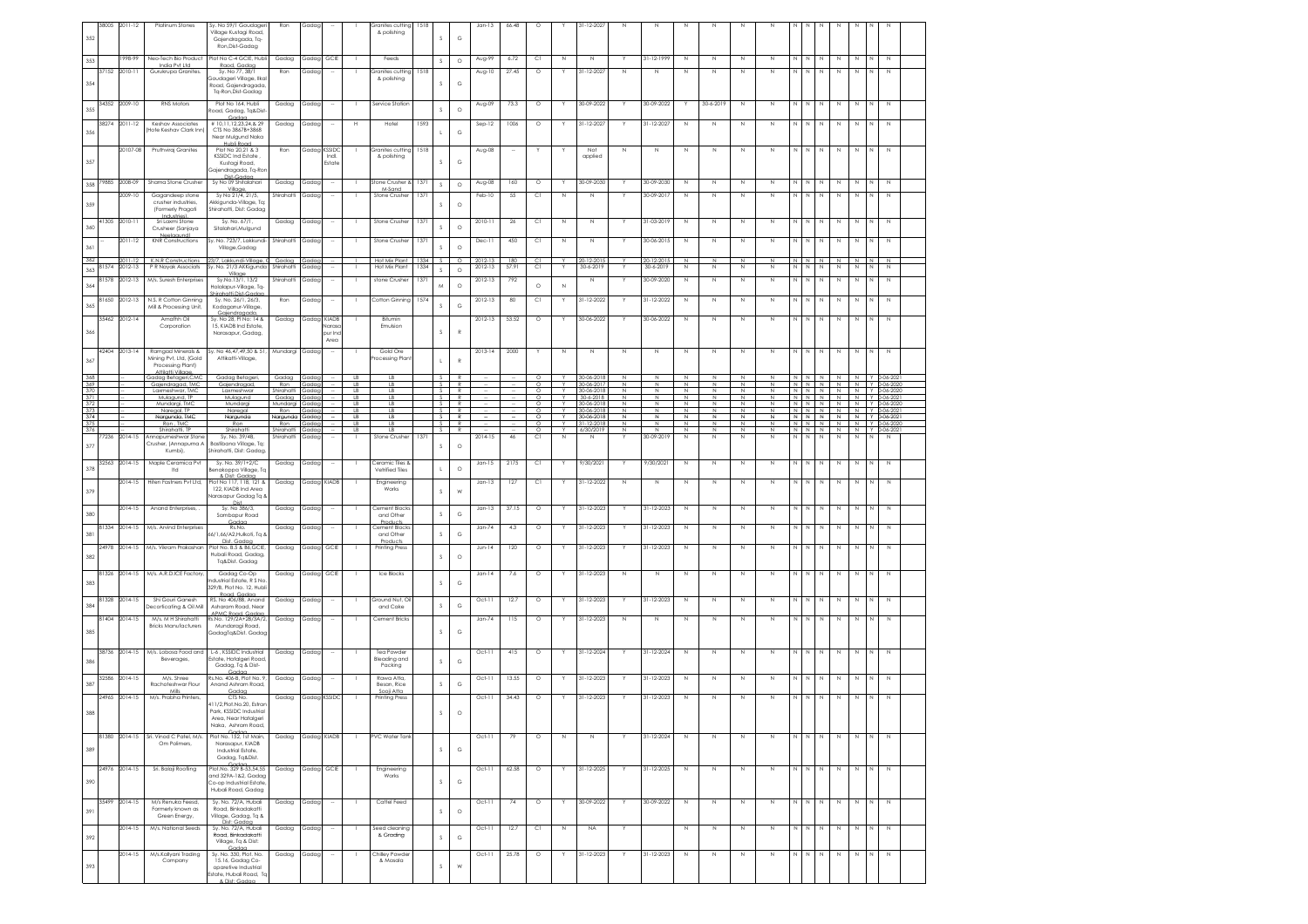| 352 | 38005 | 2011-12 | Platinum Stones | Sy. No 59/1 Goudageri Village Kustagi Road, Gajendragada, Tq-Ron,Dist-Gadag | Ron | Gadag | -- | I | Granites cutting & polishing | 1518 | S | G | Jan-13 | 66.48 | O | Y | 31-12-2027 | N | N | N | N | N | N | N | N | N | N | N | N | N |
|---|---|---|---|---|---|---|---|---|---|---|---|---|---|---|---|---|---|---|---|---|---|---|---|---|---|---|---|---|---|---|---|
| 353 | | 1998-99 | Neo-Tech Bio Product India Pvt Ltd | Plot No C-4 GCIE, Hubli Road, Gadag | Gadag | Gadag | GCIE | I | Feeds | | S | O | Aug-99 | 6.72 | C1 | N | N | Y | 31-12-1999 | N | N | N | N | N | N | N | N | N | N | N | N |
| 354 | 37152 | 2010-11 | Gurukrupa Granites, | Sy. No 77, 38/1 Goudageri Village, Ilkal Road, Gajendragada, Tq-Ron,Dist-Gadag | Ron | Gadag | -- | I | Granites cutting & polishing | 1518 | S | G | Aug-10 | 27.45 | O | Y | 31-12-2027 | N | N | N | N | N | N | N | N | N | N | N | N | N |
| 355 | 34352 | 2009-10 | RNS Motors | Plot No 164, Hubli Road, Gadag, Tq&Dist-Gadag | Gadag | Gadag | -- | I | Service Station | | S | O | Aug-09 | 73.3 | O | Y | 30-09-2022 | Y | 30-09-2022 | Y | 30-6-2019 | N | N | N | N | N | N | N | N | N | N |
| 356 | 38274 | 2011-12 | Keshav Associates (Hote Keshav Clark Inn) | # 10,11,12,23,24 & 29 CTS No 3867B+3868 Near Mulgund Naka Hubli Road | Gadag | Gadag | -- | H | Hotel | 1593 | L | G | Sep-12 | 1006 | O | Y | 31-12-2027 | Y | 31-12-2027 | N | N | N | N | N | N | N | N | N | N | N | N |
| 357 | | 20107-08 | Pruthviraj Granites | Plot No 20,21 & 3 KSSIDC Ind Estate , Kushagi Road, Gajendragada, Tq-Ron Dist-Gadag | Ron | Gadag | KSSIDC Indl. Estate | I | Granites cutting & polishing | 1518 | S | G | Aug-08 | -- | Y | Y | Not applied | N | N | N | N | N | N | N | N | N | N | N | N | N | N |
| 358 | 79885 | 2008-09 | Sharna Stone Crusher | Sy No 09 Shitalahari Village | Gadag | Gadag | -- | I | Stone Crusher & M-Sand | 1371 | S | O | Aug-08 | 160 | O | Y | 30-09-2030 | Y | 30-09-2030 | N | N | N | N | N | N | N | N | N | N | N | N |
| 359 | | 2009-10 | Gagandeep stone crusher industries, (Formerly Pragati Industries) | Sy No 21/4, 21/5, Akkigunda-Village, Tq Shirahatti, Dist: Gadag | Shirahatti | Gadag | -- | I | Stone Crusher | 1371 | S | O | Feb-10 | 55 | C1 | N | N | Y | 30-09-2017 | N | N | N | N | N | N | N | N | N | N | N | N |
| 360 | 41305 | 2010-11 | Sri Laxmi Stone Crusher (Sanjaya Neelagund) | Sy. No. 67/1, Sitalahari,Mulgund | Gadag | Gadag | -- | I | Stone Crusher | 1371 | S | O | 2010-11 | 26 | C1 | N | N | Y | 31-03-2019 | N | N | N | N | N | N | N | N | N | N | N | N |
| 361 | -- | 2011-12 | KNR Constructions | Sy. No. 723/7, Lakkundi-Village,Gadag | Shirahatti | Gadag | -- | I | Stone Crusher | 1371 | S | O | Dec-11 | 450 | C1 | N | N | Y | 30-06-2015 | N | N | N | N | N | N | N | N | N | N | N | N |
| 362 | -- | 2011-12 | K.N.R Constructions | 23/7, Lakkundi-Village, G | Gadag | Gadag | -- | I | Hot Mix Plant | 1334 | S | O | 2012-13 | 180 | C1 | Y | 20-12-2015 | Y | 20-12-2015 | N | N | N | N | N | N | N | N | N | N | N | N |
| 363 | 81574 | 2012-13 | P R Nayak Associats | Sy. No. 21/3 Akkigunda Village | Shirahatti | Gadag | -- | I | Hot Mix Plant | 1334 | S | O | 2012-13 | 57.91 | C1 | Y | 30-6-2019 | Y | 30-6-2019 | N | N | N | N | N | N | N | N | N | N | N | N |
| 364 | 81578 | 2012-13 | M/s. Suresh Enterprises | Sy.No.13/1, 13/2 Hosalapur-Village, Tq-Shirahatti,Dist-Gadag | Shirahatti | Gadag | -- | I | stone Crusher | 1371 | M | O | 2012-13 | 792 | O | N | N | Y | 30-09-2020 | N | N | N | N | N | N | N | N | N | N | N | N |
| 365 | 81650 | 2012-13 | N.S. R Cotton Ginning Mill & Processing Unit, | Sy. No. 26/1, 26/3, Kodaganur-Village, Gajendragada, | Ron | Gadag | -- | I | Cotton Ginning | 1574 | S | G | 2012-13 | 80 | C1 | Y | 31-12-2022 | Y | 31-12-2022 | N | N | N | N | N | N | N | N | N | N | N | N |
| 366 | 35462 | 2012-14 | Amathn Oil Corporation | Sy. No 28, Pl No: 14 & 15, KIADB Ind Estate, Narasapur, Gadag, | Gadag | Gadag | KIADB Narasapur Ind Area | I | Bitumin Emulsion | | S | R | 2012-13 | 53.52 | O | Y | 30-06-2022 | Y | 30-06-2022 | N | N | N | N | N | N | N | N | N | N | N | N |
| 367 | 42404 | 2013-14 | Ramgad Minerals & Mining Pvt. Ltd. (Gold Processing Plant) Attikatti Village | Sy. No 46,47,49,50 & 51, Attikatti-Village, | Mundargi | Gadag | -- | I | Gold Ore Processing Plant | | L | R | 2013-14 | 2000 | Y | N | N | N | N | N | N | N | N | N | N | N | N | N | N | N | N |
| 368 | -- | -- | Gadag Betageri,CMC | Gadag Betageri, | Gadag | Gadag | -- | LB | LB | | S | R | -- | -- | O | Y | 30-06-2018 | N | N | N | N | N | N | N | N | N | N | N | N | Y | 0-06-2021 |
| 369 | -- | -- | Gajendragad, TMC | Gajendragad, | Ron | Gadag | -- | LB | LB | | S | R | -- | -- | O | Y | 30-06-2017 | N | N | N | N | N | N | N | N | N | N | N | N | Y | 0-06-2020 |
| 370 | -- | -- | Laxmeshwar, TMC | Laxmeshwar | Shirahatti | Gadag | -- | LB | LB | | S | R | -- | -- | O | Y | 30-06-2018 | N | N | N | N | N | N | N | N | N | N | N | N | Y | 0-06-2020 |
| 371 | -- | -- | Mulagund, TP | Mulagund | Gadag | Gadag | -- | LB | LB | | S | R | -- | -- | O | Y | 30-6-2018 | N | N | N | N | N | N | N | N | N | N | N | N | Y | 0-06-2021 |
| 372 | -- | -- | Mundargi, TMC | Mundargi | Mundargi | Gadag | -- | LB | LB | | S | R | -- | -- | O | Y | 30-06-2018 | N | N | N | N | N | N | N | N | N | N | N | N | Y | 0-06-2020 |
| 373 | -- | -- | Naregal, TP | Naregal | Ron | Gadag | -- | LB | LB | | S | R | -- | -- | O | Y | 30-06-2018 | N | N | N | N | N | N | N | N | N | N | N | N | Y | 0-06-2021 |
| 374 | -- | -- | Nargunda, TMC | Nargunda | Nargunda | Gadag | -- | LB | LB | | S | R | -- | -- | O | Y | 30-06-2018 | N | N | N | N | N | N | N | N | N | N | N | N | Y | 0-06-2021 |
| 375 | -- | -- | Ron , TMC | Ron | Ron | Gadag | -- | LB | LB | | S | R | -- | -- | O | Y | 31-12-2018 | N | N | N | N | N | N | N | N | N | N | N | N | Y | 0-06-2020 |
| 376 | -- | -- | Shirahatti, TP | Shirahatti | Shirahatti | Gadag | -- | LB | LB | | S | R | -- | -- | O | Y | 6/30/2019 | N | N | N | N | N | N | N | N | N | N | N | N | Y | 0-06-2021 |
| 377 | 77236 | 2014-15 | Annapurneshwar Stone Crusher, (Annapurna A Kumbi), | Sy. No. 39/4B, Basilbana Village, Tq: Shirahatti, Dist: Gadag. | Shirahatti | Gadag | -- | I | Stone Crusher | 1371 | S | O | 2014-15 | 46 | C1 | N | N | Y | 30-09-2019 | N | N | N | N | N | N | N | N | N | N | N | N |
| 378 | 32563 | 2014-15 | Maple Ceramica Pvt ltd | Sy. No. 39/1+2/C Benakoppa Village, Tq & Dist: Gadag | Gadag | Gadag | -- | I | Ceramic Tiles & Vetrified Tiles | | L | O | Jan-15 | 2175 | C1 | Y | 9/30/2021 | Y | 9/30/2021 | N | N | N | N | N | N | N | N | N | N | N | N |
| 379 | | 2014-15 | Hiten Fastners Pvt Ltd, | Plot No 117, 118, 121 & 122, KIADB Ind Area Narasapur Gadag Tq & Dist | Gadag | Gadag | KIADB | I | Engineering Works | | S | W | Jan-13 | 127 | C1 | Y | 31-12-2022 | N | N | N | N | N | N | N | N | N | N | N | N | N | N |
| 380 | | 2014-15 | Anand Enterprises, . | Sy. No 386/3, Sambapur Road Gadag | Gadag | Gadag | -- | I | Cement Blocks and Other Products | | S | G | Jan-13 | 37.15 | O | Y | 31-12-2023 | Y | 31-12-2023 | N | N | N | N | N | N | N | N | N | N | N | N |
| 381 | 81334 | 2014-15 | M/s. Arvind Enterprises | Rs.No. 66/1,66/A2,Hulkoti,Tq & Dist. Gadag | Gadag | Gadag | -- | I | Cement Blocks and Other Products | | S | G | Jan-74 | 4.3 | O | Y | 31-12-2023 | Y | 31-12-2023 | N | N | N | N | N | N | N | N | N | N | N | N |
| 382 | 24978 | 2014-15 | M/s. Vikram Prakashan | Plot No. 8,5 & 86,GCIE, Hubali Road, Gadag, Tq&Dist. Gadag | Gadag | Gadag | GCIE | I | Printing Press | | S | O | Jun-14 | 120 | O | Y | 31-12-2023 | Y | 31-12-2023 | N | N | N | N | N | N | N | N | N | N | N | N |
| 383 | 81326 | 2014-15 | M/s. A.R.D.ICE Factory, | Gadag Co-Op Industrial Estate, R S No. 329/B, Plot No. 12, Hubli Road, Gadag | Gadag | Gadag | GCIE | I | Ice Blocks | | S | G | Jan-14 | 7.6 | O | Y | 31-12-2023 | N | N | N | N | N | N | N | N | N | N | N | N | N | N |
| 384 | 81328 | 2014-15 | Shi Gouri Ganesh Decorticating & Oil Mill | RS. No 406/8B, Anand Asharam Road, Near APMC Road, Gadag | Gadag | Gadag | -- | I | Ground Nut, Oil and Cake | | S | G | Oct-11 | 12.7 | O | Y | 31-12-2023 | Y | 31-12-2023 | N | N | N | N | N | N | N | N | N | N | N | N |
| 385 | 81404 | 2014-15 | M/s. M H Shirahatti Bricks Manufacturers | Rs.No. 129/2A+2B/3A/2, Mundaragi Road, GadagTq&Dist. Gadag | Gadag | Gadag | -- | I | Cement Bricks | | S | G | Jan-74 | 115 | O | Y | 31-12-2023 | N | N | N | N | N | N | N | N | N | N | N | N | N | N |
| 386 | 38736 | 2014-15 | M/s. Lobosa Food and Beverages, | L-6, KSSIDC Industrial Estate, Hatalgeri Road, Gadag, Tq & Dist-Gadag | Gadag | Gadag | -- | I | Tea Powder Blending and Packing | | S | G | Oct-11 | 415 | O | Y | 31-12-2024 | Y | 31-12-2024 | N | N | N | N | N | N | N | N | N | N | N | N |
| 387 | 32586 | 2014-15 | M/s. Shree Rachoteshwar Flour Mills | Rs.No. 406-B, Plot No. 9, Anand Ashram Road, Gadag | Gadag | Gadag | -- | I | Rawa Atta, Besan, Rice Sooji Atta | | S | G | Oct-11 | 13.55 | O | Y | 31-12-2023 | Y | 31-12-2023 | N | N | N | N | N | N | N | N | N | N | N | N |
| 388 | 24965 | 2014-15 | M/s. Prabha Printers, | CTS No. 411/2,Plot.No.20, Extran Park, KSSIDC Industrial Area, Near Hatalgeri Naka, Ashram Road, Gadag | Gadag | Gadag | KSSIDC | I | Printing Press | | S | O | Oct-11 | 34.43 | O | Y | 31-12-2023 | Y | 31-12-2023 | N | N | N | N | N | N | N | N | N | N | N | N |
| 389 | 81380 | 2014-15 | Sri. Vinod C Patel, M/s. Om Polimers, | Plot No. 152, 1st Main, Narasapur, KIADB Industrial Estate, Gadag, Tq&Dist. Gadag | Gadag | Gadag | KIADB | I | PVC Water Tank | | S | G | Oct-11 | 79 | O | N | N | Y | 31-12-2024 | N | N | N | N | N | N | N | N | N | N | N | N |
| 390 | 24976 | 2014-15 | Sri. Balaji Roofing | Plot No. 329 B-53,54,55 and 329A-1&2, Gadag Co-op Industrial Estate, Hubali Road, Gadag | Gadag | Gadag | GCIE | I | Engineering Works | | S | G | Oct-11 | 62.58 | O | Y | 31-12-2025 | Y | 31-12-2025 | N | N | N | N | N | N | N | N | N | N | N | N |
| 391 | 35499 | 2014-15 | M/s Renuka Feeds, Formerly known as Green Energy, | Sy. No. 72/A, Hubali Road, Binkadakatti Village, Gadag, Tq & Dist. Gadag | Gadag | Gadag | -- | I | Cattel Feed | | S | O | Oct-11 | 74 | O | Y | 30-09-2022 | Y | 30-09-2022 | N | N | N | N | N | N | N | N | N | N | N | N |
| 392 | | 2014-15 | M/s. National Seeds | Sy. No. 72/A, Hubali Road, Binkadakatti Village, Tq & Dist. Gadag | Gadag | Gadag | -- | I | Seed cleaning & Grading | | S | G | Oct-11 | 12.7 | C1 | N | NA | Y | | N | N | N | N | N | N | N | N | N | N | N | N |
| 393 | | 2014-15 | M/s.Kalyani Trading Company | Sy. No. 330, Plot. No. 15,16, Gadag Co-oparetive Industrial Estate, Hubali Road, Tq & Dist: Gadag | Gadag | Gadag | -- | I | Chilley Powder & Masala | | S | W | Oct-11 | 25.78 | O | Y | 31-12-2023 | Y | 31-12-2023 | N | N | N | N | N | N | N | N | N | N | N | N |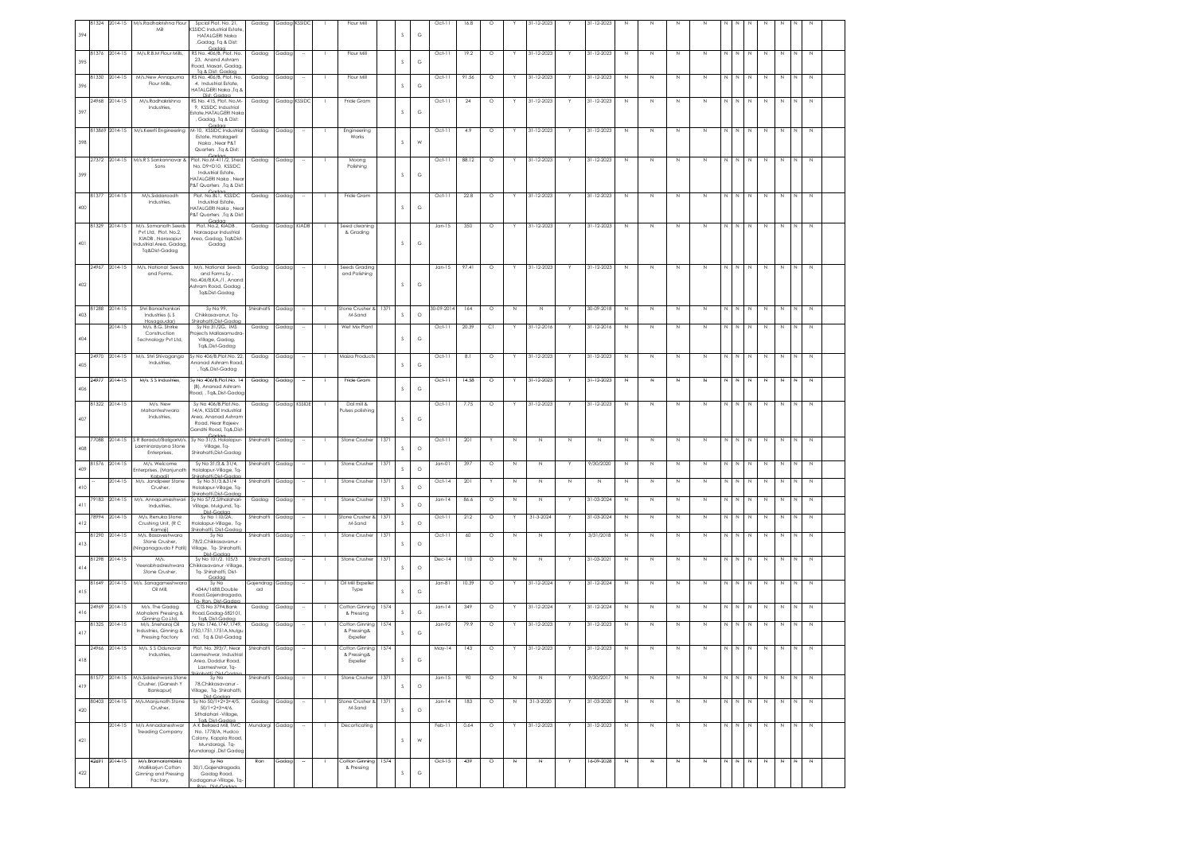| 394 | 81324 | 2014-15 | M/s.Radhakrishna Flour Mill | Spcial Plot. No. 21, KSSIDC Industrial Estate, HATALGERI Naka ,Gadag. Tq & Dist: Gadag | Gadag | Gadag | KSSIDC | I | Flour Mill | | S | G | Oct-11 | 16.8 | O | Y | 31-12-2023 | Y | 31-12-2023 | N | N | N | N | N | N | N | N | N | N | N |
|---|---|---|---|---|---|---|---|---|---|---|---|---|---|---|---|---|---|---|---|---|---|---|---|---|---|---|---|---|---|---|---|
| 395 | 81376 | 2014-15 | M/s.R.B.M Flour Mills, | RS No. 406/B, Plot. No. 23, Anand Ashram Road, Masari, Gadag. Tq & Dist: Gadag | Gadag | Gadag | -- | I | Flour Mill | | S | G | Oct-11 | 19.2 | O | Y | 31-12-2023 | Y | 31-12-2023 | N | N | N | N | N | N | N | N | N | N | N |
| 396 | 81330 | 2014-15 | M/s.New Annapurna Flour Mills, | RS No. 406/B, Plot. No. 4, Industrial Estate, HATALGERI Naka ,Tq & Dist: Gadag | Gadag | Gadag | -- | I | Flour Mill | | S | G | Oct-11 | 91.56 | O | Y | 31-12-2023 | Y | 31-12-2023 | N | N | N | N | N | N | N | N | N | N | N |
| 397 | 24968 | 2014-15 | M/s.Radhakrishna Industries, | RS No. 415, Plot. No.M-9, KSSIDC Industrial Estate,HATALGERI Naka , Gadag. Tq & Dist: Gadag | Gadag | Gadag | KSSIDC | I | Fride Gram | | S | G | Oct-11 | 24 | O | Y | 31-12-2023 | Y | 31-12-2023 | N | N | N | N | N | N | N | N | N | N | N |
| 398 | 813869 | 2014-15 | M/s.Keerti Engineering | M-10, KSSIDC Industrial Estate, Hatalageril Naka , Near P&T Quarters ,Tq & Dist: Gadag | Gadag | Gadag | -- | I | Engineering Works | | S | W | Oct-11 | 4.9 | O | Y | 31-12-2023 | Y | 31-12-2023 | N | N | N | N | N | N | N | N | N | N | N |
| 399 | 27372 | 2014-15 | M/s.R S Sankannavar & Sons | Plot. No.M-411/2, Shed No. D9+D10, KSSIDC Industrial Estate, HATALGERI Naka , Near P&T Quarters ,Tq & Dist: Gadag | Gadag | Gadag | -- | I | Moong Polishing | | S | G | Oct-11 | 88.12 | O | Y | 31-12-2023 | Y | 31-12-2023 | N | N | N | N | N | N | N | N | N | N | N |
| 400 | 81377 | 2014-15 | M/s.Siddaroodh Industries, | Plot. No.8L1, KSSIDC Industrial Estate, HATALGERI Naka , Near P&T Quarters ,Tq & Dist: Gadag | Gadag | Gadag | -- | I | Fride Gram | | S | G | Oct-11 | 22.8 | O | Y | 31-12-2023 | Y | 31-12-2023 | N | N | N | N | N | N | N | N | N | N | N |
| 401 | 81329 | 2014-15 | M/s. Somanath Seeds Pvt Ltd, Plot. No.2, KIADB , Narasapur Industrial Area, Gadag, Tq&Dist-Gadag | Plot. No.2, KIADB Narasapur Industrial Area, Gadag, Tq&Dist-Gadag | Gadag | Gadag | KIADB | I | Seed cleaning & Grading | | S | G | Jan-15 | 350 | O | Y | 31-12-2023 | Y | 31-12-2023 | N | N | N | N | N | N | N | N | N | N | N |
| 402 | 24967 | 2014-15 | M/s. National Seeds and Forms. | M/s. National Seeds and Forms Sy . No.406/B,KA,/1, Anand Ashram Road, Gadag Tq&Dist-Gadag | Gadag | Gadag | -- | I | Seeds Grading and Polishing | | S | G | Jan-15 | 97.41 | O | Y | 31-12-2023 | Y | 31-12-2023 | N | N | N | N | N | N | N | N | N | N | N |
| 403 | 81288 | 2014-15 | Shri Banashankari Industries (L S Hosagoudar) | Sy No 99, Chikkasavanur, Tq-Shirahatti,Dist-Gadag | Shirahatti | Gadag | -- | I | Stone Crusher & M-Sand | 1371 | S | O | 30-09-2014 | 164 | O | N | N | Y | 30-09-2018 | N | N | N | N | N | N | N | N | N | N | N |
| 404 | | 2014-15 | M/s. B.G. Shirke Construction Technology Pvt Ltd, | Sy No 31/2G, IMS Projects Mallasamudra-Village, Gadag, Tq&.Dist-Gadag | Gadag | Gadag | -- | I | Wet Mix Plant | | S | G | Oct-11 | 20.39 | C1 | Y | 31-12-2016 | Y | 31-12-2016 | N | N | N | N | N | N | N | N | N | N | N |
| 405 | 24970 | 2014-15 | M/s. Shri Shivaganga Industries, | Sy No 406/B,Plot.No. 22, Ananad Ashram Road, , Tq&.Dist-Gadag | Gadag | Gadag | -- | I | Maiza Products | | S | G | Oct-11 | 8.1 | O | Y | 31-12-2023 | Y | 31-12-2023 | N | N | N | N | N | N | N | N | N | N | N |
| 406 | 24977 | 2014-15 | M/s. S S Industries, | Sy No 406/B,Plot.No. 14 (B), Ananad Ashram Road, , Tq&.Dist-Gadag | Gadag | Gadag | -- | I | Fride Gram | | S | G | Oct-11 | 14.58 | O | Y | 31-12-2023 | Y | 31-12-2023 | N | N | N | N | N | N | N | N | N | N | N |
| 407 | 81322 | 2014-15 | M/s. New Mohanteshwara Industries, | Sy No 406/B,Plot.No. 14/A, KSSIDE Industrial Area, Ananad Ashram Road, Near Rajeev Gandhi Road, Tq&.Dist-Gadag | Gadag | Gadag | KSSIDE | I | Dal mill & Pulses polishing | | S | G | Oct-11 | 7.75 | O | Y | 31-12-2023 | Y | 31-12-2023 | N | N | N | N | N | N | N | N | N | N | N |
| 408 | 77088 | 2014-15 | S R Baradut(Balgari)M/s. Laxminarayana Stone Enterprises, | Sy No 31/5, Halalspur-Village, Tq-Shirahatti,Dist-Gadag | Shirahatti | Gadag | -- | I | Stone Crusher | 1371 | S | O | Oct-11 | 201 | Y | N | N | N | N | N | N | N | N | N | N | N | N | N | N | N |
| 409 | 81576 | 2014-15 | M/s. Welcome Enterprises, (Manjunath Kabadi) | Sy No 31/3,& 31/4, Halalapur-Village, Tq-Shirahatti,Dist-Gadag | Shirahatti | Gadag | -- | I | Stone Crusher | 1371 | S | O | Jan-01 | 397 | O | N | N | Y | 9/30/2020 | N | N | N | N | N | N | N | N | N | N | N |
| 410 | -- | 2014-15 | M/s. Jandipeer Stone Crusher, | Sy No 31/3,&31/4 Halalapur-Village, Tq-Shirahatti,Dist-Gadag | Shirahatti | Gadag | -- | I | Stone Crusher | 1371 | S | O | Oct-14 | 201 | Y | N | N | N | N | N | N | N | N | N | N | N | N | N | N | N |
| 411 | 79183 | 2014-15 | M/s. Annapurneshwari Industries, | Sy No 57/2,Sithalahari-Village, Mulgund, Tq-Dist-Gadag | Gadag | Gadag | -- | I | Stone Crusher | 1371 | S | O | Jan-14 | 86.6 | O | N | N | Y | 31-03-2024 | N | N | N | N | N | N | N | N | N | N | N |
| 412 | 78994 | 2014-15 | M/s. Renuka Stone Crushing Unit, (R C Kamaji) | Sy No 110/2A, Halalapur-Village, Tq-Shirahatti, Dist-Gadag | Shirahatti | Gadag | -- | I | Stone Crusher & M-Sand | 1371 | S | O | Oct-11 | 212 | O | Y | 31-3-2024 | Y | 31-03-2024 | N | N | N | N | N | N | N | N | N | N | N |
| 413 | 81290 | 2014-15 | M/s. Basaveshwara Stone Crusher, (Ninganagouda F Patil) | Sy No 78/2,Chikkasavanur - Village, Tq- Shirahatti, Dist-Gadag | Shirahatti | Gadag | -- | I | Stone Crusher | 1371 | S | O | Oct-11 | 60 | O | N | N | Y | 3/31/2018 | N | N | N | N | N | N | N | N | N | N | N |
| 414 | 81298 | 2014-15 | M/s. Veerabhadreshwara Stone Crusher, | Sy No 101/2, 105/3 Chikkasavanur -Village, Tq- Shirahatti, Dist-Gadag | Shirahatti | Gadag | -- | I | Stone Crusher | 1371 | S | O | Dec-14 | 110 | O | N | N | Y | 31-03-2021 | N | N | N | N | N | N | N | N | N | N | N |
| 415 | 81549 | 2014-15 | M/s. Sanagameshwara Oil Mill, | Sy No 434A/1688,Double Road,Gajendragada, Tq- Ron, Dist-Gadag | Gajendragad | Gadag | -- | I | Oil Mill Expeller Type | | S | G | Jan-81 | 10.39 | O | Y | 31-12-2024 | Y | 31-12-2024 | N | N | N | N | N | N | N | N | N | N | N |
| 416 | 24969 | 2014-15 | M/s. The Gadag Mahalsmi Pressing & Ginning Co.Ltd, | CTS No 3794,Bank Road,Gadag-582101, Tq& Dist-Gadag | Gadag | Gadag | -- | I | Cotton Ginning & Pressing | 1574 | S | G | Jan-14 | 349 | O | Y | 31-12-2024 | Y | 31-12-2024 | N | N | N | N | N | N | N | N | N | N | N |
| 417 | 81325 | 2014-15 | M/s. Sneharaj Oil Industries, Ginning & Pressing Factory | Sy No 1746,1747,1749, 1750,1751,1751A,Mulgu nd, Tq & Dist-Gadag | Gadag | Gadag | -- | I | Cotton Ginning & Pressing& Expeller | 1574 | S | G | Jan-92 | 79.9 | O | Y | 31-12-2023 | Y | 31-12-2023 | N | N | N | N | N | N | N | N | N | N | N |
| 418 | 24966 | 2014-15 | M/s. S S Odunavar Industries, | Plot. No. 393/7, Near Laxmeshwar, Industrial Area, Doddur Road, Laxmeshwar, Tq-Shirahatti, Dist-Gadag | Shirahatti | Gadag | -- | I | Cotton Ginning & Pressing& Expeller | 1574 | S | G | May-14 | 143 | O | Y | 31-12-2023 | Y | 31-12-2023 | N | N | N | N | N | N | N | N | N | N | N |
| 419 | 81577 | 2014-15 | M/s.Siddeshwara Stone Crusher, (Ganesh Y Bankapur) | Sy No 78,Chikkasavanur - Village, Tq- Shirahatti, Dist-Gadag | Shirahatti | Gadag | -- | I | Stone Crusher | 1371 | S | O | Jan-15 | 90 | O | N | N | Y | 9/30/2017 | N | N | N | N | N | N | N | N | N | N | N |
| 420 | 80403 | 2014-15 | M/s.Manjunath Stone Crusher, | Sy No 50/1+2+3+4/5, 50/1+2+3+4/6, Sithalahari -Village, Tq& Dist-Gadag | Gadag | Gadag | -- | I | Stone Crusher & M-Sand | 1371 | S | O | Jan-14 | 183 | O | N | 31-3-2020 | Y | 31-03-2020 | N | N | N | N | N | N | N | N | N | N | N |
| 421 | | 2014-15 | M/s Annadaneshwar Treading Company | A K Bellaed Mill, TMC No. 1778/A, Hudco Colony, Koppla Road, Mundaragi, Tq-Mundaragi ,Dist Gadag | Mundargi | Gadag | -- | I | Decorticating | | S | W | Feb-11 | 0.64 | O | Y | 31-12-2023 | Y | 31-12-2023 | N | N | N | N | N | N | N | N | N | N | N |
| 422 | 42691 | 2014-15 | M/s.Bramarambika Mallikarjun Cotton Ginning and Pressing Factory, | Sy No 50/1,Gajendragada, Gadag Road, Kodaganur-Village, Tq-Ron, Dist-Gadag | Ron | Gadag | -- | I | Cotton Ginning & Pressing | 1574 | S | G | Oct-15 | 439 | O | N | N | Y | 16-09-2028 | N | N | N | N | N | N | N | N | N | N | N |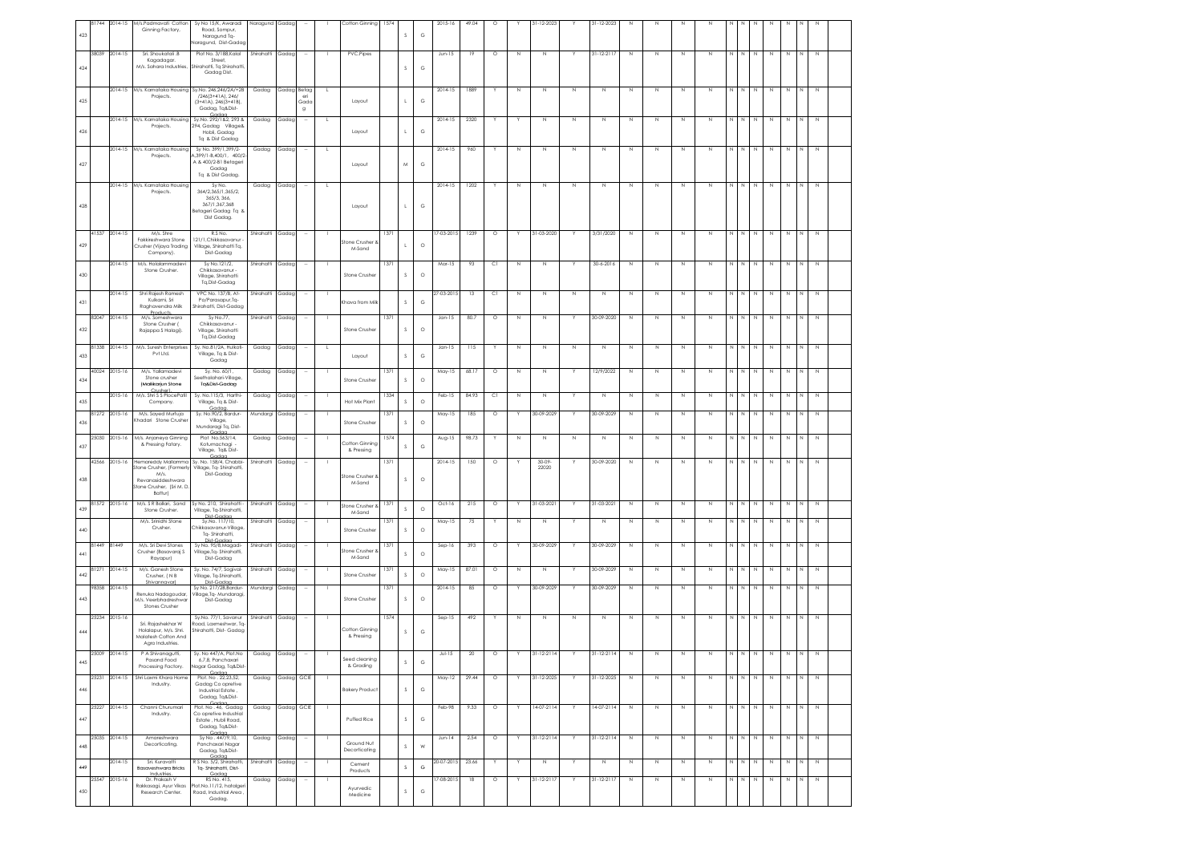| 423 | 81744 | 2014-15 | M/s.Padmavati Cotton Ginning Factory. | Sy No 15/K, Awaradi Road, Sompur, Naragund Tq-Naragund, Dist-Gadag | Naragund | Gadag | -- | I | Cotton Ginning | 1574 | S | G | 2015-16 | 49.04 | O | Y | 31-12-2023 | Y | 31-12-2023 | N | N | N | N | N | N | N | N | N | N | N |
|---|---|---|---|---|---|---|---|---|---|---|---|---|---|---|---|---|---|---|---|---|---|---|---|---|---|---|---|---|---|---|
| 424 | 38039 | 2014-15 | Sri. Shoukatali .B Kagaddagar, M/s. Sahara Industries. | Plot No. 3/188,Kalal Street, Shirahatti, Tq Shirahatti, Gadag Dist. | Shirahatti | Gadag | -- | I | PVC Pipes | | S | G | Jun-15 | 19 | O | N | N | Y | 31-12-2117 | N | N | N | N | N | N | N | N | N | N | N |
| 425 | | 2014-15 | M/s. Karnataka Housing Projects. | Sy.No. 246,246/2A/+2B /246(3+41A), 246/ (3+41A), 246(3+41B), Gadag, Tq&Dist-Gadag | Gadag | Gadag | Betageri Gadag | L | Layout | | L | G | 2014-15 | 1889 | Y | N | N | N | N | N | N | N | N | N | N | N | N | N | N | N |
| 426 | | 2014-15 | M/s. Karnataka Housing Projects. | Sy.No. 292/1&2, 293 & 294, Gadag Village& Hobli, Gadag Tq & Dist Gadag | Gadag | Gadag | -- | L | Layout | | L | G | 2014-15 | 2320 | Y | Y | N | N | N | N | N | N | N | N | N | N | N | N | N | N |
| 427 | | 2014-15 | M/s. Karnataka Housing Projects. | Sy No. 399/1,399/2-A,399/1-B,400/1, 400/2-A & 400/2-B1 Betageri Gadag Tq & Dist Gadag. | Gadag | Gadag | -- | L | Layout | | M | G | 2014-15 | 960 | Y | N | N | N | N | N | N | N | N | N | N | N | N | N | N | N |
| 428 | | 2014-15 | M/s. Karnataka Housing Projects. | Sy No. 364/2,365/1,365/2, 365/3, 366, 367/1,367,368 Betageri Gadag Tq & Dist Gadag. | Gadag | Gadag | -- | L | Layout | | L | G | 2014-15 | 1202 | Y | N | N | N | N | N | N | N | N | N | N | N | N | N | N | N |
| 429 | 41537 | 2014-15 | M/s. Shre Fakkireshwara Stone Crusher (Vijaya Trading Company). | R.S No. 121/1,Chikkasavanur - Village, Shirahatti Tq, Dist-Gadag | Shirahatti | Gadag | -- | I | Stone Crusher & M-Sand | 1371 | L | O | 17-03-2015 | 1239 | O | Y | 31-03-2020 | Y | 3/31/2020 | N | N | N | N | N | N | N | N | N | N | N |
| 430 | | 2014-15 | M/s. Holalammadevi Stone Crusher. | Sy No.121/2, Chikkasavanur - Village, Shirahatti Tq,Dist-Gadag | Shirahatti | Gadag | -- | I | Stone Crusher | 1371 | S | O | Mar-15 | 93 | C1 | N | N | Y | 30-6-2016 | N | N | N | N | N | N | N | N | N | N | N |
| 431 | | 2014-15 | Shri Rajesh Ramesh Kulkarni, Sri Raghavendra Milk Products. | VPC No. 137/B, At-Po/Parasapur,Tq-Shirahatti, Dist-Gadag | Shirahatti | Gadag | -- | I | Khava from Milk | | S | G | 27-03-2015 | 13 | C1 | N | N | N | N | N | N | N | N | N | N | N | N | N | N | N |
| 432 | 82047 | 2014-15 | M/s. Someshwara Stone Crusher ( Rajappa S Halagi). | Sy No.77, Chikkasavanur - Village, Shirahatti Tq,Dist-Gadag | Shirahatti | Gadag | -- | I | Stone Crusher | 1371 | S | O | Jan-15 | 80.7 | O | N | N | Y | 30-09-2020 | N | N | N | N | N | N | N | N | N | N | N |
| 433 | 81338 | 2014-15 | M/s. Suresh Enterprises Pvt Ltd. | Sy. No.81/2A, Hulkoti-Village, Tq & Dist-Gadag | Gadag | Gadag | -- | L | Layout | | S | G | Jan-15 | 115 | Y | N | N | N | N | N | N | N | N | N | N | N | N | N | N | N |
| 434 | 40024 | 2015-16 | M/s. Yallamadevi Stone crusher (Mallikarjun Stone Crusher) | Sy. No. 60/1, Seethalahari-Village, Tq&Dist-Gadag | Gadag | Gadag | -- | I | Stone Crusher | 1371 | S | O | May-15 | 68.17 | O | N | N | Y | 12/9/2022 | N | N | N | N | N | N | N | N | N | N | N |
| 435 | | 2015-16 | M/s. Shri S S PiocePatil Company. | Sy. No.115/3, Harthi-Village, Tq & Dist-Gadag | Gadag | Gadag | -- | I | Hot Mix Plant | 1334 | S | O | Feb-15 | 84.93 | C1 | N | N | Y | N | N | N | N | N | N | N | N | N | N | N | N |
| 436 | 81272 | 2015-16 | M/s. Sayed Murtuja Khadari Stone Crusher | Sy. No.90/2, Bardur-Village, Mundaragi Tq, Dist-Gadag | Mundargi | Gadag | -- | I | Stone Crusher | 1371 | S | O | May-15 | 185 | O | Y | 30-09-2029 | Y | 30-09-2029 | N | N | N | N | N | N | N | N | N | N | N |
| 437 | 25030 | 2015-16 | M/s. Anjaneya Ginning & Pressing Fatory. | Plot No.563/14, Kotumachagi - Village, Tq& Dist-Gadag | Gadag | Gadag | -- | I | Cotton Ginning & Pressing | 1574 | S | G | Aug-15 | 98.73 | Y | N | N | N | N | N | N | N | N | N | N | N | N | N | N | N |
| 438 | 42566 | 2015-16 | Hemareddy Mallamma Stone Crusher, (Formerly M/s. Revanasiddeshwara Stone Crusher, (Sri M. D. Bolltur) | Sy. No. 158/4, Chabbi-Village, Tq- Shirahatti, Dist-Gadag | Shirahatti | Gadag | -- | I | Stone Crusher & M-Sand | 1371 | S | O | 2014-15 | 150 | O | Y | 30-09-22020 | Y | 30-09-2020 | N | N | N | N | N | N | N | N | N | N | N |
| 439 | 81572 | 2015-16 | M/s. S R Ballari, Sand Stone Crusher. | Sy. No. 210, Shirahatti - Village, Tq-Shirahatti, Dist-Gadag | Shirahatti | Gadag | -- | I | Stone Crusher & M-Sand | 1371 | S | O | Oct-16 | 215 | O | Y | 31-03-2021 | Y | 31-03-2021 | N | N | N | N | N | N | N | N | N | N | N |
| 440 | | | M/s. Srinidhi Stone Crusher. | Sy.No. 117/10, Chikkasavanur-Village, Tq- Shirahatti, Dist-Gadag | Shirahatti | Gadag | -- | I | Stone Crusher | 1371 | S | O | May-15 | 75 | Y | N | N | Y | N | N | N | N | N | N | N | N | N | N | N | N |
| 441 | 81449 | 81449 | M/s. Sri Devi Stones Crusher (Basavaraj S Rayapur) | Sy. No. 95/8,Magadi-Village,Tq- Shirahatti, Dist-Gadag | Shirahatti | Gadag | -- | I | Stone Crusher & M-Sand | 1371 | S | O | Sep-16 | 393 | O | Y | 30-09-2029 | Y | 30-09-2029 | N | N | N | N | N | N | N | N | N | N | N |
| 442 | 81271 | 2014-15 | M/s. Ganesh Stone Crusher, ( N B Shivanasavar) | Sy. No. 74/7, Sogival-Village, Tq-Shirahatti, Dist-Gadag | Shirahatti | Gadag | -- | I | Stone Crusher | 1371 | S | O | May-15 | 87.01 | O | N | N | Y | 30-09-2029 | N | N | N | N | N | N | N | N | N | N | N |
| 443 | 98358 | 2014-15 | Renuka Nadagoudar, M/s. Veerbhadreshwar Stones Crusher | Sy No. 217/2B,Bardur-Village,Tq- Mundaragi, Dist-Gadag | Mundargi | Gadag | -- | I | Stone Crusher | 1371 | S | O | 2014-15 | 85 | O | Y | 30-09-2029 | Y | 30-09-2029 | N | N | N | N | N | N | N | N | N | N | N |
| 444 | 25254 | 2015-16 | Sri. Rajashekhar W Holalapur, M/s. Shri. Malatesh Cotton And Agro Industries. | Sy.No. 77/1, Savanur Road, Laxmeshwar, Tq-Shirahatti, Dist- Gadag | Shirahatti | Gadag | -- | I | Cotton Ginning & Presing | 1574 | S | G | Sep-15 | 492 | Y | N | N | N | N | N | N | N | N | N | N | N | N | N | N | N |
| 445 | 25009 | 2014-15 | P A Shivanagutti, Pawand Food Processing Factory. | Sy. No 447/A, Plot.No 6,7,8, Panchaxari Nagar Gadag, Tq&Dist-Gadag | Gadag | Gadag | -- | I | Seed cleaning & Grading | | S | G | Jul-15 | 20 | O | Y | 31-12-2114 | Y | 31-12-2114 | N | N | N | N | N | N | N | N | N | N | N |
| 446 | 25231 | 2014-15 | Shri Laxmi Khara Home Industry. | Plot. No . 22,23,32, Gadag Co oprative Industrial Estate , Gadag, Tq&Dist-Gadag | Gadag | Gadag | GCIE | I | Bakery Product | | S | G | May-12 | 29.44 | O | Y | 31-12-2025 | Y | 31-12-2025 | N | N | N | N | N | N | N | N | N | N | N |
| 447 | 25227 | 2014-15 | Channi Churumari Industry. | Plot. No . 46, Gadag Co oprative Industrial Estate , Hubli Road, Gadag, Tq&Dist-Gadag | Gadag | Gadag | GCIE | I | Puffed Rice | | S | G | Feb-98 | 9.33 | O | Y | 14-07-2114 | Y | 14-07-2114 | N | N | N | N | N | N | N | N | N | N | N |
| 448 | 25035 | 2014-15 | Amareshwara Decorticating. | Sy No . 447/9,10, Panchaxari Nagar Gadag, Tq&Dist-Gadag | Gadag | Gadag | -- | I | Ground Nut Decorticating | | S | W | Jun-14 | 2.54 | O | Y | 31-12-2114 | Y | 31-12-2114 | N | N | N | N | N | N | N | N | N | N | N |
| 449 | | 2014-15 | Sri. Kuravatti Basaveshwara Bricks Industries. | R S No. 5/2, Shirahatti, Tq- Shirahatti, Dist-Gadag | Shirahatti | Gadag | -- | I | Cement Products | | S | G | 20-07-2015 | 25.66 | Y | Y | N | Y | N | N | N | N | N | N | N | N | N | N | N | N |
| 450 | 25547 | 2015-16 | Dr. Prakash V Rakkasagi, Ayur Vikas Research Center. | RS.No. 415, Plot.No.11/12, hatalgeri Road, Industrial Area , Gadag. | Gadag | Gadag | -- | I | Ayurvedic Medicine | | S | G | 17-08-2015 | 18 | O | Y | 31-12-2117 | Y | 31-12-2117 | N | N | N | N | N | N | N | N | N | N | N |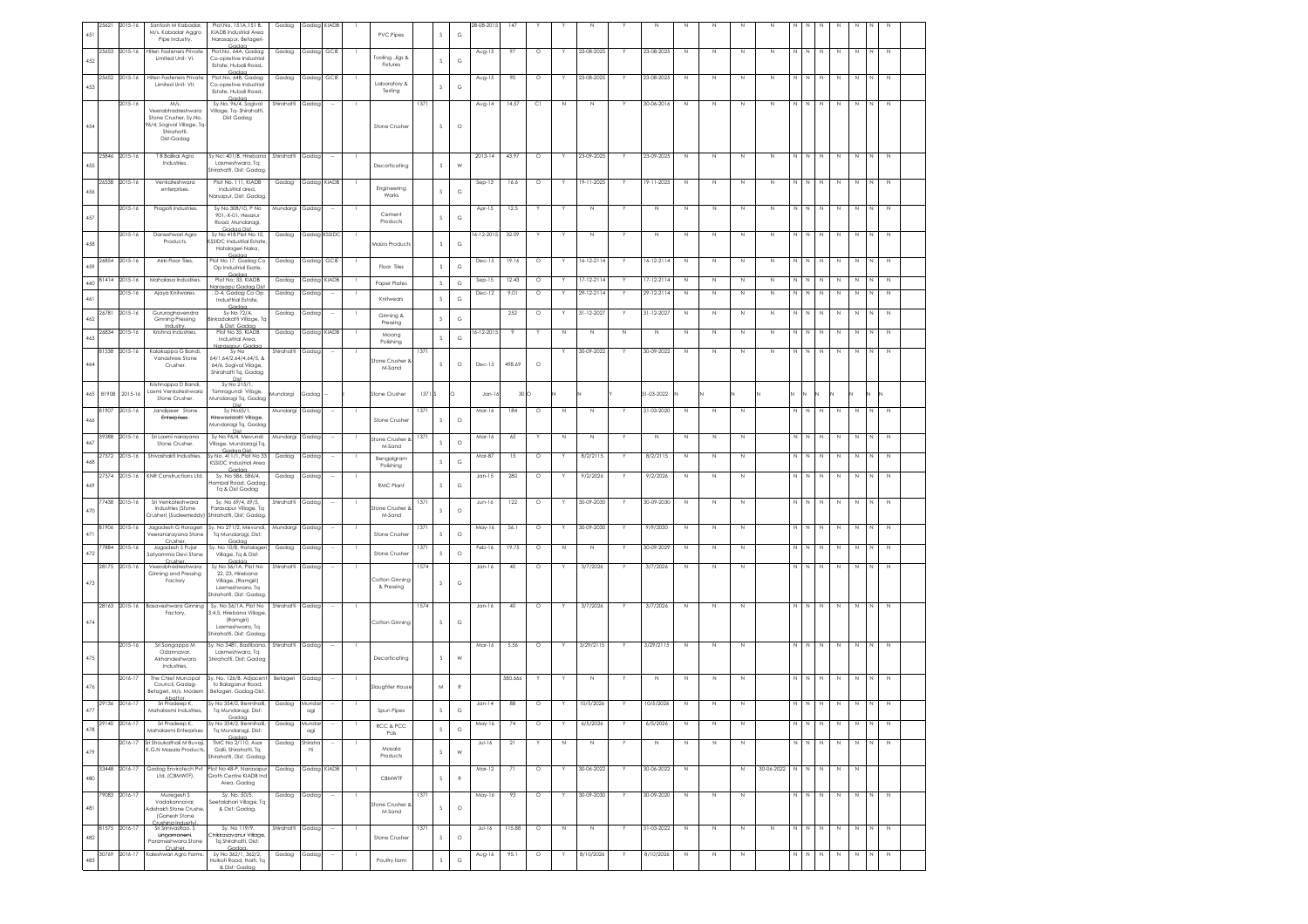| 451 | 25621 | 2015-16 | Santosh M Kabadar, M/s. Kabadar Aggro Pipe Industry. | Plot.No. 151A,151 B, KIADB Industrial Area Narasapur, Betageri-Gadag | Gadag | Gadag | KIADB | I | PVC,Pipes | | S | G | 28-08-2015 | 147 | Y | Y | N | Y | N | N | N | N | N | N | N | N | N | N | N | N |
|---|---|---|---|---|---|---|---|---|---|---|---|---|---|---|---|---|---|---|---|---|---|---|---|---|---|---|---|---|---|---|---|
| 452 | 25653 | 2015-16 | Hiten Fasteners Private Limited Unit- VI. | Plot.No. 64A, Gadag Co-opretive Industrial Estate, Hubali Road, Gadag | Gadag | Gadag | GCIE | I | Tooling ,Jigs & Fixtures | | S | G | Aug-15 | 97 | O | Y | 23-08-2025 | Y | 23-08-2025 | N | N | N | N | N | N | N | N | N | N | N |
| 453 | 25652 | 2015-16 | Hiten Fasteners Private Limited Unit- VII. | Plot.No. 64B, Gadag Co-opretive Industrial Estate, Hubali Road, Gadag | Gadag | Gadag | GCIE | I | Laboratory & Testing | | S | G | Aug-15 | 90 | O | Y | 23-08-2025 | Y | 23-08-2025 | N | N | N | N | N | N | N | N | N | N | N |
| 454 | | 2015-16 | M/s. Veerabhadreshwara Stone Crusher, Sy.No. 96/4, Sogival Village, Tq- Shirahatti, Dist-Gadag | Sy.No. 96/4, Sogival Village, Tq- Shirahatti, Dist Gadag | Shirahatti | Gadag | -- | I | Stone Crusher | 1371 | S | O | Aug-14 | 14.57 | C1 | N | N | Y | 30-06-2016 | N | N | N | N | N | N | N | N | N | N | N |
| 455 | 25846 | 2015-16 | T B Balikai Agro Industries. | Sy No: 401/B, Hirebana Laxmeshwara, Tq: Shirahatti, Dist: Gadag. | Shirahatti | Gadag | -- | I | Decorticating | | S | W | 2013-14 | 43.97 | O | Y | 23-09-2025 | Y | 23-09-2025 | N | N | N | N | N | N | N | N | N | N | N |
| 456 | 26538 | 2015-16 | Venkateshwara enterprises. | Plot No. 111, KIADB industrial area, Narsapur, Dist: Gadag. | Gadag | Gadag | KIADB | I | Engineering Works | | S | G | Sep-15 | 16.6 | O | Y | 19-11-2025 | Y | 19-11-2025 | N | N | N | N | N | N | N | N | N | N | N |
| 457 | | 2015-16 | Pragati Industries. | Sy No 308/10, P No 901,-X-01, Hesarur Road, Mundaragi, Gadag Dist | Mundargi | Gadag | -- | I | Cement Products | | S | G | Apr-15 | 12.5 | Y | Y | N | Y | N | N | N | N | N | N | N | N | N | N | N | N |
| 458 | | 2015-16 | Daneshwari Agro Products. | Sy No 418 Plot No 10, KSSIDC Industrial Estate, Hatalageri Naka, Gadag | Gadag | Gadag | KSSIDC | I | Maiza Products | | S | G | 16-12-2015 | 32.09 | Y | Y | N | Y | N | N | N | N | N | N | N | N | N | N | N | N |
| 459 | 26854 | 2015-16 | Akki Floor Tiles, | Plot No 17, Gadag Co Op Industrial Esate, Gadag | Gadag | Gadag | GCIE | I | Floor Tiles | | S | G | Dec-15 | 19.16 | O | Y | 16-12-2114 | Y | 16-12-2114 | N | N | N | N | N | N | N | N | N | N | N |
| 460 | 81414 | 2015-16 | Mahalasa Industries. | Plot No: 33, KIADB, Narasapu Gadag Dist | Gadag | Gadag | KIADB | I | Paper Plates | | S | G | Sep-15 | 12.43 | O | Y | 17-12-2114 | Y | 17-12-2114 | N | N | N | N | N | N | N | N | N | N | N |
| 461 | | 2015-16 | Ajaya Knitwares. | , D-4, Gadag Co Op Industrial Estate, Gadag | Gadag | Gadag | -- | I | Knitwears | | S | G | Dec-12 | 9.01 | O | Y | 29-12-2114 | Y | 29-12-2114 | N | N | N | N | N | N | N | N | N | N | N |
| 462 | 26781 | 2015-16 | Gururaghavendra Ginning Pressing Industry. | Sy No 72/A, Binkadakatti Village, Tq & Dist: Gadag | Gadag | Gadag | -- | I | Ginning & Pressing | | S | G | | 252 | O | Y | 31-12-2027 | Y | 31-12-2027 | N | N | N | N | N | N | N | N | N | N | N |
| 463 | 26834 | 2015-16 | Krishna Industries. | Plot No 35, KIADB Industrial Area, Narasapur, Gadag | Gadag | Gadag | KIADB | I | Moong Polishing | | S | G | 16-12-2015 | 9 | Y | N | N | N | N | N | N | N | N | N | N | N | N | N | N | N |
| 464 | 81538 | 2015-16 | Kalakappa G Bandi, Vanashree Stone Crusher. | Sy No 64/1,64/2,64/4,64/5, & 64/6, Sogival Village, Shirahatti Tq, Gadag Dist | Shirahatti | Gadag | -- | I | Stone Crusher & M-Sand | 1371 | S | O | Dec-15 | 498.69 | O | Y | 30-09-2022 | Y | 30-09-2022 | N | N | N | N | N | N | N | N | N | N | N |
| 465 | 81908 | 2015-16 | Krishnappa D Bandi, Laxmi Venkateshwara Stone Crusher. | Sy No 215/1, Tamragundi Village, Mundaragi Tq, Gadag Dist | Mundargi | Gadag | -- | I | Stone Crusher | 1371 | S | O | Jan-16 | 30 | O | N | | Y | 31-03-2022 | N | N | N | N | N | N | N | N | N | N | N |
| 466 | 81907 | 2015-16 | Jandipeer Stone Enterprises. | Sy No65/1, Hirewaddatti Village, Mundaragi Tq, Gadag Dist | Mundargi | Gadag | -- | I | Stone Crusher | 1371 | S | O | Mar-16 | 184 | O | N | N | Y | 31-03-2020 | N | N | N | N | N | N | N | N | N | N | N |
| 467 | 39388 | 2015-16 | Sri Laxmi narayana Stone Crusher. | Sy No 96/4, Mevundi Village, Mundaragi Tq, Gadag Dist | Mundargi | Gadag | -- | I | Stone Crusher & M-Sand | 1371 | S | O | Mar-16 | 65 | Y | N | N | Y | N | N | N | N | N | N | N | N | N | N | N | N |
| 468 | 27372 | 2015-16 | Shivashakti Industries. | Sy No. 411/1, Plot No 33 KSSIDC Industrial Area Gadag | Gadag | Gadag | -- | I | Bengalgram Polishing | | S | G | Mar-87 | 15 | O | Y | 8/2/2115 | Y | 8/2/2115 | N | N | N | | N | N | N | N | N | N | N |
| 469 | 27374 | 2015-16 | KNR Constructions Ltd. | Sy. No 586, 586/4, Hambal Road, Gadag, Tq & Dist Gadag | Gadag | Gadag | -- | I | RMC Plant | | S | G | Jan-15 | 280 | O | Y | 9/2/2026 | Y | 9/2/2026 | N | N | N | | N | N | N | N | N | N | N |
| 470 | 77438 | 2015-16 | Sri Venkateshwara Industries (Stone Crusher) (Sudeemreddy) | Sy. No 69/4, 69/5, Parasapur Village, Tq Shirahatti, Dist: Gadag. | Shirahatti | Gadag | -- | I | Stone Crusher & M-Sand | 1371 | S | O | Jun-16 | 122 | O | Y | 30-09-2030 | Y | 30-09-2030 | N | N | N | | N | N | N | N | N | N | N |
| 471 | 81906 | 2015-16 | Jagadesh G Horogeri Veeranarayana Stone Crusher. | Sy. No 271/2, Mevundi, Tq Mundaragi, Dist: Gadag | Mundargi | Gadag | -- | I | Stone Crusher | 1371 | S | O | May-16 | 56.1 | O | Y | 30-09-2030 | Y | 9/9/2030 | N | N | N | | N | N | N | N | N | N | N |
| 472 | 77884 | 2015-16 | Jagadesh S Pujar Satyamma Devi Stone Crusher | Sy. No 10/8, Hatalageri Village, Tq & Dist: Gadag | Gadag | Gadag | -- | I | Stone Crusher | 1371 | S | O | Feb-16 | 19.75 | O | N | N | Y | 30-09-2029 | N | N | N | | N | N | N | N | N | N | N |
| 473 | 28175 | 2015-16 | Veerabhadreshwara Ginning and Pressing Factory | Sy No 36/1A, Plot No 22, 23, Hirebana Village, (Ramgiri) Laxmeshwara, Tq Shirahatti, Dist: Gadag. | Shirahatti | Gadag | -- | I | Cotton Ginning & Pressing | 1574 | S | G | Jan-16 | 40 | O | Y | 3/7/2026 | Y | 3/7/2026 | N | N | N | | N | N | N | N | N | N | N |
| 474 | 28163 | 2015-16 | Basaveshwara Ginning Factory. | Sy. No 36/1A, Plot No 3,4,5, Hirebana Village, (Ramgiri) Laxmeshwara, Tq Shirahatti, Dist: Gadag. | Shirahatti | Gadag | -- | I | Cotton Ginning | 1574 | S | G | Jan-16 | 40 | O | Y | 3/7/2026 | Y | 3/7/2026 | N | N | N | | N | N | N | N | N | N | N |
| 475 | | 2015-16 | Sri Sangappa M Odannavar, Akhandeshwara Industries. | Sy. No 348, Bastibana, Laxmeshwara, Tq: Shirahatti, Dist: Gadag | Shirahatti | Gadag | -- | I | Decorticating | | S | W | Mar-16 | 5.56 | O | Y | 3/29/2115 | Y | 3/29/2115 | N | N | N | | N | N | N | N | N | N | N |
| 476 | | 2016-17 | The Chief Muncipal Council, Gadag-Betageri, M/s. Modern Abattor, | Sy. No. 126/B, Adjacent to Balaganur Road, Betageri, Gadag-Dist. | Betageri | Gadag | -- | I | Slaughter House | | M | R | | 580.666 | Y | Y | N | Y | N | N | N | N | | N | N | N | N | N | N | N |
| 477 | 29136 | 2016-17 | Sri Pradeep K, Mahalaxmi Industries. | Sy No 354/2, Bennihalli, Tq Mundaragi, Dist: Gadag | Gadag | Mundaragi | -- | I | Spun Pipes | | S | G | Jan-14 | 88 | O | Y | 10/5/2026 | Y | 10/5/2026 | N | N | N | | N | N | N | N | N | N | N |
| 478 | 29140 | 2016-17 | Sri Pradeep K, Mahalaxmi Enterprises | Sy No 354/2, Bennihalli, Tq Mundaragi, Dist: Gadag | Gadag | Mundaragi | -- | I | RCC & PCC Pols | | S | G | May-16 | 74 | O | Y | 6/5/2026 | Y | 6/5/2026 | N | N | N | | N | N | N | N | N | N | N |
| 479 | | 2016-17 | Sri ShaukatHali M Buvaji, K.G.N Masala Products, | TMC No.2/110, Asar Galli, Shirahatti, Tq Shirahatti, Dist: Gadag. | Gadag | Shiraha tti | -- | I | Masala Products | | S | W | Jul-16 | 21 | Y | N | N | Y | N | N | N | N | | N | N | N | N | N | N | N |
| 480 | 33448 | 2016-17 | Gadag Envirotech Pvt Ltd, (CBMWTF). | Plot No 48-P, Narasapur Groth Centre KIADB Ind Area, Gadag | Gadag | Gadag | KIADB | I | CBMWTF | | S | R | Mar-12 | 71 | O | Y | 30-06-2022 | Y | 30-06-2022 | N | | N | 30-06-2022 | N | N | N | N | N | | |
| 481 | 79083 | 2016-17 | Muregesh S Vadakannavar, Adishakti Stone Crushe, (Ganesh Stone Crushing Industry) | Sy. No. 50/5, Seetalahari Village, Tq & Dist: Gadag. | Gadag | Gadag | -- | I | Stone Crusher & M-Sand | 1371 | S | O | May-16 | 93 | O | Y | 30-09-2030 | Y | 30-09-2020 | N | N | N | | N | N | N | N | N | N | N |
| 482 | 81575 | 2016-17 | Sri SrinivasRao. S Lingamaneni, Parameshwara Stone Crusher. | Sy. No 119/9, Chikkasavanur Village, Tq Shirahatti, Dist: Gadag. | Shirahatti | Gadag | -- | I | Stone Crusher | 1371 | S | O | Jul-16 | 115.88 | O | N | N | Y | 31-03-2022 | N | N | N | N | N | N | N | N | N | N | N |
| 483 | 30769 | 2016-17 | Kaleshwari Agro Farms. | Sy No 362/1, 362/2, Hulkoti Road, Harti, Tq & Dist: Gadag | Gadag | Gadag | -- | I | Poultry farm | | S | G | Aug-16 | 95.1 | O | Y | 8/10/2026 | Y | 8/10/2026 | N | N | N | | N | N | N | N | N | N | N |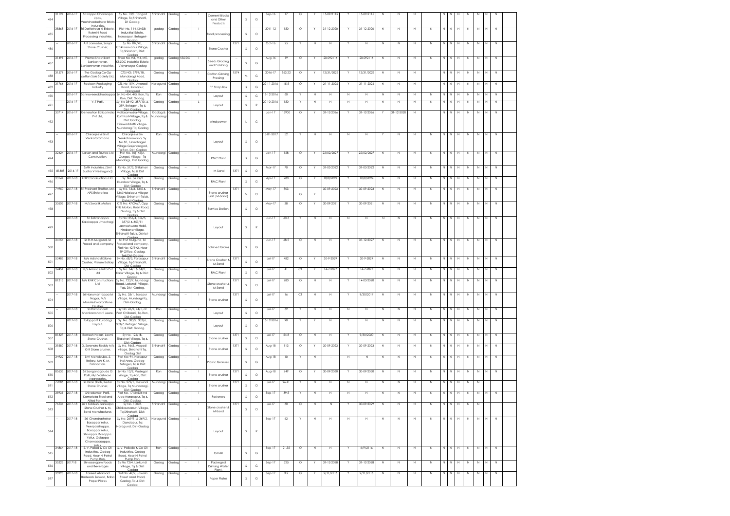| 484 | 31124 | 2016-17 | Sri Irappa Channappa Upasi, Veerbhadreshwar Bricks Industries | Sy No. 13/1, Tangod Village, Tq Shirahatti, Dt Gadag. | Shirahatti | Gadag | -- | I | Cement Blocks and Other Products | | S | G | Sep-16 | 17 | O | Y | 15-09-2115 | Y | 15-09-2115 | N | N | N | | N | N | N | N | N | N | N |
|---|---|---|---|---|---|---|---|---|---|---|---|---|---|---|---|---|---|---|---|---|---|---|---|---|---|---|---|---|---|---|---|
| 485 | 38368 | 2016-17 | Sri Dattatraya N Ekbote, Rukmini Food Processing Industries, | Plot No. 114, KIADB Industrial Estate, Narasapur, Betageri-Gadag | gadag | Gadag | -- | I | food processing | | S | O | 2011-12 | 150 | O | Y | 31-12-2020 | Y | 31-12-2020 | N | N | N | N | N | N | N | N | N | N | N |
| 486 | -- | 2016-17 | A K Jamadar, Sanjar Stone Crusher, | Sy No 107/4b, Chikkasavanur Village, Tq Shirahatti, Dist: Gadag | Shirahatti | Gadag | -- | I | Stone Crusher | 1371 | S | O | Oct-16 | 25 | Y | N | N | Y | N | N | N | N | N | N | N | N | N | N | N | N |
| 487 | 31491 | 2016-17 | Prema Shashikant Sankannavar, Sankannavar Industries, | Shed No M3, M4, M5, KSSIDC Industrial Estate Vidyanagar Gadag | gadag | Gadag | KSSIDC | I | Seeds Grading and Polishing | -- | S | O | Aug-16 | 19 | O | Y | 20-092116 | Y | 20-092116 | N | N | N | N | N | N | N | N | N | N | N |
| 488 | 31579 | 2016-17 | The Gadag Co-Op cotton Sale Society Ltd, | CTS NO: 3799/1B, Mundaragi Road, Gadag | Gadag | Gadag | -- | I | Cotton Ginning Pressing | 1574 | M | G | 2016-17 | 563.22 | O | Y | 12/31/2025 | Y | 12/31/2025 | N | N | N | | N | N | N | N | N | N | N |
| 489 | 31766 | 2016-17 | Rockson Packaging Industry | CTS No-15/K, Avaradi Road, Somapur, Nargund | Naragund | Gadag | -- | I | PP Strap Box | | S | G | 22-11-2016 | 15.5 | O | Y | 21-11-2026 | Y | 21-11-2026 | N | N | N | | N | N | N | N | N | N | N |
| 490 | | 2016-17 | Sannaveerabhadrappa | Sy. No 4/4, 4/5, Ron, Tq Ron, Dist: Gadag | Ron | Gadag | -- | L | Layout | | S | G | 16-12-2016 | 60 | Y | N | N | N | N | N | N | N | N | N | N | N | N | N | N | N |
| 491 | | 2016-17 | V. T Patil, | Sy. No 384/2, 387/10, & 389, Betageri , Tq & Dist: Gadag | Gadag | Gadag | -- | L | Layout | | S | R | 20-10-2016 | 150 | Y | N | N | N | N | N | N | N | N | N | N | N | N | N | N | N |
| 492 | 30714 | 2016-17 | Generation Ealica India Pvt Ltd, | Mallasamudra-Village, Kurthkoti-Village, Tq & Dist: Gadag, Hirewaddatti Village-Mundaragi Tq, Gadag Dist | Gadag & Mundaragi | Gadag | -- | I | wind power | | L | G | Jan-17 | 15900 | O | Y | 31-12-2026 | Y | 31-12-2026 | Y | 31-12-2020 | N | | N | N | N | N | N | N | N |
| 493 | -- | 2016-17 | Chiranjeevi Bin K Venkataramana. | Chiranjeevi Bin Venkataramana, Sy. No 87, Unachageri Village Gajendragad, Tq Ron, Dist: Gadag | Ron | Gadag | -- | L | Layout | | S | O | 13-01-2017 | 52 | Y | N | N | N | N | Y | N | N | N | N | N | N | N | N | N | N |
| 494 | 32424 | 2016-17 | Larsen and Taurbo Ltd Construction, | Plot No. 10(1+2)A, Gungol, Village, Tq Mundargi, Dist Gadag | Mundargi | Gadag | -- | I | RMC Plant | | S | G | Jan-17 | 128 | O | Y | 22/02/2027 | Y | 22/02/2027 | N | N | N | N | N | N | N | N | N | N | N |
| 495 | 81308 | 2016-17 | SMN Industries, (Smt Sudha V Neelagund) | Rs No. 57/3, Shitalhari Village, Tq & Dist Gadag | Gadag | Gadag | -- | I | M-Sand | 1371 | S | O | Mar-17 | 70 | O | Y | 31-03-2022 | Y | 31-03-2022 | N | N | N | N | N | N | N | N | N | N | N |
| 496 | 33144 | 2017-18 | KNR Constructions Ltd. | Sy. No. 36 RS/2 Dundoor Village, Tq & Dist: Gadag | Gadag | Gadag | -- | I | RMC Plant | | S | G | Apr-17 | 280 | O | Y | 10/8/2024 | Y | 10/8/2024 | N | N | N | N | N | N | N | N | N | N | N |
| 497 | 74950 | 2017-18 | Sri Prashant Shettar, M/s APS Enterprises | Sy No. 13/3, 13/5 & 13/6 Holalapur villager Village, Shirahatti-Taluk, District-Gadag | Shirahatti | Gadag | -- | I | Stone crusher unit (M-Sand) | 1371 | M | O | May-17 | 805 | | O | Y | 30-09-2023 | Y | 30-09-2023 | N | N | N | N | N | N | N | N | N | N | N |
| 498 | 33605 | 2017-18 | M/s Swastik Motors | CTS No: 4722A/7, Opp RNS Motors, Hubli Road, Gadag, Tq & Dist Gadag | Gadag | Gadag | -- | I | Service Station | | S | O | May-17 | 38 | O | Y | 30-09-2021 | Y | 30-09-2021 | N | N | N | N | N | N | N | N | N | N | N |
| 499 | | 2017-18 | Sri Sahranappa Kalakappa Umachagi | Sy No: 356/4, 356/5, 357/2 & 357/11 Laxmeshwara Hobli, Hirebana village, Shirahatti-Taluk, District-Gadag | Gadag | Gadag | -- | L | Layout | | S | R | Jun-17 | 60.6 | Y | N | N | N | N | N | N | N | N | N | N | N | N | N | N | N |
| 500 | 34154 | 2017-18 | Sri R M Mulgund, Sri Prasad and company | Sri R M Mulgund, Sri Prasad and company, Plot No: 42/1+2, Near SP Office, Gadag, Tal&Dist-Gadag | Gadag | Gadag | -- | I | Polished Grains | | S | G | Jun-17 | 68.5 | O | N | N | Y | 31-12-2027 | N | N | N | N | N | N | N | N | N | N | N |
| 501 | 53485 | 2017-18 | M/s Adishakti Stone Crusher, Vikram Ballary | Sy No. 68/3, Parasapur Village, Tq-Shirahatti, Dist-Gadag | Shirahatti | Gadag | -- | I | Stone Crusher & M-Sand | 1371 | S | O | Jul-17 | 482 | O | Y | 30-9-2029 | Y | 30-9-2029 | N | N | N | N | N | N | N | N | N | N | N |
| 502 | 34451 | 2017-18 | M/s Amiance Infra Pvt Ltd | Sy No. 64/1 & 64/2, Kalur Village, Tq & Dist: Gadag | Gadag | Gadag | -- | I | RMC Plant | | S | G | Jul-17 | 41 | C1 | Y | 14-7-2027 | Y | 14-7-2027 | N | N | N | N | N | N | N | N | N | N | N |
| 503 | 81315 | 2017-18 | M/s KNR Constructions Ltd. | Sy No. 723/7, Mundargi Road, Lakundi Village, Yq& Dist- Gadag. | Gadag | Gadag | -- | I | Stone crusher & M-Sand | 1371 | S | O | Jul-17 | 280 | O | N | N | Y | 14-03-2030 | N | N | N | N | N | N | N | N | N | N | N |
| 504 | -- | 2017-18 | Sri Hanumantappa M Nagar, M/s Maruteshwara Stone Crusher | Sy No. 35/1, Basapur Village, Mundargi-Tq, Dist- Gadag. | Mundargi | Gadag | -- | I | Stone crusher | 1371 | S | O | Jul-17 | 16 | C1 | N | N | Y | 9/30/2017 | N | N | N | N | N | N | N | N | N | N | N |
| 505 | -- | 2017-18 | Sri Ramashastri Shankarashastri Jeere. | Sy No: 41/2, 44/1, at Post Chikkaran , Tq-Ron, Dist-Gadag | Ron | Gadag | -- | L | Layout | | S | O | Jul-17 | 62 | Y | N | N | N | N | N | N | N | N | N | N | N | N | N | N | N |
| 506 | | 2017-18 | Totappa K Kuradagi Layout. | Sy. No. 303/2, 303/6, 303/7, Betageri Village, Tq & Dist: Gadag. | Gadag | Gadag | -- | L | Layout | | S | O | 16-12-2016 | 90 | Y | Y | N | Y | N | N | N | N | N | N | N | N | N | N | N | N |
| 507 | 81327 | 2017-18 | Ramesh Hakari, Laxmi Stone Crusher, | Sy No. 126/18, Sitalahari Village, Tq & Dist: Gadag | Gadag | Gadag | -- | I | Stone crusher | 1371 | S | O | Jul-17 | 24.8 | O | N | N | Y | 9/30/2020 | N | N | N | N | N | N | N | N | N | N | N |
| 508 | 39580 | 2017-18 | D. Surendra Reddy M/s G R Stone crusher, | Sy No. 96/5, Magadi village, Shirahatti Tq, Gadag Dist | Shirahatti | Gadag | -- | I | Stone crusher | 1371 | S | O | Aug-18 | 113 | O | Y | 30-09-2023 | Y | 30-09-2023 | N | N | N | N | N | N | N | N | N | N | N |
| 509 | 34922 | 2017-18 | Smt Mehabube. S. Bellary, M/s K. M. Fabricators. | Plot No: 94, Narsapur Ind Area, Gadag-Betageri, Tq & Dist: Gadag | Gadag | Gadag | -- | I | Plastic Granules | | S | G | Aug-18 | 10 | Y | N | -- | N | N | N | N | N | N | N | N | N | N | N | N | N |
| 510 | 85635 | 2017-18 | Sri Sanganagouda G Patil, M/s Vaishnavi Aggregates. | Sy No. 13/2, Yadegal village, Tq-Ron, Dist: Gadag | Ron | Gadag | -- | I | Stone crusher | 1371 | S | O | Aug-18 | 249 | O | Y | 30-09-2030 | Y | 30-09-2030 | N | N | N | N | N | N | N | N | N | N | N |
| 511 | 77086 | 2017-18 | Sri Kiran Shah, Kedar Stone Crusher, | Sy No. 272/1, Mevundi Village, Tq Mundaragi, Dist: Gadag | Mundargi | Gadag | -- | I | Stone crusher | 1371 | S | O | Jul-17 | 96.41 | Y | N | N | N | N | N | N | N | N | N | N | N | N | N | N | |
| 512 | 35931 | 2017-18 | Shivakumar. Patil, Karnataka Steel and Allied Fastners, | Plot No. 17 KIADB Ind Area Narasapur, Tq & Dist: Gadag. | Gadag | Gadag | -- | I | Fasteners | | S | O | Sep-17 | 39.5 | Y | N | N | N | N | N | N | N | N | N | N | N | N | N | N | N |
| 513 | 76534 | 2017-18 | Sri Y Siddesh, Sankalpa Stone Crusher & M-Sand Manufacturer. | Sy No. 100/2, Chikkasavanur- Village, Tq Shirahatti, Dist: Gadag | Shirahatti | Gadag | -- | I | Stone crusher & M-Sand | 1371 | S | O | Jul-17 | 60 | O | N | N | Y | 30-09-2029 | N | N | N | N | N | N | N | N | N | | |
| 514 | -- | 2017-18 | Sri. Chandrashekar Basappa Yelkur, Veerpakshappa, Basappa Yelkur, Shivappa, Basappa, Yelkur, Golappa Channabasappa Yelkur | Sy No: 269/1 & 269/2, Dandapur, Tq-Naragund, Dist-Gadag | Naragund | Gadag | -- | L | Layout | | S | R | Sep-17 | 62 | Y | N | N | N | N | N | N | N | N | N | N | N | N | N | N | N |
| 515 | 34864 | 2017-18 | S. V. Palledi & Co Oil Industries, Gadag Road, Near Hi Petrol Pump Ron. | S. V. Palledi & Co Oil Industries, Gadag Road, Near Hi Petrol Pump Ron. | Ron | Gadag | -- | I | Oil Mill | | S | G | Sep-17 | 21.35 | O | N | N | Y | 6/9/2116 | N | N | N | N | N | N | N | N | N | N | N |
| 516 | 35325 | 201718 | Shivasangam Foods and Beverages | Sy No 72/4, Lakkundi Village, Tq & Dist: Gadag | Gadag | Gadag | -- | I | Packeged Drinking Water Plant. | | S | G | Sep-17 | 325 | O | Y | 31-12-2028 | Y | 31-12-2028 | N | N | N | N | N | N | N | N | N | N | N |
| 517 | 35995 | 2017-18 | Fareed Ahamad Badesab Sunkad, Baba Paper Plates | Plot No: 49/2, Jawala Street rarod Road, Gadag, Tq & Dist: Gadag. | Gadag | Gadag | -- | I | Paper Plates | | S | G | Sep-17 | 3.2 | O | Y | 2/11/2116 | Y | 2/11/2116 | N | N | N | N | N | N | N | N | N | N | N |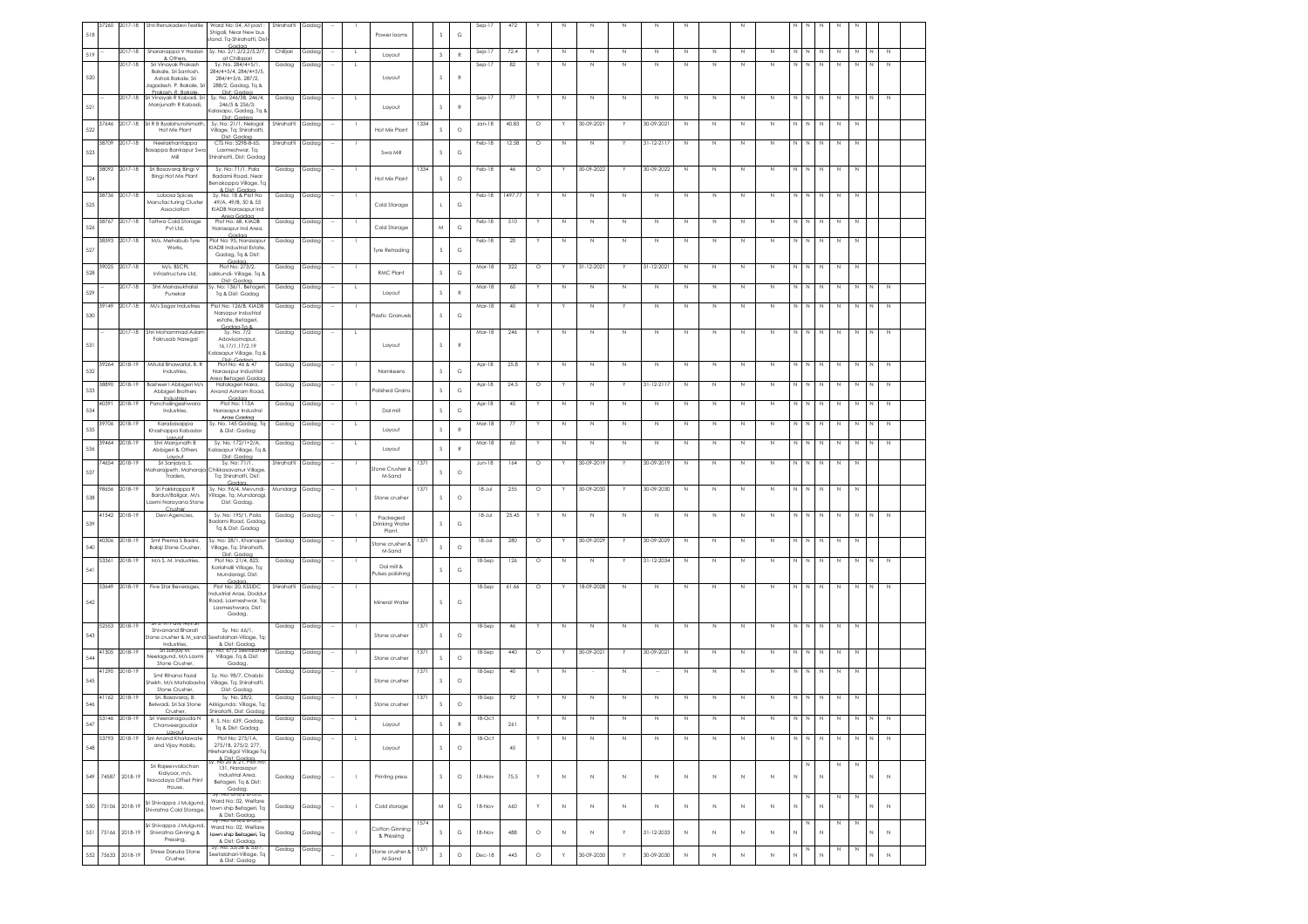| 518 | 37260 | 2017-18 | Shri Renukadevi Textile | Ward No: 04, At post : Shigali, Near New bus stand, Tq-Shirahatti, Dist-Gadag | Shirahatti | Gadag | -- | I | | Power looms | | S | G | | Sep-17 | 472 | Y | N | N | N | N | N | | | N | | N | N | N | N | N | | | |
|---|---|---|---|---|---|---|---|---|---|---|---|---|---|---|---|---|---|---|---|---|---|---|---|---|---|---|---|---|---|---|---|---|---|---|
| 519 | -- | 2017-18 | Sharanappa V Hadari & Others, | Sy. No: 2/1,2/2,2/3,2/7, at Chikkaravalli | Chilljari | Gadag | -- | L | | Layout | | S | R | | Sep-17 | 72.4 | Y | N | N | N | N | N | N | N | N | N | N | N | N | N | N | N | N | |
| 520 | | 2017-18 | Sri Vinayak Prakash Bakale, Sri Santosh, Ashok Bakale, Sri Jagadesh. P. Bakale, Sri Prakash. R. Bakale | Sy. No. 284/4+5/1, 284/4+5/4, 284/4+5/5, 284/4+5/6, 287/2, 288/2, Gadag, Tq & Dist: Gadag | Gadag | Gadag | -- | L | | Layout | | S | R | | Sep-17 | 82 | Y | N | N | N | N | N | N | N | N | N | N | N | N | N | N | N | N | |
| 521 | -- | 2017-18 | Sri Vinayak R Kabadi, Sri Manjunath R Kabadi, | Sy. No: 246/3B, 246/4, 246/5 & 256/3, Kalasapu, Gadag, Tq & Dist: Gadag | Gadag | Gadag | -- | L | | Layout | | S | R | | Sep-17 | 77 | Y | N | N | N | N | N | N | N | N | N | N | N | N | N | N | N | N | |
| 522 | 37646 | 2017-18 | Sri R B Byalahunshimath, Hot Mix Plant | Sy. No: 21/1, Nelogal Village, Tq: Shirahatti, Dist: Gadag | Shirahatti | Gadag | -- | I | | Hot Mix Plant | 1334 | S | O | | Jan-18 | 40.83 | O | Y | 30-09-2021 | Y | 30-09-2021 | N | N | N | N | N | N | N | N | N | N | | | |
| 523 | 38709 | 2017-18 | Neelakhantappa Basappa Bankapur Swa Mill | CTS No: 3298-B-65, Laxmeshwar, Tq: Shirahatti, Dist: Gadag | Shirahatti | Gadag | -- | I | | Swa Mill | | S | G | | Feb-18 | 12.58 | O | N | N | Y | 31-12-2117 | N | N | N | N | N | N | N | N | N | N | | | |
| 524 | 38092 | 2017-18 | Sri Basavaraj Bingi V Bingi Hot Mix Plant | Sy. No: 71/1, Pala Badami Road, Near Benakoppa Village, Tq & Dist: Gadag | Gadag | Gadag | -- | I | | Hot Mix Plant | 1334 | S | O | | Feb-18 | 46 | O | Y | 30-09-2022 | Y | 30-09-2022 | N | N | N | N | N | N | N | N | N | N | | | |
| 525 | 38736 | 2017-18 | Labasa Spices Manufacturing Cluster Association | Sy. No. 18 & Plot No 49/A, 49/B, 50 & 53 KIADB Narasapur Ind Area Gadag | Gadag | Gadag | -- | I | | Cold Storage | | L | G | | Feb-18 | 1497.77 | Y | N | N | N | N | N | N | N | N | N | N | N | N | N | N | | | |
| 526 | 38767 | 2017-18 | Tattwa Cold Storage Pvt Ltd, | Plot No: 68, KIADB Narasapur Ind Area, Gadag | Gadag | Gadag | -- | I | | Cold Storage | | M | G | | Feb-18 | 510 | Y | N | N | N | N | N | N | N | N | N | N | N | N | N | N | | | |
| 527 | 38593 | 2017-18 | M/s. Mehabub Tyre Works, | Plot No: 95, Narasapur KIADB Industrial Estate, Gadag, Tq & Dist: Gadag | Gadag | Gadag | -- | I | | Tyre Retrading | | S | G | | Feb-18 | 20 | Y | N | N | N | N | N | N | N | N | N | N | N | N | N | N | | | |
| 528 | 39025 | 2017-18 | M/s. BSCPL Infrastructure Ltd, | Plot No: 273/2, Lakkundi- Village, Tq & Dist: Gadag | Gadag | Gadag | -- | I | | RMC Plant | | S | G | | Mar-18 | 322 | O | Y | 31-12-2021 | Y | 31-12-2021 | N | N | N | N | N | N | N | N | N | N | | | |
| 529 | -- | 2017-18 | Shri Manasukhalal Punekar | Sy. No: 136/1, Betageri, Tq & Dist: Gadag | Gadag | Gadag | -- | L | | Layout | | S | R | | Mar-18 | 60 | Y | N | N | N | N | N | N | N | N | N | N | N | N | N | N | N | N | |
| 530 | 39149 | 2017-18 | M/s Sagar Industries | Plot No: 126/B, KIADB Narsapur Industrial estate, Betageri, Gadag-Tq & | Gadag | Gadag | -- | I | | Plastic Granuels | | S | G | | Mar-18 | 40 | Y | Y | N | Y | N | N | N | N | N | N | N | N | N | N | N | N | N | |
| 531 | | 2017-18 | Shri Mohammad Aslam Fakrusab Naregal | Sy. No. 7/2 Adavisomapur, 16,17/1,17/2,19 Kalasapur Village, Tq & Dist: Gadag | Gadag | Gadag | -- | L | | Layout | | S | R | | Mar-18 | 246 | Y | N | N | N | N | N | N | N | N | N | N | N | N | N | N | N | N | |
| 532 | 39264 | 2018-19 | Mitulal Bhawarlal, B. R Industries, | Plot No: 46 & 47 Narasapur Industrial Area Betageri Gadag | Gadag | Gadag | -- | I | | Namkeens | | S | G | | Apr-18 | 25.8 | Y | N | N | N | N | N | N | N | N | N | N | N | N | N | N | N | N | |
| 533 | 38890 | 2018-19 | Basheer I Abbigeri M/s Abbigeri Brothers Industries | Hatalageri Naka, Anand Ashram Road, Gadag | Gadag | Gadag | -- | I | | Polished Grains | | S | G | | Apr-18 | 24.5 | O | Y | N | Y | 31-12-2117 | N | N | N | N | N | N | N | N | N | N | N | N | |
| 534 | 40391 | 2018-19 | Panchalingeshwara Industries, | Plot No: 113A Narasapur Industrial Araea Gadag | Gadag | Gadag | -- | I | | Dal mill | | S | G | | Apr-18 | 45 | Y | N | N | N | N | N | N | N | N | N | N | N | N | N | N | N | N | |
| 535 | 39706 | 2018-19 | Karabasappa Khashappa Kabadar Layout | Sy. No. 145 Gadag, Tq & Dist: Gadag | Gadag | Gadag | -- | L | | Layout | | S | R | | Mar-18 | 77 | Y | N | N | N | N | N | N | N | N | N | N | N | N | N | N | N | N | |
| 536 | 39464 | 2018-19 | Shri Manjunath B Abbigeri & Others Layout | Sy. No. 172/1+2/A, Kalasapur Village, Tq & Dist: Gadag | Gadag | Gadag | -- | L | | Layout | | S | R | | Mar-18 | 65 | Y | N | N | N | N | N | N | N | N | N | N | N | N | N | N | N | N | |
| 537 | 74654 | 2018-19 | Sri Sanjaya. S. Maharajpeth, Maharaja Traders, | Sy. No: 71/1, Chikkasavanur Village, Tq: Shirahatti, Dist: Gadag | Shirahatti | Gadag | -- | I | | Stone Crusher & M-Sand | 1371 | S | O | | Jun-18 | 164 | O | Y | 30-09-2019 | Y | 30-09-2019 | N | N | N | N | N | N | N | N | N | N | | | |
| 538 | 98656 | 2018-19 | Sri Fakkirappa R Bardur/Baligar, M/s Laxmi Narayana Stone Crusher | Sy. No: 96/4, Mevundi-Village, Tq: Mundaragi, Dist: Gadag | Mundargi | Gadag | -- | I | | Stone crusher | 1371 | S | O | | 18-Jul | 255 | O | Y | 30-09-2030 | Y | 30-09-2030 | N | N | N | N | N | N | N | N | N | N | | | |
| 539 | 41542 | 2018-19 | Devi Agencies, | Sy. No: 195/1, Pala Badami Road, Gadag, Tq & Dist: Gadag | Gadag | Gadag | -- | I | | Packeged Drinking Water Plant. | | S | G | | 18-Jul | 25.45 | Y | N | N | N | N | N | N | N | N | N | N | N | N | N | N | N | N | |
| 540 | 40306 | 2018-19 | Smt Prema S Badni, Balaji Stone Crusher, | Sy. No: 28/1, Khanapur Village, Tq: Shirahatti, Dist: Gadag | Gadag | Gadag | -- | I | | Stone crusher & M-Sand | 1371 | S | O | | 18-Jul | 280 | O | Y | 30-09-2029 | Y | 30-09-2029 | N | N | N | N | N | N | N | N | N | N | | | |
| 541 | 53361 | 2018-19 | M/s S. M. Industries, | Plot No: 21/4, 823, Korlahalli Village, Tq: Mundaragi, Dist: Gadag | Gadag | Gadag | -- | I | | Dal mill & Pulses polishing | | S | G | | 18-Sep | 126 | O | N | N | Y | 31-12-2034 | N | N | N | N | N | N | N | N | N | N | N | N | |
| 542 | 53649 | 2018-19 | Five Star Beverages, | Plot No: 20, KSSIDC Industrial Arae, Doddur Road, Laxmeshwar, Tq: Laxmeshwara, Dist: Gadag. | Shirahatti | Gadag | -- | I | | Mineral Water | | S | G | | 18-Sep | 61.66 | O | Y | 18-09-2028 | N | N | N | N | N | N | N | N | N | N | N | N | N | N | |
| 543 | 52553 | 2018-19 | Shri Shivanand Bharati Stone crusher & M_sand Industries, | Sy. No: 66/1, Seetalahari-Village, Tq: & Dist: Gadag. | Gadag | Gadag | -- | I | | Stone crusher | 1371 | S | O | | 18-Sep | 46 | Y | N | N | N | N | N | N | N | N | N | N | N | N | N | N | | | |
| 544 | 41305 | 2018-19 | Sri Sanjay M. Neelagund, M/s Laxmi Stone Crusher, | Sy. No: 67/2 Seetalahari Village, Tq & Dist: Gadag. | Gadag | Gadag | -- | I | | Stone crusher | 1371 | S | O | | 18-Sep | 440 | O | Y | 30-09-2021 | Y | 30-09-2021 | N | N | N | N | N | N | N | N | N | N | | | |
| 545 | 41290 | 2018-19 | Smt Rihana Fazal Shekh, M/s Mahabasha Stone Crusher, | Sy. No: 98/7, Chabbi Village, Tq: Shirahatti, Dist: Gadag. | Gadag | Gadag | -- | I | | Stone crusher | 1371 | S | O | | 18-Sep | 40 | Y | N | - | N | -- | N | N | N | N | N | N | N | N | N | N | | | |
| 546 | 41162 | 2018-19 | Sri. Basavaraj. B. Belwadi, Sri Sai Stone Crusher, | Sy. No. 28/2, Akkigunda- Village, Tq: Shirahatti, Dist: Gadag | Gadag | Gadag | -- | I | | Stone crusher | 1371 | S | O | | 18-Sep | 92 | Y | N | N | N | N | N | N | N | N | N | N | N | N | N | N | | | |
| 547 | 53146 | 2018-19 | Sri Veeranagouda N Chanveergoudar Layout | R. S. No: 639, Gadag, Tq & Dist: Gadag. | Gadag | Gadag | -- | L | | Layout | | S | R | | 18-Oct | 261 | Y | N | N | N | N | N | N | N | N | N | N | N | N | N | N | N | N | |
| 548 | 53793 | 2018-19 | Sri Anand Khatawate and Vijay Habib, | Plot No: 275/1A, 275/1B, 275/2, 277, Hirehandigol Village Tq & Dist: Gadag | Gadag | Gadag | -- | L | | Layout | | S | O | | 18-Oct | 45 | Y | N | N | N | N | N | N | N | N | N | N | N | N | N | N | N | N | |
| 549 | 74587 | 2018-19 | Sri Rajeevvalochan Kidiyoor, m/s. Navodaya Offset Print House, | Sy. No 26 & 27 Plot No: 131, Narasapur Industrial Area, Betageri, Tq & Dist: Gadag. | Gadag | Gadag | -- | I | | Printing press | | S | O | 18-Nov | 75.5 | Y | N | N | N | N | N | N | N | N | N | N | N | N | N | N | N | N | | |
| 550 | 75106 | 2018-19 | Sri Shivappa J Mulgund, Shivratna Cold Storage, | Sy. No: 04/6 & 8/0/2, Ward No: 02, Welfare town ship Betageri, Tq & Dist: Gadag. | Gadag | Gadag | -- | I | | Cold storage | | M | G | 18-Nov | 660 | Y | N | N | N | N | N | N | N | N | N | N | N | N | N | N | N | N | | |
| 551 | 75166 | 2018-19 | Sri Shivappa J Mulgund, Shivratna Ginning & Pressing, | Sy. No: 04/6 & 8/0/2, Ward No: 02, Welfare town ship Betageri, Tq & Dist: Gadag. | Gadag | Gadag | -- | I | | Cotton Ginning & Pressing | 1574 | S | G | 18-Nov | 488 | O | N | N | Y | 31-12-2033 | N | N | N | N | N | N | N | N | N | N | N | N | | |
| 552 | 75633 | 2018-19 | Shree Daruka Stone Crusher, | Sy. No: 55/36 & 55/7, Seetalahari-Village, Tq & Dist: Gadag | Gadag | Gadag | -- | I | | Stone crusher & M-Sand | 1371 | S | O | Dec-18 | 443 | O | Y | 30-09-2030 | Y | 30-09-2030 | N | N | N | N | N | N | N | N | N | N | N | N | | |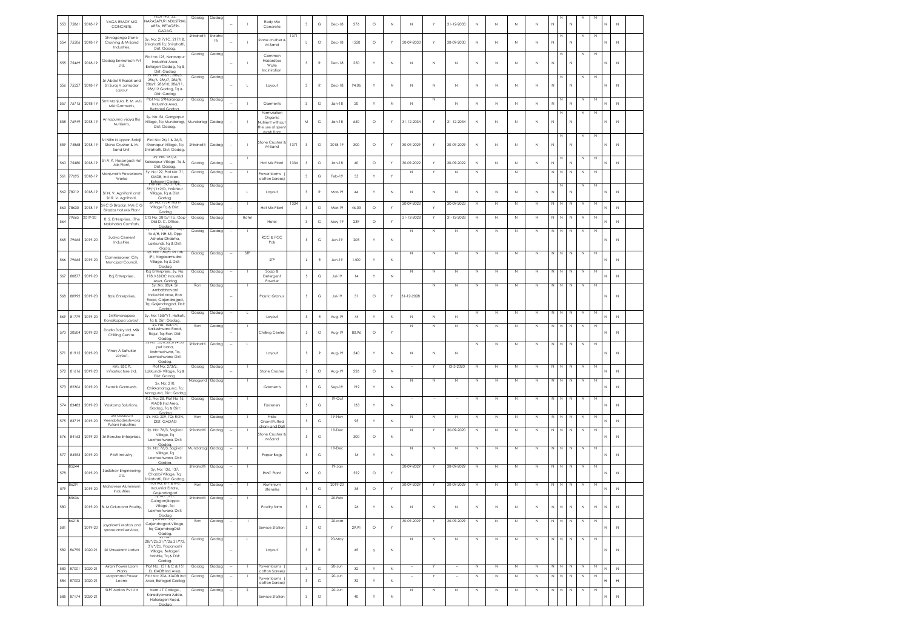| 553 | 75861 | 2018-19 | VAGA READY MIX CONCRETE, | Plot No: 22, NARASAPUR INDUSTRIAL AREA, BETAGERI-GADAG | Gadag | Gadag | -- | I | Redy Mix Concrete | | S | G | Dec-18 | 276 | O | N | N | Y | 31-12-2033 | N | N | N | N | N | N | N | N | N | N | N |
|---|---|---|---|---|---|---|---|---|---|---|---|---|---|---|---|---|---|---|---|---|---|---|---|---|---|---|---|---|---|---|
| 554 | 75506 | 2018-19 | Shivaganga Stone Crushing & M-Sand Industries, | Sy. No: 217/1C, 217/18, Shirahatti Tq; Shirahatti, Dist: Gadag. | Shirahatti | Shiraha tti | -- | I | Stone crusher & M-Sand | 1371 | L | O | Dec-18 | 1250 | O | Y | 30-09-2030 | Y | 30-09-2030 | N | N | N | N | N | N | N | N | N | N | N |
| 555 | 75469 | 2018-19 | Gadag Envirotech Pvt Ltd, | Plot no:125, Narasapur Industrial Area, Betageri-Gadag, Tq & Dist: Gadag | Gadag | Gadag | -- | I | Common Hazardous Wate Incinration | | S | R | Dec-18 | 250 | Y | N | N | N | N | N | N | N | N | N | N | N | N | N | N | N |
| 556 | 75527 | 2018-19 | Sri Abdul R Razak and Sri Suraj V Jamadar Layout | Sy. No: 286/1, 286/5, 286/6, 286/7, 286/8, 286/9, 286/10, 286/11, 286/12 Gadag, Tq & Dist: Gadag | Gadag | Gadag | -- | L | Layout | | S | R | Dec-18 | 94.06 | Y | N | N | N | N | N | N | N | N | N | N | N | N | N | N | N |
| 557 | 75715 | 2018-19 | Smt Manjula R. M. M/s Mist Garments, | Plot No: 59Narasapur Industrial Area, Betageri Gadag | Gadag | Gadag | -- | I | Garments | | S | G | Jan-18 | 20 | Y | N | N | N | N | N | N | N | N | N | N | N | N | N | N | N |
| 558 | 76949 | 2018-19 | Annapurna vijaya Bio Nutrients, | Sy. No: 56, Gangapur Village, Tq: Mundaragi, Dist: Gadag. | Mundaragi | Gadag | -- | I | Formulation Organic Nutrient without the use of spent wash from | | M | G | Jan-18 | 650 | O | Y | 31-12-2034 | Y | 31-12-2034 | N | N | N | N | N | N | N | N | N | N | N |
| 559 | 74868 | 2018-19 | Sri Nitin N Uppar, Balaji Stone Crusher & M-Sand Unit, | Plot No: 26/1 & 26/3, Khanapur Village, Tq: Shirahatti, Dist: Gadag. | Shirahatti | Gadag | -- | I | Stone Crusher & M-Sand | 1371 | S | O | 2018-19 | 300 | O | Y | 30-09-2029 | Y | 30-09-2029 | N | N | N | N | N | N | N | N | N | N | N |
| 560 | 75480 | 2018-19 | Sri A. K. Hosangadi Hot Mix Plant, | Sy. No. 18/1/2, Kalasapur-Village, Tq & Dist: Gadag. | Gadag | Gadag | -- | I | Hot Mix Plant | 1334 | S | O | Jan-18 | 40 | O | Y | 30-09-2022 | Y | 30-09-2022 | N | N | N | N | N | N | N | N | N | N | N |
| 561 | 77695 | 2018-19 | Manjunath Powerloom Works | Sy. No: 22, Plot No: 71, KIADB, Ind Area, Betageri Gadag | Gadag | Gadag | -- | I | Power looms ( cotton Sarees) | | S | G | Feb-19 | 55 | Y | Y | N | Y | N | N | | N | | N | N | N | N | N | | |
| 562 | 78212 | 2018-19 | Sri N. V. Agnihotri and Sri R. V. Agnihotri, | Plot No: 59/*/1+9K, 59/*/1+2/D, Yalishirur Village, Tq & Dist: Gadag. | Gadag | Gadag | | L | Layout | | S | R | Mar-19 | 44 | Y | N | N | N | N | N | N | N | N | N | N | N | N | N | N | N |
| 563 | 78630 | 2018-19 | Sri C G Biradar, M/s C G Biradar Hot Mix Plant | Sy. No: 7/74, Nani-Village Tq & Dist: Gadag | Gadag | Gadag | -- | I | Hot Mix Plant | 1334 | S | O | Mar-19 | 46.03 | O | Y | 30-09-2023 | Y | 30-09-2023 | N | N | N | N | N | N | N | N | N | N | N |
| 564 | 79665 | 2019-20 | R. S. Enterprises, (The Nakshatra Comforts, | CTS No: 3815/11b, Opp Old D. C. Office, Gadag | Gadag | Gadag | | Hotel | Hotel | | S | G | May-19 | 239 | O | Y | 31-12-2028 | Y | 31-12-2028 | N | N | N | N | N | N | N | N | N | N | N |
| 565 | 79665 | 2019-20 | Sudya Cement Industries, | Sy. No: 1/1, Plot No: 1 to 6/H, NH-63, Opp Ashoka Dhabha, Lakkundi, Tq & Dist: Gada. | Gadag | Gadag | -- | I | RCC & PCC Pols | | S | G | Jun-19 | 205 | Y | N | N | N | N | N | N | N | N | N | N | N | N | N | N | N |
| 566 | 79665 | 2019-20 | Commissioner, City Muncipal Council, | Sy. No: 130(P) To 136 (P), Nagasamudra Village, Tq & Dist: Gadag | Gadag | Gadag | -- | STP | STP | | L | R | Jun-19 | 1400 | Y | N | N | N | N | N | N | N | N | N | N | N | N | N | N | N |
| 567 | 80877 | 2019-20 | Raj Enterprises, | Raj Enterprises, Sy. No: 198, KSSIDC Industrial Area, Gadag | Gadag | Gadag | -- | I | Soap & Detergent Powder | | S | G | Jul-19 | 14 | Y | N | N | N | N | N | N | N | N | N | N | N | N | N | N | N |
| 568 | 80992 | 2019-20 | Balu Enterprises, | Sy. No: 08/4, Sri Ambabhavani Industrial arae, Ron Road, Gajendragad, Tq: Gajendragad, Dist: Gadag | Ron | Gadag | -- | I | Plastic Granus | | S | G | Jul-19 | 31 | O | Y | 31-12-2028 | N | N | N | N | N | N | N | N | N | N | N | N | N |
| 569 | 81779 | 2019-20 | Sri Revanappa Kandikoppa Layout, | Sy. No: 158/*/1, Hulkoti, Tq & Dist: Gadag | Gadag | Gadag | -- | L | Layout | | S | R | Aug-19 | 44 | Y | N | N | N | N | N | N | N | N | N | N | N | N | N | N | N |
| 570 | 30504 | 2019-20 | Dodla Dairy Ltd, Milk Chilling Centre, | Sy. No: 158/1/4, Kalkeshwara Road, Rajur, Tq: Ron, Dist: Gadag. | Ron | Gadag | -- | I | Chilling Centre | | S | O | Aug-19 | 80.96 | O | Y | N | N | N | N | N | N | N | N | N | N | N | N | N | N |
| 571 | 81915 | 2019-20 | Vinay A Sahukar Layout, | Sy. No: 32/3, 33/3/1+3/B, pet bana, laxmeshwar, Tq-Laxmeshwara, Dist-Gadag. | Shirahatti | Gadag | -- | L | Layout | | S | R | Aug-19 | 340 | Y | N | N | N | N | N | N | N | N | N | N | N | N | N | N | N |
| 572 | 81616 | 2019-20 | M/s. BSCPL Infrastructure Ltd, | Plot No: 273/2, Lakkundi- Village, Tq & Dist: Gadag. | Gadag | Gadag | -- | I | Stone Crusher | | S | O | Aug-19 | 226 | O | N | -- | Y | 13-3-2020 | N | N | N | N | N | N | N | N | N | N | N |
| 573 | 82306 | 2019-20 | Swastik Garments, | Sy. No: 210, Chikkanaragund, Tq: Naragund, Dist: Gadag | Naragund | Gadag | -- | I | Garments | | S | G | Sep-19 | 192 | Y | N | N | N | N | N | N | N | N | N | N | N | N | N | N | N |
| 574 | 83483 | 2019-20 | Vaskomp Solutions, | R.S. No: 28, Plot No 16, KIADB Ind Area, Gadag, Tq & Dist: Gadag | Gadag | Gadag | -- | I | Fasteners | | S | G | 19-Oct | 133 | Y | N | -- | -- | -- | N | N | N | N | N | N | N | N | N | N | N |
| 575 | 83719 | 2019-20 | Shri Gadadhi Veerabhadreshwara Putani Industries | SY. NO: 209, TQ: RON, DIST: GADAG | Ron | Gadag | -- | I | Fride Gram/Puffed gram and Dal | | S | G | 19-Nov | 95 | Y | N | N | N | N | N | N | N | N | N | N | N | N | N | N | N |
| 576 | 84163 | 2019-20 | Sri Renuka Enterprises, | Sy. No: 76/3, Sogival Village, Tq Laxmeshwara, Dist: Gadag | Shirahatti | Gadag | -- | I | Stone Crusher & M-Sand | | S | O | 19-Dec | 300 | O | N | N | Y | 30-09-2020 | N | N | N | N | N | N | N | N | N | N | N |
| 577 | 84553 | 2019-20 | PMR Industry, | Sy. No: 76/3, Sogival Village, Tq Laxmeshwara, Dist: Gadag | Mundaragi | Gadag | -- | I | Paper Bags | | S | G | 19-Dec | 16 | Y | N | N | N | N | N | N | N | N | N | N | N | N | N | N | N |
| 578 | 85244 | 2019-20 | Sadbhav Engineering Ltd, | Sy. No: 136, 137, Chabbi Village, Tq: Shirahatti, Dist: Gadag. | Shirahatti | Gadag | -- | I | RMC Plant | | M | O | 19-Jan | 522 | O | Y | 30-09-2029 | Y | 30-09-2029 | N | N | N | N | N | N | N | N | N | N | N |
| 579 | 86291 | 2019-20 | Mahaveer Aluminium Industries | Plot No: 4-1 & 4-6, Industrial Estate, Gajendragad | Ron | Gadag | -- | I | Aluminium Utensiles | | S | O | 2019-20 | 35 | O | Y | 30-09-2029 | Y | 30-09-2029 | N | N | N | N | N | N | N | N | N | N | N |
| 580 | 85636 | 2019-20 | B. M Odunavar Poultry, | Sy. No: 33/1, Gulaganjikoppa Village, Tq: Laxmeshwara, Dist: Gadag | Shirahatti | Gadag | -- | I | Poultry farm | | S | G | 20-Feb | 26 | Y | N | N | N | N | N | N | N | N | N | N | N | N | N | N | N |
| 581 | 86218 | 2019-20 | Jayalaxmi Motors and spares and services, | Plot No: 77/1, Gajendragad-Village, Tq: GajendragDist: Gadag. | Ron | Gadag | -- | I | Service Station | | S | O | 20-Mar | 29.91 | O | Y | 30-09-2029 | Y | 30-09-2029 | N | N | N | N | N | N | N | N | N | N | N |
| 582 | 86755 | 2020-21 | Sri Shreekant Ladva | 28/*/2b,31/*/2a,31/*/3, 31/*/2b, Papanashi Village, Betageri hobble, Tq & Dist: Gadag. | Gadag | Gadag | -- | L | Layout | | S | R | 20-May | 45 | y | N | N | N | N | N | N | N | N | N | N | N | N | N | N | N |
| 583 | 87001 | 2020-21 | Airani Power Loom Works, | Plot No: 151 & C & 151 D, KIADB Ind Area, | Gadag | Gadag | -- | I | Power looms ( cotton Sarees) | | S | G | 20-Jun | 32 | Y | N | -- | Y | -- | N | N | N | N | N | N | N | N | N | N | N |
| 584 | 87003 | 2020-21 | Mayamma Power Looms | Plot No: 20A, KIADB Ind Area, Betageri Gadag | Gadag | Gadag | -- | I | Power looms ( cotton Sarees) | | S | G | 20-Jun | 32 | Y | N | -- | Y | -- | N | N | N | N | N | N | N | N | N | N | N |
| 585 | 87174 | 2020-21 | SLPT Motors Pvt Ltd | Near J T College,, Karadiyavara Adde, Hatalageri Road, Gadag | Gadag | Gadag | -- | S | Service Station | | S | O | 20-Jun | 40 | Y | N | N | N | N | N | N | N | N | N | N | N | N | N | N | N |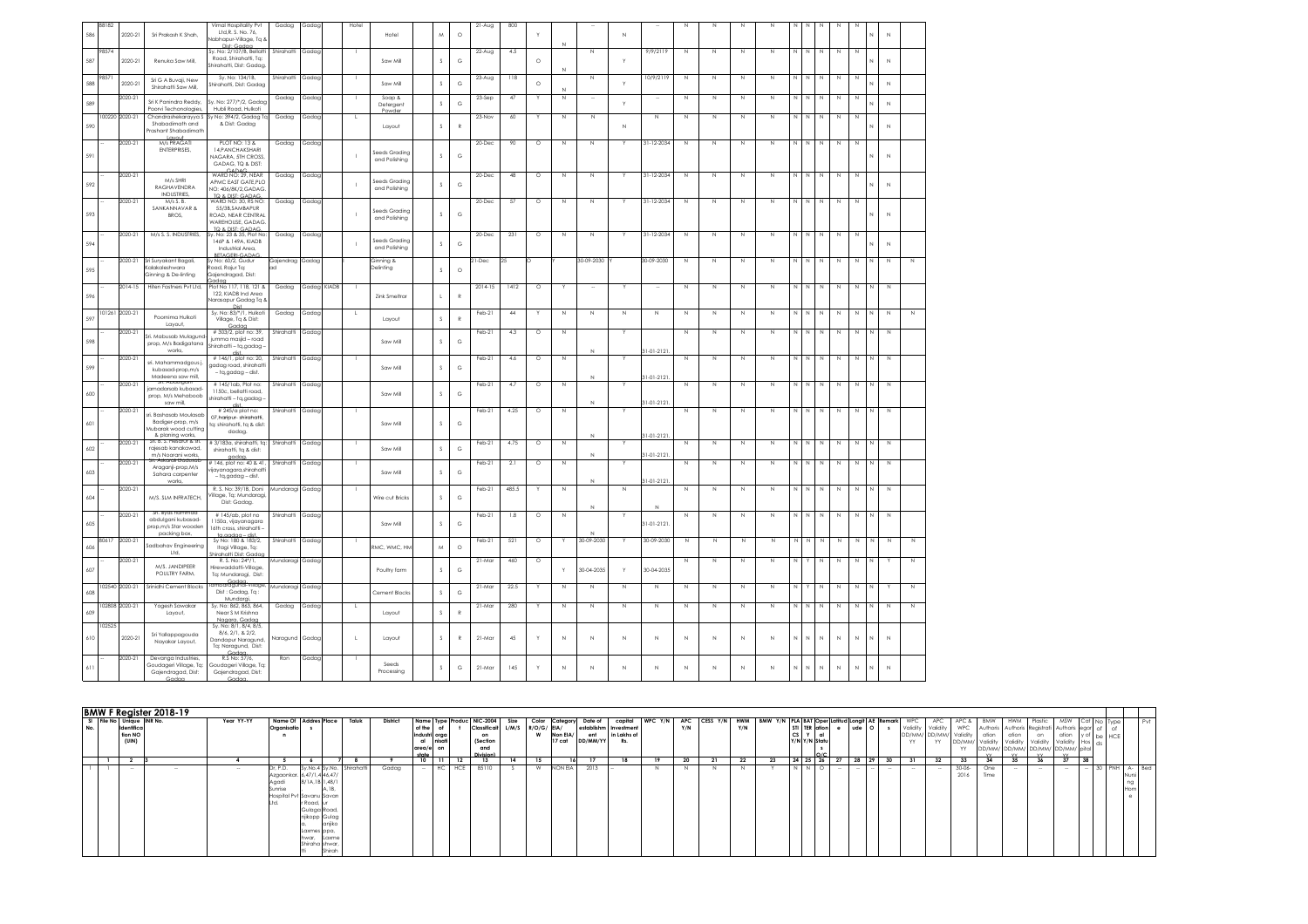| 586 | 88182 | 2020-21 | Sri Prakash K Shah, | Vimal Hospitality Pvt Ltd,R. S. No. 76, Nabhapur-Village, Tq & Dist: Gadag | Gadag | Gadag | | Hotel | | Hotel | M | O | 21-Aug | 800 | | Y | N | -- | N | -- | N | N | N | N | N | N | N | N | N | N | N | N | | | |
|---|---|---|---|---|---|---|---|---|---|---|---|---|---|---|---|---|---|---|---|---|---|---|---|---|---|---|---|---|---|---|---|---|---|---|---|
| 587 | 98574 | 2020-21 | Renuka Saw Mill, | Sy. No: 2/107/8, Bellatti Road, Shirahatti, Tq: Shirahatti, Dist: Gadag, | Shirahatti | Gadag | | I | | Saw Mill | S | G | 22-Aug | 4.5 | | O | N | N | Y | 9/9/2119 | N | N | N | N | N | N | N | N | N | N | N | N | | | |
| 588 | 98571 | 2020-21 | Sri G A Buvaji, New Shirahatti Saw Mill, | Sy. No: 134/18, Shirahatti, Dist: Gadag | Shirahatti | Gadag | | I | | Saw Mill | S | G | 23-Aug | 118 | | O | N | N | Y | 10/9/2119 | N | N | N | N | N | N | N | N | N | N | N | N | | | |
| 589 | | 2020-21 | Sri K Panindra Reddy, Poorvi Techonologies, | Sy. No: 277/*/2, Gadag Hubli Road, Hulkoti | Gadag | Gadag | | I | | Soap & Detergent Powder | S | G | 23-Sep | 47 | Y | N | | -- | Y | -- | N | N | N | N | N | N | N | N | N | N | N | N | | | |
| 590 | 100220 | 2020-21 | Chandrashekarayya S Shabadimath and Prashant Shabadimath Layout | Sy No: 394/2, Gadag Tq & Dist: Gadag | Gadag | Gadag | | L | | Layout | S | R | 23-Nov | 60 | Y | N | | N | N | N | N | N | N | N | N | N | N | N | N | N | N | N | | | |
| 591 | -- | 2020-21 | M/s PRAGATI ENTERPRISES, | PLOT NO: 13 & 14,PANCHAKSHARI NAGARA, 5TH CROSS, GADAG, TQ & DIST: GADAG | Gadag | Gadag | | | I | Seeds Grading and Polishing | S | G | 20-Dec | 90 | O | N | | N | Y | 31-12-2034 | N | N | N | N | N | N | N | N | N | N | N | N | | | |
| 592 | -- | 2020-21 | M/s SHRI RAGHAVENDRA INDUSTRIES, | WARD NO: 29, NEAR APMC EAST GATE,PLO NO: 406/8K/2,GADAG, TQ & DIST: GADAG | Gadag | Gadag | | | I | Seeds Grading and Polishing | S | G | 20-Dec | 48 | O | N | | N | Y | 31-12-2034 | N | N | N | N | N | N | N | N | N | N | N | N | | | |
| 593 | -- | 2020-21 | M/s S. B. SANKANNAVAR & BROS, | WARD NO: 35, RS NO: 55/3B,SAMBAPUR ROAD, NEAR CENTRAL WAREHOUSE, GADAG, TQ & DIST: GADAG | Gadag | Gadag | | | I | Seeds Grading and Polishing | S | G | 20-Dec | 57 | O | N | | N | Y | 31-12-2034 | N | N | N | N | N | N | N | N | N | N | N | N | | | |
| 594 | -- | 2020-21 | M/s S. S. INDUSTRIES, | Sy. No: 23 & 35, Plot No: 146P & 149A, KIADB Industrial Area, BETAGERI-GADAG | Gadag | Gadag | | | I | Seeds Grading and Polishing | S | G | 20-Dec | 231 | O | N | | N | Y | 31-12-2034 | N | N | N | N | N | N | N | N | N | N | N | N | | | |
| 595 | -- | 2020-21 | Sri Suryakant Bagali, Kalakaleshwara Ginning & De-linting | Sy No: 60/2, Gudur Road, Rajur Tq: Gajendragad, Dist: Gadag | Gajendragad | Gadag | | I | | Ginning & Delinting | S | O | 21-Dec | 25 | O | | Y | 30-09-2030 | Y | 30-09-2030 | N | N | N | N | N | N | N | N | N | N | N | N | N | N | N |
| 596 | -- | 2014-15 | Hiten Fastners Pvt Ltd, | Plot No 117, 118, 121 & 122, KIADB Ind Area Narasapur Gadag Tq & Dist | Gadag | Gadag | KIADB | I | | Zink Smeltrar | L | R | 2014-15 | 1412 | O | Y | | -- | Y | -- | N | N | N | N | N | N | N | N | N | N | N | N | N | | |
| 597 | 101261 | 2020-21 | Poornima Hulkoti Layout, | Sy. No: 83/*/1, Hulkoti Village, Tq & Dist: Gadag | Gadag | Gadag | | L | | Layout | S | R | Feb-21 | 44 | Y | N | | N | N | N | N | N | N | N | N | N | N | N | N | N | N | N | N | N | N |
| 598 | -- | 2020-21 | Sri. Mabusab Mulagund-prop, M/s Badigatana works, | # 303/2, plot no: 39, jumma masjid – road Shirahatti – tq,gadag – dist. | Shirahatti | Gadag | | I | | Saw Mill | S | G | Feb-21 | 4.3 | O | N | | N | Y | 31-01-2121. | N | N | N | N | N | N | N | N | N | N | N | N | N | | |
| 599 | -- | 2020-21 | sri. Mahammadgous j. kubasad-prop,m/s Madeena saw mill, | # 146/1, plot no: 20, gadag road, shirahatti – tq,gadag – dist. | Shirahatti | Gadag | | I | | Saw Mill | S | G | Feb-21 | 4.6 | O | N | | N | Y | 31-01-2121. | N | N | N | N | N | N | N | N | N | N | N | N | N | | |
| 600 | -- | 2020-21 | Sri. Abdulgani jamadansab kubasad-prop, M/s Mehaboob saw mill, | # 145/1ab, Plot no: 1150c, bellatti-road, shirahatti – tq,gadag – dist. | Shirahatti | Gadag | | I | | Saw Mill | S | G | Feb-21 | 4.7 | O | N | | N | Y | 31-01-2121. | N | N | N | N | N | N | N | N | N | N | N | N | N | | |
| 601 | -- | 2020-21 | sri. Bashasab Moulasab Badiger-prop, m/s Mubarak wood cutting & planing works, | # 245/a plot no: 07,hanjur- shirahatti, tq: shirahatti, tq & dist. dadag, | Shirahatti | Gadag | | I | | Saw Mill | S | G | Feb-21 | 4.25 | O | N | | N | Y | 31-01-2121. | N | N | N | N | N | N | N | N | N | N | N | N | N | | |
| 602 | -- | 2020-21 | Sri. B. S. Hiredoll & Sri. rajesab kanakawad, m/s Noorani works, | # 3/183a, shirahatti, tq: shirahatti, tq & dist: gadag, | Shirahatti | Gadag | | I | | Saw Mill | S | G | Feb-21 | 4.75 | O | N | | N | Y | 31-01-2121. | N | N | N | N | N | N | N | N | N | N | N | N | N | | |
| 603 | -- | 2020-21 | Sri. Askarali Dadusab Araganji-prop,M/s Sahara carpenter works, | # 146, plot no: 40 & 41, vijayanagara,shirahatti – tq,gadag – dist. | Shirahatti | Gadag | | I | | Saw Mill | S | G | Feb-21 | 2.1 | O | N | | N | Y | 31-01-2121. | N | N | N | N | N | N | N | N | N | N | N | N | N | | |
| 604 | -- | 2020-21 | M/S. SLM INFRATECH, | R. S. No: 39/1B, Doni Village, Tq: Mundaragi, Dist: Gadag. | Mundaragi | Gadag | | I | | Wire cut Bricks | S | G | Feb-21 | 485.5 | Y | N | | N | N | N | N | N | N | N | N | N | N | N | N | N | N | N | N | | |
| 605 | -- | 2020-21 | Sri. Ilyas hammad abdulgani kubasad-prop,m/s Star wooden packing box, | # 145/ab, plot no 1150a, vijayanagara 16th cross, shirahatti – tq,gadag – dist. | Shirahatti | Gadag | | I | | Saw Mill | S | G | Feb-21 | 1.8 | O | N | | N | Y | 31-01-2121. | N | N | N | N | N | N | N | N | N | N | N | N | N | | |
| 606 | 80617 | 2020-21 | Sadbhav Engineering Ltd, | Sy No: 180 & 183/2, Itagi Village, Tq: Shirahatti Dist: Gadag | Shirahatti | Gadag | | I | | RMC, WMC, HM | M | O | Feb-21 | 521 | O | Y | | 30-09-2030 | Y | 30-09-2030 | N | N | N | N | N | N | N | N | N | N | N | N | N | N | N |
| 607 | -- | 2020-21 | M/S. JANDIPEER POULTRY FARM, | R. S. No: 24*/1, Hirewaddatti-Village, Tq: Mundaragi, Dist: Gadag | Mundaragi | Gadag | | I | | Poultry farm | S | G | 21-Mar | 460 | O | | Y | 30-04-2035 | Y | 30-04-2035 | N | N | N | N | N | Y | N | N | N | N | Y | N | | | |
| 608 | 102540 | 2020-21 | Srinidhi Cement Blocks | Hamaragadda-Village, Dist : Gadag, Tq : Mundargi, | Mundaragi | Gadag | | I | | Cement Blocks | S | G | 21-Mar | 22.5 | Y | N | | N | N | N | N | N | N | N | N | Y | N | N | N | N | Y | N | | | |
| 609 | 102808 | 2020-21 | Yogesh Sawakar Layout, | Sy. No: 862, 863, 864, Near S M Krishna Nagara, Gadag | Gadag | Gadag | | L | | Layout | S | R | 21-Mar | 280 | Y | N | | N | N | N | N | N | N | N | N | N | N | N | N | N | N | N | N | | |
| 610 | 102525 | 2020-21 | Sri Yallappagouda Nayakar Layout, | Sy. No: 8/1, 8/4, 8/5, 8/6, 2/1, & 2/2, Dandapur Naragund, Tq: Naragund, Dist: Gadag | Naragund | Gadag | | L | | Layout | S | R | 21-Mar | 45 | Y | N | | N | N | N | N | N | N | N | N | N | N | N | N | N | N | | | | |
| 611 | -- | 2020-21 | Devanga Industries, Goudageri Village, Tq: Gajendragad, Dist: Gadag | R.S No: 57/6, Goudageri Village, Tq: Gajendragad, Dist: Gadag | Ron | Gadag | | I | | Seeds Processing | S | G | 21-Mar | 145 | Y | N | | N | N | N | N | N | N | N | N | N | N | N | N | N | N | | | | |

## BMW F Register 2018-19

| Sl No. | File No | Unique Identification NO (UIN) | INR No. | Year YY-YY | Name Of Organisation | Address | Place | Taluk | District | Name of the industrial area/estate | Type of Organisation | Product | NIC-2004 Classification (Section and Division) | Size L/M/S | Color R/O/G/W | Category EIA/Non EIA/17 cat | Date of establishment DD/MM/YY | capital Investment in Lakhs of Rs. | WPC Y/N | APC Y/N | CESS Y/N | HWM Y/N | BMW Y/N | PLA STI CS Y/N | BAT TER Y/N | Operation Status O/C | Lattitude | Longitude | AE | Remarks | WPC Validity YY | APC Validity YY | APC & WPC Validity DD/MM/YY | BMW Authorisation Validity DD/MM/YY | HWM Authorisation Validity DD/MM/YY | Plastic Registration Validity DD/MM/YY | MSW Authorisation Validity DD/MM/YY | Category of Hospital | No of beds | Type of HCE | Pvt |
|---|---|---|---|---|---|---|---|---|---|---|---|---|---|---|---|---|---|---|---|---|---|---|---|---|---|---|---|---|---|---|---|---|---|---|---|---|---|---|---|---|---|
| 1 | 2 | 3 | | 4 | 5 | 6 | 7 | 8 | 9 | 10 | 11 | 12 | 13 | 14 | 15 | 16 | 17 | 18 | 19 | 20 | 21 | 22 | 23 | 24 | 25 | 26 | 27 | 28 | 29 | 30 | 31 | 32 | 33 | 34 | 35 | 36 | 37 | 38 | | | |
| 1 | 1 | -- | -- | -- | Dr. P.D. Azgaonkar, Agadi Sunrise Hospital Pvt Ltd. | Sy.No.4 6,47/1,4 8/1A,1B/1,48/1 A,1B, Savanur Road, Gulaga njikoppa, Laxmeshwar, Shirahatti | Sy.No. 46,47/ 1,48/1 A,1B, Savanur Road, Gulaga njikoppa, Laxmeshwar, Shirahatti | Shirahatti | Gadag | -- | HC | HCE | 85110 | S | W | NON EIA | 2015 | -- | N | N | N | N | Y | N | N | O | -- | -- | -- | -- | -- | -- | 30-06-2016 | One Time | -- | -- | -- | -- | 30 | PNH | A-Nursing Home | Bed |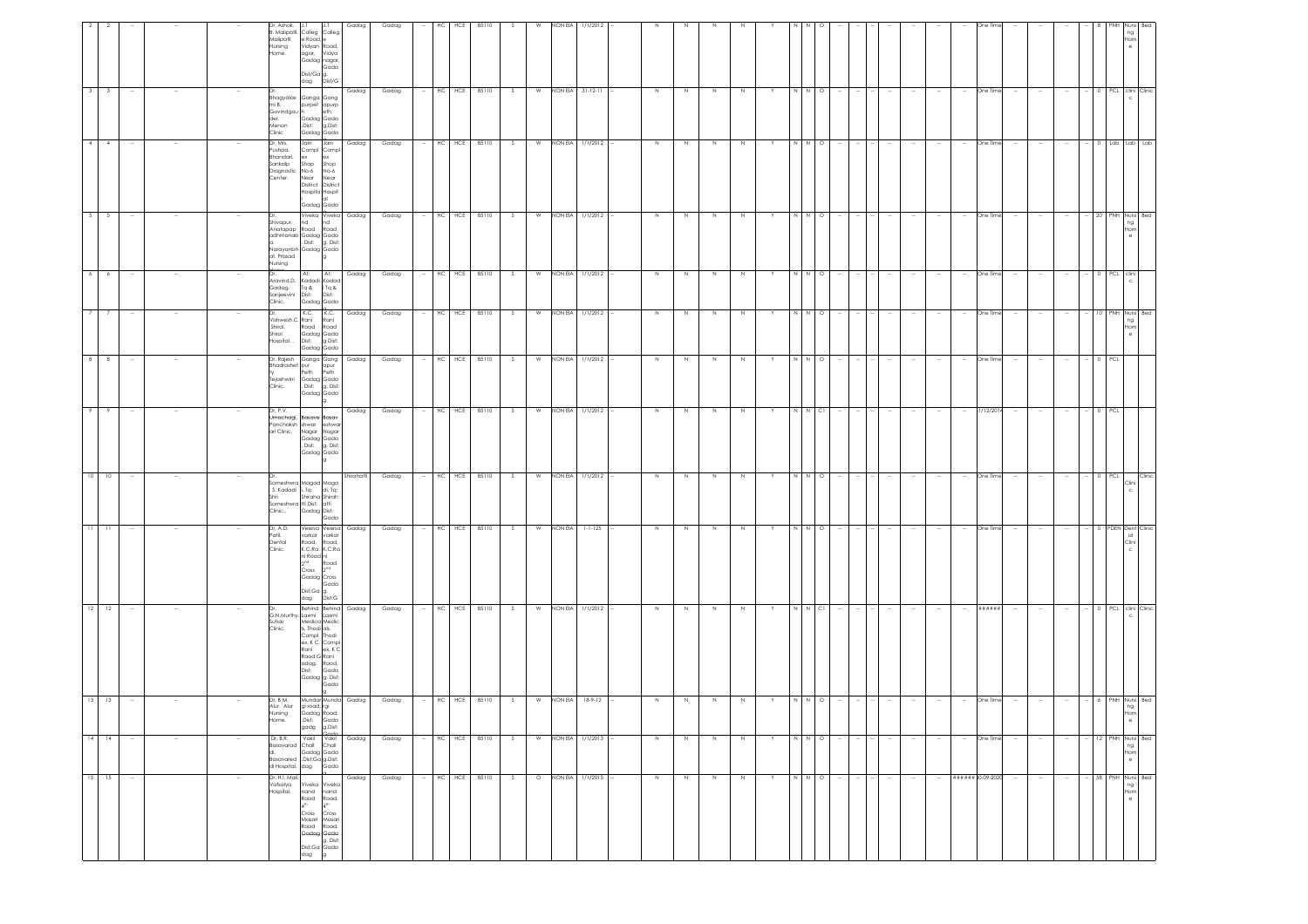| 2 | 2 | -- | -- | -- | Dr. Ashok. B. Malipatil, Malipatil Nursing Home. | J.T. College Road, Vidyanagar, Gadag Dist/Gadag | J.T. College Road, Vidyanagar, Gadag Dist/Gadag | Gadag | Gadag | -- | HC | HCE | 85110 | S | W | NON EIA | 1/1/2012 | -- | N | N | N | N | Y | N | N | O | -- | -- | -- | -- | -- | -- | -- | One Time | -- | -- | -- | -- | 8 | PNH | Nursing Home | Bed |
|---|---|---|---|---|---|---|---|---|---|---|---|---|---|---|---|---|---|---|---|---|---|---|---|---|---|---|---|---|---|---|---|---|---|---|---|---|---|---|---|---|---|---|
| 3 | 3 | -- | -- | -- | Dr. Bhagyalakshmi B. Govindgouder. Menon Clinic | Ganga purpeth Gadag Dist: Gadag | Gangapurpeth Gadag Dist: Gadag | Gadag | Gadag | -- | HC | HCE | 85110 | S | W | NON EIA | 31-12-11 | -- | N | N | N | N | Y | N | N | O | -- | -- | -- | -- | -- | -- | -- | One Time | -- | -- | -- | -- | 0 | PCL | clinic | Clinic |
| 4 | 4 | -- | -- | -- | Dr. Mrs. Pushpa. Bhandari, Sankalp Diagnostic Center. | Jain Complex Shop No-6 Near District Hospital Gadag | Jain Complex Shop No-6 Near District Hospital Gadag | Gadag | Gadag | -- | HC | HCE | 85110 | S | W | NON EIA | 1/1/2012 | -- | N | N | N | N | Y | N | N | O | -- | -- | -- | -- | -- | -- | -- | One Time | -- | -- | -- | -- | 0 | Lab | Lab | Lab |
| 5 | 5 | -- | -- | -- | Dr. Shivapur. Anatapadmanabha. Narayanbhat. Prasad Nursing | Viveka nd Road Gadag Dist: Gadag | Vivekand Road Gadag Dist: Gadag | Gadag | Gadag | -- | HC | HCE | 85110 | S | W | NON EIA | 1/1/2012 | -- | N | N | N | N | Y | N | N | O | -- | -- | -- | -- | -- | -- | -- | One Time | -- | -- | -- | -- | 20 | PNH | Nursing Home | Bed |
| 6 | 6 | -- | -- | -- | Dr. Aravind.D. Gadag, Sanjeevini Clinic. | At: Kadadi Tq & Dist: Gadag | At: Kadadi Tq & Dist: Gadag | Gadag | Gadag | -- | HC | HCE | 85110 | S | W | NON EIA | 1/1/2012 | -- | N | N | N | N | Y | N | N | O | -- | -- | -- | -- | -- | -- | -- | One Time | -- | -- | -- | -- | 0 | PCL | clinic | |
| 7 | 7 | -- | -- | -- | Dr. Vishwesh.C. Shiral. Shiral Hospital. | K.C. Rani Road Gadag Dist: Gadag | K.C. Rani Road Gadag Dist: Gadag | Gadag | Gadag | -- | HC | HCE | 85110 | S | W | NON EIA | 1/1/2012 | -- | N | N | N | N | Y | N | N | O | -- | -- | -- | -- | -- | -- | -- | One Time | -- | -- | -- | -- | 10 | PNH | Nursing Home | Bed |
| 8 | 8 | -- | -- | -- | Dr. Rajesh Bhadrashetty Tejashwini Clinic. | Gangapur Peth Gadag , Dist: Gadag | Gangapur Peth Gadag Dist: Gadag | Gadag | Gadag | -- | HC | HCE | 85110 | S | W | NON EIA | 1/1/2012 | -- | N | N | N | N | Y | N | N | O | -- | -- | -- | -- | -- | -- | -- | One Time | -- | -- | -- | -- | 0 | PCL | | |
| 9 | 9 | -- | -- | -- | Dr. P.V. Umachagi. Panchakshari Clinic. | Basaveshwar Nagar, Gadag , Dist: Gadag | Basaveshwar Nagar Gadag Dist: Gadag | Gadag | Gadag | -- | HC | HCE | 85110 | S | W | NON EIA | 1/1/2012 | -- | N | N | N | N | Y | N | N | C1 | -- | -- | -- | -- | -- | -- | -- | 1/12/2014 | -- | -- | -- | -- | 0 | PCL | | |
| 10 | 10 | -- | -- | -- | Dr. Someshwra .S. Kadadi Shri Someshwra Clinic.. | Magadi, Tq: Shirahatti Dist: Gadag | Magadi, Tq: Shirahatti Dist: Gadag | Shirahatti | Gadag | -- | HC | HCE | 85110 | S | W | NON EIA | 1/1/2012 | -- | N | N | N | N | Y | N | N | O | -- | -- | -- | -- | -- | -- | -- | One Time | -- | -- | -- | -- | 0 | PCL | Clinic | Clinic |
| 11 | 11 | -- | -- | -- | Dr. A.D. Patil. Dental Clinic. | Veerasavarkar Road, K.C.Rani Road 2nd Cross Gadag Dist:Gadag | Veerasavarkar Road, K.C.Rani Road 2nd Cross Gadag Dist:Gadag | Gadag | Gadag | -- | HC | HCE | 85110 | S | W | NON EIA | 1-1-125 | -- | N | N | N | N | Y | N | N | O | -- | -- | -- | -- | -- | -- | -- | One Time | -- | -- | -- | -- | 0 | PDEN | Dental Clinic | Clinic |
| 12 | 12 | -- | -- | -- | Dr. G.N.Murthy. Suhas Clinic, | Behind Laxmi Medicals, Thodi Compl ex, K.C Rani Road,Gadag, Dist: Gadag | Behind Laxmi Medicals, Thodi Complex, K.C Rani Road, Gadag, Dist: Gadag | Gadag | Gadag | -- | HC | HCE | 85110 | S | W | NON EIA | 1/1/2012 | -- | N | N | N | N | Y | N | N | C1 | -- | -- | -- | -- | -- | -- | -- | ###### | -- | -- | -- | -- | 0 | PCL | clinic | Clinic |
| 13 | 13 | -- | -- | -- | Dr. B M. Alur. Alur Nursing Home. | Mundargi road, Gadag ,Dist: gadg | Mundargi Road, Gadag Dist: Gadag | Gadag | Gadag | -- | HC | HCE | 85110 | S | W | NON EIA | 18-9-12 | -- | N | N | N | N | Y | N | N | O | -- | -- | -- | -- | -- | -- | -- | One Time | -- | -- | -- | -- | 6 | PNH | Nursing Home | Bed |
| 14 | 14 | -- | -- | -- | Dr. B.R. Basavaraddi. Basavareddi Hospital. | Vakil Chall Gadag Dist:Gadag | Vakil Chall Gadag Dist:Gadag | Gadag | Gadag | -- | HC | HCE | 85110 | S | W | NON EIA | 1/1/2013 | -- | N | N | N | N | Y | N | N | O | -- | -- | -- | -- | -- | -- | -- | One Time | -- | -- | -- | -- | 12 | PNH | Nursing Home | Bed |
| 15 | 15 | -- | -- | -- | Dr. H.J. Mali Vatsalya Hospital. | Vivekanand Road 4th Cross Masari Road Gadag Dist:Gadag | Vivekanand Road 4th Cross Masari Road Gadag Dist: Gadag | Gadag | Gadag | -- | HC | HCE | 85110 | S | O | NON EIA | 1/1/2015 | -- | N | N | N | N | Y | N | N | O | -- | -- | -- | -- | -- | -- | -- | ###### | 30-09-2020 | -- | -- | -- | 38 | PNH | Nursing Home | Bed |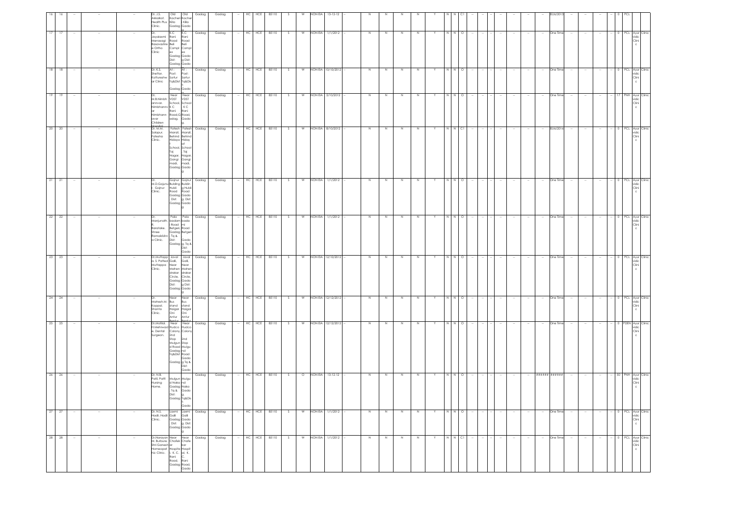| 16 | 16 | -- | -- | -- | Dr. J.S. Akkalkot. Health Plus Clinic. | Old Kacheri Killa Gadag | Old Kacheri Killa Gadag | Gadag | Gadag | -- | HC | HCE | 85110 | S | W | NON EIA | 13-12-12 | -- | N | N | N | N | Y | N | N | C1 | -- | -- | -- | -- | -- | -- | -- | 30/6/2013 | -- | -- | -- | -- | 0 | PCL | |
|---|---|---|---|---|---|---|---|---|---|---|---|---|---|---|---|---|---|---|---|---|---|---|---|---|---|---|---|---|---|---|---|---|---|---|---|---|---|---|---|---|---|
| 17 | 17 | -- | -- | -- | Dr. Jayalaxmi Menasagi Basavashree Ortho Clinic | K.C Rani Road Beli Complex Gadag Dist: Gadag | K.C Rani Road Beli Complex Gadag Dist: Gadag | Gadag | Gadag | -- | HC | HCE | 85110 | S | W | NON EIA | 1/1/2012 | -- | N | N | N | N | Y | N | N | O | -- | -- | -- | -- | -- | -- | -- | One Time | -- | -- | -- | -- | 0 | PCL | Ayurvidic Clinic |
| 18 | 18 | -- | -- | -- | Dr. K.S. Shettar. Kattureshwar Clinic | At : Post: Sortur Tq&Dist: Gadag | At : Post: Sortur Tq&Dist: Gadag | Gadag | Gadag | -- | HC | HCE | 85110 | S | W | NON EIA | 10/10/2012 | -- | N | N | N | N | Y | N | N | O | -- | -- | -- | -- | -- | -- | -- | One Time | -- | -- | -- | -- | 0 | PCL | Ayurvidic Clinic |
| 19 | 19 | -- | -- | -- | Dr. M.B.Nimbhannavar. Nimbhannavar Nimbhannavar Children Hospital | Near VDST School K.C Rani Road,Gadag. | Near VDST School, K.C Rani Road, Gadag | Gadag | Gadag | -- | HC | HCE | 85110 | S | W | NON EIA | 5/10/2012 | -- | N | N | N | N | Y | N | N | O | -- | -- | -- | -- | -- | -- | -- | One Time | -- | -- | -- | -- | 17 | PNH | Ayurvidic Clinic |
| 20 | 20 | -- | -- | -- | Dr. M.M. Solapur. Fatesha Clinic. | Fatesh Manzil, Behind Hidayat School, Taj Nagar, Gangimadi, Gadag | Fatesh Manzil, Behind Hidayat School, Taj Nagar, Gangimadi, Gadag | Gadag | Gadag | -- | HC | HCE | 85110 | S | W | NON EIA | 8/10/2012 | -- | N | N | N | N | Y | N | N | C1 | -- | -- | -- | -- | -- | -- | -- | 30/6/2016 | -- | -- | -- | -- | 0 | PCL | Ayurvidic Clinic |
| 21 | 21 | -- | -- | -- | Dr. M.D.Gajanur. Gajnur Clinic. | Gajnur Building Hubli Road Gadag Dist: Gadag | Gajnur Building Hubli Road Gadag. Dist: Gadag | Gadag | Gadag | -- | HC | HCE | 85110 | S | W | NON EIA | 1/1/2012 | -- | N | N | N | N | Y | N | N | O | -- | -- | -- | -- | -- | -- | -- | One Time | -- | -- | -- | -- | 0 | PCL | Ayurvidic Clinic |
| 22 | 22 | -- | -- | -- | Dr. Manjunath. R. Baratake. Shree Ramakrishna Clinic. | Pala badami Road Betgeri, Gadag Tq & Dist: Gadag | Pala badami Road Betgeri Gadag Tq & Dist: Gadag | Gadag | Gadag | -- | HC | HCE | 85110 | S | W | NON EIA | 1/1/2012 | -- | N | N | N | N | Y | N | N | O | -- | -- | -- | -- | -- | -- | -- | One Time | -- | -- | -- | -- | 0 | PCL | Ayurvidic Clinic |
| 23 | 23 | -- | -- | -- | Dr.Muttappa. S. Patted Muttappa Clinic. | Javal Galli, Near Mahendrakar Circle, Gadag Dist: Gadag | Javal Galli, Near Mahendrakar Circle, Gadag Dist: Gadag | Gadag | Gadag | -- | HC | HCE | 85110 | S | W | NON EIA | 12/10/2012 | -- | N | N | N | N | Y | N | N | O | -- | -- | -- | -- | -- | -- | -- | One Time | -- | -- | -- | -- | 0 | PCL | Ayurvidic Clinic |
| 24 | 24 | -- | -- | -- | Dr. Mahesh.M. Koppal. Shanta Clinic. | Near Bus stand Hasgar Oni Antur Bentur | Near Bus stand Hasgar Oni Antur Bentur | Gadag | Gadag | -- | HC | HCE | 85110 | S | W | NON EIA | 12/12/2012 | -- | N | N | N | N | Y | N | N | O | -- | -- | -- | -- | -- | -- | -- | One Time | -- | -- | -- | -- | 0 | PCL | Ayurvidic Clinic |
| 25 | 25 | -- | -- | -- | Dr.Motilal. H.Mehrwade. Dental Surgeon. | Near Hudco Colony, 2nd Stop Mulgund Road Gadag Tq&Dist | Near Hudco Colony 2nd Stop Mulgund Road Gadag Tq & Dist: Gadag | Gadag | Gadag | -- | HC | HCE | 85110 | S | W | NON EIA | 12/12/2012 | -- | N | N | N | N | Y | N | N | O | -- | -- | -- | -- | -- | -- | -- | One Time | -- | -- | -- | -- | 0 | PDEN | Ayurvidic Clinic |
| 26 | 26 | -- | -- | -- | Dr. N.B. Patil. Patil Nursing Home. | Mulgund Naka Gadag Tq & Dist: Gadag | Mulgund Naka Gadag Tq&Dist: Gadag | Gadag | Gadag | -- | HC | HCE | 85110 | S | O | NON EIA | 13-12-12 | -- | N | N | N | N | Y | N | N | O | -- | -- | -- | -- | -- | -- | -- | ###### | ###### | -- | -- | -- | 50 | PNH | Ayurvidic Clinic |
| 27 | 27 | -- | -- | -- | Dr. N.S. Hadli. Hadli Clinic. | Laxmi Galli Gadag Dist: Gadag | Laxmi Galli Gadag Dist: Gadag | Gadag | Gadag | -- | HC | HCE | 85110 | S | W | NON EIA | 1/1/2012 | -- | N | N | N | N | Y | N | N | O | -- | -- | -- | -- | -- | -- | -- | One Time | -- | -- | -- | -- | 0 | PCL | Ayurvidic Clinic |
| 28 | 28 | -- | -- | -- | Dr.Narayan M. Burbure. Shri Ganesh Homeopathic Clinic. | Near Chafekar Hospital, K.C. Rani Road, Gadag | Near Chafekar Hospital, K.C. Rani Road, Gadag | Gadag | Gadag | -- | HC | HCE | 85110 | S | W | NON EIA | 1/1/2012 | -- | N | N | N | N | Y | N | N | C1 | -- | -- | -- | -- | -- | -- | -- | One Time | -- | -- | -- | -- | 0 | PCL | Ayurvidic Clinic |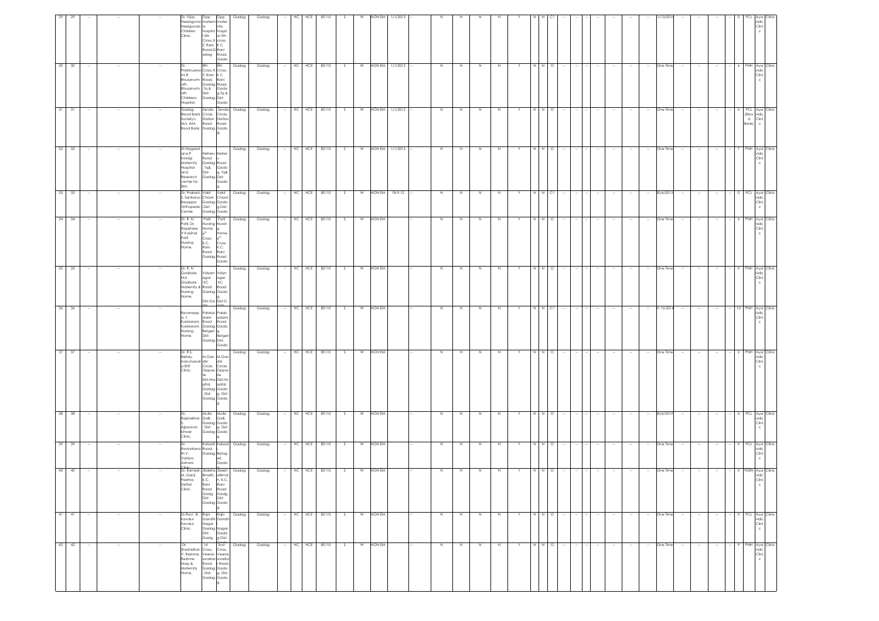| 29 | 29 | -- | -- | -- | Dr. Vijay. Neelagund. Neelgunda Children Clinic. | Opp maternity hospital 5th Cross, K C Rani Road.Gadag | Opp maternity hospital 5th cross, K C Rani Road, Gadag | Gadag | Gadag | -- | HC | HCE | 85110 | S | W | NON EIA | 1/1/2012 | -- | N | N | N | N | Y | N | N | C1 | -- | -- | -- | -- | -- | -- | -- | 1/12/2014 | -- | -- | -- | -- | 0 | PCL | Ayurvidic Clinic | Clinic |
|---|---|---|---|---|---|---|---|---|---|---|---|---|---|---|---|---|---|---|---|---|---|---|---|---|---|---|---|---|---|---|---|---|---|---|---|---|---|---|---|---|---|---|
| 30 | 30 | -- | -- | -- | Dr. Prabhuswami R. Bhusanurmath, Bhusanurmath Childrens Hospital. | 8th Cross, K C Rani Road, Gadag .Tq & Dist: Gadag | 8th Cross, K C Rani Road, Gadag.Tq & Dist: Gadag | Gadag | Gadag | -- | HC | HCE | 85110 | S | W | NON EIA | 1/1/2012 | -- | N | N | N | N | Y | N | N | O | -- | -- | -- | -- | -- | -- | -- | One Time | -- | -- | -- | -- | 6 | PNH | Ayurvidic Clinic | Clinic |
| 31 | 31 | -- | -- | -- | Gadag Blood Bank Society's, M/s. IMA Bood Bank. | Zenda Circle, Station Road Gadag | Zenda Circle, Station Road Gadag. | Gadag | Gadag | -- | HC | HCE | 85110 | S | W | NON EIA | 1/1/2012 | -- | N | N | N | N | Y | N | N | O | -- | -- | -- | -- | -- | -- | -- | One Time | -- | -- | -- | -- | 0 | PCL (Blood Bank) | Ayurvidic Clinic | Clinic |
| 32 | 32 | -- | -- | -- | Dr.Nagaratana.P. Kalalgi Maternity Hospital and Research center for Skin | Neheru Road Gadag .Tq& Dist- Gadag | Neheru Road Gadag. Tq& Dist- Gadag | Gadag | Gadag | -- | HC | HCE | 85110 | S | W | NON EIA | 1/1/2012 | -- | N | N | N | N | Y | N | N | O | -- | -- | -- | -- | -- | -- | -- | One Time | -- | -- | -- | -- | 7 | PNH | Ayurvidic Clinic | Clinic |
| 33 | 33 | -- | -- | -- | Dr. Prakash. S. Sankanur, Basappa Orthopedic Center. | Vakil Chawl Gadag .Dist: Gadag | Vakil Chawl Gadag.Dist: Gadag | Gadag | Gadag | -- | HC | HCE | 85110 | S | W | NON EIA | 18-9-12 | -- | N | N | N | N | Y | N | N | C1 | -- | -- | -- | -- | -- | -- | -- | 30/6/2013 | -- | -- | -- | -- | 0 | PCL | Ayurvidic Clinic | Clinic |
| 34 | 34 | -- | -- | -- | Dr. R. N. Patil, Dr. Rajashree V Kubihal Patil Nursing Home. | Patil Nursing Home 6th Cross K.C. Rani Road Gadag | Patil Nursing Home 6th Cross K.C. Rani Road Gadag | Gadag | Gadag | -- | HC | HCE | 85110 | S | W | NON EIA | | -- | N | N | N | N | Y | N | N | O | -- | -- | -- | -- | -- | -- | -- | One Time | -- | -- | -- | -- | 6 | PNH | Ayurvidic Clinic | Clinic |
| 35 | 35 | -- | -- | -- | Dr. R. N Godbole, M/s Godbole Maternity & Nursing Home. | Vidyanagar KC Road Gadag Dist.Gadag | Vidyanagar KC Road Gadag Dist.Gadag | Gadag | Gadag | -- | HC | HCE | 85110 | S | W | NON EIA | | -- | N | N | N | N | Y | N | N | O | -- | -- | -- | -- | -- | -- | -- | One Time | -- | -- | -- | -- | 0 | PNH | Ayurvidic Clinic | Clinic |
| 36 | 36 | -- | -- | -- | Revanappa. T. Kulakarani, Kulakarani. Nursing Home. | Palabadami Road Gadag Betgeri Dist: Gadag | Palabadami Road Gadag Betgeri Dist: Gadag | Gadag | Gadag | -- | HC | HCE | 85110 | S | W | NON EIA | | -- | N | N | N | N | Y | N | N | C1 | -- | -- | -- | -- | -- | -- | -- | 1-12-2014 | -- | -- | -- | -- | 10 | PNH | Ayurvidic Clinic | Clinic |
| 37 | 37 | -- | -- | -- | Dr. R.S. Bellary, Indvchandra ENT Clinic. | M.Gandhi Circle Opposite Dist.Hospital, Gadag Dist: Gadag | M.Gandhi Circle Opposite Dist.Hospital, Gadag. Dist: Gadag | Gadag | Gadag | -- | HC | HCE | 85110 | S | W | NON EIA | | -- | N | N | N | N | Y | N | N | O | -- | -- | -- | -- | -- | -- | -- | One Time | -- | -- | -- | -- | 2 | PNH | Ayurvidic Clinic | Clinic |
| 38 | 38 | -- | -- | -- | Dr. Rajshekhar. S. Ajjayavar, Ishwar Clinic. | Mulla Galli, Gadag Dist: Gadag | Mulla Galli, Gadag. Dist: Gadag | Gadag | Gadag | -- | HC | HCE | 85110 | S | W | NON EIA | | -- | N | N | N | N | Y | N | N | O | -- | -- | -- | -- | -- | -- | -- | 30/6/2019 | -- | -- | -- | -- | 0 | PCL | Ayurvidic Clinic | Clinic |
| 39 | 39 | -- | -- | -- | Dr. Ravindrana th.V. Vaidya, Ashwini Clinic | Kabadi Road, Gadag | Kabadi Road, Betageri, Gadag | Gadag | Gadag | -- | HC | HCE | 85110 | S | W | NON EIA | | -- | N | N | N | N | Y | N | N | O | -- | -- | -- | -- | -- | -- | -- | One Time | -- | -- | -- | -- | 0 | PCL | Ayurvidic Clinic | Clinic |
| 40 | 40 | -- | -- | -- | Dr. Ramesh. M. Ganji Padma Dettal Clinic. | Balehalimath, K.C. Rani Road Gadg. Dist: Gadag | Balehalimath, K.C. Rani Road Gadg. Dist: Gadag | Gadag | Gadag | -- | HC | HCE | 85110 | S | W | NON EIA | | -- | N | N | N | N | Y | N | N | O | -- | -- | -- | -- | -- | -- | -- | One Time | -- | -- | -- | -- | 0 | PDEN | Ayurvidic Clinic | Clinic |
| 41 | 41 | -- | -- | -- | Dr.Ravi . B. Kavalur Kavalur Clinic. | Rajiv Gandhi Nagar Gadag Dist: Gadg | Rajiv Gandhi Nagar Gadag Dist: Gadag | Gadag | Gadag | -- | HC | HCE | 85110 | S | W | NON EIA | | -- | N | N | N | N | Y | N | N | O | -- | -- | -- | -- | -- | -- | -- | One Time | -- | -- | -- | -- | 0 | PCL | Ayurvidic Clinic | Clinic |
| 42 | 42 | -- | -- | -- | Dr. Shashidhar. V. Reshme, Reshme Hosp.& Maternity Home. | 1st Cross, Veerasavarkar Road, Gadag Dist: Gadag | 2nd Cross, Veerasavarkar Road, Gadag. Dist: Gadag | Gadag | Gadag | -- | HC | HCE | 85110 | S | W | NON EIA | | -- | N | N | N | N | Y | N | N | O | -- | -- | -- | -- | -- | -- | -- | One Time | -- | -- | -- | -- | 9 | PNH | Ayurvidic Clinic | Clinic |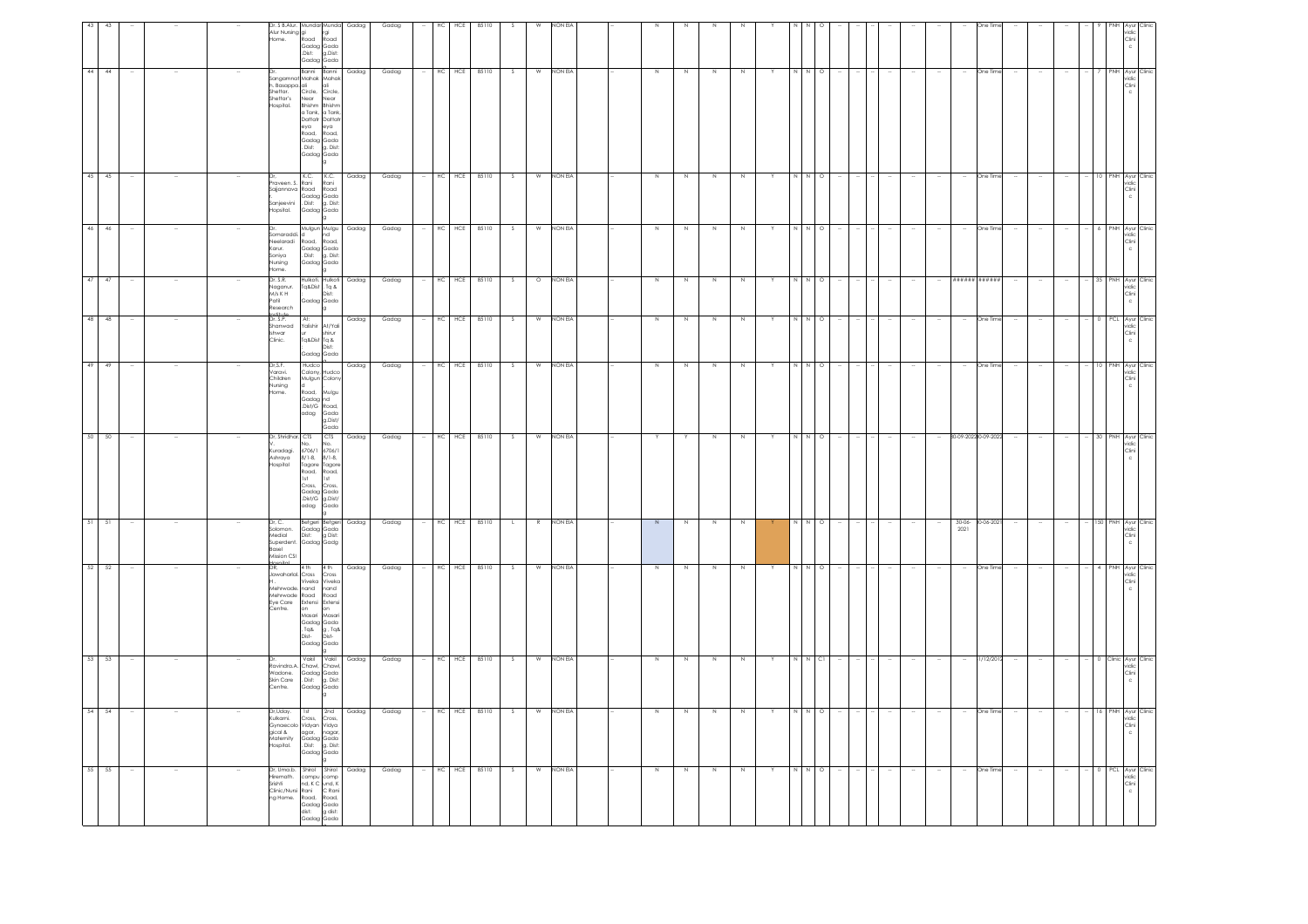| 43 | 43 | -- | -- | -- | Dr. S.B.Alur. Alur Nursing Home. | Mundargi Road Gadag ,Dist: Gadag | Mundargi Road Gadag.Dist: Gadag | Gadag | Gadag | -- | HC | HCE | 85110 | S | W | NON EIA | -- | N | N | N | N | Y | N | N | O | -- | -- | -- | -- | -- | -- | -- | -- | One Time | -- | -- | -- | -- | 9 | PNH | Ayurvidic Clinic | Clinic |
|---|---|---|---|---|---|---|---|---|---|---|---|---|---|---|---|---|---|---|---|---|---|---|---|---|---|---|---|---|---|---|---|---|---|---|---|---|---|---|---|---|---|---|
| 44 | 44 | -- | -- | -- | Dr. Sangamnath. Basappa Shettar. Shettar's Hospital. | Banni Mahakali Circle, Near Bhishma Tank, Dattatreya Road, Gadag . Dist: Gadag | Banni Mahakali Circle, Near Bhishma Tank, Dattatreya Road, Gadag. Dist: Gadag | Gadag | Gadag | -- | HC | HCE | 85110 | S | W | NON EIA | -- | N | N | N | N | Y | N | N | O | -- | -- | -- | -- | -- | -- | -- | -- | One Time | -- | -- | -- | -- | 7 | PNH | Ayurvidic Clinic | Clinic |
| 45 | 45 | -- | -- | -- | Dr. Praveen. S. Sajjannava r. Sanjeevini Hopsital. | K.C. Rani Road Gadag . Dist: Gadag | K.C. Rani Road Gadag. Dist: Gadag | Gadag | Gadag | -- | HC | HCE | 85110 | S | W | NON EIA | -- | N | N | N | N | Y | N | N | O | -- | -- | -- | -- | -- | -- | -- | -- | One Time | -- | -- | -- | -- | 10 | PNH | Ayurvidic Clinic | Clinic |
| 46 | 46 | -- | -- | -- | Dr. Somaraddi. Neelaradi Karur. Soniya Nursing Home. | Mulgund Road, Gadag . Dist: Gadag | Mulgund Road, Gadag. Dist: Gadag | Gadag | Gadag | -- | HC | HCE | 85110 | S | W | NON EIA | -- | N | N | N | N | Y | N | N | O | -- | -- | -- | -- | -- | -- | -- | -- | One Time | -- | -- | -- | -- | 6 | PNH | Ayurvidic Clinic | Clinic |
| 47 | 47 | -- | -- | -- | Dr. S.R. Naganur. M/s K H Patil Research Institute | Hulkoti, Tq&Dist: Gadag | Hulkoti, Tq & Dist: Gadag | Gadag | Gadag | -- | HC | HCE | 85110 | S | O | NON EIA | -- | N | N | N | N | Y | N | N | O | -- | -- | -- | -- | -- | -- | -- | ###### | ###### | -- | -- | -- | -- | 35 | PNH | Ayurvidic Clinic | Clinic |
| 48 | 48 | -- | -- | -- | Dr. S.P. Shanwad Ishwar Clinic. | At: Yalishirur Tq&Dist: Gadag | At/Yalishirur Tq & Dist: Gadag | Gadag | Gadag | -- | HC | HCE | 85110 | S | W | NON EIA | -- | N | N | N | N | Y | N | N | O | -- | -- | -- | -- | -- | -- | -- | -- | One Time | -- | -- | -- | -- | 0 | PCL | Ayurvidic Clinic | Clinic |
| 49 | 49 | -- | -- | -- | Dr.S.F. Varavi. Children Nursing Home. | Hudco Colony, Mulgund Road, Gadag ,Dist/Gadag | Hudco Colony Mulgund Road, Gadag,Dist/Gadag | Gadag | Gadag | -- | HC | HCE | 85110 | S | W | NON EIA | -- | N | N | N | N | Y | N | N | O | -- | -- | -- | -- | -- | -- | -- | -- | One Time | -- | -- | -- | -- | 10 | PNH | Ayurvidic Clinic | Clinic |
| 50 | 50 | -- | -- | -- | Dr. Shridhar. V. Kuradagi. Ashraya Hospital | CTS No. 6706/18/1-8, Tagore Road, 1st Cross, Gadag ,Dist/Gadag | CTS No. 6706/18/1-8, Tagore Road, 1st Cross, Gadag,Dist/Gadag | Gadag | Gadag | -- | HC | HCE | 85110 | S | W | NON EIA | -- | Y | Y | N | N | Y | N | N | O | -- | -- | -- | -- | -- | -- | -- | 30-09-2022 | 30-09-2022 | -- | -- | -- | -- | 30 | PNH | Ayurvidic Clinic | Clinic |
| 51 | 51 | -- | -- | -- | Dr. C. Soloman. Medial Superdent. Basel Mission CSI Hospital | Betgeri Gadag Dist: Gadag | Betgeri Gadag Dist: Gadg | Gadag | Gadag | -- | HC | HCE | 85110 | L | R | NON EIA | -- | N | N | N | N | Y | N | N | O | -- | -- | -- | -- | -- | -- | 30-06-2021 | 30-06-2021 | -- | -- | -- | -- | 150 | PNH | Ayurvidic Clinic | Clinic |
| 52 | 52 | -- | -- | -- | DR. Jawaharlal. H. Mehrwade. Mehrwade Eye Care Centre. | 4 th Cross Vivekanand Road Extension Masari Gadag ,Tq& Dist- Gadag | 4 th Cross Vivekanand Road Extension Masari Gadag, Tq& Dist- Gadag | Gadag | Gadag | -- | HC | HCE | 85110 | S | W | NON EIA | -- | N | N | N | N | Y | N | N | O | -- | -- | -- | -- | -- | -- | -- | -- | One Time | -- | -- | -- | -- | 4 | PNH | Ayurvidic Clinic | Clinic |
| 53 | 53 | -- | -- | -- | Dr. Ravindra.A. Wadone. Skin Care Centre. | Vakil Chawl, Gadag . Dist: Gadag | Vakil Chawl, Gadag. Dist: Gadag | Gadag | Gadag | -- | HC | HCE | 85110 | S | W | NON EIA | -- | N | N | N | N | Y | N | N | C1 | -- | -- | -- | -- | -- | -- | -- | -- | 1/12/2012 | -- | -- | -- | -- | 0 | Clinic | Ayurvidic Clinic | Clinic |
| 54 | 54 | -- | -- | -- | Dr.Uday. Kulkarni. Gynaecological & Maternity Hospital. | 1st Cross, Vidyanagar, Gadag . Dist: Gadag | 2nd Cross, Vidyanagar, Gadag. Dist: Gadag | Gadag | Gadag | -- | HC | HCE | 85110 | S | W | NON EIA | -- | N | N | N | N | Y | N | N | O | -- | -- | -- | -- | -- | -- | -- | -- | One Time | -- | -- | -- | -- | 16 | PNH | Ayurvidic Clinic | Clinic |
| 55 | 55 | -- | -- | -- | Dr. Uma.b. Hiremath. Srishti Clinic/Nursing Home. | Shirol campund, K C Rani Road, Gadag dist: Gadag | Shirol campund, K C Rani Road, Gadag dist: Gadag | Gadag | Gadag | -- | HC | HCE | 85110 | S | W | NON EIA | -- | N | N | N | N | Y | N | N | O | -- | -- | -- | -- | -- | -- | -- | -- | One Time | -- | -- | -- | -- | 0 | PCL | Ayurvidic Clinic | Clinic |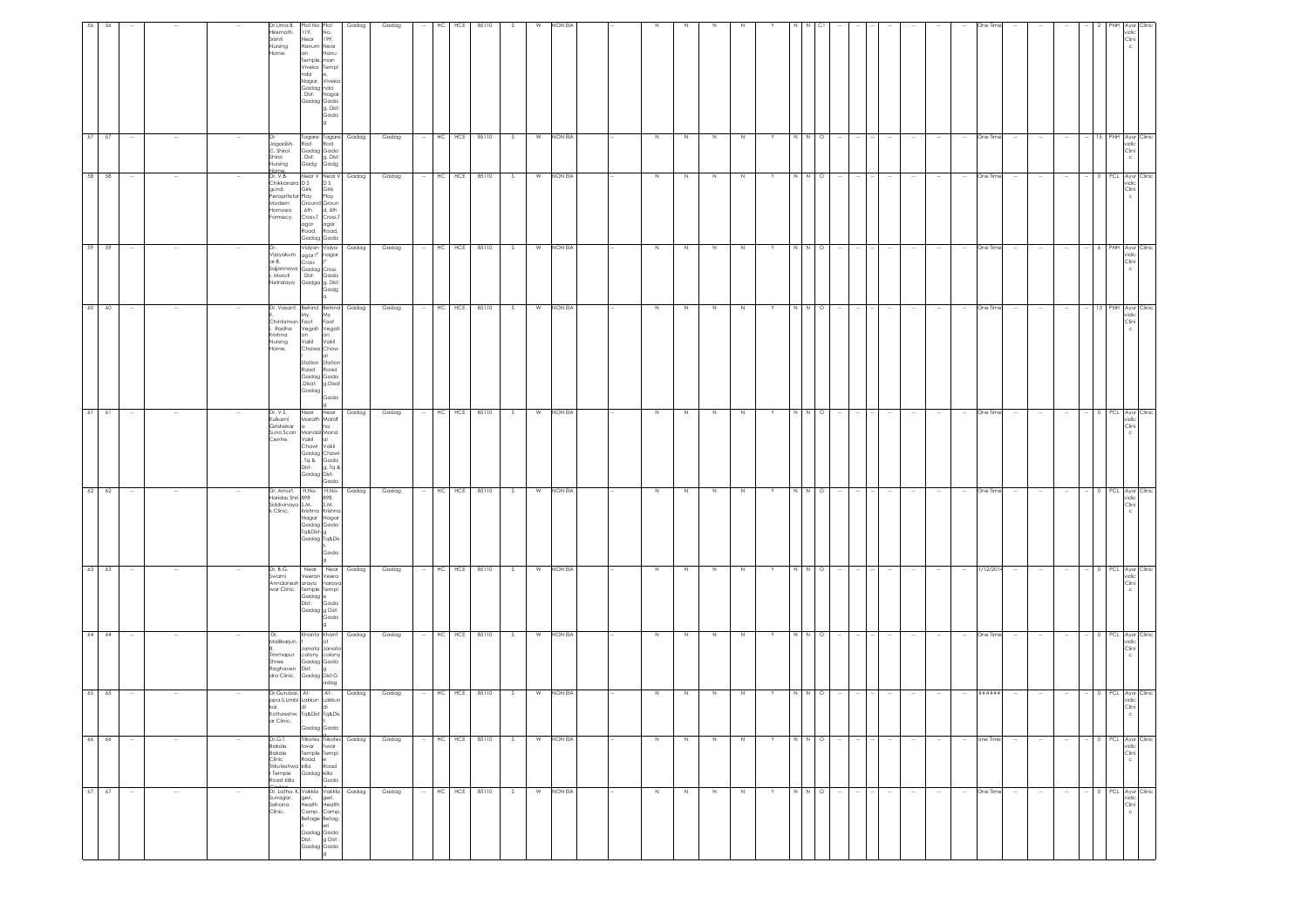| | | | | | | | | | | | | | | | | | | | | | | | | | | | | | | | | | | | | | | | | | | | |
|---|---|---|---|---|---|---|---|---|---|---|---|---|---|---|---|---|---|---|---|---|---|---|---|---|---|---|---|---|---|---|---|---|---|---|---|---|---|---|---|---|---|---|---|
| 56 | 56 | – | – | – | – | Dr.Uma.B. Hiremath. Srishti Nursing Home. | Plot No. 119, Near Hanuman Temple, Vivekananda Nagar, Gadag Dist: Gadag | Plot No. 199, Near Hanuman Temple, Vivekananda Nagar, Gadag, Dist: Gadag | Gadag | Gadag | – | HC | HCE | 85110 | S | W | NON EIA | | – | N | N | N | N | Y | N | N | C1 | – | – | – | – | – | – | – | One Time | – | – | – | – | 2 | PNH | Ayurvidic Clinic | Clinic |
| 57 | 57 | – | – | – | – | Dr Jagadish. C. Shirol. Shirol Nursing Home | Tagare Road Gadag Dist: Gadg | Tagare Road Gadag, Dist: Gadg | Gadag | Gadag | – | HC | HCE | 85110 | S | W | NON EIA | | – | N | N | N | N | Y | N | N | O | – | – | – | – | – | – | – | One Time | – | – | – | – | 15 | PNH | Ayurvidic Clinic | Clinic |
| 58 | 58 | – | – | – | – | Dr. V.B. Chikkanaragund, Proprietor Modern Homoea Formecy. | Near V D S Girls Play Ground, 6th Cross, Tagar Road, Gadag | Near V D S Girls Play Ground, 6th Cross, Tagar Road, Gadag | Gadag | Gadag | – | HC | HCE | 85110 | S | W | NON EIA | | – | N | N | N | N | Y | N | N | O | – | – | – | – | – | – | – | One Time | – | – | – | – | 0 | PCL | Ayurvidic Clinic | Clinic |
| 59 | 59 | – | – | – | – | Dr. Vijayakumar.B. Sajjannavar, Maruti Netralaya | Vidyanagar 1st Cross Gadag Dist: Gadga | Vidya nagar 1st Cross Gadag, Dist: Gadag | Gadag | Gadag | – | HC | HCE | 85110 | S | W | NON EIA | | – | N | N | N | N | Y | N | N | O | – | – | – | – | – | – | – | One Time | – | – | – | – | 6 | PNH | Ayurvidic Clinic | Clinic |
| 60 | 60 | – | – | – | – | Dr. Vasant. K. Chintaman, Radha Krishna Nursing Home. | Behind My Foot Vegetian Vakil Chawal Station Road Gadag, Disst: Gadag | Behind My Foot Vegetian Vakil Chawal Station Road Gadag, Disst: Gadag | Gadag | Gadag | – | HC | HCE | 85110 | S | W | NON EIA | | – | N | N | N | N | Y | N | N | O | – | – | – | – | – | – | – | One Time | – | – | – | – | 13 | PNH | Ayurvidic Clinic | Clinic |
| 61 | 61 | – | – | – | – | Dr. V.S. Kulkarni Girishekar Suna Scan Centre. | Near Maratha Mandal Vakil Chawl Gadag, Tq & Dist- Gadag | Near Maratha Mandal Vakil Chawl Gadag, Tq & Dist- Gadag | Gadag | Gadag | – | HC | HCE | 85110 | S | W | NON EIA | | – | N | N | N | N | Y | N | N | O | – | – | – | – | – | – | – | One Time | – | – | – | – | 0 | PCL | Ayurvidic Clinic | Clinic |
| 62 | 62 | – | – | – | – | Dr. Amurt. Haridas Shri Siddivinayak Clinic. | H.No-898 S.M. Krishna Nagar Gadag Tq&Dist-Gadag | H.No-898 S.M. Krishna Nagar Gadag Tq&Dist- Gadag | Gadag | Gadag | – | HC | HCE | 85110 | S | W | NON EIA | | – | N | N | N | N | Y | N | N | O | – | – | – | – | – | – | – | One Time | – | – | – | – | 0 | PCL | Ayurvidic Clinic | Clinic |
| 63 | 63 | – | – | – | – | Dr. B.G. Swami Annadaneshwar Clinic. | Near Veeranarayan Temple Gadag Dist: Gadag | Near Veeranarayan Temple Gadag Dist: Gadag | Gadag | Gadag | – | HC | HCE | 85110 | S | W | NON EIA | | – | N | N | N | N | Y | N | N | O | – | – | – | – | – | – | – | 1/12/2014 | – | – | – | – | 0 | PCL | Ayurvidic Clinic | Clinic |
| 64 | 64 | – | – | – | – | Dr. Mallikarjun. B. Timmapur Shree Raghavendra Clinic. | Khantat Janata colony Gadag Dist: Gadag | Khantat Janata colony Gadag Dist: Gadag | Gadag | Gadag | – | HC | HCE | 85110 | S | W | NON EIA | | – | N | N | N | N | Y | N | N | O | – | – | – | – | – | – | – | One Time | – | – | – | – | 0 | PCL | Ayurvidic Clinic | Clinic |
| 65 | 65 | – | – | – | – | Dr.Gurubasappa.S.Limbikai. Kottureshwar Clinic. | At: Lakkundi Tq&Dist Gadag | At: Lakkundi Tq&Dist Gadag | Gadag | Gadag | – | HC | HCE | 85110 | S | W | NON EIA | | – | N | N | N | N | Y | N | N | O | – | – | – | – | – | – | – | ###### | – | – | – | – | 0 | PCL | Ayurvidic Clinic | Clinic |
| 66 | 66 | – | – | – | – | Dr.G.T. Bakale. Bakale Clinic Trikuteshwar Temple Road killa Gadag | Trikoteshwar Temple Road Gadag killa | Trikoteshwar Temple Road killa Gadag | Gadag | Gadag | – | HC | HCE | 85110 | S | W | NON EIA | | – | N | N | N | N | Y | N | N | O | – | – | – | – | – | – | – | one Time | – | – | – | – | 0 | PCL | Ayurvidic Clinic | Clinic |
| 67 | 67 | – | – | – | – | Dr. Latha. K. Sunagar, Sahana Clinic. | Vakkalgeri, Health Camp, Betageri Gadag Dist: Gadag | Vakkalgeri, Health Camp, Betageri Gadag Dist: Gadag | Gadag | Gadag | – | HC | HCE | 85110 | S | W | NON EIA | | – | N | N | N | N | Y | N | N | O | – | – | – | – | – | – | – | One Time | – | – | – | – | 0 | PCL | Ayurvidic Clinic | Clinic |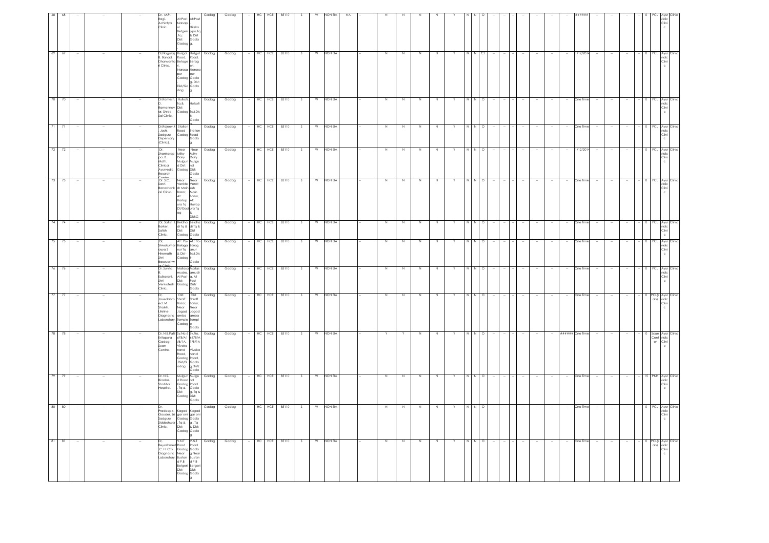| 68 | 68 | -- | -- | -- | Dr. M.P. Itagi, Achintya Clinic. | At:Post: Narsapur Betgeri, Tq : Dist: Gadag | At:Post: Hireko ppa,Tq & Dist: Gadag. | Gadag | Gadag | -- | HC | HCE | 85110 | S | W | NON EIA | NA | -- | N | N | N | N | Y | N | N | O | -- | -- | -- | -- | -- | -- | -- | ###### | -- | -- | -- | -- | 0 | PCL | Ayurvidic Clinic | Clinic |
|---|---|---|---|---|---|---|---|---|---|---|---|---|---|---|---|---|---|---|---|---|---|---|---|---|---|---|---|---|---|---|---|---|---|---|---|---|---|---|---|---|---|---|
| 69 | 69 | -- | -- | -- | Dr.Nagaraj. B. Banad. Dhanvantari Clinic. | Hulgol Road, Betage ri, Narasapur Gadag Dist/Gadag | Hullgol Road, Betageri, Narasapur Gadag, Dist: Gadag | Gadag | Gadag | -- | HC | HCE | 85110 | S | W | NON EIA | | -- | N | N | N | N | Y | N | N | C1 | -- | -- | -- | -- | -- | -- | -- | 1/12/2014 | -- | -- | -- | -- | 0 | PCL | Ayurvidic Clinic | Clinic |
| 70 | 70 | -- | -- | -- | Dr.Ramesh. D. Ramannavar. Shree Sai Clinic. | Hulkoti, Tq & Dist: Gadag | Hulkoti Tq&Dist: Gadag | Gadag | Gadag | -- | HC | HCE | 85110 | S | W | NON EIA | | -- | N | N | N | N | Y | N | N | O | -- | -- | -- | -- | -- | -- | -- | One Time | -- | -- | -- | -- | 0 | PCL | Ayurvidic Clinic | Clinic |
| 71 | 71 | -- | -- | -- | Dr.Rajeev.R. Joshi. Sadguru Dispensary (Clinic). | Station Road Gadag | Station Road Gadag | Gadag | Gadag | -- | HC | HCE | 85110 | S | W | NON EIA | | -- | N | N | N | N | Y | N | N | O | -- | -- | -- | -- | -- | -- | -- | One Time | -- | -- | -- | -- | 0 | PCL | Ayurvidic Clinic | Clinic |
| 72 | 72 | -- | -- | -- | Dr. Shankarappa. B. Matti. Clinical Ayurvedic Research Centre | Near Milky Dairy Mulgund Dist: Gadag | Near Milky Dairy Mulgund Dist: Gadag | Gadag | Gadag | -- | HC | HCE | 85110 | S | W | NON EIA | | -- | N | N | N | N | Y | N | N | O | -- | -- | -- | -- | -- | -- | -- | 1/12/2014 | -- | -- | -- | -- | 0 | PCL | Ayurvidic Clinic | Clinic |
| 73 | 73 | -- | -- | -- | Dr. S.C. Sanvi. Banashankari Clinic. | Near Venkatesh Main Bazar, At: Harlapura Tq Dt/Gadag | Near Venkatesh Main Bazar, At: Harlapura Tq & Dist:G | Gadag | Gadag | -- | HC | HCE | 85110 | S | W | NON EIA | | -- | N | N | N | N | Y | N | N | O | -- | -- | -- | -- | -- | -- | -- | One Time | -- | -- | -- | -- | 0 | PCL | Ayurvidic Clinic | Clinic |
| 74 | 74 | -- | -- | -- | Dr. Satish. I. Barker. Satish Clinic. | Beldhadi Tq & Dist: Gadag | Beldhadi Tq & Dist Gadag | Gadag | Gadag | -- | HC | HCE | 85110 | S | W | NON EIA | | -- | N | N | N | N | Y | N | N | O | -- | -- | -- | -- | -- | -- | -- | One Time | -- | -- | -- | -- | 0 | PCL | Ayurvidic Clinic | Clinic |
| 75 | 75 | -- | -- | -- | Dr. Shivakumarayya.S Hiremath Shri Basaveshwar Clinic | At : Po-Balaganur Tq & Dist- Gadag | At : Po-Balaganur Tq&Dist- Gadag | Gadag | Gadag | -- | HC | HCE | 85110 | S | W | NON EIA | | -- | N | N | N | N | Y | N | N | O | -- | -- | -- | -- | -- | -- | -- | One Time | -- | -- | -- | -- | 0 | PCL | Ayurvidic Clinic | Clinic |
| 76 | 76 | -- | -- | -- | Dr. Sunita. R. Kulkarani. Shri Venkatesh Clinic. | Mallasamudra. At Post. Dist: Gadag | Mallasamudra. At Post Dist/ Gadag | Gadag | Gadag | -- | HC | HCE | 85110 | S | W | NON EIA | | -- | N | N | N | N | Y | N | N | O | -- | -- | -- | -- | -- | -- | -- | One Time | -- | -- | -- | -- | 0 | PCL | Ayurvidic Clinic | Clinic |
| 77 | 77 | -- | -- | -- | Dr. Javedahmed. M. Shaikh. Lifeline Diagnostic Laboratory. | Old Shroff Bazar, Near Jagadamba Temple Gadag | Old Shroff Bazar, Near Jagadamba Temple Gadag | Gadag | Gadag | -- | HC | HCE | 85110 | S | W | NON EIA | | -- | N | N | N | N | Y | N | N | O | -- | -- | -- | -- | -- | -- | -- | One Time | -- | -- | -- | -- | 0 | PCL(Lab) | Ayurvidic Clinic | Clinic |
| 78 | 78 | -- | -- | -- | Dr. N.B.Patil Kritapura Gadag Scan Centre. | Sy.No.66/78/A1/B/1A, Vivekanand Road, Gadag Dist/Gadag | Sy.No. 66/78/A1/B/1A Vivekanand Road, Gadag Dist/ Gadag | Gadag | Gadag | -- | HC | HCE | 85110 | S | W | NON EIA | | -- | Y | Y | N | N | Y | N | N | O | -- | -- | -- | -- | -- | -- | ###### | One Time | -- | -- | -- | -- | 0 | Scan Center | Ayurvidic Clinic | Clinic |
| 79 | 79 | -- | -- | -- | Dr. N.S. Biradar. Shobha Hospital. | Mulgund Road Gadag Tq & Dist: Gadag | Mulgund Road Gadag, Tq & Dist: Gadag | Gadag | Gadag | -- | HC | HCE | 85110 | S | W | NON EIA | | -- | N | N | N | N | Y | N | N | O | -- | -- | -- | -- | -- | -- | -- | One Time | -- | -- | -- | -- | 15 | PNH | Ayurvidic Clinic | Clinic |
| 80 | 80 | -- | -- | -- | Dr. Pradeep.s. Gouder, Sri Sadguru Siddeshwar Clinic. | Kagadgari oni Gadag Tq & Dist: Gadag | Kagadgari oni Gadag , Tq & Dist: Gadag | Gadag | Gadag | -- | HC | HCE | 85110 | S | W | NON EIA | | -- | N | N | N | N | Y | N | N | O | -- | -- | -- | -- | -- | -- | -- | One Time | -- | -- | -- | -- | 0 | PCL | Ayurvidic Clinic | Clinic |
| 81 | 81 | -- | -- | -- | Dr. Reyazahmed .C. H. City Diagnostic Laboratory. | V.N.T Road Gadag Near Bustand P.B Betgeri Dist: Gadag | V.N.T Road Gadag Near Bustand P.B Betgeri Dist: Gadag | Gadag | Gadag | -- | HC | HCE | 85110 | S | W | NON EIA | | -- | N | N | N | N | Y | N | N | O | -- | -- | -- | -- | -- | -- | -- | One Time | -- | -- | -- | -- | 0 | PCL(Lab) | Ayurvidic Clinic | Clinic |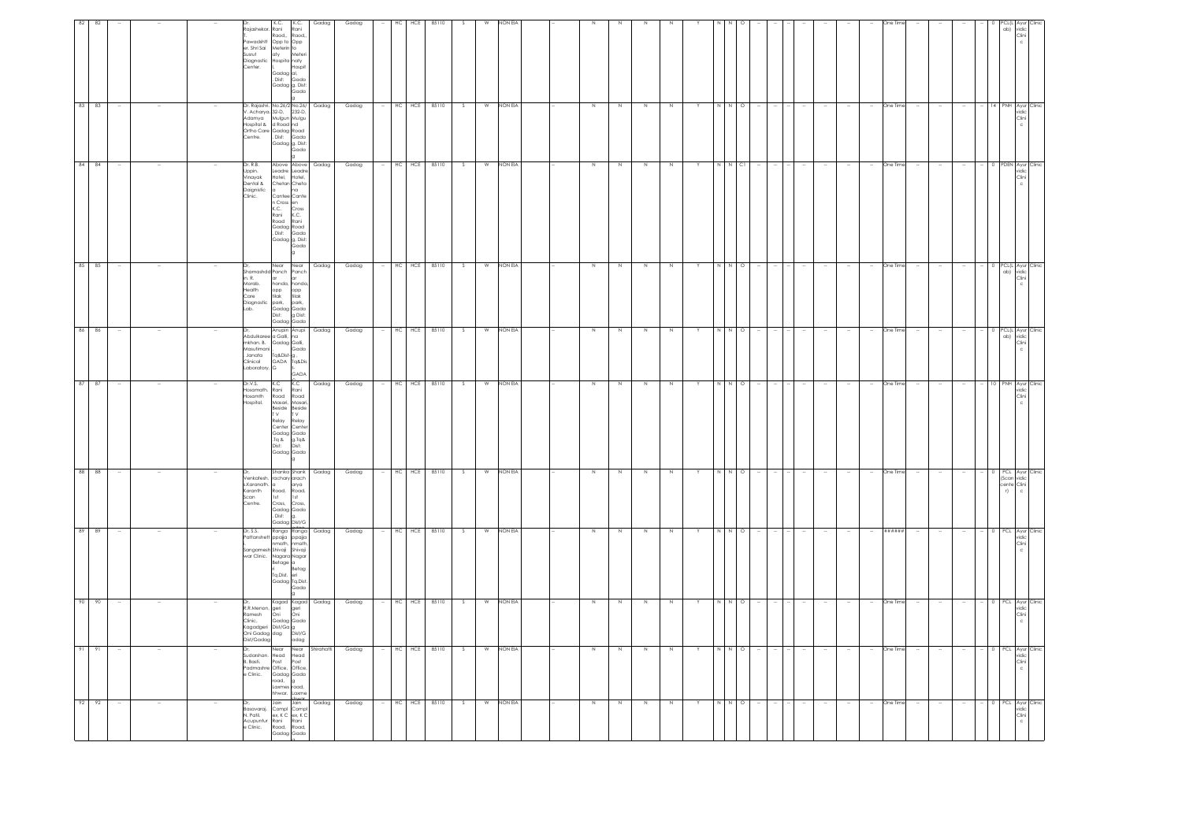| 82 | 82 | -- | -- | -- | -- | Dr. Rajashekar. T. Pawadshtt er. Shri Sai Susrut Diagnostic Center. | K.C. Rani Raod., Opp to Meterin aty Hospita l, Gadag . Dist: Gadag | K.C. Rani Raod., Opp to Meteri naty Hospit al, Gada g. Dist: Gada g | Gadag | Gadag | -- | HC | HCE | 85110 | S | W | NON EIA | -- | N | N | N | N | Y | N | N | O | -- | -- | -- | -- | -- | -- | -- | One Time | -- | -- | -- | -- | 0 | FCL(L ab) | Ayur vidic Clini c | Clinic |
|---|---|---|---|---|---|---|---|---|---|---|---|---|---|---|---|---|---|---|---|---|---|---|---|---|---|---|---|---|---|---|---|---|---|---|---|---|---|---|---|---|---|---|
| 83 | 83 | -- | -- | -- | -- | Dr. Rajashri. V. Acharya. Adamya Hospital & Ortho Care Centre. | No.26/2 32-D, Mulgun d Road Gadag . Dist: Gadag | No.26/ 232-D, Mulgu nd Road Gada g. Dist: Gada g | Gadag | Gadag | -- | HC | HCE | 85110 | S | W | NON EIA | -- | N | N | N | N | Y | N | N | O | -- | -- | -- | -- | -- | -- | -- | One Time | -- | -- | -- | -- | 14 | PNH | Ayur vidic Clini c | Clinic |
| 84 | 84 | -- | -- | -- | -- | Dr. R.B. Uppin. Vinayak Dental & Daignistic Clinic. | Above Leadre Hotel, Chetan a Cantee n Cross K.C. Rani Road Gadag . Dist: Gadag | Above Leadre Hotel, Cheta na Cante en Cross K.C. Rani Road Gada g. Dist: Gada g | Gadag | Gadag | -- | HC | HCE | 85110 | S | W | NON EIA | -- | N | N | N | N | Y | N | N | C1 | -- | -- | -- | -- | -- | -- | -- | One Time | -- | -- | -- | -- | 0 | FDEN | Ayur vidic Clini c | Clinic |
| 85 | 85 | -- | -- | -- | -- | Dr. Shamashdd in. R. Marab. Health Care Diagnostic Lab. | Near Panch ar honda, opp tilak park, Gadag Dist: Gadag | Near Panch ar honda, opp tilak park, Gada g Dist: Gada | Gadag | Gadag | -- | HC | HCE | 85110 | S | W | NON EIA | -- | N | N | N | N | Y | N | N | O | -- | -- | -- | -- | -- | -- | -- | One Time | -- | -- | -- | -- | 0 | FCL(L ab) | Ayur vidic Clini c | Clinic |
| 86 | 86 | -- | -- | -- | -- | Dr. Abdulkaree mkhan. B. Masutimani . Janata Clinical Laboratory. | Anupm a Galli, Gadag Tq&Dist: GADA G | Anupi na Galli, Gada g Tq&Dis t: GADA | Gadag | Gadag | -- | HC | HCE | 85110 | S | W | NON EIA | -- | N | N | N | N | Y | N | N | O | -- | -- | -- | -- | -- | -- | -- | One Time | -- | -- | -- | -- | 0 | FCL(L ab) | Ayur vidic Clini c | Clinic |
| 87 | 87 | -- | -- | -- | -- | Dr.V.S. Hosamath. Hosamth Hospital. | K.C Rani Road Masari, Beside T V Relay Center Gadag .Tq & Dist: Gadag | K.C Rani Road Masari, Beside T V Relay Center Gada g.Tq& Dist: Gada g | Gadag | Gadag | -- | HC | HCE | 85110 | S | W | NON EIA | -- | N | N | N | N | Y | N | N | O | -- | -- | -- | -- | -- | -- | -- | One Time | -- | -- | -- | -- | 10 | PNH | Ayur vidic Clini c | Clinic |
| 88 | 88 | -- | -- | -- | -- | Dr. Venkatesh. s.Karanath. Karanth Scan Centre. | Shanka rachary a Road, 1st Cross, Gadag . Dist: Gadag | Shank arach arya Road, 1st Cross, Gada g. Dist/G | Gadag | Gadag | -- | HC | HCE | 85110 | S | W | NON EIA | -- | N | N | N | N | Y | N | N | O | -- | -- | -- | -- | -- | -- | -- | One Time | -- | -- | -- | -- | 0 | PCL (Scan cente r) | Ayur vidic Clini c | Clinic |
| 89 | 89 | -- | -- | -- | -- | Dr. S.S. Pattanshett Sangamesh war Clinic. | Ranga ppaja nmath, Shivaji Nagara Betage ri Tq,Dist. Gadag | Ranga ppaja nmath, Shivaji Nagar a Betag eri Tq,Dist. Gada g | Gadag | Gadag | -- | HC | HCE | 85110 | S | W | NON EIA | -- | N | N | N | N | Y | N | N | O | -- | -- | -- | -- | -- | -- | -- | ###### | -- | -- | -- | -- | 0 | PCL | Ayur vidic Clini c | Clinic |
| 90 | 90 | -- | -- | -- | -- | Dr. R.R.Menan. Ramesh Clinic. Kagadgeri Oni Gadag Dist/Gadag | Kagad geri Oni Gadag Dist/Ga dag | Kagad geri Oni Gada g Dist/G adag | Gadag | Gadag | -- | HC | HCE | 85110 | S | W | NON EIA | -- | N | N | N | N | Y | N | N | O | -- | -- | -- | -- | -- | -- | -- | One Time | -- | -- | -- | -- | 0 | PCL | Ayur vidic Clini c | Clinic |
| 91 | 91 | -- | -- | -- | -- | Dr. Sudarshan. B. Basli. Padmashre e Clinic. | Near Head Post Office, Gadag road, Laxmes hwar. | Near Head Post Office, Gada g road, Laxme shwar | Shirahatti | Gadag | -- | HC | HCE | 85110 | S | W | NON EIA | -- | N | N | N | N | Y | N | N | O | -- | -- | -- | -- | -- | -- | -- | One Time | -- | -- | -- | -- | 0 | PCL | Ayur vidic Clini c | Clinic |
| 92 | 92 | -- | -- | -- | -- | Dr. Basavaraj. N. Patil. Acupunfur e Clinic. | Jain Compl ex, K C Rani Road. Gadag | Jain Compl ex, K C Rani Road, Gada g | Gadag | Gadag | -- | HC | HCE | 85110 | S | W | NON EIA | -- | N | N | N | N | Y | N | N | O | -- | -- | -- | -- | -- | -- | -- | One Time | -- | -- | -- | -- | 0 | PCL | Ayur vidic Clini c | Clinic |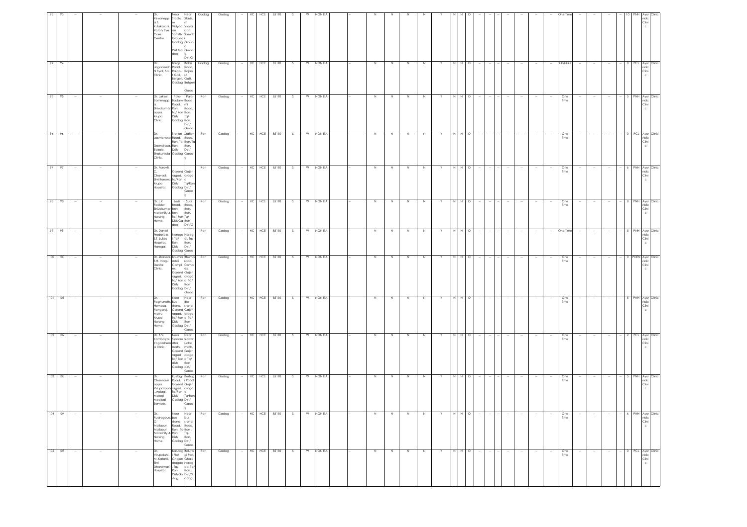| 93 | 93 | -- | -- | -- | Dr. Revanepp a.T. Kulakarani, Rotary Eye Care Centre. | Near Stadium Vidyadan Samithi Ground) Gadag Dist.Gadag | Near Stadium Vidyadan Samithi Ground Gadag. Dist.G | Gadag | Gadag | -- | HC | HCE | 85110 | S | W | NON EIA | -- | N | N | N | N | Y | N | N | O | -- | -- | -- | -- | -- | -- | -- | One Time | -- | -- | -- | -- | 10 | PNH | Ayurvidic Clinic | Clinic |
|---|---|---|---|---|---|---|---|---|---|---|---|---|---|---|---|---|---|---|---|---|---|---|---|---|---|---|---|---|---|---|---|---|---|---|---|---|---|---|---|---|---|
| 94 | 94 | | | | Dr. Jagadeesh N Byali, Sai Clinic. | Balaji Road, Rajaput Galli, Betgeri, Gadag | Balaji Road, Rajaput Galli, Betgeri Gadag | Gadag | Gadag | -- | HC | HCE | 85110 | S | W | NON EIA | -- | N | N | N | N | Y | N | N | O | -- | -- | -- | -- | -- | -- | -- | ###### | -- | -- | -- | -- | 0 | PCL | Ayurvidic Clinic | Clinic |
| 95 | 95 | -- | -- | -- | Dr. Lakkal Bommappa Shivakumar appa. Krupa Clinic. | Pala-Badami Road, Ron. Tq/ Ron Dist/ Gadag | Pala-Badami Road, Ron. Tq/ Ron. Dist/ Gada | Ron | Gadag | -- | HC | HCE | 85110 | S | W | NON EIA | -- | N | N | N | N | Y | N | N | O | -- | -- | -- | -- | -- | -- | -- | One Time | -- | -- | -- | -- | 5 | PNH | Ayurvidic Clinic | Clinic |
| 96 | 96 | -- | -- | -- | Dr. Laxmanasa Deendrasa, Bakale. Shakuntala Clinic. | Station Road, Ron. Tq-Ron, Dist/ Gadag | Station Road, Ron, Tq Ron, Dist/ Gada | Ron | Gadag | -- | HC | HCE | 85110 | S | W | NON EIA | -- | N | N | N | N | Y | N | N | O | -- | -- | -- | -- | -- | -- | -- | One Time | -- | -- | -- | -- | 0 | PCL | Ayurvidic Clinic | Clinic |
| 97 | 97 | -- | -- | -- | Dr. Paravti. C. Chavadi. Shri Renuka Krupa Hopsital. | Gajendragad. Tq/Ron Dist/ Gadag | Gajendragad. Tq/Ron Dist/ Gada | Ron | Gadag | -- | HC | HCE | 85110 | S | W | NON EIA | -- | N | N | N | N | Y | N | N | O | -- | -- | -- | -- | -- | -- | -- | One Time | -- | -- | -- | -- | 6 | PNH | Ayurvidic Clinic | Clinic |
| 98 | 98 | -- | -- | -- | Dr. L.R. Radder Shivakumar Maternity & Nursing Home. | Sudi Road, Ron. Tq/ Ron Dist/Gadag | Sudi Road, Ron. Tq/ Ron Dist/G | Ron | Gadag | -- | HC | HCE | 85110 | S | W | NON EIA | -- | N | N | N | N | Y | N | N | O | -- | -- | -- | -- | -- | -- | -- | One Time | -- | -- | -- | -- | 8 | PNH | Ayurvidic Clinic | Clinic |
| 99 | 99 | -- | -- | -- | Dr. Daniel Fredericks S.T. Lukes Hospital, Naregal. | Naregal, Tq/ Ron, Dist/ Gadag | Naregal. Tq/ Ron, Dist/ Gada | Ron | Gadag | -- | HC | HCE | 85110 | S | W | NON EIA | -- | N | N | N | N | Y | N | N | O | -- | -- | -- | -- | -- | -- | -- | One Time | -- | -- | -- | -- | 3 | PNH | Ayurvidic Clinic | Clinic |
| 100 | 100 | -- | -- | -- | Dr. Shankar T.H. Nagu Dental Clinic. | Bhumaraddi Complex, Gajendragad. Tq/ Ron Dist/ Gadag | Bhumaraddi Complex, Gajendragad. Tq/ Ron Dist/ Gada | Ron | Gadag | -- | HC | HCE | 85110 | S | W | NON EIA | -- | N | N | N | N | Y | N | N | O | -- | -- | -- | -- | -- | -- | -- | One Time | -- | -- | -- | -- | 0 | PDEN | Ayurvidic Clinic | Clinic |
| 101 | 101 | -- | -- | -- | Dr. Raghunath, Hemasa. Rangarej, Matru Krupa Nursing Home. | Near Bus stand, Gajendragad. Tq/ Ron Dist/ Gadag | Near Bus stand, Gajendragad. Tq/ Ron Dist/ Gada | Ron | Gadag | -- | HC | HCE | 85110 | S | W | NON EIA | -- | N | N | N | N | Y | N | N | O | -- | -- | -- | -- | -- | -- | -- | One Time | -- | -- | -- | -- | 5 | PNH | Ayurvidic Clinic | Clinic |
| 102 | 102 | -- | -- | -- | Dr. B.V. Kambalyal. Yogakshema Clinic. | Near Saldaru math, Gajendragad Tq/ Ron dist/ Gadag | Near Saldarudha math, Gajendragad Tq/ Ron dist/ Gada | Ron | Gadag | -- | HC | HCE | 85110 | S | W | NON EIA | -- | N | N | N | N | Y | N | N | O | -- | -- | -- | -- | -- | -- | -- | One Time | -- | -- | -- | -- | 2 | PCL | Ayurvidic Clinic | Clinic |
| 103 | 103 | -- | -- | -- | Dr. Channaveerappa. Virupaxappa Malagi. Malagi Medical Services. | Kustagi Road, Gajendragad. Tq/Ron Dist/ Gadag | Kustagi Road, Gajendragad. Tq/Ron Dist/ Gada | Ron | Gadag | -- | HC | HCE | 85110 | S | W | NON EIA | -- | N | N | N | N | Y | N | N | O | -- | -- | -- | -- | -- | -- | -- | One Time | -- | -- | -- | -- | 5 | PNH | Ayurvidic Clinic | Clinic |
| 104 | 104 | -- | -- | -- | Dr. Rudragoud. G Mallapur, Mallapur Maternity & Nursing Home. | Near bus stand Road, Ron , Tq Ron, Dist/ Gadag | Near bus stand Road, Ron . Tq- Ron, Dist/ Gada | Ron | Gadag | -- | HC | HCE | 85110 | S | W | NON EIA | -- | N | N | N | N | Y | N | N | O | -- | -- | -- | -- | -- | -- | -- | One Time | -- | -- | -- | -- | 6 | PNH | Ayurvidic Clinic | Clinic |
| 105 | 105 | -- | -- | -- | Dr. Virupakshi. M. Kataki. Shri Dhaniswari Hospital. | Balutagi Plot, Ghajendragad . Tq/ Ron . Dist/Gadag | Balutagi Plot, Ghajendragad. Tq/ Ron . Dist/Gadag | Ron | Gadag | -- | HC | HCE | 85110 | S | W | NON EIA | -- | N | N | N | N | Y | N | N | O | -- | -- | -- | -- | -- | -- | -- | One Time | -- | -- | -- | -- | 0 | PCL | Ayurvidic Clinic | Clinic |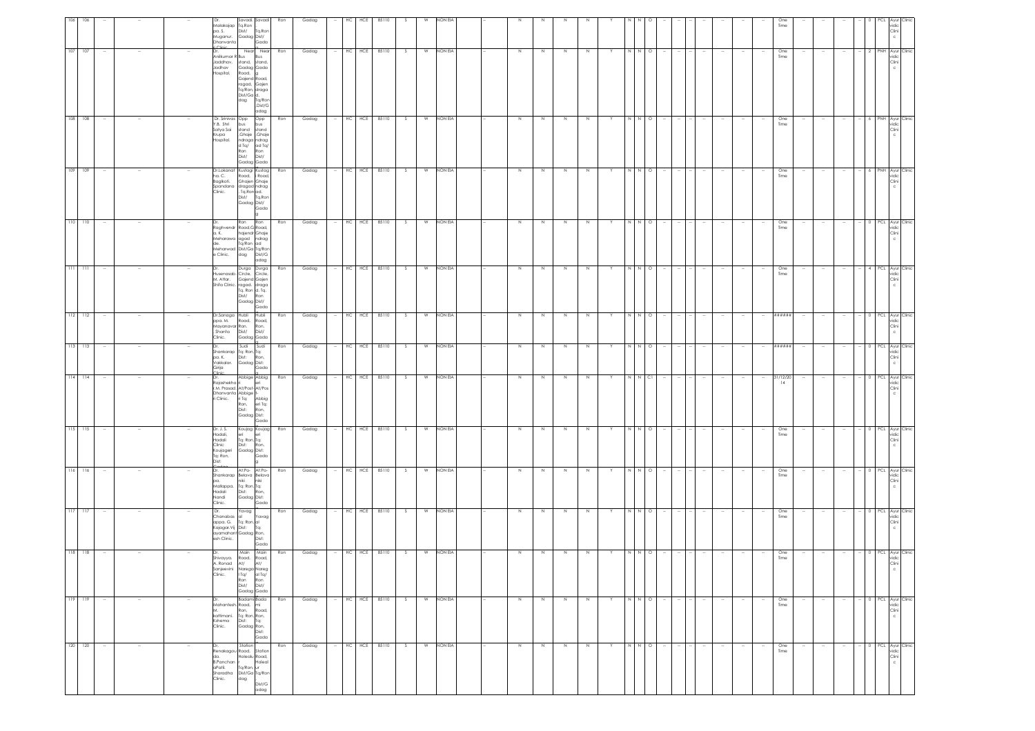| 106 | 106 | -- | -- | -- | Dr. Malakajap pa. S. Muganur. Dharwanta h Clinic. | Savadi Tq:Ron Dist/ Gadag | Savadi Tq:Ron Dist/ Gadag | Ron | Gadag | -- | HC | HCE | 85110 | S | W | NON EIA | -- | N | N | N | N | Y | N | N | O | -- | -- | -- | -- | -- | -- | -- | One Time | -- | -- | -- | -- | 0 | PCL | Ayurvidic Clinic | Clinic |
|---|---|---|---|---|---|---|---|---|---|---|---|---|---|---|---|---|---|---|---|---|---|---|---|---|---|---|---|---|---|---|---|---|---|---|---|---|---|---|---|---|---|
| 107 | 107 | -- | -- | -- | Dr. Anilkumar R Jaddhav. Jadhav Hospital. | Near Bus stand, Gadag Road, Gajendragad, Tq/Ron, Dist/Gadag | Near Bus stand, Gadag Road, Gajendragad Tq/Ron ,Dist/Gadag | Ron | Gadag | -- | HC | HCE | 85110 | S | W | NON EIA | -- | N | N | N | N | Y | N | N | O | -- | -- | -- | -- | -- | -- | -- | One Time | -- | -- | -- | -- | 2 | PNH | Ayurvidic Clinic | Clinic |
| 108 | 108 | -- | -- | -- | Dr. Srinivas. P.B. Shri Satya Sai Krupa Hospital. | Opp bus stand ,Ghajendragad Tq/ Ron Dist/ Gadag | Opp bus stand ,Ghajendragad Tq/ Ron Dist/ Gadag | Ron | Gadag | -- | HC | HCE | 85110 | S | W | NON EIA | -- | N | N | N | N | Y | N | N | O | -- | -- | -- | -- | -- | -- | -- | One Time | -- | -- | -- | -- | 6 | PNH | Ayurvidic Clinic | Clinic |
| 109 | 109 | -- | -- | -- | Dr.Lokanatha. C. Bagikoti. Spandana Clinic. | Kustagi Road, Ghajendragad Tq.Ron Dist/ Gadag | Kustagi Road, Ghajendragad, Tq.Ron Dist/ Gadag | Ron | Gadag | -- | HC | HCE | 85110 | S | W | NON EIA | -- | N | N | N | N | Y | N | N | O | -- | -- | -- | -- | -- | -- | -- | One Time | -- | -- | -- | -- | 6 | PNH | Ayurvidic Clinic | Clinic |
| 110 | 110 | -- | -- | -- | Dr. Raghvendra. K. Meharawade. Meharwade Clinic. | Ron Road,Gajendragad Tq/Ron Dist/Gadag | Ron Road, Ghajendragad Tq/Ron Dist/Gadag | Ron | Gadag | -- | HC | HCE | 85110 | S | W | NON EIA | -- | N | N | N | N | Y | N | N | O | -- | -- | -- | -- | -- | -- | -- | One Time | -- | -- | -- | -- | 0 | PCL | Ayurvidic Clinic | Clinic |
| 111 | 111 | -- | -- | -- | Dr. Husenasab. M. Attar. Shifa Clinic. | Durga Circle, Gajendragad. Tq. Ron Dist/ Gadag | Durga Circle, Gajendragad, Tq. Ron Dist/ Gadag | Ron | Gadag | -- | HC | HCE | 85110 | S | W | NON EIA | -- | N | N | N | N | Y | N | N | O | -- | -- | -- | -- | -- | -- | -- | One Time | -- | -- | -- | -- | 4 | PCL | Ayurvidic Clinic | Clinic |
| 112 | 112 | -- | -- | -- | Dr.Sanagappa. M. Mayanavar. Shanta Clinic. | Hubli Road, Ron, Dist/ Gadag | Hubli Road, Ron, Dist/ Gadag | Ron | Gadag | -- | HC | HCE | 85110 | S | W | NON EIA | -- | N | N | N | N | Y | N | N | O | -- | -- | -- | -- | -- | -- | -- | ###### | -- | -- | -- | -- | 0 | PCL | Ayurvidic Clinic | Clinic |
| 113 | 113 | -- | -- | -- | Dr. Shankarappa. K. Yakkalar. Girija Clinic. | Sudi Tq: Ron, Dist: Gadag | Sudi Tq: Ron, Dist: Gadag | Ron | Gadag | -- | HC | HCE | 85110 | S | W | NON EIA | -- | N | N | N | N | Y | N | N | O | -- | -- | -- | -- | -- | -- | -- | ###### | -- | -- | -- | -- | 0 | PCL | Ayurvidic Clinic | Clinic |
| 114 | 114 | -- | -- | -- | Dr. Rajashekhar. M. Prasad. Dharwanta Clinic. | Abbige ri At/Post Abbigeri Tq: Ron, Dist: Gadag | Abbigeri At/Post Abbigeri Tq: Ron, Dist: Gadag | Ron | Gadag | -- | HC | HCE | 85110 | S | W | NON EIA | -- | N | N | N | N | Y | N | N | C1 | -- | -- | -- | -- | -- | -- | -- | 31/12/2014 | -- | -- | -- | -- | 0 | PCL | Ayurvidic Clinic | Clinic |
| 115 | 115 | -- | -- | -- | Dr. J. S. Hadali. Hadali Clinic Koujageri Tq: Ron, Dist: Gadag | Koujageri Tq: Ron, Dist: Gadag | Koujageri Tq: Ron, Dist: Gadag | Ron | Gadag | -- | HC | HCE | 85110 | S | W | NON EIA | -- | N | N | N | N | Y | N | N | O | -- | -- | -- | -- | -- | -- | -- | One Time | -- | -- | -- | -- | 0 | PCL | Ayurvidic Clinic | Clinic |
| 116 | 116 | -- | -- | -- | Dr. Shankarappa. Mallappa. Hadali Nandi Clinic. | At:Po-Belavaniki Tq: Ron, Dist: Gadag | At:Po-Belavaniki Tq: Ron, Dist: Gadag | Ron | Gadag | -- | HC | HCE | 85110 | S | W | NON EIA | -- | N | N | N | N | Y | N | N | O | -- | -- | -- | -- | -- | -- | -- | One Time | -- | -- | -- | -- | 0 | PCL | Ayurvidic Clinic | Clinic |
| 117 | 117 | -- | -- | -- | Dr. Chanabasappa. G. Kajagar.Vijayamahantesh Clinic. | Yavagal Tq: Ron, Dist: Gadag | Yavagal Tq: Ron, Dist: Gadag | Ron | Gadag | -- | HC | HCE | 85110 | S | W | NON EIA | -- | N | N | N | N | Y | N | N | O | -- | -- | -- | -- | -- | -- | -- | One Time | -- | -- | -- | -- | 0 | PCL | Ayurvidic Clinic | Clinic |
| 118 | 118 | -- | -- | -- | Dr. Shivayya. A. Ranad Sanjeevini Clinic. | Main Road, At/ Naregal Tq/ Ron Dist/ Gadag | Main Road, At/ Naregal Tq/ Ron Dist/ Gadag | Ron | Gadag | -- | HC | HCE | 85110 | S | W | NON EIA | -- | N | N | N | N | Y | N | N | O | -- | -- | -- | -- | -- | -- | -- | One Time | -- | -- | -- | -- | 0 | PCL | Ayurvidic Clinic | Clinic |
| 119 | 119 | -- | -- | -- | Dr. Mahantesh. M. Kattimani. Kshema Clinic. | Badami Road, Ron, Tq: Ron, Dist: Gadag | Badami Road, Ron, Tq: Ron, Dist: Gadag | Ron | Gadag | -- | HC | HCE | 85110 | S | W | NON EIA | -- | N | N | N | N | Y | N | N | O | -- | -- | -- | -- | -- | -- | -- | One Time | -- | -- | -- | -- | 0 | PCL | Ayurvidic Clinic | Clinic |
| 120 | 120 | -- | -- | -- | Dr. Renakagouda. B.Panchanagoudar. Sharadha Clinic. | Station Road, Holealur Tq/Ron, Dist/Gadag | Station Road, Holealur Tq/Ron Dist/Gadag | Ron | Gadag | -- | HC | HCE | 85110 | S | W | NON EIA | -- | N | N | N | N | Y | N | N | O | -- | -- | -- | -- | -- | -- | -- | One Time | -- | -- | -- | -- | 0 | PCL | Ayurvidic Clinic | Clinic |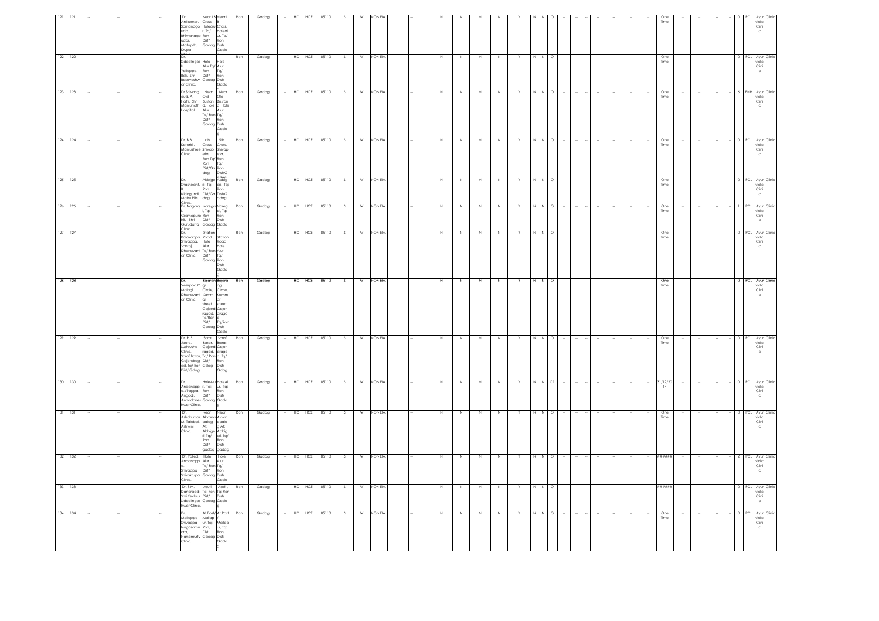| 121 | 121 | -- | -- | -- | Dr. Anilkumar. Somanagoudar, Bhimanagoudar, Matapitru Krupa Clinic | Near I B Cross, Holealur, Tq/ Ron Dist/ Gadag | Near I B Cross, Holealur, Tq/ Ron Dist/ Gadag | Ron | Gadag | -- | HC | HCE | 85110 | S | W | NON EIA | -- | N | N | N | N | Y | N | N | O | -- | -- | -- | -- | -- | -- | -- | -- | One Time | -- | -- | -- | -- | 0 | PCL | Ayurvidic Clinic | Clinic |
|---|---|---|---|---|---|---|---|---|---|---|---|---|---|---|---|---|---|---|---|---|---|---|---|---|---|---|---|---|---|---|---|---|---|---|---|---|---|---|---|---|---|---|
| 122 | 122 | -- | -- | -- | Dr. Siddalingesh. Yallappa. Beli, Shri Basaveshwar Clinic. | Hole Alur Tq/ Ron Dist/ Gadag | Hole Alur Tq/ Ron Dist/ Gadag | Ron | Gadag | -- | HC | HCE | 85110 | S | W | NON EIA | -- | N | N | N | N | Y | N | N | O | -- | -- | -- | -- | -- | -- | -- | -- | One Time | -- | -- | -- | -- | 0 | PCL | Ayurvidic Clinic | Clinic |
| 123 | 123 | -- | -- | -- | Dr.Shivangoud. A. Hatti, Shri Manjunath Hospital. | Near Old Bustand, Hole Alur, Tq/ Ron Dist/ Gadag | Near Old Bustand, Hole Alur, Tq/ Ron Dist/ Gadag | Ron | Gadag | -- | HC | HCE | 85110 | S | W | NON EIA | -- | N | N | N | N | Y | N | N | O | -- | -- | -- | -- | -- | -- | -- | -- | One Time | -- | -- | -- | -- | 6 | PNH | Ayurvidic Clinic | Clinic |
| 124 | 124 | -- | -- | -- | Dr. B.B. Katarki , Manjushree Clinic. | 4th Cross, Shivapeta, Ron Tq/ Ron Dist/Gadag | 5th Cross, Shivapeta, Ron Tq/ Ron Dist/Gadag | Ron | Gadag | -- | HC | HCE | 85110 | S | W | NON EIA | -- | N | N | N | N | Y | N | N | O | -- | -- | -- | -- | -- | -- | -- | -- | One Time | -- | -- | -- | -- | 0 | PCL | Ayurvidic Clinic | Clinic |
| 125 | 125 | -- | -- | -- | Dr. Shashikant. B. Nidagundi, Matru Pitru Clinic. | Abbigeri, Tq: Ron Dist/Gadag | Abbigeri, Tq: Ron Dist/Gadag | Ron | Gadag | -- | HC | HCE | 85110 | S | W | NON EIA | -- | N | N | N | N | Y | N | N | O | -- | -- | -- | -- | -- | -- | -- | -- | One Time | -- | -- | -- | -- | 0 | PCL | Ayurvidic Clinic | Clinic |
| 126 | 126 | -- | -- | -- | Dr. Nagaraj. L. Gramapurohit, Shri Gurudatta Clinic | Naregal, Tq: Ron Dist/ Gadag | Naregal, Tq: Ron Dist/ Gadag | Ron | Gadag | -- | HC | HCE | 85110 | S | W | NON EIA | -- | N | N | N | N | Y | N | N | O | -- | -- | -- | -- | -- | -- | -- | -- | One Time | -- | -- | -- | -- | 1 | PCL | Ayurvidic Clinic | Clinic |
| 127 | 127 | -- | -- | -- | Dr. Kalakappa. Shivappa. Santoji, Dhanavantari Clinic. | Station Road Hole Alur, Tq/ Ron Dist/ Gadag | Station Road Hole Alur, Tq/ Ron Dist/ Gadag | Ron | Gadag | -- | HC | HCE | 85110 | S | W | NON EIA | -- | N | N | N | N | Y | N | N | O | -- | -- | -- | -- | -- | -- | -- | -- | One Time | -- | -- | -- | -- | 0 | PCL | Ayurvidic Clinic | Clinic |
| 128 | 128 | -- | -- | -- | Dr. Veerppa.C. Malagi, Dhanavantari Clinic. | Bajarangi Circle, Kammar street Gajendragad, Tq/Ron Dist/ Gadag | Bajarangi Circle, Kammar street Gajendragad, Tq/Ron Dist/ Gadag | Ron | Gadag | -- | HC | HCE | 85110 | S | W | NON EIA | -- | N | N | N | N | Y | N | N | O | -- | -- | -- | -- | -- | -- | -- | -- | One Time | -- | -- | -- | -- | 0 | PCL | Ayurvidic Clinic | Clinic |
| 129 | 129 | -- | -- | -- | Dr. R. S. Jeere, Sushrusha Clinic, Saraf Bazar, Gajendragad, Tq/ Ron Dist/ Gdag | Saraf Bazar, Gajendragad, Tq/ Ron Dist/ Gdag | Saraf Bazar, Gajendragad, Tq/ Ron Dist/ Gdag | Ron | Gadag | -- | HC | HCE | 85110 | S | W | NON EIA | -- | N | N | N | N | Y | N | N | O | -- | -- | -- | -- | -- | -- | -- | -- | One Time | -- | -- | -- | -- | 0 | PCL | Ayurvidic Clinic | Clinic |
| 130 | 130 | -- | -- | -- | Dr. Andanappa Virappa. Angadi, Annadaneshwar Clinic. | Hole Alur, Tq: Ron Dist/ Gadag | Hole Alur, Tq: Ron Dist/ Gadag | Ron | Gadag | -- | HC | HCE | 85110 | S | W | NON EIA | -- | N | N | N | N | Y | N | N | C1 | -- | -- | -- | -- | -- | -- | -- | -- | 31/12/2014 | -- | -- | -- | -- | 0 | PCL | Ayurvidic Clinic | Clinic |
| 131 | 131 | -- | -- | -- | Dr. Ashokumar. M. Talabal, Ashwini Clinic. | Near Akkanabalag At: Abbigeri, Tq/ Ron Dist/ gadag | Near Akkanabalag At: Abbigeri, Tq/ Ron Dist/ gadag | Ron | Gadag | -- | HC | HCE | 85110 | S | W | NON EIA | -- | N | N | N | N | Y | N | N | O | -- | -- | -- | -- | -- | -- | -- | -- | One Time | -- | -- | -- | -- | 0 | PCL | Ayurvidic Clinic | Clinic |
| 132 | 132 | -- | -- | -- | Dr. Patted. Andanappa. Shivappa Shivakrupa Clinic. | Hole Alur, Tq/ Ron Dist/ Gadag | Hole Alur, Tq/ Ron Dist/ Gadag | Ron | Gadag | -- | HC | HCE | 85110 | S | W | NON EIA | -- | N | N | N | N | Y | N | N | O | -- | -- | -- | -- | -- | -- | -- | -- | ###### | -- | -- | -- | -- | 2 | PCL | Ayurvidic Clinic | Clinic |
| 133 | 133 | -- | -- | -- | Dr. S.M. Danaraddi Shri Yediyur Siddalingeshwar Clinic. | Asuti , Tq: Ron Dist/ Gadag | Asuti , Tq: Ron Dist/ Gadag | Ron | Gadag | -- | HC | HCE | 85110 | S | W | NON EIA | -- | N | N | N | N | Y | N | N | O | -- | -- | -- | -- | -- | -- | -- | -- | ###### | -- | -- | -- | -- | 0 | PCL | Ayurvidic Clinic | Clinic |
| 134 | 134 | -- | -- | -- | Dr. Mallappa Shivappa Nagasamudra, Narsamurty Clinic. | At.Post/ Mallapur, Tq: Ron, Dist: Gadag | At.Post/ Mallapur, Tq: Ron, Dist: Gadag | Ron | Gadag | -- | HC | HCE | 85110 | S | W | NON EIA | -- | N | N | N | N | Y | N | N | O | -- | -- | -- | -- | -- | -- | -- | -- | One Time | -- | -- | -- | -- | 0 | PCL | Ayurvidic Clinic | Clinic |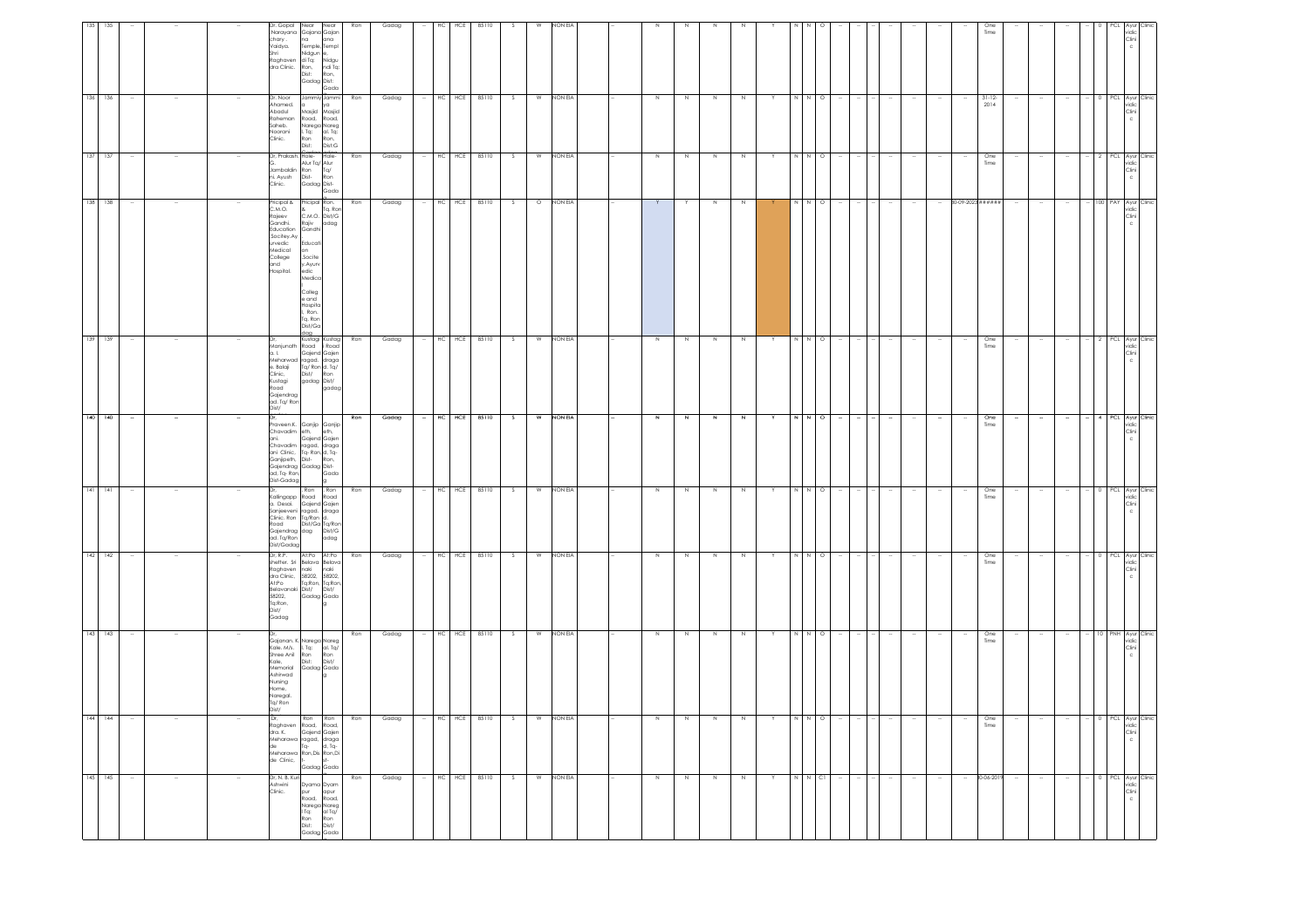| 135 | 135 | -- | -- | -- | Dr. Gopal .Narayana chary. Vaidya, Shri Raghaven dra Clinic, | Near Gajana na Temple, Nidgun di Tq: Ron, Dist: Gadag | Near Gajan ana Templ e, Nidgu ndi Tq: Ron, Dist: Gada | Ron | Gadag | -- | HC | HCE | 85110 | S | W | NON EIA | -- | N | N | N | N | Y | N | N | O | -- | -- | -- | -- | -- | -- | -- | One Time | -- | -- | -- | -- | 0 | PCL | Ayur vidic Clini c | Clinic |
|---|---|---|---|---|---|---|---|---|---|---|---|---|---|---|---|---|---|---|---|---|---|---|---|---|---|---|---|---|---|---|---|---|---|---|---|---|---|---|---|---|---|
| 136 | 136 | -- | -- | -- | Dr. Noor Ahamed. Abadul Raheman Saheb. Naarani Clinic. | Jammiy a Masjid Road, Narega l, Tq: Ron Dist: | Jammi ya Masjid Road, Nareg al, Tq: Ron, Dist:G | Ron | Gadag | -- | HC | HCE | 85110 | S | W | NON EIA | -- | N | N | N | N | Y | N | N | O | -- | -- | -- | -- | -- | -- | -- | 31-12-2014 | -- | -- | -- | -- | 0 | PCL | Ayur vidic Clini c | Clinic |
| 137 | 137 | -- | -- | -- | Dr. Prakash. G. Jambaldin ni. Ayush Clinic. | Hale-Alur Tq/ Ron Dist-Gadag | Hale-Alur Tq/ Ron Dist-Gada | Ron | Gadag | -- | HC | HCE | 85110 | S | W | NON EIA | -- | N | N | N | N | Y | N | N | O | -- | -- | -- | -- | -- | -- | -- | One Time | -- | -- | -- | -- | 2 | PCL | Ayur vidic Clini c | Clinic |
| 138 | 138 | -- | -- | -- | Pricipal & C.M.O. Rajeev Gandhi. Education .Socitey.Ay urvedic Medical College and Hospital. | Pricipal & C.M.O. Rajiv Gandhi Educati on .Socite y.Ayurv edic Medica l Colleg e and Hospita l. Ron. Tq. Ron Dist/Ga dag | Ron. Tq. Ron Dist/G adag | Ron | Gadag | -- | HC | HCE | 85110 | S | O | NON EIA | -- | Y | Y | N | N | Y | N | N | O | -- | -- | -- | -- | -- | -- | -- | 30-09-2023 | ###### | -- | -- | -- | 100 | PAY | Ayur vidic Clini c | Clinic |
| 139 | 139 | -- | -- | -- | Dr. Manjunath a. I. Meharwad e. Balaji Clinic, Kustagi Road Gajendrag ad. Tq/ Ron Dist/ | Kustagi Road Gajend ragad, Tq/ Ron Dist/ gadag | Kustag i Road Gajen draga d. Tq/ Ron Dist/ gadag | Ron | Gadag | -- | HC | HCE | 85110 | S | W | NON EIA | -- | N | N | N | N | Y | N | N | O | -- | -- | -- | -- | -- | -- | -- | One Time | -- | -- | -- | -- | 2 | PCL | Ayur vidic Clini c | Clinic |
| 140 | 140 | -- | -- | -- | Dr. Praveen K. Chavadim ani. Chavadim ani Clinic, Ganjipeth, Gajendrag ad, Tq- Ron, Dist-Gadag | Ganjip eth, Gajend ragad, Tq- Ron, Dist- Gadag | Ganjip eth, Gajen draga d, Tq- Ron, Dist- Gada g | Ron | Gadag | -- | HC | HCE | 85110 | S | W | NON EIA | -- | N | N | N | N | Y | N | N | O | -- | -- | -- | -- | -- | -- | -- | One Time | -- | -- | -- | -- | 4 | PCL | Ayur vidic Clini c | Clinic |
| 141 | 141 | -- | -- | -- | Dr. Kalingapp a. Desai. Sanjeeveni Clinic. Ron Road Gajendrag ad. Tq/Ron Dist/Gadag | Ron Road Gajend ragad, Tq/Ron Dist/Ga dag | , Ron Road Gajen draga d. Tq/Ron Dist/G adag | Ron | Gadag | -- | HC | HCE | 85110 | S | W | NON EIA | -- | N | N | N | N | Y | N | N | O | -- | -- | -- | -- | -- | -- | -- | One Time | -- | -- | -- | -- | 0 | PCL | Ayur vidic Clini c | Clinic |
| 142 | 142 | -- | -- | -- | Dr. R.P. shetter. Sri Raghaven dra Clinic. At:Po Belavanaki 58202, Tq:Ron, Dist/ Gadag | At:Po Belava naki 58202, Tq:Ron, Dist/ Gadag | At:Po Belava naki 58202, Tq:Ron, Dist/ Gada g | Ron | Gadag | -- | HC | HCE | 85110 | S | W | NON EIA | -- | N | N | N | N | Y | N | N | O | -- | -- | -- | -- | -- | -- | -- | One Time | -- | -- | -- | -- | 0 | PCL | Ayur vidic Clini c | Clinic |
| 143 | 143 | -- | -- | -- | Dr. Gajanan. K. Kale. M/s. Shree Anil Kale. Memorial Ashirwad Nursing Home, Naregal. Tq/ Ron Dist/ | Narega l, Tq: Ron Dist: Gadag | Nareg al. Tq/ Ron Dist/ Gada g | Ron | Gadag | -- | HC | HCE | 85110 | S | W | NON EIA | -- | N | N | N | N | Y | N | N | O | -- | -- | -- | -- | -- | -- | -- | One Time | -- | -- | -- | -- | 10 | PNH | Ayur vidic Clini c | Clinic |
| 144 | 144 | -- | -- | -- | Dr. Raghaven dra. K. Meharawa de Meharawa de Clinic. | Ron Road, Gajend ragad, Tq- Ron,Dis t- Gadag | Ron Road, Gajen draga d, Tq- Ron,Di st- Gada | Ron | Gadag | -- | HC | HCE | 85110 | S | W | NON EIA | -- | N | N | N | N | Y | N | N | O | -- | -- | -- | -- | -- | -- | -- | One Time | -- | -- | -- | -- | 0 | PCL | Ayur vidic Clini c | Clinic |
| 145 | 145 | -- | -- | -- | Dr. N. B. Kuri Ashwini Clinic. | Dyama pur Road, Narega l Tq: Ron Dist: Gadag | Dyam apur Road, Nareg al Tq/ Ron Dist/ Gada | Ron | Gadag | -- | HC | HCE | 85110 | S | W | NON EIA | -- | N | N | N | N | Y | N | N | C1 | -- | -- | -- | -- | -- | -- | -- | 30-06-2019 | -- | -- | -- | -- | 0 | PCL | Ayur vidic Clini c | Clinic |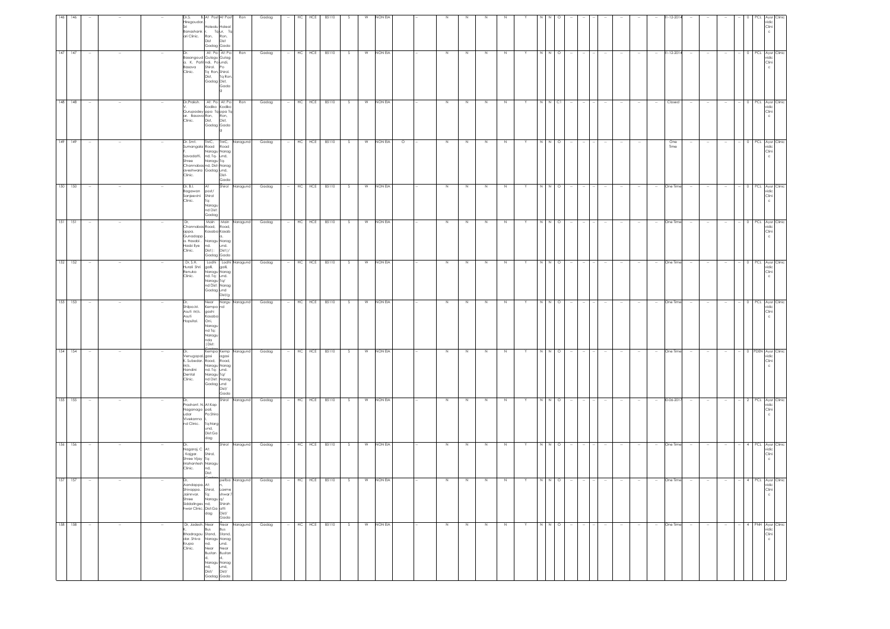| 146 | 146 | -- | -- | -- | -- | Dr.S. B. Hiregoudar, Sri Banashankari Clinic. | At Post Holealur, Tq Ron, Dist Gadag | At Post Holealur, Tq Ron, Dist Gadag | Ron | Gadag | -- | HC | HCE | 85110 | S | W | NON EIA | | -- | N | N | N | N | Y | N | N | O | -- | -- | -- | -- | -- | -- | -- | 31-12-2014 | -- | -- | -- | -- | 0 | PCL | Ayurvidic Clinic | Clinic |
|---|---|---|---|---|---|---|---|---|---|---|---|---|---|---|---|---|---|---|---|---|---|---|---|---|---|---|---|---|---|---|---|---|---|---|---|---|---|---|---|---|---|---|---|
| 147 | 147 | -- | -- | -- | -- | Dr. Basangouda K. Patil Basava Clinic. | At: Po: Gulagundi, Po Shirol, Tq Ron, Dist, Gadag | At: Po: Gulagundi, Po Shirol, Tq Ron, Dist, Gadag | Ron | Gadag | -- | HC | HCE | 85110 | S | W | NON EIA | | -- | N | N | N | N | Y | N | N | O | -- | -- | -- | -- | -- | -- | -- | 31-12-2014 | -- | -- | -- | -- | 0 | PCL | Ayurvidic Clinic | Clinic |
| 148 | 148 | -- | -- | -- | -- | Dr.Pralash V. Gurupadeyar, Basava Clinic. | At: Po: Kodikoppa Tq Ron, Dist, Gadag | At: Po: Kodikoppa Tq Ron, Dist, Gadag | Ron | Gadag | -- | HC | HCE | 85110 | S | W | NON EIA | | -- | N | N | N | N | Y | N | N | C1 | -- | -- | -- | -- | -- | -- | -- | Closed | -- | -- | -- | -- | 0 | PCL | Ayurvidic Clinic | Clinic |
| 149 | 149 | -- | -- | -- | -- | Dr. Smt. Sumangala F. Savadatti, Shree Channabasaveshwara Clinic. | TMC, Road Naragund, Tq- Naragund, Dist- Gadag | TMC, Road Naragund, Tq- Naragund, Dist- Gadag | Naragund | Gadag | -- | HC | HCE | 85110 | S | W | NON EIA | O | -- | N | N | N | N | Y | N | N | O | -- | -- | -- | -- | -- | -- | -- | One Time | -- | -- | -- | -- | 0 | PCL | Ayurvidic Clinic | Clinic |
| 150 | 150 | -- | -- | -- | -- | Dr. B.I. Bagawan Sanjeevini Clinic. | At post/ Shirol Tq: Naragund Dist: Gadag | Shirol | Naragund | Gadag | -- | HC | HCE | 85110 | S | W | NON EIA | | -- | N | N | N | N | Y | N | N | O | -- | -- | -- | -- | -- | -- | -- | One Time | -- | -- | -- | -- | 0 | PCL | Ayurvidic Clinic | Clinic |
| 151 | 151 | -- | -- | -- | -- | Dr, Channabasappa. Gunadappa. Hasabi, Hasbi Eye Clinic. | Main Road, Kasaba, Naragund, Dist): Gadag | Main Road, Kasaba, Naragund, Dist)/ Gada | Naragund | Gadag | -- | HC | HCE | 85110 | S | W | NON EIA | | -- | N | N | N | N | Y | N | N | O | -- | -- | -- | -- | -- | -- | -- | One Time | -- | -- | -- | -- | 0 | PCL | Ayurvidic Clinic | Clinic |
| 152 | 152 | -- | -- | -- | -- | Dr. S.H. Hurali Shri Renuka Clinic. | Ladhi galli, Naragund. Tq: Naragund Dist: Gadag | Ladhi galli, Naragund. Tq/ Naragund Dist/g | Naragund | Gadag | -- | HC | HCE | 85110 | S | W | NON EIA | | -- | N | N | N | N | Y | N | N | O | -- | -- | -- | -- | -- | -- | -- | One Time | -- | -- | -- | -- | 0 | PCL | Ayurvidic Clinic | Clinic |
| 153 | 153 | -- | -- | -- | -- | Dr. Shilpa.M. Asuti M/s. Asuti Hopsital. | Near Kempagashi Kasaba Oni, Naragund Tq: Naragunda Dist: | Nargund | Naragund | Gadag | -- | HC | HCE | 85110 | S | W | NON EIA | | -- | N | N | N | N | Y | N | N | O | -- | -- | -- | -- | -- | -- | -- | One Time | -- | -- | -- | -- | 0 | PCL | Ayurvidic Clinic | Clinic |
| 154 | 154 | -- | -- | -- | -- | Dr. Venugopal K. Subedar, M/s. Nandini Dental Clinic. | Kempagasi Road, Naragund. Tq: Naragund Dist: Gadag | Kempagasi Road, Naragund. Tq/ Naragund Dist/ Gada | Naragund | Gadag | -- | HC | HCE | 85110 | S | W | NON EIA | | -- | N | N | N | N | Y | N | N | O | -- | -- | -- | -- | -- | -- | -- | One Time | -- | -- | -- | -- | 0 | PDEN | Ayurvidic Clinic | Clinic |
| 155 | 155 | -- | -- | -- | -- | Dr. Prashant. N. Naganagoudar Vivekannand Clinic. | At:Kappali, Po:Shirol, Tq:Nargund, Dist:Gadag | Shirol | Naragund | Gadag | -- | HC | HCE | 85110 | S | W | NON EIA | | -- | N | N | N | N | Y | N | N | O | -- | -- | -- | -- | -- | -- | -- | 30-06-2017 | -- | -- | -- | -- | 2 | PCL | Ayurvidic Clinic | Clinic |
| 156 | 156 | -- | -- | -- | -- | Dr. Nagaraj. C. Kalgar, Shree Vijay Mahantesh Clinic. | At: Shirol, Tq: Naragund, Dist: | Shirol | Naragund | Gadag | -- | HC | HCE | 85110 | S | W | NON EIA | | -- | N | N | N | N | Y | N | N | O | -- | -- | -- | -- | -- | -- | -- | One Time | -- | -- | -- | -- | 4 | PCL | Ayurvidic Clinic | Clinic |
| 157 | 157 | -- | -- | -- | -- | Dr. Aandappa. Shivappa. Jainnvar, Shree Siddalingeshwar Clinic. | At: Shirol, Tq: Naragund, Dist:Gadag | pettan, Laxmeshwar Tq/ Shirahatti Dist/ Gada | Naragund | Gadag | -- | HC | HCE | 85110 | S | W | NON EIA | | -- | N | N | N | N | Y | N | N | O | -- | -- | -- | -- | -- | -- | -- | One Time | -- | -- | -- | -- | 4 | PCL | Ayurvidic Clinic | Clinic |
| 158 | 158 | -- | -- | -- | -- | Dr. Jadesh K. Bhadragoudar. Shiva Krupa Clinic. | Near Bus Stand, Naragund. Near Bustand, Naragund, Dist/ Gadag | Near Bus Stand, Naragund. Near Bustand, Naragund, Dist/ Gada | Naragund | Gadag | -- | HC | HCE | 85110 | S | W | NON EIA | | -- | N | N | N | N | Y | N | N | O | -- | -- | -- | -- | -- | -- | -- | One Time | -- | -- | -- | -- | 4 | PNH | Ayurvidic Clinic | Clinic |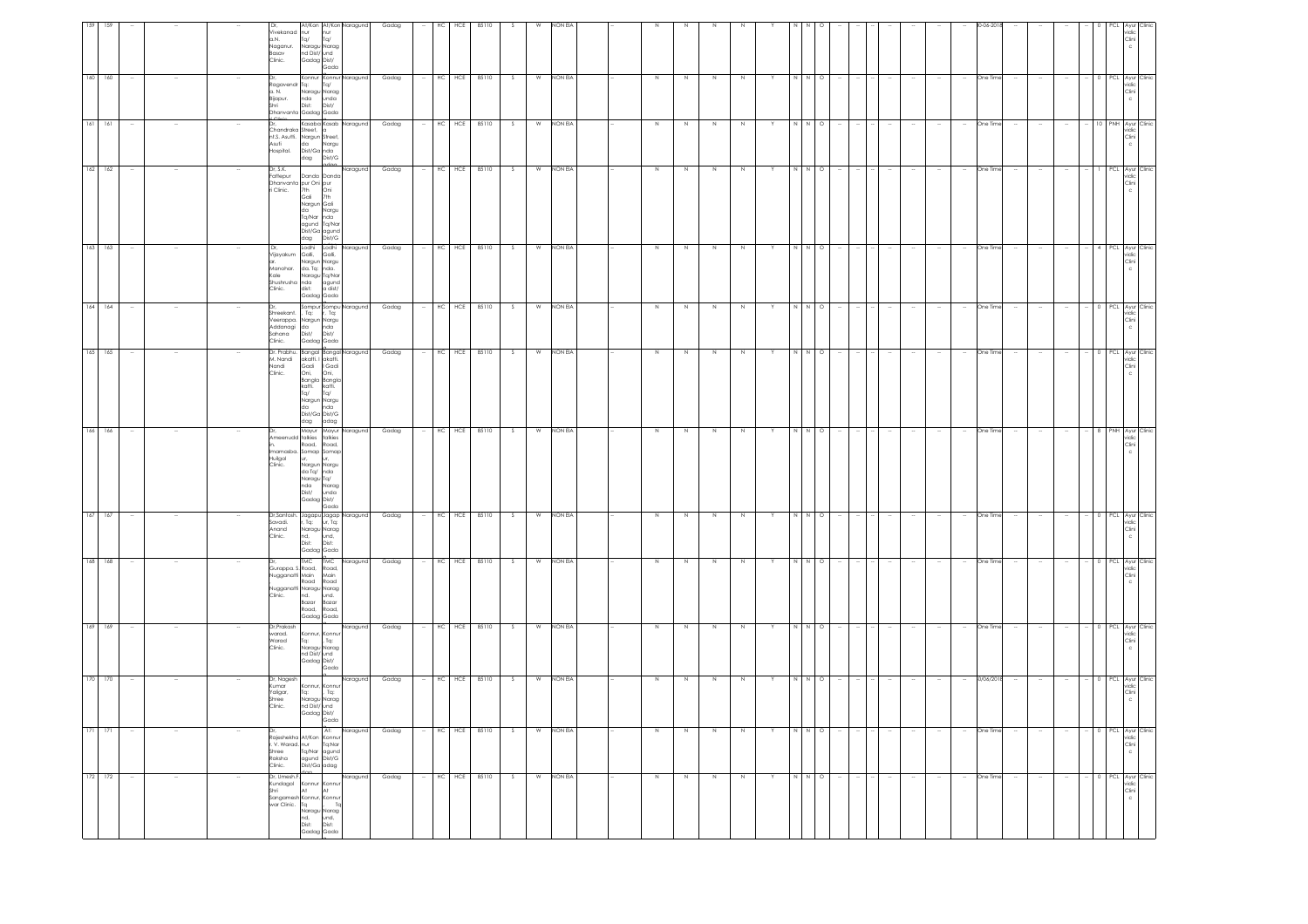| 159 | 159 | -- | -- | -- | Dr. Vivekanand a.N. Naganur. Basav Clinic. | At/Kon nur Tq/ Naragu nd Dist/ Gadag | At/Kon nur Tq/ Narag und Dist/ Gada | Naragund | Gadag | -- | HC | HCE | 85110 | S | W | NON EIA | -- | N | N | N | N | Y | N | N | O | -- | -- | -- | -- | -- | -- | -- | 30-06-2018 | -- | -- | -- | -- | 0 | PCL | Ayur vidic Clini c | Clinic |
|---|---|---|---|---|---|---|---|---|---|---|---|---|---|---|---|---|---|---|---|---|---|---|---|---|---|---|---|---|---|---|---|---|---|---|---|---|---|---|---|---|---|
| 160 | 160 | -- | -- | -- | Dr. Ragavendr a. N. Bijapur. Shri Dhanwanta | Konnur Tq: Naragu nda Dist: Gadag | Konnur Tq/ Narag unda Dist/ Gada | Naragund | Gadag | -- | HC | HCE | 85110 | S | W | NON EIA | -- | N | N | N | N | Y | N | N | O | -- | -- | -- | -- | -- | -- | -- | One Time | -- | -- | -- | -- | 0 | PCL | Ayur vidic Clini c | Clinic |
| 161 | 161 | -- | -- | -- | Dr. Chandrakal H.S. Asutti. Asuti Hospital. | Kasaba Street, Nargun da Dist/Ga dag | Kasab a Street, Nargu nda Dist/G | Naragund | Gadag | -- | HC | HCE | 85110 | S | W | NON EIA | -- | N | N | N | N | Y | N | N | O | -- | -- | -- | -- | -- | -- | -- | One Time | -- | -- | -- | -- | 10 | PNH | Ayur vidic Clini c | Clinic |
| 162 | 162 | -- | -- | -- | Dr. S.K. Fattepur Dhanwanta ri Clinic. | Danda pur Oni 7th Galli Nargun da Tq/Nar agund Dist/Ga dag | Danda pur Oni 7th Galli Nargu nda Tq/Nar agund Dist/G | Naragund | Gadag | -- | HC | HCE | 85110 | S | W | NON EIA | -- | N | N | N | N | Y | N | N | O | -- | -- | -- | -- | -- | -- | -- | One Time | -- | -- | -- | -- | 1 | PCL | Ayur vidic Clini c | Clinic |
| 163 | 163 | -- | -- | -- | Dr. Vijayakum ar. Manohar. Kale Shushrusha Clinic. | Lodhi Galli, Nargun da. Tq: Naragu nda dist: Gadag | Lodhi Galli, Nargu nda. Tq/Nar agund a dist/ Gada | Naragund | Gadag | -- | HC | HCE | 85110 | S | W | NON EIA | -- | N | N | N | N | Y | N | N | O | -- | -- | -- | -- | -- | -- | -- | One Time | -- | -- | -- | -- | 4 | PCL | Ayur vidic Clini c | Clinic |
| 164 | 164 | -- | -- | -- | Dr. Shreekant. Veerappa. Addanagi Sahana Clinic. | Sompur . Tq: Nargun da Dist/ Gadag | Sompu r. Tq: Nargu nda Dist/ Gada | Naragund | Gadag | -- | HC | HCE | 85110 | S | W | NON EIA | -- | N | N | N | N | Y | N | N | O | -- | -- | -- | -- | -- | -- | -- | One Time | -- | -- | -- | -- | 0 | PCL | Ayur vidic Clini c | Clinic |
| 165 | 165 | -- | -- | -- | Dr. Prabhu. M. Nandi Nandi Clinic. | Bangal akatti. Gadi Oni, Bangla katti. Tq/ Nargun da Dist/Ga dag | Bangal akatti. Gadi Oni, Bangla katti. Tq/ Nargu nda Dist/G adag | Naragund | Gadag | -- | HC | HCE | 85110 | S | W | NON EIA | -- | N | N | N | N | Y | N | N | O | -- | -- | -- | -- | -- | -- | -- | One Time | -- | -- | -- | -- | 0 | PCL | Ayur vidic Clini c | Clinic |
| 166 | 166 | -- | -- | -- | Dr. Ameeruddin. Imamsaba. Huligol Clinic. | Mayur talkies Road, Somap ur, Nargun da Tq/ Naragu nda Dist/ Gadag | Mayur talkies Road, Somap ur, Nargu nda Tq/ Narag unda Dist/ Gada | Naragund | Gadag | -- | HC | HCE | 85110 | S | W | NON EIA | -- | N | N | N | N | Y | N | N | O | -- | -- | -- | -- | -- | -- | -- | One Time | -- | -- | -- | -- | 8 | PNH | Ayur vidic Clini c | Clinic |
| 167 | 167 | -- | -- | -- | Dr.Santosh. Savadi. Anand Clinic. | Jagapu r. Tq: Naragu nd, Dist: Gadag | Jagap ur. Tq: Narag und, Dist: Gada | Naragund | Gadag | -- | HC | HCE | 85110 | S | W | NON EIA | -- | N | N | N | N | Y | N | N | O | -- | -- | -- | -- | -- | -- | -- | One Time | -- | -- | -- | -- | 0 | PCL | Ayur vidic Clini c | Clinic |
| 168 | 168 | -- | -- | -- | Dr. Gurappa. S. Nugganatti Nugganatti Clinic. | TMC Road, Main Road Naragu nd, Bazar Road, Gadag | TMC Road, Main Road Narag und, Bazar Road, Gada | Naragund | Gadag | -- | HC | HCE | 85110 | S | W | NON EIA | -- | N | N | N | N | Y | N | N | O | -- | -- | -- | -- | -- | -- | -- | One Time | -- | -- | -- | -- | 0 | PCL | Ayur vidic Clini c | Clinic |
| 169 | 169 | -- | -- | -- | Dr.Prakash warad. Warad Clinic. | Konnur. Tq: Naragu nd Dist/ Gadag | Konnur , Tq: Narag und Dist/ Gada | Naragund | Gadag | -- | HC | HCE | 85110 | S | W | NON EIA | -- | N | N | N | N | Y | N | N | O | -- | -- | -- | -- | -- | -- | -- | One Time | -- | -- | -- | -- | 0 | PCL | Ayur vidic Clini c | Clinic |
| 170 | 170 | -- | -- | -- | Dr. Nagesh Kumar Yaligar. Shree Clinic. | Konnur. Tq: Naragu nd Dist/ Gadag | Konnur . Tq: Narag und Dist/ Gada | Naragund | Gadag | -- | HC | HCE | 85110 | S | W | NON EIA | -- | N | N | N | N | Y | N | N | O | -- | -- | -- | -- | -- | -- | -- | 30/06/2018 | -- | -- | -- | -- | 0 | PCL | Ayur vidic Clini c | Clinic |
| 171 | 171 | -- | -- | -- | Dr. Rajeshekha r. V. Warad. Shree Raksha Clinic. | At/Kon nur Tq/Nar agund Dist/Ga | At: Konnur Tq Nar agund Dist/G adag | Naragund | Gadag | -- | HC | HCE | 85110 | S | W | NON EIA | -- | N | N | N | N | Y | N | N | O | -- | -- | -- | -- | -- | -- | -- | One Time | -- | -- | -- | -- | 0 | PCL | Ayur vidic Clini c | Clinic |
| 172 | 172 | -- | -- | -- | Dr. Umesh.F. Kundagol Shri Sangamesh war Clinic. | Konnur At Konnur, Tq Naragu nd, Dist: Gadag | Konnur At Konnur Tq Narag und, Dist: Gada | Naragund | Gadag | -- | HC | HCE | 85110 | S | W | NON EIA | -- | N | N | N | N | Y | N | N | O | -- | -- | -- | -- | -- | -- | -- | One Time | -- | -- | -- | -- | 0 | PCL | Ayur vidic Clini c | Clinic |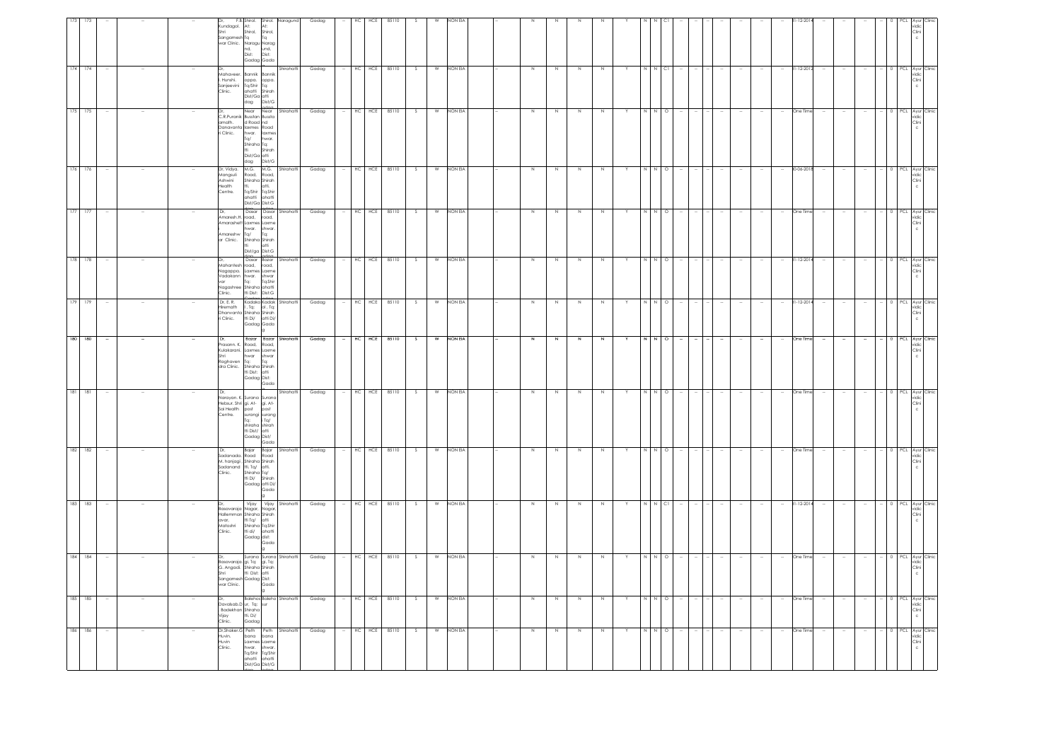| 173 | 173 | -- | -- | -- | Dr. F.B. Kundagol, Shri Sangamesh war Clinic. | Shirol. At: Shirol, Tq Naragund, Dist: Gadag | Shirol. At: Shirol, Tq Naragund, Dist: Gadag | Naragund | Gadag | -- | HC | HCE | 85110 | S | W | NON EIA | -- | N | N | N | N | Y | N | N | C1 | -- | -- | -- | -- | -- | -- | -- | 31-12-2014 | -- | -- | -- | -- | 0 | PCL | Ayurvidic Clinic |
|---|---|---|---|---|---|---|---|---|---|---|---|---|---|---|---|---|---|---|---|---|---|---|---|---|---|---|---|---|---|---|---|---|---|---|---|---|---|---|---|---|
| 174 | 174 | -- | -- | -- | Dr. Mahaveer. I. Hunshi, Sanjeevini Clinic. | Bannikoppa, Tq/Shirahatti Dist/Gadag | Bannikoppa, Tq: Shirahatti Dist/Gadag | Shirahatti | Gadag | -- | HC | HCE | 85110 | S | W | NON EIA | -- | N | N | N | N | Y | N | N | C1 | -- | -- | -- | -- | -- | -- | -- | 31-12-2012 | -- | -- | -- | -- | 0 | PCL | Ayurvidic Clinic |
| 175 | 175 | -- | -- | -- | Dr. C.R.Puranikamath. Danavantari Clinic. | Near Busstand Road laxmeshwar. Tq/ Shirahatti Dist/Gadag | Near Busstand Road laxmeshwar. Tq: Shirahatti Dist/Gadag | Shirahatti | Gadag | -- | HC | HCE | 85110 | S | W | NON EIA | -- | N | N | N | N | Y | N | N | O | -- | -- | -- | -- | -- | -- | -- | One Time | -- | -- | -- | -- | 0 | PCL | Ayurvidic Clinic |
| 176 | 176 | -- | -- | -- | Dr. Vidya. Mangsuli Ashwini Health Centre. | M.G. Road, Shirahatti, Tq/Shirahatti Dist/Gadag | M.G. Road, Shirahatti, Tq:Shirahatti Dist:Gadag | Shirahatti | Gadag | -- | HC | HCE | 85110 | S | W | NON EIA | -- | N | N | N | N | Y | N | N | O | -- | -- | -- | -- | -- | -- | -- | 30-06-2018 | -- | -- | -- | -- | 0 | PCL | Ayurvidic Clinic |
| 177 | 177 | -- | -- | -- | Dr. Amaresh.H. Amarashetti Amareshwar Clinic. | Dasar road, Laxmeshwar. Tq/ Shirahatti Dist/gadag | Dasar road, Laxmeshwar. Tq: Shirahatti Dist:Gadag | Shirahatti | Gadag | -- | HC | HCE | 85110 | S | W | NON EIA | -- | N | N | N | N | Y | N | N | O | -- | -- | -- | -- | -- | -- | -- | One Time | -- | -- | -- | -- | 0 | PCL | Ayurvidic Clinic |
| 178 | 178 | -- | -- | -- | Dr. Mahantesh Nagappa. Vadakannavar Nagashree Clinic. | Dasar road, Laxmeshwar. Tq: Shirahatti Dist: | Bazar road, Laxmeshwar Tq:Shirahatti Dist:Gadag | Shirahatti | Gadag | -- | HC | HCE | 85110 | S | W | NON EIA | -- | N | N | N | N | Y | N | N | O | -- | -- | -- | -- | -- | -- | -- | 31-12-2014 | -- | -- | -- | -- | 0 | PCL | Ayurvidic Clinic |
| 179 | 179 | -- | -- | -- | Dr. E. R. Hiremath Dhanvantari Clinic. | Kadakol. Tq: Shirahatti Di/ Gadag | Kadakol. Tq: Shirahatti Di/ Gadag | Shirahatti | Gadag | -- | HC | HCE | 85110 | S | W | NON EIA | -- | N | N | N | N | Y | N | N | O | -- | -- | -- | -- | -- | -- | -- | 31-12-2014 | -- | -- | -- | -- | 0 | PCL | Ayurvidic Clinic |
| 180 | 180 | -- | -- | -- | Dr. Prasann. K. Kulakarani, Shri Raghavendra Clinic. | Bazar Road, Laxmeshwar Tq: Shirahatti Dist: Gadag | Bazar Road, Laxmeshwar Tq: Shirahatti Dist: Gadag | Shirahatti | Gadag | -- | HC | HCE | 85110 | S | W | NON EIA | -- | N | N | N | N | Y | N | N | O | -- | -- | -- | -- | -- | -- | -- | One Time | -- | -- | -- | -- | 0 | PCL | Ayurvidic Clinic |
| 181 | 181 | -- | -- | -- | Dr. Narayan. K. Hebsur. Shri Sai Health Centre. | Suranagi. At-post surangi Tq: shirahatti Dist/ Gadag | Suranagi. At-post surangi Tq/ Shirahatti Dist/ Gadag | Shirahatti | Gadag | -- | HC | HCE | 85110 | S | W | NON EIA | -- | N | N | N | N | Y | N | N | O | -- | -- | -- | -- | -- | -- | -- | One Time | -- | -- | -- | -- | 0 | PCL | Ayurvidic Clinic |
| 182 | 182 | -- | -- | -- | Dr. Sadananda. M. hanjagi. Sadanand Clinic. | Bajar Road Shirahatti. Tq/ Shirahatti Di/ Gadag | Bajar Road Shirahatti. Tq/ Shirahatti Di/ Gadag | Shirahatti | Gadag | -- | HC | HCE | 85110 | S | W | NON EIA | -- | N | N | N | N | Y | N | N | O | -- | -- | -- | -- | -- | -- | -- | One Time | -- | -- | -- | -- | 0 | PCL | Ayurvidic Clinic |
| 183 | 183 | -- | -- | -- | Dr. Basavaraja Hallemman avar. Matoshri Clinic. | Vijay Nagar, Shirahatti Tq/ Shirahatti di/ Gadag | Vijay Nagar, Shirahatti Tq:Shirahatti dist: Gadag | Shirahatti | Gadag | -- | HC | HCE | 85110 | S | W | NON EIA | -- | N | N | N | N | Y | N | N | C1 | -- | -- | -- | -- | -- | -- | -- | 31-12-2014 | -- | -- | -- | -- | 0 | PCL | Ayurvidic Clinic |
| 184 | 184 | -- | -- | -- | Dr. Basavaraja. G. Angadi, Shri Sangameshwar Clinic. | Suranagi, Tq: Shirahatti Dist: Gadag | Suranagi, Tq: Shirahatti Dist: Gadag | Shirahatti | Gadag | -- | HC | HCE | 85110 | S | W | NON EIA | -- | N | N | N | N | Y | N | N | O | -- | -- | -- | -- | -- | -- | -- | One Time | -- | -- | -- | -- | 0 | PCL | Ayurvidic Clinic |
| 185 | 185 | -- | -- | -- | Dr. Dawalsab.D. Badekhan Vijay Clinic. | Balehosur, Tq: Shirahatti, Di/ Gadag | Balehosur | Shirahatti | Gadag | -- | HC | HCE | 85110 | S | W | NON EIA | -- | N | N | N | N | Y | N | N | O | -- | -- | -- | -- | -- | -- | -- | One Time | -- | -- | -- | -- | 0 | PCL | Ayurvidic Clinic |
| 186 | 186 | -- | -- | -- | Dr.Shaker.G. Huvin. Huvin Clinic. | Pethbana Laxmeshwar. Tq/Shirahatti Dist/Gadag | Pethbana Laxmeshwar. Tq/Shirahatti Dist/Gadag | Shirahatti | Gadag | -- | HC | HCE | 85110 | S | W | NON EIA | -- | N | N | N | N | Y | N | N | O | -- | -- | -- | -- | -- | -- | -- | One Time | -- | -- | -- | -- | 0 | PCL | Ayurvidic Clinic |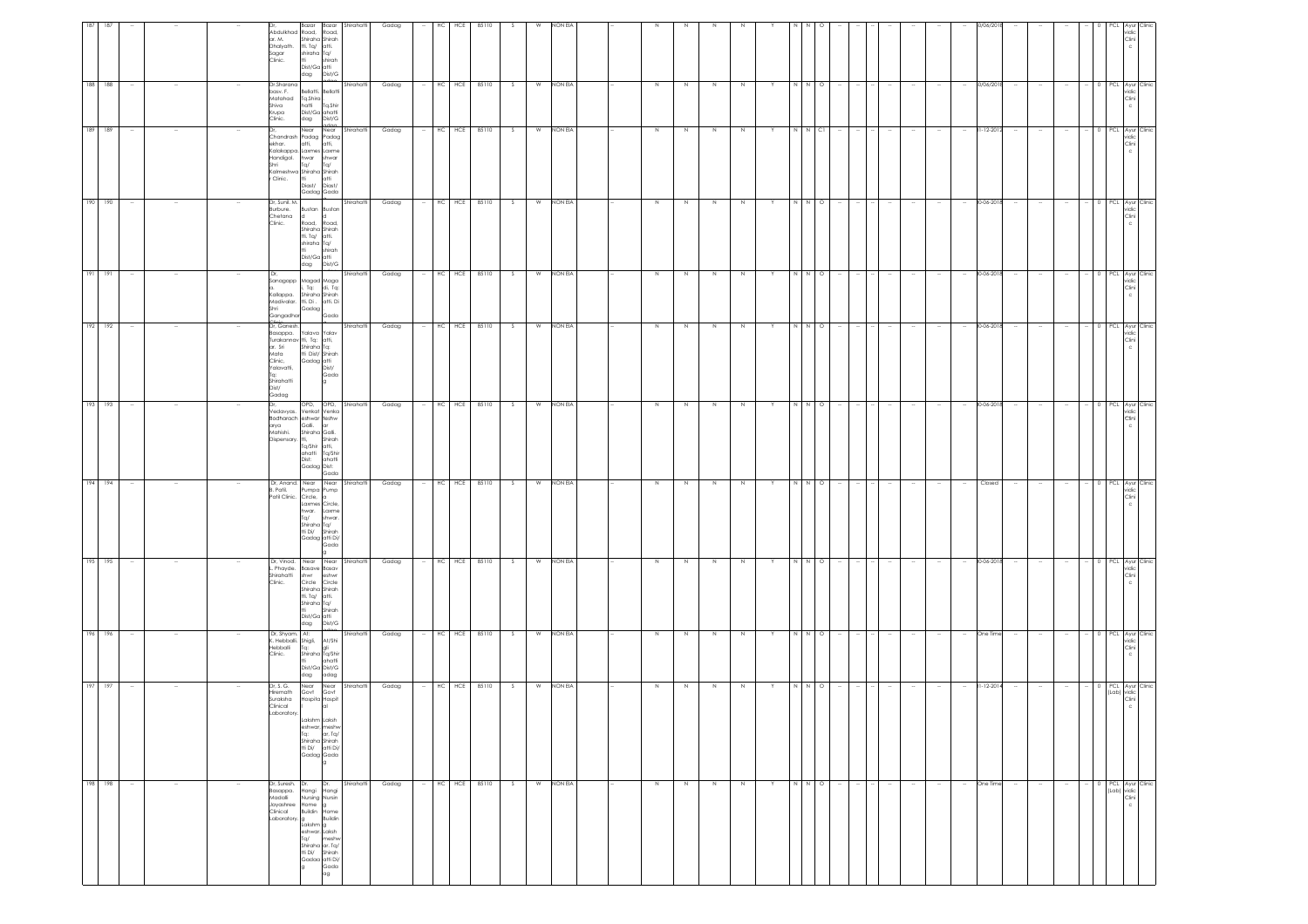| 187 | 187 | -- | -- | -- | -- | Dr. Abdulkhad ar. M. Dhalyath Sagar Clinic. | Bazar Road, Shiraha tti, Tq/ shiraha tti Dist/Ga dag | Bazar Road, Shirah atti, Tq/ shirah atti Dist/G adag | Shirahatti | Gadag | -- | HC | HCE | 85110 | S | W | NON EIA | -- | N | N | N | N | Y | N | N | O | -- | -- | -- | -- | -- | -- | -- | 0/06/2018 | -- | -- | -- | -- | 0 | PCL | Ayurvidic Clinic | Clinic |
|---|---|---|---|---|---|---|---|---|---|---|---|---|---|---|---|---|---|---|---|---|---|---|---|---|---|---|---|---|---|---|---|---|---|---|---|---|---|---|---|---|---|---|
| 188 | 188 | -- | -- | -- | -- | Dr.Sharana basv. F. Mafahad Shiva Krupa Clinic. | Bellatti, Tq.Shira hatti Dist/Ga dag | Bellatti Tq.Shir ahatti Dist/G adag | Shirahatti | Gadag | -- | HC | HCE | 85110 | S | W | NON EIA | -- | N | N | N | N | Y | N | N | O | -- | -- | -- | -- | -- | -- | -- | 0/06/2018 | -- | -- | -- | -- | 0 | PCL | Ayurvidic Clinic | Clinic |
| 189 | 189 | -- | -- | -- | -- | Dr. Chandrash ekhar. Kalakappa. Handigol. Shri Kalmeshwa r Clinic. | Near Padag atti, Laxmes hwar Tq/ Shiraha tti Diast/ Gadag | Near Padag atti, Laxme shwar Tq/ Shirah atti Diast/ Gada | Shirahatti | Gadag | -- | HC | HCE | 85110 | S | W | NON EIA | -- | N | N | N | N | Y | N | N | C1 | -- | -- | -- | -- | -- | -- | -- | 1-12-2012 | -- | -- | -- | -- | 0 | PCL | Ayurvidic Clinic | Clinic |
| 190 | 190 | -- | -- | -- | -- | Dr. Sunil. M. Burbure. Chetana Clinic. | Bustan d Road, Shiraha tti, Tq/ shiraha tti Dist/Ga dag | Bustan d Road, Shirah atti, Tq/ shirah atti Dist/G | Shirahatti | Gadag | -- | HC | HCE | 85110 | S | W | NON EIA | -- | N | N | N | N | Y | N | N | O | -- | -- | -- | -- | -- | -- | -- | 0-06-2018 | -- | -- | -- | -- | 0 | PCL | Ayurvidic Clinic | Clinic |
| 191 | 191 | -- | -- | -- | -- | Dr. Sanagapp a Kallappa. Madivalar. Shri Gangadhar | Magad i, Tq: Shiraha tti, Di . Gadag | Maga di, Tq: Shirah atti, Di Gada | Shirahatti | Gadag | -- | HC | HCE | 85110 | S | W | NON EIA | -- | N | N | N | N | Y | N | N | O | -- | -- | -- | -- | -- | -- | -- | 0-06-2018 | -- | -- | -- | -- | 0 | PCL | Ayurvidic Clinic | Clinic |
| 192 | 192 | -- | -- | -- | -- | Dr. Ganesh. Basappa. Turakannav ar. Sri Mata Clinic, Yalavatti, Tq: Shirahatti Dist/ Gadag | Yalava tti, Tq: Shiraha tti Dist/ Gadag | Yalav atti, Tq Shirah atti Dist/ Gada g | Shirahatti | Gadag | -- | HC | HCE | 85110 | S | W | NON EIA | -- | N | N | N | N | Y | N | N | O | -- | -- | -- | -- | -- | -- | -- | 0-06-2018 | -- | -- | -- | -- | 0 | PCL | Ayurvidic Clinic | Clinic |
| 193 | 193 | -- | -- | -- | -- | Dr. Vedavyas. Bodharach arya Mahishi. Dispensary. | OPD, Venkat eshwar Galli. Shiraha tti, Tq/Shir ahatti Dist: Gadag | OPD, Venka teshw ar Galli. Shirah atti, Tq/Shir ahatti Dist: Gada | Shirahatti | Gadag | -- | HC | HCE | 85110 | S | W | NON EIA | -- | N | N | N | N | Y | N | N | O | -- | -- | -- | -- | -- | -- | -- | 0-06-2018 | -- | -- | -- | -- | 0 | PCL | Ayurvidic Clinic | Clinic |
| 194 | 194 | -- | -- | -- | -- | Dr. Anand. B. Patil. Patil Clinic. | Near Pumpa Circle, Laxmes hwar. Tq/ Shiraha tti Di/ Gadag | Near Pump a Circle, Laxme shwar. Tq/ Shirah atti Di/ Gada g | Shirahatti | Gadag | -- | HC | HCE | 85110 | S | W | NON EIA | -- | N | N | N | N | Y | N | N | O | -- | -- | -- | -- | -- | -- | -- | Closed | -- | -- | -- | -- | 0 | PCL | Ayurvidic Clinic | Clinic |
| 195 | 195 | -- | -- | -- | -- | Dr. Vinod. L. Phayde. Shirahatti Clinic. | Near Basave shwr Circle Shiraha tti, Tq/ Shiraha tti Dist/Ga dag | Near Basav eshwr Circle Shirah atti, Tq/ Shirah atti Dist/G | Shirahatti | Gadag | -- | HC | HCE | 85110 | S | W | NON EIA | -- | N | N | N | N | Y | N | N | O | -- | -- | -- | -- | -- | -- | -- | 0-06-2018 | -- | -- | -- | -- | 0 | PCL | Ayurvidic Clinic | Clinic |
| 196 | 196 | -- | -- | -- | -- | Dr. Shyam. K. Hebballi. Hebballi Clinic. | At: Shigli, Tq: Shiraha tti Dist/Ga dag | At/Shi gli Tq/Shir ahatti Dist/G adag | Shirahatti | Gadag | -- | HC | HCE | 85110 | S | W | NON EIA | -- | N | N | N | N | Y | N | N | O | -- | -- | -- | -- | -- | -- | -- | One Time | -- | -- | -- | -- | 0 | PCL | Ayurvidic Clinic | Clinic |
| 197 | 197 | -- | -- | -- | -- | Dr. S. G. Hiremath Suraksha Clinical Laboratory. | Near Govt Hospita l Lakshm eshwar, Tq: Shiraha tti Di/ Gadag | Near Govt Hospit al Laksh meshw ar, Tq/ Shirah atti Di/ Gada g | Shirahatti | Gadag | -- | HC | HCE | 85110 | S | W | NON EIA | -- | N | N | N | N | Y | N | N | O | -- | -- | -- | -- | -- | -- | -- | 1-12-2014 | -- | -- | -- | -- | 0 | PCL (Lab) | Ayurvidic Clinic | Clinic |
| 198 | 198 | -- | -- | -- | -- | Dr. Suresh. Basappa. Madalli Jayashree Clinical Laboratory. | Dr. Hangi Nursing Home Buildin g Lakshm eshwar. Tq/ Shiraha tti Di/ Gadag | Dr. Hangi Nursin g Home Buildin g Laksh meshw ar. Tq/ Shirah atti Di/ Gada g | Shirahatti | Gadag | -- | HC | HCE | 85110 | S | W | NON EIA | -- | N | N | N | N | Y | N | N | O | -- | -- | -- | -- | -- | -- | -- | One Time | -- | -- | -- | -- | 0 | PCL (Lab) | Ayurvidic Clinic | Clinic |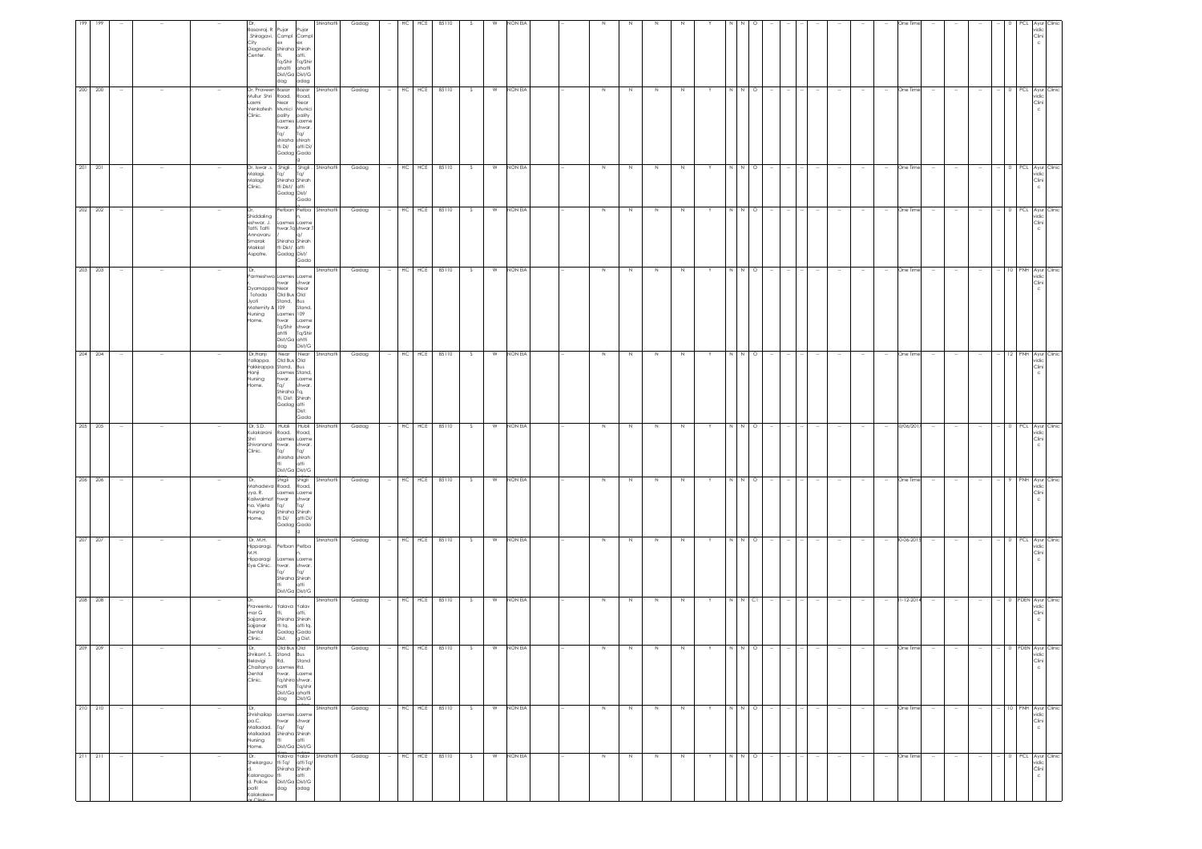| 199 | 199 | -- | -- | -- | Dr. Basavraj. R, Shiragavi, City Diagnostic Center. | Pujar Compl ex Shiraha tti, Tq/Shir ahatti Dist/Ga dag | Pujar Compl ex Shirah atti, Tq/Shir ahatti Dist/G adag | Shirahatti | Gadag | -- | HC | HCE | 85110 | S | W | NON EIA | -- | N | N | N | N | Y | N | N | O | -- | -- | -- | -- | -- | -- | -- | One Time | -- | -- | -- | -- | 0 | PCL | Ayur vidic Clini c | Clinic |
|---|---|---|---|---|---|---|---|---|---|---|---|---|---|---|---|---|---|---|---|---|---|---|---|---|---|---|---|---|---|---|---|---|---|---|---|---|---|---|---|---|---|
| 200 | 200 | -- | -- | -- | Dr. Praveen Mullur Shri Laxmi Venkatesh Clinic. | Bazar Road, Near Munici pality Laxmes hwar. Tq/ shiraha tti Di/ Gadag | Bazar Road, Near Munici pality Laxme shwar. Tq/ shirah atti Di/ Gada g | Shirahatti | Gadag | -- | HC | HCE | 85110 | S | W | NON EIA | -- | N | N | N | N | Y | N | N | O | -- | -- | -- | -- | -- | -- | -- | One Time | -- | -- | -- | -- | 0 | PCL | Ayur vidic Clini c | Clinic |
| 201 | 201 | -- | -- | -- | Dr. Iswar .s. Malagi. Malagi Clinic. | Shigli Tq/ Shiraha tti Dist/ Gadag | Shigli Tq/ Shirah atti Dist/ Gada g | Shirahatti | Gadag | -- | HC | HCE | 85110 | S | W | NON EIA | -- | N | N | N | N | Y | N | N | O | -- | -- | -- | -- | -- | -- | -- | One Time | -- | -- | -- | -- | 0 | PCL | Ayur vidic Clini c | Clinic |
| 202 | 202 | -- | -- | -- | Dr. Shiddaling eshwar. J. Tatti. Tatti Annavaru Smarak Makkal Aspatre. | Petban Laxmes hwar.Tq / Shiraha tti Dist/ Gadag | Petba n, Laxme shwar.T q/ Shirah atti Dist/ Gada g | Shirahatti | Gadag | -- | HC | HCE | 85110 | S | W | NON EIA | -- | N | N | N | N | Y | N | N | O | -- | -- | -- | -- | -- | -- | -- | One Time | -- | -- | -- | -- | 0 | PCL | Ayur vidic Clini c | Clinic |
| 203 | 203 | -- | -- | -- | Dr. Parmeshwa r. Dyamappa , Totada Jyoti Maternity & Nursing Home. | Laxmes hwar Near Old Bus Stand, 109 Laxmes hwar Tq/Shir ahatti Dist/Ga dag | Laxme shwar Near Old Bus Stand, 109 Laxme shwar Tq/Shir ahatti Dist/G adag | Shirahatti | Gadag | -- | HC | HCE | 85110 | S | W | NON EIA | -- | N | N | N | N | Y | N | N | O | -- | -- | -- | -- | -- | -- | -- | One Time | -- | -- | -- | -- | 10 | PNH | Ayur vidic Clini c | Clinic |
| 204 | 204 | -- | -- | -- | Dr.Hanji Yallappa. Fakirappa. Hanji Nursing Home. | Near Old Bus Stand, Laxmes hwar. Tq/ Shiraha tti, Dist: Gadag | Near Old Bus Stand, Laxme shwar. Tq. Shirah atti Dist: Gada g | Shirahatti | Gadag | -- | HC | HCE | 85110 | S | W | NON EIA | -- | N | N | N | N | Y | N | N | O | -- | -- | -- | -- | -- | -- | -- | One Time | -- | -- | -- | -- | 12 | PNH | Ayur vidic Clini c | Clinic |
| 205 | 205 | -- | -- | -- | Dr. S.D. Kulakarani Shri Shivanand Clinic. | Hubli Road, Laxmes hwar. Tq/ shiraha tti Dist/Ga dag | Hubli Road, Laxme shwar. Tq/ shirah atti Dist/G adag | Shirahatti | Gadag | -- | HC | HCE | 85110 | S | W | NON EIA | -- | N | N | N | N | Y | N | N | O | -- | -- | -- | -- | -- | -- | -- | 0/06/2017 | -- | -- | -- | -- | 0 | PCL | Ayur vidic Clini c | Clinic |
| 206 | 206 | -- | -- | -- | Dr. Mahadeva yya. R. Kaliwalmat ha, Vijeta Nursing Home. | Shigli Road, Laxmes hwar Tq/ Shiraha tti Di/ Gadag | Shigli Road, Laxme shwar Tq/ Shirah atti Di/ Gada g | Shirahatti | Gadag | -- | HC | HCE | 85110 | S | W | NON EIA | -- | N | N | N | N | Y | N | N | O | -- | -- | -- | -- | -- | -- | -- | One Time | -- | -- | -- | -- | 9 | PNH | Ayur vidic Clini c | Clinic |
| 207 | 207 | -- | -- | -- | Dr. M.H. Hipparagi. M.H. Hipparagi Eye Clinic. | Petban Laxmes hwar. Tq/ Shiraha tti Dist/Ga | Petba n, Laxme shwar. Tq/ Shirah atti Dist/G | Shirahatti | Gadag | -- | HC | HCE | 85110 | S | W | NON EIA | -- | N | N | N | N | Y | N | N | O | -- | -- | -- | -- | -- | -- | -- | 0-06-2015 | -- | -- | -- | -- | 0 | PCL | Ayur vidic Clini c | Clinic |
| 208 | 208 | -- | -- | -- | Dr. Praveenku mar.G Sajjanar, Sajjanar Dental Clinic. | Yalava tti, Shiraha tti tq, Gadag Dist. | Yalav atti, Shirah atti tq, Gada g Dist. | Shirahatti | Gadag | -- | HC | HCE | 85110 | S | W | NON EIA | -- | N | N | N | N | Y | N | N | C1 | -- | -- | -- | -- | -- | -- | -- | 1-12-2014 | -- | -- | -- | -- | 0 | PDEN | Ayur vidic Clini c | Clinic |
| 209 | 209 | -- | -- | -- | Dr. Shrikant. S. Belavigi Chaitanya Dental Clinic. | Old Bus Stand Rd. Laxmes hwar. Tq/shira hatti Dist/Ga dag | Old Bus Stand Rd. Laxme shwar. Tq/Shir ahatti Dist/G | Shirahatti | Gadag | -- | HC | HCE | 85110 | S | W | NON EIA | -- | N | N | N | N | Y | N | N | O | -- | -- | -- | -- | -- | -- | -- | One Time | -- | -- | -- | -- | 0 | PDEN | Ayur vidic Clini c | Clinic |
| 210 | 210 | -- | -- | -- | Dr. Shrishailap pa.C. Malladad. Malladad Nursing Home. | Laxmes hwar Tq/ Shiraha tti Dist/Ga | Laxme shwar Tq/ Shirah atti Dist/G | Shirahatti | Gadag | -- | HC | HCE | 85110 | S | W | NON EIA | -- | N | N | N | N | Y | N | N | O | -- | -- | -- | -- | -- | -- | -- | One Time | -- | -- | -- | -- | 10 | PNH | Ayur vidic Clini c | Clinic |
| 211 | 211 | -- | -- | -- | Dr. Shekargou d. Kalanagou d. Police patil Kalakalesw ar Clinic | Yalava tti Tq/ Shiraha tti Dist/Ga dag | Yalav atti Tq/ Shirah atti Dist/G adag | Shirahatti | Gadag | -- | HC | HCE | 85110 | S | W | NON EIA | -- | N | N | N | N | Y | N | N | O | -- | -- | -- | -- | -- | -- | -- | One Time | -- | -- | -- | -- | 0 | PCL | Ayur vidic Clini c | Clinic |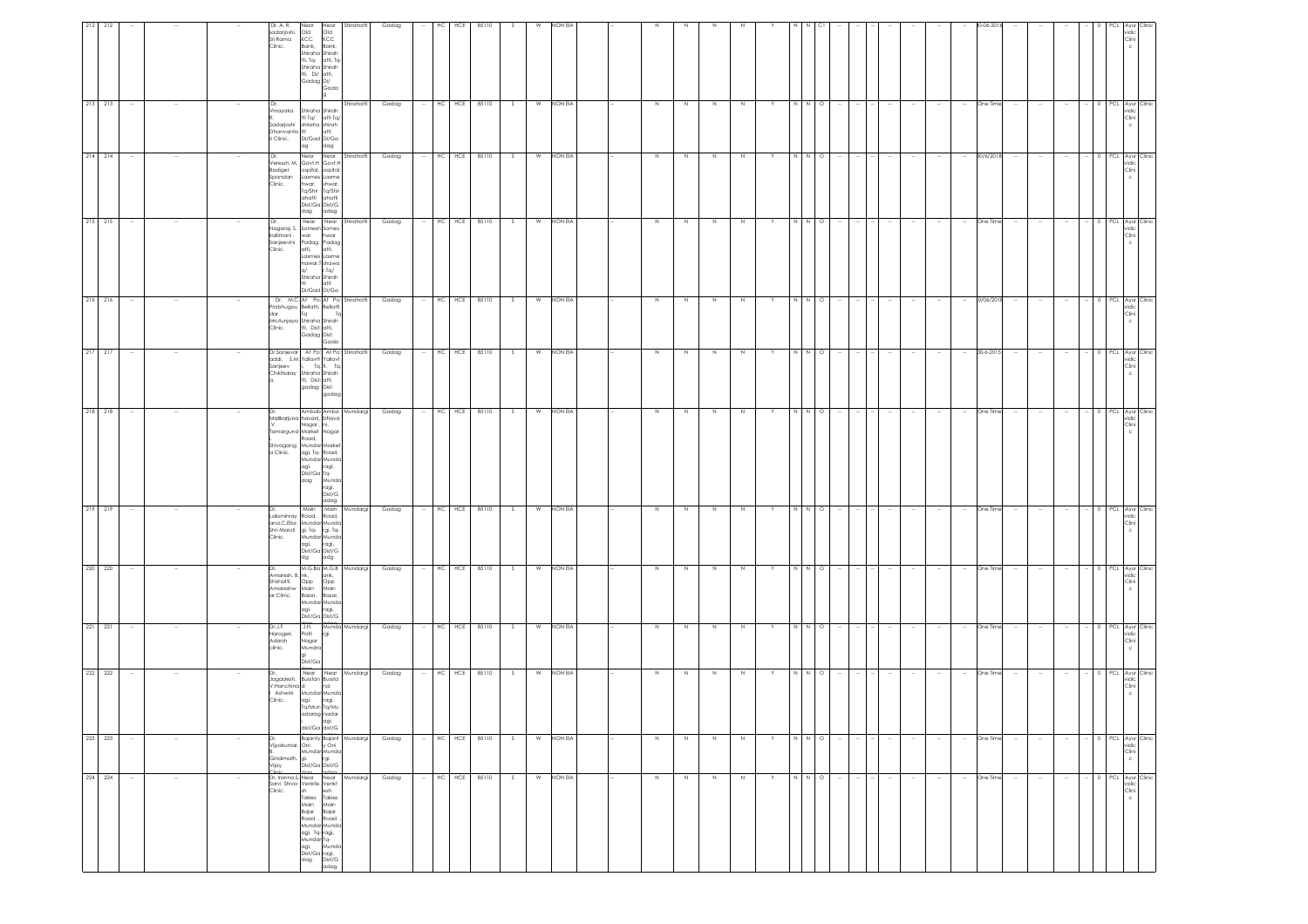| 212 | 212 | -- | -- | -- | -- | Dr. A. R. sadarjoshi, Sri Rama Clinic. | Near Old KCC Bank, Shiraha tti, Tq-Shiraha tti, Di/ Gadag | Near Old KCC Bank, Shirahatti, Tq-Shirahatti, Di/ Gadag | Shirahatti | Gadag | -- | HC | HCE | 85110 | S | W | NON EIA | -- | N | N | N | N | Y | N | N | C1 | -- | -- | -- | -- | -- | -- | -- | 30-06-2016 | -- | -- | -- | -- | 0 | PCL | Ayur vidic Clinic | Clinic |
|---|---|---|---|---|---|---|---|---|---|---|---|---|---|---|---|---|---|---|---|---|---|---|---|---|---|---|---|---|---|---|---|---|---|---|---|---|---|---|---|---|---|---|
| 213 | 213 | -- | -- | -- | -- | Dr. Vinayaka R. Sadarjoshi Dhanvanta ri Clinic. | Shiraha tti Tq/ shiraha tti Di/Gad ag | Shirahatti Tq/ shirahatti Di/Gadag | Shirahatti | Gadag | -- | HC | HCE | 85110 | S | W | NON EIA | -- | N | N | N | N | Y | N | N | O | -- | -- | -- | -- | -- | -- | -- | One Time | -- | -- | -- | -- | 0 | PCL | Ayur vidic Clinic | Clinic |
| 214 | 214 | -- | -- | -- | -- | Dr. Veresh. M. Badiger Spandan Clinic. | Near Govt.H ospital, Laxmes hwar. Tq/Shir ahatti Dist/Ga dag | Near Govt.Hospital, Laxmeshwar. Tq/Shirahatti Dist/Gadag | Shirahatti | Gadag | -- | HC | HCE | 85110 | S | W | NON EIA | -- | N | N | N | N | Y | N | N | O | -- | -- | -- | -- | -- | -- | -- | 30/6/2018 | -- | -- | -- | -- | 0 | PCL | Ayur vidic Clinic | Clinic |
| 215 | 215 | -- | -- | -- | -- | Dr. Nagaraj S. kallimani , Sanjeevini Clinic. | Near Somesh war Padag atti, Laxmes hawar,T q/ Shiraha tti Di/Gad | Near Someshwar Padagatti, Laxmeshawa r Tq/ Shirahatti Di/Ga | Shirahatti | Gadag | -- | HC | HCE | 85110 | S | W | NON EIA | -- | N | N | N | N | Y | N | N | O | -- | -- | -- | -- | -- | -- | -- | One Time | -- | -- | -- | -- | 0 | PCL | Ayur vidic Clinic | Clinic |
| 216 | 216 | -- | -- | -- | -- | Dr. M.C. Prabhugou dar Mrutunjaya Clinic. | At Po: Bellatti, Tq Shiraha tti, Dist: Gadag | At Po: Bellatti Tq Shirahatti, Dist: Gadag | Shirahatti | Gadag | -- | HC | HCE | 85110 | S | W | NON EIA | -- | N | N | N | N | Y | N | N | O | -- | -- | -- | -- | -- | -- | -- | 30/06/2018 | -- | -- | -- | -- | 0 | PCL | Ayur vidic Clinic | Clinic |
| 217 | 217 | -- | -- | -- | -- | Dr.Sanjevar addi, S.M. Sanjeev Chikitsalay a. | At Po: Yallavti Tq, Shiraha tti, Dist: gadag | At Po: Yallavti Tq, Shirahatti, Dist: gadag | Shirahatti | Gadag | -- | HC | HCE | 85110 | S | W | NON EIA | -- | N | N | N | N | Y | N | N | O | -- | -- | -- | -- | -- | -- | -- | 30-6-2015 | -- | -- | -- | -- | 0 | PCL | Ayur vidic Clinic | Clinic |
| 218 | 218 | -- | -- | -- | -- | Dr. Mallikarjuna V. Tamargund Shivagang a Clinic. | Ambab havani, Nagar, Market Road, Mundar agi, Tq-Mundar agi, Dist/Ga dag | Ambabhavani, Nagar Market Road, Mundaragi, Tq-Mundaragi, Dist/Gadag | Mundargi | Gadag | -- | HC | HCE | 85110 | S | W | NON EIA | -- | N | N | N | N | Y | N | N | O | -- | -- | -- | -- | -- | -- | -- | One Time | -- | -- | -- | -- | 0 | PCL | Ayur vidic Clinic | Clinic |
| 219 | 219 | -- | -- | -- | -- | Dr. Lakshmirey ana.C.Elur Shri Maruti Clinic. | Main Road, Mundar gi, Tq-Mundar agi, Dist/Ga dg | Main Road, Mundargi, Tq-Mundaragi, Dist/Gadg | Mundargi | Gadag | -- | HC | HCE | 85110 | S | W | NON EIA | -- | N | N | N | N | Y | N | N | O | -- | -- | -- | -- | -- | -- | -- | One Time | -- | -- | -- | -- | 0 | PCL | Ayur vidic Clinic | Clinic |
| 220 | 220 | -- | -- | -- | -- | Dr. Amaresh. B. Shishatti, Amareshw ar Clinic. | M.G.Ba nk, Opp Main Bazar, Mundar agi, Dist/Ga | M.G.Bank, Opp Main Bazar, Mundaragi, Dist/G | Mundargi | Gadag | -- | HC | HCE | 85110 | S | W | NON EIA | -- | N | N | N | N | Y | N | N | O | -- | -- | -- | -- | -- | -- | -- | One Time | -- | -- | -- | -- | 0 | PCL | Ayur vidic Clinic | Clinic |
| 221 | 221 | -- | -- | -- | -- | Dr.J.T. Harogeri, Adarsh clinic. | J.H. Patil Nagar Mundra gi Dist/Ga | Mundargi | Mundargi | Gadag | -- | HC | HCE | 85110 | S | W | NON EIA | -- | N | N | N | N | Y | N | N | O | -- | -- | -- | -- | -- | -- | -- | One Time | -- | -- | -- | -- | 0 | PCL | Ayur vidic Clinic | Clinic |
| 222 | 222 | -- | -- | -- | -- | Dr. Jogadesh. V.Hanchina d Ashwini Clinic. | Near Busstan d Mundar agi, Tq/Mun adarag dist/Ga | Near Busstand Mundaragi, Tq/Munadaragi dist/G | Mundargi | Gadag | -- | HC | HCE | 85110 | S | W | NON EIA | -- | N | N | N | N | Y | N | N | O | -- | -- | -- | -- | -- | -- | -- | One Time | -- | -- | -- | -- | 0 | PCL | Ayur vidic Clinic | Clinic |
| 223 | 223 | -- | -- | -- | -- | Dr. Vijyakumar B. Gindimath. Vijay Clinic | Bajanty Oni Mundar gi, Dist/Ga | Bajanty Oni Mundargi Dist/G | Mundargi | Gadag | -- | HC | HCE | 85110 | S | W | NON EIA | -- | N | N | N | N | Y | N | N | O | -- | -- | -- | -- | -- | -- | -- | One Time | -- | -- | -- | -- | 0 | PCL | Ayur vidic Clinic | Clinic |
| 224 | 224 | -- | -- | -- | -- | Dr. Iranna.S. Sarvi Shiva Clinic. | Near Venkte sh Takies Main Bajar Road Mundar agi, Tq-Mundar agi, Dist/Ga dag | Near Venktesh Takies Main Bajar Road Mundaragi, Tq-Mundaragi, Dist/Gadag | Mundargi | Gadag | -- | HC | HCE | 85110 | S | W | NON EIA | -- | N | N | N | N | Y | N | N | O | -- | -- | -- | -- | -- | -- | -- | One Time | -- | -- | -- | -- | 0 | PCL | Ayur vidic Clinic | Clinic |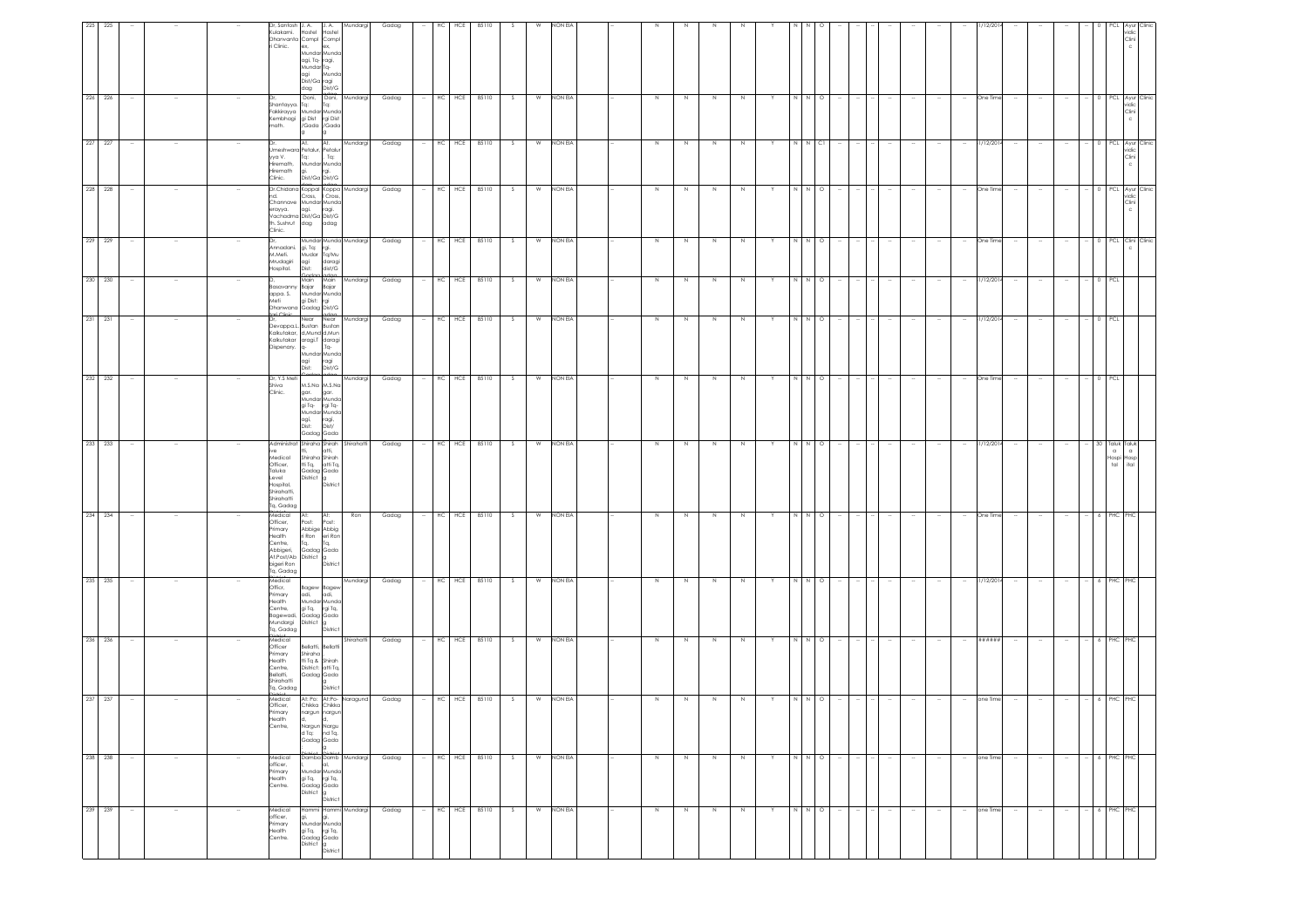| 225 | 225 | -- | -- | -- | Dr. Santosh Kulakarni, Dhanwanta n Clinic. | J. A. Hostel Compl ex, Mundar agi, Tq-Mundar agi Dist/Gadag | J. A. Hostel Compl ex, Munda ragi, Tq-Munda ragi Dist/G | Mundargi | Gadag | -- | HC | HCE | 85110 | S | W | NON EIA | -- | N | N | N | N | Y | N | N | O | -- | -- | -- | -- | -- | -- | 1/12/2014 | -- | -- | -- | -- | 0 | PCL | Ayur vidic Clini c | Clinic |
|---|---|---|---|---|---|---|---|---|---|---|---|---|---|---|---|---|---|---|---|---|---|---|---|---|---|---|---|---|---|---|---|---|---|---|---|---|---|---|---|---|
| 226 | 226 | -- | -- | -- | Dr. Shantayya Pakkirayya Kembhagi math. | Doni, Tq: Mundar gi Dist /Gada g | Doni, Tq: Munda rgi Dist /Gada g | Mundargi | Gadag | -- | HC | HCE | 85110 | S | W | NON EIA | -- | N | N | N | N | Y | N | N | O | -- | -- | -- | -- | -- | -- | One Time | -- | -- | -- | -- | 0 | PCL | Ayur vidic Clini c | Clinic |
| 227 | 227 | -- | -- | -- | Dr. Umeshwara yya V. Hiremath, Hiremath Clinic. | At: Pettalur, Tq: Mundar gi, Dist/Ga | At: Pettalur Tq: Munda rgi, Dist/G | Mundargi | Gadag | -- | HC | HCE | 85110 | S | W | NON EIA | -- | N | N | N | N | Y | N | N | C1 | -- | -- | -- | -- | -- | -- | 1/12/2014 | -- | -- | -- | -- | 0 | PCL | Ayur vidic Clini c | Clinic |
| 228 | 228 | -- | -- | -- | Dr.Chistana nd. Channave erayya. Vachadma th. Sushrut Clinic. | Koppal Cross, Mundar agi, Dist/Ga dag | Koppa l Cross, Munda ragi, Dist/G adag | Mundargi | Gadag | -- | HC | HCE | 85110 | S | W | NON EIA | -- | N | N | N | N | Y | N | N | O | -- | -- | -- | -- | -- | -- | One Time | -- | -- | -- | -- | 0 | PCL | Ayur vidic Clini c | Clinic |
| 229 | 229 | -- | -- | -- | Dr. Annadani M.Meti, Mrudagiri Hospital. | Mundar gi, Tq: Mundar agi Dist: | Munda rgi Tq/Mu daragi dist/G | Mundargi | Gadag | -- | HC | HCE | 85110 | S | W | NON EIA | -- | N | N | N | N | Y | N | N | O | -- | -- | -- | -- | -- | -- | One Time | -- | -- | -- | -- | 0 | PCL | Clini c | Clinic |
| 230 | 230 | -- | -- | -- | Dr. Basavanny appa. S. Meti Dharwana tari Clinic | Main Bajar Mundar gi Dist: Gadag | Main Bajar Munda rgi Dist/G | Mundargi | Gadag | -- | HC | HCE | 85110 | S | W | NON EIA | -- | N | N | N | N | Y | N | N | O | -- | -- | -- | -- | -- | -- | 1/12/2014 | -- | -- | -- | -- | 0 | PCL | | |
| 231 | 231 | -- | -- | -- | Dr. Devappa.L. Kalkutakar, Kalkutakar Dispenary. | Near Bustan d,Mund aragi T q- Mundar agi Dist: | Near Bustan d.Mun daragi ,Tq- Munda ragi Dist/G | Mundargi | Gadag | -- | HC | HCE | 85110 | S | W | NON EIA | -- | N | N | N | N | Y | N | N | O | -- | -- | -- | -- | -- | -- | 1/12/2014 | -- | -- | -- | -- | 0 | PCL | | |
| 232 | 232 | -- | -- | -- | Dr. Y.S Meti Shiva Clinic. | M.S.Na gar, Mundar gi Tq- Mundar agi, Dist: Gadag | M.S.Na gar, Munda rgi Tq- Munda ragi, Dist/ Gada | Mundargi | Gadag | -- | HC | HCE | 85110 | S | W | NON EIA | -- | N | N | N | N | Y | N | N | O | -- | -- | -- | -- | -- | -- | One Time | -- | -- | -- | -- | 0 | PCL | | |
| 233 | 233 | -- | -- | -- | Administrat ive Medical Officer, Taluka Level Hospital, Shirahatti, Shirahatti Tq, Gadag | Shiraha tti, Shiraha tti Tq, Gadag District | Shirah atti, Shirah atti Tq, Gada g District | Shirahatti | Gadag | -- | HC | HCE | 85110 | S | W | NON EIA | -- | N | N | N | N | Y | N | N | O | -- | -- | -- | -- | -- | -- | 1/12/2014 | -- | -- | -- | -- | 30 | Taluk a Hospi tal | Taluk a Hosp ital |
| 234 | 234 | -- | -- | -- | Medical Officer, Primary Health Centre, Abbigeri, At.Post/Ab bigeri Ron Tq, Gadag | At: Post: Abbige ri Ron Tq, Gadag District | At: Post: Abbig eri Ron Tq, Gada g District | Ron | Gadag | -- | HC | HCE | 85110 | S | W | NON EIA | -- | N | N | N | N | Y | N | N | O | -- | -- | -- | -- | -- | -- | One Time | -- | -- | -- | -- | 6 | PHC | PHC |
| 235 | 235 | -- | -- | -- | Medical Offier, Primary Health Centre, Bagewadi, Mundargi Tq, Gadag | Bagew adi, Mundar gi Tq, Gadag District | Bagew adi, Munda rgi Tq, Gada g District | Mundargi | Gadag | -- | HC | HCE | 85110 | S | W | NON EIA | -- | N | N | N | N | Y | N | N | O | -- | -- | -- | -- | -- | -- | 1/12/2014 | -- | -- | -- | -- | 6 | PHC | PHC |
| 236 | 236 | -- | -- | -- | Medical Officer Primary Health Centre, Bellatti, Shirahatti Tq, Gadag District | Bellatti, Shiraha tti Tq & District: Gadag | Bellatti Shirah atti Tq, Gada g District | Shirahatti | Gadag | -- | HC | HCE | 85110 | S | W | NON EIA | -- | N | N | N | N | Y | N | N | O | -- | -- | -- | -- | -- | -- | ###### | -- | -- | -- | -- | 6 | PHC | PHC |
| 237 | 237 | -- | -- | -- | Medical Officer, Primary Health Centre, | At: Po: Chikka nargun d, Nargun d Tq: Gadag District | At:Po- Chikka nargun d, Nargu nd Tq, Gada g District | Naragund | Gadag | -- | HC | HCE | 85110 | S | W | NON EIA | -- | N | N | N | N | Y | N | N | O | -- | -- | -- | -- | -- | -- | one Time | -- | -- | -- | -- | 6 | PHC | PHC |
| 238 | 238 | -- | -- | -- | Medical officer, Primary Health Centre. | Damba l, Mundar gi Tq, Gadag District | Damb al, Munda rgi Tq, Gada g District | Mundargi | Gadag | -- | HC | HCE | 85110 | S | W | NON EIA | -- | N | N | N | N | Y | N | N | O | -- | -- | -- | -- | -- | -- | one Time | -- | -- | -- | -- | 6 | PHC | PHC |
| 239 | 239 | -- | -- | -- | Medical officer, Primary Health Centre. | Hammi gi, Mundar gi Tq, Gadag District | Hammi gi, Munda rgi Tq, Gada g District | Mundargi | Gadag | -- | HC | HCE | 85110 | S | W | NON EIA | -- | N | N | N | N | Y | N | N | O | -- | -- | -- | -- | -- | -- | one Time | -- | -- | -- | -- | 6 | PHC | PHC |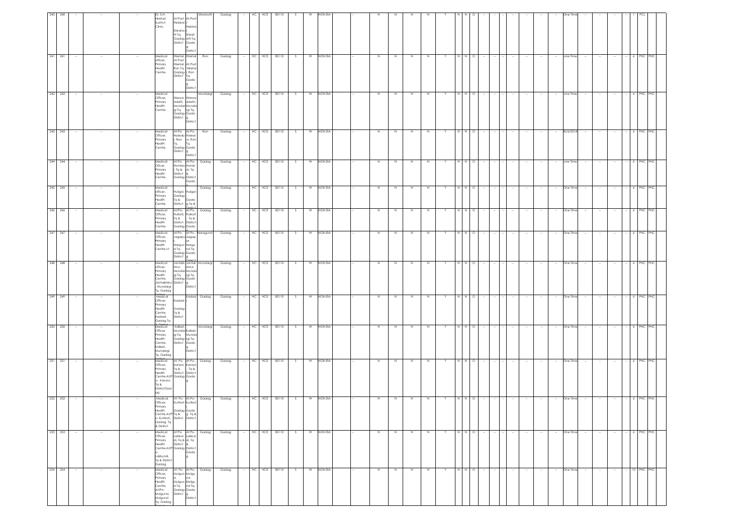| 240 | 240 | -- | -- | -- | Dr. S.H. Hirehal, Sushrut Clinic. | At:Post: Hebbal Shirahatti Tq, Gadag District | At:Post / Hebbal, Shirahatti Tq, Gadag District | Shirahatti | Gadag | -- | HC | HCE | 85110 | S | W | NON EIA | -- | N | N | N | N | Y | N | N | O | -- | -- | -- | -- | -- | -- | -- | -- | One Time | -- | -- | -- | -- | 1 | PCL |
|---|---|---|---|---|---|---|---|---|---|---|---|---|---|---|---|---|---|---|---|---|---|---|---|---|---|---|---|---|---|---|---|---|---|---|---|---|---|---|---|---|
| 241 | 241 | -- | -- | -- | Medical officer, Primary Health Centre. | Hirehal, At:Post: Hirehal, Ron Tq, Gadag District | Hirehal, At:Post Hirehal, Ron Tq, Gadag District | Ron | Gadag | -- | HC | HCE | 85110 | S | W | NON EIA | -- | N | N | N | N | Y | N | N | O | -- | -- | -- | -- | -- | -- | -- | -- | one Time | -- | -- | -- | -- | 6 | PHC PHC |
| 242 | 242 | -- | -- | -- | Medical Officer, Primary Health Centre. | Hirewaddatti, Mundargi Tq, Gadag District | Hirewaddatti, Mundargi Tq, Gadag District | Mundargi | Gadag | -- | HC | HCE | 85110 | S | W | NON EIA | -- | N | N | N | N | Y | N | N | O | -- | -- | -- | -- | -- | -- | -- | -- | one Time | -- | -- | -- | -- | 6 | PHC PHC |
| 243 | 243 | -- | -- | -- | Medical Officer, Primary Health Centre. | At:Po: Holealur, Ron Tq, Gadag District | At:Po: Holealur, Ron Tq, Gadag District | Ron | Gadag | -- | HC | HCE | 85110 | S | W | NON EIA | -- | N | N | N | N | Y | N | N | O | -- | -- | -- | -- | -- | -- | -- | -- | 30/6/2018 | -- | -- | -- | -- | 6 | PHC PHC |
| 244 | 244 | -- | -- | -- | Medical Oficer, Primary Health Centre. | At:Po: Hombal, Tq & District Gadag | At:Po: Hombal, Tq & District Gadag | Gadag | Gadag | -- | HC | HCE | 85110 | S | W | NON EIA | -- | N | N | N | N | Y | N | N | O | -- | -- | -- | -- | -- | -- | -- | -- | one Time | -- | -- | -- | -- | 6 | PHC PHC |
| 245 | 245 | -- | -- | -- | Medical officer, Primary Health Centre. | Hulgol, Gadag Tq & District | Hulgol Gadag Tq & District | Gadag | Gadag | -- | HC | HCE | 85110 | S | W | NON EIA | -- | N | N | N | N | Y | N | N | O | -- | -- | -- | -- | -- | -- | -- | -- | One Time | -- | -- | -- | -- | 6 | PHC PHC |
| 246 | 246 | -- | -- | -- | Medical Officer, Primary Health Centre. | At/Po- Hulkoti, Tq & District- Gadag | At/Po- Hulkoti, Tq & District- Gadag | Gadag | Gadag | -- | HC | HCE | 85110 | S | W | NON EIA | -- | N | N | N | N | Y | N | N | O | -- | -- | -- | -- | -- | -- | -- | -- | One Time | -- | -- | -- | -- | 6 | PHC PHC |
| 247 | 247 | -- | -- | -- | Medical Officer, Primary Health Centre.ct | At/Po- Jagapur, Nargund Tq, Gadag District | At/Po- Jagapur, Nargund Tq, Gadag District | Naragund | Gadag | -- | HC | HCE | 85110 | S | W | NON EIA | -- | N | N | N | N | Y | N | N | O | -- | -- | -- | -- | -- | -- | -- | -- | One Time | -- | -- | -- | -- | 6 | PHC PHC |
| 248 | 248 | -- | -- | -- | Medical officer, Primary Health Centre, Jantalishirur, Mundargi Tq, Gadag District | Jantalishirur, Mundargi Tq, Gadag District | Jantalishirur, Mundargi Tq, Gadag District | Mundargi | Gadag | -- | HC | HCE | 85110 | S | W | NON EIA | -- | N | N | N | N | Y | N | N | O | -- | -- | -- | -- | -- | -- | -- | -- | One Time | -- | -- | -- | -- | 6 | PHC PHC |
| 249 | 249 | -- | -- | -- | Medical Officer, Primary Health Centre, Kadadi, Gadag Tq & District | Kadadi Gadag Tq & District | | Kadadi | Gadag | -- | HC | HCE | 85110 | S | W | NON EIA | -- | N | N | N | N | Y | N | N | O | -- | -- | -- | -- | -- | -- | -- | -- | One Time | -- | -- | -- | -- | 6 | PHC PHC |
| 250 | 250 | -- | -- | -- | Medical Officer Primary Health Centre, Kalkeri, Mundargi Tq, Gadag District | Kalkeri, Mundargi Tq, Gadag District | Kalkeri, Mundargi Tq, Gadag District | Mundargi | Gadag | -- | HC | HCE | 85110 | S | W | NON EIA | -- | N | N | N | N | Y | N | N | O | -- | -- | -- | -- | -- | -- | -- | -- | One Time | -- | -- | -- | -- | 6 | PHC PHC |
| 251 | 251 | -- | -- | -- | Medical Officer, Primary Health Centre,At/Po- Kanavi, Tq & DistrictGadag | At: Po: Kanavi, Tq & District: Gadag | At:Po- Kanavi, Tq & District Gadag | Gadag | Gadag | -- | HC | HCE | 85110 | S | W | NON EIA | -- | N | N | N | N | Y | N | N | O | -- | -- | -- | -- | -- | -- | -- | -- | One Time | -- | -- | -- | -- | 6 | PHC PHC |
| 252 | 252 | -- | -- | -- | Medical Officer, Primary Health Centre,At/Po- Kurtkoti, Gadag Tq & District | At: Po- Kurtkoti Gadag Tq & District | At:Po- Kurtkoti Gadag Tq & District | Gadag | Gadag | -- | HC | HCE | 85110 | S | W | NON EIA | -- | N | N | N | N | Y | N | N | O | -- | -- | -- | -- | -- | -- | -- | -- | One Time | -- | -- | -- | -- | 6 | PHC PHC |
| 253 | 253 | -- | -- | -- | Medical Officer, Primary Health Centre,At/Po-Lakkundi, Tq & District Gadag | At:Po- Lakkundi, Tq & District Gadag | At:Po- Lakkundi, Tq & District Gadag | Gadag | Gadag | -- | HC | HCE | 85110 | S | W | NON EIA | -- | N | N | N | N | Y | N | N | O | -- | -- | -- | -- | -- | -- | -- | -- | One Time | -- | -- | -- | -- | 6 | PHC PHC |
| 254 | 254 | -- | -- | -- | Medical Officer, Primary Health Centre, At/Po- Mulgund, Mulgund Tq, Gadag | At: Po- Mulgund, Mulgund Tq, Gadag District | At:Po- Mulgund, Mulgund Tq, Gadag District | Gadag | Gadag | -- | HC | HCE | 85110 | S | W | NON EIA | -- | N | N | N | N | Y | N | N | O | -- | -- | -- | -- | -- | -- | -- | -- | One Time | -- | -- | -- | -- | 10 | PHC PHC |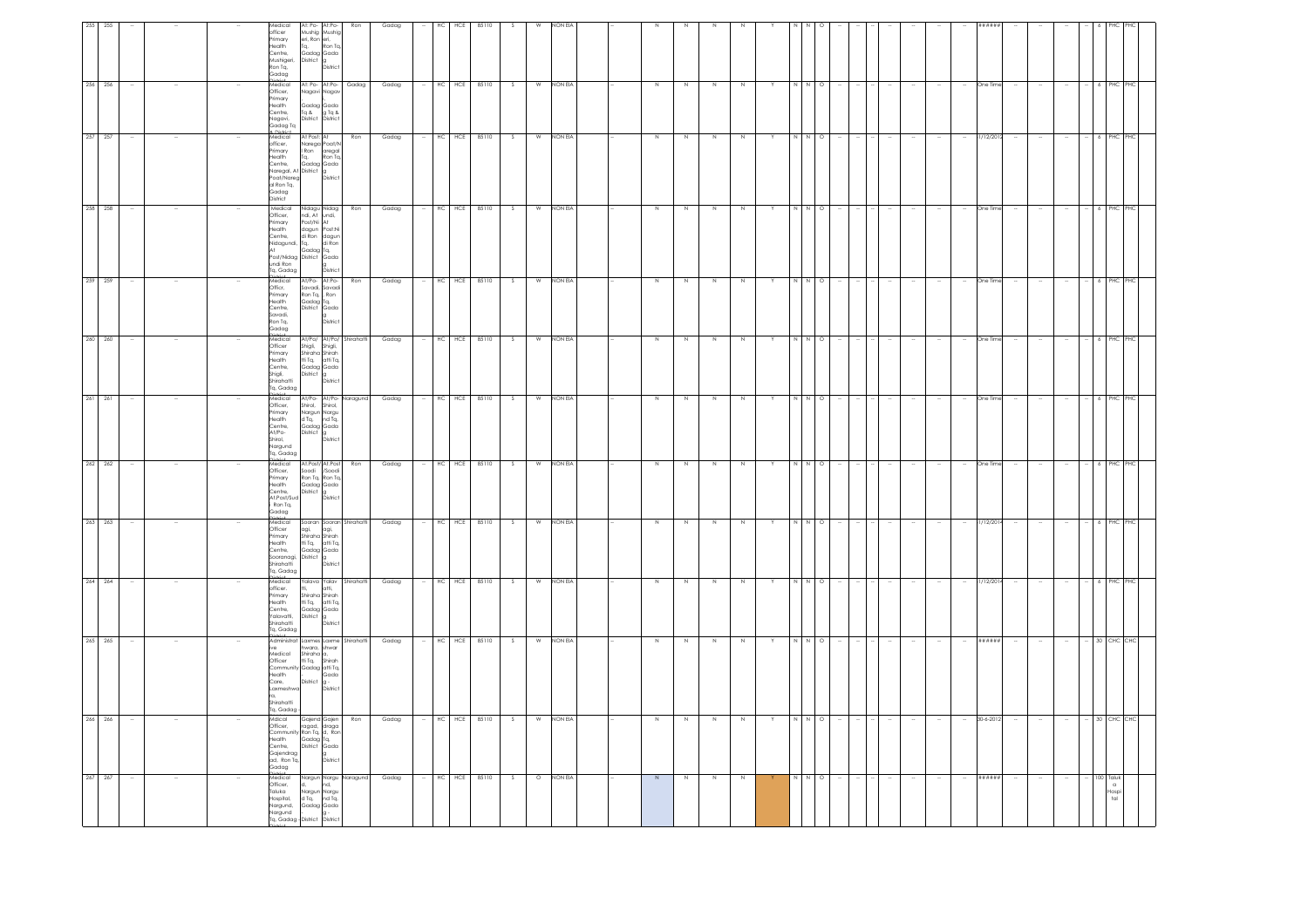| 255 | 255 | -- | -- | -- | Medical officer Primary Health Centre, Mushigeri, Ron Tq, Gadag | At: Po- Mushigeri, Ron Tq, Gadag District | At:Po- Mushigeri, Ron Tq, Gadag District | Ron | Gadag | -- | HC | HCE | 85110 | S | W | NON EIA | -- | N | N | N | N | Y | N | N | O | -- | -- | -- | -- | -- | -- | -- | ###### | -- | -- | -- | -- | 6 | PHC | PHC |
|---|---|---|---|---|---|---|---|---|---|---|---|---|---|---|---|---|---|---|---|---|---|---|---|---|---|---|---|---|---|---|---|---|---|---|---|---|---|---|---|
| 256 | 256 | -- | -- | -- | Medical Officer, Primary Health Centre, Nagavi, Gadag Tq & District | At: Po- Nagavi Gadag Tq & District | At:Po- Nagavi Gadag Tq & District | Gadag | Gadag | -- | HC | HCE | 85110 | S | W | NON EIA | -- | N | N | N | N | Y | N | N | O | -- | -- | -- | -- | -- | -- | -- | One Time | -- | -- | -- | -- | 6 | PHC | PHC |
| 257 | 257 | -- | -- | -- | Medical officer, Primary Health Centre, Naregal, At Post/Naregal Ron Tq, Gadag District | At Post/ Naregal Ron Tq, Gadag District | At Post/Naregal Ron Tq, Gadag District | Ron | Gadag | -- | HC | HCE | 85110 | S | W | NON EIA | -- | N | N | N | N | Y | N | N | O | -- | -- | -- | -- | -- | -- | -- | 1/12/2012 | -- | -- | -- | -- | 6 | PHC | PHC |
| 258 | 258 | -- | -- | -- | Medical Officer, Primary Health Centre, Nidagundi, At Post/Nidagundi Ron Tq, Gadag | Nidagundi, At Post/Nidagundi Ron Tq, Gadag District | Nidagundi At Post:Nidagundi Ron Tq, Gadag District | Ron | Gadag | -- | HC | HCE | 85110 | S | W | NON EIA | -- | N | N | N | N | Y | N | N | O | -- | -- | -- | -- | -- | -- | -- | One Time | -- | -- | -- | -- | 6 | PHC | PHC |
| 259 | 259 | -- | -- | -- | Medical Officer, Primary Health Centre, Savadi, Ron Tq, Gadag | At/Po- Savadi Ron Tq, Gadag District | At/Po- Savadi , Ron Tq, Gadag District | Ron | Gadag | -- | HC | HCE | 85110 | S | W | NON EIA | -- | N | N | N | N | Y | N | N | O | -- | -- | -- | -- | -- | -- | -- | One Time | -- | -- | -- | -- | 6 | PHC | PHC |
| 260 | 260 | -- | -- | -- | Medical Officer Primary Health Centre, Shigli, Shirahatti Tq, Gadag | At/Po/ Shigli, Shirahatti Tq, Gadag District | At/Po/ Shigli, Shirahatti Tq, Gadag District | Shirahatti | Gadag | -- | HC | HCE | 85110 | S | W | NON EIA | -- | N | N | N | N | Y | N | N | O | -- | -- | -- | -- | -- | -- | -- | One Time | -- | -- | -- | -- | 6 | PHC | PHC |
| 261 | 261 | -- | -- | -- | Medical Officer, Primary Health Centre, At/Po- Shirol, Nargund Tq, Gadag | At/Po- Shirol, Nargund Tq, Gadag District | At/Po- Shirol, Nargund Tq, Gadag District | Naragund | Gadag | -- | HC | HCE | 85110 | S | W | NON EIA | -- | N | N | N | N | Y | N | N | O | -- | -- | -- | -- | -- | -- | -- | One Time | -- | -- | -- | -- | 6 | PHC | PHC |
| 262 | 262 | -- | -- | -- | Medical Officer, Primary Health Centre, At.Post/Sudi , Ron Tq, Gadag | At.Post/ Soodi Ron Tq, Gadag District | At.Post /Soodi Ron Tq, Gadag District | Ron | Gadag | -- | HC | HCE | 85110 | S | W | NON EIA | -- | N | N | N | N | Y | N | N | O | -- | -- | -- | -- | -- | -- | -- | One Time | -- | -- | -- | -- | 6 | PHC | PHC |
| 263 | 263 | -- | -- | -- | Medical Officer Primary Health Centre, Sooranagi, Shirahatti Tq, Gadag | Sooranagi, Shirahatti Tq, Gadag District | Sooranagi, Shirahatti Tq, Gadag District | Shirahatti | Gadag | -- | HC | HCE | 85110 | S | W | NON EIA | -- | N | N | N | N | Y | N | N | O | -- | -- | -- | -- | -- | -- | -- | 1/12/2014 | -- | -- | -- | -- | 6 | PHC | PHC |
| 264 | 264 | -- | -- | -- | Medical officer, Primary Health Centre, Yalavatti, Shirahatti Tq, Gadag | Yalavatti, Shirahatti Tq, Gadag District | Yalavatti, Shirahatti Tq, Gadag District | Shirahatti | Gadag | -- | HC | HCE | 85110 | S | W | NON EIA | -- | N | N | N | N | Y | N | N | O | -- | -- | -- | -- | -- | -- | -- | 1/12/2014 | -- | -- | -- | -- | 6 | PHC | PHC |
| 265 | 265 | -- | -- | -- | Administrative Medical Officer Community Health Care, Laxmeshwara, Shirahatti Tq, Gadag | Laxmeshwara, Shirahatti Tq, Gadag District | Laxmeshwara, Shirahatti Tq, Gadag - District | Shirahatti | Gadag | -- | HC | HCE | 85110 | S | W | NON EIA | -- | N | N | N | N | Y | N | N | O | -- | -- | -- | -- | -- | -- | -- | ###### | -- | -- | -- | -- | 30 | CHC | CHC |
| 266 | 266 | -- | -- | -- | Mdical Officer, Community Health Centre, Gajendragad, Ron Tq, Gadag | Gajendragad, Ron Tq, Gadag District | Gajendragad, Ron Tq, Gadag District | Ron | Gadag | -- | HC | HCE | 85110 | S | W | NON EIA | -- | N | N | N | N | Y | N | N | O | -- | -- | -- | -- | -- | -- | -- | 30-6-2012 | -- | -- | -- | -- | 30 | CHC | CHC |
| 267 | 267 | -- | -- | -- | Medical Officer, Taluka Hospital, Nargund, Nargund Tq, Gadag -District | Nargund, Nargund Tq, Gadag - District | Nargund, Nargund Tq, Gadag - District | Naragund | Gadag | -- | HC | HCE | 85110 | S | O | NON EIA | -- | N | N | N | N | Y | N | N | O | -- | -- | -- | -- | -- | -- | -- | ###### | -- | -- | -- | -- | 100 | Taluka Hospital | |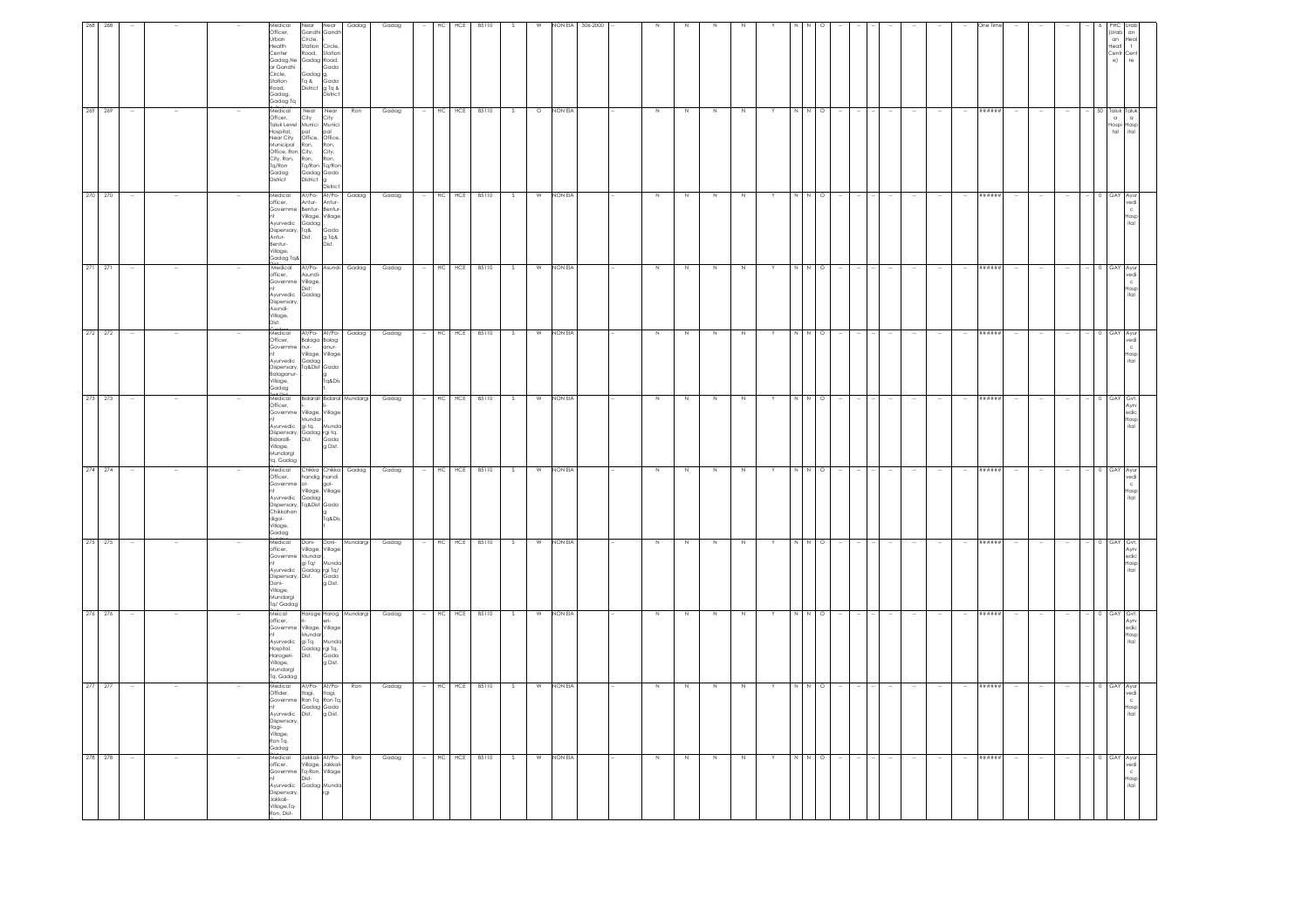| 268 | 268 | -- | -- | -- | -- | Medical Officer, Urban Health Center Gadag,Near Gandhi Circle, Station Road, Gadag, Gadag Tq | Near Gandhi Circle, Station Road, Gadag Tq & District | Near Gandhi Circle, Station Road, Gadag Tq & District | Gadag | Gadag | -- | HC | HCE | 85110 | S | W | NON EIA | 306-2000 | -- | N | N | N | N | Y | N | N | O | -- | -- | -- | -- | -- | -- | -- | -- | One Time | -- | -- | -- | -- | 6 | PHC (Urban) | Urban Health Centre |
|---|---|---|---|---|---|---|---|---|---|---|---|---|---|---|---|---|---|---|---|---|---|---|---|---|---|---|---|---|---|---|---|---|---|---|---|---|---|---|---|---|---|---|---|
| 269 | 269 | -- | -- | -- | -- | Medical Officer, Taluk Level Hospital, Near City Municipal Office, Ron City, Ron, Tq/Ron Gadag District | Near City Municipal Office, Ron, City, Ron, Tq/Ron Gadag District | Near City Municipal Office, Ron, City, Ron, Tq/Ron Gadag District | Ron | Gadag | -- | HC | HCE | 85110 | S | O | NON EIA | | -- | N | N | N | N | Y | N | N | O | -- | -- | -- | -- | -- | -- | -- | -- | ###### | -- | -- | -- | -- | 50 | Taluk Hospital | Taluk Hospital |
| 270 | 270 | -- | -- | -- | -- | Medical officer, Government Ayurvedic Dispensary, Antur-Bentur-Village, Gadag Tq& | At/Po-Antur-Bentur-Village, Gadag Tq& Dist. | At/Po-Antur-Bentur-Village Gadag Tq& Dist. | Gadag | Gadag | -- | HC | HCE | 85110 | S | W | NON EIA | | -- | N | N | N | N | Y | N | N | O | -- | -- | -- | -- | -- | -- | -- | -- | ###### | -- | -- | -- | -- | 0 | GAY | Ayurvedic Hospital |
| 271 | 271 | -- | -- | -- | -- | Medical officer, Government Ayurvedic Dispensary, Asundi-Village, Dist: | At/Po-Asundi-Village, Dist: Gadag | Asundi | Gadag | Gadag | -- | HC | HCE | 85110 | S | W | NON EIA | | -- | N | N | N | N | Y | N | N | O | -- | -- | -- | -- | -- | -- | -- | -- | ###### | -- | -- | -- | -- | 0 | GAY | Ayurvedic Hospital |
| 272 | 272 | -- | -- | -- | -- | Medical Officer, Government Ayurvedic Dispensary, Balaganur-Village, Gadag | At/Po-Balaganur-Village, Gadag Tq&Dist | At/Po-Balaganur-Village Gadag Tq&Dist. | Gadag | Gadag | -- | HC | HCE | 85110 | S | W | NON EIA | | -- | N | N | N | N | Y | N | N | O | -- | -- | -- | -- | -- | -- | -- | -- | ###### | -- | -- | -- | -- | 0 | GAY | Ayurvedic Hospital |
| 273 | 273 | -- | -- | -- | -- | Medical Officer, Government Ayurvedic Dispensary, Bidarall-Village, Mundargi Tq, Gadag | Bidarall-Village, Mundargi Tq, Gadag Dist. | Bidarall-Village Mundargi Tq, Gadag Dist. | Mundargi | Gadag | -- | HC | HCE | 85110 | S | W | NON EIA | | -- | N | N | N | N | Y | N | N | O | -- | -- | -- | -- | -- | -- | -- | -- | ###### | -- | -- | -- | -- | 0 | GAY | Govt. Ayurvedic Hospital |
| 274 | 274 | -- | -- | -- | -- | Medical Officer, Government Ayurvedic Dispensary, Chikkahandigol-Village, Gadag | Chikka handigol-Village, Gadag Tq&Dist | Chikka handigol-Village Gadag Tq&Dist | Gadag | Gadag | -- | HC | HCE | 85110 | S | W | NON EIA | | -- | N | N | N | N | Y | N | N | O | -- | -- | -- | -- | -- | -- | -- | -- | ###### | -- | -- | -- | -- | 0 | GAY | Ayurvedic Hospital |
| 275 | 275 | -- | -- | -- | -- | Medical officer, Government Ayurvedic Dispensary, Doni-Village, Mundargi Tq/ Gadag | Doni-Village, Mundargi Tq/ Gadag Dist. | Doni-Village Mundargi Tq/ Gadag Dist. | Mundargi | Gadag | -- | HC | HCE | 85110 | S | W | NON EIA | | -- | N | N | N | N | Y | N | N | O | -- | -- | -- | -- | -- | -- | -- | -- | ###### | -- | -- | -- | -- | 0 | GAY | Govt. Ayurvedic Hospital |
| 276 | 276 | -- | -- | -- | -- | Meical officer, Government Ayurvedic Hospital, Harogeri-Village, Mundargi Tq, Gadag | Harogeri-Village, Mundargi Tq, Gadag Dist. | Harogeri-Village Mundargi Tq, Gadag Dist. | Mundargi | Gadag | -- | HC | HCE | 85110 | S | W | NON EIA | | -- | N | N | N | N | Y | N | N | O | -- | -- | -- | -- | -- | -- | -- | -- | ###### | -- | -- | -- | -- | 0 | GAY | Govt. Ayurvedic Hospital |
| 277 | 277 | -- | -- | -- | -- | Medical Officer, Government Ayurvedic Dispensary, Itagi-Village, Ron Tq, Gadag | At/Po-Itagi, Ron Tq, Gadag Dist. | At/Po-Itagi, Ron Tq, Gadag Dist. | Ron | Gadag | -- | HC | HCE | 85110 | S | W | NON EIA | | -- | N | N | N | N | Y | N | N | O | -- | -- | -- | -- | -- | -- | -- | -- | ###### | -- | -- | -- | -- | 0 | GAY | Ayurvedic Hospital |
| 278 | 278 | -- | -- | -- | -- | Medical officer, Government Ayurvedic Dispensary, Jakkali-Village,Tq-Ron, Dist- | Jakkali-Village, Tq-Ron, Dist-Gadag | At/Po-Jakkali-Village Mundargi | Ron | Gadag | -- | HC | HCE | 85110 | S | W | NON EIA | | -- | N | N | N | N | Y | N | N | O | -- | -- | -- | -- | -- | -- | -- | -- | ###### | -- | -- | -- | -- | 0 | GAY | Ayurvedic Hospital |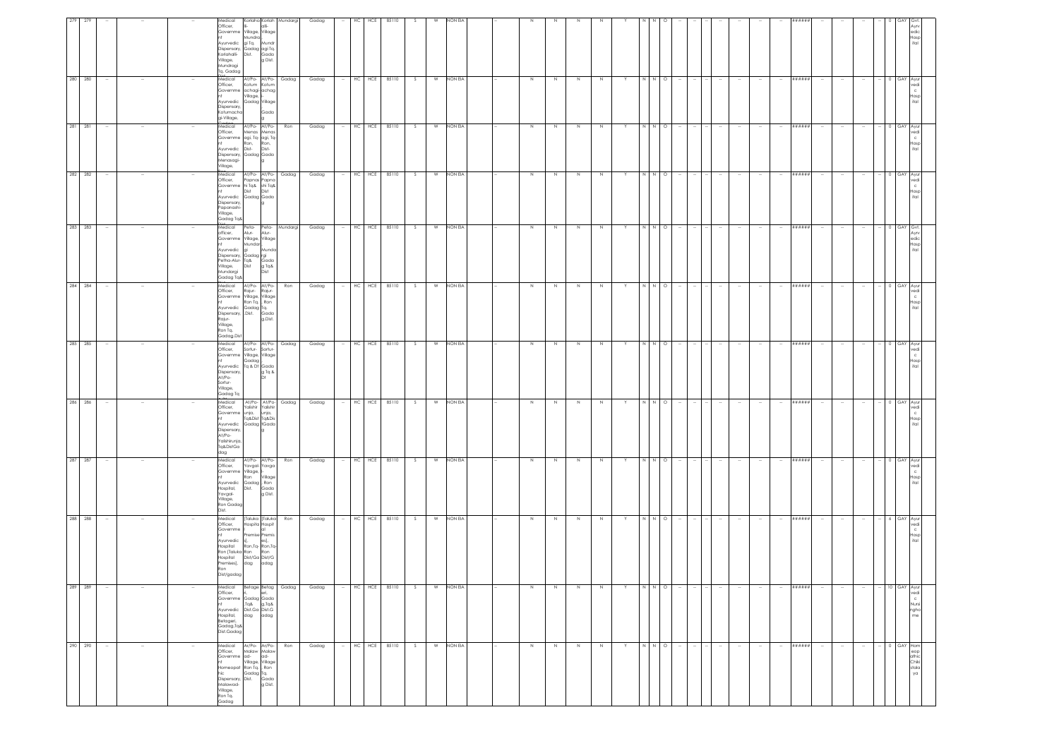| | | | | | | | | | | | | | | | | | | | | | | | | | | | | | | | | | | | | | | | | |
|---|---|---|---|---|---|---|---|---|---|---|---|---|---|---|---|---|---|---|---|---|---|---|---|---|---|---|---|---|---|---|---|---|---|---|---|---|---|---|---|---|
| 279 | 279 | -- | -- | -- | Medical Officer, Government Ayurvedic Dispensary, Kotlahalli-Village, Mundragi Tq, Gadag Dist | Kotlahalli-Village, Mundragi Tq, Gadag Dist. | Kotlahalli-Village Mundragi Tq, Gadag Dist. | Mundargi | Gadag | -- | HC | HCE | 85110 | S | W | NON EIA | -- | N | N | N | N | Y | N | N | O | -- | -- | -- | -- | -- | -- | -- | ###### | -- | -- | -- | -- | 0 | GAY | Gvt. Ayurvedic Hospital |
| 280 | 280 | -- | -- | -- | Medical Officer, Government Ayurvedic Dispensary, Kotumachagi-Village, Gadag | At/Po- Kotumachagi-Village, Gadag | At/Po- Kotumachagi-Village Gadag | Gadag | Gadag | -- | HC | HCE | 85110 | S | W | NON EIA | -- | N | N | N | N | Y | N | N | O | -- | -- | -- | -- | -- | -- | -- | ###### | -- | -- | -- | -- | 0 | GAY | Ayurvedic Hospital |
| 281 | 281 | -- | -- | -- | Medical Officer, Government Ayurvedic Dispensary, Menasagi-Village, Ron | At/Po- Menasagi, Tq- Ron, Dist- Gadag | At/Po- Menasagi, Tq- Ron, Dist- Gadag | Ron | Gadag | -- | HC | HCE | 85110 | S | W | NON EIA | -- | N | N | N | N | Y | N | N | O | -- | -- | -- | -- | -- | -- | -- | ###### | -- | -- | -- | -- | 0 | GAY | Ayurvedic Hospital |
| 282 | 282 | -- | -- | -- | Medical Officer, Government Ayurvedic Dispensary, Papanashi-Village, Gadag Tq& Dist | At/Po- Papnashi Tq& Dist Gadag | At/Po- Papnashi Tq& Dist Gadag | Gadag | Gadag | -- | HC | HCE | 85110 | S | W | NON EIA | -- | N | N | N | N | Y | N | N | O | -- | -- | -- | -- | -- | -- | -- | ###### | -- | -- | -- | -- | 0 | GAY | Ayurvedic Hospital |
| 283 | 283 | -- | -- | -- | Medical officer, Government Ayurvedic Dispensary, Petha-Alur-Village, Mundargi Gadag Tq& Dist | Peta-Alur-Village, Mundargi Tq& Dist Gadag | Peta-Alur-Village Mundargi Gadag Tq& Dist | Mundargi | Gadag | -- | HC | HCE | 85110 | S | W | NON EIA | -- | N | N | N | N | Y | N | N | O | -- | -- | -- | -- | -- | -- | -- | ###### | -- | -- | -- | -- | 0 | GAY | Gvt. Ayurvedic Hospital |
| 284 | 284 | -- | -- | -- | Medical Officer, Government Ayurvedic Dispensary, Rajur-Village, Ron Tq, Gadag Dist | At/Po- Rajur-Village, Ron Tq, Gadag ,Dist. | At/Po- Rajur-Village , Ron Tq. Gadag.Dist. | Ron | Gadag | -- | HC | HCE | 85110 | S | W | NON EIA | -- | N | N | N | N | Y | N | N | O | -- | -- | -- | -- | -- | -- | -- | ###### | -- | -- | -- | -- | 0 | GAY | Ayurvedic Hospital |
| 285 | 285 | -- | -- | -- | Medical Officer, Government Ayurvedic Dispensary, At/Po- Sortur-Village, Gadag Tq | At/Po- Sortur-Village, Gadag Tq & Dt | At/Po- Sortur-Village Gadag Tq & Dt | Gadag | Gadag | -- | HC | HCE | 85110 | S | W | NON EIA | -- | N | N | N | N | Y | N | N | O | -- | -- | -- | -- | -- | -- | -- | ###### | -- | -- | -- | -- | 0 | GAY | Ayurvedic Hospital |
| 286 | 286 | -- | -- | -- | Medical Officer, Government Ayurvedic Dispensary, At/Po- Yalishirunja, Tq&DistGadag | At/Po- Yalishirunja, Tq&Dist Gadag | At/Po- Yalishirunja, Tq&Dist Gadag | Gadag | Gadag | -- | HC | HCE | 85110 | S | W | NON EIA | -- | N | N | N | N | Y | N | N | O | -- | -- | -- | -- | -- | -- | -- | ###### | -- | -- | -- | -- | 0 | GAY | Ayurvedic Hospital |
| 287 | 287 | -- | -- | -- | Medical Officer, Government Ayurvedic Hospital, Yavgal-Village, Ron Gadag Dist. | At/Po- Yavgal-Village, Ron Gadag Dist. | At/Po- Yavgal-Village , Ron Gadag Dist. | Ron | Gadag | -- | HC | HCE | 85110 | S | W | NON EIA | -- | N | N | N | N | Y | N | N | O | -- | -- | -- | -- | -- | -- | -- | ###### | -- | -- | -- | -- | 0 | GAY | Ayurvedic Hospital |
| 288 | 288 | -- | -- | -- | Medical Officer, Government Ayurvedic Hospital Ron (Taluka Hospital Premises), Ron Dist/gadag | (Taluka Hospital Premises), Ron,Tq- Ron Dist/Gadag | (Taluka Hospital Premises), Ron,Tq- Ron Dist/Gadag | Ron | Gadag | -- | HC | HCE | 85110 | S | W | NON EIA | -- | N | N | N | N | Y | N | N | O | -- | -- | -- | -- | -- | -- | -- | ###### | -- | -- | -- | -- | 6 | GAY | Ayurvedic Hospital |
| 289 | 289 | -- | -- | -- | Medical Officer, Government Ayurvedic Hospital, Betageri, Gadag,Tq& Dist.Gadag | Betageri, Gadag ,Tq& Dist.Gadag | Betageri, Gadag ,Tq& Dist.Gadag | Gadag | Gadag | -- | HC | HCE | 85110 | S | W | NON EIA | -- | N | N | N | N | Y | N | N | O | -- | -- | -- | -- | -- | -- | -- | ###### | -- | -- | -- | -- | 10 | GAY | Ayurvedic Nursing home |
| 290 | 290 | -- | -- | -- | Medical Officer, Government Homeopathic Dispensary, Malawad-Village, Ron Tq, Gadag | At/Po- Malawad-Village, Ron Tq, Gadag Dist. | At/Po- Malawad-Village , Ron Tq. Gadag Dist. | Ron | Gadag | -- | HC | HCE | 85110 | S | W | NON EIA | -- | N | N | N | N | Y | N | N | O | -- | -- | -- | -- | -- | -- | -- | ###### | -- | -- | -- | -- | 0 | GAY | Homeopathic Chikitsalaya |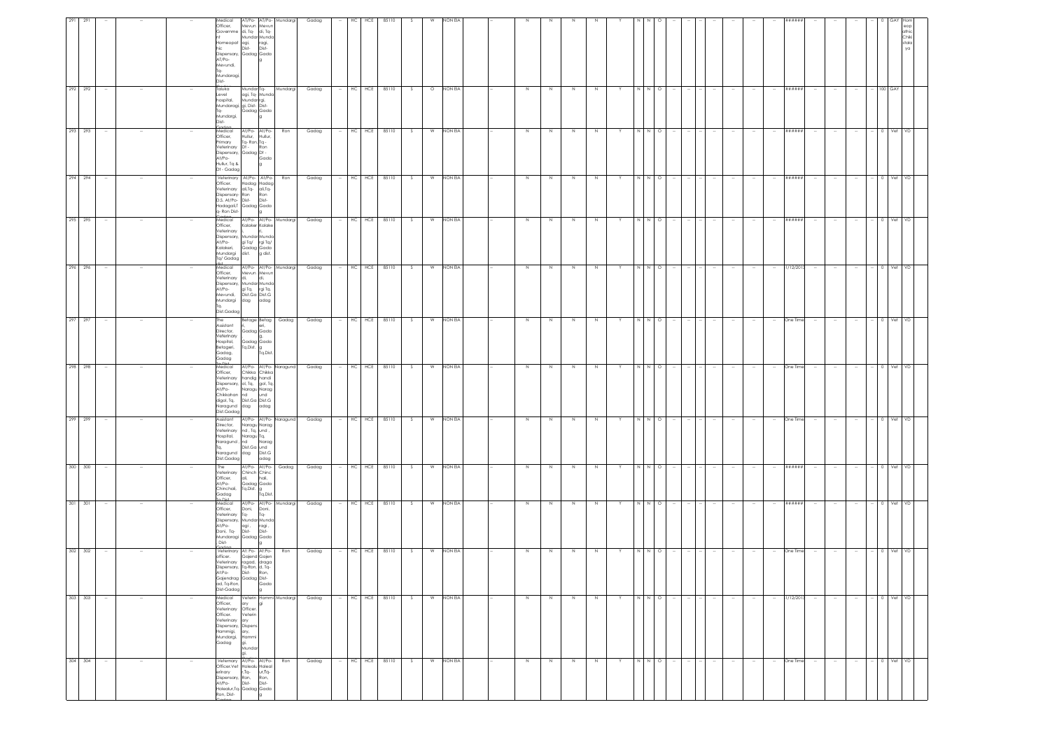| 291 | 291 | -- | -- | -- | Medical Officer, Governme nt Homeopat hic Dispensary, At/Po-Mevundi, Tq-Mundaragi, Dist- | At/Po-Mevun di, Tq-Mundar agi, Dist-Gadag | At/Po-Mevun di, Tq-Munda ragi, Dist-Gada g | Mundargi | Gadag | -- | HC | HCE | 85110 | S | W | NON EIA | -- | N | N | N | N | Y | N | N | O | -- | -- | -- | -- | -- | -- | -- | ###### | -- | -- | -- | -- | 0 | GAY | Hom eop athic Chiki stala ya |
|---|---|---|---|---|---|---|---|---|---|---|---|---|---|---|---|---|---|---|---|---|---|---|---|---|---|---|---|---|---|---|---|---|---|---|---|---|---|---|---|---|
| 292 | 292 | -- | -- | -- | Taluka Level hospital, Mundaragi, Tq-Mundargi, Dist-Gadag | Mundar agi, Tq-Mundar agi, Dist-Gadag | Tq-Munda ragi, Dist-Gada g | Mundargi | Gadag | -- | HC | HCE | 85110 | S | O | NON EIA | -- | N | N | N | N | Y | N | N | O | -- | -- | -- | -- | -- | -- | -- | ###### | -- | -- | -- | -- | 100 | GAY | |
| 293 | 293 | -- | -- | -- | Medical Officer, Primary Veterinary Dispensary, At/Po-Hullur, Tq & Dt - Gadag | At/Po-Hullur, Tq-Ron, Dt - Gadag | At/Po-Hullur, Tq - Ron Dt - Gada g | Ron | Gadag | -- | HC | HCE | 85110 | S | W | NON EIA | -- | N | N | N | N | Y | N | N | O | -- | -- | -- | -- | -- | -- | -- | ###### | -- | -- | -- | -- | 0 | Vet | VD |
| 294 | 294 | -- | -- | -- | Veterinary Officer, Veterinary Dispensary D.S. At/Po-HadagaliT q- Ron Dist- | At/Po-Hadag ali,Tq-Ron Dist-Gadag | At/Po-Hadag ali,Tq-Ron Dist-Gada g | Ron | Gadag | -- | HC | HCE | 85110 | S | W | NON EIA | -- | N | N | N | N | Y | N | N | O | -- | -- | -- | -- | -- | -- | -- | ###### | -- | -- | -- | -- | 0 | Vet | VD |
| 295 | 295 | -- | -- | -- | Medical Officer, Veterinary Dispensary, At/Po-Kalakeri, Mundargi Tq/ Gadag dist | At/Po-Kalaker i, Mundar gi Tq/ Gadag dist. | At/Po-Kalake ri, Munda rgi Tq/ Gada g dist. | Mundargi | Gadag | -- | HC | HCE | 85110 | S | W | NON EIA | -- | N | N | N | N | Y | N | N | O | -- | -- | -- | -- | -- | -- | -- | ###### | -- | -- | -- | -- | 0 | Vet | VD |
| 296 | 296 | -- | -- | -- | Medical Officer, Veterinary Dispensary, At/Po-Mevundi, Mundargi Tq, Dist.Gadag | At/Po-Mevun di, Mundar gi Tq, Dist.Ga dag | At/Po-Mevun di, Munda rgi Tq, Dist.G adag | Mundargi | Gadag | -- | HC | HCE | 85110 | S | W | NON EIA | -- | N | N | N | N | Y | N | N | O | -- | -- | -- | -- | -- | -- | -- | 1/12/2013 | -- | -- | -- | -- | 0 | Vet | VD |
| 297 | 297 | -- | -- | -- | The Assistant Director, Veterinary Hospital, Betageri, Gadag, Gadag | Betage ri, Gadag Gadag Tq.Dist. | Betag eri, Gada g, Gada g Tq.Dist. | Gadag | Gadag | -- | HC | HCE | 85110 | S | W | NON EIA | -- | N | N | N | N | Y | N | N | O | -- | -- | -- | -- | -- | -- | -- | One Time | -- | -- | -- | -- | 0 | Vet | VD |
| 298 | 298 | -- | -- | -- | Medical Officer, Veterinary Dispensary, At/Po-Chikkahan digol, Tq. Naragund Dist.Gadag | At/Po-Chikka handig ol, Tq. Naragu nd Dist.Ga dag | At/Po-Chikka handi gol, Tq. Narag und Dist.G adag | Naragund | Gadag | -- | HC | HCE | 85110 | S | W | NON EIA | -- | N | N | N | N | Y | N | N | O | -- | -- | -- | -- | -- | -- | -- | One Time | -- | -- | -- | -- | 0 | Vet | VD |
| 299 | 299 | -- | -- | -- | Assistant Director, Veterinary Hospital, Naragund , Tq. Naragund Dist.Gadag | At/Po-Naragu nd , Tq. Naragu nd Dist.Ga dag | At/Po-Narag und , Tq. Narag und Dist.G adag | Naragund | Gadag | -- | HC | HCE | 85110 | S | W | NON EIA | -- | N | N | N | N | Y | N | N | O | -- | -- | -- | -- | -- | -- | -- | One Time | -- | -- | -- | -- | 0 | Vet | VD |
| 300 | 300 | -- | -- | -- | The Veterinary Officer, At/Po-Chinchali, Gadag Tq.Dist. | At/Po-Chinch ali, Gadag Tq.Dist. | At/Po-Chinc hali, Gada g Tq.Dist. | Gadag | Gadag | -- | HC | HCE | 85110 | S | W | NON EIA | -- | N | N | N | N | Y | N | N | O | -- | -- | -- | -- | -- | -- | -- | ###### | -- | -- | -- | -- | 0 | Vet | VD |
| 301 | 301 | -- | -- | -- | Medical Officer, Veterinary Dispensary, At/Po-Doni, Tq-Mundaragi , Dist-Gadag | At/Po-Doni, Tq-Mundar agi , Dist-Gadag | At/Po-Doni, Tq-Munda ragi , Dist-Gada g | Mundargi | Gadag | -- | HC | HCE | 85110 | S | W | NON EIA | -- | N | N | N | N | Y | N | N | O | -- | -- | -- | -- | -- | -- | -- | ###### | -- | -- | -- | -- | 0 | Vet | VD |
| 302 | 302 | -- | -- | -- | Veterinary officer, Veterinary Dispensary, At Po-Gajendrag ad, Tq-Ron, Dist-Gadag | At: Po-Gajend ragad, Tq-Ron, Dist-Gadag | At:Po-Gajen draga d, Tq-Ron, Dist-Gada g | Ron | Gadag | -- | HC | HCE | 85110 | S | W | NON EIA | -- | N | N | N | N | Y | N | N | O | -- | -- | -- | -- | -- | -- | -- | One Time | -- | -- | -- | -- | 0 | Vet | VD |
| 303 | 303 | -- | -- | -- | Medical Officer, Veterinary Officer, Veterinary Dispensary, Hammigi, Mundargi, Gadag | Veterin ary Officer, Veterin ary Dispens ary, Hammi gi, Mundar gi, | Hammi gi | Mundargi | Gadag | -- | HC | HCE | 85110 | S | W | NON EIA | -- | N | N | N | N | Y | N | N | O | -- | -- | -- | -- | -- | -- | -- | 1/12/2013 | -- | -- | -- | -- | 0 | Vet | VD |
| 304 | 304 | -- | -- | -- | Veterinary Officer,Vet erinary Dispensary, At/Po-Holealur,Tq-Ron, Dist-Gadag | At/Po-Holealu r,Tq-Ron, Dist-Gadag | At/Po-Holeal ur,Tq-Ron, Dist-Gada g | Ron | Gadag | -- | HC | HCE | 85110 | S | W | NON EIA | -- | N | N | N | N | Y | N | N | O | -- | -- | -- | -- | -- | -- | -- | One Time | -- | -- | -- | -- | 0 | Vet | VD |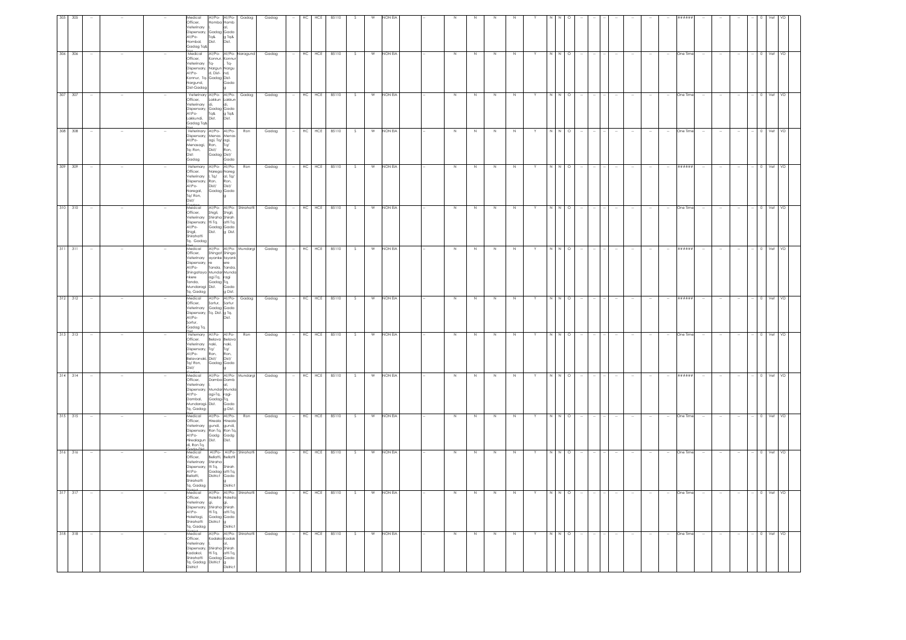| 305 | 305 | -- | -- | -- | Medical Officer, Veterinary Dispensary, At/Po-Hombal, Gadag Tq& Dist. | At/Po-Hombal, Gadag Tq& Dist. | At/Po-Hombal, Gadag Tq& Dist. | Gadag | Gadag | -- | HC | HCE | 85110 | S | W | NON EIA | -- | N | N | N | N | Y | N | N | O | -- | -- | -- | -- | -- | -- | -- | ###### | -- | -- | -- | -- | 0 | Vet | VD |
|---|---|---|---|---|---|---|---|---|---|---|---|---|---|---|---|---|---|---|---|---|---|---|---|---|---|---|---|---|---|---|---|---|---|---|---|---|---|---|---|---|
| 306 | 306 | -- | -- | -- | Medical Officer, Veterinary Dispensary, At/Po-Konnur, Tq-Nargund, Dist-Gadag | At/Po-Konnur, Tq-Nargund, Dist-Gadag | At/Po-Konnur, Tq-Nargund, Dist-Gadag | Naragund | Gadag | -- | HC | HCE | 85110 | S | W | NON EIA | -- | N | N | N | N | Y | N | N | O | -- | -- | -- | -- | -- | -- | -- | One Time | -- | -- | -- | -- | 0 | Vet | VD |
| 307 | 307 | -- | -- | -- | Veterinary Officer, Veterinary Dispensary, At/Po-Lakkundi, Gadag Tq& Dist. | At/Po-Lakkundi, Gadag Tq& Dist. | At/Po-Lakkundi, Gadag Tq& Dist. | Gadag | Gadag | -- | HC | HCE | 85110 | S | W | NON EIA | -- | N | N | N | N | Y | N | N | O | -- | -- | -- | -- | -- | -- | -- | One Time | -- | -- | -- | -- | 0 | Vet | VD |
| 308 | 308 | -- | -- | -- | Veterinary Dispensary, At/Po-Menasagi, Tq: Ron, Dist: Gadag | At/Po-Menasagi, Tq/ Ron, Dist/ Gadag | At/Po-Menasagi, Tq/ Ron, Dist/ Gadag | Ron | Gadag | -- | HC | HCE | 85110 | S | W | NON EIA | -- | N | N | N | N | Y | N | N | O | -- | -- | -- | -- | -- | -- | -- | One Time | -- | -- | -- | -- | 0 | Vet | VD |
| 309 | 309 | -- | -- | -- | Veterinary Officer, Veterinary Dispensary, At/Po-Naregal, Tq/ Ron, Dist/ | At/Po-Naregal, Tq/ Ron, Dist/ Gadag | At/Po-Naregal, Tq/ Ron, Dist/ Gadag | Ron | Gadag | -- | HC | HCE | 85110 | S | W | NON EIA | -- | N | N | N | N | Y | N | N | O | -- | -- | -- | -- | -- | -- | -- | ###### | -- | -- | -- | -- | 0 | Vet | VD |
| 310 | 310 | -- | -- | -- | Medical Officer, Veterinary Dispensary, At/Po-Shigli, Shirahatti Tq, Gadag | At/Po-Shigli, Shirahatti Tq, Gadag Dist. | At/Po-Shigli, Shirahatti Tq, Gadag Dist. | Shirahatti | Gadag | -- | HC | HCE | 85110 | S | W | NON EIA | -- | N | N | N | N | Y | N | N | O | -- | -- | -- | -- | -- | -- | -- | One Time | -- | -- | -- | -- | 0 | Vet | VD |
| 311 | 311 | -- | -- | -- | Medical Officer, Veterinary Dispensary, At/Po-Shingatayankere Tanda, Mundaragi Tq, Gadag | At/Po-Shingatayankere Tanda, Mundaragi Tq, Gadag Dist. | At/Po-Shingatayankere Tanda, Mundaragi Tq, Gadag Dist. | Mundargi | Gadag | -- | HC | HCE | 85110 | S | W | NON EIA | -- | N | N | N | N | Y | N | N | O | -- | -- | -- | -- | -- | -- | -- | ###### | -- | -- | -- | -- | 0 | Vet | VD |
| 312 | 312 | -- | -- | -- | Medical Officer, Veterinary Dispensary, At/Po-Sortur, Gadag Tq. | At/Po-Sortur, Gadag Tq. Dist. | At/Po-Sortur, Gadag Tq. Dist. | Gadag | Gadag | -- | HC | HCE | 85110 | S | W | NON EIA | -- | N | N | N | N | Y | N | N | O | -- | -- | -- | -- | -- | -- | -- | ###### | -- | -- | -- | -- | 0 | Vet | VD |
| 313 | 313 | -- | -- | -- | Veterinary Officer, Veterinary Dispensary, At/Po-Belavanaki, Tq/ Ron, Dist/ | At/Po-Belavanaki, Tq/ Ron, Dist/ Gadag | At/Po-Belavanaki, Tq/ Ron, Dist/ Gadag | Ron | Gadag | -- | HC | HCE | 85110 | S | W | NON EIA | -- | N | N | N | N | Y | N | N | O | -- | -- | -- | -- | -- | -- | -- | One Time | -- | -- | -- | -- | 0 | Vet | VD |
| 314 | 314 | -- | -- | -- | Medical Officer, Veterinary Dispensary, At/Po-Dambal, Mundaragi-Tq, Gadag- | At/Po-Dambal, Mundaragi-Tq, Gadag-Dist. | At/Po-Dambal, Mundaragi-Tq, Gadag-Dist. | Mundargi | Gadag | -- | HC | HCE | 85110 | S | W | NON EIA | -- | N | N | N | N | Y | N | N | O | -- | -- | -- | -- | -- | -- | -- | ###### | -- | -- | -- | -- | 0 | Vet | VD |
| 315 | 315 | -- | -- | -- | Medical Officer, Veterinary Dispensary At/Po-Hirealagundi, Ron Tq, | At/Po-Hirealagundi, Ron Tq, Gadg Dist. | At/Po-Hirealagundi, Ron Tq, Gadg Dist. | Ron | Gadag | -- | HC | HCE | 85110 | S | W | NON EIA | -- | N | N | N | N | Y | N | N | O | -- | -- | -- | -- | -- | -- | -- | One Time | -- | -- | -- | -- | 0 | Vet | VD |
| 316 | 316 | -- | -- | -- | Medical Officer, Veterinary Dispensary, At/Po-Bellatti, Shirahatti Tq, Gadag | At/Po-Bellatti, Shirahatti Tq, Gadag District | At/Po-Bellatti, Shirahatti Tq, Gadag District | Shirahatti | Gadag | -- | HC | HCE | 85110 | S | W | NON EIA | -- | N | N | N | N | Y | N | N | O | -- | -- | -- | -- | -- | -- | -- | One Time | -- | -- | -- | -- | 0 | Vet | VD |
| 317 | 317 | -- | -- | -- | Medical Officer, Veterinary Dispensary, At/Po-Holeitagi, Shirahatti Tq, Gadag | At/Po-Holeitagi, Shirahatti Tq, Gadag District | At/Po-Holeitagi, Shirahatti Tq, Gadag District | Shirahatti | Gadag | -- | HC | HCE | 85110 | S | W | NON EIA | -- | N | N | N | N | Y | N | N | O | -- | -- | -- | -- | -- | -- | -- | One Time | -- | -- | -- | -- | 0 | Vet | VD |
| 318 | 318 | -- | -- | -- | Medical Officer, Veterinary Dispensary, Kadakol, Shirahatti Tq, Gadag District | At/Po-Kadakol, Shirahatti Tq, Gadag District | At/Po-Kadakol, Shirahatti Tq, Gadag District | Shirahatti | Gadag | -- | HC | HCE | 85110 | S | W | NON EIA | -- | N | N | N | N | Y | N | N | O | -- | -- | -- | -- | -- | -- | -- | One Time | -- | -- | -- | -- | 0 | Vet | VD |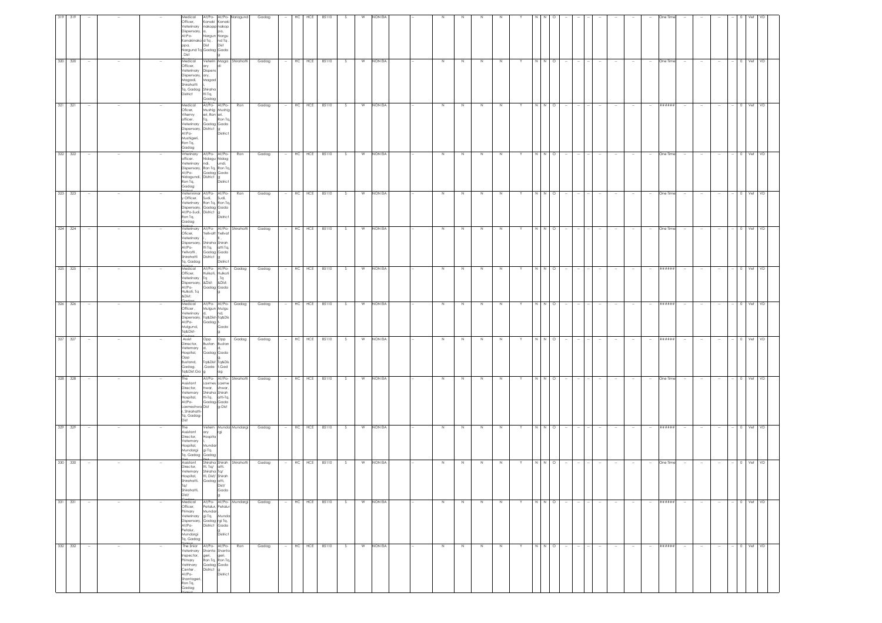| 319 | 319 | -- | -- | -- | Medical Officer, Veterinary Dispensary, At:Po-Kanakinakoppa, Nargund Tq Dist | At/Po-Kanaki nakoppa, Nargund Tq Dist | At/Po-Kanaki nakoppa, Nargu nd Tq Dist Gadag | Naragund | Gadag | -- | HC | HCE | 85110 | S | W | NON EIA | -- | N | N | N | N | Y | N | N | O | -- | -- | -- | -- | -- | -- | One Time | -- | -- | -- | -- | 0 | Vet | VD |
|---|---|---|---|---|---|---|---|---|---|---|---|---|---|---|---|---|---|---|---|---|---|---|---|---|---|---|---|---|---|---|---|---|---|---|---|---|---|---|---|
| 320 | 320 | -- | -- | -- | Medical Officer, Veterinary Dispensary, Magadi, Shirahatti Tq, Gadag District | Veterin ary Dispens ary, Magad i, Shiraha tti Tq, Gadag | Maga di | Shirahatti | Gadag | -- | HC | HCE | 85110 | S | W | NON EIA | -- | N | N | N | N | Y | N | N | O | -- | -- | -- | -- | -- | -- | One Time | -- | -- | -- | -- | 0 | Vet | VD |
| 321 | 321 | -- | -- | -- | Medical Officer, Vilerrny officer, Veterinary Dispensary, At:Po-Mushigeri, Ron Tq, Gadag | At/Po-Mushig eri, Ron Tq, Gadag District | At/Po-Mushig eri, Ron Tq, Gada g District | Ron | Gadag | -- | HC | HCE | 85110 | S | W | NON EIA | -- | N | N | N | N | Y | N | N | O | -- | -- | -- | -- | -- | -- | ###### | -- | -- | -- | -- | 0 | Vet | VD |
| 322 | 322 | -- | -- | -- | Vrterinary officer, Veterinary Dispensary, At/Po-Nidagundi, Ron Tq, Gadag | At/Po-Nidagu ndi, Ron Tq, Gadag District | At/Po-Nidag undi, Ron Tq, Gada g District | Ron | Gadag | -- | HC | HCE | 85110 | S | W | NON EIA | -- | N | N | N | N | Y | N | N | O | -- | -- | -- | -- | -- | -- | One Time | -- | -- | -- | -- | 0 | Vet | VD |
| 323 | 323 | -- | -- | -- | Veterninar y Officer, Veterinary Dispensary, At/Po-Sudi, Ron Tq, Gadag | At/Po-Sudi, Ron Tq, Gadag District | At/Po-Sudi, Ron Tq, Gada g District | Ron | Gadag | -- | HC | HCE | 85110 | S | W | NON EIA | -- | N | N | N | N | Y | N | N | O | -- | -- | -- | -- | -- | -- | One Time | -- | -- | -- | -- | 0 | Vet | VD |
| 324 | 324 | -- | -- | -- | Veterinary Oficer, Veterinary Dispensary, At/Po-Yellvatt, Shirahatti Tq, Gadag | At/Po-Yellvatt Shiraha tti Tq, Gadag District | At/Po-Yellvat ti, Shirah atti Tq, Gada g District | Shirahatti | Gadag | -- | HC | HCE | 85110 | S | W | NON EIA | -- | N | N | N | N | Y | N | N | O | -- | -- | -- | -- | -- | -- | One Time | -- | -- | -- | -- | 0 | Vet | VD |
| 325 | 325 | -- | -- | -- | Medical Officer, Veterinary Dispensary, At/Po-Hulkoti, Tq &Dist: | At/Po-Hulkoti, Tq &Dist: Gadag | At/Po-Hulkoti Tq &Dist: Gada g | Gadag | Gadag | -- | HC | HCE | 85110 | S | W | NON EIA | -- | N | N | N | N | Y | N | N | O | -- | -- | -- | -- | -- | -- | ###### | -- | -- | -- | -- | 0 | Vet | VD |
| 326 | 326 | -- | -- | -- | Medical Officer, Veterinary Dispensary, At/Po-Mulgund, Tq&Dist- | At/Po-Mulgun d, Tq&Dist-Gadag | At/Po-Mulgu nd, Tq&Dis t-Gada g | Gadag | Gadag | -- | HC | HCE | 85110 | S | W | NON EIA | -- | N | N | N | N | Y | N | N | O | -- | -- | -- | -- | -- | -- | ###### | -- | -- | -- | -- | 0 | Vet | VD |
| 327 | 327 | -- | -- | -- | Assist Director, Veterinary Hospital, Opp Bustand, Gadag, Tq&Dist.Ga | Opp Bustan d, Gadag Tq&Dist .Gada g | Opp Bustan d, Gada g, Tq&Dis t.Gad ag | Gadag | Gadag | -- | HC | HCE | 85110 | S | W | NON EIA | -- | N | N | N | N | Y | N | N | O | -- | -- | -- | -- | -- | -- | ###### | -- | -- | -- | -- | 0 | Vet | VD |
| 328 | 328 | -- | -- | -- | The Assistant Director, Veterinary Hospital, At/Po-Laxmeshwar, Shirahatti-Tq, Gadag-Dist | At/Po-Laxmes hwar, Shiraha tti-Tq, Gadag-Dist | At/Po-Laxme shwar, Shirah atti-Tq, Gada g-Dist | Shirahatti | Gadag | -- | HC | HCE | 85110 | S | W | NON EIA | -- | N | N | N | N | Y | N | N | O | -- | -- | -- | -- | -- | -- | One Time | -- | -- | -- | -- | 0 | Vet | VD |
| 329 | 329 | -- | -- | -- | The Assistant Director, Veterinary Hospital, Mundargi Tq, Gadag | Veterin ary Hospita l, Mundar gi Tq, Gadag | Munda rgi | Mundargi | Gadag | -- | HC | HCE | 85110 | S | W | NON EIA | -- | N | N | N | N | Y | N | N | O | -- | -- | -- | -- | -- | -- | ###### | -- | -- | -- | -- | 0 | Vet | VD |
| 330 | 330 | -- | -- | -- | Assistant Director, Veterinary Hospital, Shirahatti, Tq/ Shirahatti, Dist/ | Shiraha tti, Tq/ Shiraha tti, Dist/ Gadag | Shirah atti, Tq/ Shirah atti, Dist/ Gada g | Shirahatti | Gadag | -- | HC | HCE | 85110 | S | W | NON EIA | -- | N | N | N | N | Y | N | N | O | -- | -- | -- | -- | -- | -- | One Time | -- | -- | -- | -- | 0 | Vet | VD |
| 331 | 331 | -- | -- | -- | Medical Officer, Primary Veterinary Dispensary, At/Po-Petalur, Mundargi Tq, Gadag | At/Po-Petalur, Mundar gi Tq, Gadag District | At/Po-Petalur Munda rgi Tq, Gada g District | Mundargi | Gadag | -- | HC | HCE | 85110 | S | W | NON EIA | -- | N | N | N | N | Y | N | N | O | -- | -- | -- | -- | -- | -- | ###### | -- | -- | -- | -- | 0 | Vet | VD |
| 332 | 332 | -- | -- | -- | The Snior Veterinary Inspector, Primary Vetrinary Center, At/Po-Shantageri, Ron Tq, Gadag | At/Po-Shanta geri, Ron Tq, Gadag District | At/Po-Shanta geri, Ron Tq, Gada g District | Ron | Gadag | -- | HC | HCE | 85110 | S | W | NON EIA | -- | N | N | N | N | Y | N | N | O | -- | -- | -- | -- | -- | -- | ###### | -- | -- | -- | -- | 0 | Vet | VD |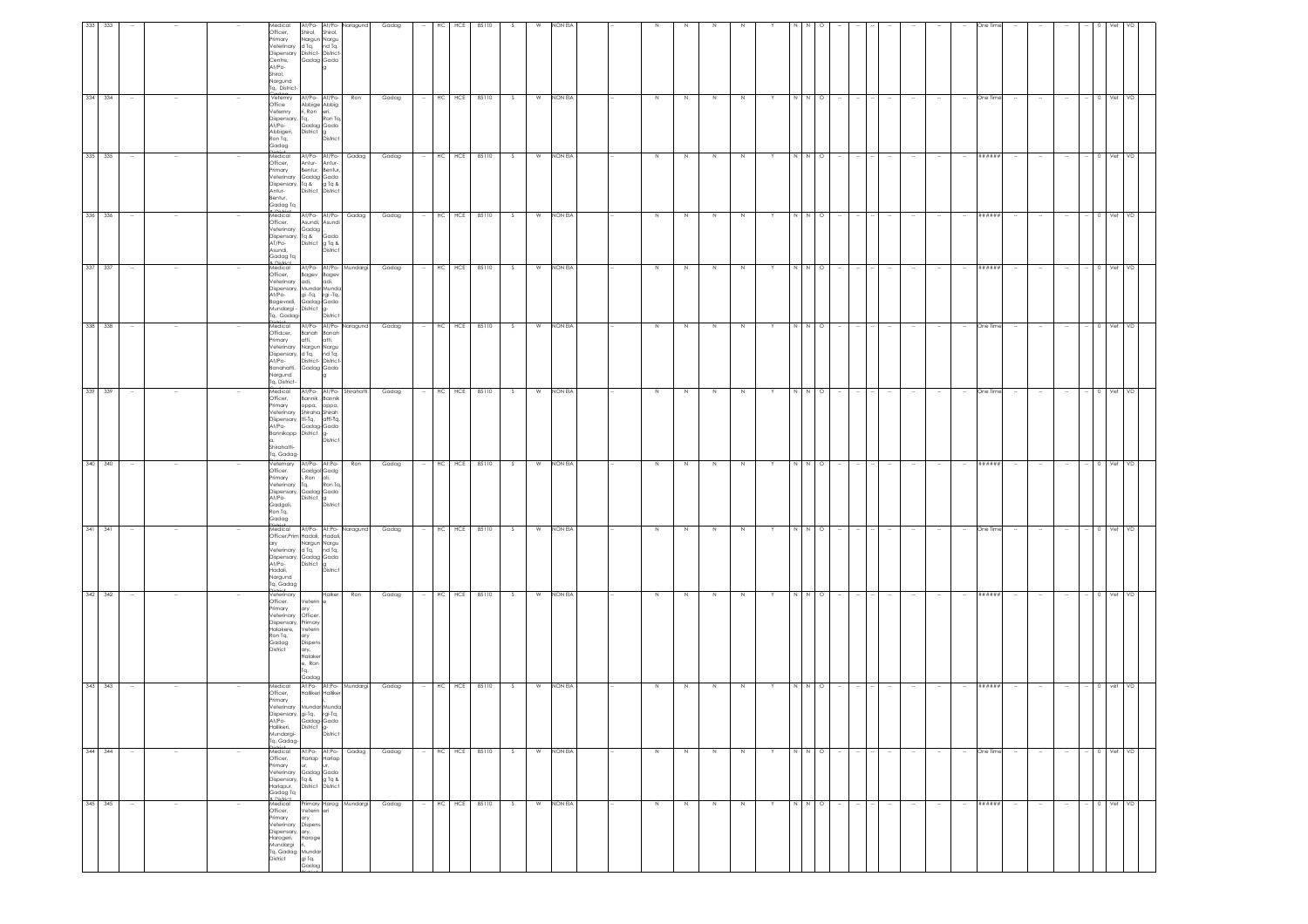| 333 | 333 | -- | -- | -- | -- | Medical Officer, Primary Veterinary Dispensary Centre, At/Po-Shirol, Nargund Tq, District-Gadag | At/Po-Shirol, Nargund Tq, District-Gadag | At/Po-Shirol, Nargund Tq, District-Gadag | Naragund | Gadag | -- | HC | HCE | 85110 | S | W | NON EIA | -- | N | N | N | N | Y | N | N | O | -- | -- | -- | -- | -- | -- | -- | One Time | -- | -- | -- | -- | 0 | Vet | VD |
|---|---|---|---|---|---|---|---|---|---|---|---|---|---|---|---|---|---|---|---|---|---|---|---|---|---|---|---|---|---|---|---|---|---|---|---|---|---|---|---|---|---|---|
| 334 | 334 | -- | -- | -- | -- | Veterniry Office Veterniry Dispensary, At/Po-Abbigeri, Ron Tq, Gadag District | At/Po-Abbigeri, Ron Tq, Gadag District | At/Po-Abbigeri, Ron Tq, Gadag District | Ron | Gadag | -- | HC | HCE | 85110 | S | W | NON EIA | -- | N | N | N | N | Y | N | N | O | -- | -- | -- | -- | -- | -- | -- | One Time | -- | -- | -- | -- | 0 | Vet | VD |
| 335 | 335 | -- | -- | -- | -- | Medical Officer, Primary Veterinary Dispensary, Antur-Bentur, Gadag Tq & District | At/Po-Antur-Bentur, Gadag Tq & District | At/Po-Antur-Bentur, Gadag Tq & District | Gadag | Gadag | -- | HC | HCE | 85110 | S | W | NON EIA | -- | N | N | N | N | Y | N | N | O | -- | -- | -- | -- | -- | -- | -- | ###### | -- | -- | -- | -- | 0 | Vet | VD |
| 336 | 336 | -- | -- | -- | -- | Medical Officer, Veterinary Dispensary, At/Po-Asundi, Gadag Tq & District | At/Po-Asundi, Gadag Tq & District | At/Po-Asundi, Gadag Tq & District | Gadag | Gadag | -- | HC | HCE | 85110 | S | W | NON EIA | -- | N | N | N | N | Y | N | N | O | -- | -- | -- | -- | -- | -- | -- | ###### | -- | -- | -- | -- | 0 | Vet | VD |
| 337 | 337 | -- | -- | -- | -- | Medical Officer, Veterinary Dispensary, At/Po-Bagevadi, Mundargi Tq, Gadag District | At/Po-Bagevadi, Mundargi-Tq, Gadag-District | At/Po-Bagevadi, Mundargi-Tq, Gadag-District | Mundargi | Gadag | -- | HC | HCE | 85110 | S | W | NON EIA | -- | N | N | N | N | Y | N | N | O | -- | -- | -- | -- | -- | -- | -- | ###### | -- | -- | -- | -- | 0 | Vet | VD |
| 338 | 338 | -- | -- | -- | -- | Medical Offidcer, Primary Veterinary Dispensary, At/Po-Banahatti, Nargund Tq, District-Gadag | At/Po-Banahatti, Nargund Tq, District-Gadag | At/Po-Banahatti, Nargund Tq, District-Gadag | Naragund | Gadag | -- | HC | HCE | 85110 | S | W | NON EIA | -- | N | N | N | N | Y | N | N | O | -- | -- | -- | -- | -- | -- | -- | One Time | -- | -- | -- | -- | 0 | Vet | VD |
| 339 | 339 | -- | -- | -- | -- | Medical Officer, Primary Veterinary Dispensary, At/Po-Bannikoppa, Shirahatti-Tq, Gadag-District | At/Po-Bannikoppa, Shirahatti-Tq, Gadag-District | At/Po-Bannikoppa, Shirahatti-Tq, Gadag-District | Shirahatti | Gadag | -- | HC | HCE | 85110 | S | W | NON EIA | -- | N | N | N | N | Y | N | N | O | -- | -- | -- | -- | -- | -- | -- | One Time | -- | -- | -- | -- | 0 | Vet | VD |
| 340 | 340 | -- | -- | -- | -- | Veterinary Officer, Primary Veterinary Dispensary, At/Po-Gadgoli, Ron Tq, Gadag District | At/Po-Gadgoli, Ron Tq, Gadag District | At/Po-Gadgoli, Ron Tq, Gadag District | Ron | Gadag | -- | HC | HCE | 85110 | S | W | NON EIA | -- | N | N | N | N | Y | N | N | O | -- | -- | -- | -- | -- | -- | -- | ###### | -- | -- | -- | -- | 0 | Vet | VD |
| 341 | 341 | -- | -- | -- | -- | Medical Officer,Primary Veterinary Dispensary, At/Po-Hadali, Nargund Tq, Gadag District | At/Po-Hadali, Nargund Tq, Gadag District | At/Po-Hadali, Nargund Tq, Gadag District | Naragund | Gadag | -- | HC | HCE | 85110 | S | W | NON EIA | -- | N | N | N | N | Y | N | N | O | -- | -- | -- | -- | -- | -- | -- | One Time | -- | -- | -- | -- | 0 | Vet | VD |
| 342 | 342 | -- | -- | -- | -- | Veterinary Officer, Primary Veterinary Dispensary, Halakere, Ron Tq, Gadag District | Veterinary Officer, Primary Veterinary Dispensary, Halakere, Ron Tq, Gadag | | Halker e | Gadag | -- | HC | HCE | 85110 | S | W | NON EIA | -- | N | N | N | N | Y | N | N | O | -- | -- | -- | -- | -- | -- | -- | ###### | -- | -- | -- | -- | 0 | Vet | VD |
| 343 | 343 | -- | -- | -- | -- | Medical Officer, Primary Veterinary Dispensary, At/Po-Hallikeri, Mundargi-Tq, Gadag-District | At/Po-Hallikeri, Mundargi-Tq, Gadag-District | At/Po-Hallikeri, Mundargi-Tq, Gadag-District | Mundargi | Gadag | -- | HC | HCE | 85110 | S | W | NON EIA | -- | N | N | N | N | Y | N | N | O | -- | -- | -- | -- | -- | -- | -- | ###### | -- | -- | -- | -- | 0 | vet | VD |
| 344 | 344 | -- | -- | -- | -- | Medical Officer, Primary Veterinary Dispensary, Harlapur, Gadag Tq & District | At/Po-Harlapur, Gadag Tq & District | At/Po-Harlapur, Gadag Tq & District | Gadag | Gadag | -- | HC | HCE | 85110 | S | W | NON EIA | -- | N | N | N | N | Y | N | N | O | -- | -- | -- | -- | -- | -- | -- | One Time | -- | -- | -- | -- | 0 | Vet | VD |
| 345 | 345 | -- | -- | -- | -- | Medical Officer, Primary Veterinary Dispensary, Harogeri, Mundargi Tq, Gadag District | Primary Veterinary Dispensary, Harogeri, Mundargi Tq, Gadag | Harog eri | Mundargi | Gadag | -- | HC | HCE | 85110 | S | W | NON EIA | -- | N | N | N | N | Y | N | N | O | -- | -- | -- | -- | -- | -- | -- | ###### | -- | -- | -- | -- | 0 | Vet | VD |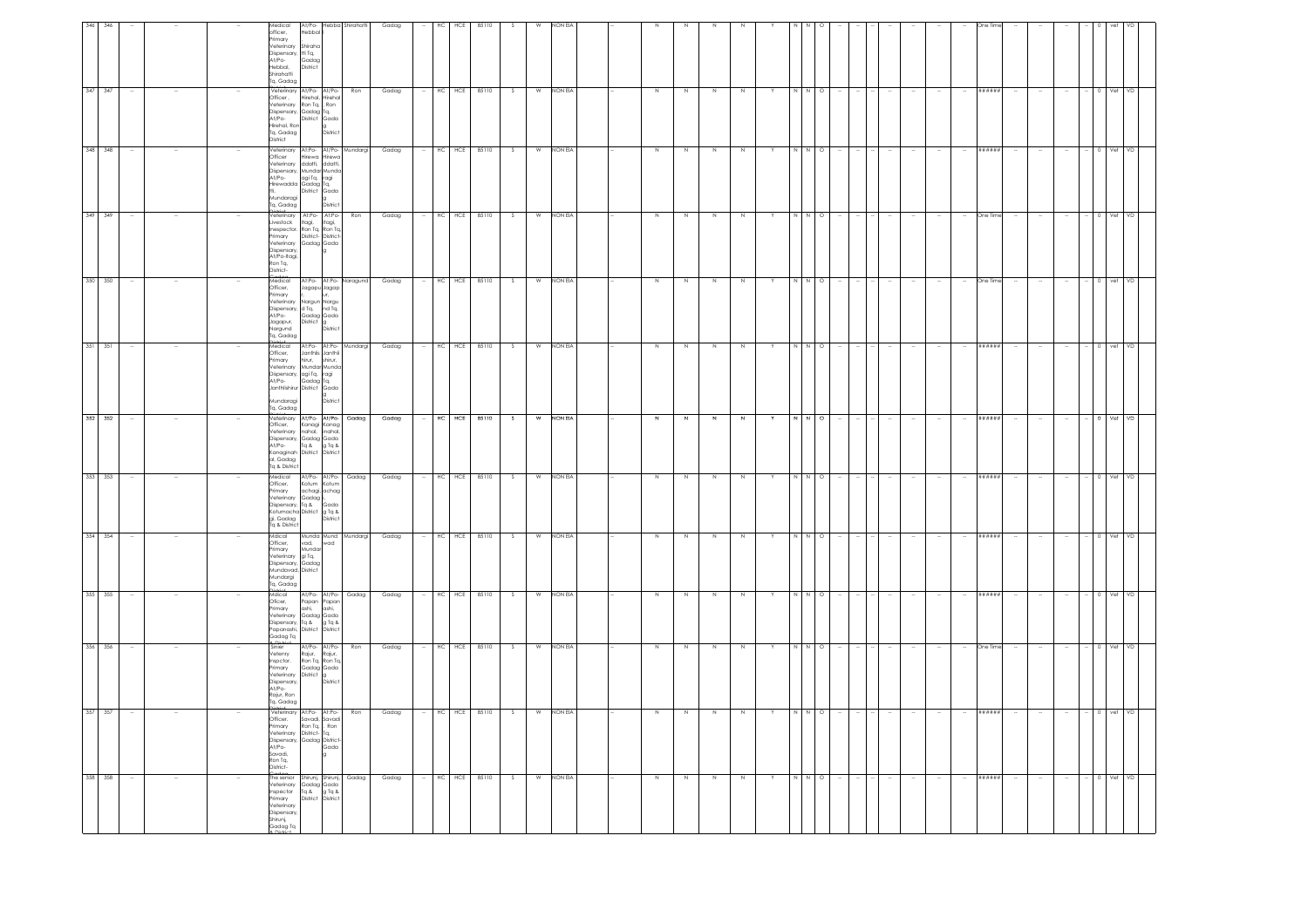| 346 | 346 | -- | -- | -- | -- | Medical officer, Primary Veterinary Dispensary, At/Po- Hebbal, Shirahatti Tq, Gadag | At/Po- Hebbal Shiraha tti Tq, Gadag District | Hebbal | Shirahatti | Gadag | -- | HC | HCE | 85110 | S | W | NON EIA | -- | N | N | N | N | Y | N | N | O | -- | -- | -- | -- | -- | -- | -- | One Time | -- | -- | -- | -- | 0 | vet | VD |
|---|---|---|---|---|---|---|---|---|---|---|---|---|---|---|---|---|---|---|---|---|---|---|---|---|---|---|---|---|---|---|---|---|---|---|---|---|---|---|---|---|---|---|
| 347 | 347 | -- | -- | -- | -- | Veterinary Officer , Veterinary Dispensary, At/Po- Hirehal, Ron Tq, Gadag District | At/Po- Hirehal, Ron Tq, Gadag District | At/Po- Hirehal Ron Tq, Gadag District | Ron | Gadag | -- | HC | HCE | 85110 | S | W | NON EIA | -- | N | N | N | N | Y | N | N | O | -- | -- | -- | -- | -- | -- | -- | ###### | -- | -- | -- | -- | 0 | Vet | VD |
| 348 | 348 | -- | -- | -- | -- | Veterinary Officer Veterinary Dispensary, At/Po- Hirewadda tti, Mundaragi Tq, Gadag District | At:Po- Hirewa ddatti, Mundar agi Tq, Gadag District | At/Po- Hirewa ddatti, Munda ragi Tq, Gadag District | Mundargi | Gadag | -- | HC | HCE | 85110 | S | W | NON EIA | -- | N | N | N | N | Y | N | N | O | -- | -- | -- | -- | -- | -- | -- | ###### | -- | -- | -- | -- | 0 | Vet | VD |
| 349 | 349 | -- | -- | -- | -- | Veterinary Livestock Inespector, Primary Veterinary Dispensary, At/Po-Itagi, Ron Tq, District- Gadag | At:Po- Itagi, Ron Tq, District- Gadag | At:Po- Itagi, Ron Tq, District- Gadag | Ron | Gadag | -- | HC | HCE | 85110 | S | W | NON EIA | -- | N | N | N | N | Y | N | N | O | -- | -- | -- | -- | -- | -- | -- | One Time | -- | -- | -- | -- | 0 | Vet | VD |
| 350 | 350 | -- | -- | -- | -- | Medical Officer, Primary Veterinary Dispensary, At/Po- Jagapur, Nargund Tq, Gadag District | At:Po- Jagapur, Nargun d Tq, Gadag District | At/Po- Jagap ur, Nargu nd Tq, Gadag District | Naragund | Gadag | -- | HC | HCE | 85110 | S | W | NON EIA | -- | N | N | N | N | Y | N | N | O | -- | -- | -- | -- | -- | -- | -- | One Time | -- | -- | -- | -- | 0 | vet | VD |
| 351 | 351 | -- | -- | -- | -- | Medical Officer, Primary Veterinary Dispensary, At/Po- Janthlishirur Mundaragi Tq, Gadag | At:Po- Janthli shirur, Mundar agi Tq, Gadag District | At/Po- Janthli shirur, Munda ragi Tq, Gadag District | Mundargi | Gadag | -- | HC | HCE | 85110 | S | W | NON EIA | -- | N | N | N | N | Y | N | N | O | -- | -- | -- | -- | -- | -- | -- | ###### | -- | -- | -- | -- | 0 | vet | VD |
| 352 | 352 | -- | -- | -- | -- | Veterinary Officer, Veterinary Dispensary, At/Po- Kanaginah al, Gadag Tq & District | At/Po- Kanagi nahal, Gadag Tq & District | At/Po- Kanag inahal, Gadag Tq & District | Gadag | Gadag | -- | HC | HCE | 85110 | S | W | NON EIA | -- | N | N | N | N | Y | N | N | O | -- | -- | -- | -- | -- | -- | -- | ###### | -- | -- | -- | -- | 0 | Vet | VD |
| 353 | 353 | -- | -- | -- | -- | Medical Officer, Primary Veterinary Dispensary, Kotumacha gi, Gadag Tq & District | At/Po- Kotum achagi, Gadag Tq & District | At/Po- Kotum achagi, Gadag Tq & District | Gadag | Gadag | -- | HC | HCE | 85110 | S | W | NON EIA | -- | N | N | N | N | Y | N | N | O | -- | -- | -- | -- | -- | -- | -- | ###### | -- | -- | -- | -- | 0 | Vet | VD |
| 354 | 354 | -- | -- | -- | -- | Mdical Officer, Primary Veterinary Dispensary, Mundavad, Mundargi Tq, Gadag District | Munda vad, Mundar gi Tq, Gadag District | Mund wad | Mundargi | Gadag | -- | HC | HCE | 85110 | S | W | NON EIA | -- | N | N | N | N | Y | N | N | O | -- | -- | -- | -- | -- | -- | -- | ###### | -- | -- | -- | -- | 0 | Vet | VD |
| 355 | 355 | -- | -- | -- | -- | Mdical Officer, Primary Veterinary Dispensary, Papanashi, Gadag Tq & District | At/Po- Papan ashi, Gadag Tq & District | At/Po- Papan ashi, Gadag Tq & District | Gadag | Gadag | -- | HC | HCE | 85110 | S | W | NON EIA | -- | N | N | N | N | Y | N | N | O | -- | -- | -- | -- | -- | -- | -- | ###### | -- | -- | -- | -- | 0 | Vet | VD |
| 356 | 356 | -- | -- | -- | -- | Sinier Veterinary Inspctor, Primary Veterinary Dispensary, At/Po- Rajur, Ron Tq, Gadag District | At/Po- Rajur, Ron Tq, Gadag District | At/Po- Rajur, Ron Tq, Gadag District | Ron | Gadag | -- | HC | HCE | 85110 | S | W | NON EIA | -- | N | N | N | N | Y | N | N | O | -- | -- | -- | -- | -- | -- | -- | One Time | -- | -- | -- | -- | 0 | Vet | VD |
| 357 | 357 | -- | -- | -- | -- | Veterinary Officer, Primary Veterinary Dispensary, At/Po- Savadi, Ron Tq, District- Gadag | At:Po- Savadi, Ron Tq, District- Gadag | At:Po- Savadi Ron Tq, District- Gadag | Ron | Gadag | -- | HC | HCE | 85110 | S | W | NON EIA | -- | N | N | N | N | Y | N | N | O | -- | -- | -- | -- | -- | -- | -- | ###### | -- | -- | -- | -- | 0 | vet | VD |
| 358 | 358 | -- | -- | -- | -- | The senior Veterinary Inspector Primary Veterinary Dispensary, Shirunj, Gadag Tq & District | Shirunj, Gadag Tq & District | Shirunj, Gadag Tq & District | Gadag | Gadag | -- | HC | HCE | 85110 | S | W | NON EIA | -- | N | N | N | N | Y | N | N | O | -- | -- | -- | -- | -- | -- | -- | ###### | -- | -- | -- | -- | 0 | Vet | VD |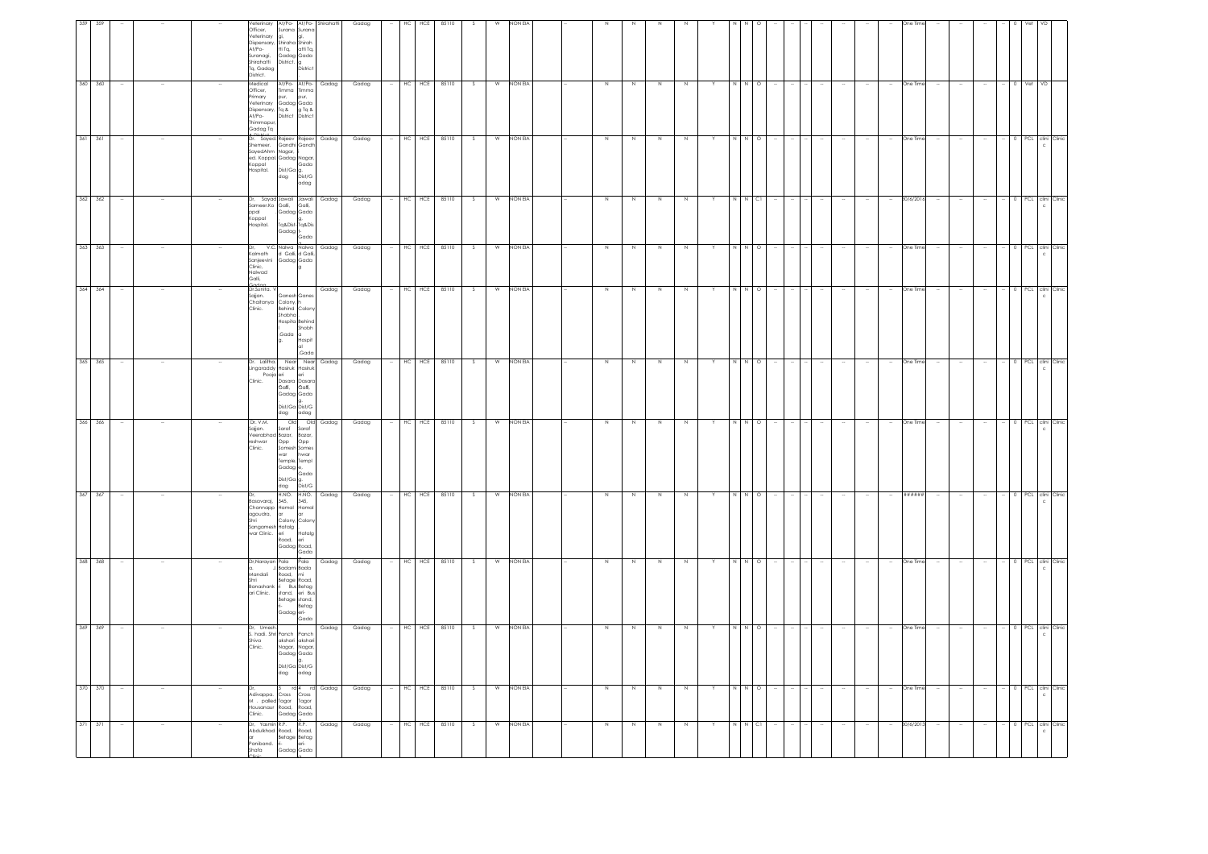| 359 | 359 | -- | -- | -- | Veterinary Officer, Veterinary Dispensary, At/Po-Suranagi, Shirahatti Tq, Gadag District. | At/Po-Suranagi, Shiraha tti Tq, Gadag District. | At/Po-Suranagi, Shirahatti Tq, Gadag District | Shirahatti | Gadag | -- | HC | HCE | 85110 | S | W | NON EIA | -- | N | N | N | N | Y | N | N | O | -- | -- | -- | -- | -- | -- | -- | One Time | -- | -- | -- | -- | 0 | Vet | VD | |
|---|---|---|---|---|---|---|---|---|---|---|---|---|---|---|---|---|---|---|---|---|---|---|---|---|---|---|---|---|---|---|---|---|---|---|---|---|---|---|---|---|---|
| 360 | 360 | -- | -- | -- | Medical Officer, Primary Veterinary Dispensary, At/Po-Thimmapur, Gadag Tq & District. | At/Po-Timmapur, Gadag Tq & District | At/Po-Timmapur, Gadag Tq & District | Gadag | Gadag | -- | HC | HCE | 85110 | S | W | NON EIA | -- | N | N | N | N | Y | N | N | O | -- | -- | -- | -- | -- | -- | -- | One Time | -- | -- | -- | -- | 0 | Vet | VD | |
| 361 | 361 | -- | -- | -- | Dr. Sayed Shemeer, SayedAhmed, Koppal Koppal Hospital. | Rajeev Gandhi Nagar, Gadag Dist/Gadag | Rajeev Gandhi Nagar, Gadag Dist/Gadag | Gadag | Gadag | -- | HC | HCE | 85110 | S | W | NON EIA | -- | N | N | N | N | Y | N | N | O | -- | -- | -- | -- | -- | -- | -- | One Time | -- | -- | -- | -- | 0 | PCL | clinic | Clinic |
| 362 | 362 | -- | -- | -- | Dr. Sayad Sameer,Koppal Koppal Hospital. | Jawali Galli, Gadag Tq&Dist-Gadag | Jawali Galli, Gadag Tq&Dist-Gadag | Gadag | Gadag | -- | HC | HCE | 85110 | S | W | NON EIA | -- | N | N | N | N | Y | N | N | C1 | -- | -- | -- | -- | -- | -- | -- | 30/6/2016 | -- | -- | -- | -- | 0 | PCL | clinic | Clinic |
| 363 | 363 | -- | -- | -- | Dr. V.C. Kalmath Sanjeevini Clinic, Nalwad Galli, Gadag | Nalwad Galli, Gadag | Nalwad Galli, Gadag | Gadag | Gadag | -- | HC | HCE | 85110 | S | W | NON EIA | -- | N | N | N | N | Y | N | N | O | -- | -- | -- | -- | -- | -- | -- | One Time | -- | -- | -- | -- | 0 | PCL | clinic | Clinic |
| 364 | 364 | -- | -- | -- | Dr.Sunita. V Sajjan. Chaitanya Clinic. | Ganesh Colony Behind Shobha Hospital, Gadag. | Ganesh Colony Behind Shobha Hospital, Gadag | Gadag | Gadag | -- | HC | HCE | 85110 | S | W | NON EIA | -- | N | N | N | N | Y | N | N | O | -- | -- | -- | -- | -- | -- | -- | One Time | -- | -- | -- | -- | 0 | PCL | clinic | Clinic |
| 365 | 365 | -- | -- | -- | Dr. Lalitha. Lingaraddy Pooja Clinic. | Near Hosiruk eri Dasara Galli, Gadag Dist/Gadag | Near Hosiruk eri Dasara Galli, Gadag Dist/Gadag | Gadag | Gadag | -- | HC | HCE | 85110 | S | W | NON EIA | -- | N | N | N | N | Y | N | N | O | -- | -- | -- | -- | -- | -- | -- | One Time | -- | -- | -- | -- | 0 | PCL | clinic | Clinic |
| 366 | 366 | -- | -- | -- | Dr. V.M. Sajjan Veerabhadreshwar Clinic. | Old Saraf Bazar, Opp Someshwar Temple, Gadag Dist/Gadag | Old Saraf Bazar, Opp Someshwar Temple, Gadag Dist/Gadag | Gadag | Gadag | -- | HC | HCE | 85110 | S | W | NON EIA | -- | N | N | N | N | Y | N | N | O | -- | -- | -- | -- | -- | -- | -- | One Time | -- | -- | -- | -- | 0 | PCL | clinic | Clinic |
| 367 | 367 | -- | -- | -- | Dr. Basavaraj. Channappagoudra. Shri Sangamesh war Clinic. | H.NO. 345, Hamalar Colony, Hatalgeri Road, Gadag | H.NO. 345, Hamalar Colony, Hatalgeri Road, Gadag | Gadag | Gadag | -- | HC | HCE | 85110 | S | W | NON EIA | -- | N | N | N | N | Y | N | N | O | -- | -- | -- | -- | -- | -- | -- | ###### | -- | -- | -- | -- | 0 | PCL | clinic | Clinic |
| 368 | 368 | -- | -- | -- | Dr.Narayana. J Mandali Shri Banashankari Clinic. | Pala Badami Road, Betage Bus stand, Betageri-Gadag | Pala Badami Road, Betageri Bus stand, Betageri-Gadag | Gadag | Gadag | -- | HC | HCE | 85110 | S | W | NON EIA | -- | N | N | N | N | Y | N | N | O | -- | -- | -- | -- | -- | -- | -- | One Time | -- | -- | -- | -- | 0 | PCL | clinic | Clinic |
| 369 | 369 | -- | -- | -- | Dr. Umesh S. hadi. Shri Shiva Clinic. | Panchakshari Nagar, Gadag Dist/Gadag | Panchakshari Nagar, Gadag Dist/Gadag | Gadag | Gadag | -- | HC | HCE | 85110 | S | W | NON EIA | -- | N | N | N | N | Y | N | N | O | -- | -- | -- | -- | -- | -- | -- | One Time | -- | -- | -- | -- | 0 | PCL | clinic | Clinic |
| 370 | 370 | -- | -- | -- | Dr. Adivappa. M . palled Housanour Clinic. | 5 rd Cross Tagor Road, Gadag | 4 rd Cross Tagor Road, Gadag | Gadag | Gadag | -- | HC | HCE | 85110 | S | W | NON EIA | -- | N | N | N | N | Y | N | N | O | -- | -- | -- | -- | -- | -- | -- | One Time | -- | -- | -- | -- | 0 | PCL | clinic | Clinic |
| 371 | 371 | -- | -- | -- | Dr. Yasmin Abdulkhadar Panibandi Shafa Clinic | K.P. Road, Betageri-Gadag | R.P. Road, Betageri-Gadag | Gadag | Gadag | -- | HC | HCE | 85110 | S | W | NON EIA | -- | N | N | N | N | Y | N | N | C1 | -- | -- | -- | -- | -- | -- | -- | 30/6/2013 | -- | -- | -- | -- | 0 | PCL | clinic | Clinic |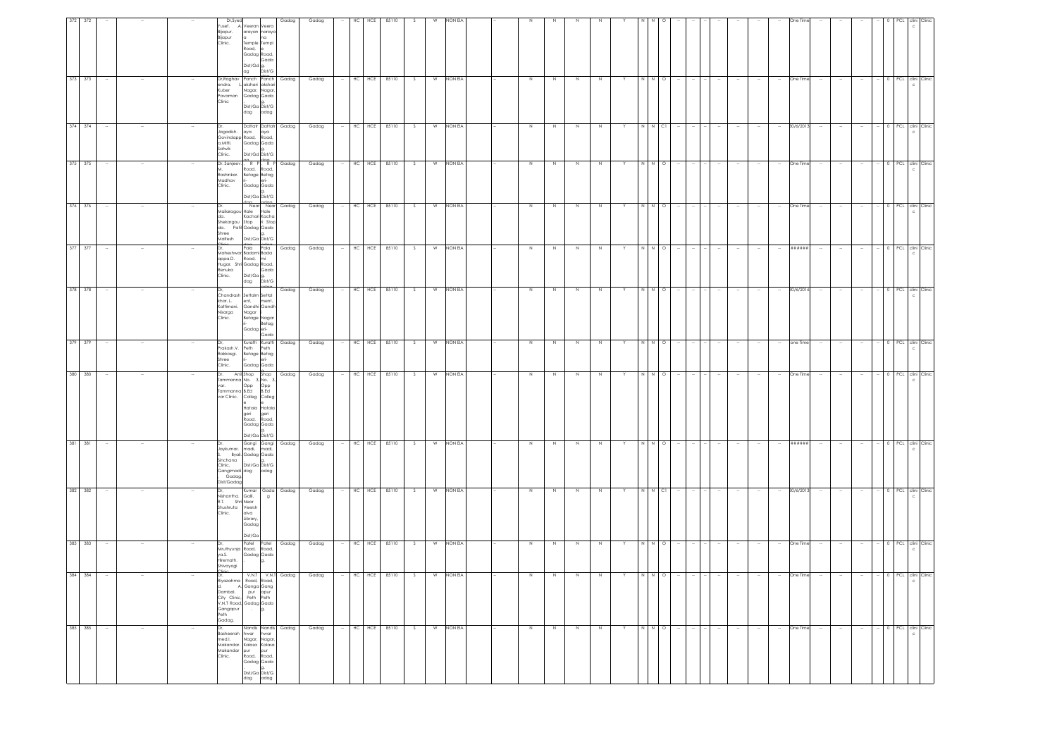| 372 | 372 | -- | -- | -- | Dr.Syed Yusef. A. Bijapur, Bijapur Clinic. | Veeran arayan a Temple Road, Gadag Dist/Gd ag | Veera naraya na Templ e Road, Gada g. Dist/G | Gadag | Gadag | -- | HC | HCE | 85110 | S | W | NON EIA | -- | N | N | N | N | Y | N | N | O | -- | -- | -- | -- | -- | -- | -- | -- | One Time | -- | -- | -- | -- | 0 | PCL | clini c | Clinic |
|---|---|---|---|---|---|---|---|---|---|---|---|---|---|---|---|---|---|---|---|---|---|---|---|---|---|---|---|---|---|---|---|---|---|---|---|---|---|---|---|---|---|---|
| 373 | 373 | -- | -- | -- | Dr.Raghav endra. L. Kuber Pavaman Clinic | Panch akshari Nagar, Gadag Dist/Ga dag | Panch akshari Nagar, Gada g. Dist/G adag | Gadag | Gadag | -- | HC | HCE | 85110 | S | W | NON EIA | -- | N | N | N | N | Y | N | N | O | -- | -- | -- | -- | -- | -- | -- | -- | One Time | -- | -- | -- | -- | 0 | PCL | clini c | Clinic |
| 374 | 374 | -- | -- | -- | Dr. Jogadish. Govindapp a.Mitti. Satwik Clinic. | Dattatr aya Road, Gadag Dist/Gd | Dattatr aya Road, Gada g. Dist/G | Gadag | Gadag | -- | HC | HCE | 85110 | S | W | NON EIA | -- | N | N | N | N | Y | N | N | C1 | -- | -- | -- | -- | -- | -- | -- | -- | 30/6/2013 | -- | -- | -- | -- | 0 | PCL | clini c | Clinic |
| 375 | 375 | -- | -- | -- | Dr. Sanjeev. M. Rashinkar. Madhav Clinic. | K. P. R. Road, Betage ri- Gadag Dist/Ga | K. P. R. Road, Betag eri- Gada g. Dist/G | Gadag | Gadag | -- | HC | HCE | 85110 | S | W | NON EIA | -- | N | N | N | N | Y | N | N | O | -- | -- | -- | -- | -- | -- | -- | -- | One Time | -- | -- | -- | -- | 0 | PCL | clini c | Clinic |
| 376 | 376 | -- | -- | -- | Dr. Mallaragou da. Shekargou da. Patil Shree Mallesh | Near Hale Kachari Stop Gadag Dist/Ga | Near Hale Kacha ri Stop Gada g. Dist/G | Gadag | Gadag | -- | HC | HCE | 85110 | S | W | NON EIA | -- | N | N | N | N | Y | N | N | O | -- | -- | -- | -- | -- | -- | -- | -- | One Time | -- | -- | -- | -- | 0 | PCL | clini c | Clinic |
| 377 | 377 | -- | -- | -- | Dr. Maheshwar appa.D. Hugar. Shri Renuka Clinic. | Pala Badami Road, Gadag Dist/Ga dag | Pala Bada mi Road, Gada g. Dist/G | Gadag | Gadag | -- | HC | HCE | 85110 | S | W | NON EIA | -- | N | N | N | N | Y | N | N | O | -- | -- | -- | -- | -- | -- | -- | -- | ###### | -- | -- | -- | -- | 0 | PCL | clini c | Clinic |
| 378 | 378 | -- | -- | -- | Dr. Chandrash khar. L. Kattimani. Nisarga Clinic. | Settalm ent, Gandhi Nagar Betage ri- Gadag | Settal ment, Gandh i Nagar Betag eri- Gada | Gadag | Gadag | -- | HC | HCE | 85110 | S | W | NON EIA | -- | N | N | N | N | Y | N | N | O | -- | -- | -- | -- | -- | -- | -- | -- | 30/6/2016 | -- | -- | -- | -- | 0 | PCL | clini c | Clinic |
| 379 | 379 | -- | -- | -- | Dr. Prakash.V. Rakkasgi. Shree Clinic. | Kuratti Peth Betage ri- Gadag | Kuratti Peth Betag eri- Gada | Gadag | Gadag | -- | HC | HCE | 85110 | S | W | NON EIA | -- | N | N | N | N | Y | N | N | O | -- | -- | -- | -- | -- | -- | -- | -- | one Time | -- | -- | -- | -- | 0 | PCL | clini c | Clinic |
| 380 | 380 | -- | -- | -- | Dr. Anil Tammanna var. Tammanna var Clinic. | Shop No. 3, Opp B.Ed Colleg e Hatala geri Road, Gadag Dist/Ga | Shop No. 3, Opp B.Ed Colleg e Hatala geri Road, Gada g. Dist/G | Gadag | Gadag | -- | HC | HCE | 85110 | S | W | NON EIA | -- | N | N | N | N | Y | N | N | O | -- | -- | -- | -- | -- | -- | -- | -- | One Time | -- | -- | -- | -- | 0 | PCL | clini c | Clinic |
| 381 | 381 | -- | -- | -- | Dr. Jaykumar. S. Byali. Sinchana Clinic. Gangimadi Gadag, Dist/Gadag | Gangi madi, Gadag Dist/Ga dag | Gangi madi, Gada g. Dist/G adag | Gadag | Gadag | -- | HC | HCE | 85110 | S | W | NON EIA | -- | N | N | N | N | Y | N | N | O | -- | -- | -- | -- | -- | -- | -- | -- | ###### | -- | -- | -- | -- | 0 | PCL | clini c | Clinic |
| 382 | 382 | -- | -- | -- | Dr. Nishantha. R.T. Shri Shushruta Clinic. | Kumar Galli, Near Veersh aiva Library, Gadag Dist/Ga | Gada g | Gadag | Gadag | -- | HC | HCE | 85110 | S | W | NON EIA | -- | N | N | N | N | Y | N | N | C1 | -- | -- | -- | -- | -- | -- | -- | -- | 30/6/2013 | -- | -- | -- | -- | 0 | PCL | clini c | Clinic |
| 383 | 383 | -- | -- | -- | Dr. Mruthyunja ya.S. Hiremath. Shivayogi Clinic | Patel Road, Gadag | Patel Road, Gada g. | Gadag | Gadag | -- | HC | HCE | 85110 | S | W | NON EIA | -- | N | N | N | N | Y | N | N | O | -- | -- | -- | -- | -- | -- | -- | -- | One Time | -- | -- | -- | -- | 0 | PCL | clini c | Clinic |
| 384 | 384 | -- | -- | -- | Dr. Riyazahma d. A. Dambal, City Clinic, V.N.T Road, Gangapur Peth Gadag. | V.N.T Road, Ganga pur Peth Gadag . | V.N.T Road, Gang apur Peth Gada g. | Gadag | Gadag | -- | HC | HCE | 85110 | S | W | NON EIA | -- | N | N | N | N | Y | N | N | O | -- | -- | -- | -- | -- | -- | -- | -- | One Time | -- | -- | -- | -- | 0 | PCL | clini c | Clinic |
| 385 | 385 | -- | -- | -- | Dr. Basheerah med.I. Makandar. Makandar Clinic. | Nandis hwar Nagar, Kalasa pur Road, Gadag Dist/Ga dag | Nandis hwar Nagar, Kalasa pur Road, Gada g. Dist/G adag | Gadag | Gadag | -- | HC | HCE | 85110 | S | W | NON EIA | -- | N | N | N | N | Y | N | N | O | -- | -- | -- | -- | -- | -- | -- | -- | One Time | -- | -- | -- | -- | 0 | PCL | clini c | Clinic |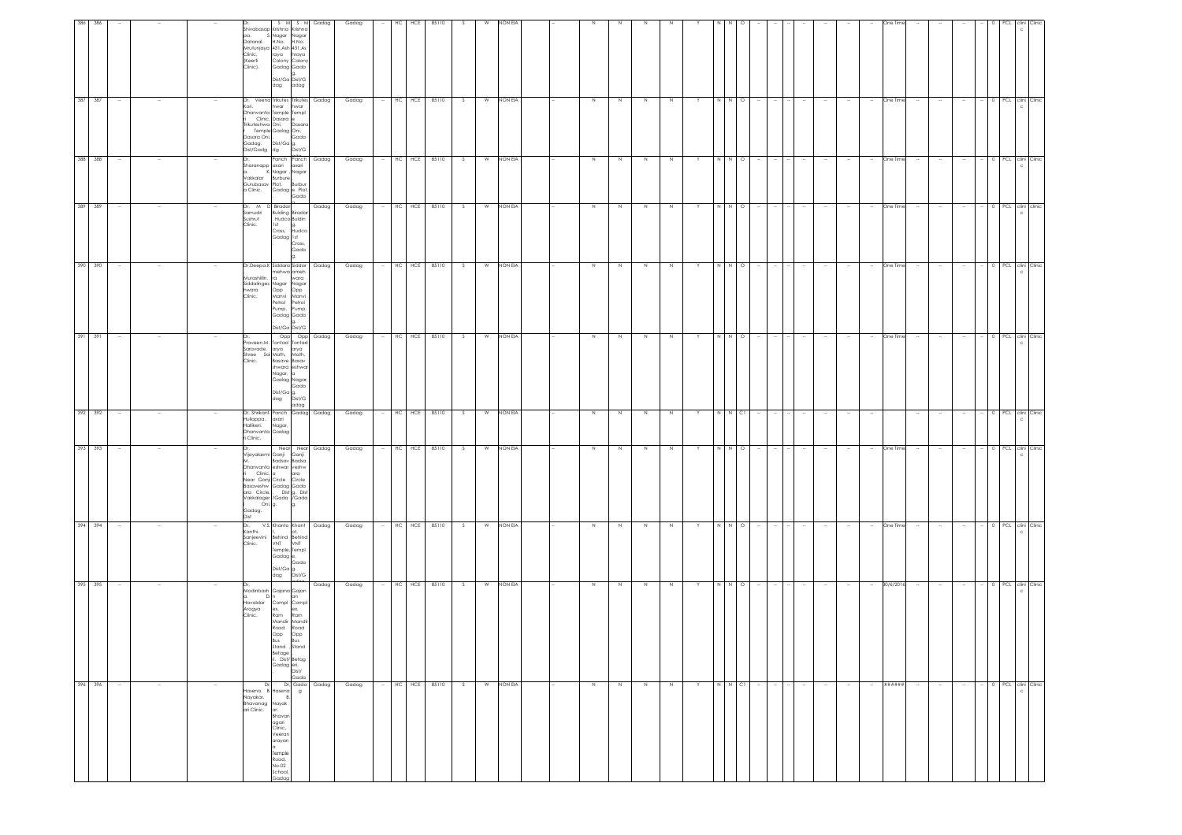| 386 | 386 | -- | -- | -- | Dr. Shivabasap pa. S. Dalamal. Mrutunjaya Clinic. (Keerti Clinic). | S M Krishna Nagar H.No. 431,Ash raya Colony Gadag Dist/Gadag | S M Krishna Nagar H.No. 431,Ashraya Colony Gadag. Dist/Gadag | Gadag | Gadag | -- | HC | HCE | 85110 | S | W | NON EIA | -- | N | N | N | N | Y | N | N | O | -- | -- | -- | -- | -- | -- | -- | One Time | -- | -- | -- | -- | 0 | PCL | clinic | Clinic |
|---|---|---|---|---|---|---|---|---|---|---|---|---|---|---|---|---|---|---|---|---|---|---|---|---|---|---|---|---|---|---|---|---|---|---|---|---|---|---|---|---|---|
| 387 | 387 | -- | -- | -- | Dr. Veena Kori. Dhanwanta ri Clinic, Trikuteshwa ra Temple Dasara Oni, Gadag. Dist/Gadag | Trikuteshwar Temple Dasara Oni, Gadag Dist/Gadag | Trikuteshwar Temple Dasara Oni. Gadag. Dist/G | Gadag | Gadag | -- | HC | HCE | 85110 | S | W | NON EIA | -- | N | N | N | N | Y | N | N | O | -- | -- | -- | -- | -- | -- | -- | One Time | -- | -- | -- | -- | 0 | PCL | clinic | Clinic |
| 388 | 388 | -- | -- | -- | Dr. Sharanapp a. K. Vakkalar Gurubasav a Clinic. | Panchasari Nagar Burbure Plot, Gadag | Panchasari Nagar Burbure Plot. Gadag | Gadag | Gadag | -- | HC | HCE | 85110 | S | W | NON EIA | -- | N | N | N | N | Y | N | N | O | -- | -- | -- | -- | -- | -- | -- | One Time | -- | -- | -- | -- | 0 | PCL | clinic | Clinic |
| 389 | 389 | -- | -- | -- | Dr. M D Samudri Sushrut Clinic. | Biradar Building Hudco 1st Cross, Gadag | Biradar Building. Hudco 1st Cross, Gadag. | Gadag | Gadag | -- | HC | HCE | 85110 | S | W | NON EIA | -- | N | N | N | N | Y | N | N | O | -- | -- | -- | -- | -- | -- | -- | One Time | -- | -- | -- | -- | 0 | PCL | clinic | clinic |
| 390 | 390 | -- | -- | -- | Dr.Deepa.K. Murashillin. Siddalinges hwara Clinic. | Siddarameshwara Nagar Opp Manvi Petrol Pump, Gadag Dist/Gadag | Siddarameshwara Nagar Opp Manvi Petrol Pump, Gadag. Dist/G | Gadag | Gadag | -- | HC | HCE | 85110 | S | W | NON EIA | -- | N | N | N | N | Y | N | N | O | -- | -- | -- | -- | -- | -- | -- | One Time | -- | -- | -- | -- | 0 | PCL | clinic | Clinic |
| 391 | 391 | -- | -- | -- | Dr. Praveen.M. Saravade. Shree Sai Clinic. | Opp Tontadarya Math, Basaveshwara Nagar, Gadag Dist/Gadag | Opp Tontadarya Math, Basaveshwar Nagar, Gadag. Dist/Gadag | Gadag | Gadag | -- | HC | HCE | 85110 | S | W | NON EIA | -- | N | N | N | N | Y | N | N | O | -- | -- | -- | -- | -- | -- | -- | One Time | -- | -- | -- | -- | 0 | PCL | clinic | Clinic |
| 392 | 392 | -- | -- | -- | Dr. Shrikant Hulkoppa. Hallikeri. Dhanwantari Clinic. | Panchasari Nagar, Gadag | Gadag | Gadag | Gadag | -- | HC | HCE | 85110 | S | W | NON EIA | -- | N | N | N | N | Y | N | N | C1 | -- | -- | -- | -- | -- | -- | -- | | -- | -- | -- | -- | 0 | PCL | clinic | Clinic |
| 393 | 393 | -- | -- | -- | Dr. Vijayalaxmi M. Dhanwantari Clinic, Near Ganji Basaveshwara Circle, Vakkalageri Oni, Gadag. Dist | Near Ganji Basaveshwara Circle Gadag Dist/Gadag | Near Ganji Badsaveshwara Circle Gadag. Dist/Gadag. | Gadag | Gadag | -- | HC | HCE | 85110 | S | W | NON EIA | -- | N | N | N | N | Y | N | N | O | -- | -- | -- | -- | -- | -- | -- | One Time | -- | -- | -- | -- | 0 | PCL | clinic | Clinic |
| 394 | 394 | -- | -- | -- | Dr. V.S. Kanthi. Sanjeevini Clinic. | Khantot. Behind VNT Temple, Gadag Dist/Gadag | Khantot. Behind VNT Temple. Gadag. Dist/G | Gadag | Gadag | -- | HC | HCE | 85110 | S | W | NON EIA | -- | N | N | N | N | Y | N | N | O | -- | -- | -- | -- | -- | -- | -- | One Time | -- | -- | -- | -- | 0 | PCL | clinic | Clinic |
| 395 | 395 | -- | -- | -- | Dr. Modinbasha. D. Havaldar Arogya Clinic. | Gajanan Complex, Ram Mandir Road Opp Bus Stand Betageri. Dist/Gadag | Gajanan Complex. Ram Mandir Road Opp Bus Stand Betageri. Dist/Gadag | Gadag | Gadag | -- | HC | HCE | 85110 | S | W | NON EIA | -- | N | N | N | N | Y | N | N | O | -- | -- | -- | -- | -- | -- | -- | 30/06/2016 | -- | -- | -- | -- | 0 | PCL | clinic | Clinic |
| 396 | 396 | -- | -- | -- | Dr. Hasena. B. Nayakar. Bhavanagari Clinic. | Dr. Hasena B. Nayakar. Bhavanagari Clinic, Veeranarayana Temple Road, No-02 School, Gadag | Gadag | Gadag | Gadag | -- | HC | HCE | 85110 | S | W | NON EIA | -- | N | N | N | N | Y | N | N | C1 | -- | -- | -- | -- | -- | -- | -- | ###### | -- | -- | -- | -- | 0 | PCL | clinic | Clinic |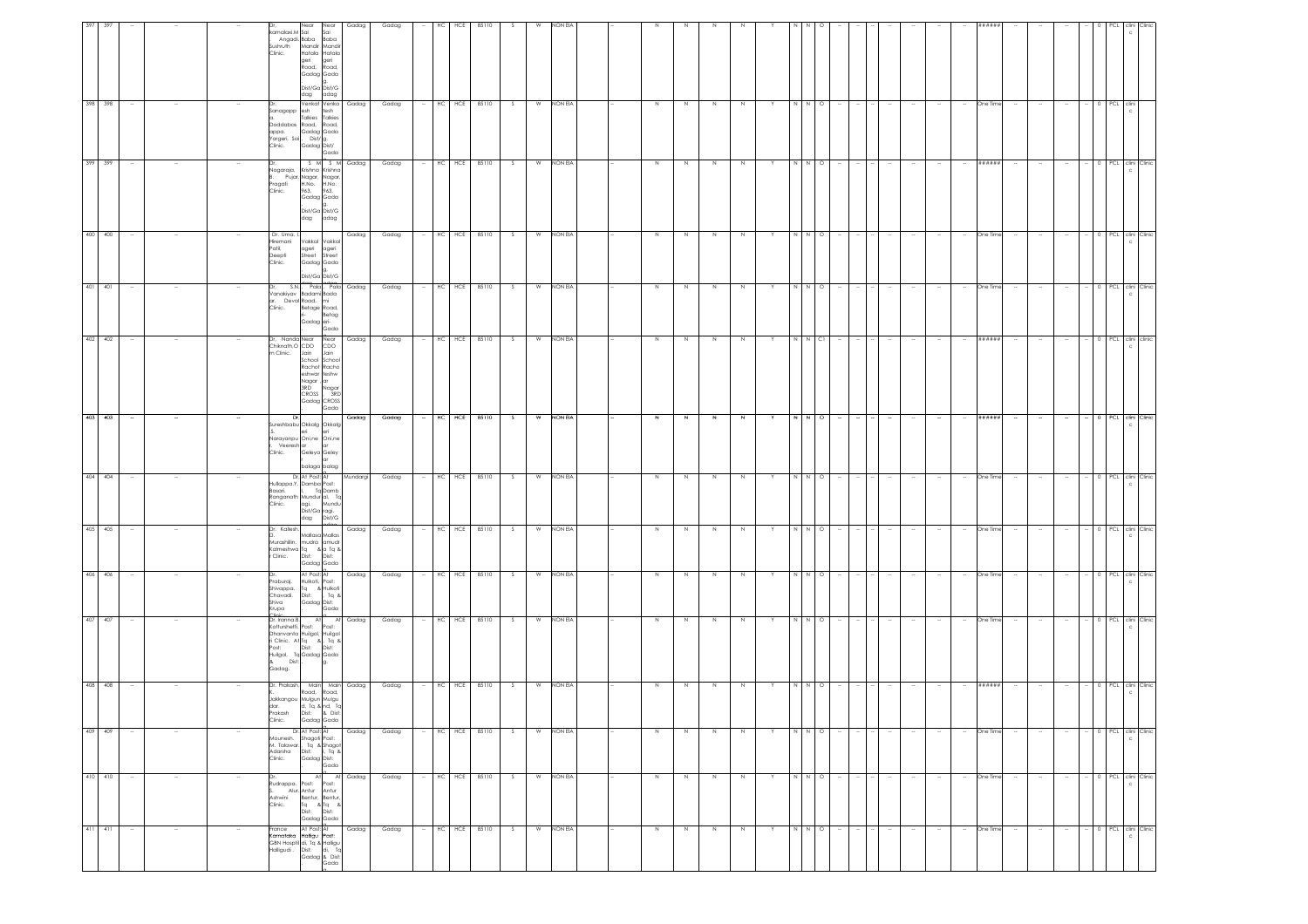| 397 | 397 | -- | -- | -- | Dr. Kamalaxi.M. Angadi. Sushruth Clinic. | Near Sai Baba Mandir Hatalageri Road, Gadag Dist/Gadag | Near Sai Baba Mandir Hatalageri Road, Gadag Dist/Gadag | Gadag | Gadag | -- | HC | HCE | 85110 | S | W | NON EIA | -- | N | N | N | N | Y | N | N | O | -- | -- | -- | -- | -- | -- | -- | ###### | -- | -- | -- | -- | 0 | PCL | clinic | Clinic |
|---|---|---|---|---|---|---|---|---|---|---|---|---|---|---|---|---|---|---|---|---|---|---|---|---|---|---|---|---|---|---|---|---|---|---|---|---|---|---|---|---|---|
| 398 | 398 | -- | -- | -- | Dr. Sanagappa. Doddabasappa. Yargeri. Sai Clinic. | Venkatesh Talkies Road, Gadag Dist/Gadag | Venkatesh Talkies Road, Gadag Dist/Gadag | Gadag | Gadag | -- | HC | HCE | 85110 | S | W | NON EIA | -- | N | N | N | N | Y | N | N | O | -- | -- | -- | -- | -- | -- | -- | One Time | -- | -- | -- | -- | 0 | PCL | clinic | |
| 399 | 399 | -- | -- | -- | Dr. Nagaraja. B. Pujar. Pragati Clinic. | S M Krishna Nagar, H.No. 963, Gadag Dist/Gadag | S M Krishna Nagar, H.No. 963, Gadag Dist/Gadag | Gadag | Gadag | -- | HC | HCE | 85110 | S | W | NON EIA | -- | N | N | N | N | Y | N | N | O | -- | -- | -- | -- | -- | -- | -- | ###### | -- | -- | -- | -- | 0 | PCL | clinic | Clinic |
| 400 | 400 | -- | -- | -- | Dr. Uma. I. Hiremani Patil. Deepti Clinic. | Vakkalageri Street Gadag Dist/Gadag | Vakkalageri Street Gadag Dist/Gadag | Gadag | Gadag | -- | HC | HCE | 85110 | S | W | NON EIA | -- | N | N | N | N | Y | N | N | O | -- | -- | -- | -- | -- | -- | -- | One Time | -- | -- | -- | -- | 0 | PCL | clinic | Clinic |
| 401 | 401 | -- | -- | -- | Dr. S.N. Vanakiyavar. Deval Clinic. | Pala Badami Road, Betageri-Gadag | Pala Badami Road, Betageri-Gadag | Gadag | Gadag | -- | HC | HCE | 85110 | S | W | NON EIA | -- | N | N | N | N | Y | N | N | O | -- | -- | -- | -- | -- | -- | -- | One Time | -- | -- | -- | -- | 0 | PCL | clinic | Clinic |
| 402 | 402 | -- | -- | -- | Dr. Nanda Chiknath,Om Clinic. | Near CDO Jain School Racheshwar Nagar 3RD CROSS Gadag | Near CDO Jain School Racheshwar Nagar 3RD CROSS Gadag | Gadag | Gadag | -- | HC | HCE | 85110 | S | W | NON EIA | -- | N | N | N | N | Y | N | N | C1 | -- | -- | -- | -- | -- | -- | -- | ###### | -- | -- | -- | -- | 0 | PCL | clinic | clinic |
| 403 | 403 | -- | -- | -- | Dr. Sureshbabu. S. Narayanpur. Veeresh Clinic. | Okkalgeri Onimar Geleyar balaga | Okkalgeri Onimar Geleyar balaga | Gadag | Gadag | -- | HC | HCE | 85110 | S | W | NON EIA | -- | N | N | N | N | Y | N | N | O | -- | -- | -- | -- | -- | -- | -- | ###### | -- | -- | -- | -- | 0 | PCL | clinic | Clinic |
| 404 | 404 | -- | -- | -- | Dr. Hullappa.Y. Basari. Ranganath Clinic. | At Post: Dambal Tq Mundaragi. Dist/Gadag | At Post: Dambal, Tq Mundaragi. Dist/G | Mundargi | Gadag | -- | HC | HCE | 85110 | S | W | NON EIA | -- | N | N | N | N | Y | N | N | O | -- | -- | -- | -- | -- | -- | -- | One Time | -- | -- | -- | -- | 0 | PCL | clinic | Clinic |
| 405 | 405 | -- | -- | -- | Dr. Kallesh. D. Murashillin. Kalmeshwar Clinic. | Mallasamudra Tq Dist: Gadag | Mallasamudra Tq & Dist: Gadag | Gadag | Gadag | -- | HC | HCE | 85110 | S | W | NON EIA | -- | N | N | N | N | Y | N | N | O | -- | -- | -- | -- | -- | -- | -- | One Time | -- | -- | -- | -- | 0 | PCL | clinic | Clinic |
| 406 | 406 | -- | -- | -- | Dr. Praburaj. Shivappa. Chavadi. Shiva Krupa Clinic | At Post: Hulkoti, Tq & Dist: Gadag | At Post: Hulkoti Tq & Dist: Gadag | Gadag | Gadag | -- | HC | HCE | 85110 | S | W | NON EIA | -- | N | N | N | N | Y | N | N | O | -- | -- | -- | -- | -- | -- | -- | One Time | -- | -- | -- | -- | 0 | PCL | clinic | Clinic |
| 407 | 407 | -- | -- | -- | Dr. Iranna.B. Kattunhetti. Dharwanta Clinic. At Post: Huilgol, Tq & Dist: Gadag. | At Post: Huilgol, Tq & Dist: Gadag | At Post: Huilgol, Tq & Dist: Gadag | Gadag | Gadag | -- | HC | HCE | 85110 | S | W | NON EIA | -- | N | N | N | N | Y | N | N | O | -- | -- | -- | -- | -- | -- | -- | One Time | -- | -- | -- | -- | 0 | PCL | clinic | Clinic |
| 408 | 408 | -- | -- | -- | Dr. Prakash. K. Jakkangoudar. Prakash Clinic. | Main Road, Mulgund, Tq & Dist: Gadag | Main Road, Mulgund, Tq & Dist: Gadag | Gadag | Gadag | -- | HC | HCE | 85110 | S | W | NON EIA | -- | N | N | N | N | Y | N | N | O | -- | -- | -- | -- | -- | -- | -- | ###### | -- | -- | -- | -- | 0 | PCL | clinic | Clinic |
| 409 | 409 | -- | -- | -- | Dr. Mounesh. M. Talawar. Adarsha Clinic. | At Post: Shagoti, Tq & Dist: Gadag | At Post: Shagoti, Tq & Dist: Gadag | Gadag | Gadag | -- | HC | HCE | 85110 | S | W | NON EIA | -- | N | N | N | N | Y | N | N | O | -- | -- | -- | -- | -- | -- | -- | One Time | -- | -- | -- | -- | 0 | PCL | clinic | Clinic |
| 410 | 410 | -- | -- | -- | Dr. Rudrappa. S. Alur. Ashwini Clinic. | At Post: Antur Bentur, Tq & Dist: Gadag | At Post: Antur Bentur, Tq & Dist: Gadag | Gadag | Gadag | -- | HC | HCE | 85110 | S | W | NON EIA | -- | N | N | N | N | Y | N | N | O | -- | -- | -- | -- | -- | -- | -- | One Time | -- | -- | -- | -- | 0 | PCL | clinic | Clinic |
| 411 | 411 | -- | -- | -- | France Karnataka GBN Hospital Halligudi. | At Post: Halligudi, Tq Dist: Gadag | At Post: Halligudi, Tq & Dist: Gadag | Gadag | Gadag | -- | HC | HCE | 85110 | S | W | NON EIA | -- | N | N | N | N | Y | N | N | O | -- | -- | -- | -- | -- | -- | -- | One Time | -- | -- | -- | -- | 0 | PCL | clinic | Clinic |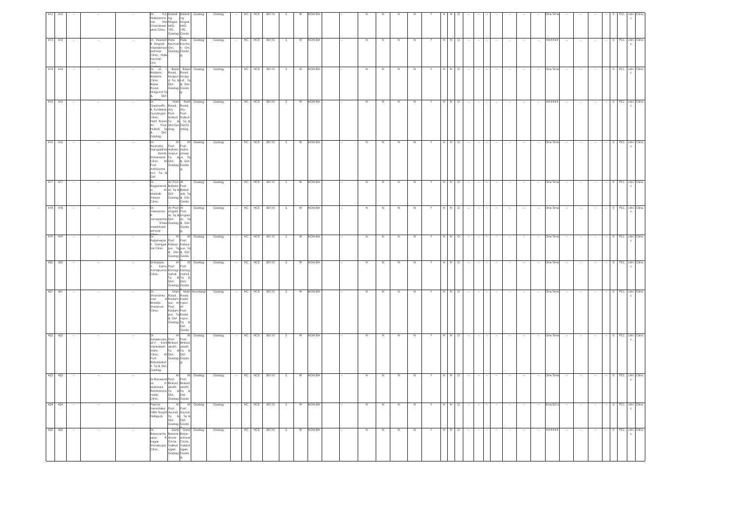| 412 | 412 | -- | -- | -- | Dr. H.S. Holeyanna var. Chandrash ekar Clinic. | Siddali ng Shri Nagar, MIG-190, Gadag | Siddali ng Nagar, MIG-190, Gadag | Gadag | Gadag | -- | HC | HCE | 85110 | S | W | NON EIA | -- | N | N | N | N | Y | N | N | O | -- | -- | -- | -- | -- | -- | One Time | -- | -- | -- | -- | 0 | PCL | clinic | Clinic |
|---|---|---|---|---|---|---|---|---|---|---|---|---|---|---|---|---|---|---|---|---|---|---|---|---|---|---|---|---|---|---|---|---|---|---|---|---|---|---|---|---|
| 413 | 413 | -- | -- | -- | Dr. Veeresh B Angadi Veerabhad reshwar Clinic, Hale Kachari Oni, Gadag | Hale Kachari Oni, Gadag | Hale Kachari Oni, Gadag | Gadag | Gadag | -- | HC | HCE | 85110 | S | W | NON EIA | -- | N | N | N | N | Y | N | N | O | -- | -- | -- | -- | -- | -- | ###### | -- | -- | -- | -- | 0 | PCL | clinic | Clinic |
| 414 | 414 | -- | -- | -- | Dr. M. L. Badami, Badami Clinic, Bazar Road, Mulgund Tq & Dist: Gadag | Bazar Road, Mulgund Tq & Dist: Gadag | Bazar Road, Mulgund Tq & Dist: Gadag | Gadag | Gadag | -- | HC | HCE | 85110 | S | W | NON EIA | -- | N | N | N | N | Y | N | N | O | -- | -- | -- | -- | -- | -- | One Time | -- | -- | -- | -- | 0 | PCL | clinic | Clinic |
| 415 | 415 | -- | -- | -- | Dr. Gopinath, B. Kurdekar, Gurukrupa Clinic, Harti Road, At: Post: Hulkoti, Tq & Dist: Gadag. | Harti Road, Aty Post: Hulkoti, Tq & Dist/Gadag. | Harti Road, Aty Post: Hulkoti, Tq & Dist/Gadag. | Gadag | Gadag | -- | HC | HCE | 85110 | S | W | NON EIA | -- | N | N | N | N | Y | N | N | O | -- | -- | -- | -- | -- | -- | ###### | -- | -- | -- | -- | 0 | PCL | clinic | Clinic |
| 416 | 416 | -- | -- | -- | Dr. Ravindra Gangadhar Nandi, Shivanand Clinic, At Post: Adivisoma pur, Tq & Dist: Gadag | At Post: Adivisomapur, Tq & Dist: Gadag | At Post: Adivisomapur, Tq & Dist: Gadag | Gadag | Gadag | -- | HC | HCE | 85110 | S | W | NON EIA | -- | N | N | N | N | Y | N | N | O | -- | -- | -- | -- | -- | -- | One Time | -- | -- | -- | -- | 0 | PCL | clinic | Clinic |
| 417 | 417 | -- | -- | -- | Dr. Ragavendra M. Madalli. Atreya Clinic. | At Post: Balaadi, Tq & Dist: Gadag | At Post: Baladi, Tq & Dist: Gadag | Gadag | Gadag | -- | HC | HCE | 85110 | S | W | NON EIA | -- | N | N | N | N | Y | N | N | O | -- | -- | -- | -- | -- | -- | One Time | -- | -- | -- | -- | 0 | PCL | clinic | Clinic |
| 418 | 418 | -- | -- | -- | Dr. Veeranna. R. Janopantar Shree Veerbhadr eshwar Clinic | At Post: Lingadal, Tq & Dist: Gadag | At Post: Lingadal, Tq & Dist: Gadag | Gadag | Gadag | -- | HC | HCE | 85110 | S | W | NON EIA | -- | N | N | N | N | Y | N | N | O | -- | -- | -- | -- | -- | -- | One Time | -- | -- | -- | -- | 0 | PCL | clinic | Clinic |
| 419 | 419 | -- | -- | -- | Dr. Rajashekar, S. Ganiger, Sai Clinic. | At Post: Kalasapur, Tq & Dist: Gadag | At Post: Kalasapur, Tq & Dist: Gadag | Gadag | Gadag | -- | HC | HCE | 85110 | S | W | NON EIA | -- | N | N | N | N | Y | N | N | O | -- | -- | -- | -- | -- | -- | One Time | -- | -- | -- | -- | 0 | PCL | clinic | Clinic |
| 420 | 420 | -- | -- | -- | Dr.Irappa. S. Kanvi Annapurna Clinic. | At Post: Kanaginahal, Tq & Dist/ Gadag | At Post: Kanaginahal, Tq & Dist/ Gadag | Gadag | Gadag | -- | HC | HCE | 85110 | S | W | NON EIA | -- | N | N | N | N | Y | N | N | O | -- | -- | -- | -- | -- | -- | One Time | -- | -- | -- | -- | 0 | PCL | clinic | Clinic |
| 421 | 421 | -- | -- | -- | Dr. Shravanku mar A Biradar, Sharavan Clinic. | Main Road, Kadampur, At Post: Kadampur, Tq & Dist : Gadag | Main Road, Kadampur, At Post: Kadampur, Tq & Dist : Gadag | Mundargi | Gadag | -- | HC | HCE | 85110 | S | W | NON EIA | -- | N | N | N | N | Y | N | N | O | -- | -- | -- | -- | -- | -- | One Time | -- | -- | -- | -- | 0 | PCL | clinic | Clinic |
| 422 | 422 | -- | -- | -- | Dr. Sanjeevara di.V. Koni Venkatesh wara Clinic, At Post: Binkadakat ti, Tq & Dist: Gadag. | At Post: Binkadakatti, Tq & Dist: Gadag | At Post: Binkadakatti, Tq & Dist: Gadag | Gadag | Gadag | -- | HC | HCE | 85110 | S | W | NON EIA | -- | N | N | N | N | Y | N | N | O | -- | -- | -- | -- | -- | -- | One Time | -- | -- | -- | -- | 0 | PCL | clinic | Clinic |
| 423 | 423 | -- | -- | -- | Dr.Raveend ra. H. Mulimani Ramkaruna nada Clinic. | At Post: Binkadakatti, Tq & Dist: Gadag | At Post: Binkadakatti, Tq & Dist: Gadag | Gadag | Gadag | -- | HC | HCE | 85110 | S | W | NON EIA | -- | N | N | N | N | Y | N | N | O | -- | -- | -- | -- | -- | -- | One Time | -- | -- | -- | -- | 0 | PCL | clinic | Clinic |
| 424 | 424 | -- | -- | -- | France Karnataka GBN Hosptil Halligudi. | At Post: Asundi, Tq & Dist: Gadag | At Post: Asundi, Tq & Dist: Gadag | Gadag | Gadag | -- | HC | HCE | 85110 | S | W | NON EIA | -- | N | N | N | N | Y | N | N | O | -- | -- | -- | -- | -- | -- | 30/6/2016 | -- | -- | -- | -- | 0 | PCL | clinic | Clinic |
| 425 | 425 | -- | -- | -- | Dr. Basavanta ppa. R. Itagar Shivakrupa Clinic. | Ganji Basaveshwar Circle, Vakkalageri, Gadag | Ganji Basaveshwar Circle, Vakkalageri, Gadag | Gadag | Gadag | -- | HC | HCE | 85110 | S | W | NON EIA | -- | N | N | N | N | Y | N | N | O | -- | -- | -- | -- | -- | -- | ###### | -- | -- | -- | -- | 0 | PCL | clinic | Clinic |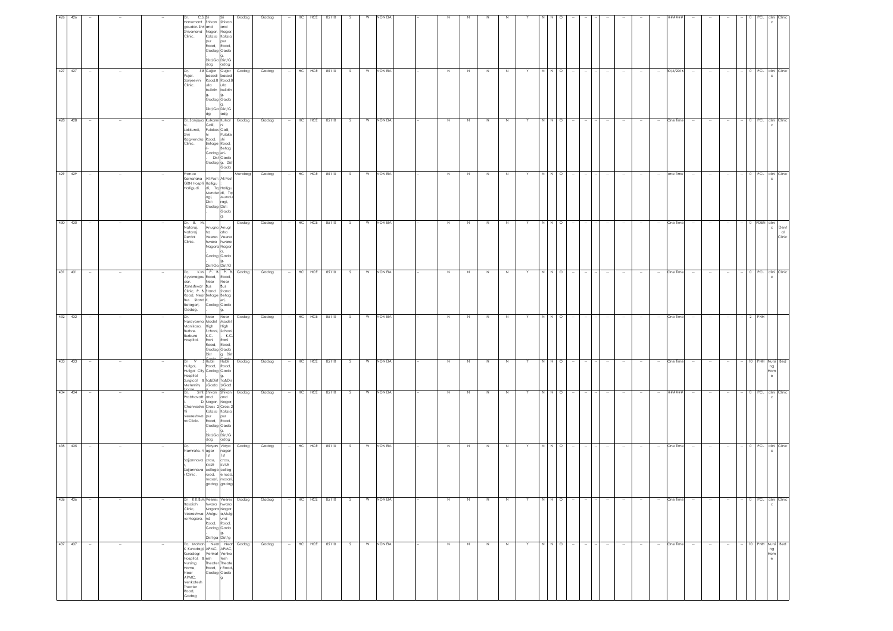| 426 | 426 | -- | -- | -- | Dr. C.S. Hanumant goudar, Shivanand Clinic. | Sri Shivan and Nagar, Kalasa pur Road, Gadag Dist/Gadag | Sri Shivan and Nagar, Kalasa pur Road, Gadag Dist/Gadag | Gadag | Gadag | -- | HC | HCE | 85110 | S | W | NON EIA | -- | N | N | N | N | Y | N | N | O | -- | -- | -- | -- | -- | -- | -- | ###### | -- | -- | -- | -- | 0 | PCL | clinic | Clinic |
|---|---|---|---|---|---|---|---|---|---|---|---|---|---|---|---|---|---|---|---|---|---|---|---|---|---|---|---|---|---|---|---|---|---|---|---|---|---|---|---|---|---|
| 427 | 427 | -- | -- | -- | Dr. S.B. Pujar, Sanjeevini Clinic. | Gujjar basadi Road,Bulla buildin g, Gadag Dist/Gadag | Gujjar basadi Road,Bulla buildin g, Gadag Dist/Gadag | Gadag | Gadag | -- | HC | HCE | 85110 | S | W | NON EIA | -- | N | N | N | N | Y | N | N | O | -- | -- | -- | -- | -- | -- | -- | 30/6/2016 | -- | -- | -- | -- | 0 | PCL | clinic | Clinic |
| 428 | 428 | -- | -- | -- | Dr. Sanjaya, N. Lakkundi, Shri Ragvendra Clinic. | Kulkarni Galli, Pulakeshi Road, Betageri-Gadag Dist Gadag | Kulkarni Galli, Pulakeshi Road, Betageri-Gadag Dist Gadag | Gadag | Gadag | -- | HC | HCE | 85110 | S | W | NON EIA | -- | N | N | N | N | Y | N | N | O | -- | -- | -- | -- | -- | -- | -- | One Time | -- | -- | -- | -- | 0 | PCL | clinic | Clinic |
| 429 | 429 | -- | -- | -- | France Karnataka Gibn Hospital Halligudi. | At:Post: Halligudi, Tq: Mundaragi, Dist: Gadag | At:Post: Halligudi, Tq: Mundaragi, Dist: Gadag | Mundargi | Gadag | -- | HC | HCE | 85110 | S | W | NON EIA | -- | N | N | N | N | Y | N | N | O | -- | -- | -- | -- | -- | -- | -- | one Time | -- | -- | -- | -- | 0 | PCL | clinic | Clinic |
| 430 | 430 | -- | -- | -- | Dr. B. M. Nataraj, Nataraj Dental Clinic. | Anugraha Veereshwara Nagar, Gadag Dist/Gadag | Anugraha Veereshwara Nagar, Gadag Dist/G | Gadag | Gadag | -- | HC | HCE | 85110 | S | W | NON EIA | -- | N | N | N | N | Y | N | N | O | -- | -- | -- | -- | -- | -- | -- | One Time | -- | -- | -- | -- | 0 | PDEN | clinic | Dental Clinic |
| 431 | 431 | -- | -- | -- | Dr. K.M. Ayyanagoudar, Janeshwar Clinic, P. B. Road, Near Bus Stand, Betageri, Gadag. | P. B. Road, Near Bus Stand Betageri, Gadag | P. B. Road, Near Bus Stand Betageri, Gadag | Gadag | Gadag | -- | HC | HCE | 85110 | S | W | NON EIA | -- | N | N | N | N | Y | N | N | O | -- | -- | -- | -- | -- | -- | -- | One Time | -- | -- | -- | -- | 0 | PCL | clinic | Clinic |
| 432 | 432 | -- | -- | -- | Dr. Narayanna Manikasa, Burbre, Burbure Hospital. | Near Model High School, K.C. Rani Road, Gadag Dist | Near Model High School, K.C. Rani Road, Gadag Dist | Gadag | Gadag | -- | HC | HCE | 85110 | S | W | NON EIA | -- | N | N | N | N | Y | N | N | O | -- | -- | -- | -- | -- | -- | -- | One Time | -- | -- | -- | -- | 2 | PNH | | |
| 433 | 433 | -- | -- | -- | Dr. V. S. Huilgol, Huilgol City Hospital Surgical & Meternity Home | Hubli Road, Gadag Tq&Dist /Gadag | Hubli Road, Gadag Tq&Dist/Gadag | Gadag | Gadag | -- | HC | HCE | 85110 | S | W | NON EIA | -- | N | N | N | N | Y | N | N | O | -- | -- | -- | -- | -- | -- | -- | One Time | -- | -- | -- | -- | 10 | PNH | Nursing Home | Bed |
| 434 | 434 | -- | -- | -- | Dr. Smt. Prabhavati D. Channashetti Veereshwara Clinic. | Shivan and Nagar, Cross 2 Kalasa pur Road, Gadag Dist/Gadag | Shivan and Nagar, Cross 2 Kalasa pur Road, Gadag Dist/Gadag | Gadag | Gadag | -- | HC | HCE | 85110 | S | W | NON EIA | -- | N | N | N | N | Y | N | N | O | -- | -- | -- | -- | -- | -- | -- | ###### | -- | -- | -- | -- | 0 | PCL | clinic | Clinic |
| 435 | 435 | -- | -- | -- | Dr. Namrata. V, Sajjannava r, Sajjannava r Clinic. | Vidyan agar 1st cross, KVSR college road, masari, gadag | Vidya nagar 1st cross, KVSR college road, masari, gadag | Gadag | Gadag | -- | HC | HCE | 85110 | S | W | NON EIA | -- | N | N | N | N | Y | N | N | O | -- | -- | -- | -- | -- | -- | -- | One Time | -- | -- | -- | -- | 0 | PCL | clinic | Clinic |
| 436 | 436 | -- | -- | -- | Dr. K.K.B.M. Basaiah Clinic, Veereshwara Nagara. | Veereshwara Nagar ,Mulgund Road, Gadag Dist/gadag | Veereshwara Nagar a,Mulgund Road, Gadag Dist/g | Gadag | Gadag | -- | HC | HCE | 85110 | S | W | NON EIA | -- | N | N | N | N | Y | N | N | O | -- | -- | -- | -- | -- | -- | -- | One Time | -- | -- | -- | -- | 0 | PCL | clinic | Clinic |
| 437 | 437 | -- | -- | -- | Dr. Mohan K. Kuradagi, Kuradagi Hospital, & Nursing Home, Near APMC, Venkatesh Theater Road, Gadag | Near APMC, Venkatesh Theater Road, Gadag | Near APMC, Venkatesh Theater Road, Gadag | Gadag | Gadag | -- | HC | HCE | 85110 | S | W | NON EIA | -- | N | N | N | N | Y | N | N | O | -- | -- | -- | -- | -- | -- | -- | One Time | -- | -- | -- | -- | 10 | PNH | Nursing Home | Bed |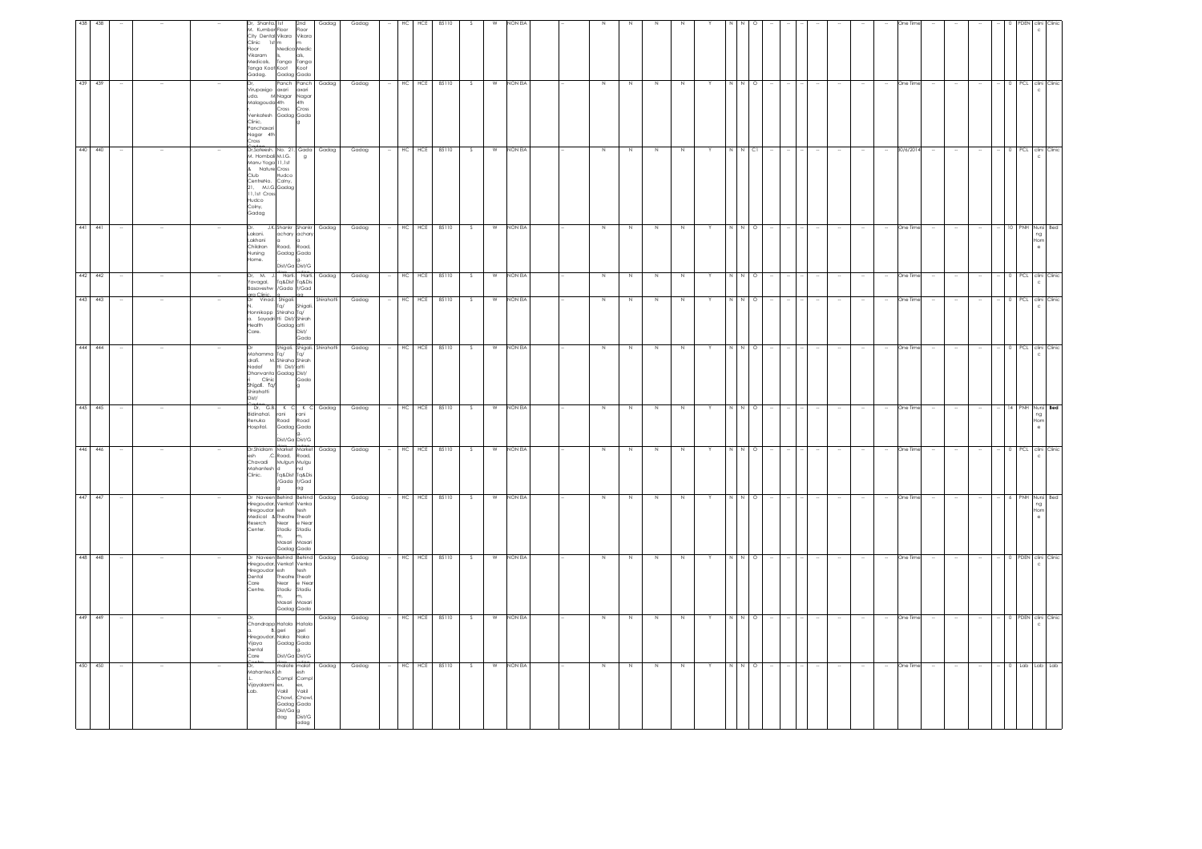| 438 | 438 | -- | -- | -- | Dr. Shanta M. Kumbar City Dental Clinic 1st Floor Vikaram Medicals, Tanga Koot Gadag. | 1st Floor Vikara m Medica ls, Tanga Koot Gadag | 2nd Floor Vikara m Medic als, Tanga Koot Gada | Gadag | Gadag | -- | HC | HCE | 85110 | S | W | NON EIA | -- | N | N | N | N | Y | N | N | O | -- | -- | -- | -- | -- | -- | -- | -- | One Time | -- | -- | -- | -- | 0 | PDEN | clinic | Clinic |
|---|---|---|---|---|---|---|---|---|---|---|---|---|---|---|---|---|---|---|---|---|---|---|---|---|---|---|---|---|---|---|---|---|---|---|---|---|---|---|---|---|---|---|
| 439 | 439 | -- | -- | -- | Dr. Virupaxgouda. M Malagouda Venkatesh Clinic, Panchaxari Nagar 4th Cross | Panch axari Nagar 4th Cross Gadag | Panch axari Nagar 4th Cross Gada g | Gadag | Gadag | -- | HC | HCE | 85110 | S | W | NON EIA | -- | N | N | N | N | Y | N | N | O | -- | -- | -- | -- | -- | -- | -- | -- | One Time | -- | -- | -- | -- | 0 | PCL | clinic | Clinic |
| 440 | 440 | -- | -- | -- | Dr.Sateesh. M. Hombali Manu Yoga & Nature Club CentreNo. 21, M.I.G 11,1st Cross Hudco Colny, Gadag | No. 21 M.I.G. 11,1st Cross Hudco Colny, Gadag | Gada g | Gadag | Gadag | -- | HC | HCE | 85110 | S | W | NON EIA | -- | N | N | N | N | Y | N | N | C1 | -- | -- | -- | -- | -- | -- | -- | -- | 30/6/2014 | -- | -- | -- | -- | 0 | PCL | clinic | Clinic |
| 441 | 441 | -- | -- | -- | Dr. J.K. Lakani, Lakhani Children Nursing Home. | Shankr achary a Road, Gadag Dist/Ga dag | Shankr achary a Road, Gada g Dist/G | Gadag | Gadag | -- | HC | HCE | 85110 | S | W | NON EIA | -- | N | N | N | N | Y | N | N | O | -- | -- | -- | -- | -- | -- | -- | -- | One Time | -- | -- | -- | -- | 10 | PNH | Nursing Home | Bed |
| 442 | 442 | -- | -- | -- | Dr. M. J. Yavagal, Basaveshwara Clinic | Harti, Tq&Dist /Gada g | Harti, Tq&Dis t/Gad ag | Gadag | Gadag | -- | HC | HCE | 85110 | S | W | NON EIA | -- | N | N | N | N | Y | N | N | O | -- | -- | -- | -- | -- | -- | -- | -- | One Time | -- | -- | -- | -- | 0 | PCL | clinic | Clinic |
| 443 | 443 | -- | -- | -- | Dr. Vinod. N. Honnikoppa. Sayadri Health Care. | Shigali. Tq/ Shiraha tti Dist/ Gadag | Shigali. Tq/ Shirah atti Dist/ Gada | Shirahatti | Gadag | -- | HC | HCE | 85110 | S | W | NON EIA | -- | N | N | N | N | Y | N | N | O | -- | -- | -- | -- | -- | -- | -- | -- | One Time | -- | -- | -- | -- | 0 | PCL | clinic | Clinic |
| 444 | 444 | -- | -- | -- | Dr Mohammad drafi. M. Nadaf Dharwanta ri Clinic Shigali. Tq/ Shirahatti Dist/ | Shigali. Tq/ Shiraha tti Dist/ Gadag | Shigali. Tq/ Shirah atti Dist/ Gada g | Shirahatti | Gadag | -- | HC | HCE | 85110 | S | W | NON EIA | -- | N | N | N | N | Y | N | N | O | -- | -- | -- | -- | -- | -- | -- | -- | One Time | -- | -- | -- | -- | 0 | PCL | clinic | Clinic |
| 445 | 445 | -- | -- | -- | Dr. G.B. Bislnahal, Renuka Hospital. | K. C rani Road Gadag Dist/Ga | K. C rani Road Gada g Dist/G | Gadag | Gadag | -- | HC | HCE | 85110 | S | W | NON EIA | -- | N | N | N | N | Y | N | N | O | -- | -- | -- | -- | -- | -- | -- | -- | One Time | -- | -- | -- | -- | 14 | PNH | Nursing Home | Bed |
| 446 | 446 | -- | -- | -- | Dr.Shidram esh. C. Chavadi Mahantesh Clinic. | Market Road, Mulgun d Tq&Dist /Gada g | Market Road, Mulgu nd Tq&Dis t/Gad ag | Gadag | Gadag | -- | HC | HCE | 85110 | S | W | NON EIA | -- | N | N | N | N | Y | N | N | O | -- | -- | -- | -- | -- | -- | -- | -- | One Time | -- | -- | -- | -- | 0 | PCL | clinic | Clinic |
| 447 | 447 | -- | -- | -- | Dr Naveen Hiregoudar, Hiregoudar Medical & Reserch Center. | Behind Venkat esh Theatre Near Stadiu m, Masari Gadag | Behind Venka tesh Theatr e Near Stadiu m, Masari Gada | Gadag | Gadag | -- | HC | HCE | 85110 | S | W | NON EIA | -- | N | N | N | N | Y | N | N | O | -- | -- | -- | -- | -- | -- | -- | -- | One Time | -- | -- | -- | -- | 6 | PNH | Nursing Home | Bed |
| 448 | 448 | -- | -- | -- | Dr Naveen Hiregoudar, Hiregoudar Dental Care Centre. | Behind Venkat esh Theatre Near Stadiu m, Masari Gadag | Behind Venka tesh Theatr e Near Stadiu m, Masari Gada | Gadag | Gadag | -- | HC | HCE | 85110 | S | W | NON EIA | -- | N | N | N | N | Y | N | N | O | -- | -- | -- | -- | -- | -- | -- | -- | One Time | -- | -- | -- | -- | 0 | PDEN | clinic | Clinic |
| 449 | 449 | -- | -- | -- | Dr. Chandrappa. B. Hiregoudar, Vijaya Dental Care | Hatala geri Naka Gadag Dist/Ga | Hatala geri Naka Gada g. Dist/G | Gadag | Gadag | -- | HC | HCE | 85110 | S | W | NON EIA | -- | N | N | N | N | Y | N | N | O | -- | -- | -- | -- | -- | -- | -- | -- | One Time | -- | -- | -- | -- | 0 | PDEN | clinic | Clinic |
| 450 | 450 | -- | -- | -- | Dr. Mahantesh.K. L. Vijayalaxmi Lab. | malate sh Compl ex. Vakil Chowl, Gadag Dist/Ga dag | malat esh Compl ex. Vakil Chowl, Gada g Dist/G adag | Gadag | Gadag | -- | HC | HCE | 85110 | S | W | NON EIA | -- | N | N | N | N | Y | N | N | O | -- | -- | -- | -- | -- | -- | -- | -- | One Time | -- | -- | -- | -- | 0 | Lab | Lab | Lab |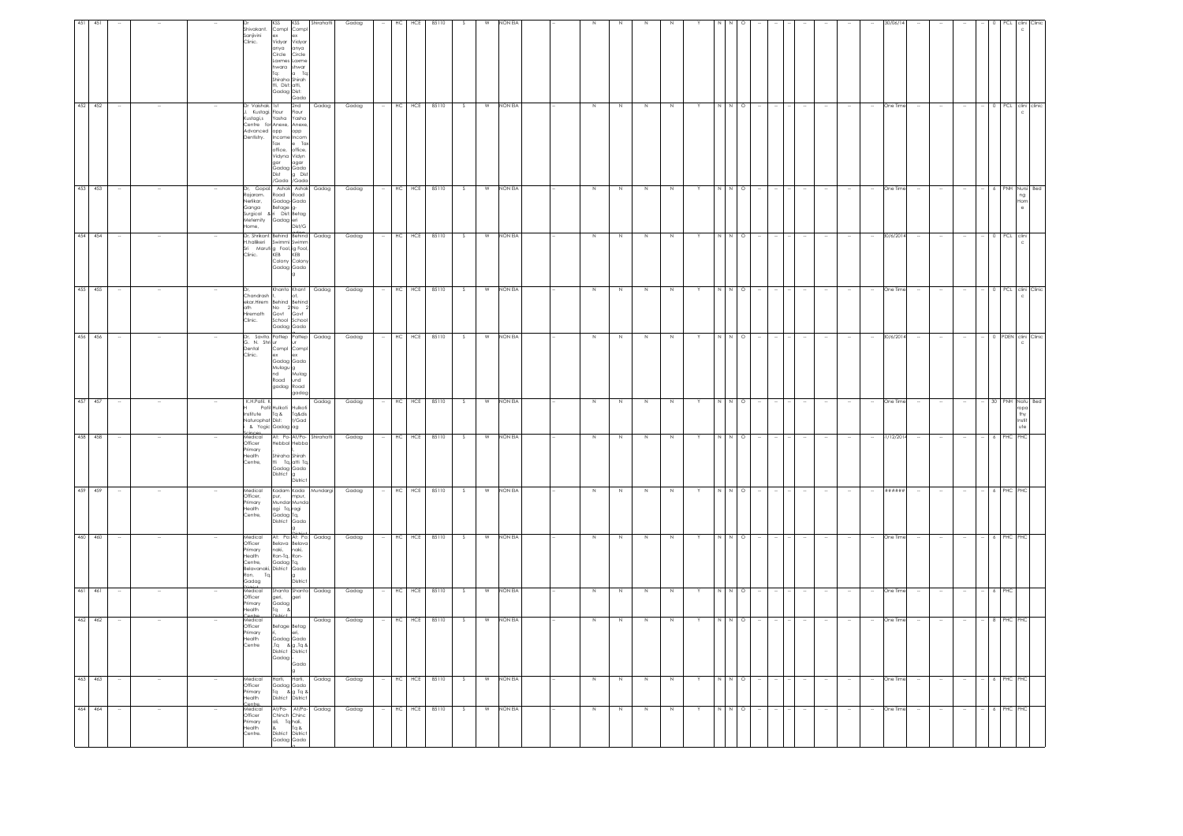| 451 | 451 | -- | -- | -- | Dr. Shivakant. Sanjivini Clinic. | KSS Compl ex Vidyar anya Circle Laxmes hwara Tq: Shiraha tti, Dist: Gadag | KSS Compl ex Vidyar anya Circle Laxme shwar a Tq Shirah atti, Dist: Gada | Shirahatti | Gadag | -- | HC | HCE | 85110 | S | W | NON EIA | -- | N | N | N | N | Y | N | N | O | -- | -- | -- | -- | -- | -- | -- | 30/06/14 | -- | -- | -- | -- | 0 | PCL | clini c | Clinic |
|---|---|---|---|---|---|---|---|---|---|---|---|---|---|---|---|---|---|---|---|---|---|---|---|---|---|---|---|---|---|---|---|---|---|---|---|---|---|---|---|---|
| 452 | 452 | -- | -- | -- | Dr Vaishali J. Kustagi, Kustagi,s Centre for Advanced Dentistry. | 1st floor Yasha Anexe, opp Income Tax office, Vidyna gar Gadag Dist /Gada | 2nd Flour Yasha Anexe, opp Incom e Tax office, Vidyn agar Gada g Dist /Gada | Gadag | Gadag | -- | HC | HCE | 85110 | S | W | NON EIA | -- | N | N | N | N | Y | N | N | O | -- | -- | -- | -- | -- | -- | -- | One Time | -- | -- | -- | -- | 0 | PCL | clini c | clinic |
| 453 | 453 | -- | -- | -- | Dr. Gopal Rajaram, Nerlikar, Ganga Surgical & Meternity Home, | Ashok Road Gadag Betage Dist: Gadag | Ashok Road Gada g- Betag eri Dist/G | Gadag | Gadag | -- | HC | HCE | 85110 | S | W | NON EIA | -- | N | N | N | N | Y | N | N | O | -- | -- | -- | -- | -- | -- | -- | One Time | -- | -- | -- | -- | 6 | PNH | Nursi ng Hom e | Bed |
| 454 | 454 | -- | -- | -- | Dr. Shrikant H.hallikeri Sri Maruti Clinic. | Behind Swimm g Fool, KEB Colony Gadag | Behind Swimm g Fool, KEB Colony Gada g | Gadag | Gadag | -- | HC | HCE | 85110 | S | W | NON EIA | -- | N | N | N | N | Y | N | N | O | -- | -- | -- | -- | -- | -- | -- | 30/6/2014 | -- | -- | -- | -- | 0 | PCL | clini c | |
| 455 | 455 | -- | -- | -- | Dr. Chandrash ekar.Hirem ath Hiremath Clinic. | Khanto r, Behind No 2 Govt School Gadag | Khant ot, Behind No 2 Govt School Gada | Gadag | Gadag | -- | HC | HCE | 85110 | S | W | NON EIA | -- | N | N | N | N | Y | N | N | O | -- | -- | -- | -- | -- | -- | -- | One Time | -- | -- | -- | -- | 0 | PCL | clini c | Clinic |
| 456 | 456 | -- | -- | -- | Dr. Savita G. N. Shetur Dental Clinic. | Pattep ur Compl ex Gadag Mulagu nd Road gadag | Pattep ur Compl ex Gada g Mulag und Road gadag | Gadag | Gadag | -- | HC | HCE | 85110 | S | W | NON EIA | -- | N | N | N | N | Y | N | N | O | -- | -- | -- | -- | -- | -- | -- | 30/6/2014 | -- | -- | -- | -- | 0 | PDEN | clini c | Clinic |
| 457 | 457 | -- | -- | -- | K.H.Patil, K. H. Patil Institute Naturophat & Yogic Sciences | Hulkoti Tq & Dist: Gadag | Hulkoti Tq&dis t/Gad ag | | Gadag | -- | HC | HCE | 85110 | S | W | NON EIA | -- | N | N | N | N | Y | N | N | O | -- | -- | -- | -- | -- | -- | -- | One Time | -- | -- | -- | -- | 30 | PNH | Natu ropa thy Instit ute | Bed |
| 458 | 458 | -- | -- | -- | Medical Officer Primary Health Centre, | At: Po-Hebbal Shiraha tti Tq, Gadag District | At/Po-Hebba l, Shirah atti Tq, Gada g District | Shirahatti | Gadag | -- | HC | HCE | 85110 | S | W | NON EIA | -- | N | N | N | N | Y | N | N | O | -- | -- | -- | -- | -- | -- | -- | 1/12/2014 | -- | -- | -- | -- | 6 | PHC | PHC | |
| 459 | 459 | -- | -- | -- | Medical Officer, Primary Health Centre, | Kadam pur, Mundar agi Tq, Gadag District | Kada mpur, Munda ragi Tq, Gada g District | Mundargi | Gadag | -- | HC | HCE | 85110 | S | W | NON EIA | -- | N | N | N | N | Y | N | N | O | -- | -- | -- | -- | -- | -- | -- | ###### | -- | -- | -- | -- | 6 | PHC | PHC | |
| 460 | 460 | -- | -- | -- | Medical Officer Primary Health Centre, Belavanaki Ron, Tq, Gadag District | At: Po-Belava naki, Ron-Tq, Gadag District | At: Po-Belava naki, Ron-Tq, Gada g District | Gadag | Gadag | -- | HC | HCE | 85110 | S | W | NON EIA | -- | N | N | N | N | Y | N | N | O | -- | -- | -- | -- | -- | -- | -- | One Time | -- | -- | -- | -- | 6 | PHC | PHC | |
| 461 | 461 | -- | -- | -- | Medical Officer Primary Health Centre | Shanta geri, Gadag Tq & District | Shanta geri | Gadag | Gadag | -- | HC | HCE | 85110 | S | W | NON EIA | -- | N | N | N | N | Y | N | N | O | -- | -- | -- | -- | -- | -- | -- | One Time | -- | -- | -- | -- | 6 | PHC | | |
| 462 | 462 | -- | -- | -- | Medical Officer Primary Health Centre | Betage ri, Gadag Tq & District Gadag | Betag eri, Gada g Tq & District - Gada g | | Gadag | -- | HC | HCE | 85110 | S | W | NON EIA | -- | N | N | N | N | Y | N | N | O | -- | -- | -- | -- | -- | -- | -- | One Time | -- | -- | -- | -- | 8 | PHC | PHC | |
| 463 | 463 | -- | -- | -- | Medical Officer Primary Health Centre | Harti, Gadag Tq & District | Harti, Gada g Tq & District | Gadag | Gadag | -- | HC | HCE | 85110 | S | W | NON EIA | -- | N | N | N | N | Y | N | N | O | -- | -- | -- | -- | -- | -- | -- | One Time | -- | -- | -- | -- | 6 | PHC | PHC | |
| 464 | 464 | -- | -- | -- | Medical Officer Primary Health Centre, | At/Po-Chinch ali, Tq & District Gadag | At/Po-Chinc hali, Tq & District Gada | Gadag | Gadag | -- | HC | HCE | 85110 | S | W | NON EIA | -- | N | N | N | N | Y | N | N | O | -- | -- | -- | -- | -- | -- | -- | One Time | -- | -- | -- | -- | 6 | PHC | PHC | |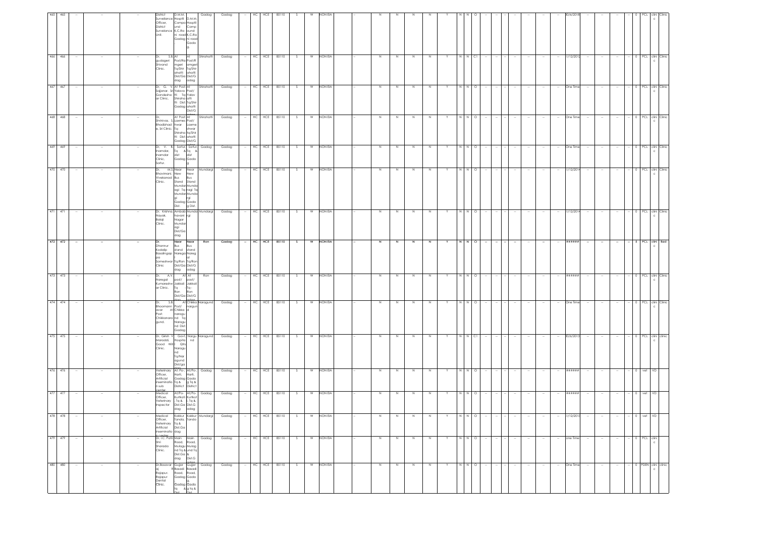| 465 | 465 | -- | -- | -- | District Surveilance Officer, District Surveilance Unit. | D.M.M. Campo Hospitl und K.C.Ro ad Gadag | D.M.M. Hospitl Comp ound K.C.Ro ni road Gada g | Gadag | Gadag | -- | HC | HCE | 85110 | S | W | NON EIA | -- | N | N | N | N | Y | N | N | O | -- | -- | -- | -- | -- | -- | -- | 30/6/2018 | -- | -- | -- | -- | 0 | PCL | clini c | Clinic |
|---|---|---|---|---|---|---|---|---|---|---|---|---|---|---|---|---|---|---|---|---|---|---|---|---|---|---|---|---|---|---|---|---|---|---|---|---|---|---|---|---|---|
| 466 | 466 | -- | -- | -- | Dr. S.B. gudageri Shivand Clinic. | At Post/Ra mgeri Tq/Shir ahatti Dist/Ga dag | At Post/R amgeri Tq/Shir ahatti Dist/G adag | Shirahatti | Gadag | -- | HC | HCE | 85110 | S | W | NON EIA | -- | N | N | N | N | Y | N | N | C1 | -- | -- | -- | -- | -- | -- | -- | 1/12/2012 | -- | -- | -- | -- | 0 | PCL | clini c | Clinic |
| 467 | 467 | -- | -- | -- | Dr. G. V. Sajjanar, Sri Gandeshw ar Clinic. | At Post/ Yalava tti Tq: Shiraha tti Dist: Gadag | At Post/ Yalav atti Tq/Shir ahatti Dist/G adag | Shirahatti | Gadag | -- | HC | HCE | 85110 | S | W | NON EIA | -- | N | N | N | N | Y | N | N | O | -- | -- | -- | -- | -- | -- | -- | One Time | -- | -- | -- | -- | 0 | PCL | clini c | Clinic |
| 468 | 468 | -- | -- | -- | Dr. Shrinivas. S. Bhadbhad e, Sri Clinic. | At Post/ Laxmes hwar Tq: Shiraha tti Dist: Gadag | At Post/ Laxme shwar Tq/Shir ahatti Dist/G adag | Shirahatti | Gadag | -- | HC | HCE | 85110 | S | W | NON EIA | -- | N | N | N | N | Y | N | N | O | -- | -- | -- | -- | -- | -- | -- | One Time | -- | -- | -- | -- | 0 | PCL | clini c | Clinic |
| 469 | 469 | -- | -- | -- | Dr. V. B. Inamdar, Inamdar Clinic, Sortur. | Sortur Tq & dist Gadag | Sortur, Tq & dist Gada g | Gadag | Gadag | -- | HC | HCE | 85110 | S | W | NON EIA | -- | N | N | N | N | Y | N | N | O | -- | -- | -- | -- | -- | -- | -- | One Time | -- | -- | -- | -- | 0 | PCL | clini c | Clinic |
| 470 | 470 | -- | -- | -- | Dr. M.S. Bhavimani, Vivekanad Clinic. | Near New Bus Stand Mundar agi Tq-Mundar gi Gadag Dist. | Near New Bus Stand Munda ragi Tq Munda rgi Gada g Dist. | Mundargi | Gadag | -- | HC | HCE | 85110 | S | W | NON EIA | -- | N | N | N | N | Y | N | N | O | -- | -- | -- | -- | -- | -- | -- | 1/12/2014 | -- | -- | -- | -- | 0 | PCL | clini c | Clinic |
| 471 | 471 | -- | -- | -- | Dr. Krishna Nayak, Balaji Clinic. | Ambab havani Nagar Mundar agi Dist/Ga dag | Munda rgi | Mundargi | Gadag | -- | HC | HCE | 85110 | S | W | NON EIA | -- | N | N | N | N | Y | N | N | O | -- | -- | -- | -- | -- | -- | -- | 1/12/2014 | -- | -- | -- | -- | 0 | PCL | clini c | Clinic |
| **472** | **472** | **--** | **--** | **--** | **Dr. Dhannur Kodalip Basalingap pa Someshwar Clinic** | **Near Bus stand Narega l Tq/Ron Dist/Ga dag** | **Near Bus stand Nareg al Tq/Ron Dist/G adag** | **Ron** | **Gadag** | **--** | **HC** | **HCE** | **85110** | **S** | **W** | **NON EIA** | **--** | **N** | **N** | **N** | **N** | **Y** | **N** | **N** | **O** | **--** | **--** | **--** | **--** | **--** | **--** | **--** | **######** | **--** | **--** | **--** | **--** | **5** | **PCL** | **clini c** | **Bed** |
| 473 | 473 | -- | -- | -- | Dr. A.V. Naregal Kumareshw ar Clinic. | At post/ Jakkali Tq - Ron Dist/Ga dag | At post/ Jakkali Tq - Ron. Dist/G adag | Ron | Gadag | -- | HC | HCE | 85110 | S | W | NON EIA | -- | N | N | N | N | Y | N | N | O | -- | -- | -- | -- | -- | -- | -- | ###### | -- | -- | -- | -- | 0 | PCL | clini c | Clinic |
| 474 | 474 | -- | -- | -- | Dr. S.B. Bhoomann avar Post: Chikkanara gund. | At Post/ Chikka naragu nd Tq: Naragu nd Dist: Gadag | At Chikka nargun d | Naragund | Gadag | -- | HC | HCE | 85110 | S | W | NON EIA | -- | N | N | N | N | Y | N | N | O | -- | -- | -- | -- | -- | -- | -- | One Time | -- | -- | -- | -- | 0 | PCL | clini c | Clinic |
| 475 | 475 | -- | -- | -- | Dr. Girish V Maraddi, Good Will Clinic. | Govt. Hospita l Qtrs Naragu nd Tq/Nar agund Dist/ga dag | Nargu nd | Naragund | Gadag | -- | HC | HCE | 85110 | S | W | NON EIA | -- | N | N | N | N | Y | N | N | C1 | -- | -- | -- | -- | -- | -- | -- | 30/6/2013 | -- | -- | -- | -- | 0 | PCL | clini c | clinic |
| 476 | 476 | -- | -- | -- | Veterinary Officer, Artificial inseminatio n sub center | At/Po-Harti, Gadag Tq & District | At/Po-, Harti, Gadag Tq & District | Gadag | Gadag | -- | HC | HCE | 85110 | S | W | NON EIA | -- | N | N | N | N | Y | N | N | O | -- | -- | -- | -- | -- | -- | -- | ###### | -- | -- | -- | -- | 0 | vet | VD | |
| 477 | 477 | -- | -- | -- | Medical Officer, Veterinary Inspector | At/Po-Kurtkoti , Tq & Dist,Ga dag | At/Po-Kurtkot i, Tq & Dist,G adag | Gadag | Gadag | -- | HC | HCE | 85110 | S | W | NON EIA | -- | N | N | N | N | Y | N | N | O | -- | -- | -- | -- | -- | -- | -- | ###### | -- | -- | -- | -- | 0 | vet | VD | |
| 478 | 478 | -- | -- | -- | Medical Officer, Veterinary Artificial inseminatio n center | Kakkur Tanda, Tq & Dist,Ga dag | Kakkur Tanda | Mundargi | Gadag | -- | HC | HCE | 85110 | S | W | NON EIA | -- | N | N | N | N | Y | N | N | O | -- | -- | -- | -- | -- | -- | -- | 1/12/2013 | -- | -- | -- | -- | 0 | vet | VD | |
| 479 | 479 | -- | -- | -- | Dr. I.C. Patil, Shri Sharada Clinic. | Main Road, Mulagu nd Tq & Dist,Ga dag | Main Road, Mulag und Tq & Dist,G adag | Gadag | Gadag | -- | HC | HCE | 85110 | S | W | NON EIA | -- | N | N | N | N | Y | N | N | O | -- | -- | -- | -- | -- | -- | -- | one Time | -- | -- | -- | -- | 0 | PCL | clini c | |
| 480 | 480 | -- | -- | -- | Dr.Basavar aj R Rajapur, Rajapur Dental Clinic. | Gujjar Basadi Road, Gadag Gadag Tq & Dist | Gujjar Basadi Road, Gada g Gada g Tq & Dist | Gadag | Gadag | -- | HC | HCE | 85110 | S | W | NON EIA | -- | N | N | N | N | Y | N | N | O | -- | -- | -- | -- | -- | -- | -- | One Time | -- | -- | -- | -- | 0 | PDEN | clini c | clinic |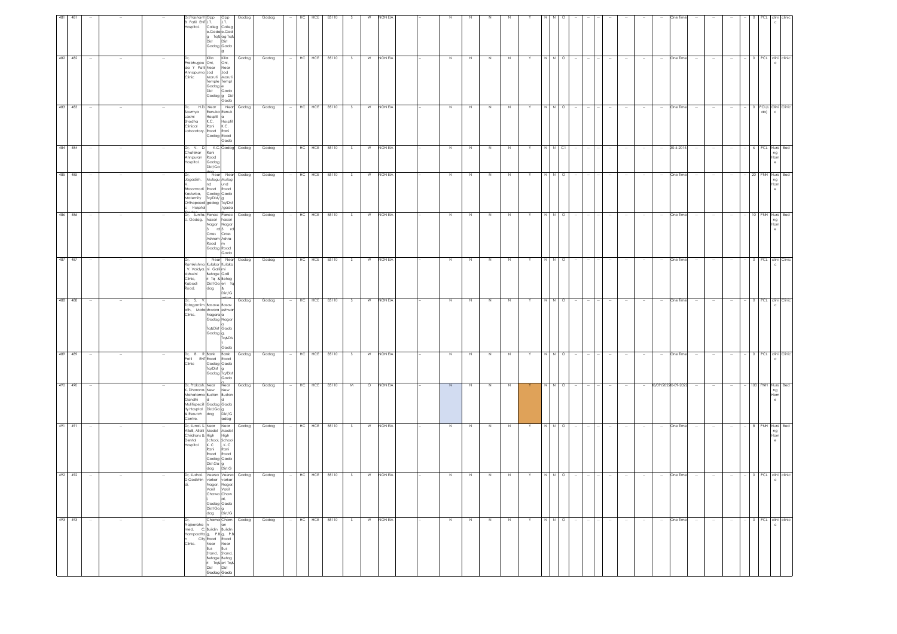| 481 | 481 | -- | -- | -- | Dr.Prashant B Patil ENT Hospital. | Opp J.T. Colleg e,Gadag Tq& Dist Gadag | Opp J.T. Colleg e.Gad ag Tq& Dist Gada g | Gadag | Gadag | -- | HC | HCE | 85110 | S | W | NON EIA | -- | N | N | N | N | Y | N | N | O | -- | -- | -- | -- | -- | -- | -- | One Time | -- | -- | -- | -- | 0 | PCL | clini c | clinic |
|---|---|---|---|---|---|---|---|---|---|---|---|---|---|---|---|---|---|---|---|---|---|---|---|---|---|---|---|---|---|---|---|---|---|---|---|---|---|---|---|---|---|
| 482 | 482 | -- | -- | -- | Dr. Prabhugou da Y Patil Annapurna Clinic | Killa Oni, Near Jod Maruti Temple Gadag Dist Gadag | Killa Oni, Near Jod Maruti Templ e Gadag Dist Gada g | Gadag | Gadag | -- | HC | HCE | 85110 | S | W | NON EIA | -- | N | N | N | N | Y | N | N | O | -- | -- | -- | -- | -- | -- | -- | One Time | -- | -- | -- | -- | 0 | PCL | clini c | clinic |
| 483 | 483 | -- | -- | -- | Dr. H.D. Soumya Laxmi Shodha Clinical Laboratory. | Near Renuka Hospital K.C. Rani Road Gadag | Near Renuk a Hospti a K.C. Rani Road Gada g | Gadag | Gadag | -- | HC | HCE | 85110 | S | W | NON EIA | -- | N | N | N | N | Y | N | N | O | -- | -- | -- | -- | -- | -- | -- | One Time | -- | -- | -- | -- | 0 | PCL(L ab) | Clini c | Clinic |
| 484 | 484 | -- | -- | -- | Dr. V. D. Chalekar Annpuran Hospital. | K.C. Rani Road Gadag Dist/Ga dag | K.C. Gadag | Gadag | Gadag | -- | HC | HCE | 85110 | S | W | NON EIA | -- | N | N | N | N | Y | N | N | C1 | -- | -- | -- | -- | -- | -- | -- | 30-6-2016 | -- | -- | -- | -- | 6 | PCL | Nursi ng Hom e | Bed |
| 485 | 485 | -- | -- | -- | Dr. Jagadish V. Bhoomradi Kasturba, Maternity Orthopaedi c Hospital | Near Mulagu nd Road Gadag Tq/Dist/ gadag | Near Mulag und Road Gada g Tq/Dist /gada | Gadag | Gadag | -- | HC | HCE | 85110 | S | W | NON EIA | -- | N | N | N | N | Y | N | N | O | -- | -- | -- | -- | -- | -- | -- | One Time | -- | -- | -- | -- | 20 | PNH | Nursi ng Hom e | Bed |
| 486 | 486 | -- | -- | -- | Dr. Sunita. U. Gadag. | Panac haxari Nagar 3 rd Cross Ashram Road Gadag | Panac haxari Nagar 3 rd Cross Ashra m Road Gada | Gadag | Gadag | -- | HC | HCE | 85110 | S | W | NON EIA | -- | N | N | N | N | Y | N | N | O | -- | -- | -- | -- | -- | -- | -- | One Time | -- | -- | -- | -- | 10 | PNH | Nursi ng Hom e | Bed |
| 487 | 487 | -- | -- | -- | Dr. Ramkrishna V. Vaidya, Ashwini Clinic, Kabadi Road. | Near Kulakar ni Galli Betage ri Tq & Dist/Ga dag | Near Kulaka rni Galli Betag eri Tq & Dist/G | Gadag | Gadag | -- | HC | HCE | 85110 | S | W | NON EIA | -- | N | N | N | N | Y | N | N | O | -- | -- | -- | -- | -- | -- | -- | One Time | -- | -- | -- | -- | 0 | PCL | clini c | Clinic |
| 488 | 488 | -- | -- | -- | Dr. S. V. Totagantim ath, Mata Clinic. | Basave shwara Nagara Gadag Tq&Dist Gadag | Basav eshwar a Nagar a Gada g Tq&Dis t Gada | Gadag | Gadag | -- | HC | HCE | 85110 | S | W | NON EIA | -- | N | N | N | N | Y | N | N | O | -- | -- | -- | -- | -- | -- | -- | One Time | -- | -- | -- | -- | 0 | PCL | clini c | Clinic |
| 489 | 489 | -- | -- | -- | Dr. B. R. Patil ENT Clinic | Bank Road Gadag Tq/Dist Gadag | Bank Road Gada g Tq/Dist Gada | Gadag | Gadag | -- | HC | HCE | 85110 | S | W | NON EIA | -- | N | N | N | N | Y | N | N | O | -- | -- | -- | -- | -- | -- | -- | One Time | -- | -- | -- | -- | 0 | PCL | clini c | Clinic |
| 490 | 490 | -- | -- | -- | Dr. Prakash. K. Dharana, Mahatama Gandhi Multispecili ty Hospital & Reserch Centre. | Near New Bustan d Gadag Dist/Ga dag | Near New Bustan d Gada g Dist/G adag | Gadag | Gadag | -- | HC | HCE | 85110 | M | O | NON EIA | -- | N | N | N | N | Y | N | N | O | -- | -- | -- | -- | -- | -- | 10/09/2022 | 30-09-2022 | -- | -- | -- | -- | 100 | PNH | Nursi ng Hom e | Bed |
| 491 | 491 | -- | -- | -- | Dr. Kunal. S. Allolli, Allolli Childrans & Dental Hospital | Near Model High School, K. C Rani Road Gadag Dist.Ga dag | Near Model High School , K. C Rani Road Gada g Dist.G | Gadag | Gadag | -- | HC | HCE | 85110 | S | W | NON EIA | -- | N | N | N | N | Y | N | N | O | -- | -- | -- | -- | -- | -- | -- | One Time | -- | -- | -- | -- | 8 | PNH | Nursi ng Hom e | Bed |
| 492 | 492 | -- | -- | -- | Dr. Kushal. D.Godkhin di. | Veerna varkar Nagar, Vakil Chawa l, Gadag Dist/Ga dag | Veerna varkar Nagar, Vakil Chaw al, Gada g Dist/G | Gadag | Gadag | -- | HC | HCE | 85110 | S | W | NON EIA | -- | N | N | N | N | Y | N | N | O | -- | -- | -- | -- | -- | -- | -- | One Time | -- | -- | -- | -- | 0 | PCL | clini c | clinic |
| 493 | 493 | -- | -- | -- | Dr. Najeeraha med. C. Hampaatha n City Clinic. | Chaman Buildin g, P.B Road Near Bus Stand, Betage ri Tq& Dist Gadag | Cham ari Buildin g. P.B Road Near Bus Stand, Betag eri Tq& Dist Gada | Gadag | Gadag | -- | HC | HCE | 85110 | S | W | NON EIA | -- | N | N | N | N | Y | N | N | O | -- | -- | -- | -- | -- | -- | -- | One Time | -- | -- | -- | -- | 0 | PCL | clini c | clinic |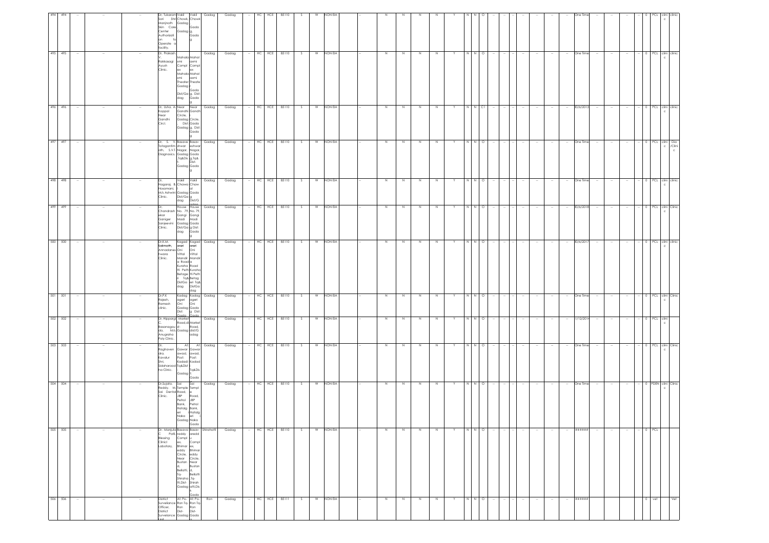| 494 | 494 | -- | -- | -- | Dr. Tukaram Sori Manjnath Skin Care Center Authorizati on to Operate a facility. | Vakil Shri Chowk, Gadag Gadag | Vakil Chowk Gadag. Gadag | Gadag | Gadag | -- | HC | HCE | 85110 | S | W | NON EIA | -- | N | N | N | N | Y | N | N | O | -- | -- | -- | -- | -- | -- | -- | One Time | -- | -- | -- | -- | 0 | PCL | clinic | clinic |
|---|---|---|---|---|---|---|---|---|---|---|---|---|---|---|---|---|---|---|---|---|---|---|---|---|---|---|---|---|---|---|---|---|---|---|---|---|---|---|---|---|---|
| 495 | 495 | -- | -- | -- | Dr. Prakash. V. Rakkasagi Ayush Clinic. | Mahala kmi Compl ex Mahala kmi Theater Gadag Dist/Ga dag | Mahal aemi Compl ex Mahal aemi Theate r Gadag, Dist Gadag | Gadag | Gadag | -- | HC | HCE | 85110 | S | W | NON EIA | -- | N | N | N | N | Y | N | N | O | -- | -- | -- | -- | -- | -- | -- | One Time | -- | -- | -- | -- | 0 | PCL | clinic | clinic |
| 496 | 496 | -- | -- | -- | Dr. Usha. A Koppal Near Gandhi Circl. | Near Gandhi Circle, Gadag Dist: Gadag | Near Gandh Circle, Gadag Dist. Gadag | Gadag | Gadag | -- | HC | HCE | 85110 | S | W | NON EIA | -- | N | N | N | N | Y | N | N | C1 | -- | -- | -- | -- | -- | -- | -- | 30/6/2013 | -- | -- | -- | -- | 0 | PCL | clinic | clinic |
| 497 | 497 | -- | -- | -- | Dr. S. V. Totagantim ath, S.V.T. Diagnosics. | Basave shwar Nagar, Gadag Tq&Dis t-Gadag | Basav eshwar Nagar, Gadag Tq& Dist-Gadag | Gadag | Gadag | -- | HC | HCE | 85110 | S | W | NON EIA | -- | N | N | N | N | Y | N | N | O | -- | -- | -- | -- | -- | -- | -- | One Time | -- | -- | -- | -- | 0 | PCL | clinic | Dia /Clinic |
| 498 | 498 | -- | -- | -- | Dr. Nagaraj. B. Hosamani, M/s Ashwini Clinic. | Vakil Chawa l, Gadag Dist/Ga dag | Vakil Chowk Gadag Dist/Gadag | Gadag | Gadag | -- | HC | HCE | 85110 | S | W | NON EIA | -- | N | N | N | N | Y | N | N | O | -- | -- | -- | -- | -- | -- | -- | One Time | -- | -- | -- | -- | 0 | PCL | clinic | clinic |
| 499 | 499 | -- | -- | -- | Dr. Chandrash ekar Ganiger Sanjeevini Clinic. | House No. 79, Gangi Madi Gadag Dist/Ga dag | House No. 79, Gangi Madi Gadag Dist Gadag | Gadag | Gadag | -- | HC | HCE | 85110 | S | W | NON EIA | -- | N | N | N | N | Y | N | N | O | -- | -- | -- | -- | -- | -- | -- | 30/6/2018 | -- | -- | -- | -- | 0 | PCL | clinic | Clinic |
| 500 | 500 | -- | -- | -- | Dr.K.M. Salimath, Annadanes hwara Clinic. | Kagad areri Oni Vittal Mandir a Road Kuraha tti Peth Betage ri Tq& Dist/Ga dag | Kagad areri Oni Vittal Mandir a Road Kuraha tti Peth Betag eri Tq& Dist/Ga dag | Gadag | Gadag | -- | HC | HCE | 85110 | S | W | NON EIA | -- | N | N | N | N | Y | N | N | O | -- | -- | -- | -- | -- | -- | -- | 30/6/2017 | -- | -- | -- | -- | 0 | PCL | clinic | clinic |
| 501 | 501 | -- | -- | -- | Dr.P.K Rajesh, Ramesh clinic. | Kadag ageri Oni Gadag Dist: Gada | Kadag ageri Oni Gadag Dist: Gada | Gadag | Gadag | -- | HC | HCE | 85110 | S | W | NON EIA | -- | N | N | N | N | Y | N | N | O | -- | -- | -- | -- | -- | -- | -- | One Time | -- | -- | -- | -- | 0 | PCL | clinic | Clinic |
| 502 | 502 | -- | -- | -- | Dr. Hipparagi C. Basanagou da, M/s Anugraha Poly Clinic. | Market Road, dist, Gadag | Market Road, dist/G adag | Gadag | Gadag | -- | HC | HCE | 85110 | S | W | NON EIA | -- | N | N | N | N | Y | N | N | O | -- | -- | -- | -- | -- | -- | -- | 1/12/2014 | -- | -- | -- | -- | 0 | PCL | clinic | |
| 503 | 503 | -- | -- | -- | Dr. Raghaven dra. Kavalur Shri. Sidaharood ha Clinic. | At: Gawar awad, Post: Kadadi Tq&Dist: Gadag | At: Gawar awad, Post: Kadadi Tq&Dis t: Gada | Gadag | Gadag | -- | HC | HCE | 85110 | S | W | NON EIA | -- | N | N | N | N | Y | N | N | O | -- | -- | -- | -- | -- | -- | -- | One Time | -- | -- | -- | -- | 0 | PCL | clinic | Clinic |
| 504 | 504 | -- | -- | -- | Dr.Sujata. Reddy. M/s Sai Dental Clinic. | Sai Temple Road, JBP Petrol Bank, Hatalg eri Naka Gadag | Sai Templ e Road, JBP Petrol Bank, Hatalg eri Naka Gada | Gadag | Gadag | -- | HC | HCE | 85110 | S | W | NON EIA | -- | N | N | N | N | Y | N | N | O | -- | -- | -- | -- | -- | -- | -- | One Time | -- | -- | -- | -- | 0 | PDEN | clinic | Clinic |
| 505 | 505 | -- | -- | -- | Dr. Manjula C. Patil, Blessing Clinict Labotary. | Basava raddy Compl ex, Bhimar eddy Circle, Near Bustan d, Bellatti, Tq-Shiraha tti,Dist-Gadag | Basav aredd y Compl ex, Bhimar eddy Circle, Near Bustan d, Bellatti , Tq-Shirah atti,Dis t-Gada | Shirahatti | Gadag | -- | HC | HCE | 85110 | S | W | NON EIA | -- | N | N | N | N | Y | N | N | O | -- | -- | -- | -- | -- | -- | -- | ###### | -- | -- | -- | -- | 0 | PCL | | |
| 506 | 506 | -- | -- | -- | District Surveliance Officer, District Surveliance Unit | At: Po-Ron Tq-Ron Dist-Gadag | At: Po-Ron Tq-Ron Dist-Gada | Ron | Gadag | -- | HC | HCE | 85111 | S | W | NON EIA | -- | N | N | N | N | Y | N | N | O | -- | -- | -- | -- | -- | -- | -- | ###### | -- | -- | -- | -- | 0 | vet | | Vet |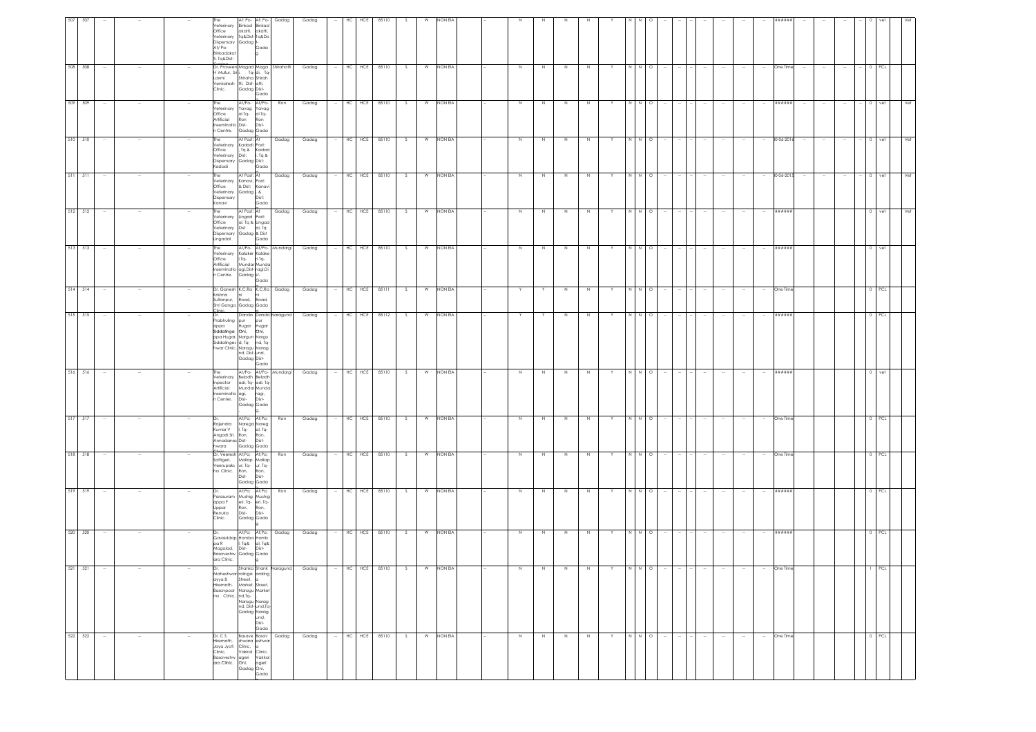| 507 | 507 | -- | -- | -- | The Veterinary Office Veterinary Dispensary At/ Po-Binkadakatti, Tq&Dist-Gadag | At: Po-Binkadakatti, Tq&Dist-Gadag | At: Po-Binkadakatti, Tq&Dist-Gadag | Gadag | Gadag | -- | HC | HCE | 85110 | S | W | NON EIA | -- | N | N | N | N | Y | N | N | O | -- | -- | -- | -- | -- | -- | -- | ###### | -- | -- | -- | -- | 0 | vet | Vet |
|---|---|---|---|---|---|---|---|---|---|---|---|---|---|---|---|---|---|---|---|---|---|---|---|---|---|---|---|---|---|---|---|---|---|---|---|---|---|---|---|---|
| 508 | 508 | -- | -- | -- | Dr. Praveen H Mullur, Sri Laxmi Venkatesh Clinic. | Magadi, Tq-Shirahatti, Dist-Gadag | Magadi, Tq-Shirahatti, Dist-Gadag | Shirahatti | Gadag | -- | HC | HCE | 85110 | S | W | NON EIA | -- | N | N | N | N | Y | N | N | O | -- | -- | -- | -- | -- | -- | -- | One Time | -- | -- | -- | -- | 0 | PCL | |
| 509 | 509 | -- | -- | -- | The Veterinary Office Artificial Inseminatio n Centre. | At/Po-Yavagal Tq-Ron Dist-Gadag | At/Po-Yavagal Tq-Ron Dist-Gadag | Ron | Gadag | -- | HC | HCE | 85110 | S | W | NON EIA | -- | N | N | N | N | Y | N | N | O | -- | -- | -- | -- | -- | -- | -- | ###### | -- | -- | -- | -- | 0 | vet | Vet |
| 510 | 510 | -- | -- | -- | The Veterinary Office Veterinary Dispensary Kadadi | At Post: Kadadi Tq & Dist: Gadag | At Post: Kadadi, Tq & Dist: Gadag | Gadag | Gadag | -- | HC | HCE | 85110 | S | W | NON EIA | -- | N | N | N | N | Y | N | N | O | -- | -- | -- | -- | -- | -- | -- | 30-06-2016 | -- | -- | -- | -- | 0 | vet | Vet |
| 511 | 511 | -- | -- | -- | The Veterinary Office Veterinary Dispensary Kanavi | At Post: Kanavi, & Dist: Gadag | At Post: Kanavi & Dist: Gadag | Gadag | Gadag | -- | HC | HCE | 85110 | S | W | NON EIA | -- | N | N | N | N | Y | N | N | O | -- | -- | -- | -- | -- | -- | -- | 30-06-2015 | -- | -- | -- | -- | 0 | vet | Vet |
| 512 | 512 | -- | -- | -- | The Veterinary Office Veterinary Dispensary Lingadal | At Post: Lingadal, Tq & Dist Gadag | At Post: Lingadal, Tq & Dist Gadag | Gadag | Gadag | -- | HC | HCE | 85110 | S | W | NON EIA | -- | N | N | N | N | Y | N | N | O | -- | -- | -- | -- | -- | -- | -- | ###### | | | | | 0 | vet | Vet |
| 513 | 513 | -- | -- | -- | The Veterinary Office Artificial Inseminatio n Centre. | At/Po-Kalakeri Tq-Mundaragi,Dist-Gadag | At/Po-Kalakeri Tq-Mundaragi,Dist-Gadag | Mundargi | Gadag | -- | HC | HCE | 85110 | S | W | NON EIA | -- | N | N | N | N | Y | N | N | O | -- | -- | -- | -- | -- | -- | -- | ###### | | | | | 0 | vet | |
| 514 | 514 | -- | -- | -- | Dr. Ganesh Krishna Sultanpur Shri Ganga Clinic. | K.C.Rani Road, Gadag | K.C.Rani Road, Gadag | Gadag | Gadag | -- | HC | HCE | 85111 | S | W | NON EIA | -- | Y | Y | N | N | Y | N | N | O | -- | -- | -- | -- | -- | -- | -- | One Time | | | | | 0 | PCL | |
| 515 | 515 | -- | -- | -- | Dr. Prabhuling appa Siddalinga ppa Hugar, Siddalinges hwar Clinic. | Dandapur Hugar Oni, Nargund, Tq-Naragund, Dist-Gadag | Dandapur Hugar Oni, Nargund, Tq-Naragund, Dist-Gadag | Naragund | Gadag | -- | HC | HCE | 85112 | S | W | NON EIA | -- | Y | Y | N | N | Y | N | N | O | -- | -- | -- | -- | -- | -- | -- | ###### | | | | | 0 | PCL | |
| 516 | 516 | -- | -- | -- | The Veterinary Inspector Artificial Inseminatio n Center. | At/Po-Beladhadi, Tq-Mundaragi, Dist-Gadag | At/Po-Beladhadi, Tq-Mundaragi, Dist-Gadag. | Mundargi | Gadag | -- | HC | HCE | 85110 | S | W | NON EIA | -- | N | N | N | N | Y | N | N | O | -- | -- | -- | -- | -- | -- | -- | ###### | | | | | 0 | vet | |
| 517 | 517 | -- | -- | -- | Dr. Rajendra Kumar V Angadi Sri. Annadanes hwara Clinic. | At:Po: Naregal, Tq-Ron, Dist-Gadag | At:Po: Naregal, Tq-Ron, Dist-Gadag | Ron | Gadag | -- | HC | HCE | 85110 | S | W | NON EIA | -- | N | N | N | N | Y | N | N | O | -- | -- | -- | -- | -- | -- | -- | One Time | | | | | 0 | PCL | |
| 518 | 518 | -- | -- | -- | Dr. Veeresh Sattigeri, Veerupaks ha Clinic. | At:Po: Mallapur, Tq-Ron, Dist-Gadag | At:Po: Mallapur, Tq-Ron, Dist-Gadag | Ron | Gadag | -- | HC | HCE | 85110 | S | W | NON EIA | -- | N | N | N | N | Y | N | N | O | -- | -- | -- | -- | -- | -- | -- | One Time | | | | | 0 | PCL | |
| 519 | 519 | -- | -- | -- | Dr. Parasuram appa F Uppar Renuka Clinic. | At:Po: Mushigeri, Tq-Ron, Dist-Gadag | At:Po: Mushigeri, Tq-Ron, Dist-Gadag | Ron | Gadag | -- | HC | HCE | 85110 | S | W | NON EIA | -- | N | N | N | N | Y | N | N | O | -- | -- | -- | -- | -- | -- | -- | ###### | | | | | 0 | PCL | |
| 520 | 520 | -- | -- | -- | Dr. Gavisiddappa R Magadad, Basaveshwara Clinic. | At:Po: Hombal, Tq& Dist-Gadag | At:Po: Hombal, Tq& Dist-Gadag | Gadag | Gadag | -- | HC | HCE | 85110 | S | W | NON EIA | -- | N | N | N | N | Y | N | N | O | -- | -- | -- | -- | -- | -- | -- | ###### | | | | | 0 | PCL | |
| 521 | 521 | -- | -- | -- | Dr. Maheshwarayya B Hiremath, Basavpoorna Clinic. | Shankaralinga Street, Market, Naragund,Tq-Naragund, Dist-Gadag | Shankaralinga Street, Market, Naragund,Tq-Naragund, Dist-Gadag | Naragund | Gadag | -- | HC | HCE | 85110 | S | W | NON EIA | -- | N | N | N | N | Y | N | N | O | -- | -- | -- | -- | -- | -- | -- | One Time | | | | | 1 | PCL | |
| 522 | 522 | -- | -- | -- | Dr. C S Hiremath, Jaya Jyoti Clinic, Basaveshwara Clinic. | Basaveshwara Clinic, Vakkalageri Oni, Gadag | Basaveshwara Clinic, Vakkalageri Oni, Gadag | Gadag | Gadag | -- | HC | HCE | 85110 | S | W | NON EIA | -- | N | N | N | N | Y | N | N | O | -- | -- | -- | -- | -- | -- | -- | One Time | | | | | 0 | PCL | |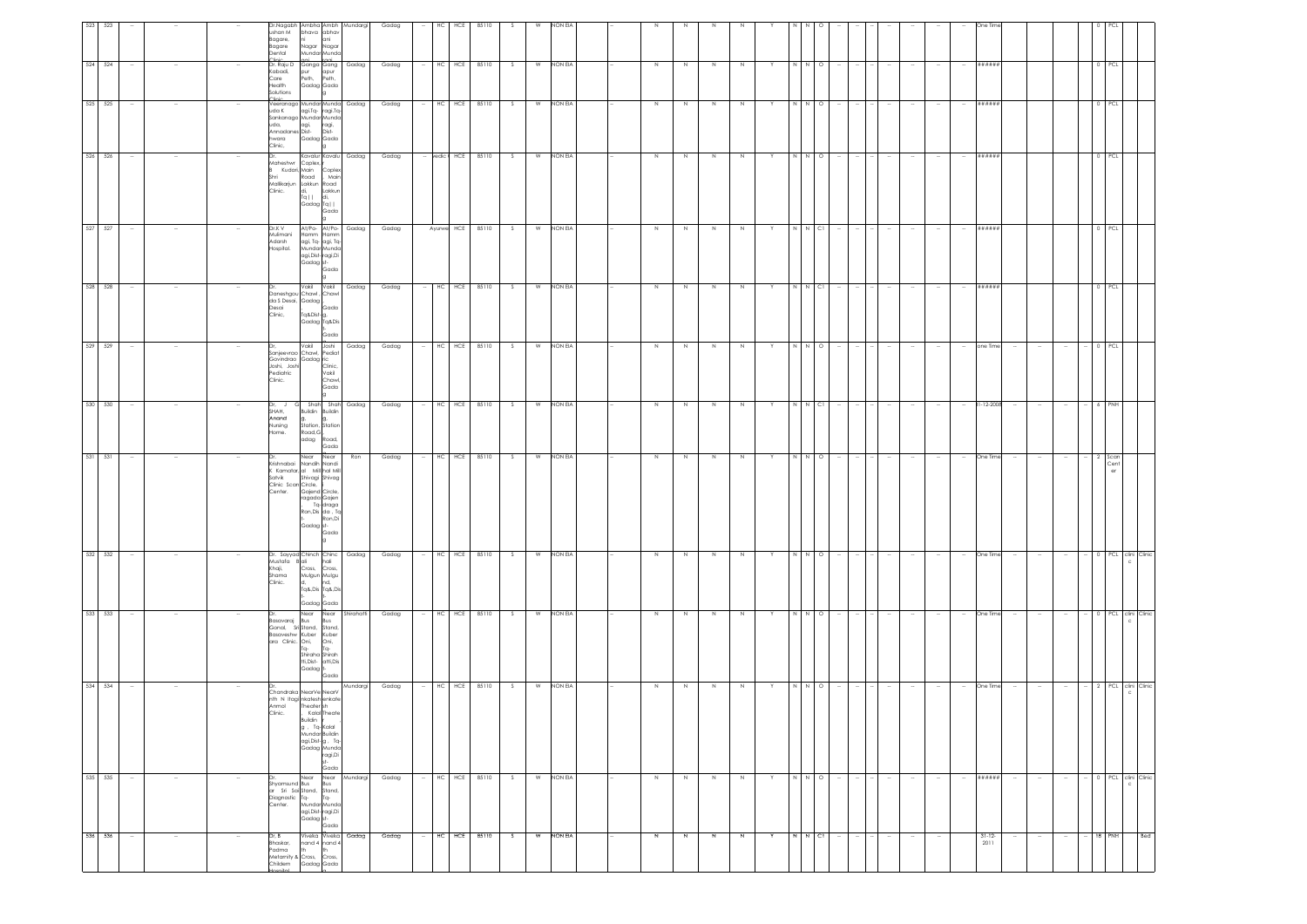| 523 | 523 | -- | -- | -- | Dr.Nagabhushan M Bagare, Bagare Dental Clinic | Ambhabhavani Nagar Mundargi | Ambhabhavani Nagar Mundargi | Mundargi | Gadag | -- | HC | HCE | 85110 | S | W | NON EIA | -- | N | N | N | N | Y | N | N | O | -- | -- | -- | -- | -- | -- | -- | One Time | | | | 0 | PCL | | |
|---|---|---|---|---|---|---|---|---|---|---|---|---|---|---|---|---|---|---|---|---|---|---|---|---|---|---|---|---|---|---|---|---|---|---|---|---|---|---|---|---|
| 524 | 524 | -- | -- | -- | Dr. Raju D Kabadi, Care Health Solutions Clinic | Gangapur Peth, Gadag | Gangapur Peth, Gadag | Gadag | Gadag | -- | HC | HCE | 85110 | S | W | NON EIA | -- | N | N | N | N | Y | N | N | O | -- | -- | -- | -- | -- | -- | -- | ###### | | | | 0 | PCL | | |
| 525 | 525 | -- | -- | -- | Veeranagouda K Sankanagouda, Annadaneshwara Clinic. | Mundaragi,Tq-Mundaragi, Dist-Gadag | Mundaragi,Tq-Mundaragi, Dist-Gadag | Gadag | Gadag | -- | HC | HCE | 85110 | S | W | NON EIA | -- | N | N | N | N | Y | N | N | O | -- | -- | -- | -- | -- | -- | -- | ###### | | | | 0 | PCL | | |
| 526 | 526 | -- | -- | -- | Dr. Maheshwar B Kudari, Shri Mallikarjun Clinic. | Kavalur Caplex, Main Road Lakkundi, Tq\|\| Gadag | Kavalur Caplex, Main Road Lakkundi, Tq\|\| Gadag | Gadag | Gadag | -- | Medical | HCE | 85110 | S | W | NON EIA | -- | N | N | N | N | Y | N | N | O | -- | -- | -- | -- | -- | -- | -- | ###### | | | | 0 | PCL | | |
| 527 | 527 | -- | -- | -- | Dr.K V Mulimani Adarsh Hospital. | At/Po-Hammagi, Tq-Mundaragi,Dist-Gadag | At/Po-Hammagi, Tq-Mundaragi,Dist-Gadag | Gadag | Gadag | | Ayurwe | HCE | 85110 | S | W | NON EIA | -- | N | N | N | N | Y | N | N | C1 | -- | -- | -- | -- | -- | -- | -- | ###### | | | | 0 | PCL | | |
| 528 | 528 | -- | -- | -- | Dr. Daneshgouda S Desai, Desai Clinic, | Vakil Chawl, Gadag Tq&Dist-Gadag | Vakil Chawl Gadag Tq&Dist-Gadag | Gadag | Gadag | -- | HC | HCE | 85110 | S | W | NON EIA | -- | N | N | N | N | Y | N | N | C1 | -- | -- | -- | -- | -- | -- | -- | ###### | | | | 0 | PCL | | |
| 529 | 529 | -- | -- | -- | Dr. Sanjeevrao Govindrao Joshi, Joshi Pediatric Clinic. | Vakil Chawl, Gadag | Joshi Pediatric Clinic, Vakil Chawl, Gadag | Gadag | Gadag | -- | HC | HCE | 85110 | S | W | NON EIA | -- | N | N | N | N | Y | N | N | O | -- | -- | -- | -- | -- | -- | -- | one Time | -- | -- | -- | 0 | PCL | | |
| 530 | 530 | -- | -- | -- | Dr. J G SHAH, Anand Nursing Home. | Shah Building Station Road,Gadag | Shah Building Station Road, Gadag | Gadag | Gadag | -- | HC | HCE | 85110 | S | W | NON EIA | -- | N | N | N | N | Y | N | N | C1 | -- | -- | -- | -- | -- | -- | -- | 1-12-2008 | -- | -- | -- | 6 | PNH | | |
| 531 | 531 | -- | -- | -- | Dr. Krishnabai K Kamatar, Satvik Clinic Scan Center. | Near Nandi Mill Shivagi Circle, Gajendragada Tq-Ron,Dist-Gadag | Near Nandihal Mill Shivagi Circle, Gajendraga da , Tq-Ron,Dist-Gadag | Ron | Gadag | -- | HC | HCE | 85110 | S | W | NON EIA | -- | N | N | N | N | Y | N | N | O | -- | -- | -- | -- | -- | -- | -- | One Time | -- | -- | -- | 2 | Scan Center | | |
| 532 | 532 | -- | -- | -- | Dr. Sayyad Mustafa Khaji, Shama Clinic. | Chinchali Cross, Mulgund, Tq&Dist-Gadag | Chinchali Cross, Mulgund, Tq&Dist-Gadag | Gadag | Gadag | -- | HC | HCE | 85110 | S | W | NON EIA | -- | N | N | N | N | Y | N | N | O | -- | -- | -- | -- | -- | -- | -- | One Time | -- | -- | -- | 0 | PCL | clinic | Clinic |
| 533 | 533 | -- | -- | -- | Dr. Basavaraj Gonal, Sri Basaveshwara Clinic. | Near Bus Stand, Kuber Oni, Tq-Shirahatti,Dist-Gadag | Near Bus Stand, Kuber Oni, Tq-Shirahatti,Dist-Gadag | Shirahatti | Gadag | -- | HC | HCE | 85110 | S | W | NON EIA | -- | N | N | N | N | Y | N | N | O | -- | -- | -- | -- | -- | -- | -- | One Time | -- | -- | -- | 0 | PCL | clinic | Clinic |
| 534 | 534 | -- | -- | -- | Dr. Chandrakanth N Itagi Anmol Clinic. | NearVenkatesh Theater Kalal Building , Tq-Mundaragi,Dist-Gadag | NearVenkatesh Theater Kalal Building , Tq-Mundaragi,Dist-Gadag | Mundargi | Gadag | -- | HC | HCE | 85110 | S | W | NON EIA | -- | N | N | N | N | Y | N | N | O | -- | -- | -- | -- | -- | -- | -- | One Time | -- | -- | -- | 2 | PCL | clinic | Clinic |
| 535 | 535 | -- | -- | -- | Dr. Shyamsundar Sri Sai Diagnostic Center. | Near Bus Stand, Tq-Mundaragi,Dist-Gadag | Near Bus Stand, Tq-Mundaragi,Dist-Gadag | Mundargi | Gadag | -- | HC | HCE | 85110 | S | W | NON EIA | -- | N | N | N | N | Y | N | N | O | -- | -- | -- | -- | -- | -- | -- | ###### | -- | -- | -- | 0 | PCL | clinic | Clinic |
| 536 | 536 | -- | -- | -- | Dr. B Bhaskar, Padma Metarnity & Childern Hospital | Vivekanand 4th Cross, Gadag | Vivekanand 4th Cross, Gadag | Gadag | Gadag | -- | HC | HCE | 85110 | S | W | NON EIA | -- | N | N | N | N | Y | N | N | C1 | -- | -- | -- | -- | -- | -- | -- | 31-12-2011 | -- | -- | -- | 18 | PNH | | Bed |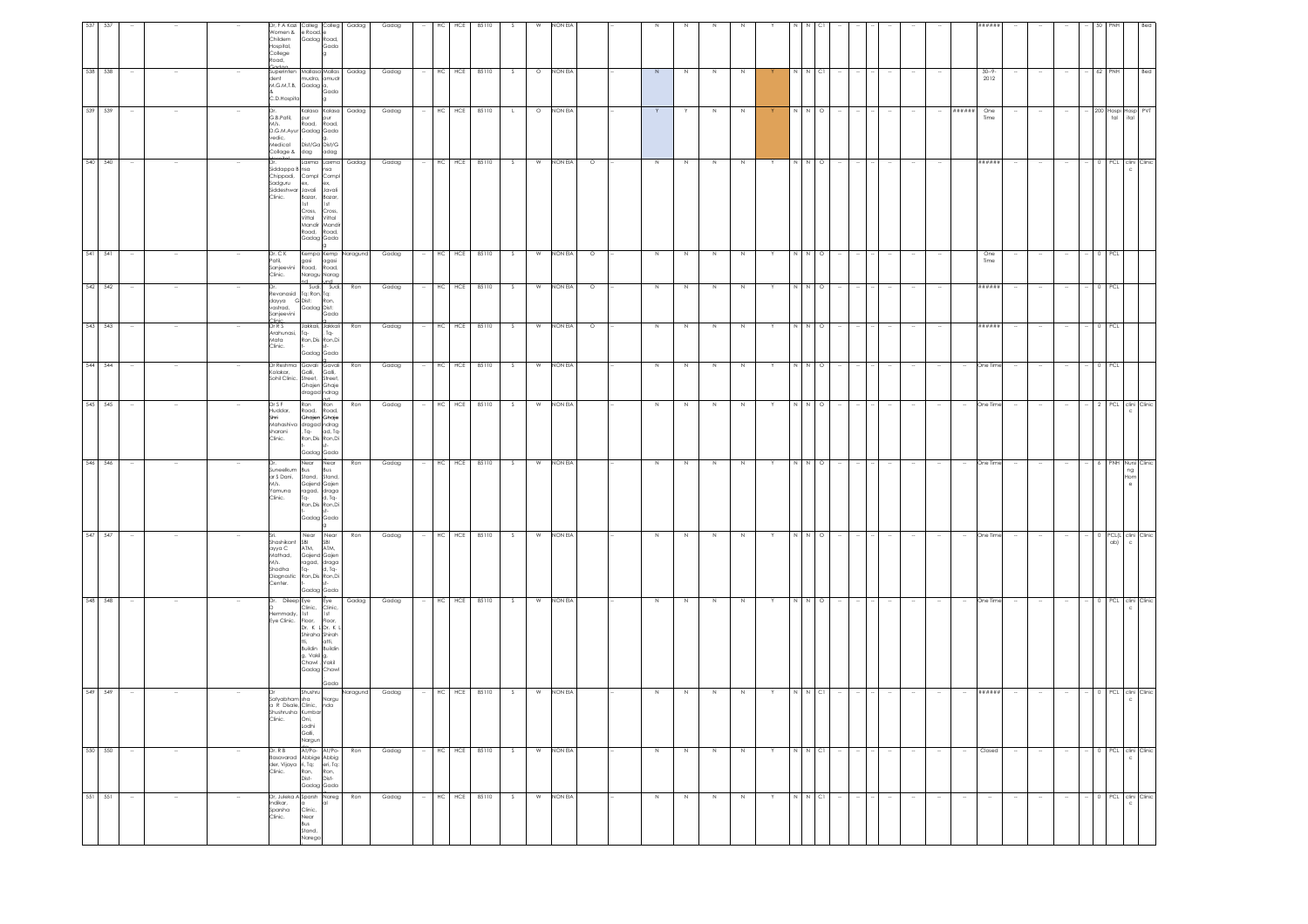| 537 | 537 | -- | -- | -- | Dr. F A Kazi Women & Children Hospital, College Road, Gadag | College Road, Gadag | College Road, Gadag | Gadag | Gadag | -- | HC | HCE | 85110 | S | W | NON EIA | | -- | N | N | N | N | Y | N | N | C1 | -- | -- | -- | -- | -- | -- | | ###### | -- | -- | -- | -- | 50 | PNH | | Bed |
|---|---|---|---|---|---|---|---|---|---|---|---|---|---|---|---|---|---|---|---|---|---|---|---|---|---|---|---|---|---|---|---|---|---|---|---|---|---|---|---|---|---|---|
| 538 | 538 | -- | -- | -- | Superintendent M.G.M.T.B. & C.D.Hospital | Mallasamudra, Gadag | Mallasamudra, Gadag | Gadag | Gadag | -- | HC | HCE | 85110 | S | O | NON EIA | | -- | N | N | N | N | Y | N | N | C1 | -- | -- | -- | -- | -- | -- | | 30-9-2012 | -- | -- | -- | -- | 62 | PNH | | Bed |
| 539 | 539 | -- | -- | -- | Dr. G.B.Patil, M/s. D.G.M.Ayurvedic Medical Collage & | Kalasapur Road, Gadag Dist/Gadag | Kalasapur Road, Gadag Dist/Gadag | Gadag | Gadag | -- | HC | HCE | 85110 | L | O | NON EIA | | -- | Y | Y | N | N | Y | N | N | O | -- | -- | -- | -- | -- | -- | ###### | One Time | -- | -- | -- | -- | 200 | Hospital | Hospital | PVT |
| 540 | 540 | -- | -- | -- | Dr. Siddappa B Chippadi, Sadguru Siddeshwar Clinic. | Laxmi Complex, Javali Bazar, 1st Cross, Vittal Mandir Road, Gadag | Laxmi Complex, Javali Bazar, 1st Cross, Vittal Mandir Road, Gadag | Gadag | Gadag | -- | HC | HCE | 85110 | S | W | NON EIA | O | -- | N | N | N | N | Y | N | N | O | -- | -- | -- | -- | -- | -- | | ###### | -- | -- | -- | -- | 0 | PCL | clinic | Clinic |
| 541 | 541 | -- | -- | -- | Dr. C K Patil, Sanjeevini Clinic. | Kempagasi Road, Naragund | Kempagasi Road, Naragund | Naragund | Gadag | -- | HC | HCE | 85110 | S | W | NON EIA | O | -- | N | N | N | N | Y | N | N | O | -- | -- | -- | -- | -- | -- | | One Time | -- | -- | -- | -- | 0 | PCL | | |
| 542 | 542 | -- | -- | -- | Dr. Revanasiddayya G vastrad, Sanjeevini Clinic | Sudi, Tq: Ron, Dist: Gadag | Sudi, Tq: Ron, Dist: Gadag | Ron | Gadag | -- | HC | HCE | 85110 | S | W | NON EIA | O | -- | N | N | N | N | Y | N | N | O | -- | -- | -- | -- | -- | -- | | ###### | -- | -- | -- | -- | 0 | PCL | | |
| 543 | 543 | -- | -- | -- | Dr R S Arahunasi, Mata Clinic. | Jakkali, Tq-Ron,Dist-Gadag | Jakkali, Tq-Ron,Dist-Gadag | Ron | Gadag | -- | HC | HCE | 85110 | S | W | NON EIA | O | -- | N | N | N | N | Y | N | N | O | -- | -- | -- | -- | -- | -- | | ###### | -- | -- | -- | -- | 0 | PCL | | |
| 544 | 544 | -- | -- | -- | Dr Reshma Kalakar, Sohil Clinic. | Gavali Galli, Street, Ghajendragad | Gavali Galli, Street, Ghajendragad | Ron | Gadag | -- | HC | HCE | 85110 | S | W | NON EIA | | -- | N | N | N | N | Y | N | N | O | -- | -- | -- | -- | -- | -- | -- | One Time | -- | -- | -- | -- | 0 | PCL | | |
| 545 | 545 | -- | -- | -- | Dr S F Hudalar, Shri Mahashivasharani Clinic. | Ron Road, Ghajendragad, Tq-Ron,Dist-Gadag | Ron Road, Ghajendragad, Tq-Ron,Dist-Gadag | Ron | Gadag | -- | HC | HCE | 85110 | S | W | NON EIA | | -- | N | N | N | N | Y | N | N | O | -- | -- | -- | -- | -- | -- | -- | One Time | -- | -- | -- | -- | 2 | PCL | clinic | Clinic |
| 546 | 546 | -- | -- | -- | Dr. Suneelkumar S Dani, M/s. Yamuna Clinic. | Near Bus Stand, Gajendragad, Tq-Ron,Dist-Gadag | Near Bus Stand, Gajendragad, Tq-Ron,Dist-Gadag | Ron | Gadag | -- | HC | HCE | 85110 | S | W | NON EIA | | -- | N | N | N | N | Y | N | N | O | -- | -- | -- | -- | -- | -- | -- | One Time | -- | -- | -- | -- | 6 | PNH | Nursing Home | Clinic |
| 547 | 547 | -- | -- | -- | Sri. Shashikant ayya C Mathad, M/s. Shodha Diagnostic Center. | Near SBI ATM, Gajendragad, Tq-Ron,Dist-Gadag | Near SBI ATM, Gajendragad, Tq-Ron,Dist-Gadag | Ron | Gadag | -- | HC | HCE | 85110 | S | W | NON EIA | | -- | N | N | N | N | Y | N | N | O | -- | -- | -- | -- | -- | -- | -- | One Time | -- | -- | -- | -- | 0 | PCL(Lab) | clinic | Clinic |
| 548 | 548 | -- | -- | -- | Dr. Deep D Hemmady, Eye Clinic. | Eye Clinic, 1st Floor, Dr. K L Shirahatti, Building, Vakil Chawl, Gadag | Eye Clinic, 1st Floor, Dr. K L Shirahatti, Building, Vakil Chawl, Gadag | Gadag | Gadag | -- | HC | HCE | 85110 | S | W | NON EIA | | -- | N | N | N | N | Y | N | N | O | -- | -- | -- | -- | -- | -- | -- | One Time | -- | -- | -- | -- | 0 | PCL | clinic | Clinic |
| 549 | 549 | -- | -- | -- | Dr. Satyabhama R Disale, Shushrusha Clinic. | Shushrusha Clinic, Kumbar Oni, Lodhi Galli, Nargund | Nargunda | Naragund | Gadag | -- | HC | HCE | 85110 | S | W | NON EIA | | -- | N | N | N | N | Y | N | N | C1 | -- | -- | -- | -- | -- | -- | -- | ###### | -- | -- | -- | -- | 0 | PCL | clinic | Clinic |
| 550 | 550 | -- | -- | -- | Dr. R B Basavaraddier, Vijaya Clinic. | At/Po-Abbigeri, Tq: Ron, Dist-Gadag | At/Po-Abbigeri, Tq: Ron, Dist-Gadag | Ron | Gadag | -- | HC | HCE | 85110 | S | W | NON EIA | | -- | N | N | N | N | Y | N | N | C1 | -- | -- | -- | -- | -- | -- | -- | Closed | -- | -- | -- | -- | 0 | PCL | clinic | Clinic |
| 551 | 551 | -- | -- | -- | Dr. Juleka A Indikar, Sparsha Clinic. | Sparsha Clinic, Near Bus Stand, Naregal | Naregal | Ron | Gadag | -- | HC | HCE | 85110 | S | W | NON EIA | | -- | N | N | N | N | Y | N | N | C1 | -- | -- | -- | -- | -- | -- | -- | -- | -- | -- | -- | -- | 0 | PCL | clinic | Clinic |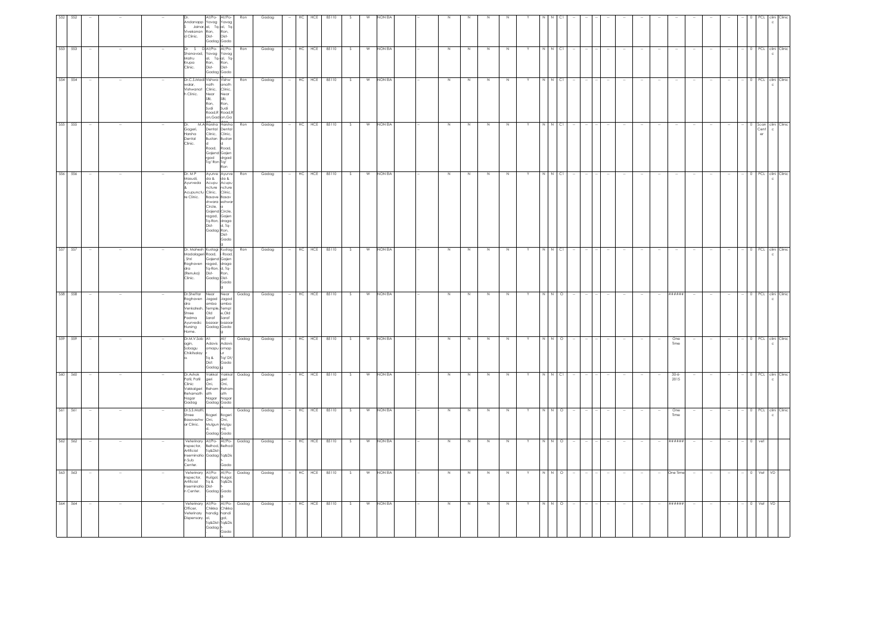| 552 | 552 | -- | -- | -- | Dr. Andanapp S Vivekanan d Clinic. | At/Po-Yavag Jainar al, Tq-Ron, Dist-Gadag | At/Po-Yavag al, Tq-Ron, Dist-Gada | Ron | Gadag | -- | HC | HCE | 85110 | S | W | NON EIA | -- | N | N | N | N | Y | N | N | C1 | -- | -- | -- | -- | -- | -- | -- | -- | -- | -- | -- | -- | -- | 0 | PCL | clinic | Clinic |
|---|---|---|---|---|---|---|---|---|---|---|---|---|---|---|---|---|---|---|---|---|---|---|---|---|---|---|---|---|---|---|---|---|---|---|---|---|---|---|---|---|---|---|
| 553 | 553 | -- | -- | -- | Dr. S D Shanavad, Matru Krupa Clinic. | At/Po-Yavag al, Tq-Ron, Dist-Gadag | At/Po-Yavag al, Tq-Ron, Dist-Gada | Ron | Gadag | -- | HC | HCE | 85110 | S | W | NON EIA | -- | N | N | N | N | Y | N | N | C1 | -- | -- | -- | -- | -- | -- | -- | -- | -- | -- | -- | -- | -- | 0 | PCL | clinic | Clinic |
| 554 | 554 | -- | -- | -- | Dr.C.S.Madi walar, Vishwanat h Clinic. | Vishwanath Clinic, Near SBI, Ron, Sudi Road,Ron,Gad | Vishwanath Clinic, Near SBI, Ron, Sudi Road,Ron,Ga | Ron | Gadag | -- | HC | HCE | 85110 | S | W | NON EIA | -- | N | N | N | N | Y | N | N | C1 | -- | -- | -- | -- | -- | -- | -- | -- | -- | -- | -- | -- | -- | 0 | PCL | clinic | Clinic |
| 555 | 555 | -- | -- | -- | Dr. M.A Gogeri, Harsha Dental Clinic. | Harsha Dental Clinic, Bustand Road, Gajendragad Tq/ Ron | Harsha Dental Clinic, Bustand Road, Gajendragad Tq/ Ron | Ron | Gadag | -- | HC | HCE | 85110 | S | W | NON EIA | -- | N | N | N | N | Y | N | N | C1 | -- | -- | -- | -- | -- | -- | -- | -- | -- | -- | -- | -- | -- | 0 | Scan Center | clinic | Clinic |
| 556 | 556 | -- | -- | -- | Dr. M P Masudi, Ayurveda & Acupuncture Clinic. | Ayurveda & Acupuncture Clinic, Basaveshwara Circle, Gajendragad, Tq-Ron, Dist-Gadag | Ayurveda & Acupuncture Clinic, Basaveshwara Circle, Gajendragad, Tq-Ron, Dist-Gada | Ron | Gadag | -- | HC | HCE | 85110 | S | W | NON EIA | -- | N | N | N | N | Y | N | N | C1 | -- | -- | -- | -- | -- | -- | -- | -- | -- | -- | -- | -- | -- | 0 | PCL | clinic | Clinic |
| 557 | 557 | -- | -- | -- | Dr. Mahesh Madalageri Shri Raghavendra (Renuka) Clinic. | Kustagi Road, Gajendragad, Tq-Ron, Dist-Gadag | Kustagi Road, Gajendragad, Tq-Ron, Dist-Gada | Ron | Gadag | -- | HC | HCE | 85110 | S | W | NON EIA | -- | N | N | N | N | Y | N | N | C1 | -- | -- | -- | -- | -- | -- | -- | -- | -- | -- | -- | -- | -- | 0 | PCL | clinic | Clinic |
| 558 | 558 | -- | -- | -- | Dr.Shettar Raghavendra Venkatesh, Shree Padma Ayurvedic Nursing Home. | Near Jagadamba Temple, Old Saraf bazaar Gadag | Near Jagadamba Temple, Old Saraf bazaar Gada | Gadag | Gadag | -- | HC | HCE | 85110 | S | W | NON EIA | -- | N | N | N | N | Y | N | N | O | -- | -- | -- | -- | -- | -- | -- | ###### | -- | -- | -- | -- | -- | 0 | PCL | clinic | Clinic |
| 559 | 559 | -- | -- | -- | Dr.M.V.Sobagin, Sobagu Chikitsalaya. | At: Adavisomapur Tq & Dist: Gadag | At/ Adavisomapur Tq/ Dt/ Gada | Gadag | Gadag | -- | HC | HCE | 85110 | S | W | NON EIA | -- | N | N | N | N | Y | N | N | O | -- | -- | -- | -- | -- | -- | -- | One Time | -- | -- | -- | -- | -- | 0 | PCL | clinic | Clinic |
| 560 | 560 | -- | -- | -- | Dr.Ashok Patil, Patil Clinic Vakkalageri Rehamath Nagar Gadag | Vakkalageri Oni, Rehamath Nagar Gadag | Vakkalageri Oni, Rehamath Nagar Gada | Gadag | Gadag | -- | HC | HCE | 85110 | S | W | NON EIA | -- | N | N | N | N | Y | N | N | C1 | -- | -- | -- | -- | -- | -- | -- | 30-6-2015 | -- | -- | -- | -- | -- | 0 | PCL | clinic | Clinic |
| 561 | 561 | -- | -- | -- | Dr.S.S.Malli, Shree Basaveshwar Clinic. | Bogeri Oni, Mulgund, Gadag | Bogeri Oni, Mulgund, Gada | Gadag | Gadag | -- | HC | HCE | 85110 | S | W | NON EIA | -- | N | N | N | N | Y | N | N | O | -- | -- | -- | -- | -- | -- | -- | One Time | -- | -- | -- | -- | -- | 0 | PCL | clinic | Clinic |
| 562 | 562 | -- | -- | -- | Veterinary Inspector, Artificial Inseminatio n Sub Center. | At/Po-Belhod, Tq&Dist-Gadag | At/Po-Belhod Tq&Dist-Gada | Gadag | Gadag | -- | HC | HCE | 85110 | S | W | NON EIA | -- | N | N | N | N | Y | N | N | O | -- | -- | -- | -- | -- | -- | -- | ###### | -- | -- | -- | -- | -- | 0 | vet | | |
| 563 | 563 | -- | -- | -- | Veterinary Inspector, Artificial Inseminatio n Center. | At/Po-Hulgol, Tq & Dist-Gadag | At/Po-Hulgol, Tq&Dist-Gada | Gadag | Gadag | -- | HC | HCE | 85110 | S | W | NON EIA | -- | N | N | N | N | Y | N | N | O | -- | -- | -- | -- | -- | -- | -- | One Time | -- | -- | -- | -- | -- | 0 | Vet | VD | |
| 564 | 564 | -- | -- | -- | Veterinary Officer, Veterinary Dispensary. | At/Po-Chikkahandigol, Tq&Dist-Gadag | At/Po-Chikkahandigol, Tq&Dist-Gada | Gadag | Gadag | -- | HC | HCE | 85110 | S | W | NON EIA | -- | N | N | N | N | Y | N | N | O | -- | -- | -- | -- | -- | -- | -- | ###### | -- | -- | -- | -- | -- | 0 | Vet | VD | |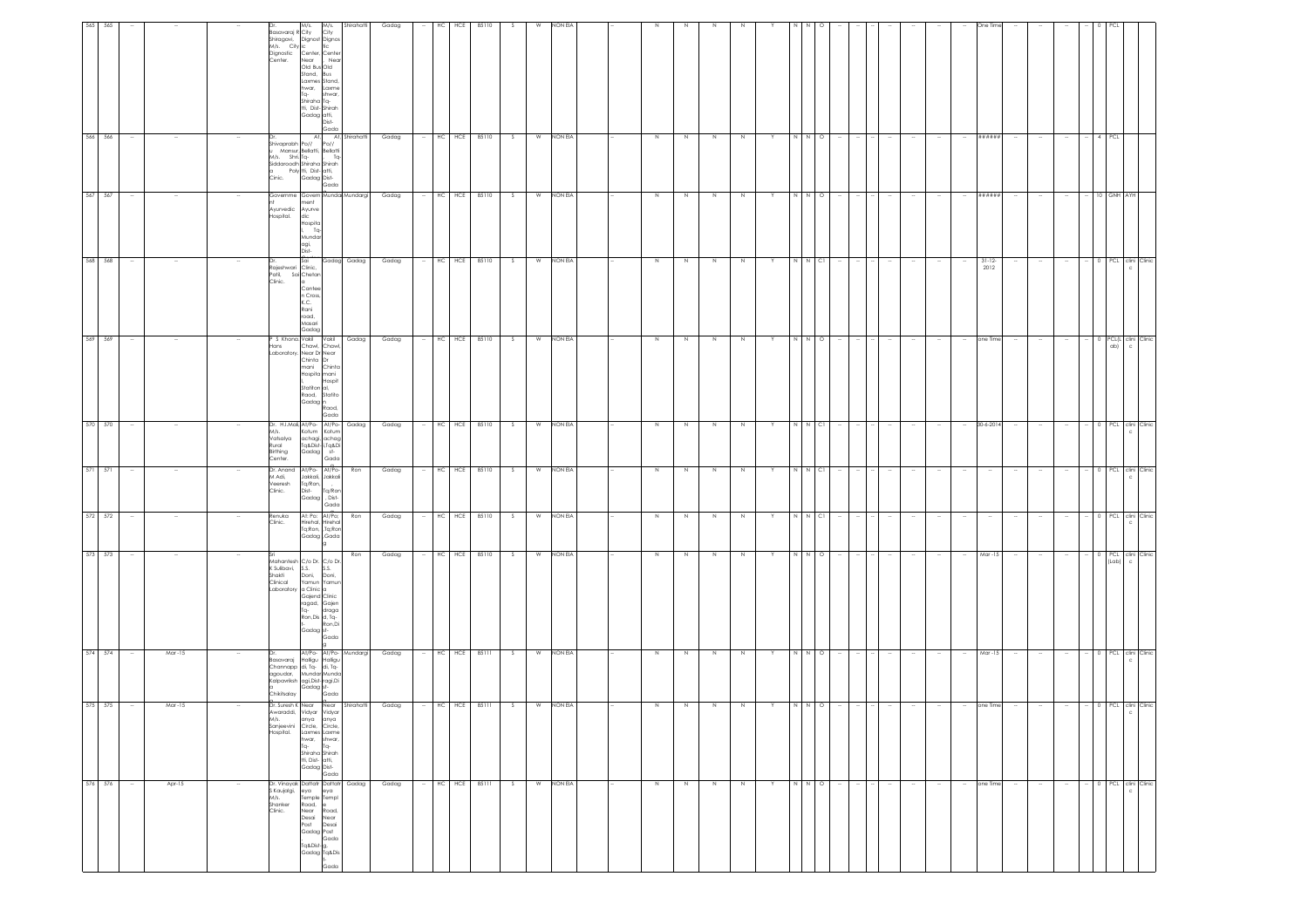| 565 | 565 | -- | -- | -- | Dr. Basavaraj R Shiragavi, M/s. City Dignostic Center. | M/s. City Dignostic Center, Near Old Bus Stand, Laxmeshwar, Tq-Shirahatti, Dist-Gadag | M/s. City Dignostic Center, Near Old Bus Stand, Laxmeshwar, Tq-Shirahatti, Dist-Gadag | Shirahatti | Gadag | -- | HC | HCE | 85110 | S | W | NON EIA | -- | N | N | N | N | Y | N | N | O | -- | -- | -- | -- | -- | -- | -- | One Time | -- | -- | -- | -- | 0 | PCL | | |
|---|---|---|---|---|---|---|---|---|---|---|---|---|---|---|---|---|---|---|---|---|---|---|---|---|---|---|---|---|---|---|---|---|---|---|---|---|---|---|---|---|---|
| 566 | 566 | -- | -- | -- | Dr. Shivaprabhu Mansur, M/s. Shri Siddaroodh a Poly Clinic. | At, Po/Bellatti, Tq-Shirahatti, Dist-Gadag | At, Po/Bellatti, Tq-Shirahatti, Dist-Gadag | Shirahatti | Gadag | -- | HC | HCE | 85110 | S | W | NON EIA | -- | N | N | N | N | Y | N | N | O | -- | -- | -- | -- | -- | -- | -- | ###### | -- | -- | -- | -- | 4 | PCL | | |
| 567 | 567 | -- | -- | -- | Government Ayurvedic Hospital. | Government Ayurvedic Hospital, Tq-Mundaragi, Dist- | | Mundargi | Gadag | -- | HC | HCE | 85110 | S | W | NON EIA | -- | N | N | N | N | Y | N | N | O | -- | -- | -- | -- | -- | -- | -- | ###### | -- | -- | -- | -- | 10 | GNH | AYH | |
| 568 | 568 | -- | -- | -- | Dr. Rajeshwari Patil, Sai Clinic. | Sai Clinic, Chetana Canteen Cross, K.C. Rani road, Masari Gadag | Gadag | Gadag | Gadag | -- | HC | HCE | 85110 | S | W | NON EIA | -- | N | N | N | N | Y | N | N | C1 | -- | -- | -- | -- | -- | -- | -- | 31-12-2012 | -- | -- | -- | -- | 0 | PCL | clinic | Clinic |
| 569 | 569 | -- | -- | -- | P. S. Khona, Hans Laboratory. | Vakil Chawl, Near Dr Chintamani Hospital, Statiton Raod, Gadag | Vakil Chawl, Near Dr Chintamani Hospital, Statiton Raod, Gada | Gadag | Gadag | -- | HC | HCE | 85110 | S | W | NON EIA | -- | N | N | N | N | Y | N | N | O | -- | -- | -- | -- | -- | -- | -- | one Time | -- | -- | -- | -- | 0 | PCL(Lab) | clinic | Clinic |
| 570 | 570 | -- | -- | -- | Dr. H.J.Mali, M/s. Vatsalya Rural Birthing Center. | At/Po-Kotumachagi, Tq&Dist-Gadag | At/Po-Kotumachagi, Tq&Dist-Gada | Gadag | Gadag | -- | HC | HCE | 85110 | S | W | NON EIA | -- | N | N | N | N | Y | N | N | C1 | -- | -- | -- | -- | -- | -- | -- | 30-6-2014 | -- | -- | -- | -- | 0 | PCL | clinic | Clinic |
| 571 | 571 | -- | -- | -- | Dr. Anand M Adi, Veeresh Clinic. | At/Po-Jakkali, Tq/Ron, Dist-Gadag | At/Po-Jakkali, Tq/Ron, Dist-Gada | Ron | Gadag | -- | HC | HCE | 85110 | S | W | NON EIA | -- | N | N | N | N | Y | N | N | C1 | -- | -- | -- | -- | -- | -- | -- | -- | -- | -- | -- | -- | 0 | PCL | clinic | Clinic |
| 572 | 572 | -- | -- | -- | Renuka Clinic. | At: Po: Hirehal Tq:Ron, Gadag | At/Po: Hirehal, Tq/Ron Gadag | Ron | Gadag | -- | HC | HCE | 85110 | S | W | NON EIA | -- | N | N | N | N | Y | N | N | C1 | -- | -- | -- | -- | -- | -- | -- | -- | -- | -- | -- | -- | 0 | PCL | clinic | Clinic |
| 573 | 573 | -- | -- | -- | Sri Mahantesh K Sulibavi, Shakti Clinical Laboratory | C/o Dr. S.S. Doni, Yamuna Clinic Gajendragad, Tq-Ron,Dist-Gadag | C/o Dr. S.S. Doni, Yamuna Clinic Gajendragad, Tq-Ron,Dist-Gada | Ron | Gadag | -- | HC | HCE | 85110 | S | W | NON EIA | -- | N | N | N | N | Y | N | N | O | -- | -- | -- | -- | -- | -- | -- | Mar-15 | -- | -- | -- | -- | 0 | PCL (Lab) | clinic | Clinic |
| 574 | 574 | -- | Mar-15 | -- | Dr. Basavaraj Channappagoudar, Kalpavriksha Chikitsalay | At/Po-Halligudi, Tq-Mundaragi,Dist-Gadag | At/Po-Halligudi, Tq-Mundaragi,Dist-Gada | Mundargi | Gadag | -- | HC | HCE | 85111 | S | W | NON EIA | -- | N | N | N | N | Y | N | N | O | -- | -- | -- | -- | -- | -- | -- | Mar-15 | -- | -- | -- | -- | 0 | PCL | clinic | Clinic |
| 575 | 575 | -- | Mar-15 | -- | Dr. Suresh K Awaraddi, M/s. Sanjeevini Hospital. | Near Vidyaranya Circle, Laxmeshwar, Tq-Shirahatti, Dist-Gadag | Near Vidyaranya Circle, Laxmeshwar, Tq-Shirahatti, Dist-Gada | Shirahatti | Gadag | -- | HC | HCE | 85111 | S | W | NON EIA | -- | N | N | N | N | Y | N | N | O | -- | -- | -- | -- | -- | -- | -- | one Time | -- | -- | -- | -- | 0 | PCL | clinic | Clinic |
| 576 | 576 | -- | Apr-15 | -- | Dr. Vinayak S Kaujalgi, M/s. Shanker Clinic. | Dattatreya Temple Road, Near Desai Post Gadag Tq&Dist-Gadag | Dattatreya Temple Road, Near Desai Post Gadag Tq&Dist-Gada | Gadag | Gadag | -- | HC | HCE | 85111 | S | W | NON EIA | -- | N | N | N | N | Y | N | N | O | -- | -- | -- | -- | -- | -- | -- | one Time | -- | -- | -- | -- | 0 | PCL | clinic | Clinic |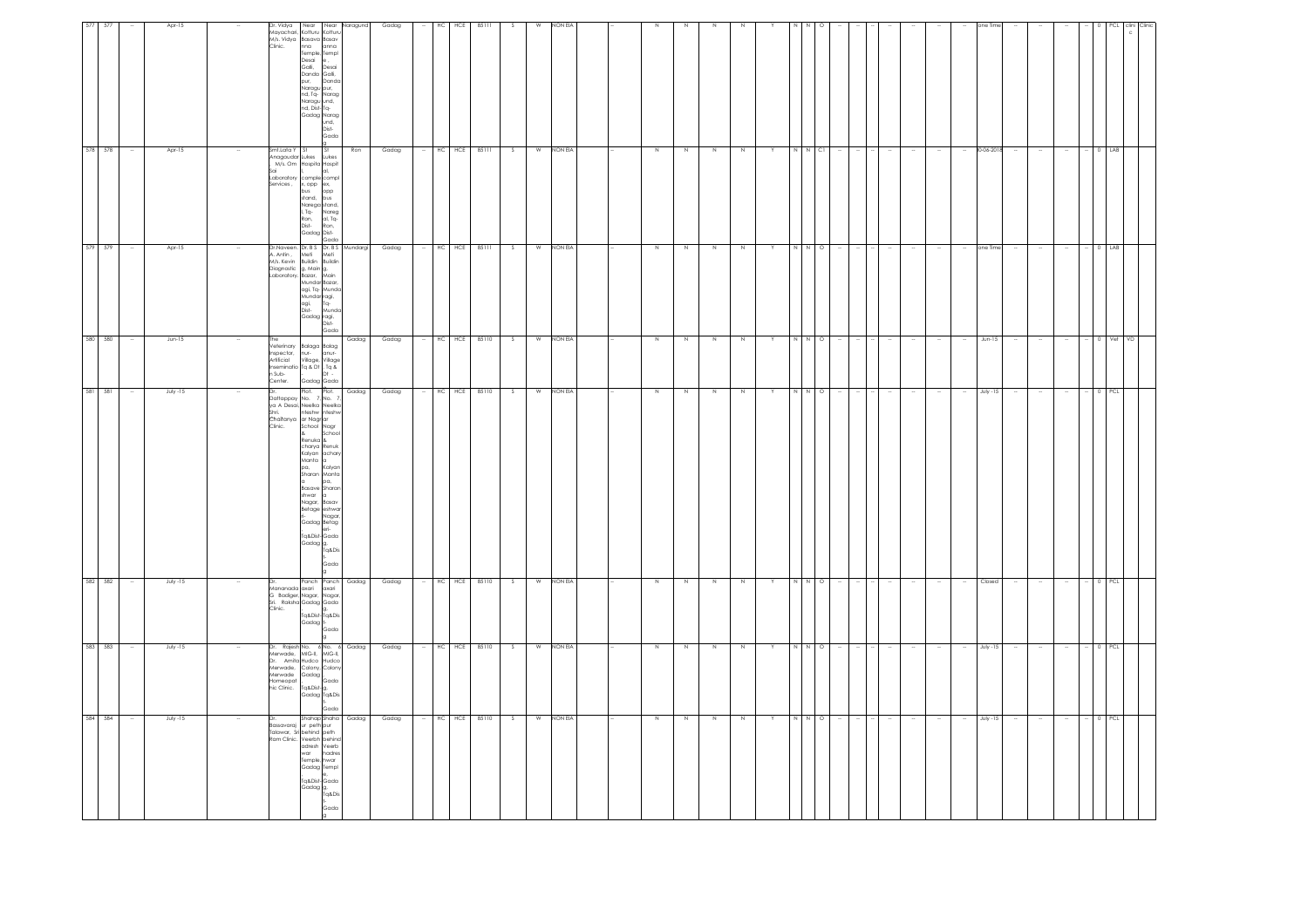| | | | | | | | | | | | | | | | | | | | | | | | | | | | | | | | | | | | | | | | | | | | | | | | |
|---|---|---|---|---|---|---|---|---|---|---|---|---|---|---|---|---|---|---|---|---|---|---|---|---|---|---|---|---|---|---|---|---|---|---|---|---|---|---|---|---|---|---|---|---|---|---|---|
| 577 | 577 | -- | Apr-15 | -- | Dr. Vidya Mayachari, M/s. Vidya Clinic. | Near Kotturu Basavanna Temple, Desai Galli, Danda pur, Naragund, Tq-Naragund, Dist-Gadag | Near Kotturu Basavanna Temple, Desai Galli, Dandapur, Naragund, Tq-Naragund, Dist-Gadag | Naragund | Gadag | -- | HC | HCE | 85111 | S | W | NON EIA | -- | N | N | N | N | Y | N | N | O | -- | -- | -- | -- | -- | -- | -- | one Time | -- | -- | -- | -- | 0 | PCL | clinic | Clinic |
| 578 | 578 | -- | Apr-15 | -- | Smt.Lata Y Anagoudar M/s. Om Sai Laboratory Services , | S1 Sukes Hospital complex, opp bus stand, Naregal, Tq-Ron, Dist-Gadag | S1 Sukes Hospital complex, opp bus stand, Naregal, Tq-Ron, Dist-Gadag | Ron | Gadag | -- | HC | HCE | 85111 | S | W | NON EIA | -- | N | N | N | N | Y | N | N | C1 | -- | -- | -- | -- | -- | -- | -- | 30-06-2018 | -- | -- | -- | -- | 0 | LAB | | |
| 579 | 579 | -- | Apr-15 | -- | Dr.Naveen. A. Antin , M/s. Kevin Diagnostic Laboratory. | Dr. B S Melli Building, Main Bazar, Mundargi, Tq-Mundargi, Dist-Gadag | Dr. B S Melli Building, Main Bazar, Mundargi, Tq-Mundargi, Dist-Gadag | Mundargi | Gadag | -- | HC | HCE | 85111 | S | W | NON EIA | -- | N | N | N | N | Y | N | N | O | -- | -- | -- | -- | -- | -- | -- | one Time | -- | -- | -- | -- | 0 | LAB | | |
| 580 | 580 | -- | Jun-15 | -- | The Veterinary Inspector, Artificial Inseminatio n Sub-Center. | Balaganur-Village, Tq & Dt - Gadag | Balaganur-Village, Tq & Dt - Gadag | Gadag | Gadag | -- | HC | HCE | 85110 | S | W | NON EIA | -- | N | N | N | N | Y | N | N | O | -- | -- | -- | -- | -- | -- | -- | Jun-15 | -- | -- | -- | -- | 0 | Vet | VD | |
| 581 | 581 | -- | July -15 | -- | Dr. Dattappaya A Desai, Shri. Chaitanya Clinic. | Plot. No. 7, Neelkanteshwar Nagar School & Renukacharya Kalyan Mantapa, Sharan Basaveshwar Nagar, Betageri-Gadag Tq&Dist-Gadag | Plot. No. 7, Neelkanteshwar Nagar School & Renukacharya Kalyan Mantapa, Sharan Basaveshwar Nagar, Betageri-Gadag Tq&Dist-Gadag | Gadag | Gadag | -- | HC | HCE | 85110 | S | W | NON EIA | -- | N | N | N | N | Y | N | N | O | -- | -- | -- | -- | -- | -- | -- | July -15 | -- | -- | -- | -- | 0 | PCL | | |
| 582 | 582 | -- | July -15 | -- | Dr. Mananada G. Badiger, Sri. Raksha Clinic. | Panchaxari Nagar, Gadag Tq&Dist-Gadag | Panchaxari Nagar, Gadag Tq&Dist-Gadag | Gadag | Gadag | -- | HC | HCE | 85110 | S | W | NON EIA | -- | N | N | N | N | Y | N | N | O | -- | -- | -- | -- | -- | -- | -- | Closed | -- | -- | -- | -- | 0 | PCL | | |
| 583 | 583 | -- | July -15 | -- | Dr. Rajesh Merwade, Dr. Amita Merwade, Merwade Homeopathic Clinic. | No. 6, MIG-II, Hudco Colony, Gadag Tq&Dist-Gadag | No. 6, MIG-II, Hudco Colony, Gadag Tq&Dist-Gadag | Gadag | Gadag | -- | HC | HCE | 85110 | S | W | NON EIA | -- | N | N | N | N | Y | N | N | O | -- | -- | -- | -- | -- | -- | -- | July -15 | -- | -- | -- | -- | 0 | PCL | | |
| 584 | 584 | -- | July -15 | -- | Dr. Bassavaraj Talawar, Sri Ram Clinic. | Shahapur peth behind Veerbhadreshwar Temple, Gadag Tq&Dist-Gadag | Shahapur peth behind Veerbhadreshwar Temple, Gadag Tq&Dist-Gadag | Gadag | Gadag | -- | HC | HCE | 85110 | S | W | NON EIA | -- | N | N | N | N | Y | N | N | O | -- | -- | -- | -- | -- | -- | -- | July -15 | -- | -- | -- | -- | 0 | PCL | | |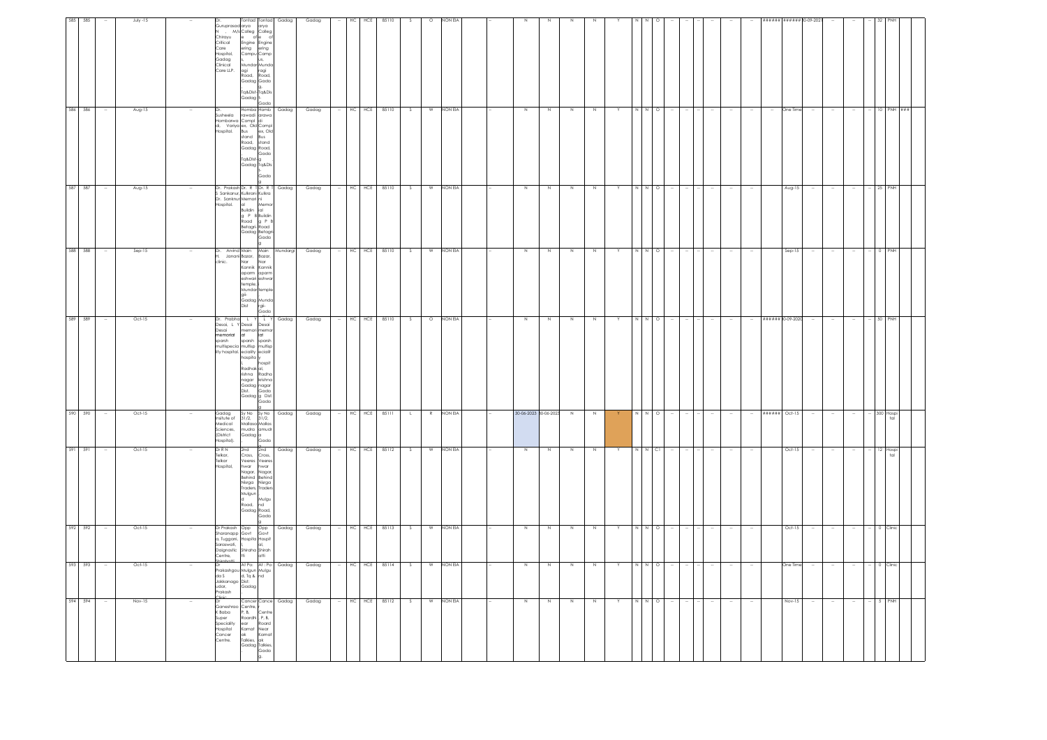| 585 | 585 | -- | July -15 | -- | Dr. Guruprasad N , M/s Chirayu Critical Care Hospital, Gadag Clinical Care LLP. | Tontadarya College of Engineering Campus, Mundaragi Road, Gadag Tq&Dist-Gadag | Tontadarya College of Engineering Campus, Mundaragi Road, Gadag Tq&Dist-Gadag | Gadag | Gadag | -- | HC | HCE | 85110 | S | O | NON EIA | -- | N | N | N | N | Y | N | N | O | -- | -- | -- | -- | -- | -- | ###### | ###### | 30-09-2021 | -- | -- | -- | 32 | PNH | |
|---|---|---|---|---|---|---|---|---|---|---|---|---|---|---|---|---|---|---|---|---|---|---|---|---|---|---|---|---|---|---|---|---|---|---|---|---|---|---|---|---|
| 586 | 586 | -- | Aug-15 | -- | Dr. Susheela Hombarwadi. Variya Hospital. | Hombarawadi Complex, Old Bus stand Road, Gadag Tq&Dist-Gadag | Hombarawadi Complex, Old Bus stand Road, Gadag Tq&Dist-Gadag | Gadag | Gadag | -- | HC | HCE | 85110 | S | W | NON EIA | -- | N | N | N | N | Y | N | N | O | -- | -- | -- | -- | -- | -- | -- | One Time | -- | -- | -- | -- | 10 | PNH | ### |
| 587 | 587 | -- | Aug-15 | -- | Dr. Prakash S Sankanur, Dr. Sankanur Hospital. | Dr. R T Kulkarni Memorial Buildin g P B Road Betageri Gadag | Dr. R T Kulkarni Memorial Buildin g P B Road Betageri Gadag | Gadag | Gadag | -- | HC | HCE | 85110 | S | W | NON EIA | -- | N | N | N | N | Y | N | N | O | -- | -- | -- | -- | -- | -- | | Aug-15 | -- | -- | -- | -- | 25 | PNH | |
| 588 | 588 | -- | Sep-15 | -- | Dr. Arvind H. Janani clinic. | Main Bazar, Nar Kannik aparm eshwar temple, Mundargi-Gadag Dist | Main Bazar, Nar Kannik aparm eshwar temple Mundargi-Gadag | Mundargi | Gadag | -- | HC | HCE | 85110 | S | W | NON EIA | -- | N | N | N | N | Y | N | N | O | -- | -- | -- | -- | -- | -- | | Sep-15 | -- | -- | -- | -- | 0 | PNH | |
| 589 | 589 | -- | Oct-15 | -- | Dr. Prabha Desai, L Y Desai memorial sparsh multispeciality hospital. | L Y Desai memorial sparsh multispeciality hospital, Radhakrishna nagar Gadag Dist. Gadag | L Y Desai memorial sparsh multispeciality hospital, Radhakrishna nagar Gadag Dist. Gadag | Gadag | Gadag | -- | HC | HCE | 85110 | S | O | NON EIA | -- | N | N | N | N | Y | N | N | O | -- | -- | -- | -- | -- | -- | ###### | 30-09-2020 | -- | -- | -- | -- | 50 | PNH | |
| 590 | 590 | -- | Oct-15 | -- | Gadag Institute of Medical Sciences, (District Hospital). | Sy No 31/2, Mallasamudra Gadag | Sy No 31/2, Mallasamudra Gadag | Gadag | Gadag | -- | HC | HCE | 85111 | L | R | NON EIA | -- | 30-06-2023 | 30-06-2023 | N | N | Y | N | N | O | -- | -- | -- | -- | -- | -- | ###### | Oct-15 | -- | -- | -- | -- | 300 | Hospital | |
| 591 | 591 | -- | Oct-15 | -- | Dr.R N Telkar, Telkar Hospital. | 2nd Cross, Veereshwar Nagar, Behind Niraga Traders, Mulgund Road, Gadag | 2nd Cross, Veereshwar Nagar, Behind Niraga Traders Mulgund Road, Gadag | Gadag | Gadag | -- | HC | HCE | 85112 | S | W | NON EIA | -- | N | N | N | N | Y | N | N | C1 | -- | -- | -- | -- | -- | -- | | Oct-15 | -- | -- | -- | -- | 12 | Hospital | |
| 592 | 592 | -- | Oct-15 | -- | Dr.Prakash Sharanappa Tuggani, Saraswati Daignostic Centre, Shirahatti | Opp Govt Hospital, Shirahatti | Opp Govt Hospital, Shirahatti | Gadag | Gadag | -- | HC | HCE | 85113 | S | W | NON EIA | -- | N | N | N | N | Y | N | N | O | -- | -- | -- | -- | -- | -- | | Oct-15 | -- | -- | -- | -- | 0 | Clinic | |
| 593 | 593 | -- | Oct-15 | -- | Dr. Prakashgouda S Jakkanagoudar, Prakash Clinic | At Po: Mulgund, Tq & Dist: Gadag | At ; Po; Mulgund | Gadag | Gadag | -- | HC | HCE | 85114 | S | W | NON EIA | -- | N | N | N | N | Y | N | N | O | -- | -- | -- | -- | -- | -- | | One Time | -- | -- | -- | -- | 0 | Clinic | |
| 594 | 594 | -- | Nov-15 | -- | Dr. Ganeshrao K Baba Super Speciality Hospital Cancer Centre. | Cancer Centre, P. B. Road Near Kamat ak Talkies, Gadag | Cancer Centre, P. B. Road Near Kamat ak Talkies, Gadag | Gadag | Gadag | -- | HC | HCE | 85112 | S | W | NON EIA | -- | N | N | N | N | Y | N | N | O | -- | -- | -- | -- | -- | -- | | Nov-15 | -- | -- | -- | -- | 5 | PNH | |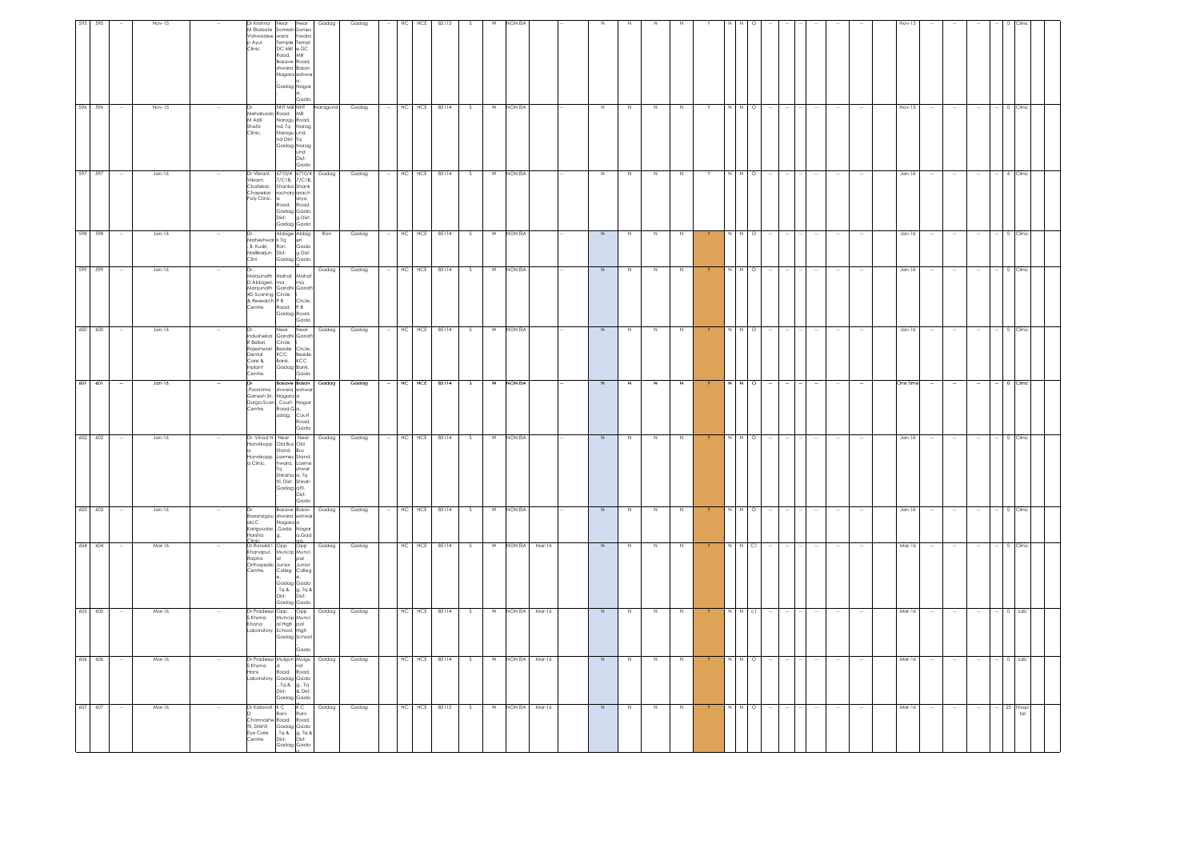| 595 | 595 | -- | Nov-15 | -- | Dr Krishna M Biabole Vishwadee pa Ayur Clinic. | Near Somesh wara Temple DC Mill Road, Basave shwara Nagara Gadag | Near Someshwara Temple DC Mill Road, Basaveshwara Nagara, Gadag | Gadag | Gadag | -- | HC | HCE | 85113 | S | W | NON EIA | | -- | N | N | N | N | Y | N | N | O | -- | -- | -- | -- | -- | -- | Nov-15 | -- | -- | -- | -- | 0 | Clinic |
|---|---|---|---|---|---|---|---|---|---|---|---|---|---|---|---|---|---|---|---|---|---|---|---|---|---|---|---|---|---|---|---|---|---|---|---|---|---|---|---|
| 596 | 596 | -- | Nov-15 | -- | Dr Mehaboob M Adli Shafa Clinic, | NH1 Mill Road, Naragund, Tq Naragund Dist: Gadag | NH1 Mill Road, Naragund, Tq Naragund Dist: Gadag | Naragund | Gadag | -- | HC | HCE | 85114 | S | W | NON EIA | | -- | N | N | N | N | Y | N | N | O | -- | -- | -- | -- | -- | -- | Nov-15 | -- | -- | -- | -- | 0 | Clinic |
| 597 | 597 | -- | Jan-16 | -- | Dr Vikrant, Vikram, Chafekar, Chapekar Poly Clinic. | 6710/4 7/C18, Shankaracharya Road, Gadag Dist: Gadag | 6710/4 7/C18, Shankaracharya Road, Gadag Dist: Gadag | Gadag | Gadag | -- | HC | HCE | 85114 | S | W | NON EIA | | -- | N | N | N | N | Y | N | N | O | -- | -- | -- | -- | -- | -- | Jan-16 | -- | -- | -- | -- | 6 | Clinic |
| 598 | 598 | -- | Jan-16 | -- | Dr. Maheshwar B. Kudri, Mallikarjun Clini | Abbigeri Tq: Ron, Dist: Gadag | Abbigeri Gadag Dist: Gadag | Ron | Gadag | -- | HC | HCE | 85114 | S | W | NON EIA | | -- | N | N | N | N | Y | N | N | O | -- | -- | -- | -- | -- | -- | Jan-16 | -- | -- | -- | -- | 0 | Clinic |
| 599 | 599 | -- | Jan-16 | -- | Dr. Manjunath D Abbigeri, Manjunath 4D Scaning & Research Centre. | Mahatma Gandhi Circle, P B Road, Gadag | Mahatma Gandhi Circle, P B Road, Gadag | Gadag | Gadag | -- | HC | HCE | 85114 | S | W | NON EIA | | -- | N | N | N | N | Y | N | N | O | -- | -- | -- | -- | -- | -- | Jan-16 | -- | -- | -- | -- | 0 | Clinic |
| 600 | 600 | -- | Jan-16 | -- | Dr. Indushekar R Bellari, Rajeshwari Dental Care & Implant Centre. | Near Gandhi Circle, Beside KCC Bank, Gadag | Near Gandhi Circle, Beside KCC Bank, Gadag | Gadag | Gadag | -- | HC | HCE | 85114 | S | W | NON EIA | | -- | N | N | N | N | Y | N | N | O | -- | -- | -- | -- | -- | -- | Jan-16 | -- | -- | -- | -- | 0 | Clinic |
| **601** | **601** | **--** | **Jan-16** | **--** | **Dr. Poornima Ganesh Sri. Durga Scan Centre.** | **Basaveshwara Nagara Court Road,Gadag.** | **Basaveshwara Nagara, Court Road, Gadag** | **Gadag** | **Gadag** | **--** | **HC** | **HCE** | **85114** | **S** | **W** | **NON EIA** | | **--** | **N** | **N** | **N** | **N** | **Y** | **N** | **N** | **O** | **--** | **--** | **--** | **--** | **--** | **--** | **One Time** | **--** | **--** | **--** | **--** | **0** | **Clinic** |
| 602 | 602 | -- | Jan-16 | -- | Dr .Vinod N Honnikoppa, Honnikoppa Clinic. | Near Old Bus Stand, Laxmeshwara, Tq Shirahatti, Dist: Gadag | Near Old Bus Stand, Laxmeshwara, Tq Shirahatti, Dist: Gadag | Gadag | Gadag | -- | HC | HCE | 85114 | S | W | NON EIA | | -- | N | N | N | N | Y | N | N | O | -- | -- | -- | -- | -- | -- | Jan-16 | -- | -- | -- | -- | 0 | Clinic |
| 603 | 603 | -- | Jan-16 | -- | Dr Basanagouda C Karigoudar, Harsha Clinic | Basaveshwara Nagara ,Gadag. | Basaveshwara Nagara,Gadag | Gadag | Gadag | -- | HC | HCE | 85114 | S | W | NON EIA | | -- | N | N | N | N | Y | N | N | O | -- | -- | -- | -- | -- | -- | Jan-16 | -- | -- | -- | -- | 0 | Clinic |
| 604 | 604 | -- | Mar-16 | -- | Dr Ronald I Khanapur, Rapha Orthopedic Centre. | Opp Muncipal Junior College, Gadag , Tq & Dist: Gadag | Opp Muncipal Junior College, Gadag, Tq & Dist: Gadag | Gadag | Gadag | | HC | HCE | 85114 | S | W | NON EIA | Mar-16 | | N | N | N | N | Y | N | N | C1 | -- | -- | -- | -- | -- | -- | Mar-16 | -- | -- | -- | -- | 0 | Clinic |
| 605 | 605 | -- | Mar-16 | -- | Dr Pradeep S Khona Khona Laboratory. | Opp Muncipal High School, Gadag | Opp Muncipal High School Gadag | Gadag | Gadag | | HC | HCE | 85114 | S | W | NON EIA | Mar-16 | | N | N | N | N | Y | N | N | c1 | -- | -- | -- | -- | -- | -- | Mar-16 | -- | -- | -- | -- | 0 | Lab |
| 606 | 606 | -- | Mar-16 | -- | Dr Pradeep S Khona Hans Laboratory. | Mulgund Road, Gadag , Tq & Dist: Gadag | Mulgund Road, Gadag, Tq & Dist: Gadag | Gadag | Gadag | | HC | HCE | 85114 | S | W | NON EIA | Mar-16 | | N | N | N | N | Y | N | N | O | -- | -- | -- | -- | -- | -- | Mar-16 | -- | -- | -- | -- | 0 | Lab |
| 607 | 607 | -- | Mar-16 | -- | Dr Kalavati D Channashetti, Drishti Eye Care Centre. | K C Rani Road, Gadag , Tq & Dist: Gadag | K C Rani Road, Gadag, Tq & Dist: Gadag | Gadag | Gadag | | HC | HCE | 85115 | S | W | NON EIA | Mar-16 | | N | N | N | N | Y | N | N | O | -- | -- | -- | -- | -- | -- | Mar-16 | -- | -- | -- | -- | 25 | Hospital |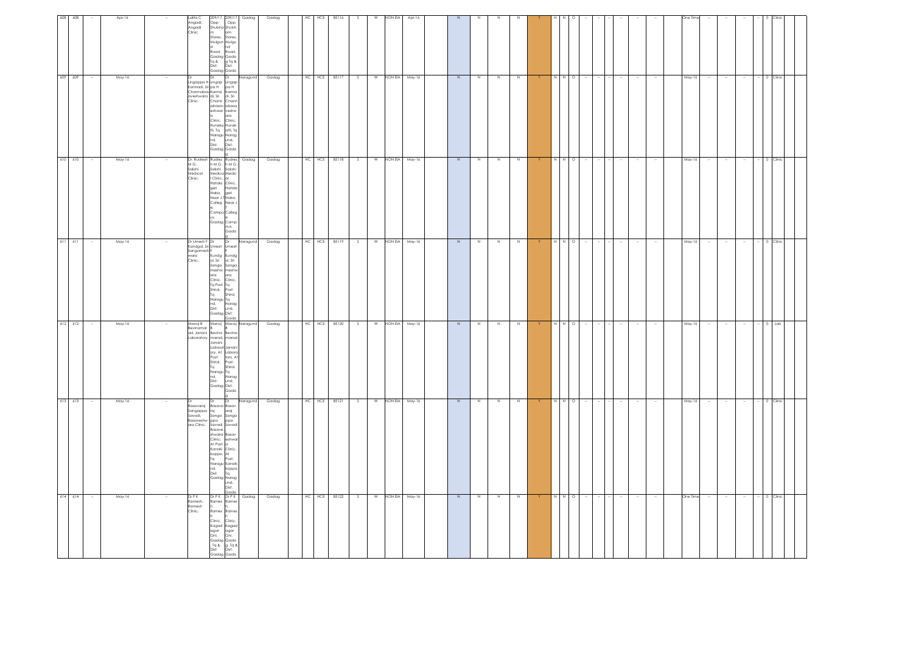| | | | | | | | | | | | | | | | | | | | | | | | | | | | | | | | | | | | | | | | | | | | | |
|---|---|---|---|---|---|---|---|---|---|---|---|---|---|---|---|---|---|---|---|---|---|---|---|---|---|---|---|---|---|---|---|---|---|---|---|---|---|---|---|---|---|---|---|---|
| 608 | 608 | -- | Apr-16 | -- | Lalita C Angadi, Angadi Clinic, | 209/17, Opp Shubham Stores, Mulgund Road, Gadag Tq & Dist: Gadag | 209/17, Opp Shubham Stores, Mulgund Road, Gadag Tq & Dist: Gadag | Gadag | Gadag | HC | HCE | 85116 | S | W | NON EIA | Apr-16 | N | N | N | N | Y | N | N | O | -- | -- | -- | -- | -- | -- | One Time | -- | -- | -- | -- | 0 | Clinic | | | | | | | |
| 609 | 609 | -- | May-16 | -- | Dr Lingappa H Karmadi, Sri Channabasaveshwara Clinic, | Dr Lingappa H Karmadi, Sri Channabasaveshwar a Clinic, Hunsikatti, Tq Naragund, Dist: Gadag | Dr Lingappa H Karmadi, Sri Channabasaveshwara Clinic, Hunsikatti, Tq Naragund, Dist: Gadag | Naragund | Gadag | HC | HCE | 85117 | S | W | NON EIA | May-16 | N | N | N | N | Y | N | N | O | -- | -- | -- | -- | -- | -- | May-16 | -- | -- | -- | -- | 0 | Clinic | | | | | | | |
| 610 | 610 | -- | May-16 | -- | Dr. Rudresh M G., Sakshi Medical Clinic, | Dr. Rudresh M G., Sakshi Medical Clinic, Hatalageri Naka, Near J T College Campus, Gadag | Dr. Rudresh M G., Sakshi Medical Clinic, Hatalageri Naka, Near J T College Campus, Gadag | Gadag | Gadag | HC | HCE | 85118 | S | W | NON EIA | May-16 | N | N | N | N | Y | N | N | O | -- | -- | -- | -- | -- | -- | May-16 | -- | -- | -- | -- | 0 | Clinic | | | | | | | |
| 611 | 611 | -- | May-16 | -- | Dr Umesh F Kundgol, Sri Sangameshwara Clinic, | Dr Umesh F Kundgol, Sri Sangameshwara Clinic, Tq Post: Shirol, Tq Naragund, Dist: Gadag | Dr Umesh F Kundgol, Sri Sangameshwara Clinic, Tq Post: Shirol, Tq Naragund, Dist: Gadag | Naragund | Gadag | HC | HCE | 85119 | S | W | NON EIA | May-16 | N | N | N | N | Y | N | N | O | -- | -- | -- | -- | -- | -- | May-16 | -- | -- | -- | -- | 0 | Clinic | | | | | | | |
| 612 | 612 | -- | May-16 | -- | Manoj B Bevinamarad, Janani Laboratory, | Manoj B Bevinamarad, Janani Laboratory, At Post: Shirol, Tq Naragund, Dist: Gadag | Manoj B Bevinamarad, Janani Laboratory, At Post: Shirol, Tq Naragund, Dist: Gadag | Naragund | Gadag | HC | HCE | 85120 | S | W | NON EIA | May-16 | N | N | N | N | Y | N | N | O | -- | -- | -- | -- | -- | -- | May-16 | -- | -- | -- | -- | 0 | Lab | | | | | | | |
| 613 | 613 | -- | May-16 | -- | Dr Basavaraj Sangappa Savadi, Basaveshwara Clinic, | Dr Basavaraj Sangappa Savadi, Basaveshwara Clinic, At Post: Konakikoppa, Tq Naragund, Dist: Gadag | Dr Basavaraj Sangappa Savadi, Basaveshwara Clinic, At Post: Konakikoppa, Tq Naragund, Dist: Gadag | Naragund | Gadag | HC | HCE | 85121 | S | W | NON EIA | May-16 | N | N | N | N | Y | N | N | O | -- | -- | -- | -- | -- | -- | May-16 | -- | -- | -- | -- | 0 | Clinic | | | | | | | |
| 614 | 614 | -- | May-16 | -- | Dr P K Ramesh, Ramesh Clinic, | Dr P K Ramesh, Ramesh Clinic, Kagadagar Oni, Gadag Tq & Dist: Gadag | Dr P K Ramesh, Ramesh Clinic, Kagadagar Oni, Gadag Tq & Dist: Gadag | Gadag | Gadag | HC | HCE | 85122 | S | W | NON EIA | May-16 | N | N | N | N | Y | N | N | O | -- | -- | -- | -- | -- | -- | One Time | -- | -- | -- | -- | 0 | Clinic | | | | | | | |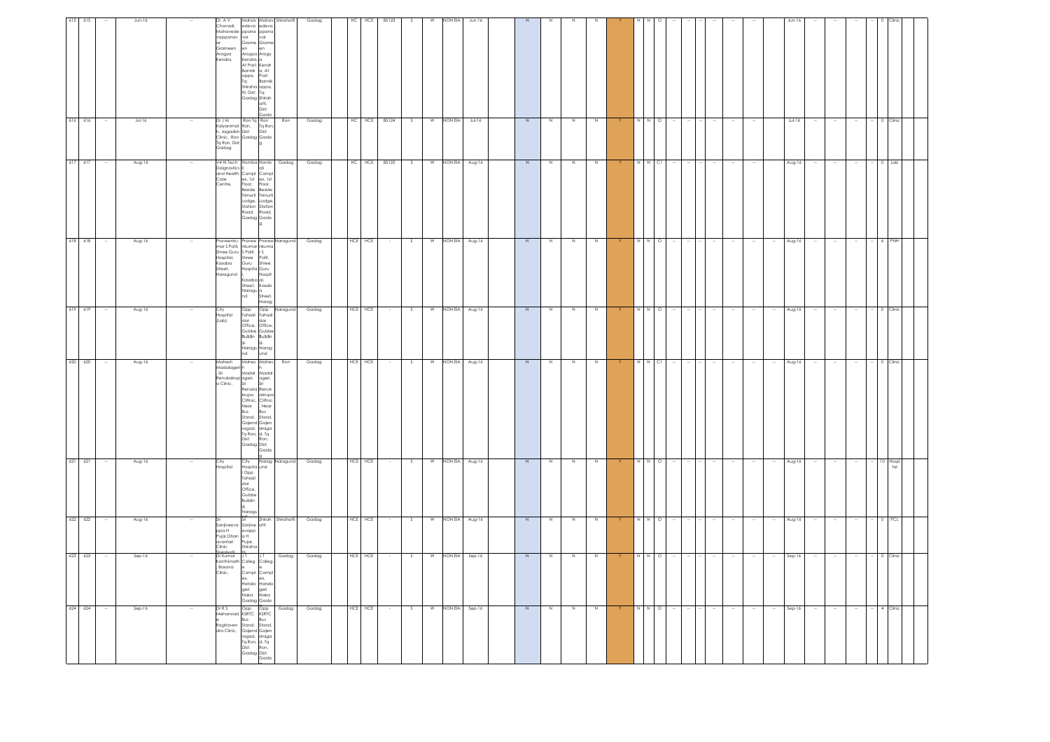| 615 | 615 | -- | Jun-16 | -- | Dr. A V Chavadi, Mahavede vappanav ar Grameen Arogya Kendra. | Mahavedeva appanavar Grameen Arogya Kendra, At Post: Bannikappa, Tq: Shirahatti, Dist: Gadag | Mahavedeva appanavar Grameen Arogya Kendra, At Post: Bannikappa, Tq: Shirahatti, Dist: Gada | Shirahatti | Gadag | HC | HCE | 85123 | S | W | NON EIA | Jun-16 | N | N | N | N | Y | N | N | O | -- | -- | -- | -- | -- | -- | Jun-16 | -- | -- | -- | -- | 0 | Clinic |
|---|---|---|---|---|---|---|---|---|---|---|---|---|---|---|---|---|---|---|---|---|---|---|---|---|---|---|---|---|---|---|---|---|---|---|---|---|---|---|
| 616 | 616 | -- | Jul-16 | -- | Dr J M Kalyanimath, Jagadish Clinic, Ron Tq Ron, Dist: Gadag | Ron Tq Ron, Dist: Gadag | Ron Tq Ron, Dist: Gada | Ron | Gadag | HC | HCE | 85124 | S | W | NON EIA | Jul-16 | N | N | N | N | Y | N | N | O | -- | -- | -- | -- | -- | -- | Jul-16 | -- | -- | -- | -- | 0 | Clinic |
| 617 | 617 | -- | Aug-16 | -- | Y4 Hi Tech Daignastics and Health Care Centre, | Hombali Complex, 1st Floor, Beside Trimurti Lodge, Station Road, Gadag | Hombali Complex, 1st Floor, Beside Trimurti Lodge, Station Road, Gada | Gadag | Gadag | HC | HCE | 85125 | S | W | NON EIA | Aug-16 | N | N | N | N | Y | N | N | C1 | -- | -- | -- | -- | -- | -- | Aug-16 | -- | -- | -- | -- | 0 | Lab |
| 618 | 618 | -- | Aug-16 | -- | Praveenkumar S Patil, Shree Guru Hospital, Kasaba Street, Naragund | Praveenkumar S Patil, Shree Guru Hospital, Kasaba Street, Naragund | Praveenkumar S Patil, Shree Guru Hospital, Kasaba Street, Narag | Naragund | Gadag | HCE | HCE | - | S | W | NON EIA | Aug-16 | N | N | N | N | Y | N | N | O | -- | -- | -- | -- | -- | -- | Aug-16 | -- | -- | -- | -- | 6 | PNH |
| 619 | 619 | -- | Aug-16 | -- | City Hospital (Lab) | Opp Tahasildar Office, Gubbe Buildin g, Naragund | Opp Tahasildar Office, Gubbe Buildin g, Naragund | Naragund | Gadag | HCE | HCE | - | S | W | NON EIA | Aug-16 | N | N | N | N | Y | N | N | O | -- | -- | -- | -- | -- | -- | Aug-16 | -- | -- | -- | -- | 0 | Clinic |
| 620 | 620 | -- | Aug-16 | -- | Mahesh Madalageri h, Sri Renukakrupa Clinic, | Mahesh Madalageri, Sri Renukakrupa Clinic, Near Bus Stand, Gajendragad, Tq Ron, Dist: Gadag | Mahesh Madalageri, Sri Renukakrupa Clinic, Near Bus Stand, Gajendragad, Tq Ron, Dist: Gada | Ron | Gadag | HCE | HCE | - | S | W | NON EIA | Aug-16 | N | N | N | N | Y | N | N | C1 | -- | -- | -- | -- | -- | -- | Aug-16 | -- | -- | -- | -- | 0 | Clinic |
| 621 | 621 | -- | Aug-16 | -- | City Hospital | City Hospital Opp Tahasildar Office, Gubbe Buildin g, Naragu | Naragund | Naragund | Gadag | HCE | HCE | - | S | W | NON EIA | Aug-16 | N | N | N | N | Y | N | N | O | -- | -- | -- | -- | -- | -- | Aug-16 | -- | -- | -- | -- | 10 | Hospital |
| 622 | 622 | -- | Aug-16 | -- | Sri Sanjiveeva ppa H Pujar,Dhan avantari Clinic Shirahatti | Sri Sanjiveevappa H Pujar, Shiraha tti | Shirahatti | Shirahatti | Gadag | HCE | HCE | - | S | W | NON EIA | Aug-16 | N | N | N | N | Y | N | N | O | -- | -- | -- | -- | -- | -- | Aug-16 | -- | -- | -- | -- | 0 | PCL |
| 623 | 623 | -- | Sep-16 | -- | Dr Kumar Kanthimath, Basava Clinic, | J T College Complex, Hatalageri Naka Gadag | J T College Complex, Hatalageri Naka Gada | Gadag | Gadag | HCE | HCE | - | S | W | NON EIA | Sep-16 | N | N | N | N | Y | N | N | O | -- | -- | -- | -- | -- | -- | Sep-16 | -- | -- | -- | -- | 0 | Clinic |
| 624 | 624 | -- | Sep-16 | -- | Dr R S Meharwade, Raghavendra Clinic, | Opp KSRTC Bus Stand, Gajendragad, Tq Ron, Dist: Gadag | Opp KSRTC Bus Stand, Gajendragad, Tq Ron, Dist: Gada | Gadag | Gadag | HCE | HCE | - | S | W | NON EIA | Sep-16 | N | N | N | N | Y | N | N | O | -- | -- | -- | -- | -- | -- | Sep-16 | -- | -- | -- | -- | 4 | Clinic |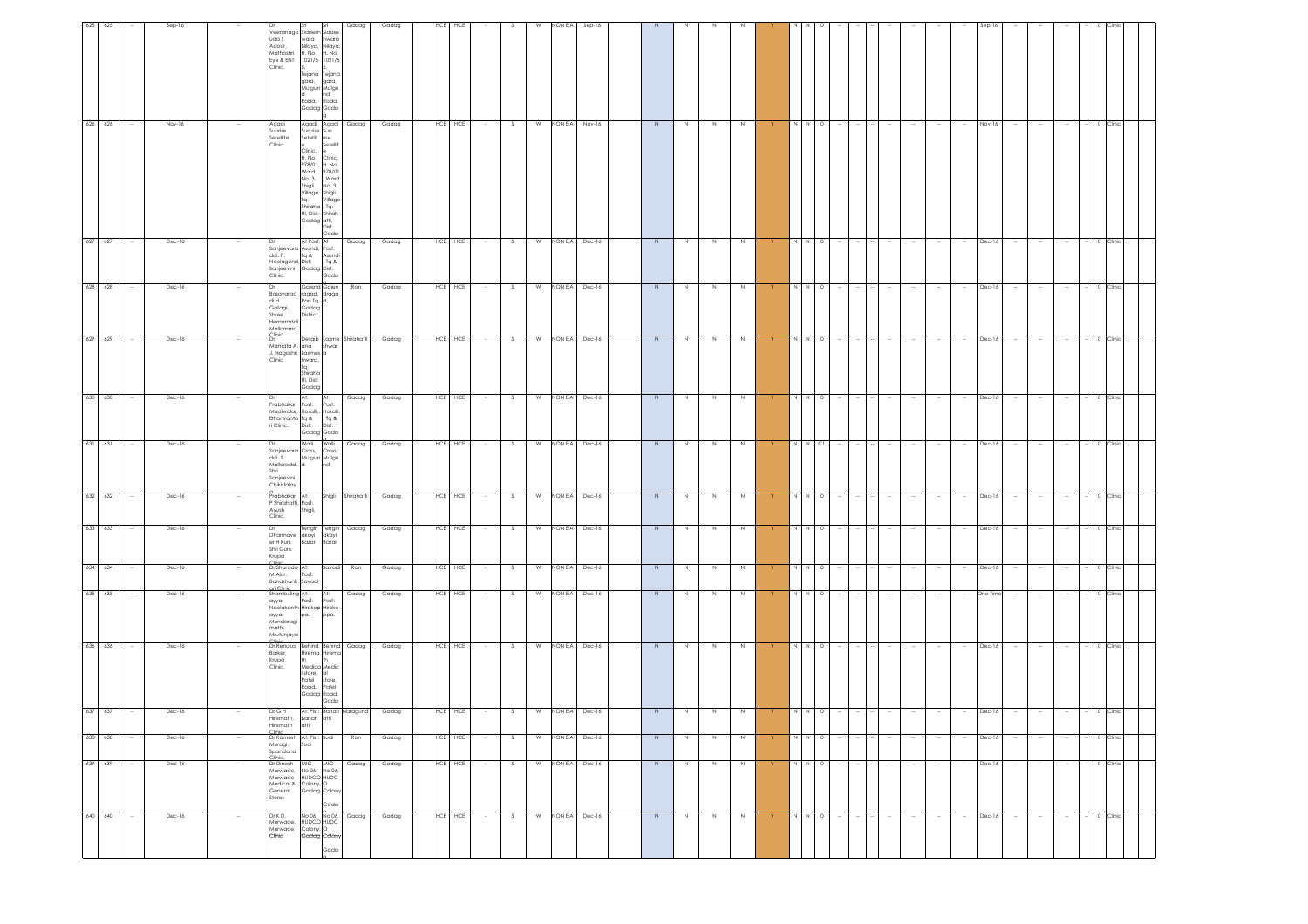| 625 | 625 | -- | Sep-16 | -- | Dr. Veeranaga uda S Adoor, Mathoshri Eye & ENT Clinic. | Sri Siddesh wara Nilaya, H. No. 1021/5 5, Tejana gara, Mulgun d Roda, Gadag | Sri Siddes hwara Nilaya, H. No. 1021/5 5, Tejana gara, Mulgu nd Roda, Gadag | Gadag | Gadag | HCE | HCE | - | S | W | NON EIA | Sep-16 | N | N | N | N | Y | N | N | O | -- | -- | -- | -- | -- | -- | Sep-16 | -- | -- | -- | -- | 0 | Clinic |
|---|---|---|---|---|---|---|---|---|---|---|---|---|---|---|---|---|---|---|---|---|---|---|---|---|---|---|---|---|---|---|---|---|---|---|---|---|---|
| 626 | 626 | -- | Nov-16 | -- | Agadi Sunrise Setellite Clinic. | Agadi Sun rise Setellit e Clinic, H. No. 978/01, Ward No. 3, Shigli Village, Tq: Shiraha tti, Dist: Gadag | Agadi Sun rise Setellit e Clinic, H. No. 978/01, Ward No. 3, Shigli Village Tq: Shirah atti, Dist: Gadag | Gadag | Gadag | HCE | HCE | - | S | W | NON EIA | Nov-16 | N | N | N | N | Y | N | N | O | -- | -- | -- | -- | -- | -- | Nov-16 | -- | -- | -- | -- | 0 | Clinic |
| 627 | 627 | -- | Dec-16 | -- | Dr. Sanjeevara ddi. P. Neelagund, Sanjeevini Clinic. | At Post: Asundi, Tq & Dist: Gadag | At Post: Asundi, Tq & Dist: Gadag | Gadag | Gadag | HCE | HCE | - | S | W | NON EIA | Dec-16 | N | N | N | N | Y | N | N | O | -- | -- | -- | -- | -- | -- | Dec-16 | -- | -- | -- | -- | 0 | Clinic |
| 628 | 628 | -- | Dec-16 | -- | Dr. Basavarad di H Golagi, Shree Hemaraddi Mallamma Clinic | Gajend ragad, Ron Tq, Gadag District | Gajen draga d. | Ron | Gadag | HCE | HCE | - | S | W | NON EIA | Dec-16 | N | N | N | N | Y | N | N | O | -- | -- | -- | -- | -- | -- | Dec-16 | -- | -- | -- | -- | 0 | Clinic |
| 629 | 629 | -- | Dec-16 | -- | Dr. Mamata A. J. Nagashri Clinic | Desab ana Laxmes hwara, Tq: Shiraha tti, Dist: Gadag | Laxme shwar a | Shirahatti | Gadag | HCE | HCE | - | S | W | NON EIA | Dec-16 | N | N | N | N | Y | N | N | O | -- | -- | -- | -- | -- | -- | Dec-16 | -- | -- | -- | -- | 0 | Clinic |
| 630 | 630 | -- | Dec-16 | -- | Dr Prabhakar Madiwalar, Dhanwanta ri Clinic. | At: Post: Hosalli, Tq & Dist: Gadag | At: Post: Hosalli, Tq & Dist: Gadag | Gadag | Gadag | HCE | HCE | - | S | W | NON EIA | Dec-16 | N | N | N | N | Y | N | N | O | -- | -- | -- | -- | -- | -- | Dec-16 | -- | -- | -- | -- | 0 | Clinic |
| 631 | 631 | -- | Dec-16 | -- | Dr Sanjeevara ddi. S Mallaraddi, Shri Sanjeevini Chikistalay | Walli Cross, Mulgun d | Walli Cross, Mulgu nd | Gadag | Gadag | HCE | HCE | - | S | W | NON EIA | Dec-16 | N | N | N | N | Y | N | N | Cl | -- | -- | -- | -- | -- | -- | Dec-16 | -- | -- | -- | -- | 0 | Clinic |
| 632 | 632 | -- | Dec-16 | -- | Prabhakar P Shirahatti, Ayush Clinic. | At: Post: Shigli, | Shigli | Shirahatti | Gadag | HCE | HCE | - | S | W | NON EIA | Dec-16 | N | N | N | N | Y | N | N | O | -- | -- | -- | -- | -- | -- | Dec-16 | -- | -- | -- | -- | 0 | Clinic |
| 633 | 633 | -- | Dec-16 | -- | Dr Dharmave er H Kuri, Shri Guru Krupa Clinic | Tengin akayi Bazar | Tengin akayi Bazar | Gadag | Gadag | HCE | HCE | - | S | W | NON EIA | Dec-16 | N | N | N | N | Y | N | N | O | -- | -- | -- | -- | -- | -- | Dec-16 | -- | -- | -- | -- | 0 | Clinic |
| 634 | 634 | -- | Dec-16 | -- | Dr Sharada M Asur, Banashank ari Clinic | At: Post: Savadi | Savadi | Ron | Gadag | HCE | HCE | - | S | W | NON EIA | Dec-16 | N | N | N | N | Y | N | N | O | -- | -- | -- | -- | -- | -- | Dec-16 | -- | -- | -- | -- | 0 | Clinic |
| 635 | 635 | -- | Dec-16 | -- | Shambulingayya Neelakanth ayya Mundaragi math, Mrutunjaya Clinic | At: Post: Hirekop pa, | At: Post: Hireko ppa. | Gadag | Gadag | HCE | HCE | - | S | W | NON EIA | Dec-16 | N | N | N | N | Y | N | N | O | -- | -- | -- | -- | -- | -- | One Time | -- | -- | -- | -- | 0 | Clinic |
| 636 | 636 | -- | Dec-16 | -- | Dr Renuka Barker, Krupa Clinic. | Behind Hirema th Medical store, Patel Road, Gadag | Behind Hirema th Medic al store, Patel Road, Gadag | Gadag | Gadag | HCE | HCE | - | S | W | NON EIA | Dec-16 | N | N | N | N | Y | N | N | O | -- | -- | -- | -- | -- | -- | Dec-16 | -- | -- | -- | -- | 0 | Clinic |
| 637 | 637 | -- | Dec-16 | -- | Dr G H Hiremath, Hiremath Clinic | At: Pst: Banah atti | Banah atti | Naragund | Gadag | HCE | HCE | - | S | W | NON EIA | Dec-16 | N | N | N | N | Y | N | N | O | -- | -- | -- | -- | -- | -- | Dec-16 | -- | -- | -- | -- | 0 | Clinic |
| 638 | 638 | -- | Dec-16 | -- | Dr Ramesh Muragi, Spandana Clinic | At: Pst: Sudi | Sudi | Ron | Gadag | HCE | HCE | - | S | W | NON EIA | Dec-16 | N | N | N | N | Y | N | N | O | -- | -- | -- | -- | -- | -- | Dec-16 | -- | -- | -- | -- | 0 | Clinic |
| 639 | 639 | -- | Dec-16 | -- | Dr Dinesh Merwade, Merwade Medical & General Stores | MIG-No 06, HUDCO Colony, Gadag | MIG-No 06, HUDC O Colony Gadag | Gadag | Gadag | HCE | HCE | - | S | W | NON EIA | Dec-16 | N | N | N | N | Y | N | N | O | -- | -- | -- | -- | -- | -- | Dec-16 | -- | -- | -- | -- | 0 | Clinic |
| 640 | 640 | -- | Dec-16 | -- | Dr K D. Merwade, Merwade Clinic | No 06, HUDCO Colony, Gadag | No 06, HUDC O Colony Gadag | Gadag | Gadag | HCE | HCE | - | S | W | NON EIA | Dec-16 | N | N | N | N | Y | N | N | O | -- | -- | -- | -- | -- | -- | Dec-16 | -- | -- | -- | -- | 0 | Clinic |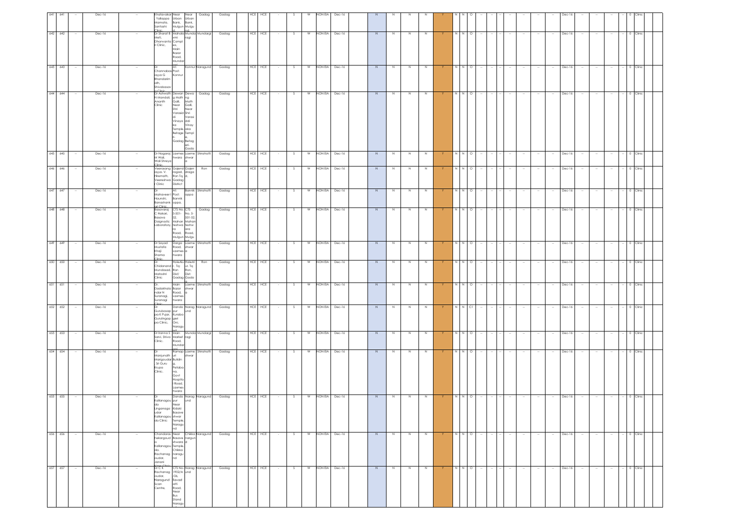| 641 | 641 | -- | Dec-16 | -- | Khatavakar Yallappa Mamata, Santoshi Clinic | Near Urban Bank, Mulgun | Near Urban Bank, Mulgun | Gadag | Gadag | HCE | HCE | - | S | W | NON EIA | Dec-16 | N | N | N | N | Y | N | N | O | -- | -- | -- | -- | -- | -- | -- | Dec-16 | -- | -- | -- | -- | 0 | Clinic |
|---|---|---|---|---|---|---|---|---|---|---|---|---|---|---|---|---|---|---|---|---|---|---|---|---|---|---|---|---|---|---|---|---|---|---|---|---|---|---|
| 642 | 642 | -- | Dec-16 | -- | Dr Sharat B Meti, Dhanvanta ri Clinic, | Mahalaxmi Complex, Main Bazar Road, Mundargi | Mundargi | Mundargi | Gadag | HCE | HCE | - | S | W | NON EIA | Dec-16 | N | N | N | N | Y | N | N | O | -- | -- | -- | -- | -- | -- | -- | Dec-16 | -- | -- | -- | -- | 0 | Clinic |
| 643 | 643 | -- | Dec-16 | -- | Dr Channabasayya G Bhandarimath, Shivabasav a Clinic | At: Post: Konnur | Konnur | Naragund | Gadag | HCE | HCE | - | S | W | NON EIA | Dec-16 | N | N | N | N | Y | N | N | O | -- | -- | -- | -- | -- | -- | -- | Dec-16 | -- | -- | -- | -- | 0 | Clinic |
| 644 | 644 | -- | Dec-16 | -- | Dr Ashwath N Mandali, Ananth Clinic | Dewang Math Galli, Near Shri Varasiddi Vinayaka Temple, Betageri-Gadag | Dewang Math Galli, Near Shri Varasiddi Vinayaka Temple, Betageri-Gadag | Gadag | Gadag | HCE | HCE | - | S | W | NON EIA | Dec-16 | N | N | N | N | Y | N | N | O | -- | -- | -- | -- | -- | -- | -- | Dec-16 | -- | -- | -- | -- | 0 | Clinic |
| 645 | 645 | -- | Dec-16 | -- | Dr Nagaraj M Wali, Wali Shreya Clinic | Laxmeshwara | Laxmeshwara | Shirahatti | Gadag | HCE | HCE | - | S | W | NON EIA | Dec-16 | N | N | N | N | Y | N | N | O | -- | -- | -- | -- | -- | -- | -- | Dec-16 | -- | -- | -- | -- | 0 | Clinic |
| 646 | 646 | -- | Dec-16 | -- | Veerasangayya. V. Hiremath, Veereshwar Clinic | Gajendragad, Ron Tq, Gadag District | Gajendragad, | Ron | Gadag | HCE | HCE | - | S | W | NON EIA | Dec-16 | N | N | N | N | Y | N | N | O | -- | -- | -- | -- | -- | -- | -- | Dec-16 | -- | -- | -- | -- | 0 | Clinic |
| 647 | 647 | -- | Dec-16 | -- | Dr Mahaveer I Haunshi, Banashankari Clinic | At: Post: Bannikoppa, | Bannikoppa | Shirahatti | Gadag | HCE | HCE | - | S | W | NON EIA | Dec-16 | N | N | N | N | Y | N | N | O | -- | -- | -- | -- | -- | -- | -- | Dec-16 | -- | -- | -- | -- | 0 | Clinic |
| 648 | 648 | -- | Dec-16 | -- | Basavaraj C Hakari, Basava Daignostic Laboratory, | CTS No. 5-501-52, Mahantheshwara Road, Mulgund | CTS No. 5-501-52, Mahantheshwara Road, Mulgund | Gadag | Gadag | HCE | HCE | - | S | W | NON EIA | Dec-16 | N | N | N | N | Y | N | N | O | -- | -- | -- | -- | -- | -- | -- | Dec-16 | -- | -- | -- | -- | 0 | Clinic |
| 649 | 649 | -- | Dec-16 | -- | Dr Sayad Mustafa Khaji Shama Clinic | Darga Road, Laxmeshwara | Laxmeshwara | Shirahatti | Gadag | HCE | HCE | - | S | W | NON EIA | Dec-16 | N | N | N | N | Y | N | N | O | -- | -- | -- | -- | -- | -- | -- | Dec-16 | -- | -- | -- | -- | 0 | Clinic |
| 650 | 650 | -- | Dec-16 | -- | Dr Chidanand Mundasad, Matoshri Clinic | HoleAlur, Tq: Ron Dist/ Gadag | HoleAlur, Tq Ron, Dist: Gadag | Ron | Gadag | HCE | HCE | - | S | W | NON EIA | Dec-16 | N | N | N | N | Y | N | N | O | -- | -- | -- | -- | -- | -- | -- | Dec-16 | -- | -- | -- | -- | 0 | Clinic |
| 651 | 651 | -- | Dec-16 | -- | Dr. Dadakhalandar N Suranagi, Suranagi Clinic | Main Bazar Road, Laxmeshwara | Laxmeshwara | Shirahatti | Gadag | HCE | HCE | - | S | W | NON EIA | Dec-16 | N | N | N | N | Y | N | N | C1 | -- | -- | -- | -- | -- | -- | -- | Dec-16 | -- | -- | -- | -- | 0 | Clinic |
| 652 | 652 | -- | Dec-16 | -- | Dr Gurubasappa K Pujar, Gurulingappa Clinic, | Dandapur Kurabageri Oni, Naragund | Naragund | Naragund | Gadag | HCE | HCE | - | S | W | NON EIA | Dec-16 | N | N | N | N | Y | N | N | C1 | -- | -- | -- | -- | -- | -- | -- | Dec-16 | -- | -- | -- | -- | 0 | Clinic |
| 653 | 653 | -- | Dec-16 | -- | Dr Iranna S Sarvi, Shiva Clinic. | Main Market Road, Mundargi | Mundargi | Mundargi | Gadag | HCE | HCE | - | S | W | NON EIA | Dec-16 | N | N | N | N | Y | N | N | O | -- | -- | -- | -- | -- | -- | -- | Dec-16 | -- | -- | -- | -- | 0 | Clinic |
| 654 | 654 | -- | Dec-16 | -- | Dr Manjunath Marigoudar Sri Guru Krupa Clinic. | Ramapuri Building, Pettabana, Govt Hospital Road, Laxmeshwara | Laxmeshwara | Shirahatti | Gadag | HCE | HCE | - | S | W | NON EIA | Dec-16 | N | N | N | N | Y | N | N | O | -- | -- | -- | -- | -- | -- | -- | Dec-16 | -- | -- | -- | -- | 0 | Clinic |
| 655 | 655 | -- | Dec-16 | -- | Dr Kallanagouda Lingangoudar Kallanagouda Clinic | Dandapur Near Kidaki Basaveshwar Temple, Naragund | Naragund | Naragund | Gadag | HCE | HCE | - | S | W | NON EIA | Dec-16 | N | N | N | N | Y | N | N | O | -- | -- | -- | -- | -- | -- | -- | Dec-16 | -- | -- | -- | -- | 0 | Clinic |
| 656 | 656 | -- | Dec-16 | -- | Chandrashekargouda Kallanagouda, Rachanagoudar, Janani | Near Basaveshwara Temple, Chikka naragund | Chikka naragund | Naragund | Gadag | HCE | HCE | - | S | W | NON EIA | Dec-16 | N | N | N | N | Y | N | N | O | -- | -- | -- | -- | -- | -- | -- | Dec-16 | -- | -- | -- | -- | 0 | Clinic |
| 657 | 657 | -- | Dec-16 | -- | Dr C K Rachanagoudar, Naragund Scan Centre, | CTS No-1902/A/26, Savadatti Road, Near Bus Stand Naragund | Naragund | Naragund | Gadag | HCE | HCE | - | S | W | NON EIA | Dec-16 | N | N | N | N | Y | N | N | O | -- | -- | -- | -- | -- | -- | -- | Dec-16 | -- | -- | -- | -- | 0 | Clinic |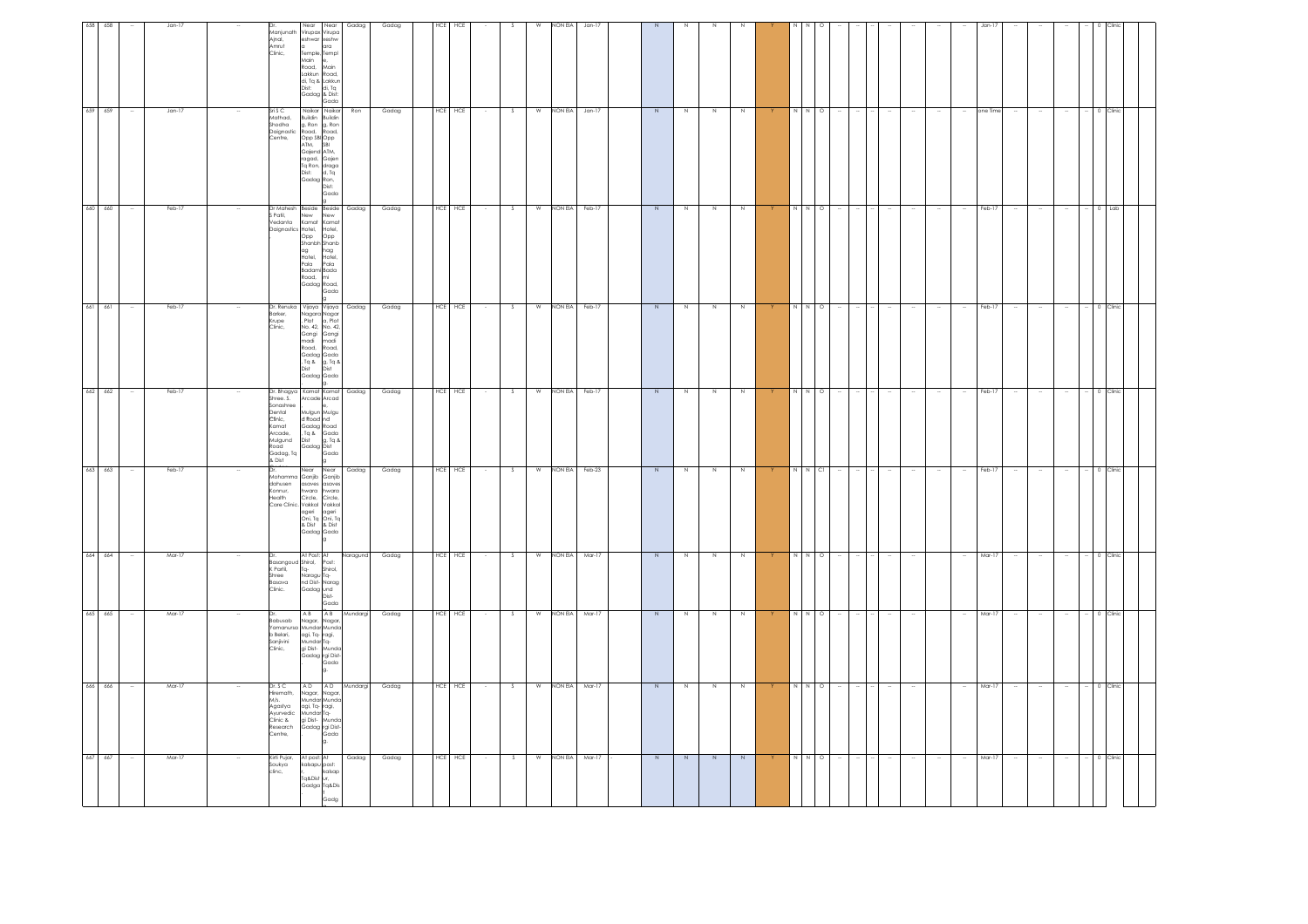| | | | | | | | | | | | | | | | | | | | | | | | | | | | | | | | | | | | | | | | | | |
|---|---|---|---|---|---|---|---|---|---|---|---|---|---|---|---|---|---|---|---|---|---|---|---|---|---|---|---|---|---|---|---|---|---|---|---|---|---|---|---|---|---|
| 658 | 658 | -- | Jan-17 | -- | Dr. Manjunath Ajnal, Amrut Clinic, | Near Virupaksheshwara Temple, Main Road, Lakkundi, Tq & Dist: Gadag | Near Virupaksheshwara Temple, Main Road, Lakkundi, Tq & Dist: Gadag | Gadag | Gadag | HCE | HCE | - | S | W | NON EIA | Jan-17 | N | N | N | N | Y | N | N | O | -- | -- | -- | -- | -- | -- | -- | Jan-17 | -- | -- | -- | -- | 0 | Clinic |
| 659 | 659 | -- | Jan-17 | -- | Sri S C Mathad, Shadha Daignostic Centre, | Naikar Building, Ron Road, Opp SBI ATM, Gajendragad, Tq Ron, Dist: Gadag | Naikar Building, Ron Road, Opp SBI ATM, Gajendragad, Tq Ron, Dist: Gadag | Ron | Gadag | HCE | HCE | - | S | W | NON EIA | Jan-17 | N | N | N | N | Y | N | N | O | -- | -- | -- | -- | -- | -- | -- | one Time | -- | -- | -- | -- | 0 | Clinic |
| 660 | 660 | -- | Feb-17 | -- | Dr.Mahesh S Patil, Vedanta Daignostics | Beside New Kamat Hotel, Opp Shanbhag Hotel, Pala Badami Road, Gadag | Beside New Kamat Hotel, Opp Shanbhag Hotel, Pala Badami Road, Gadag | Gadag | Gadag | HCE | HCE | - | S | W | NON EIA | Feb-17 | N | N | N | N | Y | N | N | O | -- | -- | -- | -- | -- | -- | -- | Feb-17 | -- | -- | -- | -- | 0 | Lab |
| 661 | 661 | -- | Feb-17 | -- | Dr. Renuka Barker, Krupa Clinic, | Vijaya Nagara, Plat No. 42, Gangimadi Road, Gadag, Tq & Dist Gadag | Vijaya Nagara, Plat No. 42, Gangimadi Road, Gadag, Tq & Dist Gadag | Gadag | Gadag | HCE | HCE | - | S | W | NON EIA | Feb-17 | N | N | N | N | Y | N | N | O | -- | -- | -- | -- | -- | -- | -- | Feb-17 | -- | -- | -- | -- | 0 | Clinic |
| 662 | 662 | -- | Feb-17 | -- | Dr. Bhagya Shree. S. Sonashree Dental Clinic, Kamat Arcade, Mulgund Road Gadag, Tq & Dist | Kamat Arcade, Mulgund Road Gadag, Tq & Dist Gadag | Kamat Arcade, Mulgund Road Gadag, Tq & Dist Gadag | Gadag | Gadag | HCE | HCE | - | S | W | NON EIA | Feb-17 | N | N | N | N | Y | N | N | O | -- | -- | -- | -- | -- | -- | -- | Feb-17 | -- | -- | -- | -- | 0 | Clinic |
| 663 | 663 | -- | Feb-17 | -- | Dr. Mohammad Ganjibdahusen Konnur, Health Care Clinic, | Near Basaveshwara Circle, Vakkalageri Oni, Tq & Dist Gadag | Near Basaveshwara Circle, Vakkalageri Oni, Tq & Dist Gadag | Gadag | Gadag | HCE | HCE | - | S | W | NON EIA | Feb-25 | N | N | N | N | Y | N | N | C1 | -- | -- | -- | -- | -- | -- | -- | Feb-17 | -- | -- | -- | -- | 0 | Clinic |
| 664 | 664 | -- | Mar-17 | -- | Dr. Basangoud K Patil, Shree Basava Clinic, | At Post: Shirol, Tq- Naragund Dist- Gadag | At Post: Shirol, Tq- Naragund Dist- Gadag | Naragund | Gadag | HCE | HCE | - | S | W | NON EIA | Mar-17 | N | N | N | N | Y | N | N | O | -- | -- | -- | -- | -- | -- | -- | Mar-17 | -- | -- | -- | -- | 0 | Clinic |
| 665 | 665 | -- | Mar-17 | -- | Dr. Babusab Yamanunasab Belari, Sanjivini Clinic, | A B Nagar, Mundaragi, Tq- Mundargi Dist- Gadag | A B Nagar, Mundaragi, Tq- Mundargi Dist- Gadag | Mundargi | Gadag | HCE | HCE | - | S | W | NON EIA | Mar-17 | N | N | N | N | Y | N | N | O | -- | -- | -- | -- | -- | -- | -- | Mar-17 | -- | -- | -- | -- | 0 | Clinic |
| 666 | 666 | -- | Mar-17 | -- | Dr. S C Hiremath, M/s. Agastya Ayurvedic Clinic & Research Centre, | A D Nagar, Mundaragi, Tq- Mundargi Dist- Gadag | A D Nagar, Mundaragi, Tq- Mundargi Dist- Gadag | Mundargi | Gadag | HCE | HCE | - | S | W | NON EIA | Mar-17 | N | N | N | N | Y | N | N | O | -- | -- | -- | -- | -- | -- | -- | Mar-17 | -- | -- | -- | -- | 0 | Clinic |
| 667 | 667 | -- | Mar-17 | -- | Kirti Pujar, Soukya clinic, | At post: kalsapur, Tq&Dist Gadag | At post: kalsapur, Tq&Dist Gadg | Gadag | Gadag | HCE | HCE | - | S | W | NON EIA | Mar-17 | N | N | N | N | Y | N | N | O | -- | -- | -- | -- | -- | -- | -- | Mar-17 | -- | -- | -- | -- | 0 | Clinic |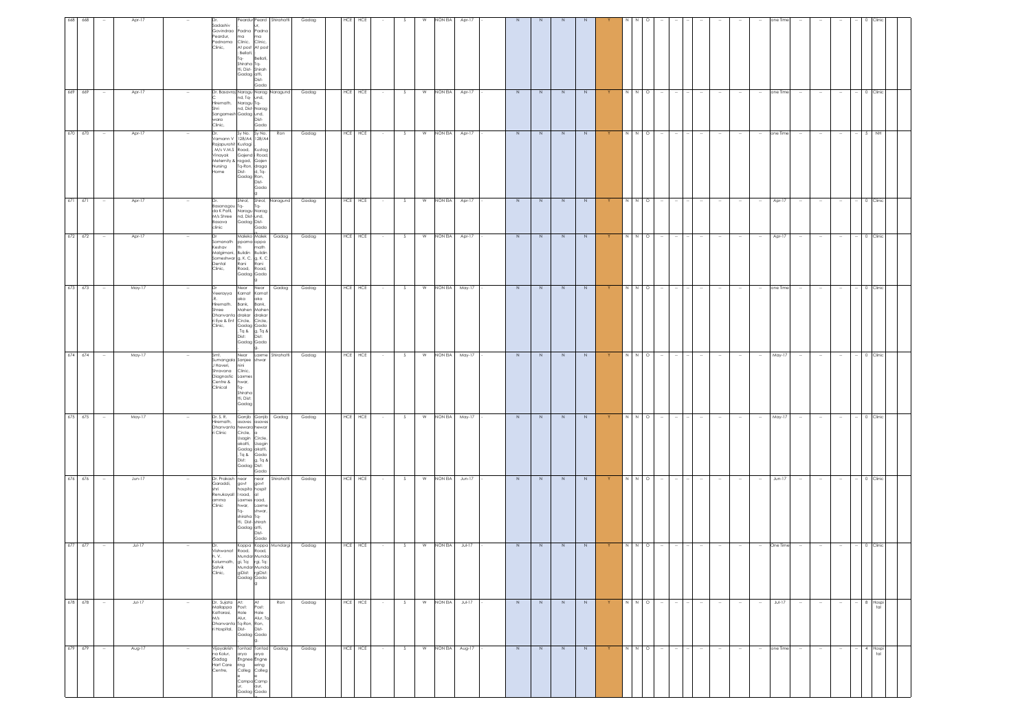| 668 | 668 | -- | Apr-17 | -- | Dr. Sadashiv Govindrao Peardur, Padnama Clinic, | Peardur, Padnama Clinic, At post : Bellati, Tq-Shiraha tti, Dist- Gadag | Peard ur, Padnama Clinic, At post Bellati, Tq-Shirah atti, Dist- Gadag | Shirahatti | Gadag | HCE | HCE | - | S | W | NON EIA | Apr-17 | - | N | N | N | N | Y | N | N | O | -- | -- | -- | -- | -- | -- | -- | one Time | -- | -- | -- | -- | 0 | Clinic |
|---|---|---|---|---|---|---|---|---|---|---|---|---|---|---|---|---|---|---|---|---|---|---|---|---|---|---|---|---|---|---|---|---|---|---|---|---|---|---|---|
| 669 | 669 | -- | Apr-17 | -- | Dr. Basavraj C. Hiremath, Shri Sangamesh wara Clinic, | Naragund, Tq-Naragund, Dist-Gadag | Naragund, Tq-Naragund, Dist-Gadag | Naragund | Gadag | HCE | HCE | - | S | W | NON EIA | Apr-17 | - | N | N | N | N | Y | N | N | O | -- | -- | -- | -- | -- | -- | -- | one Time | -- | -- | -- | -- | 0 | Clinic |
| 670 | 670 | -- | Apr-17 | -- | Dr. Vamann V. Rajapurohit, M/s V.M.S Vinayak Meternity & Nursing Home | Sy No. 128/A4, Kustagi Road, Gajendragad, Tq-Ron, Dist- Gadag | Sy No. 128/A4 Kustagi Road, Gajendragad, Tq-Ron, Dist- Gadag | Ron | Gadag | HCE | HCE | - | S | W | NON EIA | Apr-17 | - | N | N | N | N | Y | N | N | O | -- | -- | -- | -- | -- | -- | -- | one Time | -- | -- | -- | -- | 5 | NH |
| 671 | 671 | -- | Apr-17 | -- | Dr. Basanagouda K Patil, M/s Shree Basava clinic | Shirol, Tq-Naragund, Dist-Gadag | Shirol, Tq-Naragund, Dist-Gadag | Naragund | Gadag | HCE | HCE | - | S | W | NON EIA | Apr-17 | - | N | N | N | N | Y | N | N | O | -- | -- | -- | -- | -- | -- | -- | Apr-17 | -- | -- | -- | -- | 0 | Clinic |
| 672 | 672 | -- | Apr-17 | -- | Dr Somanath Keshav Malgimani, Someshwar Dental Clinic, | Malekappa math Building, K. C. Rani Road, Gadag | Malekappa math Building, K. C. Rani Road, Gadag | Gadag | Gadag | HCE | HCE | - | S | W | NON EIA | Apr-17 | - | N | N | N | N | Y | N | N | O | -- | -- | -- | -- | -- | -- | -- | Apr-17 | -- | -- | -- | -- | 0 | Clinic |
| 673 | 673 | -- | May-17 | -- | Dr Veerayya .R. Hiremath, Shree Dhanwantari Eye & Ent Clinic, | Near Kamataka Bank, Mahendrakar Circle, Gadag, Tq & Dist: Gadag | Near Kamataka Bank, Mahendrakar Circle, Gadag, Tq & Dist: Gadag | Gadag | Gadag | HCE | HCE | - | S | W | NON EIA | May-17 | - | N | N | N | N | Y | N | N | O | -- | -- | -- | -- | -- | -- | -- | one Time | -- | -- | -- | -- | 0 | Clinic |
| 674 | 674 | -- | May-17 | -- | Smt: Sumangala J Haveri, Shravana Diagnostic Centre & Clinical | Near Sanjeevini Clinic, Laxmeshwar, Tq-Shirahatti, Dist: Gadag | Laxmeshwar | Shirahatti | Gadag | HCE | HCE | - | S | W | NON EIA | May-17 | - | N | N | N | N | Y | N | N | O | -- | -- | -- | -- | -- | -- | -- | May-17 | -- | -- | -- | -- | 0 | Clinic |
| 675 | 675 | -- | May-17 | -- | Dr. S. R. Hiremath, Dhanwantari Clinic | Ganjibasaveshwara Circle, Usagin akatti, Gadag, Tq & Dist: Gadag | Ganjibasaveshwara Circle, Usagin akatti, Gadag, Tq & Dist: Gadag | Gadag | Gadag | HCE | HCE | - | S | W | NON EIA | May-17 | - | N | N | N | N | Y | N | N | O | -- | -- | -- | -- | -- | -- | -- | May-17 | -- | -- | -- | -- | 0 | Clinic |
| 676 | 676 | -- | Jun-17 | -- | Dr. Prakash Garaddi, shri Renukayallamma Clinic | near govt hospital road, Laxmeshwar, Tq-shirahatti, Dist-Gadag | near govt hospital road, Laxmeshwar, Tq-shirahatti, Dist-Gadag | Shirahatti | Gadag | HCE | HCE | - | S | W | NON EIA | Jun-17 | - | N | N | N | N | Y | N | N | O | -- | -- | -- | -- | -- | -- | -- | Jun-17 | -- | -- | -- | -- | 0 | Clinic |
| 677 | 677 | -- | Jul-17 | -- | Dr. Vishwanath. V. Kalamath, Satvik Clinic, | Koppa Road, Mundargi, Tq: Mundargi Dist: Gadag | Koppa Road, Mundargi, Tq: Mundargi Dist: Gadag | Mundargi | Gadag | HCE | HCE | - | S | W | NON EIA | Jul-17 | - | N | N | N | N | Y | N | N | O | -- | -- | -- | -- | -- | -- | -- | One Time | -- | -- | -- | -- | 0 | Clinic |
| 678 | 678 | -- | Jul-17 | -- | Dr. Sujata Mallappa Kattarasi, M/s Dhanwantari Hospital, | At: Post: Hole Alur, Tq-Ron, Dist- Gadag | At Post: Hole Alur, Tq Ron, Dist- Gadag | Ron | Gadag | HCE | HCE | - | S | W | NON EIA | Jul-17 | - | N | N | N | N | Y | N | N | O | -- | -- | -- | -- | -- | -- | -- | Jul-17 | -- | -- | -- | -- | 8 | Hospital |
| 679 | 679 | -- | Aug-17 | -- | Vijayakrishna Kolur, Gadag Hart Care Centre, | Tontadarya Engineering College Campaur, Gadag | Tontadarya Engineering College Campaur, Gadag | Gadag | Gadag | HCE | HCE | - | S | W | NON EIA | Aug-17 | - | N | N | N | N | Y | N | N | O | -- | -- | -- | -- | -- | -- | -- | one Time | -- | -- | -- | -- | 4 | Hospital |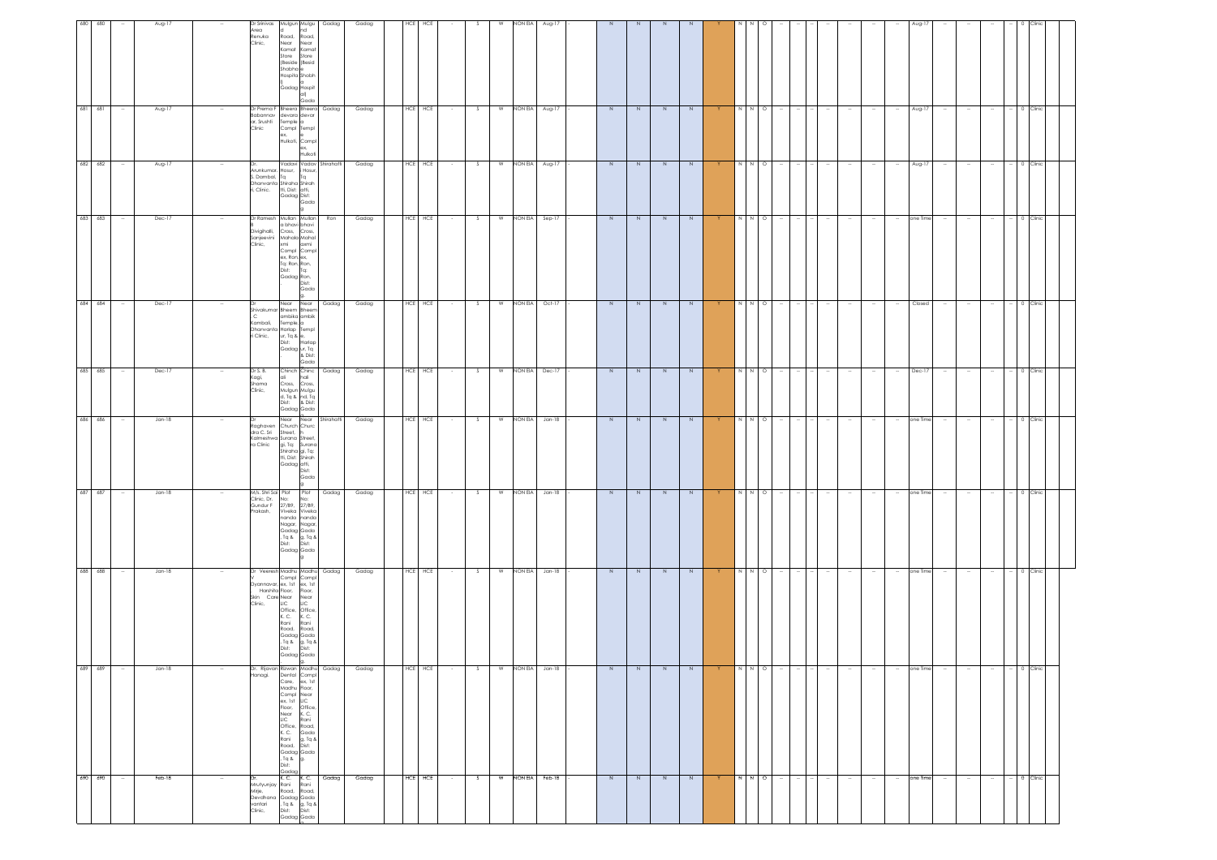| 680 | 680 | -- | Aug-17 | -- | Dr Srinivas Area Renuka Clinic, | Mulgund Road, Near Kamat Store (Beside Shobha Hospital), Gadag | Mulgund Road, Near Kamat Store (Beside Shobha Hospital) Gadag | Gadag | Gadag | HCE | HCE | - | S | W | NON EIA | Aug-17 | - | N | N | N | N | Y | N | N | O | -- | -- | -- | -- | -- | -- | -- | Aug-17 | -- | -- | -- | -- | 0 | Clinic |
|---|---|---|---|---|---|---|---|---|---|---|---|---|---|---|---|---|---|---|---|---|---|---|---|---|---|---|---|---|---|---|---|---|---|---|---|---|---|---|---|
| 681 | 681 | -- | Aug-17 | -- | Dr Prema F Babannavar, Srushti Clinic | Bheera devara Temple Complex, Hulkoti, | Bheera devar Temple Complex, Hulkoti | Gadag | Gadag | HCE | HCE | - | S | W | NON EIA | Aug-17 | - | N | N | N | N | Y | N | N | O | -- | -- | -- | -- | -- | -- | -- | Aug-17 | -- | -- | -- | -- | 0 | Clinic |
| 682 | 682 | -- | Aug-17 | -- | Dr. Arunkumar S. Dambal, Dhanwantari Clinic, | Vadavi Hosur, Tq Shirahatti, Dist: Gadag | Vadavi Hosur, Tq Shirahatti, Dist: Gadag | Shirahatti | Gadag | HCE | HCE | - | S | W | NON EIA | Aug-17 | - | N | N | N | N | Y | N | N | O | -- | -- | -- | -- | -- | -- | -- | Aug-17 | -- | -- | -- | -- | 0 | Clinic |
| 683 | 683 | -- | Dec-17 | -- | Dr Ramesh B Divigihalli, Sanjeevini Clinic, | Mullan a bhavi Cross, Mahalaxmi Complex, Ron, Tq: Ron, Dist: Gadag | Mullan a bhavi Cross, Mahalaxmi Complex, Ron, Tq: Ron, Dist: Gadag | Ron | Gadag | HCE | HCE | - | S | W | NON EIA | Sep-17 | - | N | N | N | N | Y | N | N | O | -- | -- | -- | -- | -- | -- | -- | one Time | -- | -- | -- | -- | 0 | Clinic |
| 684 | 684 | -- | Dec-17 | -- | Dr Shivakumar C Kambali, Dhanwantari Clinic, | Near Bheem ambika Temple, Harlapur, Tq & Dist: Gadag | Near Bheem ambika Temple, Harlapur, Tq & Dist: Gadag | Gadag | Gadag | HCE | HCE | - | S | W | NON EIA | Oct-17 | - | N | N | N | N | Y | N | N | O | -- | -- | -- | -- | -- | -- | -- | Closed | -- | -- | -- | -- | 0 | Clinic |
| 685 | 685 | -- | Dec-17 | -- | Dr S. B. Kogi, Shama Clinic, | Chinchali Cross, Mulgund, Tq & Dist: Gadag | Chinchali Cross, Mulgund, Tq & Dist: Gadag | Gadag | Gadag | HCE | HCE | - | S | W | NON EIA | Dec-17 | - | N | N | N | N | Y | N | N | O | -- | -- | -- | -- | -- | -- | -- | Dec-17 | -- | -- | -- | -- | 0 | Clinic |
| 686 | 686 | -- | Jan-18 | -- | Dr Raghavendra C. Sri Kalmeshwara Clinic | Near Church Street, Suranagi, Tq: Shirahatti, Dist: Gadag | Near Church Street, Suranagi, Tq: Shirahatti, Dist: Gadag | Shirahatti | Gadag | HCE | HCE | - | S | W | NON EIA | Jan-18 | - | N | N | N | N | Y | N | N | O | -- | -- | -- | -- | -- | -- | -- | one Time | -- | -- | -- | -- | 0 | Clinic |
| 687 | 687 | -- | Jan-18 | -- | M/s. Shri Sai Clinic, Dr. Gundur F Prakash, | Plot No: 27/B9, Vivekananda Nagar, Gadag, Tq & Dist: Gadag | Plot No: 27/B9, Vivekananda Nagar, Gadag, Tq & Dist: Gadag | Gadag | Gadag | HCE | HCE | - | S | W | NON EIA | Jan-18 | - | N | N | N | N | Y | N | N | O | -- | -- | -- | -- | -- | -- | -- | one Time | -- | -- | -- | -- | 0 | Clinic |
| 688 | 688 | -- | Jan-18 | -- | Dr Veeresh V Dyannavar, Harshita Skin Care Clinic, | Madhu Complex, 1st Floor, Near LIC Office, K. C. Rani Road, Gadag, Tq & Dist: Gadag | Madhu Complex, 1st Floor, Near LIC Office, K. C. Rani Road, Gadag, Tq & Dist: Gadag | Gadag | Gadag | HCE | HCE | - | S | W | NON EIA | Jan-18 | - | N | N | N | N | Y | N | N | O | -- | -- | -- | -- | -- | -- | -- | one Time | -- | -- | -- | -- | 0 | Clinic |
| 689 | 689 | -- | Jan-18 | -- | Dr. Rijavan Hanagi. | Rizwan Dental Care, Madhu Complex, 1st Floor, Near LIC Office, K. C. Rani Road, Gadag, Tq & Dist: Gadag | Madhu Complex, 1st Floor, Near LIC Office, K. C. Rani Road, Gadag, Tq & Dist: Gadag | Gadag | Gadag | HCE | HCE | - | S | W | NON EIA | Jan-18 | - | N | N | N | N | Y | N | N | O | -- | -- | -- | -- | -- | -- | -- | one Time | -- | -- | -- | -- | 0 | Clinic |
| 690 | 690 | -- | Feb-18 | -- | Dr. Mrutyunjay Mirje, Devdhanavantari Clinic, | K. C. Rani Road, Gadag, Tq & Dist: Gadag | K. C. Rani Road, Gadag, Tq & Dist: Gadag | Gadag | Gadag | HCE | HCE | - | S | W | NON EIA | Feb-18 | - | N | N | N | N | Y | N | N | O | -- | -- | -- | -- | -- | -- | -- | one Time | -- | -- | -- | -- | 0 | Clinic |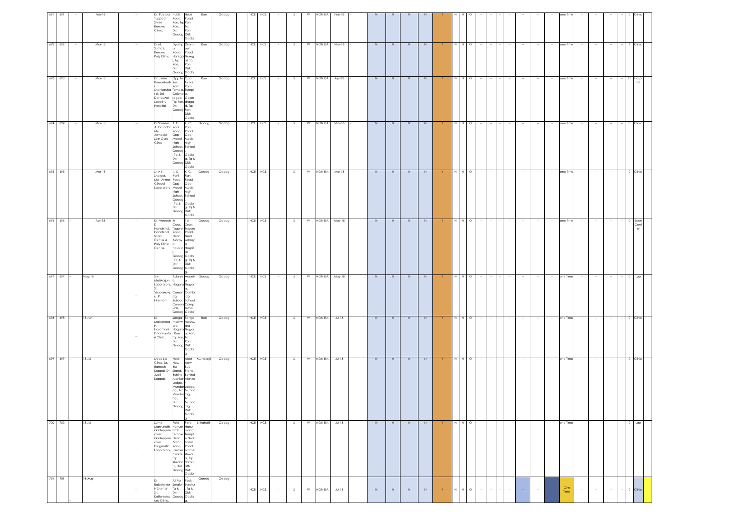| 691 | 691 | -- | Feb-18 | -- | Dr. Pushpa Tuppad, Shree Renuka Clinic, | Hubli Road, Ron, Tq: Ron, Dist: Gadag | Hubli Road, Ron, Tq: Ron, Dist: Gadag | Ron | Gadag | HCE | HCE | - | S | W | NON EIA | Feb-18 | - | N | N | N | N | Y | N | N | O | -- | -- | -- | -- | -- | -- | -- | one Time | -- | -- | -- | -- | 0 | Clinic |
|---|---|---|---|---|---|---|---|---|---|---|---|---|---|---|---|---|---|---|---|---|---|---|---|---|---|---|---|---|---|---|---|---|---|---|---|---|---|---|---|
| 692 | 692 | -- | Mar-18 | -- | Dr.M. Sumati, Renuka Poly Clinic, | Dyampur Road, Naregal, Tq: Ron, Dist: Gadag | Dyampur Road, Naregal, Tq: Ron, Dist: Gadag | Ron | Gadag | HCE | HCE | - | S | W | NON EIA | Mar-18 | - | N | N | N | N | Y | N | N | O | -- | -- | -- | -- | -- | -- | -- | one Time | -- | -- | -- | -- | 5 | Clinic |
| 693 | 693 | -- | Mar-18 | -- | Dr. Jeere Ramashastri, Sri Shankarshastri, Sai Datta Multi Speciality Hospital, | Opp to Sai Ram Temple, Gajendragad, Tq: Ron, Dist: Gadag | Opp to Sai Ram Temple, Gajendragad, Tq: Gajendragad, Tq: Ron, Dist: Gadag | Ron | Gadag | HCE | HCE | - | S | W | NON EIA | Apr-18 | - | N | N | N | N | Y | N | N | O | -- | -- | -- | -- | -- | -- | -- | one Time | -- | -- | -- | -- | 10 | Hospital |
| 694 | 694 | -- | Mar-18 | -- | Dr Saleem A Jamadar, M/s. Jamadar Scin Care Clinic | K. C. Rani Road, Opp Model high School, Gadag Tq & Dist: Gadag | K. C. Rani Road, Opp Model high School, Gadag, Tq & Dist: Gadag | Gadag | Gadag | HCE | HCE | - | S | W | NON EIA | Mar-18 | - | N | N | N | N | Y | N | N | O | -- | -- | -- | -- | -- | -- | -- | one Time | -- | -- | -- | -- | 0 | Clinic |
| 695 | 695 | -- | Mar-18 | -- | Sri A N Shalgar, M/s. Anmol Clinical Laboratory | K. C. Rani Road, Opp Model high School, Gadag Tq & Dist: Gadag | K. C. Rani Road, Opp Model high School, Gadag, Tq & Dist: Gadag | Gadag | Gadag | HCE | HCE | - | S | W | NON EIA | Mar-18 | - | N | N | N | N | Y | N | N | O | -- | -- | -- | -- | -- | -- | -- | one Time | -- | -- | -- | -- | 0 | Clinic |
| 696 | 696 | - | Apr-18 | -- | Dr. Veeresh K Hanchinal, Hanchinal Scan Center & Poly Clinic Center, | 1st Cross, Tagore Road, Near Ashraya Hospital, Gadag Tq & Dist: Gadag | 1st Cross, Tagore Road, Near Ashraya Hospital, Gadag, Tq & Dist: Gadag | Gadag | Gadag | HCE | HCE | - | S | W | NON EIA | May-18 | - | N | N | N | N | Y | N | N | O | -- | -- | -- | -- | -- | -- | -- | one Time | -- | -- | -- | -- | 0 | Scan Center |
| 697 | 697 | - | May-18 | -- | Shri Mallikarjun Laboratory, Sri Virupaxayya P. Hiremath, | Adarsha Nagara, Cambridg School Campound, Gadag | Adarsha Nagara, Cambridg School Campound, Gadag | Gadag | Gadag | HCE | HCE | - | S | W | NON EIA | May-18 | - | N | N | N | N | Y | N | N | O | -- | -- | -- | -- | -- | -- | -- | one Time | -- | -- | -- | -- | 0 | Lab |
| 698 | 698 | - | 18-Jun | -- | Dr. Mallamma H. Hosamani, Dhanwantari Clinic, | Sangameshwara Nagara, Ron, Tq: Ron, Dist: Gadag | Sangameshwara Nagara, Ron, Tq: Ron, Dist: Gadag | Ron | Gadag | HCE | HCE | - | S | W | NON EIA | Jul-18 | - | N | N | N | N | Y | N | N | O | -- | -- | -- | -- | -- | -- | -- | one Time | -- | -- | -- | -- | 0 | Clinic |
| 699 | 699 | - | 18-Jul | -- | Shree Sai Clinic, Dr. Ramesh I Koppal, Dr Jyoti Koppal, | Near New Bus Stand, Behind Alankar Lodge, Mundaragi, Tq: Mundaragi, Dist: Gadag | Near New Bus Stand, Behind Alankar Lodge, Mundaragi, Tq: Mundaragi, Dist: Gadag | Mundargi | Gadag | HCE | HCE | - | S | W | NON EIA | Jul-18 | - | N | N | N | N | Y | N | N | O | -- | -- | -- | -- | -- | -- | -- | one Time | -- | -- | -- | -- | 0 | Clinic |
| 700 | 700 | - | 18-Jul | -- | Suma Manjunath Gadeppanavar, Gadeppanavar Diagnostic Laboratory, | Pete Hanumanth Temple Near Bazar Road, Laxmeshwara, Tq: Shirahatti, Dist: Gadag | Pete Hanumanth Temple Near Bazar Road, Laxmeshwar, Tq: Shirahatti, Dist: Gadag | Shirahatti | Gadag | HCE | HCE | - | S | W | NON EIA | Jul-18 | - | N | N | N | N | Y | N | N | O | -- | -- | -- | -- | -- | -- | -- | one Time | -- | -- | -- | -- | 0 | Lab |
| 701 | 701 | - | 18-Aug | -- | Dr Rajeshekar N Shettar, Sri. Kottureshwara Clinic, | At Post: Soratur, Tq & Dist: Gadag | Post: Soratur, Tq & Dist: Gadag | Gadag | Gadag | HCE | HCE | - | S | W | NON EIA | Jul-18 | - | N | N | N | N | Y | N | N | O | -- | -- | -- | -- | -- | -- | -- | One Time | -- | -- | -- | -- | 0 | Clinic |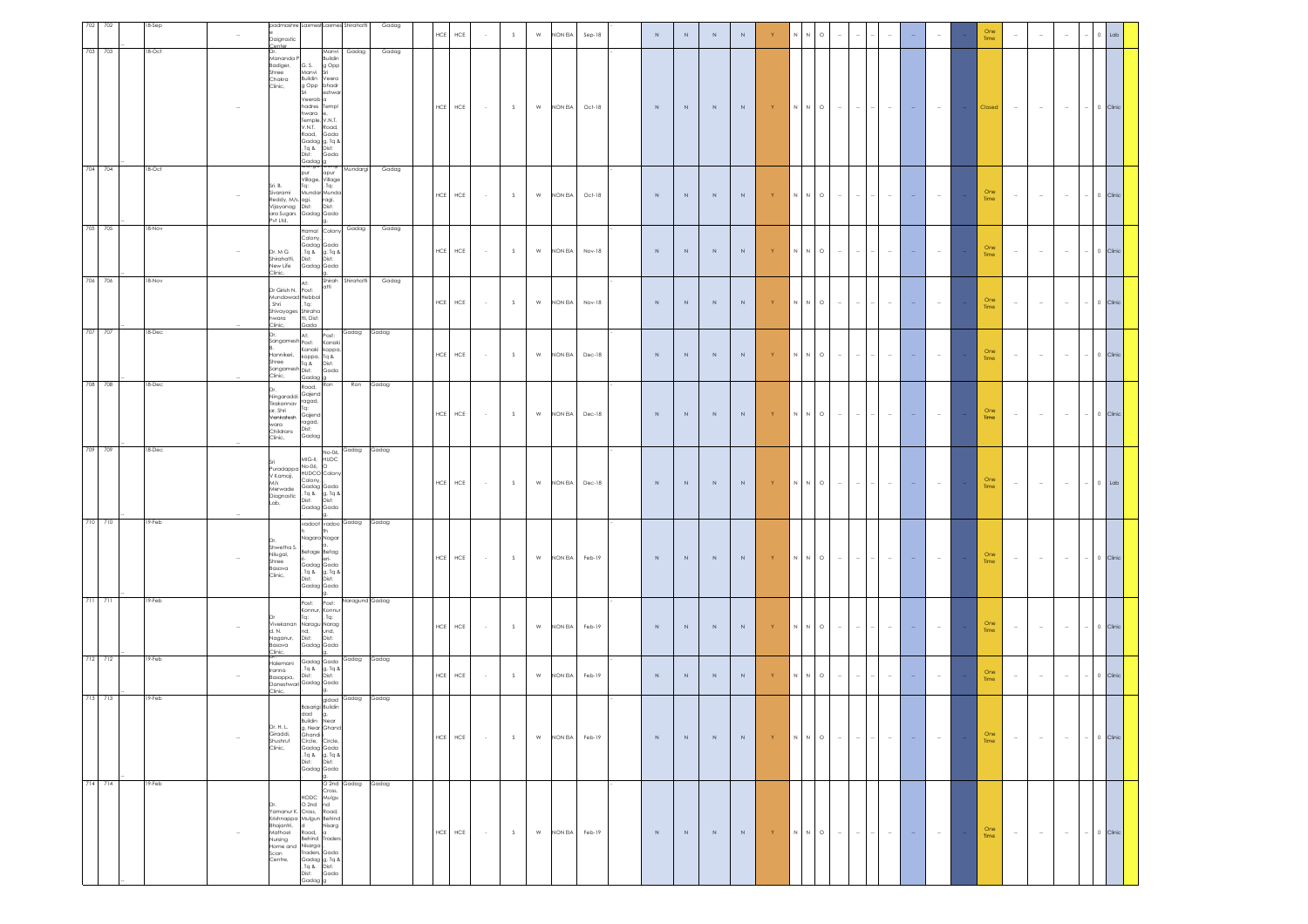| 702 | 702 | | 18-Sep | | -- | podmashree Diagnostic Center | Laxmeshwar | Laxmeshwar | Shirahatti | Gadag | | HCE | HCE | - | S | W | NON EIA | Sep-18 | - | N | N | N | N | Y | N | N | O | -- | -- | -- | -- | -- | -- | -- | One Time | -- | -- | -- | -- | 0 | Lab |
|---|---|---|---|---|---|---|---|---|---|---|---|---|---|---|---|---|---|---|---|---|---|---|---|---|---|---|---|---|---|---|---|---|---|---|---|---|---|---|---|---|---|
| 703 | 703 | | 18-Oct | | -- | Dr. Mananda P Badiger, Shree Chakra Clinic, | G. S. Manvi Buildin g Opp Sri Veerabhadreshwara Temple, V.N.T. Road, Gadag , Tq & Dist: Gadag | Manvi Buildin g Opp Sri Veerabhadreshwara Temple, V.N.T. Road, Gadag, Tq & Dist: Gadag | Gadag | Gadag | | HCE | HCE | - | S | W | NON EIA | Oct-18 | - | N | N | N | N | Y | N | N | O | -- | -- | -- | -- | -- | -- | -- | Closed | -- | -- | -- | -- | 0 | Clinic |
| 704 | 704 | | 18-Oct | | -- | Sri. B. Sivarami Reddy, M/s. Vijayanagara Sugars Pvt Ltd, | Gangapur Village, Tq: Mundargi, Dist: Gadag | Gangapur Village , Tq: Mundaragi, Dist: Gadag | Mundargi | Gadag | | HCE | HCE | - | S | W | NON EIA | Oct-18 | - | N | N | N | N | Y | N | N | O | -- | -- | -- | -- | -- | -- | -- | One Time | -- | -- | -- | -- | 0 | Clinic |
| 705 | 705 | | 18-Nov | | -- | Dr. M G Shirahatti, New Life Clinic, | Hamal Colony, Gadag , Tq & Dist: Gadag | Colony Gadag, Tq & Dist: Gadag | Gadag | Gadag | | HCE | HCE | - | S | W | NON EIA | Nov-18 | - | N | N | N | N | Y | N | N | O | -- | -- | -- | -- | -- | -- | -- | One Time | -- | -- | -- | -- | 0 | Clinic |
| 706 | 706 | | 18-Nov | | -- | Dr Girish N. Mundawad Shri Shivayogeshwara Clinic, | At: Post: Hebbal Tq: Shirahatti, Dist: Gadag | Shirahatti | Shirahatti | Gadag | | HCE | HCE | - | S | W | NON EIA | Nov-18 | - | N | N | N | N | Y | N | N | O | -- | -- | -- | -- | -- | -- | -- | One Time | -- | -- | -- | -- | 0 | Clinic |
| 707 | 707 | | 18-Dec | | -- | Dr. Sangamesh B. Hannikeri, Shree Sangamesh Clinic, | At: Post: Kanakikoppa, Tq & Dist: Gadag | Post: Kanakikoppa, Tq & Dist: Gadag | Gadag | Gadag | | HCE | HCE | - | S | W | NON EIA | Dec-18 | - | N | N | N | N | Y | N | N | O | -- | -- | -- | -- | -- | -- | -- | One Time | -- | -- | -- | -- | 0 | Clinic |
| 708 | 708 | | 18-Dec | | -- | Dr. Ningaraddi Tirakannavar, Shri Venkatesh wara Childrans Clinic, | Road, Gajendragad, Tq: Gajendragad, Dist: Gadag | Ron | Ron | Gadag | | HCE | HCE | - | S | W | NON EIA | Dec-18 | - | N | N | N | N | Y | N | N | O | -- | -- | -- | -- | -- | -- | -- | One Time | -- | -- | -- | -- | 0 | Clinic |
| 709 | 709 | | 18-Dec | | -- | Sri Puradappa V Kamoji, M/s Merwade Diagnostic Lab, | MIG-II, No-06, HUDCO Colony, Gadag , Tq & Dist: Gadag | No-06, HUDCO Colony Gadag, Tq & Dist: Gadag | Gadag | Gadag | | HCE | HCE | - | S | W | NON EIA | Dec-18 | - | N | N | N | N | Y | N | N | O | -- | -- | -- | -- | -- | -- | -- | One Time | -- | -- | -- | -- | 0 | Lab |
| 710 | 710 | | 19-Feb | | -- | Dr. Shwetha S. Nilugal, Shree Basava Clinic, | Vadooth Nagara Betageri-Gadag , Tq & Dist: Gadag | Vadooth Nagara, Betageri-Gadag, Tq & Dist: Gadag | Gadag | Gadag | | HCE | HCE | - | S | W | NON EIA | Feb-19 | - | N | N | N | N | Y | N | N | O | -- | -- | -- | -- | -- | -- | -- | One Time | -- | -- | -- | -- | 0 | Clinic |
| 711 | 711 | | 19-Feb | | -- | Dr Vivekanand. N. Naganur, Basava Clinic, | Post: Konnur Tq: Naragund, Dist: Gadag | Post: Konnur Tq: Naragund, Dist: Gadag | Naragund | Gadag | | HCE | HCE | - | S | W | NON EIA | Feb-19 | - | N | N | N | N | Y | N | N | O | -- | -- | -- | -- | -- | -- | -- | One Time | -- | -- | -- | -- | 0 | Clinic |
| 712 | 712 | | 19-Feb | | -- | Dr. Halemani Iranna Basappa, Daneshwari Clinic, | Gadag , Tq & Dist: Gadag | Gadag, Tq & Dist: Gadag | Gadag | Gadag | | HCE | HCE | - | S | W | NON EIA | Feb-19 | - | N | N | N | N | Y | N | N | O | -- | -- | -- | -- | -- | -- | -- | One Time | -- | -- | -- | -- | 0 | Clinic |
| 713 | 713 | | 19-Feb | | -- | Dr. H. L. Giraddi, Shushrut Clinic, | Basarigidad Buildin, Near Ghandi Circle, Gadag , Tq & Dist: Gadag | gidad Buildin g, Near Ghandi Circle, Gadag, Tq & Dist: Gadag | Gadag | Gadag | | HCE | HCE | - | S | W | NON EIA | Feb-19 | - | N | N | N | N | Y | N | N | O | -- | -- | -- | -- | -- | -- | -- | One Time | -- | -- | -- | -- | 0 | Clinic |
| 714 | 714 | | 19-Feb | | -- | Dr. Yamanur K. Krishnappa Bhajantri, Mathosri Nursing Home and Scan Centre, | HODC O 2nd Cross, Mulgund Road, Behind Nisarga Traders, Gadag , Tq & Dist: Gadag | O 2nd Cross, Mulgund Road, Behind Nisarga Traders, Gadag, Tq & Dist: Gadag | Gadag | Gadag | | HCE | HCE | - | S | W | NON EIA | Feb-19 | - | N | N | N | N | Y | N | N | O | -- | -- | -- | -- | -- | -- | -- | One Time | -- | -- | -- | -- | 0 | Clinic |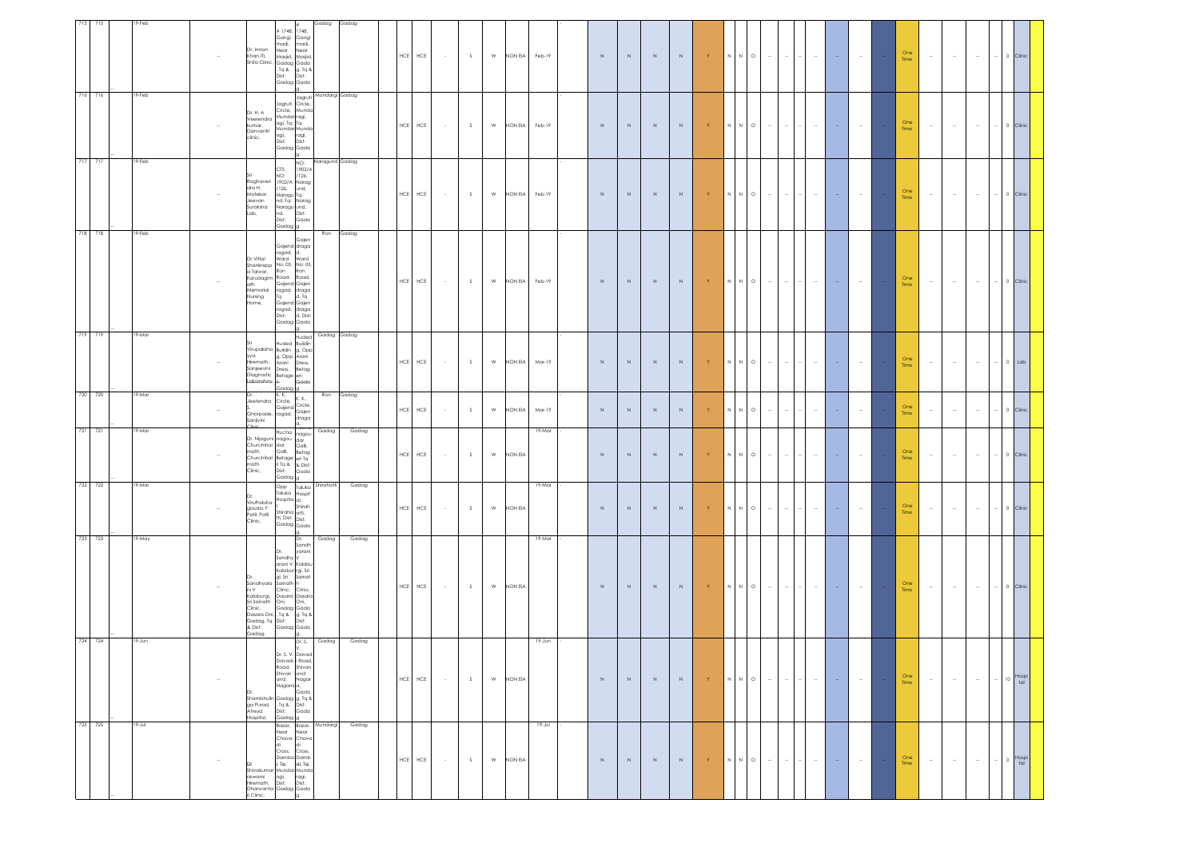| 715 | 715 | | 19-Feb | | -- | Dr. Imran Khan ITI, Shifa Clinic, | # 1748, Gangi madi, Near Masjid, Gadag, Tq & Dist: Gadag | e 1748, Gangi madi, Near Masjid, Gadag Tq & Dist: Gadag | Gadag | Gadag | | HCE | HCE | - | S | W | NON EIA | Feb-19 | | N | N | N | N | Y | N | N | O | -- | -- | -- | -- | -- | -- | -- | One Time | -- | -- | -- | -- | 0 | Clinic |
|---|---|---|---|---|---|---|---|---|---|---|---|---|---|---|---|---|---|---|---|---|---|---|---|---|---|---|---|---|---|---|---|---|---|---|---|---|---|---|---|---|---|---|
| 716 | 716 | | 19-Feb | | -- | Dr. H. A Veerendra kumar, Danvantri clinic, | Jagruti Circle, Mundaragi, Tq: Mundaragi, Dist: Gadag | Jagruti Circle, Mundaragi, Tq: Mundaragi, Dist: Gadag | Mundargi | Gadag | | HCE | HCE | - | S | W | NON EIA | Feb-19 | | N | N | N | N | Y | N | N | O | -- | -- | -- | -- | -- | -- | -- | One Time | -- | -- | -- | -- | 0 | Clinic |
| 717 | 717 | | 19-Feb | | -- | Sri Raghavendra H. Motekar, Jeevan Suraksha Lab, | CTS NO: 1902/A /126, Naragund, Tq: Naragund, Dist: Gadag | NO: 1902/A /126, Naragund, Tq: Naragund, Dist: Gadag | Naragund | Gadag | | HCE | HCE | - | S | W | NON EIA | Feb-19 | | N | N | N | N | Y | N | N | O | -- | -- | -- | -- | -- | -- | -- | One Time | -- | -- | -- | -- | 0 | Clinic |
| 718 | 718 | | 19-Feb | | -- | Dr Vittal Shankrepp a Talwar, Karudagimath Memorial Nursing Home, | Gajendragad, Ward No: 05, Ron Road, Gajendragad, Tq Gajendragad, Dist: Gadag | Gajendragad, Ward No: 05, Ron Road, Gajendragad, Tq Gajendragad, Dist: Gadag | Ron | Gadag | | HCE | HCE | - | S | W | NON EIA | Feb-19 | | N | N | N | N | Y | N | N | O | -- | -- | -- | -- | -- | -- | -- | One Time | -- | -- | -- | -- | 0 | Clinic |
| 719 | 719 | | 19-Mar | | -- | Sri Virupaksha yya Hiremath, Sanjeevini Diagnostic Laboratory, | Huded Building, Opp Arani Dress, Betageri-Gadag | Huded Building, Opp Arani Dress, Betageri-Gadag | Gadag | Gadag | | HCE | HCE | - | S | W | NON EIA | Mar-19 | | N | N | N | N | Y | N | N | O | -- | -- | -- | -- | -- | -- | -- | One Time | -- | -- | -- | -- | 0 | Lab |
| 720 | 720 | | 19-Mar | | -- | Dr. Jeetendra S. Ghorpade, Sanjivini Clinic | K. K. Circle, Gajendragad, | K. K. Circle, Gajendragad, | Ron | Gadag | | HCE | HCE | - | S | W | NON EIA | Mar-19 | | N | N | N | N | Y | N | N | O | -- | -- | -- | -- | -- | -- | -- | One Time | -- | -- | -- | -- | 0 | Clinic |
| 721 | 721 | | 19-Mar | | -- | Dr. Nijaguni Churchihal math, Churchihal math Clinic, | Huchanagoudar Galli, Betageri Tq & Dist: Gadag | nagoudar Galli, Betageri Tq & Dist: Gadag | Gadag | Gadag | | HCE | HCE | - | S | W | NON EIA | | 19-Mar | N | N | N | N | Y | N | N | O | -- | -- | -- | -- | -- | -- | -- | One Time | -- | -- | -- | -- | 0 | Clinic |
| 722 | 722 | | 19-Mar | | -- | Dr. Virupaksha gouda. F. Patil, Patil Clinic, | Opp Taluka Hospital, Shirahatti, Dist: Gadag | Taluka Hospital, Shirahatti, Dist: Gadag | Shirahatti | Gadag | | HCE | HCE | - | S | W | NON EIA | | 19-Mar | N | N | N | N | Y | N | N | O | -- | -- | -- | -- | -- | -- | -- | One Time | -- | -- | -- | -- | 0 | Clinic |
| 723 | 723 | | 19-May | | -- | Dr. Sandhyarani V Kalaburgi, Sri Sainath Clinic, Dasara Oni, Gadag, Tq & Dist: Gadag. | Dr. Sandhyarani V Kalaburgi, Sri Sainath Clinic, Dasara Oni, Gadag Tq & Dist: Gadag | Dr. Sandhyarani V Kalaburgi, Sri Sainath Clinic, Dasara Oni, Gadag Tq & Dist: Gadag | Gadag | Gadag | | HCE | HCE | - | S | W | NON EIA | | 19-Mar | N | N | N | N | Y | N | N | O | -- | -- | -- | -- | -- | -- | -- | One Time | -- | -- | -- | -- | 0 | Clinic |
| 724 | 724 | | 19-Jun | | -- | Dr. Shambhulinga Purad, Atreya Hospital, | Dr. S. V. Davadi Road, Shivanand Nagara, Gadag Tq & Dist: Gadag | Dr. S. V. Davadi Road, Shivanand Nagara, Gadag Tq & Dist: Gadag | Gadag | Gadag | | HCE | HCE | - | S | W | NON EIA | | 19-Jun | N | N | N | N | Y | N | N | O | -- | -- | -- | -- | -- | -- | -- | One Time | -- | -- | -- | -- | 10 | Hospital |
| 725 | 725 | | 19-Jul | | -- | Dr Shivakumaraswami Hiremath, Dhanvantari Clinic, | Bazar, Near Chavadi Cross, Dambal Tq: Mundaragi, Dist: Gadag | Bazar, Near Chavadi Cross, Dambal Tq: Mundaragi, Dist: Gadag | Mundargi | Gadag | | HCE | HCE | - | S | W | NON EIA | | 19-Jul | N | N | N | N | Y | N | N | O | -- | -- | -- | -- | -- | -- | -- | One Time | -- | -- | -- | -- | 0 | Hospital |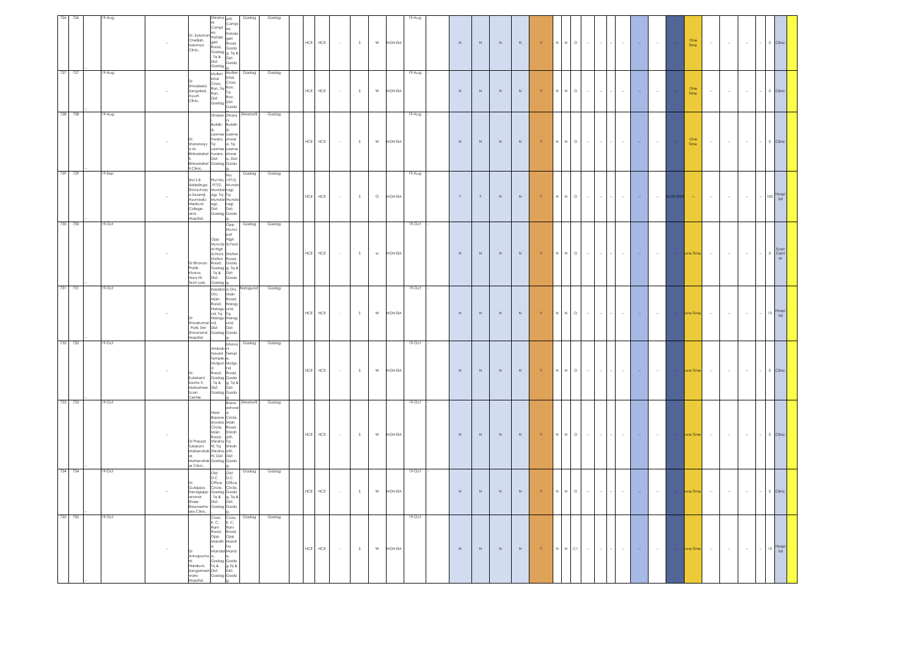| 726 | 726 | | 19-Aug | | -- | Dr. Solomon Chelliah, Solomon Clinic, | Shirahatti Compl ex, Hatalageri Road, Gadag, Tq & Dist: Gadag | atti Compl ex, Hatalageri Road, Gadag, Tq & Dist: Gadag | Gadag | Gadag | | HCE | HCE | - | S | W | NON EIA | 19-Aug | - | N | N | N | N | Y | N | N | O | -- | -- | -- | -- | -- | -- | -- | One Time | -- | -- | -- | -- | 0 | Clinic |
|---|---|---|---|---|---|---|---|---|---|---|---|---|---|---|---|---|---|---|---|---|---|---|---|---|---|---|---|---|---|---|---|---|---|---|---|---|---|---|---|---|---|
| 727 | 727 | | 19-Aug | | -- | Dr Shivaleela Sangalad, Ayush Clinic, | Mullanbhai Cross, Ron, Tq: Ron, Dist: Gadag | Mullanbhai Cross, Ron, Tq: Ron, Dist: Gadag | Gadag | Gadag | | HCE | HCE | - | S | W | NON EIA | 19-Aug | - | N | N | N | N | Y | N | N | O | -- | -- | -- | -- | -- | -- | -- | One Time | -- | -- | -- | -- | 0 | Clinic |
| 728 | 728 | | 19-Aug | | -- | Dr. Sharanayya M. Binkadakatti Clinic, | Dharani Building, Laxmeshwara, Tq: Laxmeshwara, Dist: Gadag | Dharani Building, Laxmeshwara, Tq: Laxmeshwara, Dist: Gadag | Shirahatti | Gadag | | HCE | HCE | - | S | W | NON EIA | 19-Aug | - | N | N | N | N | Y | N | N | O | -- | -- | -- | -- | -- | -- | -- | One Time | -- | -- | -- | -- | 0 | Clinic |
| 729 | 729 | | 19-Sep | | -- | Shri S B Siddalinga Shivachary a Swamiji Ayurvedic Medical College and Hospital, | Plot No: 197/2, Mundaragi, Tq: Mundaragi, Dist: Gadag | No: 197/2, Mundaragi, Tq: Mundaragi, Dist: Gadag | Gadag | Gadag | | HCE | HCE | - | S | O | NON EIA | 19-Aug | - | Y | Y | N | N | Y | N | N | O | -- | -- | -- | -- | -- | -- | 30-09-2029 | --- | -- | -- | -- | -- | 100 | Hospital |
| 730 | 730 | | 19-Oct | | -- | Dr Bhavan Pratik Khona, Hans Hi-Tech Lab, | Opp Municipal High School, Station Road, Gadag, Tq & Dist: Gadag | Opp Municipal High School, Station Road, Gadag, Tq & Dist: Gadag | Gadag | Gadag | | HCE | HCE | - | S | w | NON EIA | 19-Oct | - | N | N | N | N | Y | N | N | O | -- | -- | -- | -- | -- | -- | -- | one Time | -- | -- | -- | -- | 0 | Scan Center |
| 731 | 731 | | 19-Oct | | -- | Dr Shivakumar. Patil, Shri Shivanand Hospital, | Kasaba Oni, Main Road, Naragund, Tq: Naragund, Dist: Gadag | Kasaba Oni, Main Road, Naragund, Tq: Naragund, Dist: Gadag | Naragund | Gadag | | HCE | HCE | - | S | W | NON EIA | 19-Oct | - | N | N | N | N | Y | N | N | O | -- | -- | -- | -- | -- | -- | -- | one Time | -- | -- | -- | -- | 10 | Hospital |
| 732 | 732 | | 19-Oct | | -- | Dr. Kulakarni Savita V, Matoshree Scan Center, | Ambabhavani Temple, Mulgund Road, Gadag, Tq & Dist: Gadag | bhavani Temple, Mulgund Road, Gadag, Tq & Dist: Gadag | Gadag | Gadag | | HCE | HCE | - | S | W | NON EIA | 19-Oct | - | N | N | N | N | Y | N | N | O | -- | -- | -- | -- | -- | -- | -- | one Time | -- | -- | -- | -- | 0 | Clinic |
| 733 | 733 | | 19-Oct | | -- | Dr Prasad Tukaram Mahendrakar, Mahendrakar Clinic, | Near Basaveshwara Circle, Main Road, Shirahatti, Tq: Shirahatti, Dist: Gadag | Basaveshwara Circle, Main Road, Shirahatti, Tq: Shirahatti, Dist: Gadag | Shirahatti | Gadag | | HCE | HCE | - | S | W | NON EIA | 19-Oct | - | N | N | N | N | Y | N | N | O | -- | -- | -- | -- | -- | -- | -- | one Time | -- | -- | -- | -- | 0 | Clinic |
| 734 | 734 | | 19-Oct | | -- | Dr. Gulappa. Devagappanavar, Shree Basaveshwara Clinic, | Old D.C Office Circle, Gadag, Tq & Dist: Gadag | Old D.C Office Circle, Gadag, Tq & Dist: Gadag | Gadag | Gadag | | HCE | HCE | - | S | W | NON EIA | 19-Oct | - | N | N | N | N | Y | N | N | O | -- | -- | -- | -- | -- | -- | -- | one Time | -- | -- | -- | -- | 0 | Clinic |
| 735 | 735 | | 19-Oct | | -- | Dr Annapurna M. Harakuni, Sangamesh wara Hospital, | Cross, K. C. Rani Road, Opp Marathi Mandal, Gadag, Tq & Dist: Gadag | Cross, K. C. Rani Road, Opp Marathi Mandal, Gadag, Tq & Dist: Gadag | Gadag | Gadag | | HCE | HCE | - | S | W | NON EIA | 19-Oct | - | N | N | N | N | Y | N | N | C1 | -- | -- | -- | -- | -- | -- | -- | one Time | -- | -- | -- | -- | 10 | Hospital |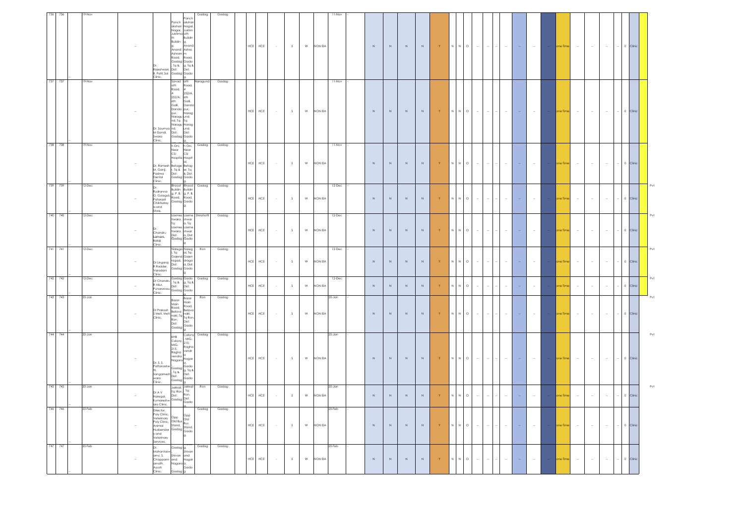| | | | | | | | | | | | | | | | | | | | | | | | | | | | | | | | | | | | | | | | | | | |
|---|---|---|---|---|---|---|---|---|---|---|---|---|---|---|---|---|---|---|---|---|---|---|---|---|---|---|---|---|---|---|---|---|---|---|---|---|---|---|---|---|---|---|
| 736 | 736 | 19-Nov | -- | Dr. Rajeshwari. B. Patil, Sai Clinic, | Panch akshari Nagar, Juktima th Buildin g, Anand Ashram Road, Gadag Tq & Dist: Gadag | Panch akshari Nagar, Juktim ath Buildin g, Anand Ashra m Road, Gada g, Tq & Dist: Gada g. | Gadag | Gadag | HCE | HCE | - | S | W | NON EIA | 11-Nov | - | N | N | N | N | Y | N | N | O | -- | -- | -- | -- | -- | -- | -- | one Time | -- | -- | -- | -- | 0 | Clinic | |
| 737 | 737 | 19-Nov | -- | Dr. Soumya M Gondi, Swara Clinic, | Savadatti Road, # 252/A, 6th Galli, Dandapur, Naragund, Tq: Naragund, Dist: Gadag | atti Road, # 252/A, 6th Galli, Danda pur, Narag und, Tq: Narag und, Dist: Gada g. | Naragund | Gadag | HCE | HCE | - | S | W | NON EIA | 11-Nov | - | N | N | N | N | Y | N | N | O | -- | -- | -- | -- | -- | -- | -- | one Time | -- | -- | -- | -- | 0 | Clinic | |
| 738 | 738 | 19-Nov | -- | Dr. Ramesh M. Ganji, Padma Dental Clinic, | h Oni, Near CSI Hospital, Betageri, Tq & Dist: Gadag | h Oni, Near CSI Hospit al, Betag er, Tq & Dist: Gada g. | Gadag | Gadag | HCE | HCE | - | S | W | NON EIA | 11-Nov | - | N | N | N | N | Y | N | N | O | -- | -- | -- | -- | -- | -- | -- | one Time | -- | -- | -- | -- | 0 | Clinic | |
| 739 | 739 | 12-Dec | -- | Dr. Rudranna G. Gulaguli, Patanjali Chikitsalaya and Store, | Bhoosl Buildin g, P. B. Road, Gadag | Bhoosl Buildin g, P. B. Road, Gada g. | Gadag | Gadag | HCE | HCE | - | S | W | NON EIA | 12-Dec | - | N | N | N | N | Y | N | N | O | -- | -- | -- | -- | -- | -- | -- | one Time | -- | -- | -- | -- | 0 | Clinic | Pvt |
| 740 | 740 | 12-Dec | -- | Dr. Chandru Lamani, Balaji Clinic, | Laxmeshwara, Tq: Laxmeshwara, Dist: Gadag | Laxme shwar a, Tq: Laxme shwar a, Dist: Gada g. | Shirahatti | Gadag | HCE | HCE | - | S | W | NON EIA | 12-Dec | - | N | N | N | N | Y | N | N | O | -- | -- | -- | -- | -- | -- | -- | one Time | -- | -- | -- | -- | 0 | Clinic | Pvt |
| 741 | 741 | 12-Dec | -- | Dr Lingaraj R Radder, Varadani Clinic, | Naregal, Tq: Gajendragad, Dist: Gadag | Nareg al, Tq: Gajen draga d, Dist: Gada g. | Ron | Gadag | HCE | HCE | - | S | W | NON EIA | 12-Dec | - | N | N | N | N | Y | N | N | O | -- | -- | -- | -- | -- | -- | -- | one Time | -- | -- | -- | -- | 0 | Clinic | Pvt |
| 742 | 742 | 12-Dec | -- | Dr Chandru R Allur, Punarvasu Clinic, | Gadag Tq & Dist: Gadag | Gada g, Tq & Dist: Gada g. | Gadag | Gadag | HCE | HCE | - | S | W | NON EIA | 12-Dec | - | N | N | N | N | Y | N | N | O | -- | -- | -- | -- | -- | -- | -- | one Time | -- | -- | -- | -- | 0 | Clinic | Pvt |
| 743 | 743 | 20-Jan | -- | Dr Prakash S Melli, Melli Clinic, | Bazar Main Road, Belavanaki, Tq Ron, Dist: Gadag | Bazar Main Road, Belava naki, Tq Ron, Dist: Gada g. | Ron | Gadag | HCE | HCE | - | S | W | NON EIA | 20-Jan | - | N | N | N | N | Y | N | N | O | -- | -- | -- | -- | -- | -- | -- | one Time | -- | -- | -- | -- | 0 | Clinic | Pvt |
| 744 | 744 | 20-Jan | -- | Dr. S. S. Pattanashetti, Sangamesh wara Clinic, | KHB Colony, MIG-215, Raghavendra Nagara, Gadag Tq & Dist: Gadag | Colony, MIG-215, Ragha vendr a Nagar a, Gada g, Tq & Dist: Gada g. | Gadag | Gadag | HCE | HCE | - | S | W | NON EIA | 20-Jan | - | N | N | N | N | Y | N | N | O | -- | -- | -- | -- | -- | -- | -- | one Time | -- | -- | -- | -- | 0 | Clinic | Pvt |
| 745 | 745 | 20-Jan | -- | Dr A V Naregal, Kumareshwara Clinic, | Jakkali Tq: Ron, Dist: Gadag | Jakkali, Tq: Ron, Dist: Gada g. | Ron | Gadag | HCE | HCE | - | S | W | NON EIA | 20-Jan | - | N | N | N | N | Y | N | N | O | -- | -- | -- | -- | -- | -- | -- | one Time | -- | -- | -- | -- | 0 | Clinic | Pvt |
| 746 | 746 | 20-Feb | -- | Director, Poly Clinic, Veterinary Poly Clinic, Animal Husbandary and Veterinary Services, | Opp Old Bus Stand, Gadag | Opp Old Bus Stand, Gada g. | Gadag | Gadag | HCE | HCE | - | S | W | NON EIA | 20-Feb | - | N | N | N | N | Y | N | N | O | -- | -- | -- | -- | -- | -- | -- | one Time | -- | -- | -- | -- | 0 | Clinic | |
| 747 | 747 | 20-Feb | -- | Dr. Mohantaswamy. S. Chappanmath, Ayush Clinic, | Gadag Shivanand Nagara, Gadag | g, Shivan and Nagar a, Gada g | Gadag | Gadag | HCE | HCE | - | S | W | NON EIA | 20-Feb | - | N | N | N | N | Y | N | N | O | -- | -- | -- | -- | -- | -- | -- | one Time | -- | -- | -- | -- | 0 | Clinic | |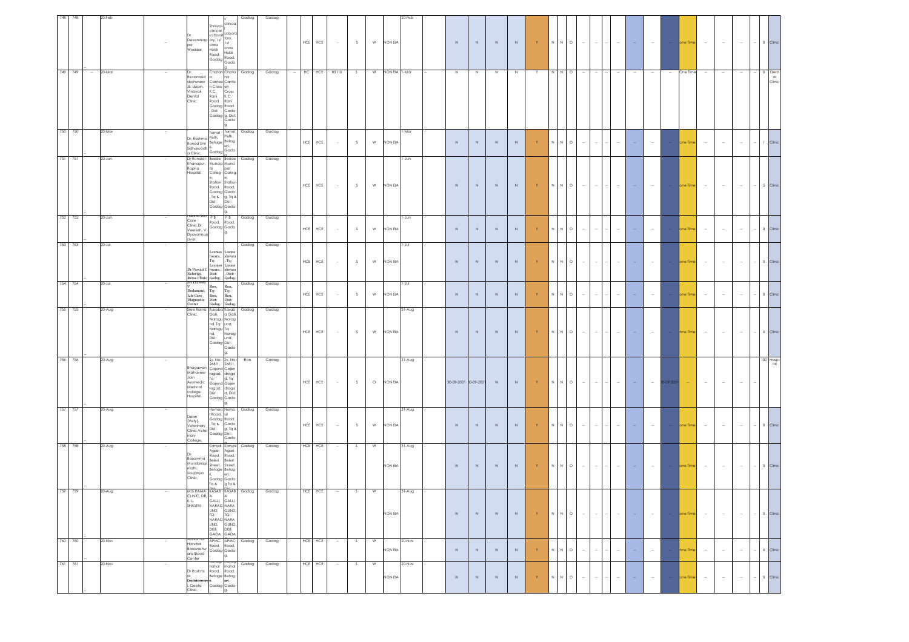| | | | | | | | | | | | | | | | | | | | | | | | | | | | | | | | | | | | | | | | | | | | |
|---|---|---|---|---|---|---|---|---|---|---|---|---|---|---|---|---|---|---|---|---|---|---|---|---|---|---|---|---|---|---|---|---|---|---|---|---|---|---|---|---|---|---|---|
| 748 | 748 | | 20-Feb | | -- | Dr Devendrappa Waddar, | Shreyas clinical Laboratory, 1st cross Hubli Road, Gadag | Shreyas clinical Laboratory, 1st cross Hubli Road, Gadag | Gadag | Gadag | | HCE | HCE | - | S | W | NON EIA | 20-Feb | - | N | N | N | N | Y | N | N | O | -- | -- | -- | -- | -- | -- | -- | one Time | -- | -- | -- | -- | 0 | Clinic |
| 749 | 749 | -- | 20-Mar | | -- | Dr. Revanasiddeshwara .B. Uppin, Vinayak Dental Clinic, | Chatanna Canteen Cross K.C. Rani Road Gadag , Dist: Gadag | Chatanna Canteen Cross K.C. Rani Road Gadag, Dist: Gadag | Gadag | Gadag | -- | HC | HCE | 85110 | S | W | NON EIA | 1-Mar | -- | N | N | N | N | Y | N | N | O | -- | -- | -- | -- | -- | -- | -- | One Time | -- | -- | -- | -- | 0 | Dental Clinic |
| 750 | 750 | | 20-Mar | | -- | Dr. Reshma Ronad Shri Sidharoodha Clinic, | Tamal Peth, Betageri, Gadag | Tamal Peth, Betageri, Gadag | Gadag | Gadag | | HCE | HCE | - | S | W | NON EIA | 1-Mar | - | N | N | N | N | Y | N | N | O | -- | -- | -- | -- | -- | -- | -- | one Time | -- | -- | -- | -- | 1 | Clinic |
| 751 | 751 | | 20-Jun | | -- | Dr Ronald I Khanapur, Rapha Hospital | Beside Muncipal College, Station Road, Gadag , Tq & Dist: Gadag | Beside Muncipal College, Station Road, Gadag, Tq & Dist: Gadag | Gadag | Gadag | | HCE | HCE | - | S | W | NON EIA | 1-Jun | - | N | N | N | N | Y | N | N | O | -- | -- | -- | -- | -- | -- | -- | one Time | -- | -- | -- | -- | 5 | Clinic |
| 752 | 752 | | 20-Jun | | -- | Nandana Skin Care Clinic,Dr Veeresh. V. Dyavannanavar, | P B Road, Gadag | P B Road, Gadag | Gadag | Gadag | | HCE | HCE | - | S | W | NON EIA | 1-Jun | - | N | N | N | N | Y | N | N | O | -- | -- | -- | -- | -- | -- | -- | one Time | -- | -- | -- | -- | 0 | Clinic |
| 753 | 753 | | 20-Jul | | -- | Dr Parvati C Nelavigi, Reena Clinic, | Laxmeshwara, Tq: Laxmeshwara, Dist: Gadag, | Laxmeshwara, Tq: Laxmeshwara, Dist: Gadag, | Gadag | Gadag | | HCE | HCE | - | S | W | NON EIA | 1-Jul | - | N | N | N | N | Y | N | N | O | -- | -- | -- | -- | -- | -- | -- | one Time | -- | -- | -- | -- | 0 | Clinic |
| 754 | 754 | | 20-Jul | | -- | Dr. Praveen V Doddamani, Life Care Diagnostic Center | Ron, Tq: Ron, Dist: Gadag, | Ron, Tq: Ron, Dist: Gadag, | Gadag | Gadag | | HCE | HCE | - | S | W | NON EIA | 1-Jul | - | N | N | N | N | Y | N | N | O | -- | -- | -- | -- | -- | -- | -- | one Time | -- | -- | -- | -- | 0 | Clinic |
| 755 | 755 | | 20-Aug | | -- | Sree Rama Clinic, | Kasaba Galli, Naragund, Tq: Naragund, Dist: Gadag | Kasaba Galli, Naragund, Tq: Naragund, Dist: Gadag | Gadag | Gadag | | HCE | HCE | - | S | W | NON EIA | 31-Aug | - | N | N | N | N | Y | N | N | O | -- | -- | -- | -- | -- | -- | -- | one Time | -- | -- | -- | -- | 0 | Clinic |
| 756 | 756 | | 20-Aug | | -- | Bhagawan Mahaveer Jain Ayurvedic Medical college, Hospital, | Sy. No. 268/1, Gajendragad, Tq: Gajendragad, Dist: Gadag | Sy. No. 268/1, Gajendragad, Tq: Gajendragad, Dist: Gadag | Ron | Gadag | | HCE | HCE | - | S | O | NON EIA | 31-Aug | - | 30-09-2021 | 30-09-2021 | N | N | Y | N | N | O | -- | -- | -- | -- | -- | -- | 30-09-2021 | -- | -- | -- | -- | | 100 | Hospital |
| 757 | 757 | | 20-Aug | | -- | Dean (Vety), Veterinary Clinic,Veterinary College, | Hombal Road, Gadag Tq & Dist: Gadag | Hombal Road, Gadag Tq & Dist: Gadag | Gadag | Gadag | | HCE | HCE | -- | S | W | NON EIA | 31-Aug | - | N | N | N | N | Y | N | N | O | -- | -- | -- | -- | -- | -- | -- | one Time | -- | -- | -- | -- | 0 | Clinic |
| 758 | 758 | | 20-Aug | | -- | Dr. Basamma Mundaragimath, Soujanya Clinic, | Kanyal Agasi Road, Beleri Street, Betageri, Gadag Tq & | Kanyal Agasi Road, Beleri Street, Betageri, Gadag Tq & | Gadag | Gadag | | HCE | HCE | -- | S | W | NON EIA | 31-Aug | - | N | N | N | N | Y | N | N | O | -- | -- | -- | -- | -- | -- | -- | one Time | -- | -- | -- | -- | 0 | Clinic |
| 759 | 759 | | 20-Aug | | -- | M/S RAMA CLINIC, DR. K. L. SHASTRI, | KASABA GALLI, NARAGUND, TQ: NARAGUND, DIST: GADAG | KASABA GALLI, NARAGUND, TQ: NARAGUND, DIST: GADAG | Gadag | Gadag | | HCE | HCE | -- | S | W | NON EIA | 31-Aug | - | N | N | N | N | Y | N | N | O | -- | -- | -- | -- | -- | -- | -- | one Time | -- | -- | -- | -- | 0 | Clinic |
| 760 | 760 | | 20-Nov | | -- | Annadanandal Basaveshwara Blood Center | APMC Road, Gadag | APMC Road, Gadag | Gadag | Gadag | | HCE | HCE | -- | S | W | NON EIA | 20-Nov | - | N | N | N | N | Y | N | N | O | -- | -- | -- | -- | -- | -- | -- | one Time | -- | -- | -- | -- | 0 | Clinic |
| 761 | 761 | | 20-Nov | | -- | Dr Rashmi M Oddamani, Geeta Clinic, | nahal Road, Betageri, Gadag | nahal Road, Betageri, Gadag | Gadag | Gadag | | HCE | HCE | -- | S | W | NON EIA | 20-Nov | - | N | N | N | N | Y | N | N | O | -- | -- | -- | -- | -- | -- | -- | one Time | -- | -- | -- | -- | 0 | Clinic |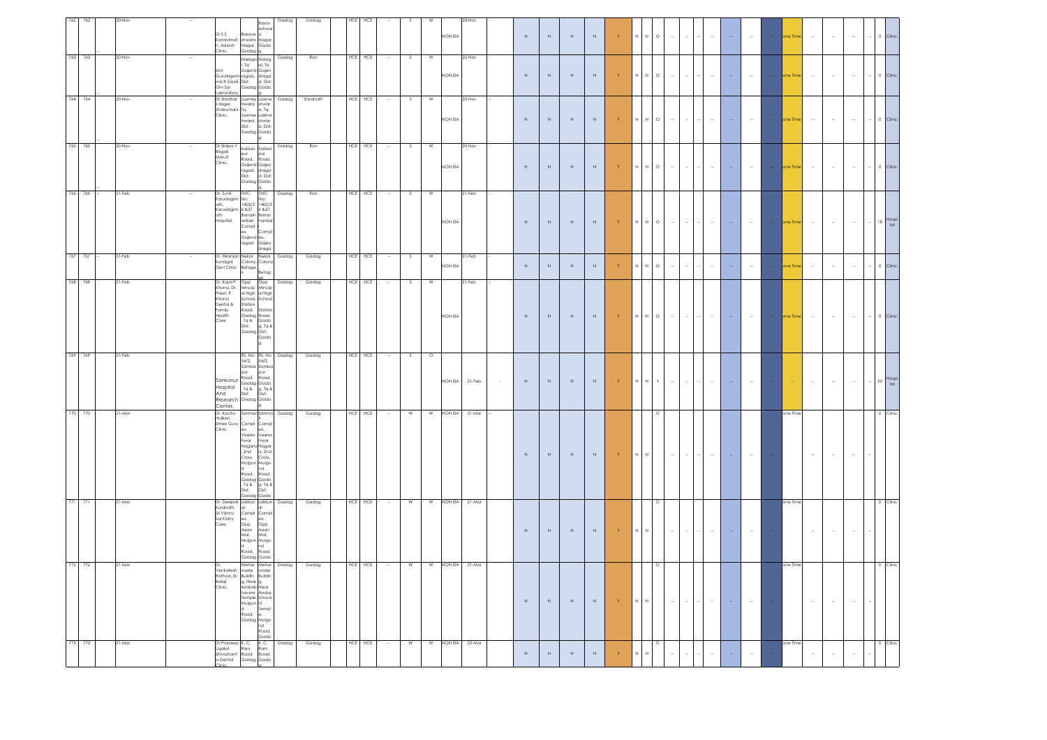| 762 | 762 | | 20-Nov | | -- | Dr S S Kanavimat h, Adarsh Clinic, | Basave shwara Nagar, Gadag | Basav eshwar a Nagar, Gada g | Gadag | Gadag | HCE | HCE | -- | S | W | NON EIA | 20-Nov | - | N | N | N | N | Y | N | N | O | -- | -- | -- | -- | -- | -- | -- | one Time | -- | -- | -- | -- | 0 | Clinic |
|---|---|---|---|---|---|---|---|---|---|---|---|---|---|---|---|---|---|---|---|---|---|---|---|---|---|---|---|---|---|---|---|---|---|---|---|---|---|---|---|
| 763 | 763 | | 20-Nov | | -- | Smt Gurulingam ma R Gooli, Om Sai Laboratory, | Nareg al, Tq Gajend ragad, Dist: Gadag | Nareg al, Tq Gajen draga d, Dist: Gada g | Gadag | Ron | HCE | HCE | -- | S | W | NON EIA | 20-Nov | - | N | N | N | N | Y | N | N | O | -- | -- | -- | -- | -- | -- | -- | one Time | -- | -- | -- | -- | 0 | Clinic |
| 764 | 764 | | 20-Nov | | -- | Dr Shridhar S Ilager, Shakuntala Clinic, | Laxmes hwara, Tq: Laxmes hwara, Dist: Gadag | Laxme shwar a, Tq: Laxme shwar a, Dist: Gada g | Gadag | Shirahatti | HCE | HCE | -- | S | W | NON EIA | 20-Nov | - | N | N | N | N | Y | N | N | O | -- | -- | -- | -- | -- | -- | -- | one Time | -- | -- | -- | -- | 0 | Clinic |
| 765 | 765 | | 20-Nov | | -- | Dr Shilpa V Bagali, Maruti Clinic, | Kalasa pur Road, Gajend ragad, Dist: Gadag | Kalasa pur Road, Gajen draga d, Dist: Gada g | Gadag | Ron | HCE | HCE | -- | S | W | NON EIA | 20-Nov | - | N | N | N | N | Y | N | N | O | -- | -- | -- | -- | -- | -- | -- | one Time | -- | -- | -- | -- | 0 | Clinic |
| 766 | 766 | -- | 21-Feb | | -- | Dr. Sunil Karudagim ath, Karudagim ath Hospital, | TMC No: 1402/3 6 &37, Banash ankari Compl ex, Gajend ragad | TMC No: 1402/3 6 &37, Banas hankar i Compl ex, Gajen draga | Gadag | Ron | HCE | HCE | -- | S | W | NON EIA | 21-Feb | - | N | N | N | N | Y | N | N | O | -- | -- | -- | -- | -- | -- | -- | one Time | -- | -- | -- | -- | 18 | Hospi tal |
| 767 | 767 | -- | 21-Feb | | -- | Dr. Niranjan Kundgol, Devi Clinic | Nekar Colony, Betage ri | Nekar Colony Betag eri | Gadag | Gadag | HCE | HCE | -- | S | W | NON EIA | 21-Feb | - | N | N | N | N | Y | N | N | O | -- | -- | -- | -- | -- | -- | -- | one Time | -- | -- | -- | -- | 0 | Clinic |
| 768 | 768 | | 21-Feb | | | Dr. Kajal P. Khona, Dr. Preeti. P Khona Dental & Family Health Care | Opp Mincip al High School, Station Road, Gadag , Tq & Dist: Gadag | Opp Mincip al High School Station Road, Gada g, Tq & Dist: Gada g | Gadag | Gadag | HCE | HCE | -- | S | W | NON EIA | 21-Feb | - | N | N | N | N | Y | N | N | O | -- | -- | -- | -- | -- | -- | -- | one Time | -- | -- | -- | -- | 0 | Clinic |
| 769 | 769 | | 21-Feb | | | Sankanur Hospital And Research Center, | RS. No: 54/2, Samba pur Road, Gadag , Tq & Dist: Gadag | RS. No: 54/2, Samba pur Road, Gada g, Tq & Dist: Gada g | Gadag | Gadag | HCE | HCE | -- | S | O | NON EIA | 21-Feb | - | N | N | N | N | Y | N | N | Y | -- | -- | -- | -- | -- | -- | -- | -- | -- | -- | -- | -- | 50 | Hospi tal |
| 770 | 770 | | 21-Mar | | | Dr. Kavita Hulikeri, Shree Guru Clinic | Sanmat Compl ex, Veeres hwar Nagara , 2nd Cross, Mulgun d Road, Gadag , Tq & Dist: Gadag | Sanmat i Compl ex, Veeres hwar Nagar a, 2nd Cross, Mulgu nd Road, Gada g, Tq & Dist: Gada | Gadag | Gadag | HCE | HCE | -- | W | W | NON EIA | 21-Mar | -- | N | N | N | N | Y | N | N | O | -- | -- | -- | -- | -- | -- | -- | one Time | -- | -- | -- | -- | 0 | Clinic |
| 771 | 771 | | 21-Mar | | | Dr. Deepak Kurahatti, Sri Vishnu Sai Kidny Care, | Lakkun di Compl ex, Opp Asian Mal, Mulgun d Road, Gadag | Lakkun di Compl ex, Opp Asian Mal, Mulgu nd Road, Gada | Gadag | Gadag | HCE | HCE | -- | W | W | NON EIA | 21-Mar | | N | N | N | N | Y | N | N | O | -- | -- | -- | -- | -- | -- | -- | one Time | -- | -- | -- | -- | 0 | Clinic |
| 772 | 772 | | 21-Mar | | | Dr. Venkatesh Rathod, Sri Balaji Clinic, | Mehar wade Buildin g, Near Ambab havani Temple, Mulgun d Road, Gadag | Mehar wade Buildin g, Near Amba bhava ni Templ e, Mulgu nd Road, Gada | Gadag | Gadag | HCE | HCE | -- | W | W | NON EIA | 21-Mar | | N | N | N | N | Y | N | N | O | -- | -- | -- | -- | -- | -- | -- | one Time | -- | -- | -- | -- | 0 | Clinic |
| 773 | 773 | | 21-Mar | | | Dr Pradeep Ugalat, Shivashanti a Dental Clinic, | K. C. Rani Road, Gadag | K. C. Rani Road, Gada | Gadag | Gadag | HCE | HCE | -- | W | W | NON EIA | 22-Mar | | N | N | N | N | Y | N | N | O | -- | -- | -- | -- | -- | -- | -- | one Time | -- | -- | -- | -- | 0 | Clinic |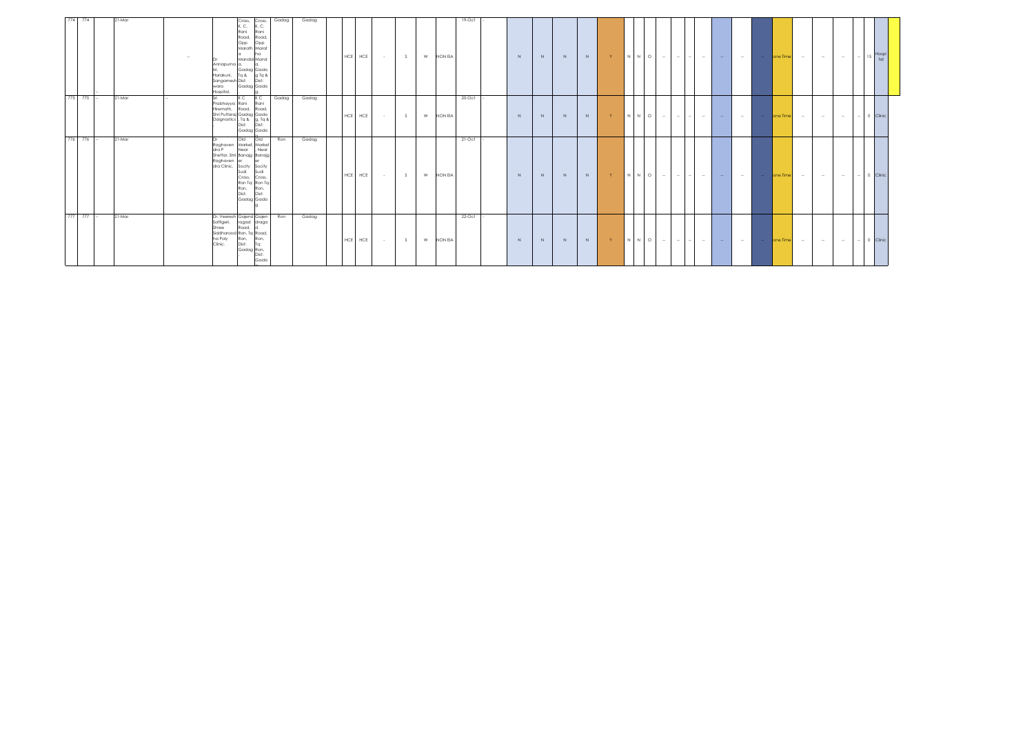| | | | | | | | | | | | | | | | | | | | | | | | | | | | | | | | | | | | | | | | | | | | | | |
|---|---|---|---|---|---|---|---|---|---|---|---|---|---|---|---|---|---|---|---|---|---|---|---|---|---|---|---|---|---|---|---|---|---|---|---|---|---|---|---|---|---|---|---|---|---|
| 774 | 774 | -- | 21-Mar | -- | Dr Annapurna M. Harakuni, Sangameshwara Hospital, | Cross, K. C. Rani Road, Opp Marathi Mandal Gadag Tq & Dist: Gadag | Cross, K. C. Rani Road, Opp Marathi Mandal a, Gadag Tq & Dist: Gadag | Gadag | Gadag | HCE | HCE | - | S | W | NON EIA | 19-Oct | - | N | N | N | N | Y | N | N | O | -- | -- | -- | -- | -- | -- | -- | one Time | -- | -- | -- | -- | 15 | Hospital | | | | | | |
| 775 | 775 | -- | 21-Mar | -- | Sri Prabhayya Hiremath, Shri Puttaraj Daignostics | K C Rani Road, Gadag, Tq & Dist: Gadag | K C Rani Road, Gadag, Tq & Dist: Gadag | Gadag | Gadag | HCE | HCE | - | S | W | NON EIA | 20-Oct | - | N | N | N | N | Y | N | N | O | -- | -- | -- | -- | -- | -- | -- | one Time | -- | -- | -- | -- | 0 | Clinic | | | | | | |
| 776 | 776 | -- | 21-Mar | | Dr Raghavendra P Shettar, Shri Raghavendra Clinic, | Old Market, Near Banajiger Socity Sudi Cross, Ron Tq: Ron, Dist: Gadag | Old Market, Near Banajiger Socity Sudi Cross, Ron Tq: Ron, Dist: Gadag | Ron | Gadag | HCE | HCE | - | S | W | NON EIA | 21-Oct | - | N | N | N | N | Y | N | N | O | -- | -- | -- | -- | -- | -- | -- | one Time | -- | -- | -- | -- | 0 | Clinic | | | | | | |
| 777 | 777 | -- | 21-Mar | | Dr. Veeresh Sattigeri, Shree Siddharoodha Poly Clinic. | Gajendragad Road, Ron, Tq: Ron, Dist: Gadag | Gajendragad Road, Ron, Tq: Ron, Dist: Gadag | Ron | Gadag | HCE | HCE | - | S | W | NON EIA | 22-Oct | - | N | N | N | N | Y | N | N | O | -- | -- | -- | -- | -- | -- | -- | one Time | -- | -- | -- | -- | 0 | Clinic | | | | | | |